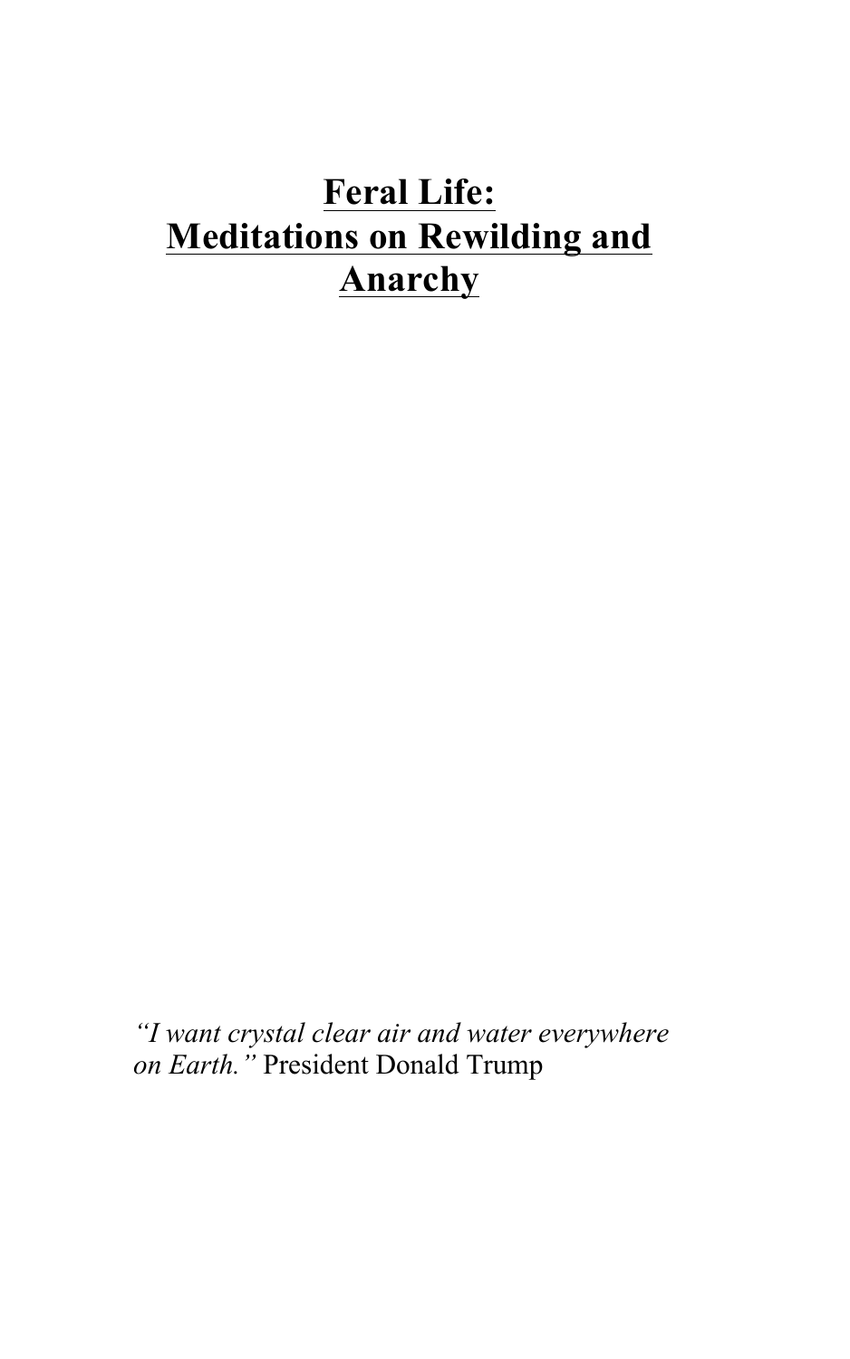# Feral Life: Meditations on Rewilding and Anarchy

*"I want crystal clear air and water everywhere on Earth."* President Donald Trump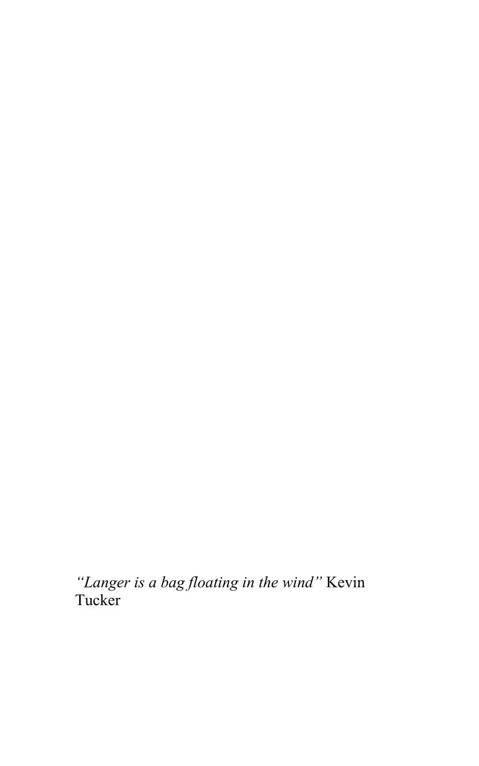*"Langer is a bag floating in the wind"* Kevin Tucker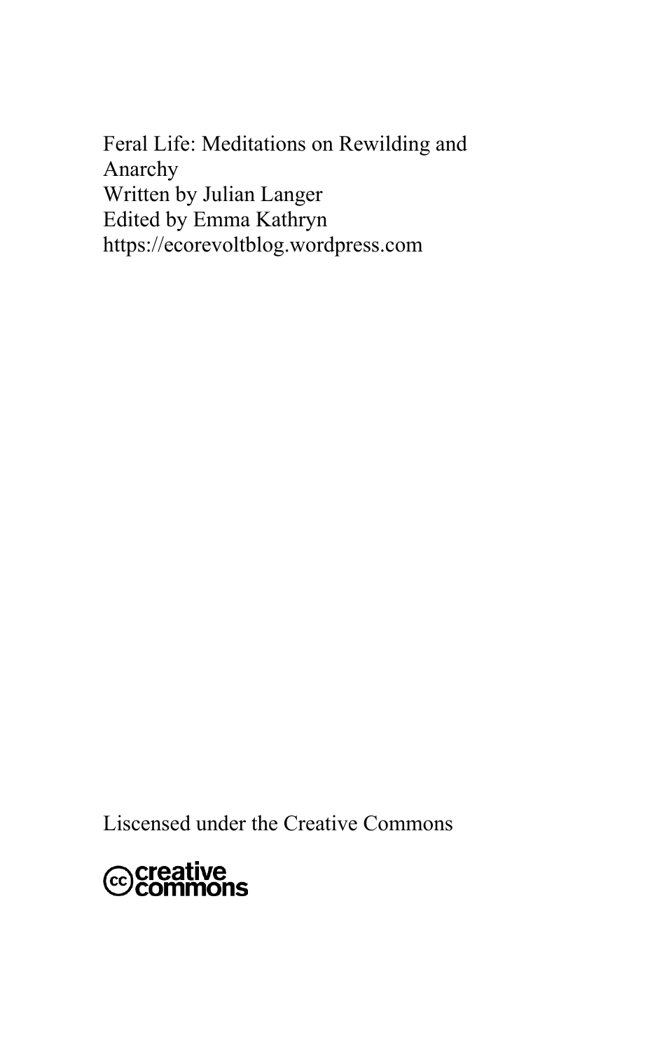Feral Life: Meditations on Rewilding and Anarchy
Written by Julian Langer
Edited by Emma Kathryn
https://ecorevoltblog.wordpress.com

Liscensed under the Creative Commons

creative commons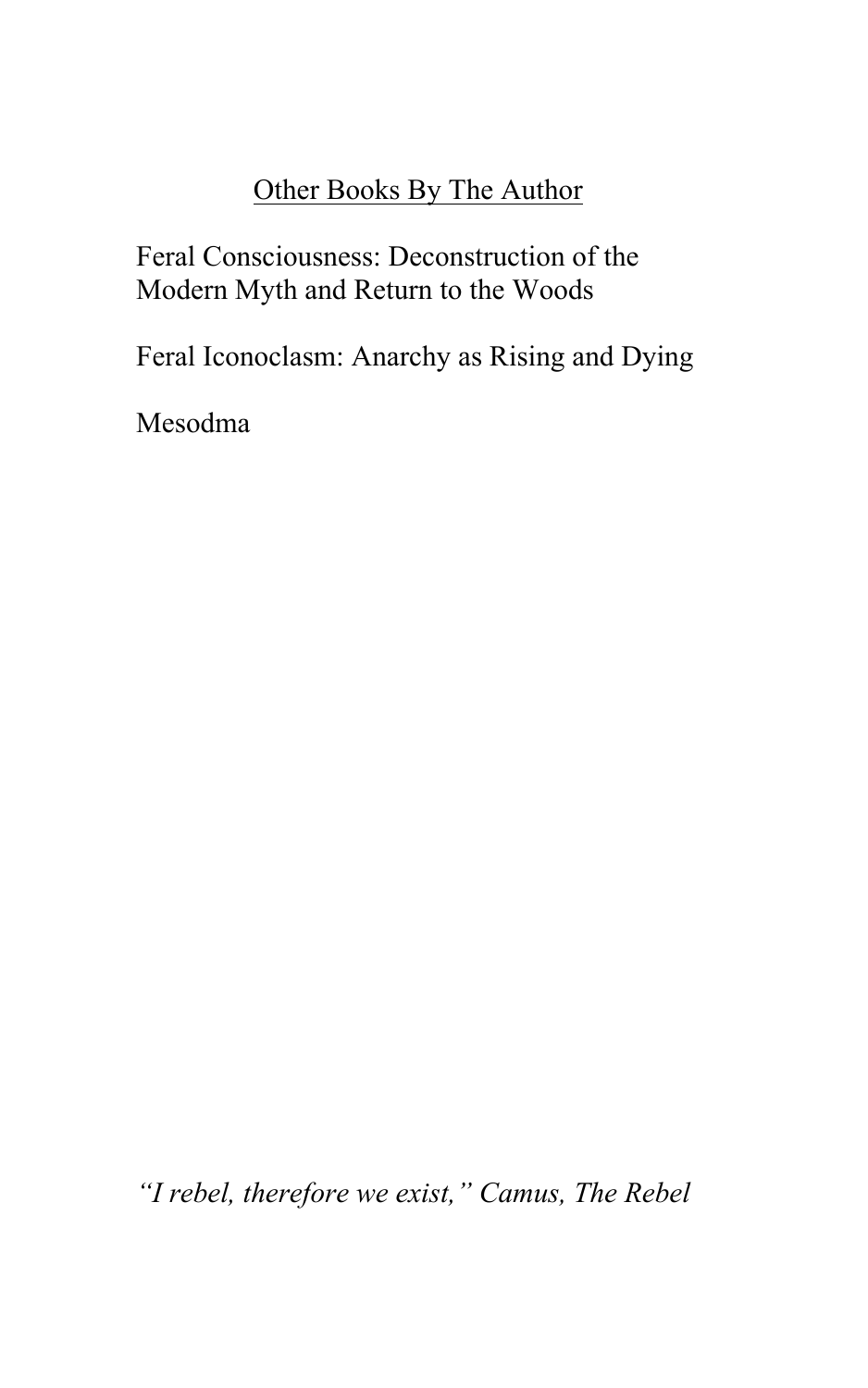Other Books By The Author

Feral Consciousness: Deconstruction of the Modern Myth and Return to the Woods

Feral Iconoclasm: Anarchy as Rising and Dying

Mesodma

*“I rebel, therefore we exist,” Camus, The Rebel*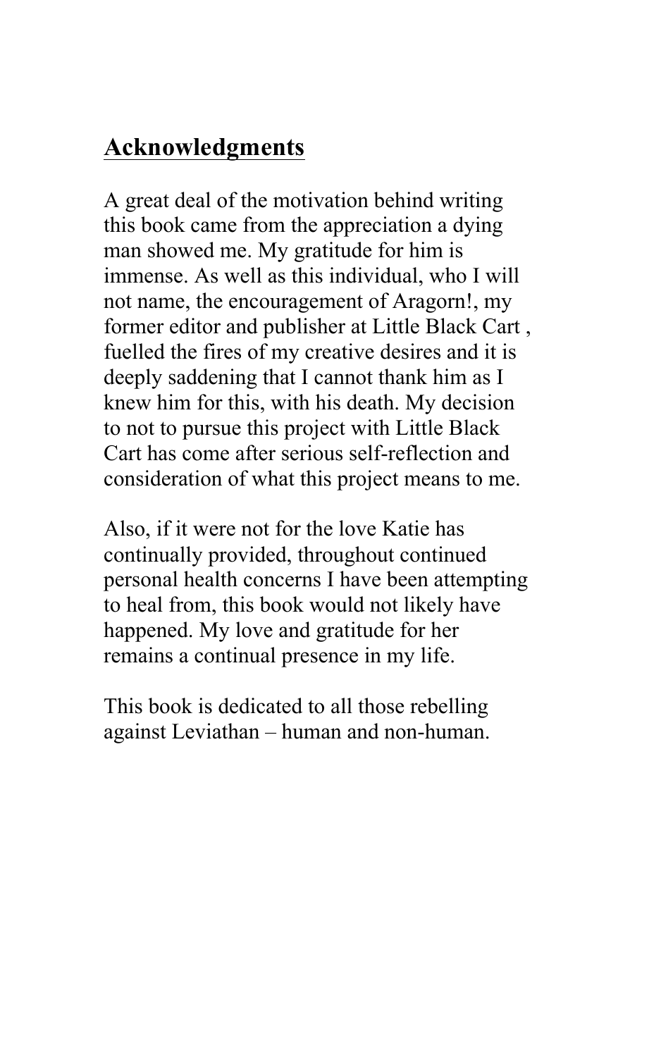## Acknowledgments

A great deal of the motivation behind writing this book came from the appreciation a dying man showed me. My gratitude for him is immense. As well as this individual, who I will not name, the encouragement of Aragorn!, my former editor and publisher at Little Black Cart , fuelled the fires of my creative desires and it is deeply saddening that I cannot thank him as I knew him for this, with his death. My decision to not to pursue this project with Little Black Cart has come after serious self-reflection and consideration of what this project means to me.

Also, if it were not for the love Katie has continually provided, throughout continued personal health concerns I have been attempting to heal from, this book would not likely have happened. My love and gratitude for her remains a continual presence in my life.

This book is dedicated to all those rebelling against Leviathan – human and non-human.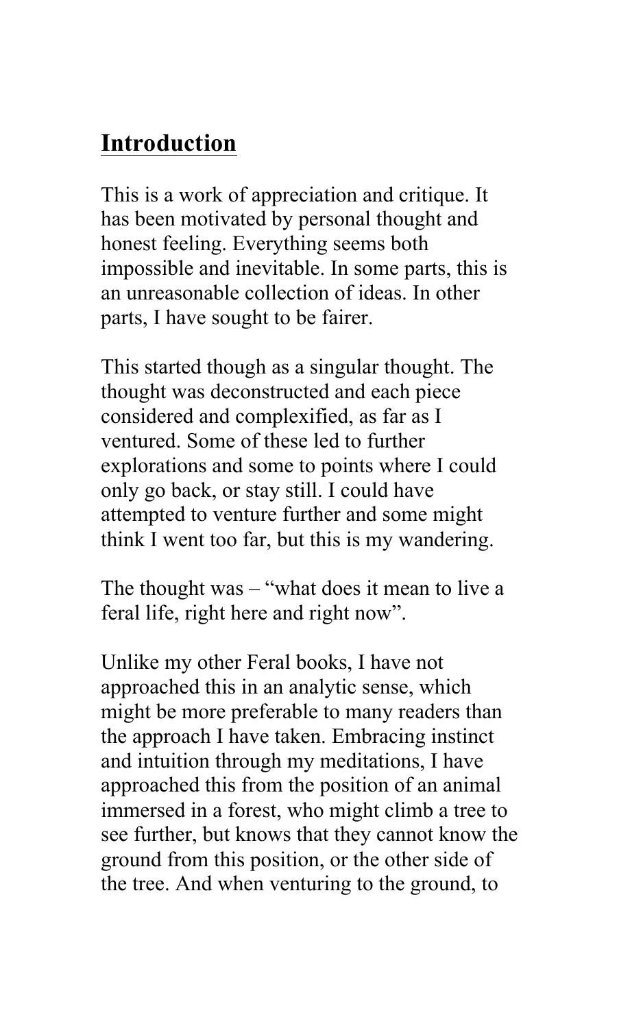## Introduction

This is a work of appreciation and critique. It has been motivated by personal thought and honest feeling. Everything seems both impossible and inevitable. In some parts, this is an unreasonable collection of ideas. In other parts, I have sought to be fairer.

This started though as a singular thought. The thought was deconstructed and each piece considered and complexified, as far as I ventured. Some of these led to further explorations and some to points where I could only go back, or stay still. I could have attempted to venture further and some might think I went too far, but this is my wandering.

The thought was – "what does it mean to live a feral life, right here and right now".

Unlike my other Feral books, I have not approached this in an analytic sense, which might be more preferable to many readers than the approach I have taken. Embracing instinct and intuition through my meditations, I have approached this from the position of an animal immersed in a forest, who might climb a tree to see further, but knows that they cannot know the ground from this position, or the other side of the tree. And when venturing to the ground, to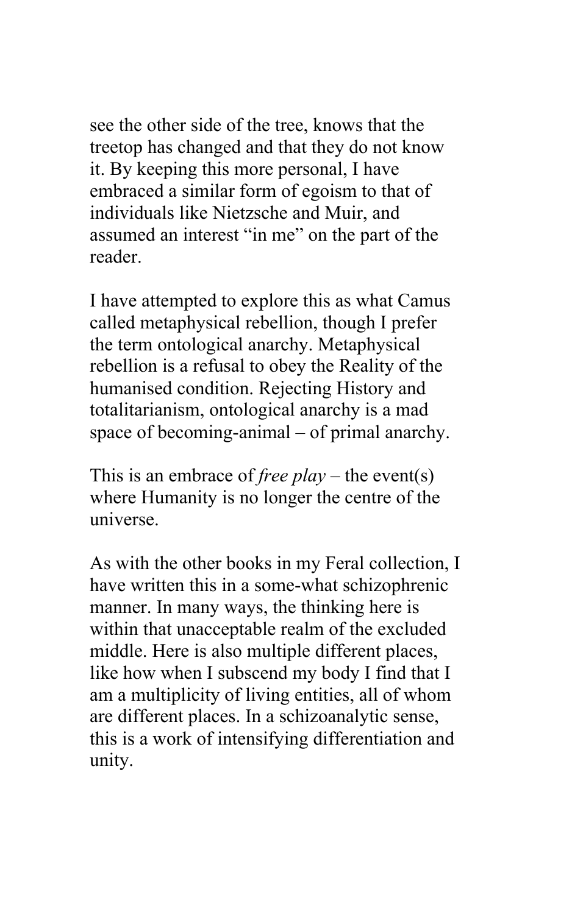see the other side of the tree, knows that the treetop has changed and that they do not know it. By keeping this more personal, I have embraced a similar form of egoism to that of individuals like Nietzsche and Muir, and assumed an interest "in me" on the part of the reader.

I have attempted to explore this as what Camus called metaphysical rebellion, though I prefer the term ontological anarchy. Metaphysical rebellion is a refusal to obey the Reality of the humanised condition. Rejecting History and totalitarianism, ontological anarchy is a mad space of becoming-animal – of primal anarchy.

This is an embrace of *free play* – the event(s) where Humanity is no longer the centre of the universe.

As with the other books in my Feral collection, I have written this in a some-what schizophrenic manner. In many ways, the thinking here is within that unacceptable realm of the excluded middle. Here is also multiple different places, like how when I subscend my body I find that I am a multiplicity of living entities, all of whom are different places. In a schizoanalytic sense, this is a work of intensifying differentiation and unity.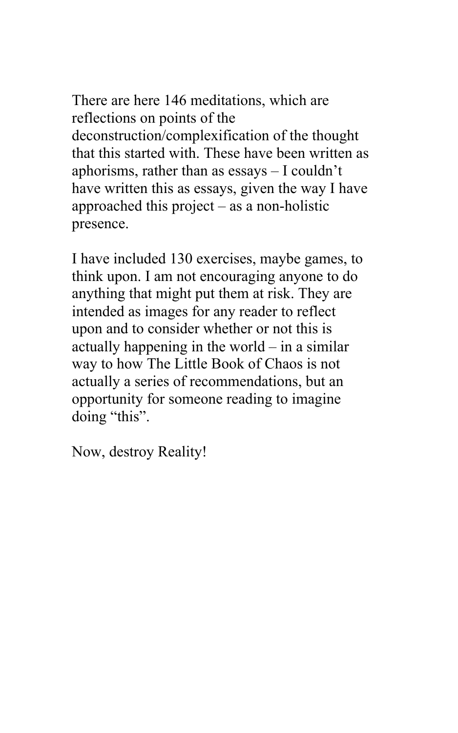There are here 146 meditations, which are reflections on points of the deconstruction/complexification of the thought that this started with. These have been written as aphorisms, rather than as essays – I couldn't have written this as essays, given the way I have approached this project – as a non-holistic presence.

I have included 130 exercises, maybe games, to think upon. I am not encouraging anyone to do anything that might put them at risk. They are intended as images for any reader to reflect upon and to consider whether or not this is actually happening in the world – in a similar way to how The Little Book of Chaos is not actually a series of recommendations, but an opportunity for someone reading to imagine doing "this".

Now, destroy Reality!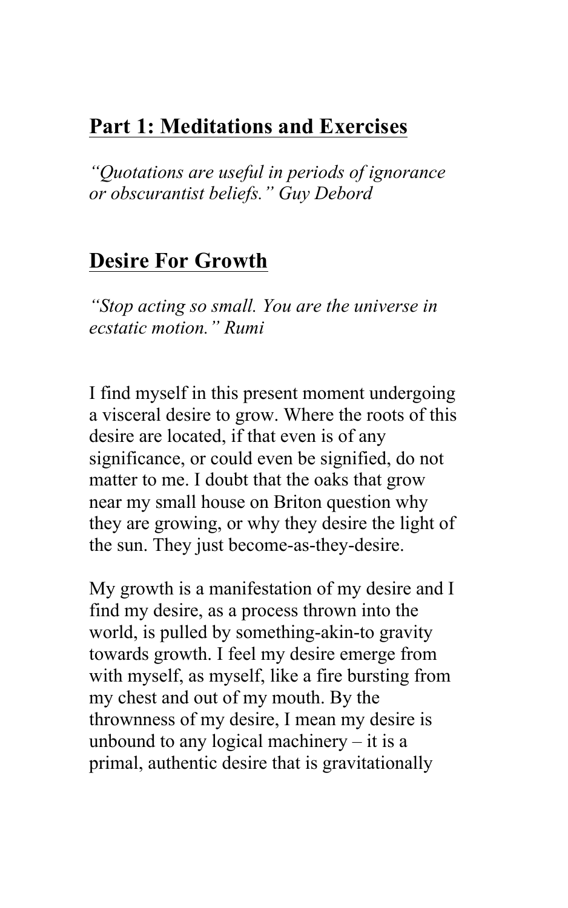## Part 1: Meditations and Exercises

*"Quotations are useful in periods of ignorance or obscurantist beliefs." Guy Debord*

## Desire For Growth

*"Stop acting so small. You are the universe in ecstatic motion." Rumi*

I find myself in this present moment undergoing a visceral desire to grow. Where the roots of this desire are located, if that even is of any significance, or could even be signified, do not matter to me. I doubt that the oaks that grow near my small house on Briton question why they are growing, or why they desire the light of the sun. They just become-as-they-desire.

My growth is a manifestation of my desire and I find my desire, as a process thrown into the world, is pulled by something-akin-to gravity towards growth. I feel my desire emerge from with myself, as myself, like a fire bursting from my chest and out of my mouth. By the thrownness of my desire, I mean my desire is unbound to any logical machinery – it is a primal, authentic desire that is gravitationally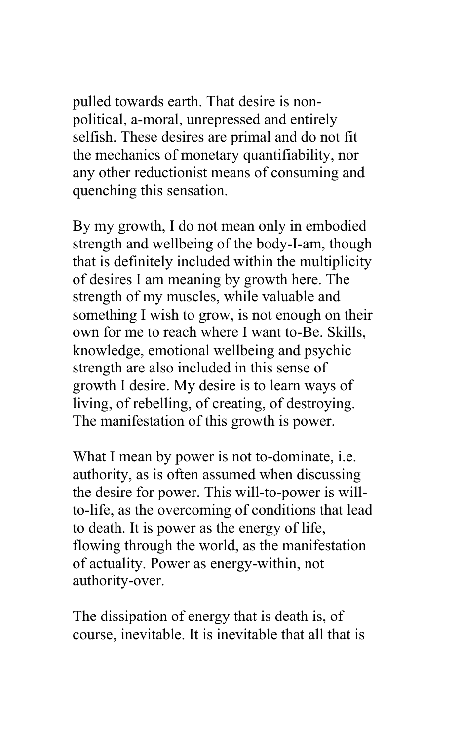pulled towards earth. That desire is non-political, a-moral, unrepressed and entirely selfish. These desires are primal and do not fit the mechanics of monetary quantifiability, nor any other reductionist means of consuming and quenching this sensation.

By my growth, I do not mean only in embodied strength and wellbeing of the body-I-am, though that is definitely included within the multiplicity of desires I am meaning by growth here. The strength of my muscles, while valuable and something I wish to grow, is not enough on their own for me to reach where I want to-Be. Skills, knowledge, emotional wellbeing and psychic strength are also included in this sense of growth I desire. My desire is to learn ways of living, of rebelling, of creating, of destroying. The manifestation of this growth is power.

What I mean by power is not to-dominate, i.e. authority, as is often assumed when discussing the desire for power. This will-to-power is will-to-life, as the overcoming of conditions that lead to death. It is power as the energy of life, flowing through the world, as the manifestation of actuality. Power as energy-within, not authority-over.

The dissipation of energy that is death is, of course, inevitable. It is inevitable that all that is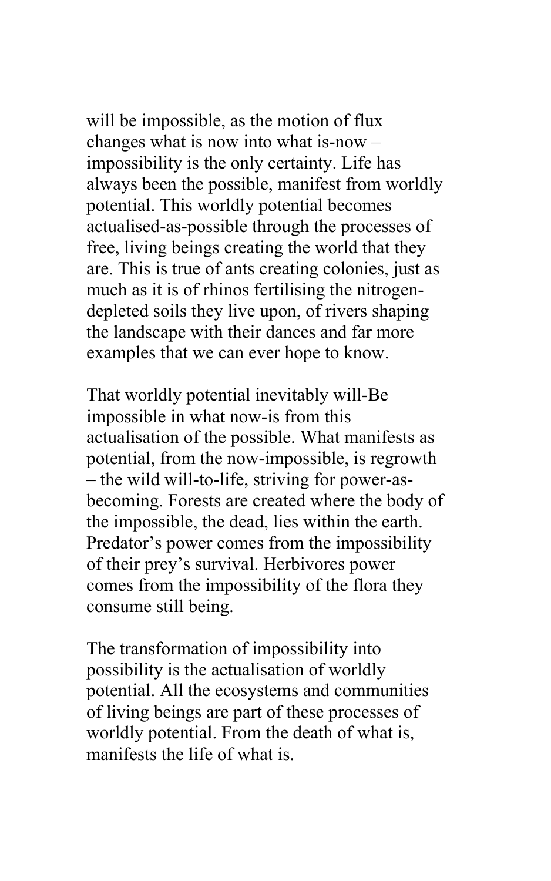will be impossible, as the motion of flux changes what is now into what is-now – impossibility is the only certainty. Life has always been the possible, manifest from worldly potential. This worldly potential becomes actualised-as-possible through the processes of free, living beings creating the world that they are. This is true of ants creating colonies, just as much as it is of rhinos fertilising the nitrogen-depleted soils they live upon, of rivers shaping the landscape with their dances and far more examples that we can ever hope to know.

That worldly potential inevitably will-Be impossible in what now-is from this actualisation of the possible. What manifests as potential, from the now-impossible, is regrowth – the wild will-to-life, striving for power-as-becoming. Forests are created where the body of the impossible, the dead, lies within the earth. Predator's power comes from the impossibility of their prey's survival. Herbivores power comes from the impossibility of the flora they consume still being.

The transformation of impossibility into possibility is the actualisation of worldly potential. All the ecosystems and communities of living beings are part of these processes of worldly potential. From the death of what is, manifests the life of what is.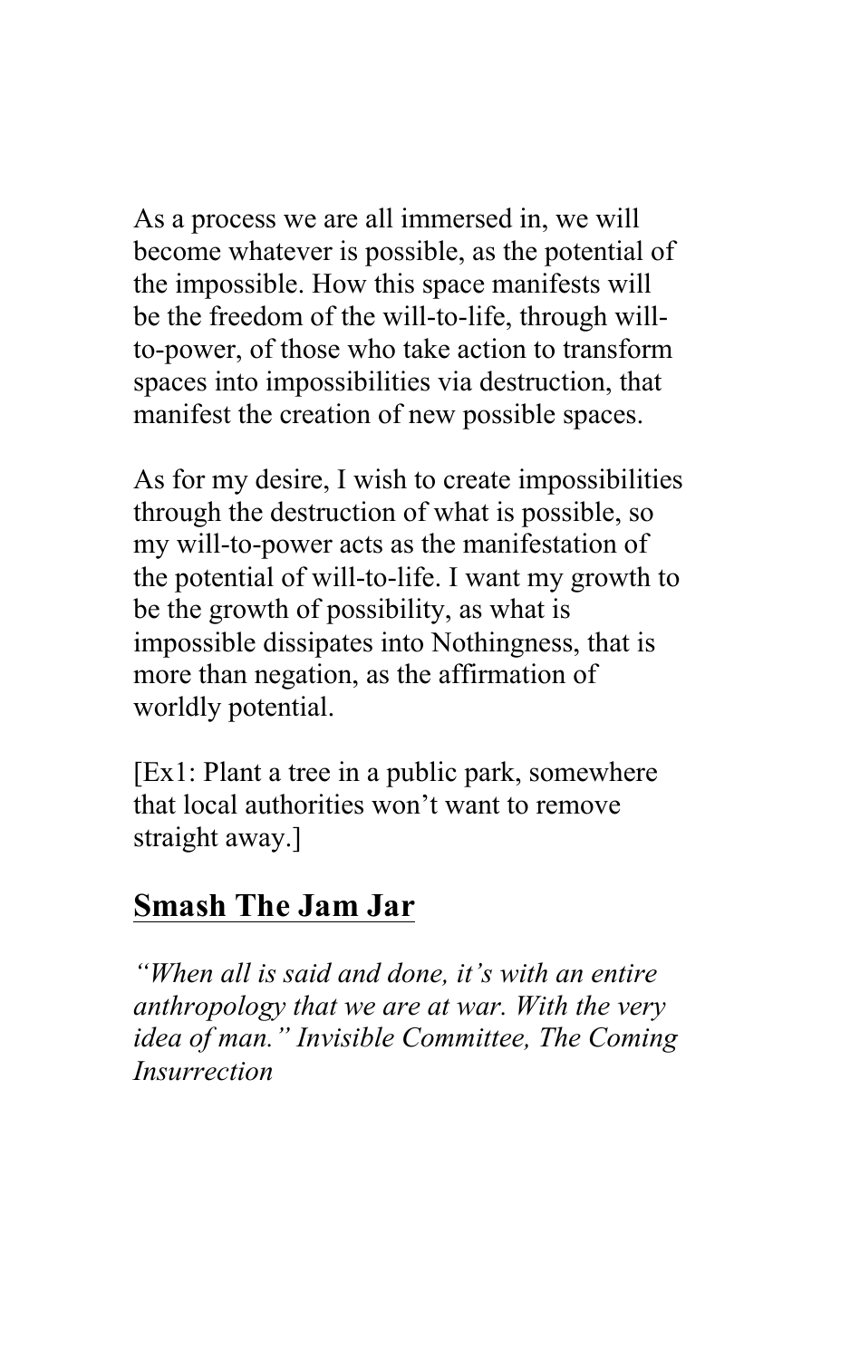As a process we are all immersed in, we will become whatever is possible, as the potential of the impossible. How this space manifests will be the freedom of the will-to-life, through will-to-power, of those who take action to transform spaces into impossibilities via destruction, that manifest the creation of new possible spaces.

As for my desire, I wish to create impossibilities through the destruction of what is possible, so my will-to-power acts as the manifestation of the potential of will-to-life. I want my growth to be the growth of possibility, as what is impossible dissipates into Nothingness, that is more than negation, as the affirmation of worldly potential.

[Ex1: Plant a tree in a public park, somewhere that local authorities won't want to remove straight away.]

## Smash The Jam Jar

*"When all is said and done, it's with an entire anthropology that we are at war. With the very idea of man." Invisible Committee, The Coming Insurrection*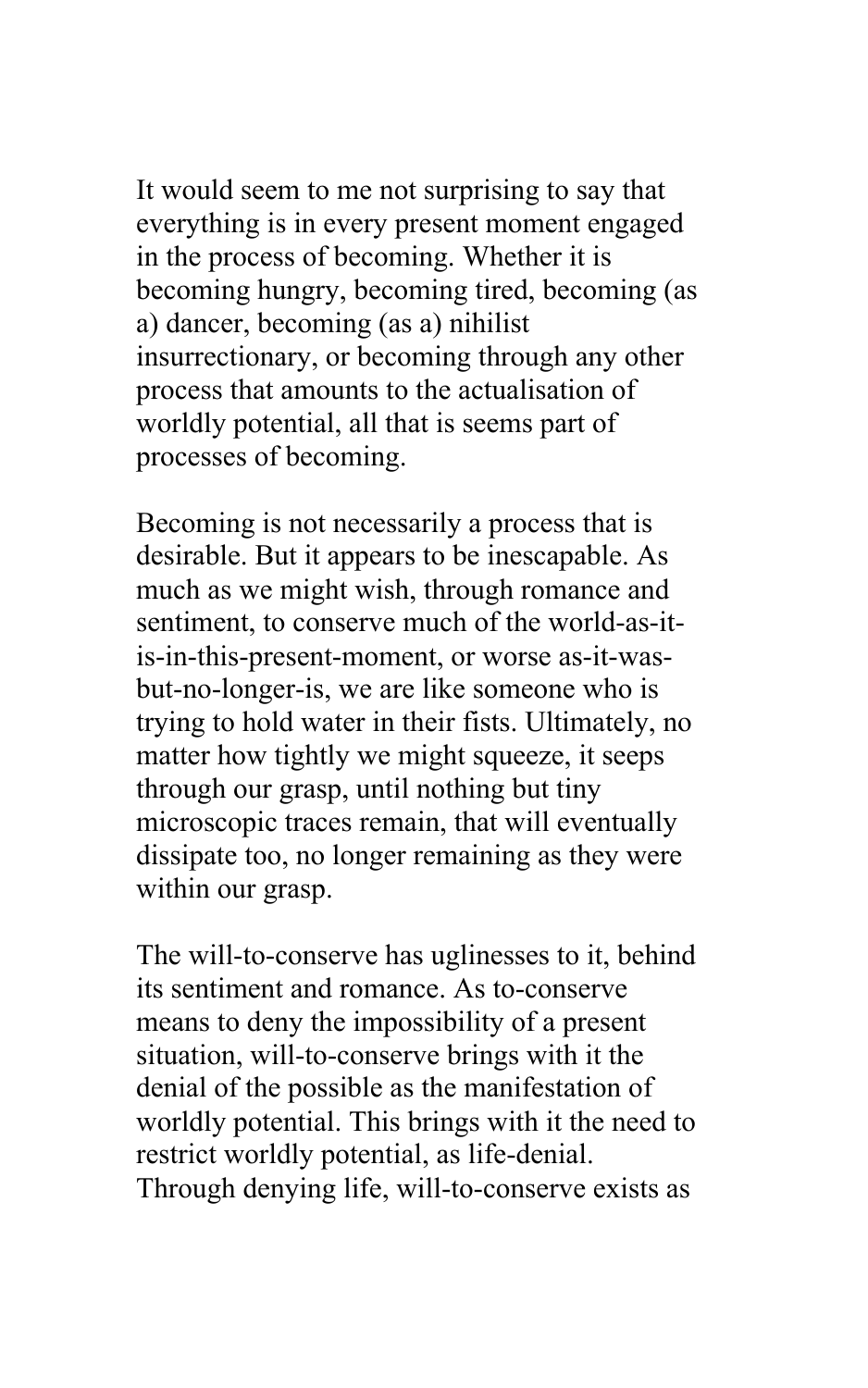It would seem to me not surprising to say that everything is in every present moment engaged in the process of becoming. Whether it is becoming hungry, becoming tired, becoming (as a) dancer, becoming (as a) nihilist insurrectionary, or becoming through any other process that amounts to the actualisation of worldly potential, all that is seems part of processes of becoming.

Becoming is not necessarily a process that is desirable. But it appears to be inescapable. As much as we might wish, through romance and sentiment, to conserve much of the world-as-it-is-in-this-present-moment, or worse as-it-was-but-no-longer-is, we are like someone who is trying to hold water in their fists. Ultimately, no matter how tightly we might squeeze, it seeps through our grasp, until nothing but tiny microscopic traces remain, that will eventually dissipate too, no longer remaining as they were within our grasp.

The will-to-conserve has uglinesses to it, behind its sentiment and romance. As to-conserve means to deny the impossibility of a present situation, will-to-conserve brings with it the denial of the possible as the manifestation of worldly potential. This brings with it the need to restrict worldly potential, as life-denial. Through denying life, will-to-conserve exists as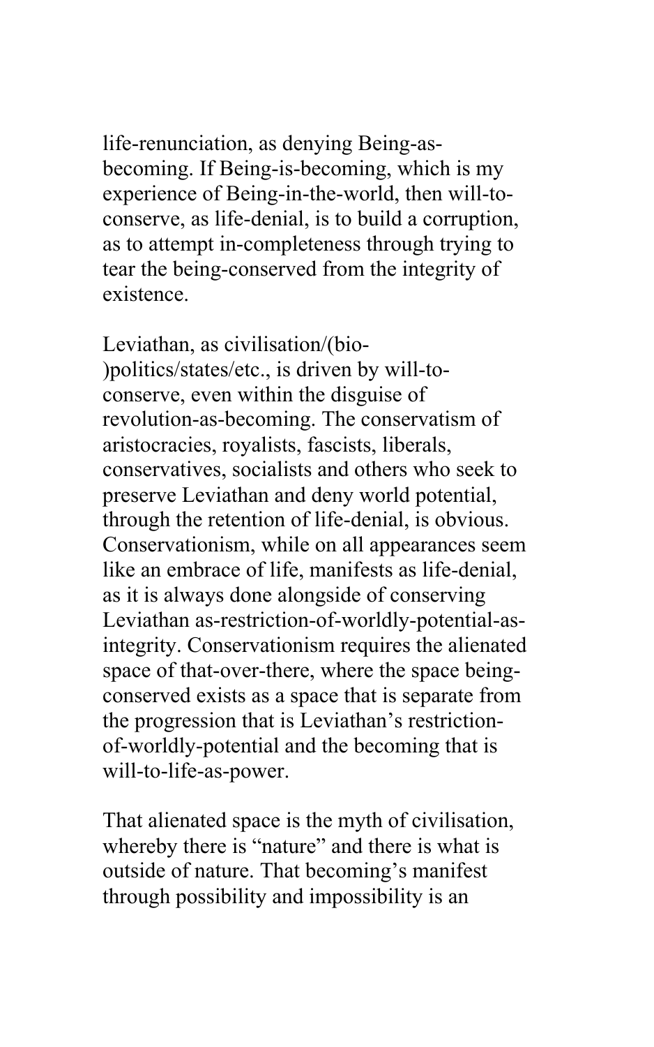life-renunciation, as denying Being-as-becoming. If Being-is-becoming, which is my experience of Being-in-the-world, then will-to-conserve, as life-denial, is to build a corruption, as to attempt in-completeness through trying to tear the being-conserved from the integrity of existence.

Leviathan, as civilisation/(bio-)politics/states/etc., is driven by will-to-conserve, even within the disguise of revolution-as-becoming. The conservatism of aristocracies, royalists, fascists, liberals, conservatives, socialists and others who seek to preserve Leviathan and deny world potential, through the retention of life-denial, is obvious. Conservationism, while on all appearances seem like an embrace of life, manifests as life-denial, as it is always done alongside of conserving Leviathan as-restriction-of-worldly-potential-as-integrity. Conservationism requires the alienated space of that-over-there, where the space being-conserved exists as a space that is separate from the progression that is Leviathan's restriction-of-worldly-potential and the becoming that is will-to-life-as-power.

That alienated space is the myth of civilisation, whereby there is "nature" and there is what is outside of nature. That becoming's manifest through possibility and impossibility is an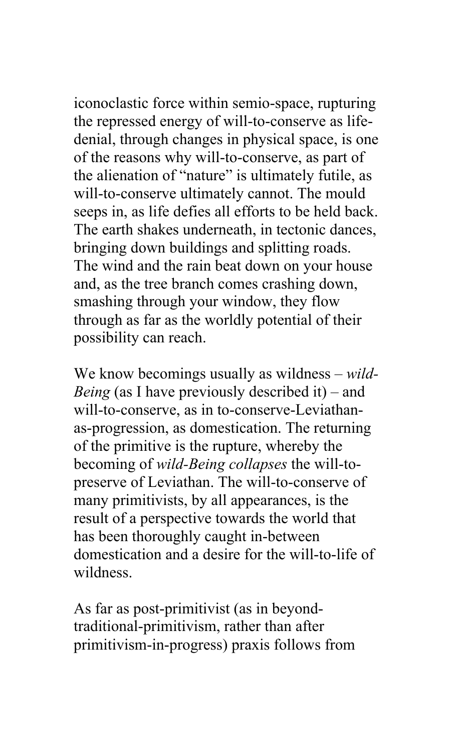iconoclastic force within semio-space, rupturing the repressed energy of will-to-conserve as life-denial, through changes in physical space, is one of the reasons why will-to-conserve, as part of the alienation of "nature" is ultimately futile, as will-to-conserve ultimately cannot. The mould seeps in, as life defies all efforts to be held back. The earth shakes underneath, in tectonic dances, bringing down buildings and splitting roads. The wind and the rain beat down on your house and, as the tree branch comes crashing down, smashing through your window, they flow through as far as the worldly potential of their possibility can reach.

We know becomings usually as wildness – *wild-Being* (as I have previously described it) – and will-to-conserve, as in to-conserve-Leviathan-as-progression, as domestication. The returning of the primitive is the rupture, whereby the becoming of *wild-Being collapses* the will-to-preserve of Leviathan. The will-to-conserve of many primitivists, by all appearances, is the result of a perspective towards the world that has been thoroughly caught in-between domestication and a desire for the will-to-life of wildness.

As far as post-primitivist (as in beyond-traditional-primitivism, rather than after primitivism-in-progress) praxis follows from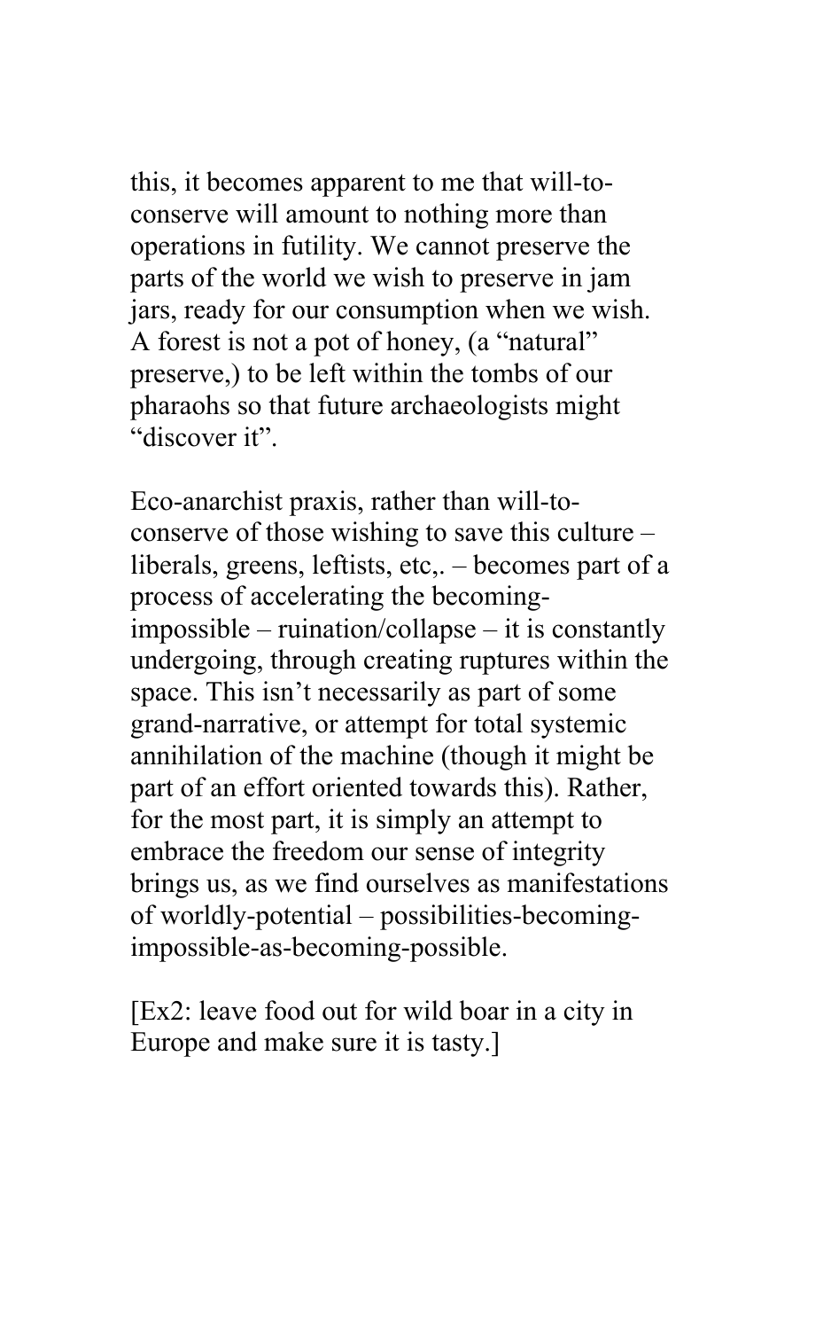this, it becomes apparent to me that will-to-conserve will amount to nothing more than operations in futility. We cannot preserve the parts of the world we wish to preserve in jam jars, ready for our consumption when we wish. A forest is not a pot of honey, (a "natural" preserve,) to be left within the tombs of our pharaohs so that future archaeologists might "discover it".

Eco-anarchist praxis, rather than will-to-conserve of those wishing to save this culture – liberals, greens, leftists, etc,. – becomes part of a process of accelerating the becoming-impossible – ruination/collapse – it is constantly undergoing, through creating ruptures within the space. This isn't necessarily as part of some grand-narrative, or attempt for total systemic annihilation of the machine (though it might be part of an effort oriented towards this). Rather, for the most part, it is simply an attempt to embrace the freedom our sense of integrity brings us, as we find ourselves as manifestations of worldly-potential – possibilities-becoming-impossible-as-becoming-possible.

[Ex2: leave food out for wild boar in a city in Europe and make sure it is tasty.]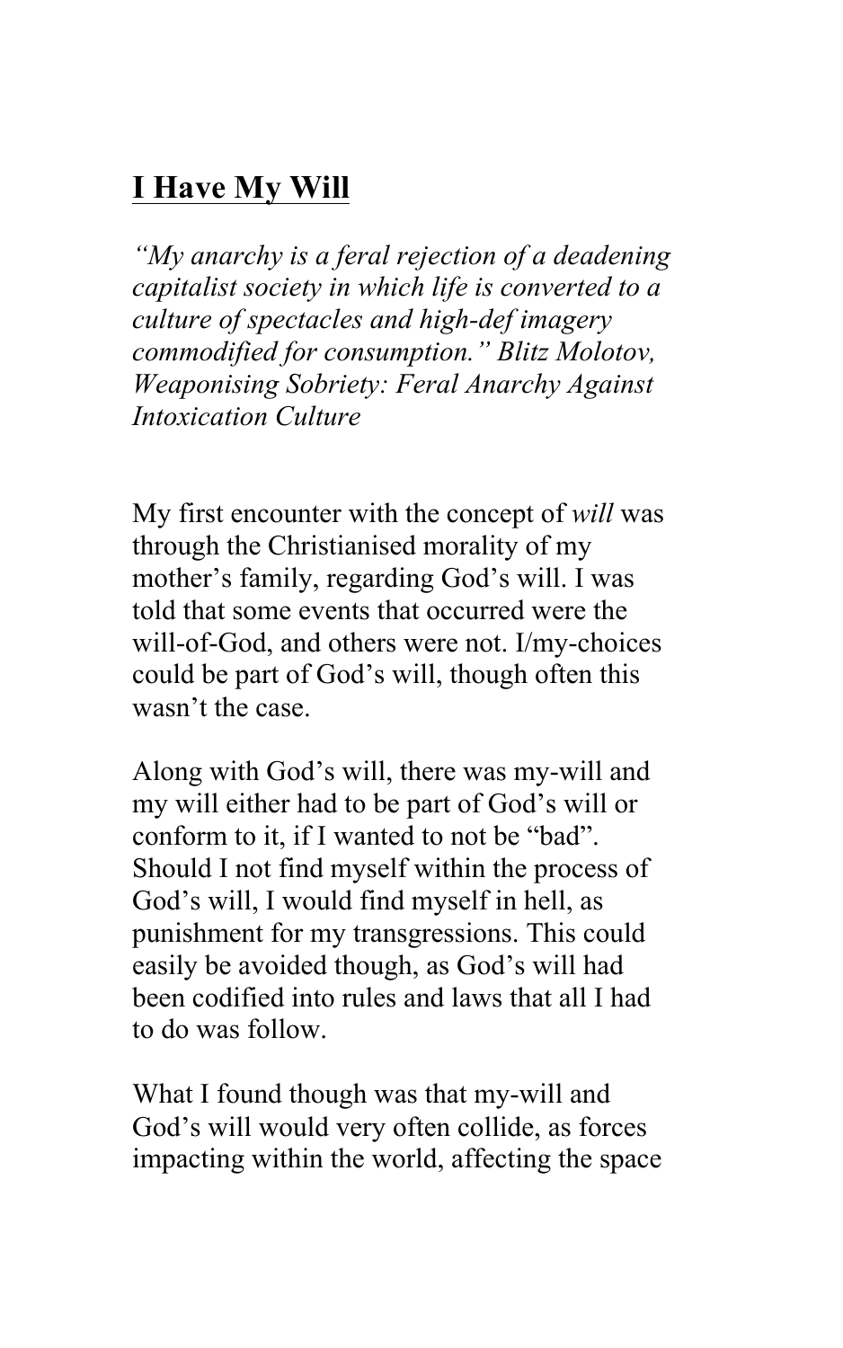# <u>I Have My Will</u>

*"My anarchy is a feral rejection of a deadening capitalist society in which life is converted to a culture of spectacles and high-def imagery commodified for consumption." Blitz Molotov, Weaponising Sobriety: Feral Anarchy Against Intoxication Culture*

My first encounter with the concept of *will* was through the Christianised morality of my mother's family, regarding God's will. I was told that some events that occurred were the will-of-God, and others were not. I/my-choices could be part of God's will, though often this wasn't the case.

Along with God's will, there was my-will and my will either had to be part of God's will or conform to it, if I wanted to not be "bad". Should I not find myself within the process of God's will, I would find myself in hell, as punishment for my transgressions. This could easily be avoided though, as God's will had been codified into rules and laws that all I had to do was follow.

What I found though was that my-will and God's will would very often collide, as forces impacting within the world, affecting the space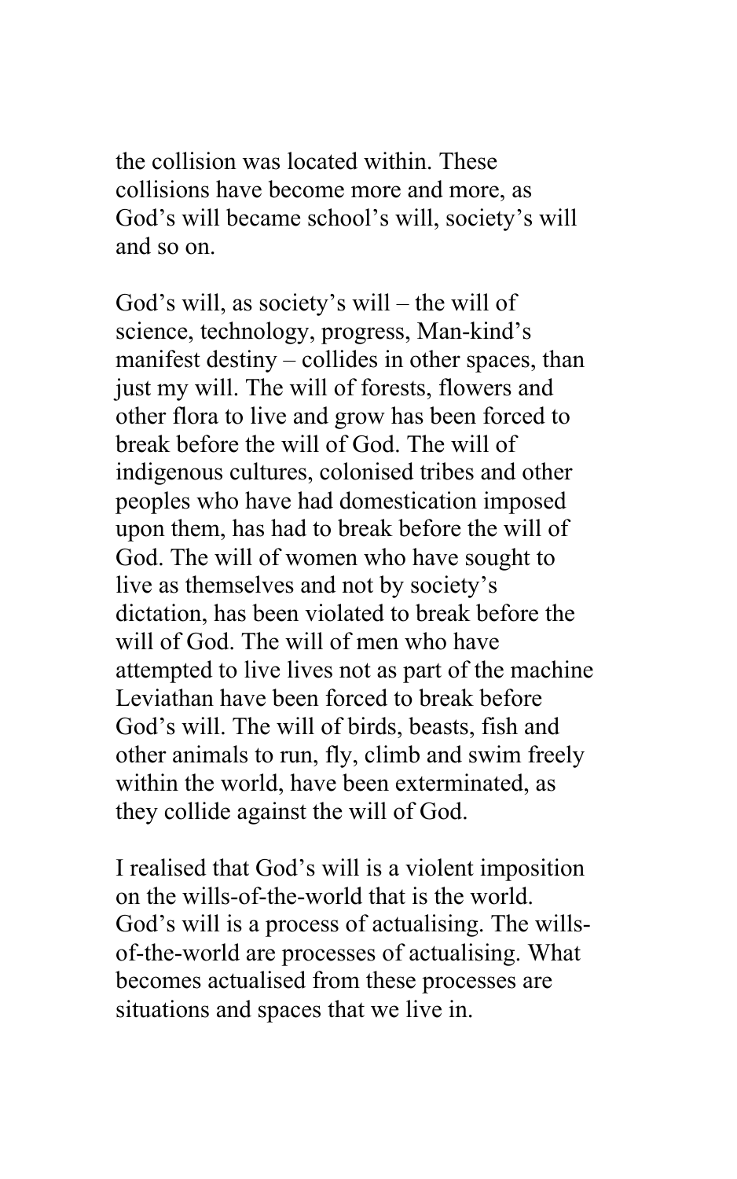the collision was located within. These collisions have become more and more, as God's will became school's will, society's will and so on.

God's will, as society's will – the will of science, technology, progress, Man-kind's manifest destiny – collides in other spaces, than just my will. The will of forests, flowers and other flora to live and grow has been forced to break before the will of God. The will of indigenous cultures, colonised tribes and other peoples who have had domestication imposed upon them, has had to break before the will of God. The will of women who have sought to live as themselves and not by society's dictation, has been violated to break before the will of God. The will of men who have attempted to live lives not as part of the machine Leviathan have been forced to break before God's will. The will of birds, beasts, fish and other animals to run, fly, climb and swim freely within the world, have been exterminated, as they collide against the will of God.

I realised that God's will is a violent imposition on the wills-of-the-world that is the world. God's will is a process of actualising. The wills-of-the-world are processes of actualising. What becomes actualised from these processes are situations and spaces that we live in.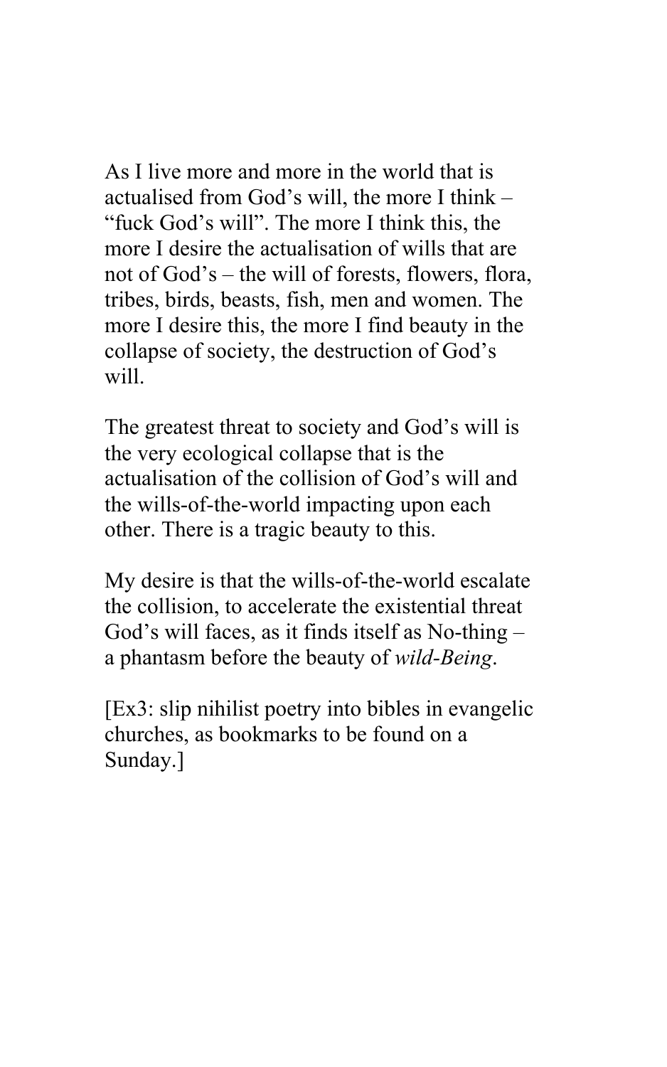As I live more and more in the world that is actualised from God's will, the more I think – "fuck God's will". The more I think this, the more I desire the actualisation of wills that are not of God's – the will of forests, flowers, flora, tribes, birds, beasts, fish, men and women. The more I desire this, the more I find beauty in the collapse of society, the destruction of God's will.

The greatest threat to society and God's will is the very ecological collapse that is the actualisation of the collision of God's will and the wills-of-the-world impacting upon each other. There is a tragic beauty to this.

My desire is that the wills-of-the-world escalate the collision, to accelerate the existential threat God's will faces, as it finds itself as No-thing – a phantasm before the beauty of *wild-Being*.

[Ex3: slip nihilist poetry into bibles in evangelic churches, as bookmarks to be found on a Sunday.]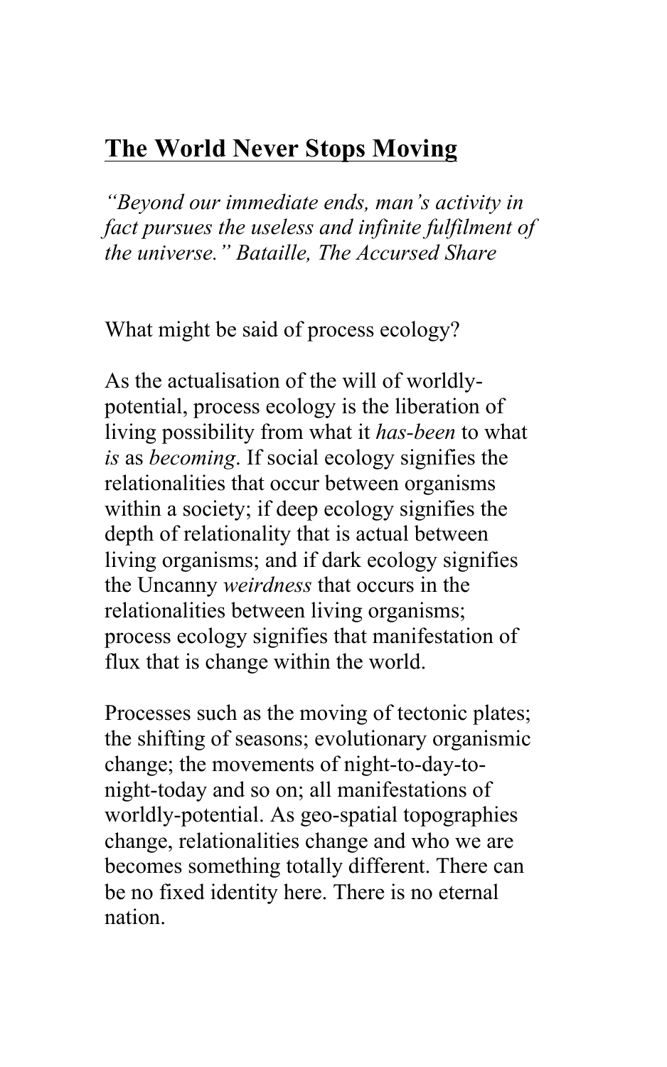## The World Never Stops Moving

*"Beyond our immediate ends, man's activity in fact pursues the useless and infinite fulfilment of the universe." Bataille, The Accursed Share*

What might be said of process ecology?

As the actualisation of the will of worldly-potential, process ecology is the liberation of living possibility from what it *has-been* to what *is* as *becoming*. If social ecology signifies the relationalities that occur between organisms within a society; if deep ecology signifies the depth of relationality that is actual between living organisms; and if dark ecology signifies the Uncanny *weirdness* that occurs in the relationalities between living organisms; process ecology signifies that manifestation of flux that is change within the world.

Processes such as the moving of tectonic plates; the shifting of seasons; evolutionary organismic change; the movements of night-to-day-to-night-today and so on; all manifestations of worldly-potential. As geo-spatial topographies change, relationalities change and who we are becomes something totally different. There can be no fixed identity here. There is no eternal nation.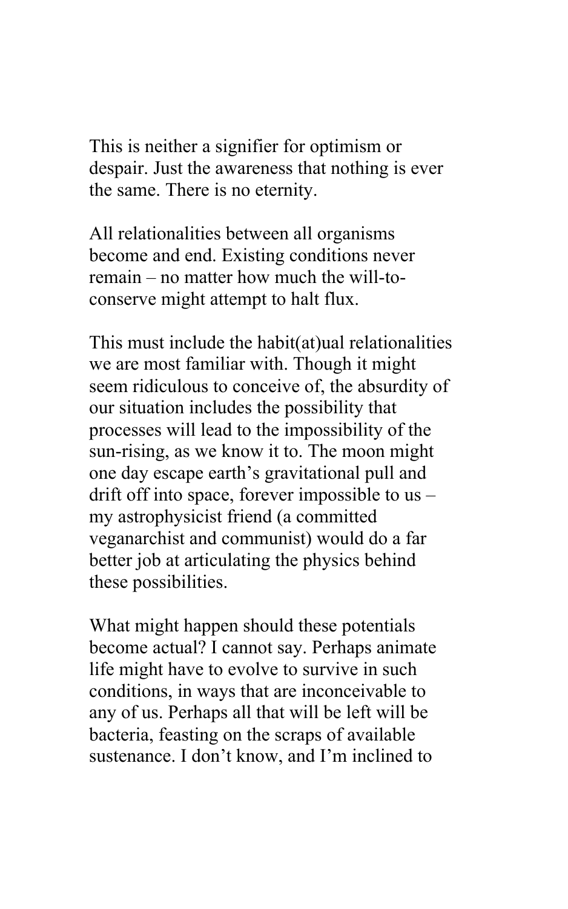This is neither a signifier for optimism or despair. Just the awareness that nothing is ever the same. There is no eternity.

All relationalities between all organisms become and end. Existing conditions never remain – no matter how much the will-to-conserve might attempt to halt flux.

This must include the habit(at)ual relationalities we are most familiar with. Though it might seem ridiculous to conceive of, the absurdity of our situation includes the possibility that processes will lead to the impossibility of the sun-rising, as we know it to. The moon might one day escape earth's gravitational pull and drift off into space, forever impossible to us – my astrophysicist friend (a committed veganarchist and communist) would do a far better job at articulating the physics behind these possibilities.

What might happen should these potentials become actual? I cannot say. Perhaps animate life might have to evolve to survive in such conditions, in ways that are inconceivable to any of us. Perhaps all that will be left will be bacteria, feasting on the scraps of available sustenance. I don't know, and I'm inclined to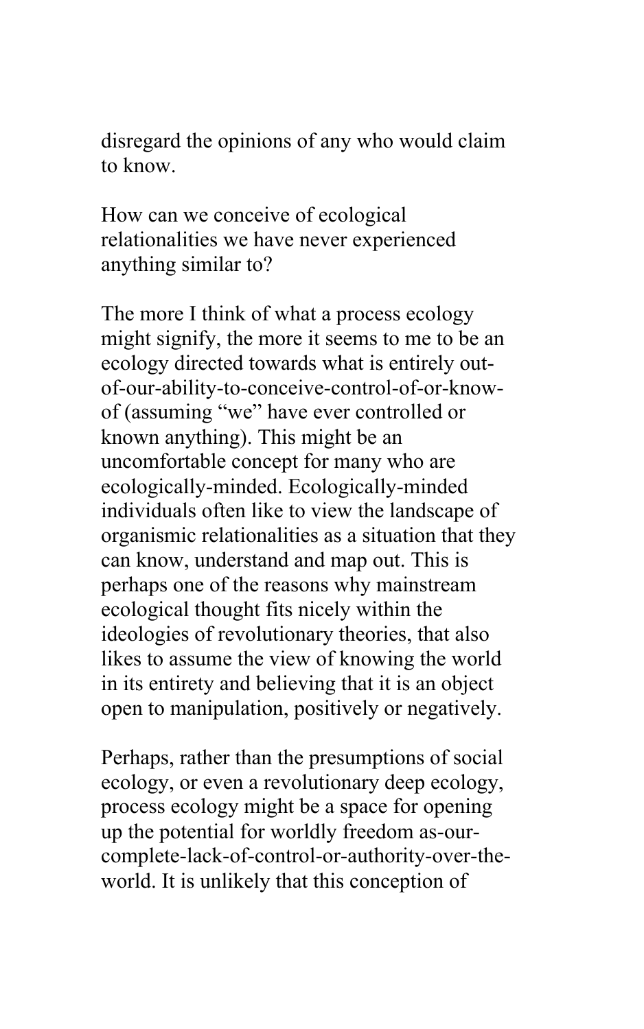disregard the opinions of any who would claim to know.

How can we conceive of ecological relationalities we have never experienced anything similar to?

The more I think of what a process ecology might signify, the more it seems to me to be an ecology directed towards what is entirely out-of-our-ability-to-conceive-control-of-or-know-of (assuming "we" have ever controlled or known anything). This might be an uncomfortable concept for many who are ecologically-minded. Ecologically-minded individuals often like to view the landscape of organismic relationalities as a situation that they can know, understand and map out. This is perhaps one of the reasons why mainstream ecological thought fits nicely within the ideologies of revolutionary theories, that also likes to assume the view of knowing the world in its entirety and believing that it is an object open to manipulation, positively or negatively.

Perhaps, rather than the presumptions of social ecology, or even a revolutionary deep ecology, process ecology might be a space for opening up the potential for worldly freedom as-our-complete-lack-of-control-or-authority-over-the-world. It is unlikely that this conception of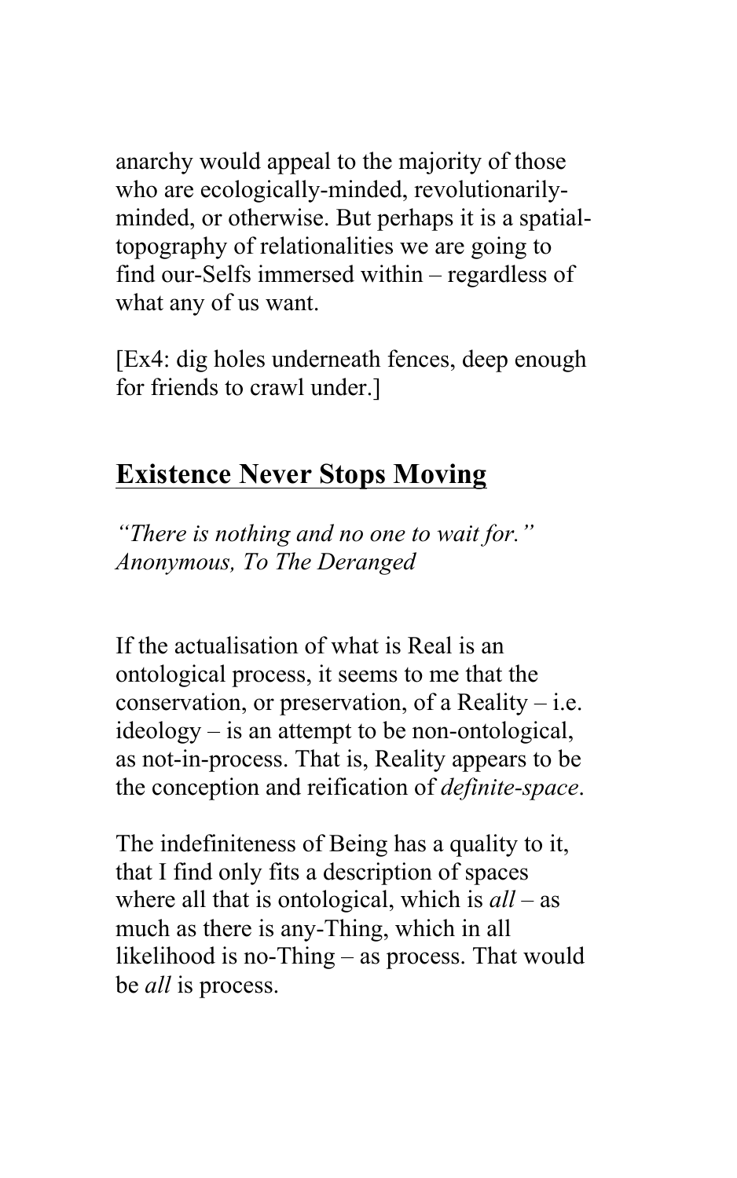anarchy would appeal to the majority of those who are ecologically-minded, revolutionarily-minded, or otherwise. But perhaps it is a spatial-topography of relationalities we are going to find our-Selfs immersed within – regardless of what any of us want.

[Ex4: dig holes underneath fences, deep enough for friends to crawl under.]

## Existence Never Stops Moving

*"There is nothing and no one to wait for."*
*Anonymous, To The Deranged*

If the actualisation of what is Real is an ontological process, it seems to me that the conservation, or preservation, of a Reality – i.e. ideology – is an attempt to be non-ontological, as not-in-process. That is, Reality appears to be the conception and reification of *definite-space*.

The indefiniteness of Being has a quality to it, that I find only fits a description of spaces where all that is ontological, which is *all* – as much as there is any-Thing, which in all likelihood is no-Thing – as process. That would be *all* is process.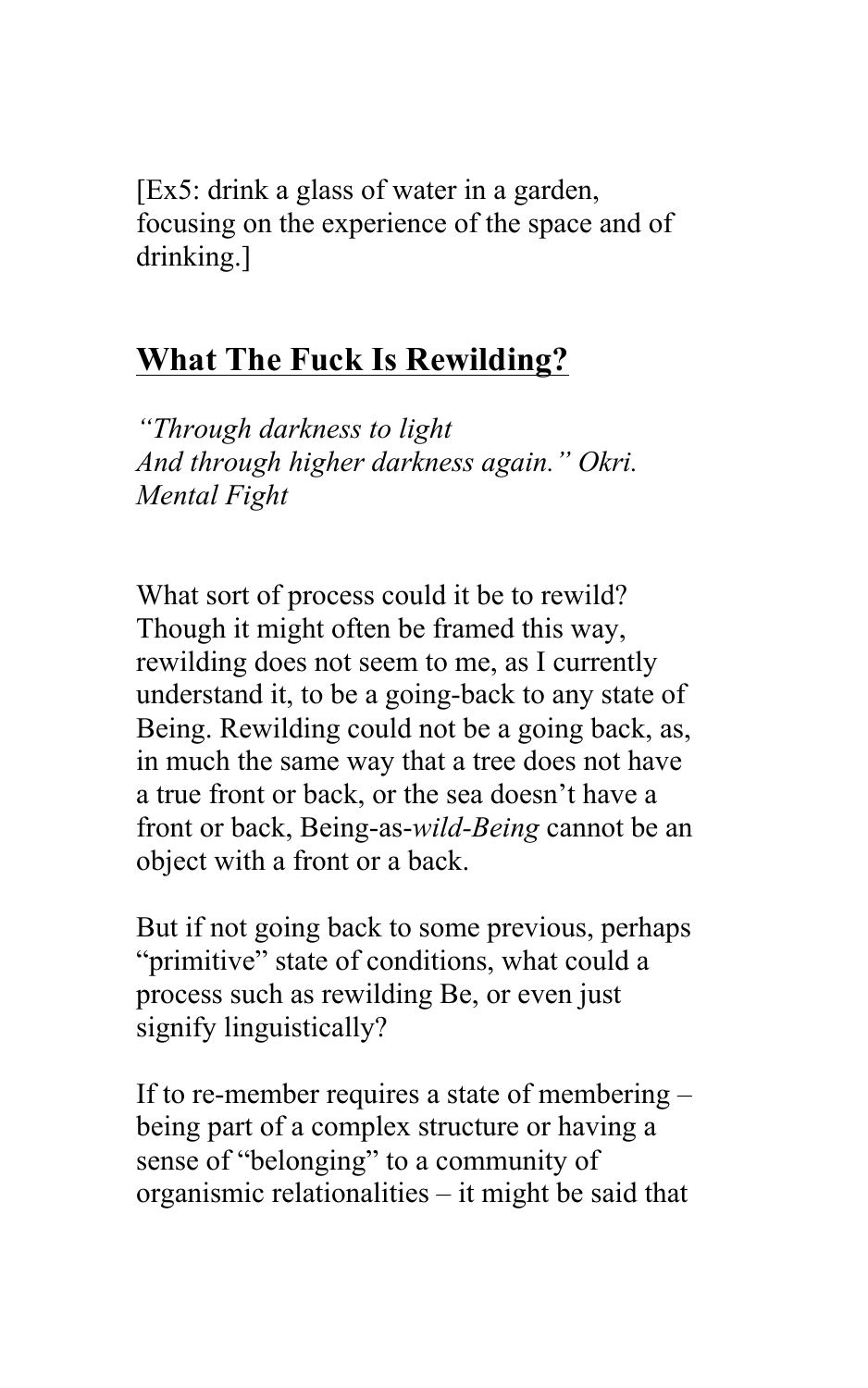[Ex5: drink a glass of water in a garden, focusing on the experience of the space and of drinking.]

## **What The Fuck Is Rewilding?**

*"Through darkness to light*
*And through higher darkness again." Okri. Mental Fight*

What sort of process could it be to rewild? Though it might often be framed this way, rewilding does not seem to me, as I currently understand it, to be a going-back to any state of Being. Rewilding could not be a going back, as, in much the same way that a tree does not have a true front or back, or the sea doesn't have a front or back, Being-as-*wild-Being* cannot be an object with a front or a back.

But if not going back to some previous, perhaps "primitive" state of conditions, what could a process such as rewilding Be, or even just signify linguistically?

If to re-member requires a state of membering – being part of a complex structure or having a sense of "belonging" to a community of organismic relationalities – it might be said that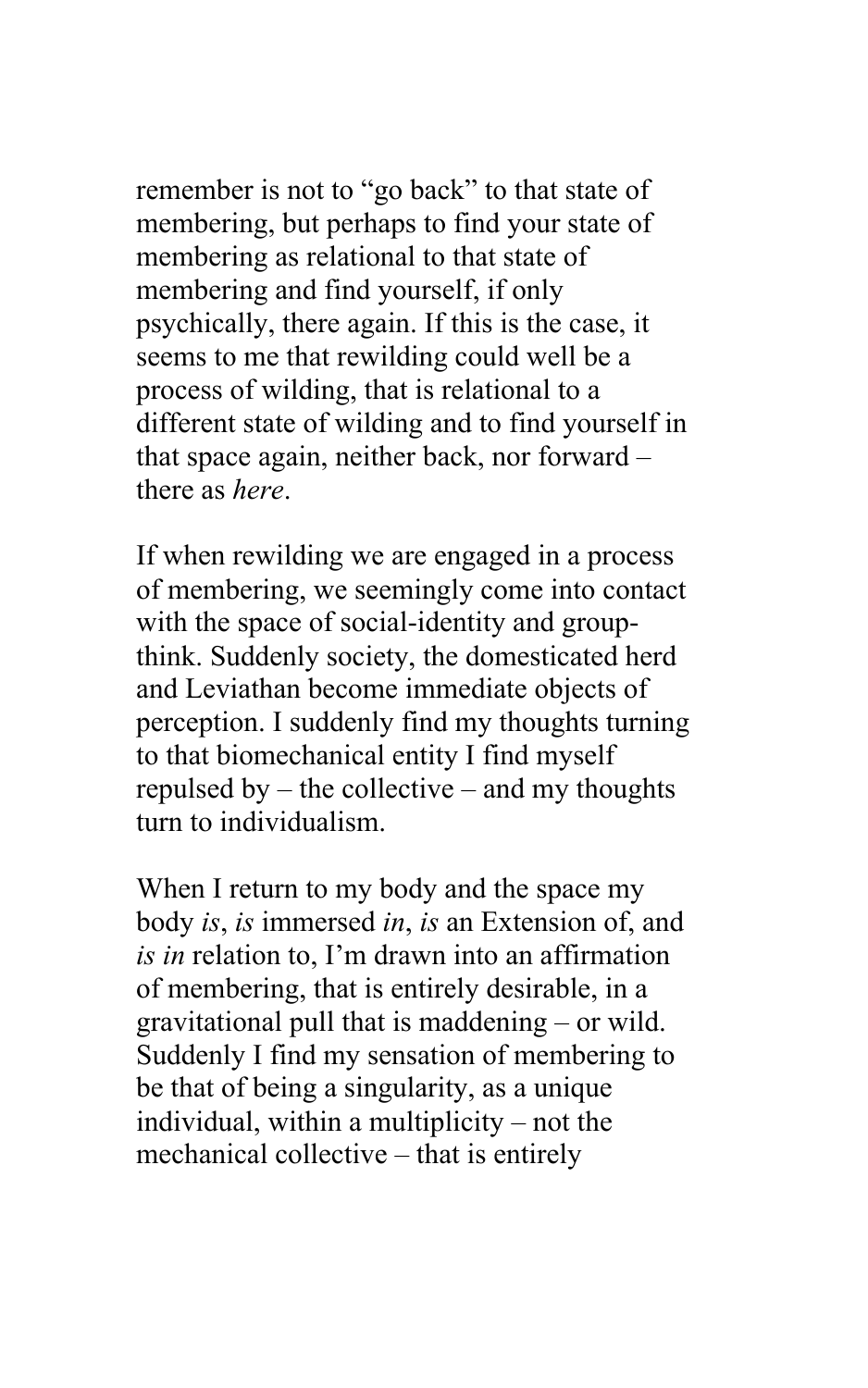remember is not to "go back" to that state of membering, but perhaps to find your state of membering as relational to that state of membering and find yourself, if only psychically, there again. If this is the case, it seems to me that rewilding could well be a process of wilding, that is relational to a different state of wilding and to find yourself in that space again, neither back, nor forward – there as *here*.

If when rewilding we are engaged in a process of membering, we seemingly come into contact with the space of social-identity and group-think. Suddenly society, the domesticated herd and Leviathan become immediate objects of perception. I suddenly find my thoughts turning to that biomechanical entity I find myself repulsed by – the collective – and my thoughts turn to individualism.

When I return to my body and the space my body *is*, *is* immersed *in*, *is* an Extension of, and *is in* relation to, I'm drawn into an affirmation of membering, that is entirely desirable, in a gravitational pull that is maddening – or wild. Suddenly I find my sensation of membering to be that of being a singularity, as a unique individual, within a multiplicity – not the mechanical collective – that is entirely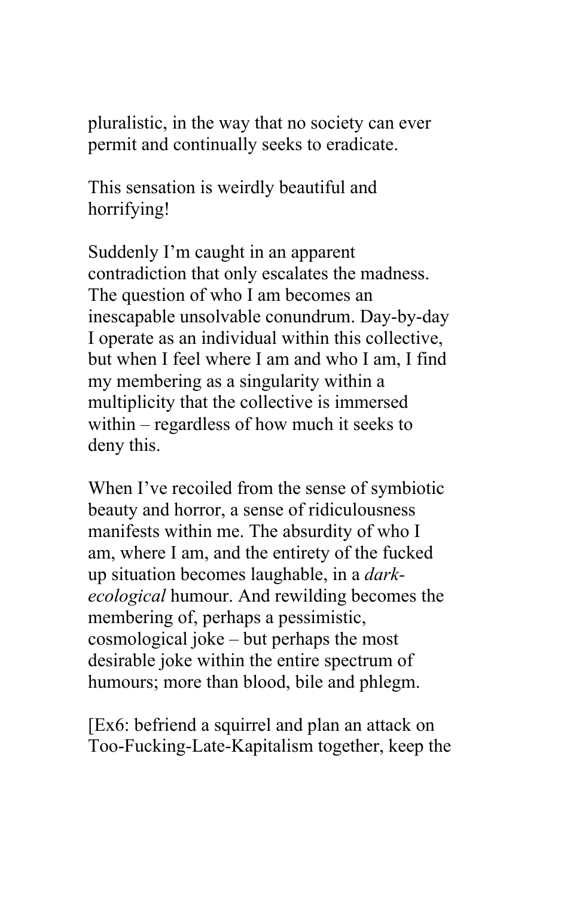pluralistic, in the way that no society can ever permit and continually seeks to eradicate.

This sensation is weirdly beautiful and horrifying!

Suddenly I'm caught in an apparent contradiction that only escalates the madness. The question of who I am becomes an inescapable unsolvable conundrum. Day-by-day I operate as an individual within this collective, but when I feel where I am and who I am, I find my membering as a singularity within a multiplicity that the collective is immersed within – regardless of how much it seeks to deny this.

When I've recoiled from the sense of symbiotic beauty and horror, a sense of ridiculousness manifests within me. The absurdity of who I am, where I am, and the entirety of the fucked up situation becomes laughable, in a *dark-ecological* humour. And rewilding becomes the membering of, perhaps a pessimistic, cosmological joke – but perhaps the most desirable joke within the entire spectrum of humours; more than blood, bile and phlegm.

[Ex6: befriend a squirrel and plan an attack on Too-Fucking-Late-Kapitalism together, keep the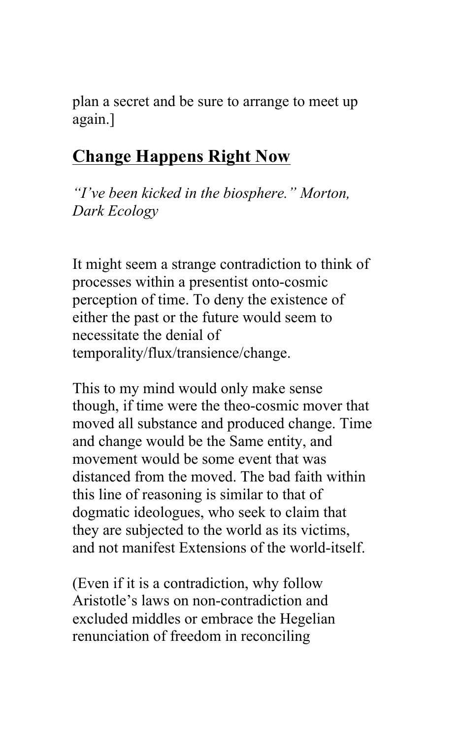plan a secret and be sure to arrange to meet up again.]

## Change Happens Right Now

*"I've been kicked in the biosphere." Morton, Dark Ecology*

It might seem a strange contradiction to think of processes within a presentist onto-cosmic perception of time. To deny the existence of either the past or the future would seem to necessitate the denial of temporality/flux/transience/change.

This to my mind would only make sense though, if time were the theo-cosmic mover that moved all substance and produced change. Time and change would be the Same entity, and movement would be some event that was distanced from the moved. The bad faith within this line of reasoning is similar to that of dogmatic ideologues, who seek to claim that they are subjected to the world as its victims, and not manifest Extensions of the world-itself.

(Even if it is a contradiction, why follow Aristotle's laws on non-contradiction and excluded middles or embrace the Hegelian renunciation of freedom in reconciling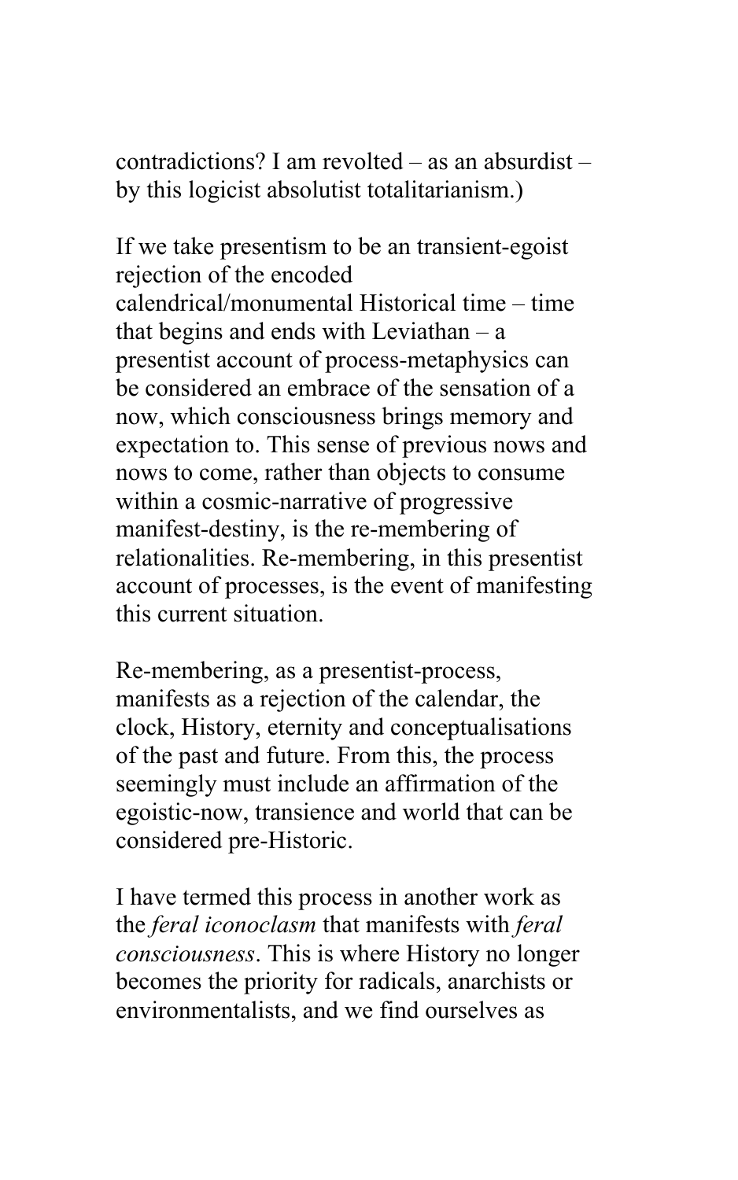contradictions? I am revolted – as an absurdist – by this logicist absolutist totalitarianism.)

If we take presentism to be an transient-egoist rejection of the encoded calendrical/monumental Historical time – time that begins and ends with Leviathan – a presentist account of process-metaphysics can be considered an embrace of the sensation of a now, which consciousness brings memory and expectation to. This sense of previous nows and nows to come, rather than objects to consume within a cosmic-narrative of progressive manifest-destiny, is the re-membering of relationalities. Re-membering, in this presentist account of processes, is the event of manifesting this current situation.

Re-membering, as a presentist-process, manifests as a rejection of the calendar, the clock, History, eternity and conceptualisations of the past and future. From this, the process seemingly must include an affirmation of the egoistic-now, transience and world that can be considered pre-Historic.

I have termed this process in another work as the *feral iconoclasm* that manifests with *feral consciousness*. This is where History no longer becomes the priority for radicals, anarchists or environmentalists, and we find ourselves as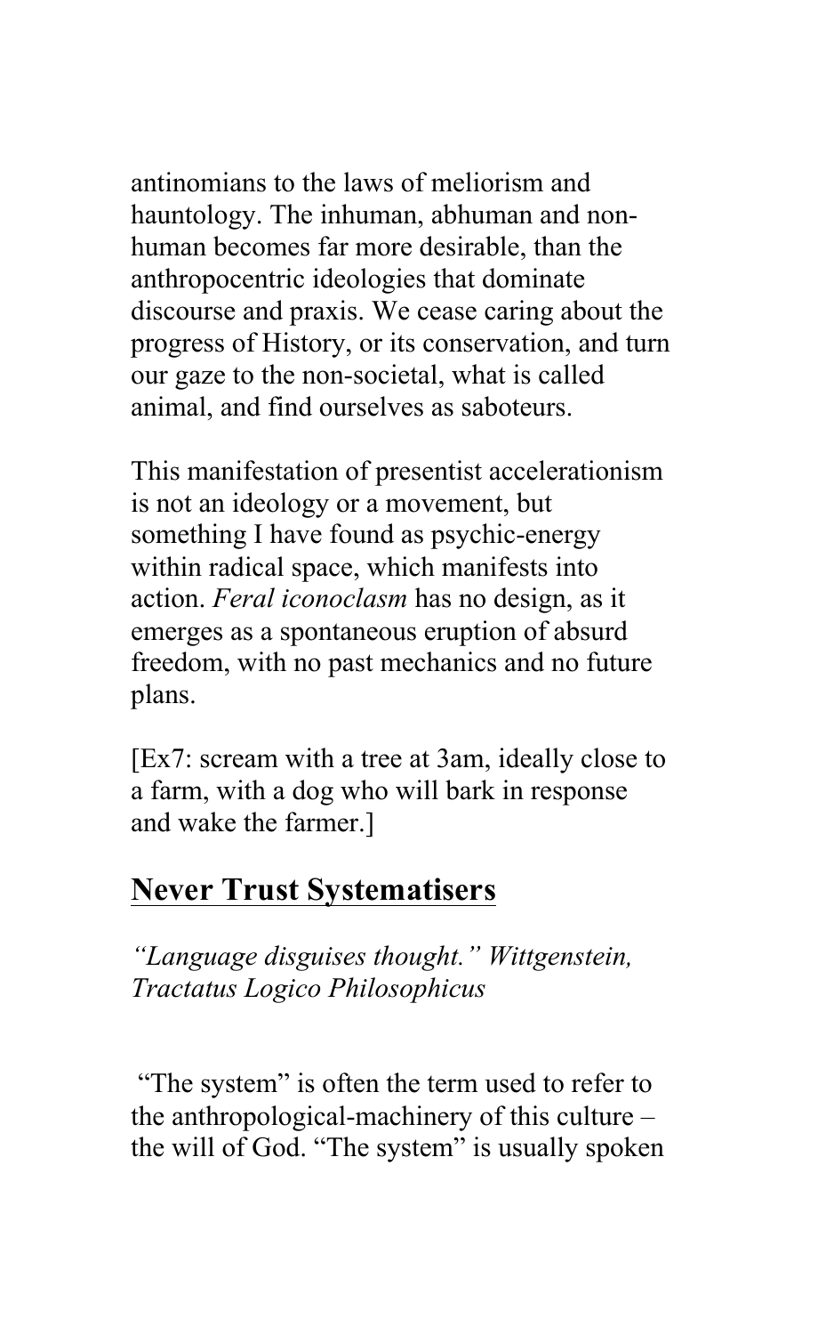antinomians to the laws of meliorism and hauntology. The inhuman, abhuman and non-human becomes far more desirable, than the anthropocentric ideologies that dominate discourse and praxis. We cease caring about the progress of History, or its conservation, and turn our gaze to the non-societal, what is called animal, and find ourselves as saboteurs.

This manifestation of presentist accelerationism is not an ideology or a movement, but something I have found as psychic-energy within radical space, which manifests into action. *Feral iconoclasm* has no design, as it emerges as a spontaneous eruption of absurd freedom, with no past mechanics and no future plans.

[Ex7: scream with a tree at 3am, ideally close to a farm, with a dog who will bark in response and wake the farmer.]

## Never Trust Systematisers

*"Language disguises thought." Wittgenstein, Tractatus Logico Philosophicus*

"The system" is often the term used to refer to the anthropological-machinery of this culture – the will of God. "The system" is usually spoken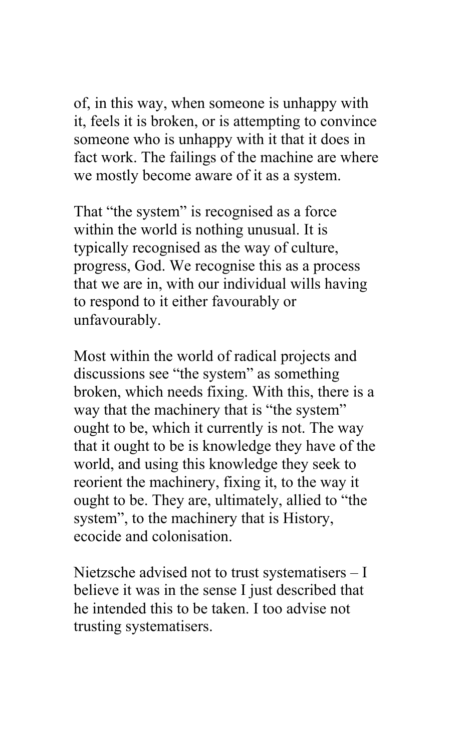of, in this way, when someone is unhappy with it, feels it is broken, or is attempting to convince someone who is unhappy with it that it does in fact work. The failings of the machine are where we mostly become aware of it as a system.

That "the system" is recognised as a force within the world is nothing unusual. It is typically recognised as the way of culture, progress, God. We recognise this as a process that we are in, with our individual wills having to respond to it either favourably or unfavourably.

Most within the world of radical projects and discussions see "the system" as something broken, which needs fixing. With this, there is a way that the machinery that is "the system" ought to be, which it currently is not. The way that it ought to be is knowledge they have of the world, and using this knowledge they seek to reorient the machinery, fixing it, to the way it ought to be. They are, ultimately, allied to "the system", to the machinery that is History, ecocide and colonisation.

Nietzsche advised not to trust systematisers – I believe it was in the sense I just described that he intended this to be taken. I too advise not trusting systematisers.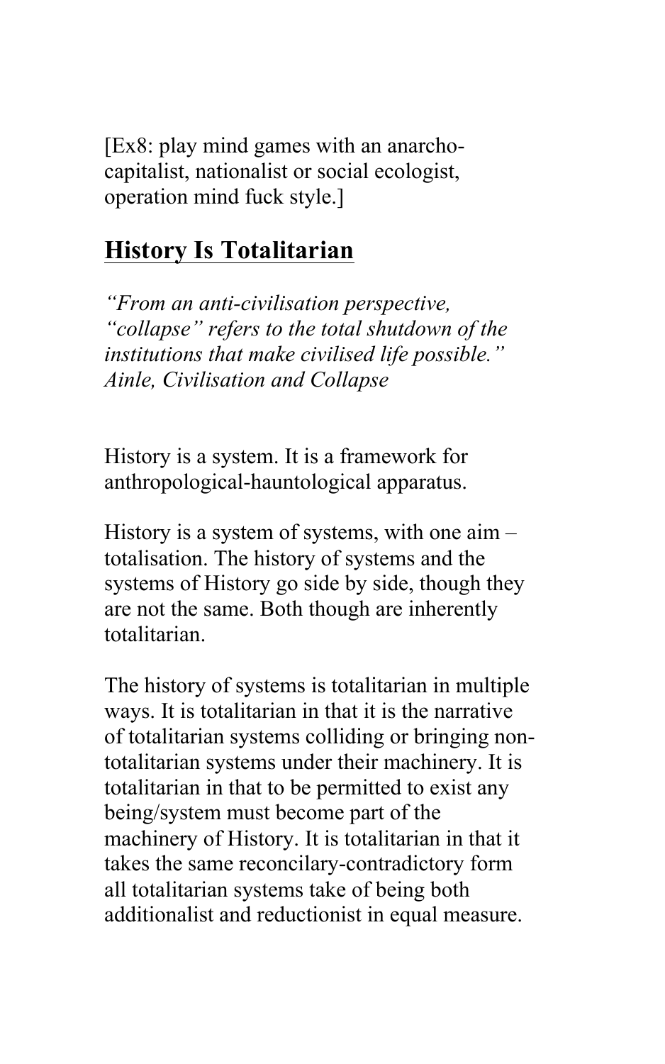[Ex8: play mind games with an anarcho-capitalist, nationalist or social ecologist, operation mind fuck style.]

## **History Is Totalitarian**

*"From an anti-civilisation perspective, "collapse" refers to the total shutdown of the institutions that make civilised life possible." Ainle, Civilisation and Collapse*

History is a system. It is a framework for anthropological-hauntological apparatus.

History is a system of systems, with one aim – totalisation. The history of systems and the systems of History go side by side, though they are not the same. Both though are inherently totalitarian.

The history of systems is totalitarian in multiple ways. It is totalitarian in that it is the narrative of totalitarian systems colliding or bringing non-totalitarian systems under their machinery. It is totalitarian in that to be permitted to exist any being/system must become part of the machinery of History. It is totalitarian in that it takes the same reconcilary-contradictory form all totalitarian systems take of being both additionalist and reductionist in equal measure.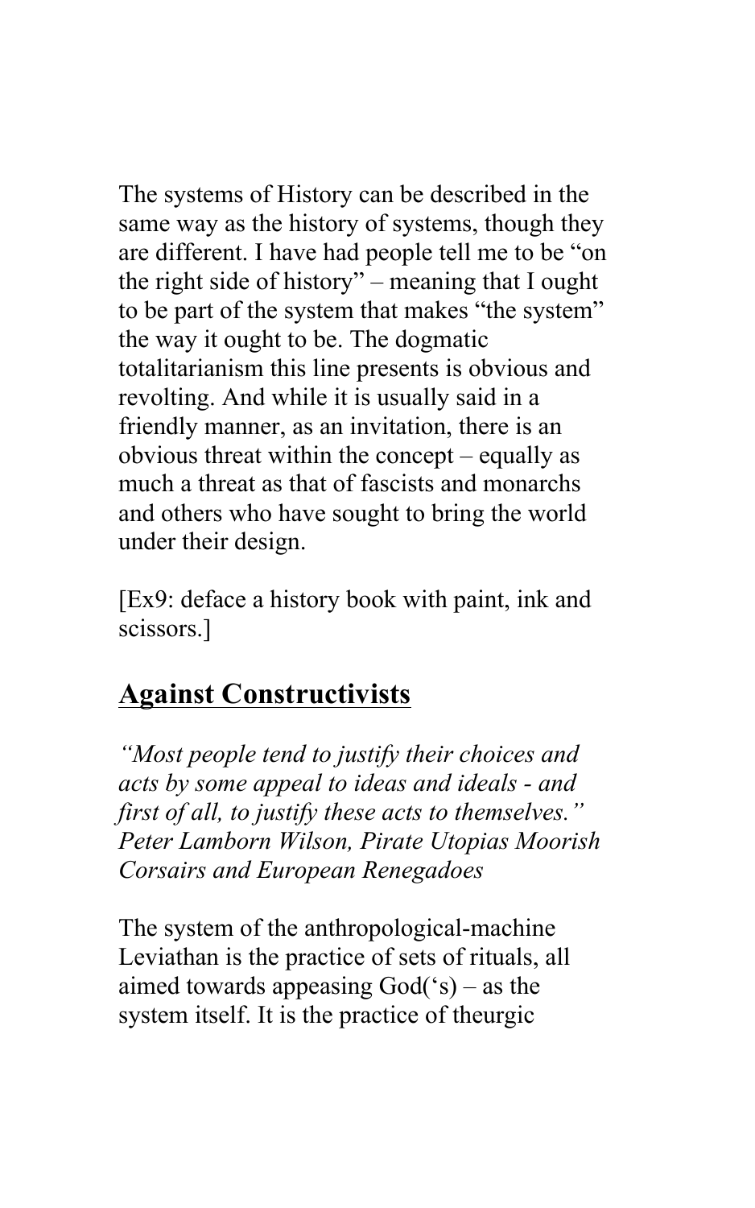The systems of History can be described in the same way as the history of systems, though they are different. I have had people tell me to be "on the right side of history" – meaning that I ought to be part of the system that makes "the system" the way it ought to be. The dogmatic totalitarianism this line presents is obvious and revolting. And while it is usually said in a friendly manner, as an invitation, there is an obvious threat within the concept – equally as much a threat as that of fascists and monarchs and others who have sought to bring the world under their design.

[Ex9: deface a history book with paint, ink and scissors.]

## Against Constructivists

*"Most people tend to justify their choices and acts by some appeal to ideas and ideals - and first of all, to justify these acts to themselves." Peter Lamborn Wilson, Pirate Utopias Moorish Corsairs and European Renegadoes*

The system of the anthropological-machine Leviathan is the practice of sets of rituals, all aimed towards appeasing God('s) – as the system itself. It is the practice of theurgic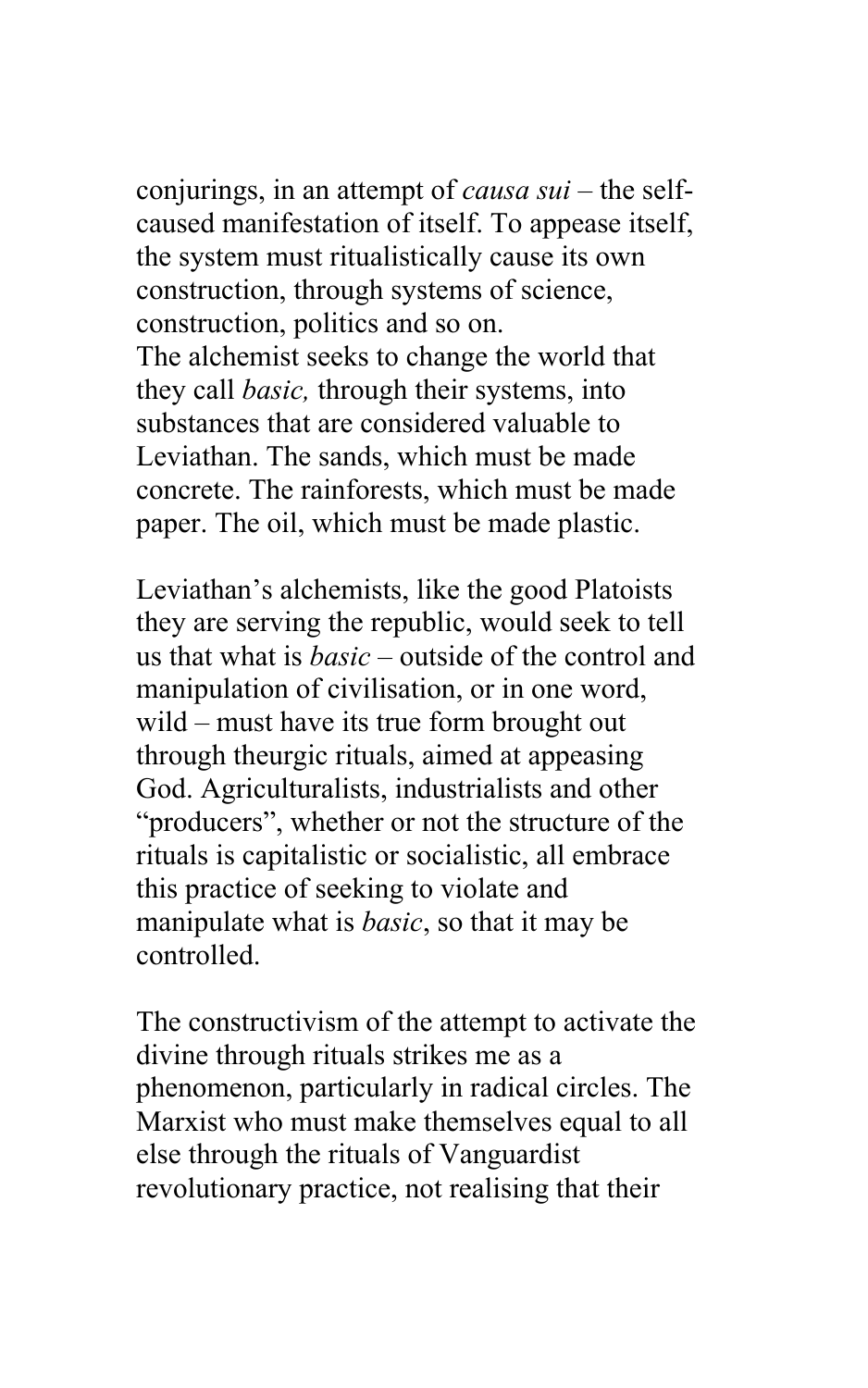conjurings, in an attempt of *causa sui* – the self-caused manifestation of itself. To appease itself, the system must ritualistically cause its own construction, through systems of science, construction, politics and so on.
The alchemist seeks to change the world that they call *basic,* through their systems, into substances that are considered valuable to Leviathan. The sands, which must be made concrete. The rainforests, which must be made paper. The oil, which must be made plastic.

Leviathan's alchemists, like the good Platoists they are serving the republic, would seek to tell us that what is *basic* – outside of the control and manipulation of civilisation, or in one word, wild – must have its true form brought out through theurgic rituals, aimed at appeasing God. Agriculturalists, industrialists and other "producers", whether or not the structure of the rituals is capitalistic or socialistic, all embrace this practice of seeking to violate and manipulate what is *basic*, so that it may be controlled.

The constructivism of the attempt to activate the divine through rituals strikes me as a phenomenon, particularly in radical circles. The Marxist who must make themselves equal to all else through the rituals of Vanguardist revolutionary practice, not realising that their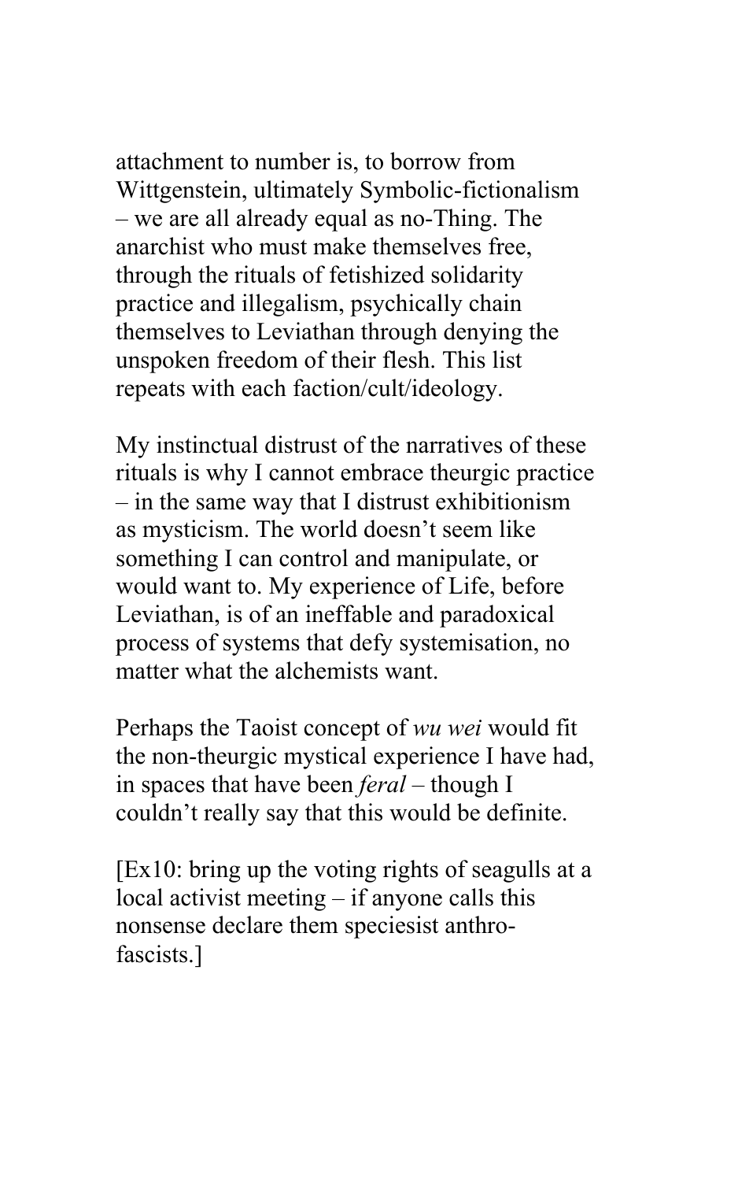attachment to number is, to borrow from Wittgenstein, ultimately Symbolic-fictionalism – we are all already equal as no-Thing. The anarchist who must make themselves free, through the rituals of fetishized solidarity practice and illegalism, psychically chain themselves to Leviathan through denying the unspoken freedom of their flesh. This list repeats with each faction/cult/ideology.

My instinctual distrust of the narratives of these rituals is why I cannot embrace theurgic practice – in the same way that I distrust exhibitionism as mysticism. The world doesn't seem like something I can control and manipulate, or would want to. My experience of Life, before Leviathan, is of an ineffable and paradoxical process of systems that defy systemisation, no matter what the alchemists want.

Perhaps the Taoist concept of *wu wei* would fit the non-theurgic mystical experience I have had, in spaces that have been *feral* – though I couldn't really say that this would be definite.

[Ex10: bring up the voting rights of seagulls at a local activist meeting – if anyone calls this nonsense declare them speciesist anthro-fascists.]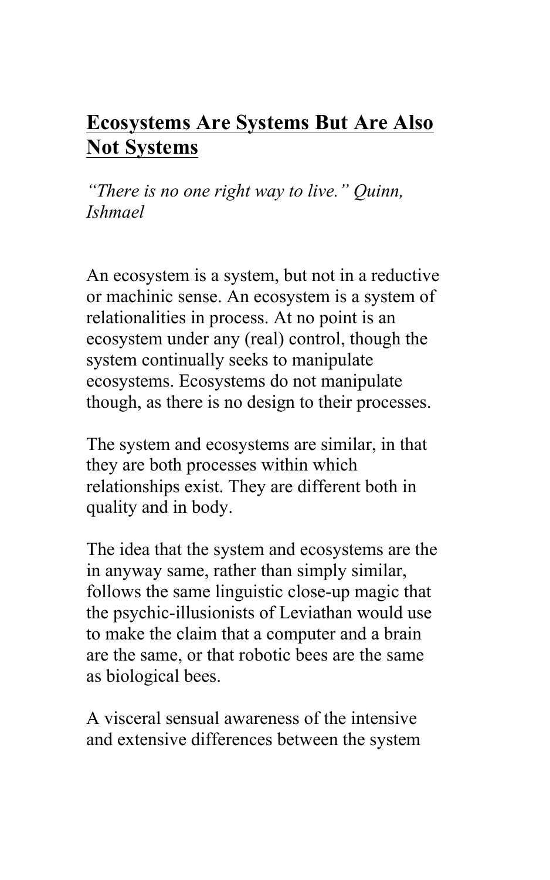## Ecosystems Are Systems But Are Also Not Systems

*"There is no one right way to live." Quinn, Ishmael*

An ecosystem is a system, but not in a reductive or machinic sense. An ecosystem is a system of relationalities in process. At no point is an ecosystem under any (real) control, though the system continually seeks to manipulate ecosystems. Ecosystems do not manipulate though, as there is no design to their processes.

The system and ecosystems are similar, in that they are both processes within which relationships exist. They are different both in quality and in body.

The idea that the system and ecosystems are the in anyway same, rather than simply similar, follows the same linguistic close-up magic that the psychic-illusionists of Leviathan would use to make the claim that a computer and a brain are the same, or that robotic bees are the same as biological bees.

A visceral sensual awareness of the intensive and extensive differences between the system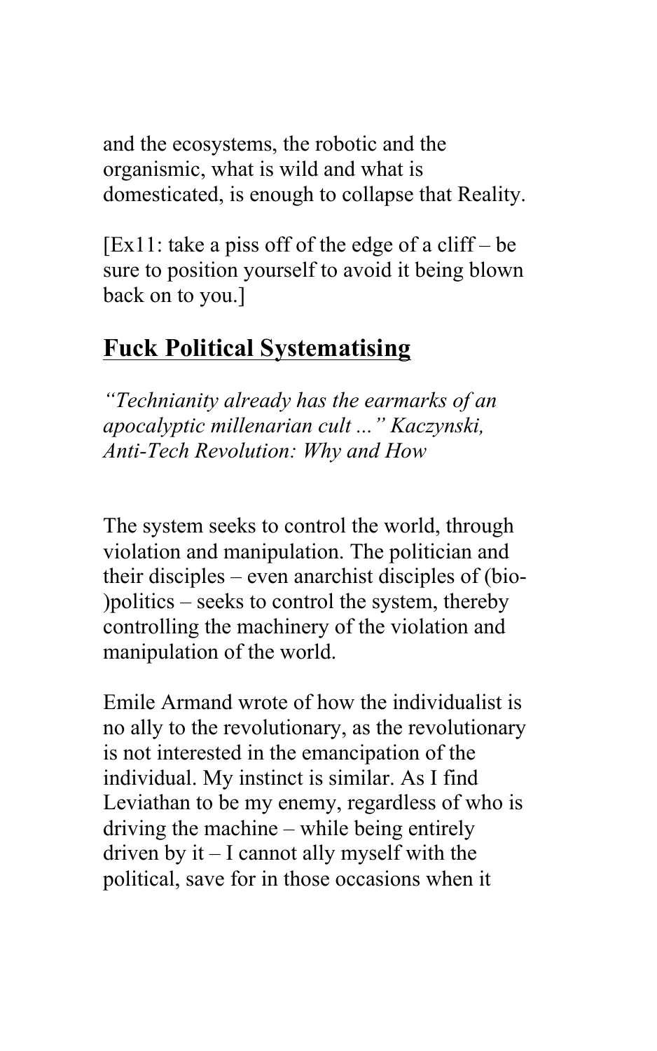and the ecosystems, the robotic and the organismic, what is wild and what is domesticated, is enough to collapse that Reality.

[Ex11: take a piss off of the edge of a cliff – be sure to position yourself to avoid it being blown back on to you.]

## Fuck Political Systematising

*"Technianity already has the earmarks of an apocalyptic millenarian cult ..." Kaczynski, Anti-Tech Revolution: Why and How*

The system seeks to control the world, through violation and manipulation. The politician and their disciples – even anarchist disciples of (bio-)politics – seeks to control the system, thereby controlling the machinery of the violation and manipulation of the world.

Emile Armand wrote of how the individualist is no ally to the revolutionary, as the revolutionary is not interested in the emancipation of the individual. My instinct is similar. As I find Leviathan to be my enemy, regardless of who is driving the machine – while being entirely driven by it – I cannot ally myself with the political, save for in those occasions when it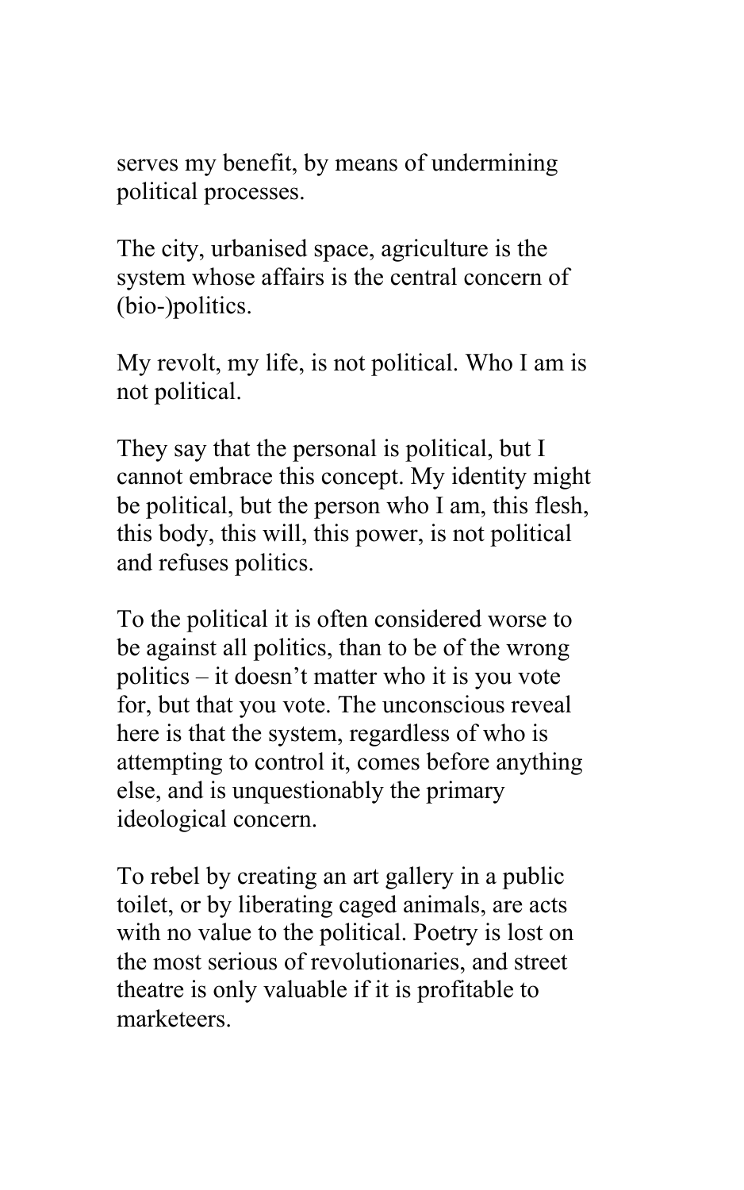serves my benefit, by means of undermining political processes.

The city, urbanised space, agriculture is the system whose affairs is the central concern of (bio-)politics.

My revolt, my life, is not political. Who I am is not political.

They say that the personal is political, but I cannot embrace this concept. My identity might be political, but the person who I am, this flesh, this body, this will, this power, is not political and refuses politics.

To the political it is often considered worse to be against all politics, than to be of the wrong politics – it doesn't matter who it is you vote for, but that you vote. The unconscious reveal here is that the system, regardless of who is attempting to control it, comes before anything else, and is unquestionably the primary ideological concern.

To rebel by creating an art gallery in a public toilet, or by liberating caged animals, are acts with no value to the political. Poetry is lost on the most serious of revolutionaries, and street theatre is only valuable if it is profitable to marketeers.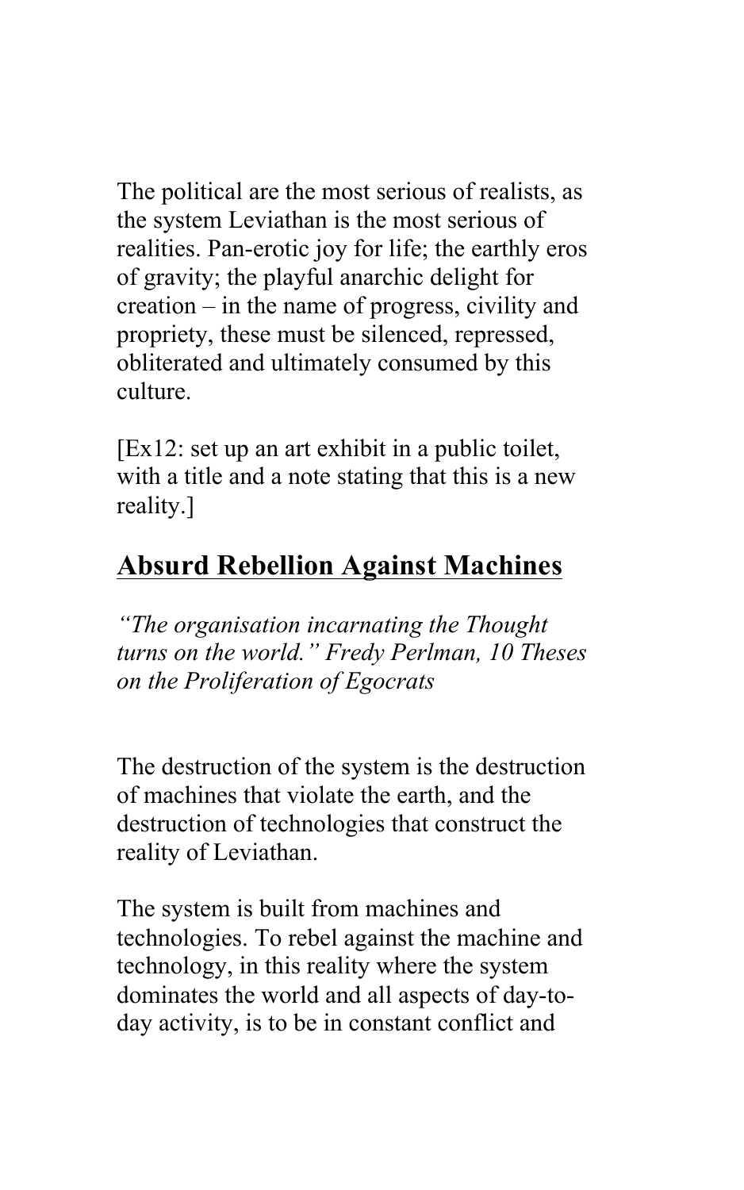The political are the most serious of realists, as the system Leviathan is the most serious of realities. Pan-erotic joy for life; the earthly eros of gravity; the playful anarchic delight for creation – in the name of progress, civility and propriety, these must be silenced, repressed, obliterated and ultimately consumed by this culture.

[Ex12: set up an art exhibit in a public toilet, with a title and a note stating that this is a new reality.]

## Absurd Rebellion Against Machines

*"The organisation incarnating the Thought turns on the world." Fredy Perlman, 10 Theses on the Proliferation of Egocrats*

The destruction of the system is the destruction of machines that violate the earth, and the destruction of technologies that construct the reality of Leviathan.

The system is built from machines and technologies. To rebel against the machine and technology, in this reality where the system dominates the world and all aspects of day-to-day activity, is to be in constant conflict and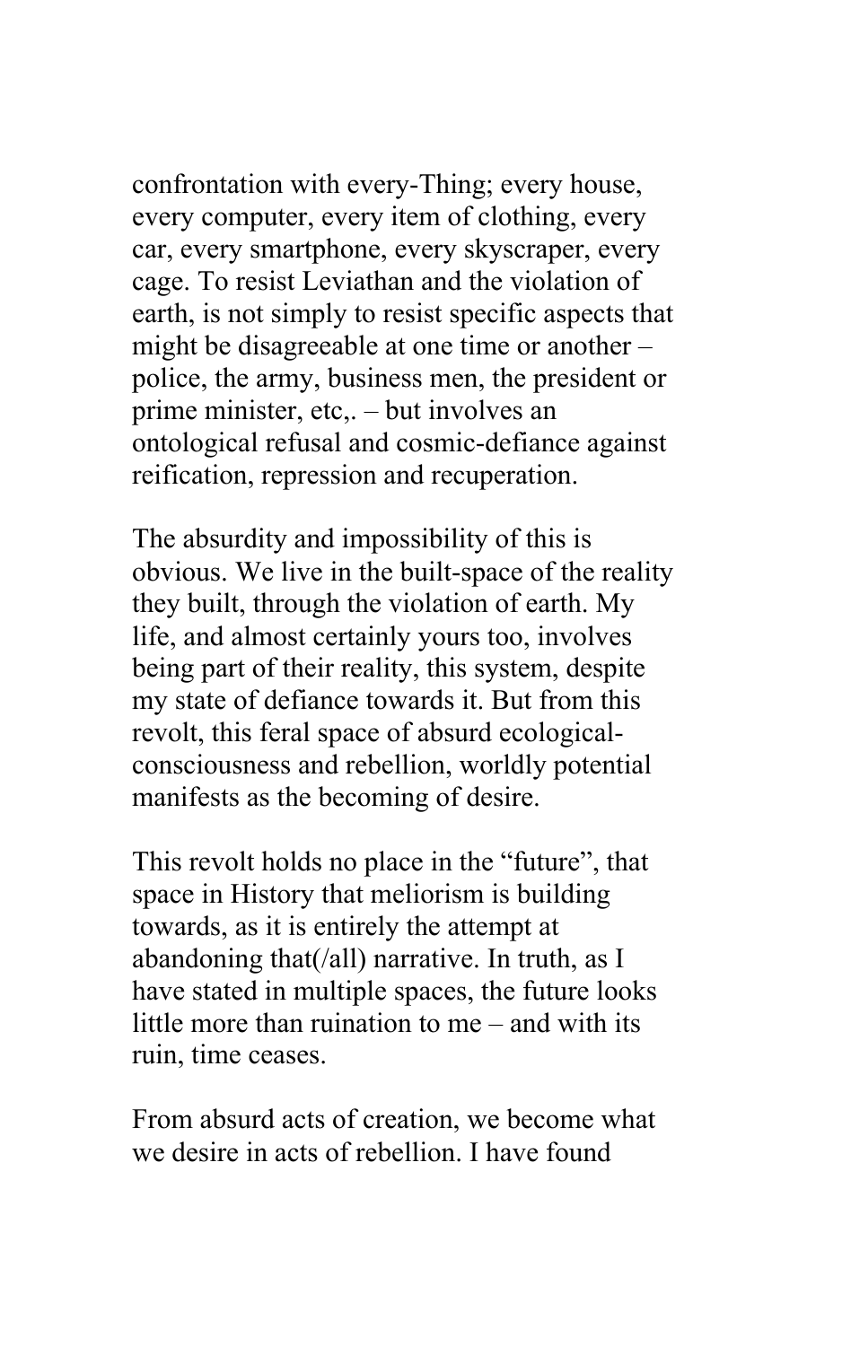confrontation with every-Thing; every house, every computer, every item of clothing, every car, every smartphone, every skyscraper, every cage. To resist Leviathan and the violation of earth, is not simply to resist specific aspects that might be disagreeable at one time or another – police, the army, business men, the president or prime minister, etc,. – but involves an ontological refusal and cosmic-defiance against reification, repression and recuperation.

The absurdity and impossibility of this is obvious. We live in the built-space of the reality they built, through the violation of earth. My life, and almost certainly yours too, involves being part of their reality, this system, despite my state of defiance towards it. But from this revolt, this feral space of absurd ecological-consciousness and rebellion, worldly potential manifests as the becoming of desire.

This revolt holds no place in the "future", that space in History that meliorism is building towards, as it is entirely the attempt at abandoning that(/all) narrative. In truth, as I have stated in multiple spaces, the future looks little more than ruination to me – and with its ruin, time ceases.

From absurd acts of creation, we become what we desire in acts of rebellion. I have found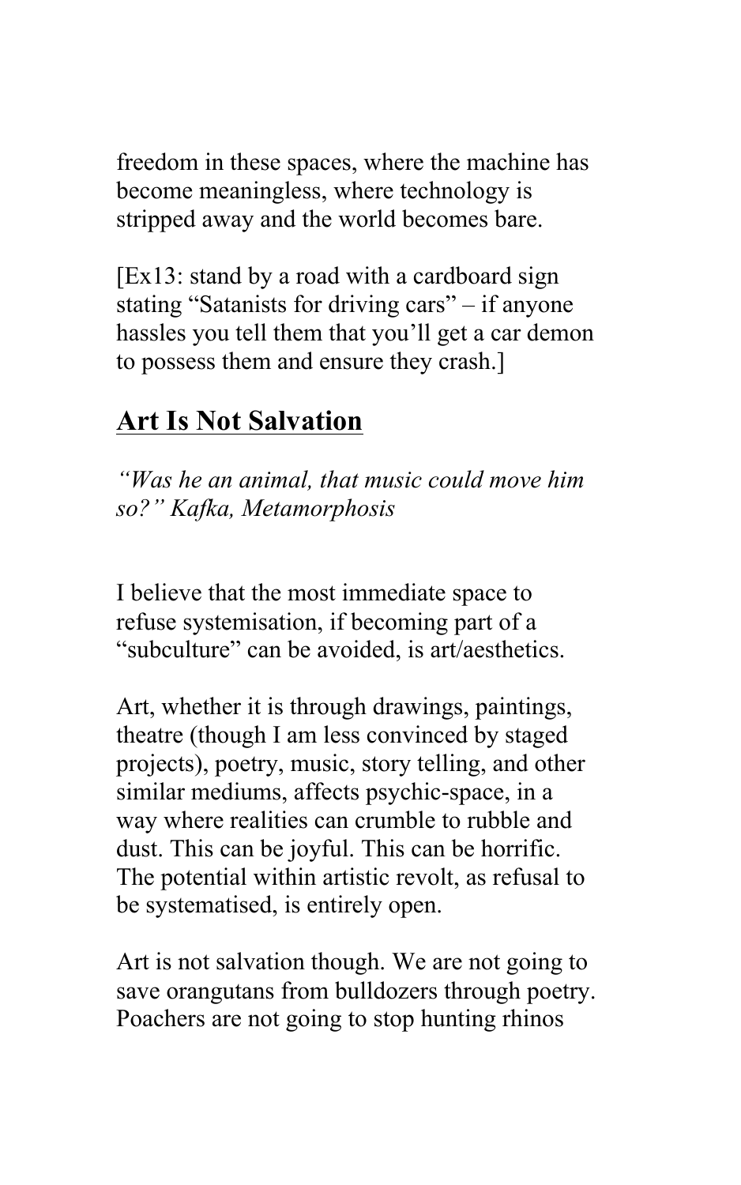freedom in these spaces, where the machine has become meaningless, where technology is stripped away and the world becomes bare.

[Ex13: stand by a road with a cardboard sign stating "Satanists for driving cars" – if anyone hassles you tell them that you'll get a car demon to possess them and ensure they crash.]

## Art Is Not Salvation

*"Was he an animal, that music could move him so?" Kafka, Metamorphosis*

I believe that the most immediate space to refuse systemisation, if becoming part of a "subculture" can be avoided, is art/aesthetics.

Art, whether it is through drawings, paintings, theatre (though I am less convinced by staged projects), poetry, music, story telling, and other similar mediums, affects psychic-space, in a way where realities can crumble to rubble and dust. This can be joyful. This can be horrific. The potential within artistic revolt, as refusal to be systematised, is entirely open.

Art is not salvation though. We are not going to save orangutans from bulldozers through poetry. Poachers are not going to stop hunting rhinos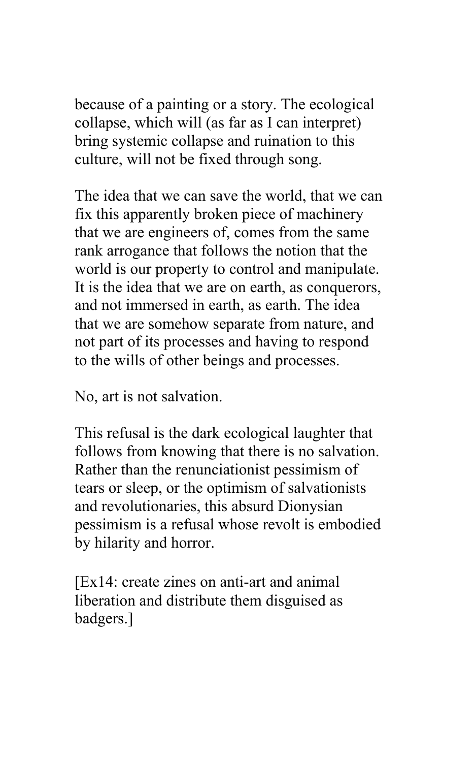because of a painting or a story. The ecological collapse, which will (as far as I can interpret) bring systemic collapse and ruination to this culture, will not be fixed through song.

The idea that we can save the world, that we can fix this apparently broken piece of machinery that we are engineers of, comes from the same rank arrogance that follows the notion that the world is our property to control and manipulate. It is the idea that we are on earth, as conquerors, and not immersed in earth, as earth. The idea that we are somehow separate from nature, and not part of its processes and having to respond to the wills of other beings and processes.

No, art is not salvation.

This refusal is the dark ecological laughter that follows from knowing that there is no salvation. Rather than the renunciationist pessimism of tears or sleep, or the optimism of salvationists and revolutionaries, this absurd Dionysian pessimism is a refusal whose revolt is embodied by hilarity and horror.

[Ex14: create zines on anti-art and animal liberation and distribute them disguised as badgers.]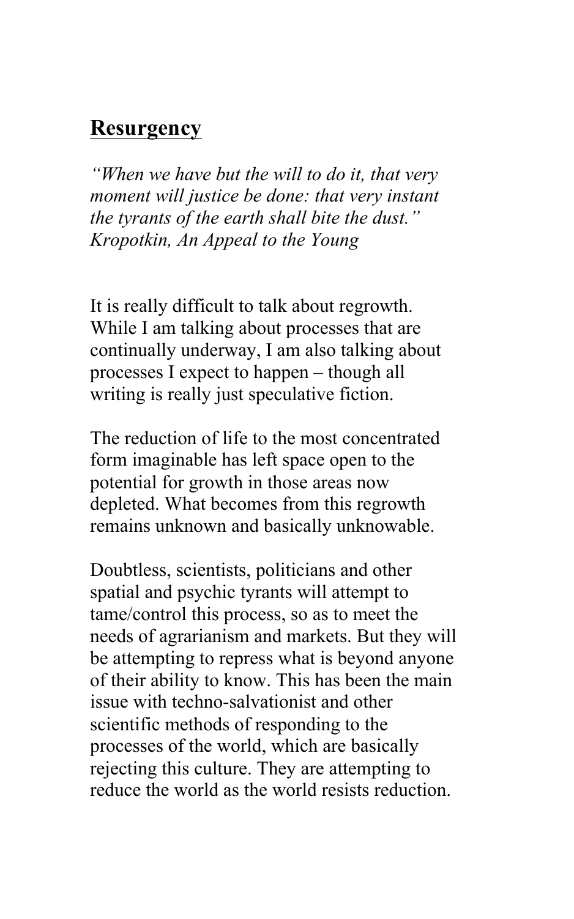## Resurgency

*"When we have but the will to do it, that very moment will justice be done: that very instant the tyrants of the earth shall bite the dust."*
*Kropotkin, An Appeal to the Young*

It is really difficult to talk about regrowth. While I am talking about processes that are continually underway, I am also talking about processes I expect to happen – though all writing is really just speculative fiction.

The reduction of life to the most concentrated form imaginable has left space open to the potential for growth in those areas now depleted. What becomes from this regrowth remains unknown and basically unknowable.

Doubtless, scientists, politicians and other spatial and psychic tyrants will attempt to tame/control this process, so as to meet the needs of agrarianism and markets. But they will be attempting to repress what is beyond anyone of their ability to know. This has been the main issue with techno-salvationist and other scientific methods of responding to the processes of the world, which are basically rejecting this culture. They are attempting to reduce the world as the world resists reduction.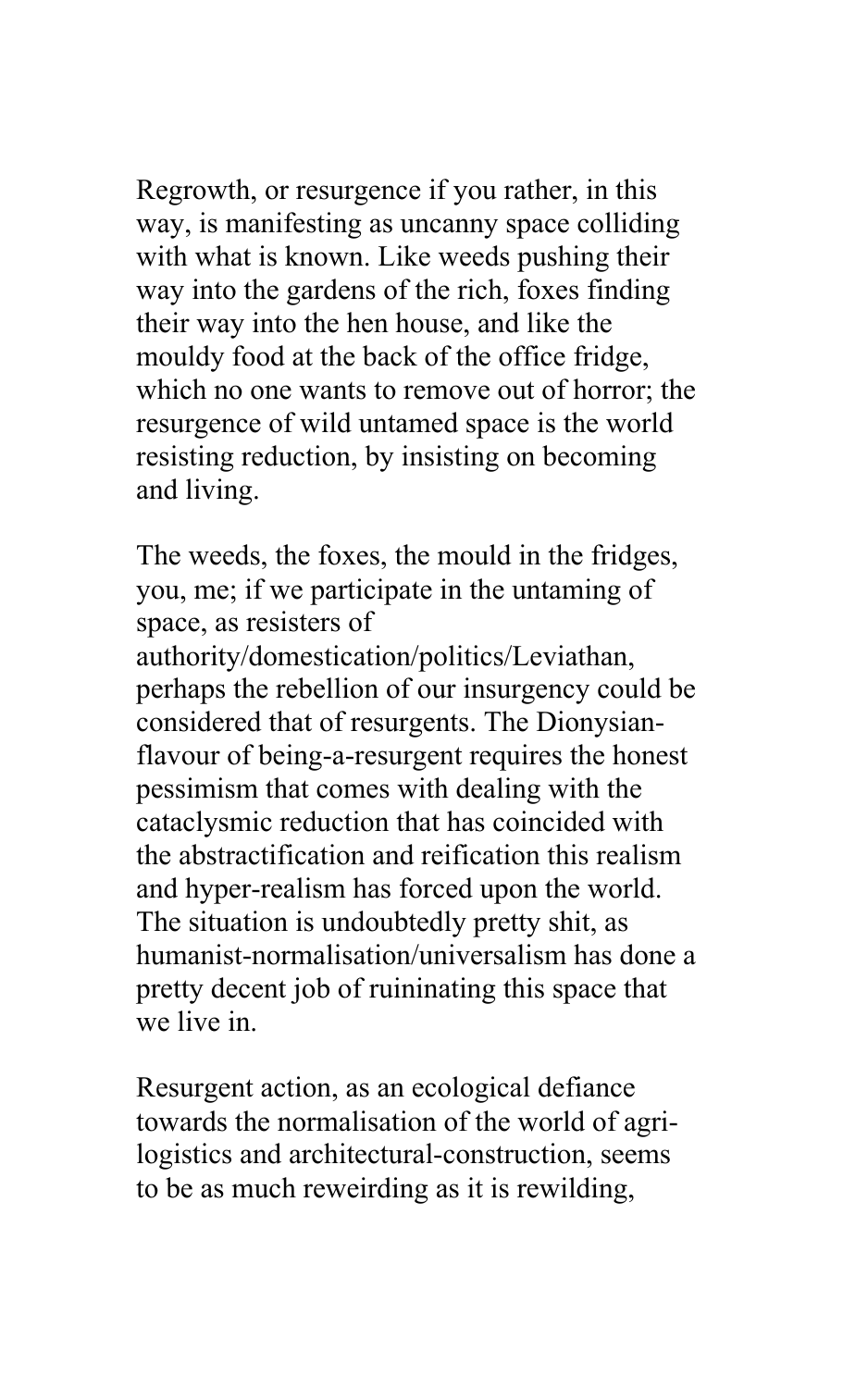Regrowth, or resurgence if you rather, in this way, is manifesting as uncanny space colliding with what is known. Like weeds pushing their way into the gardens of the rich, foxes finding their way into the hen house, and like the mouldy food at the back of the office fridge, which no one wants to remove out of horror; the resurgence of wild untamed space is the world resisting reduction, by insisting on becoming and living.

The weeds, the foxes, the mould in the fridges, you, me; if we participate in the untaming of space, as resisters of authority/domestication/politics/Leviathan, perhaps the rebellion of our insurgency could be considered that of resurgents. The Dionysian-flavour of being-a-resurgent requires the honest pessimism that comes with dealing with the cataclysmic reduction that has coincided with the abstractification and reification this realism and hyper-realism has forced upon the world. The situation is undoubtedly pretty shit, as humanist-normalisation/universalism has done a pretty decent job of ruininating this space that we live in.

Resurgent action, as an ecological defiance towards the normalisation of the world of agri-logistics and architectural-construction, seems to be as much reweirding as it is rewilding,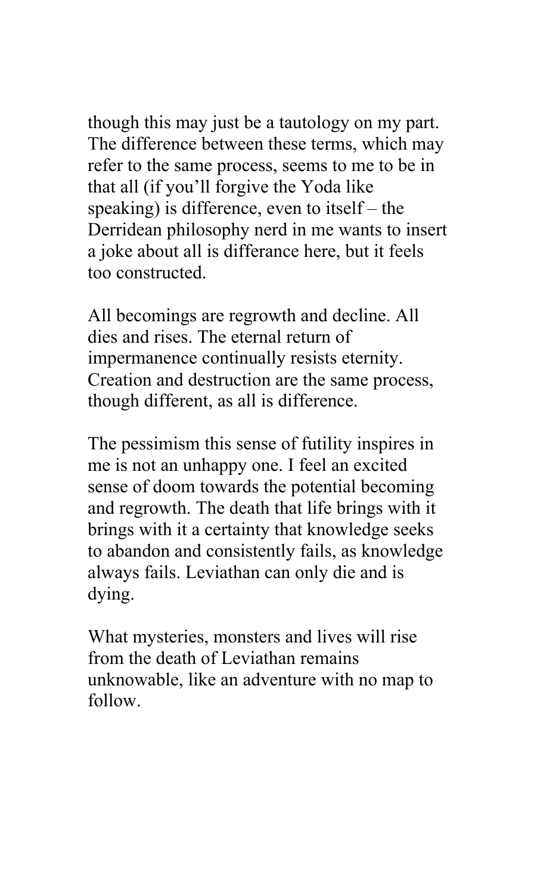though this may just be a tautology on my part. The difference between these terms, which may refer to the same process, seems to me to be in that all (if you'll forgive the Yoda like speaking) is difference, even to itself – the Derridean philosophy nerd in me wants to insert a joke about all is differance here, but it feels too constructed.

All becomings are regrowth and decline. All dies and rises. The eternal return of impermanence continually resists eternity. Creation and destruction are the same process, though different, as all is difference.

The pessimism this sense of futility inspires in me is not an unhappy one. I feel an excited sense of doom towards the potential becoming and regrowth. The death that life brings with it brings with it a certainty that knowledge seeks to abandon and consistently fails, as knowledge always fails. Leviathan can only die and is dying.

What mysteries, monsters and lives will rise from the death of Leviathan remains unknowable, like an adventure with no map to follow.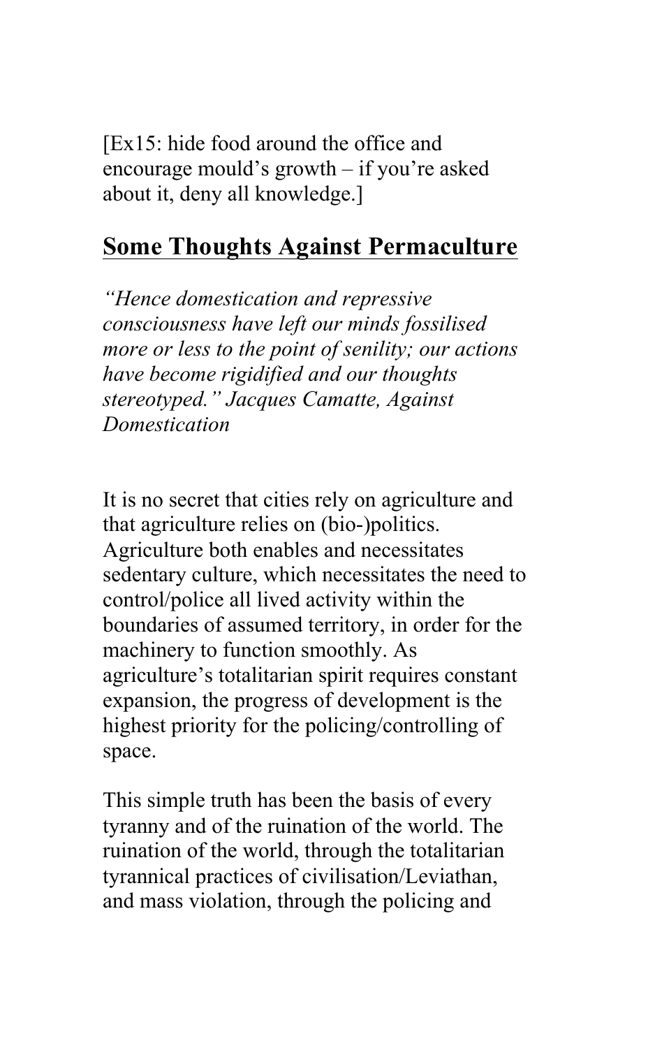[Ex15: hide food around the office and encourage mould's growth – if you're asked about it, deny all knowledge.]

## **Some Thoughts Against Permaculture**

*"Hence domestication and repressive consciousness have left our minds fossilised more or less to the point of senility; our actions have become rigidified and our thoughts stereotyped." Jacques Camatte, Against Domestication*

It is no secret that cities rely on agriculture and that agriculture relies on (bio-)politics. Agriculture both enables and necessitates sedentary culture, which necessitates the need to control/police all lived activity within the boundaries of assumed territory, in order for the machinery to function smoothly. As agriculture's totalitarian spirit requires constant expansion, the progress of development is the highest priority for the policing/controlling of space.

This simple truth has been the basis of every tyranny and of the ruination of the world. The ruination of the world, through the totalitarian tyrannical practices of civilisation/Leviathan, and mass violation, through the policing and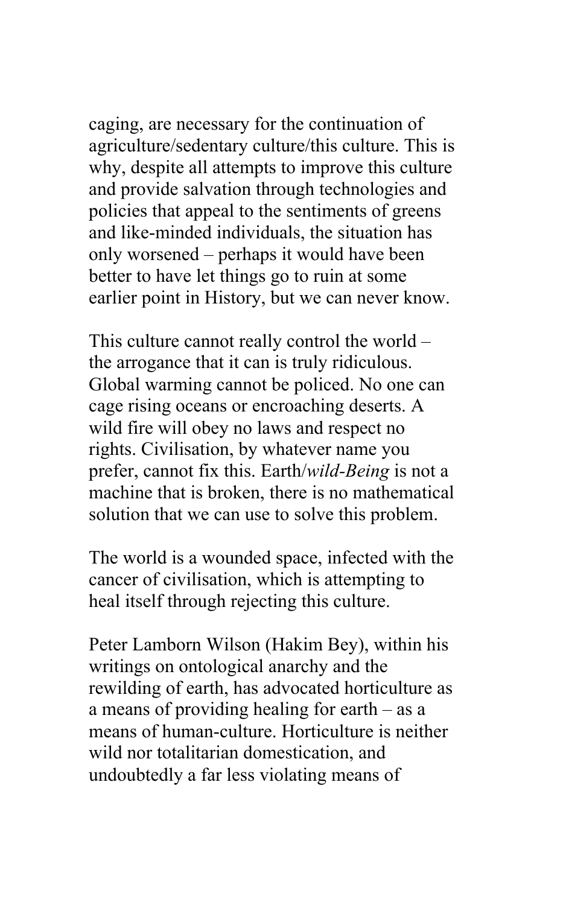caging, are necessary for the continuation of agriculture/sedentary culture/this culture. This is why, despite all attempts to improve this culture and provide salvation through technologies and policies that appeal to the sentiments of greens and like-minded individuals, the situation has only worsened – perhaps it would have been better to have let things go to ruin at some earlier point in History, but we can never know.

This culture cannot really control the world – the arrogance that it can is truly ridiculous. Global warming cannot be policed. No one can cage rising oceans or encroaching deserts. A wild fire will obey no laws and respect no rights. Civilisation, by whatever name you prefer, cannot fix this. Earth/*wild-Being* is not a machine that is broken, there is no mathematical solution that we can use to solve this problem.

The world is a wounded space, infected with the cancer of civilisation, which is attempting to heal itself through rejecting this culture.

Peter Lamborn Wilson (Hakim Bey), within his writings on ontological anarchy and the rewilding of earth, has advocated horticulture as a means of providing healing for earth – as a means of human-culture. Horticulture is neither wild nor totalitarian domestication, and undoubtedly a far less violating means of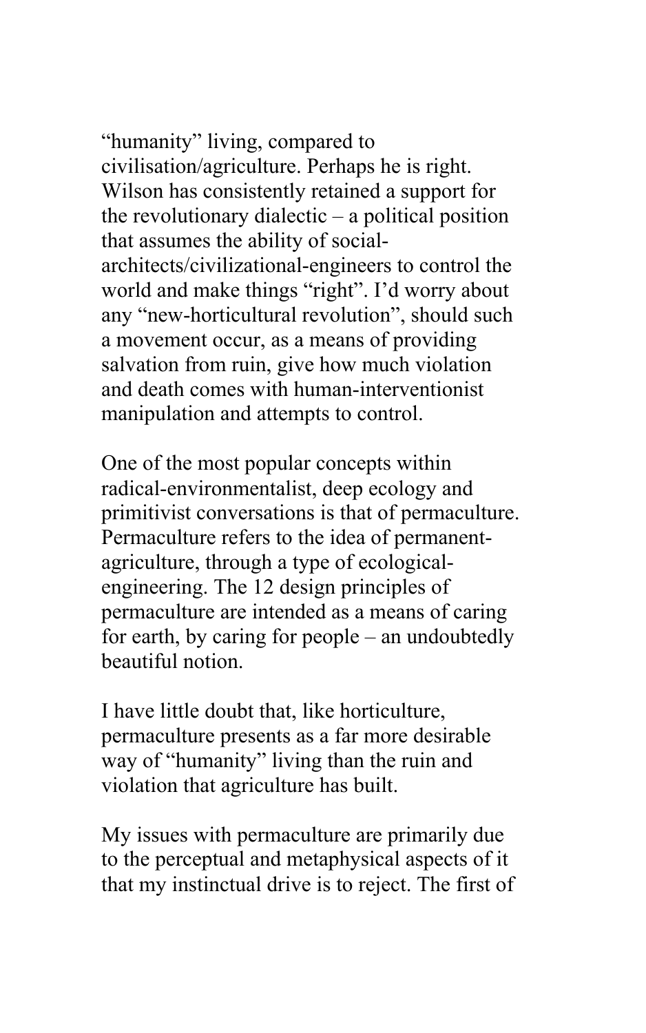"humanity" living, compared to civilisation/agriculture. Perhaps he is right. Wilson has consistently retained a support for the revolutionary dialectic – a political position that assumes the ability of social-architects/civilizational-engineers to control the world and make things "right". I'd worry about any "new-horticultural revolution", should such a movement occur, as a means of providing salvation from ruin, give how much violation and death comes with human-interventionist manipulation and attempts to control.

One of the most popular concepts within radical-environmentalist, deep ecology and primitivist conversations is that of permaculture. Permaculture refers to the idea of permanent-agriculture, through a type of ecological-engineering. The 12 design principles of permaculture are intended as a means of caring for earth, by caring for people – an undoubtedly beautiful notion.

I have little doubt that, like horticulture, permaculture presents as a far more desirable way of "humanity" living than the ruin and violation that agriculture has built.

My issues with permaculture are primarily due to the perceptual and metaphysical aspects of it that my instinctual drive is to reject. The first of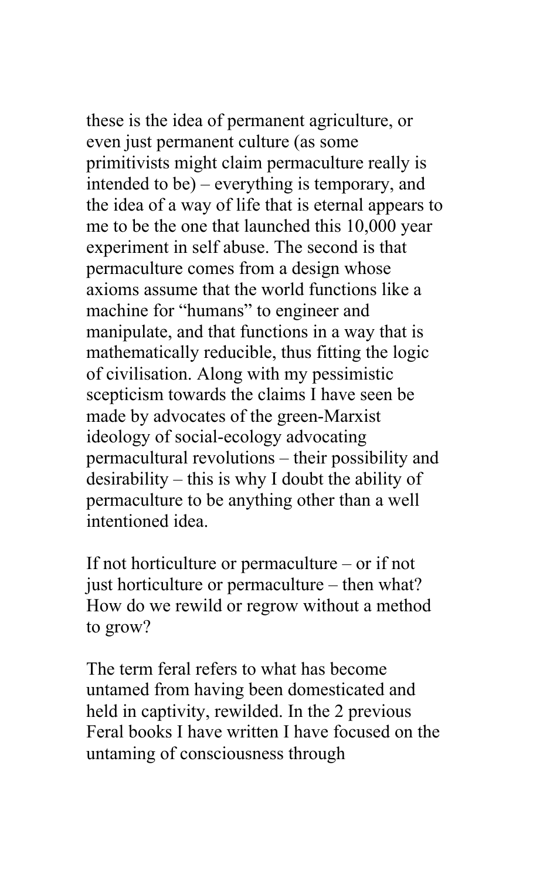these is the idea of permanent agriculture, or even just permanent culture (as some primitivists might claim permaculture really is intended to be) – everything is temporary, and the idea of a way of life that is eternal appears to me to be the one that launched this 10,000 year experiment in self abuse. The second is that permaculture comes from a design whose axioms assume that the world functions like a machine for "humans" to engineer and manipulate, and that functions in a way that is mathematically reducible, thus fitting the logic of civilisation. Along with my pessimistic scepticism towards the claims I have seen be made by advocates of the green-Marxist ideology of social-ecology advocating permacultural revolutions – their possibility and desirability – this is why I doubt the ability of permaculture to be anything other than a well intentioned idea.

If not horticulture or permaculture – or if not just horticulture or permaculture – then what? How do we rewild or regrow without a method to grow?

The term feral refers to what has become untamed from having been domesticated and held in captivity, rewilded. In the 2 previous Feral books I have written I have focused on the untaming of consciousness through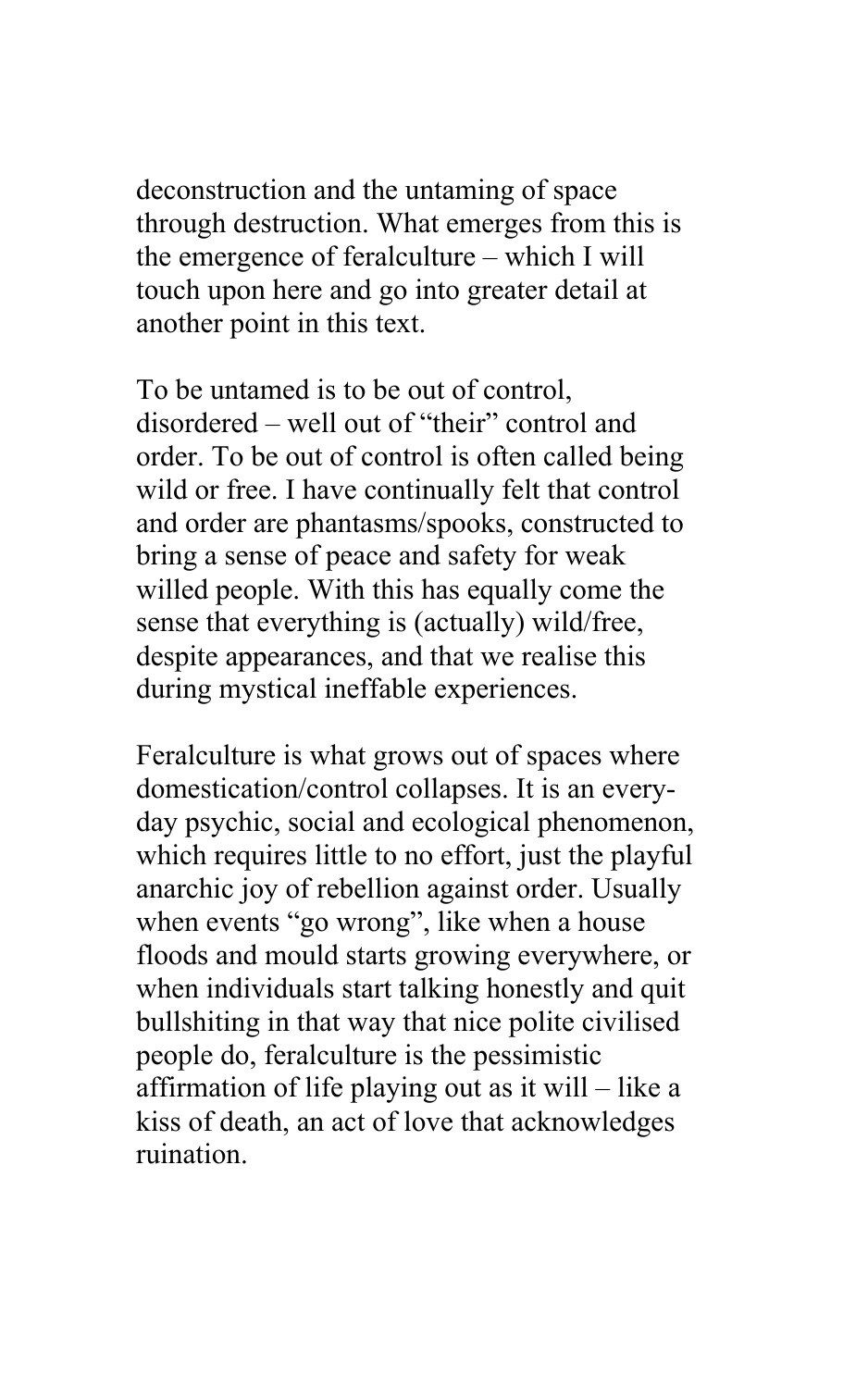deconstruction and the untaming of space through destruction. What emerges from this is the emergence of feralculture – which I will touch upon here and go into greater detail at another point in this text.

To be untamed is to be out of control, disordered – well out of "their" control and order. To be out of control is often called being wild or free. I have continually felt that control and order are phantasms/spooks, constructed to bring a sense of peace and safety for weak willed people. With this has equally come the sense that everything is (actually) wild/free, despite appearances, and that we realise this during mystical ineffable experiences.

Feralculture is what grows out of spaces where domestication/control collapses. It is an every-day psychic, social and ecological phenomenon, which requires little to no effort, just the playful anarchic joy of rebellion against order. Usually when events "go wrong", like when a house floods and mould starts growing everywhere, or when individuals start talking honestly and quit bullshiting in that way that nice polite civilised people do, feralculture is the pessimistic affirmation of life playing out as it will – like a kiss of death, an act of love that acknowledges ruination.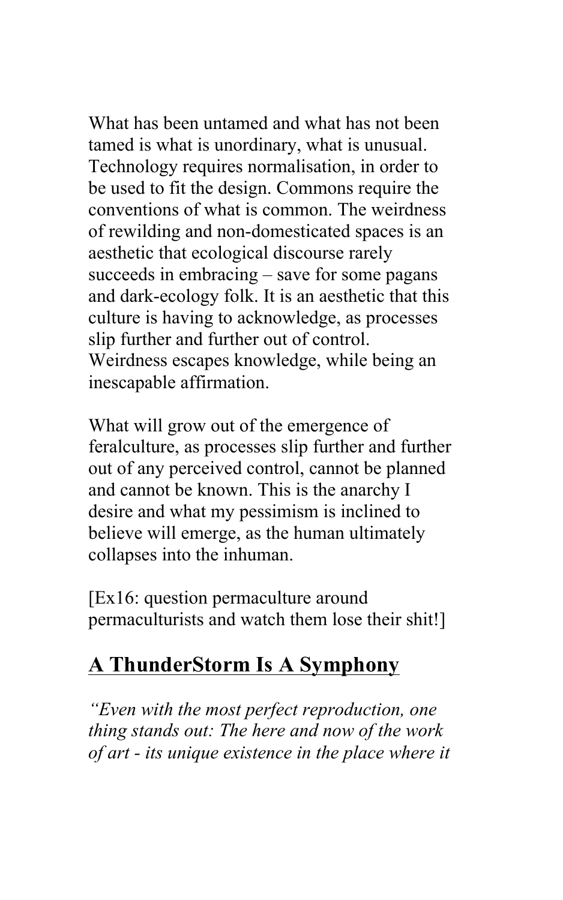What has been untamed and what has not been tamed is what is unordinary, what is unusual. Technology requires normalisation, in order to be used to fit the design. Commons require the conventions of what is common. The weirdness of rewilding and non-domesticated spaces is an aesthetic that ecological discourse rarely succeeds in embracing – save for some pagans and dark-ecology folk. It is an aesthetic that this culture is having to acknowledge, as processes slip further and further out of control. Weirdness escapes knowledge, while being an inescapable affirmation.

What will grow out of the emergence of feralculture, as processes slip further and further out of any perceived control, cannot be planned and cannot be known. This is the anarchy I desire and what my pessimism is inclined to believe will emerge, as the human ultimately collapses into the inhuman.

[Ex16: question permaculture around permaculturists and watch them lose their shit!]

## A ThunderStorm Is A Symphony

*"Even with the most perfect reproduction, one thing stands out: The here and now of the work of art - its unique existence in the place where it*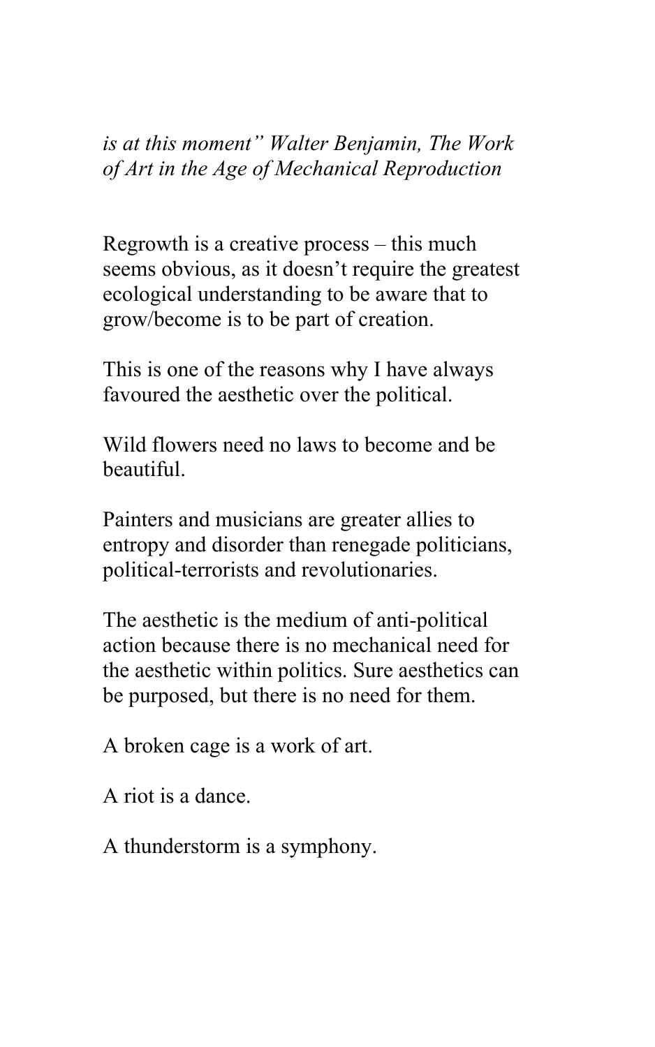*is at this moment" Walter Benjamin, The Work of Art in the Age of Mechanical Reproduction*

Regrowth is a creative process – this much seems obvious, as it doesn't require the greatest ecological understanding to be aware that to grow/become is to be part of creation.

This is one of the reasons why I have always favoured the aesthetic over the political.

Wild flowers need no laws to become and be beautiful.

Painters and musicians are greater allies to entropy and disorder than renegade politicians, political-terrorists and revolutionaries.

The aesthetic is the medium of anti-political action because there is no mechanical need for the aesthetic within politics. Sure aesthetics can be purposed, but there is no need for them.

A broken cage is a work of art.

A riot is a dance.

A thunderstorm is a symphony.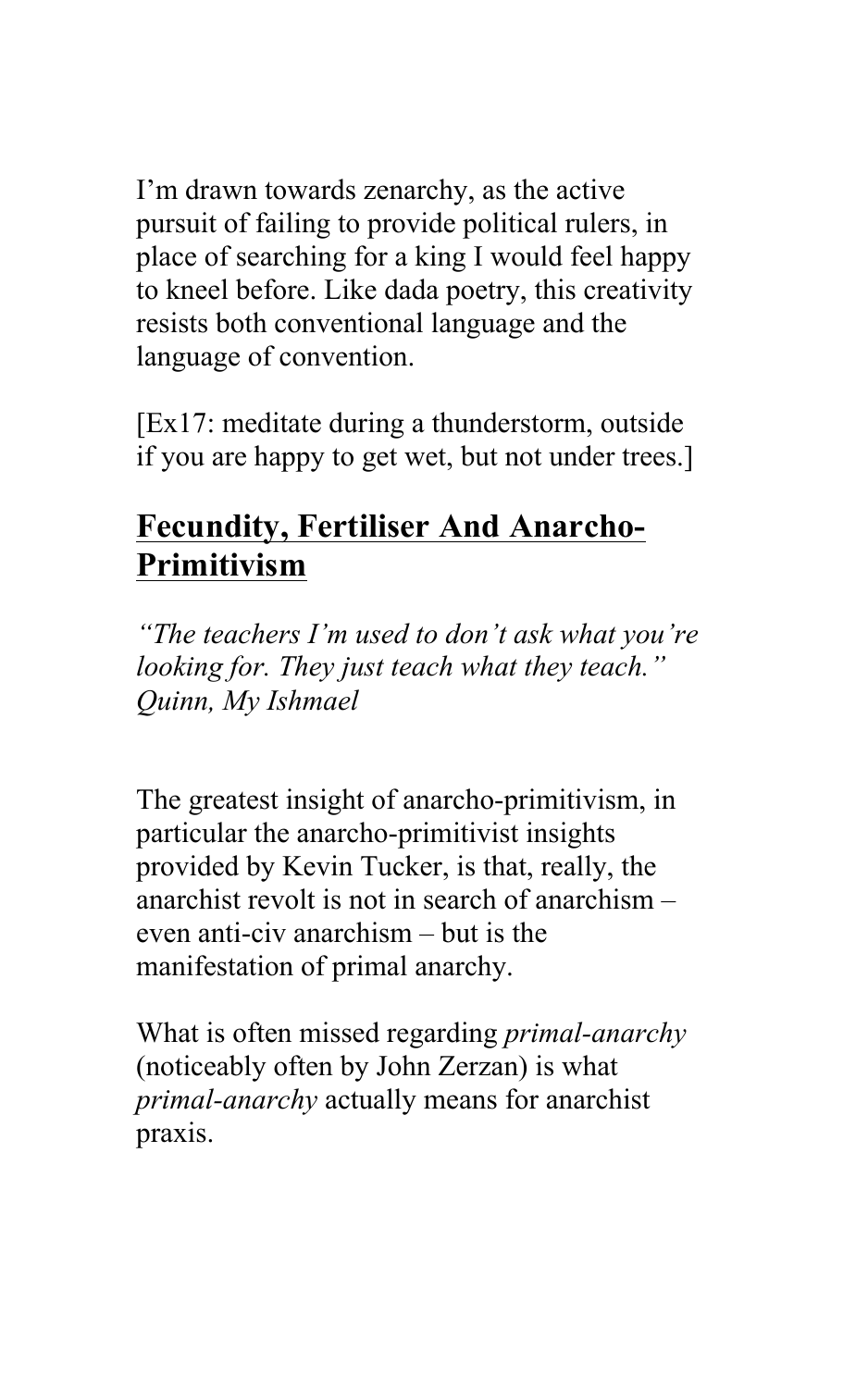I'm drawn towards zenarchy, as the active pursuit of failing to provide political rulers, in place of searching for a king I would feel happy to kneel before. Like dada poetry, this creativity resists both conventional language and the language of convention.

[Ex17: meditate during a thunderstorm, outside if you are happy to get wet, but not under trees.]

## Fecundity, Fertiliser And Anarcho-Primitivism

*"The teachers I'm used to don't ask what you're looking for. They just teach what they teach." Quinn, My Ishmael*

The greatest insight of anarcho-primitivism, in particular the anarcho-primitivist insights provided by Kevin Tucker, is that, really, the anarchist revolt is not in search of anarchism – even anti-civ anarchism – but is the manifestation of primal anarchy.

What is often missed regarding *primal-anarchy* (noticeably often by John Zerzan) is what *primal-anarchy* actually means for anarchist praxis.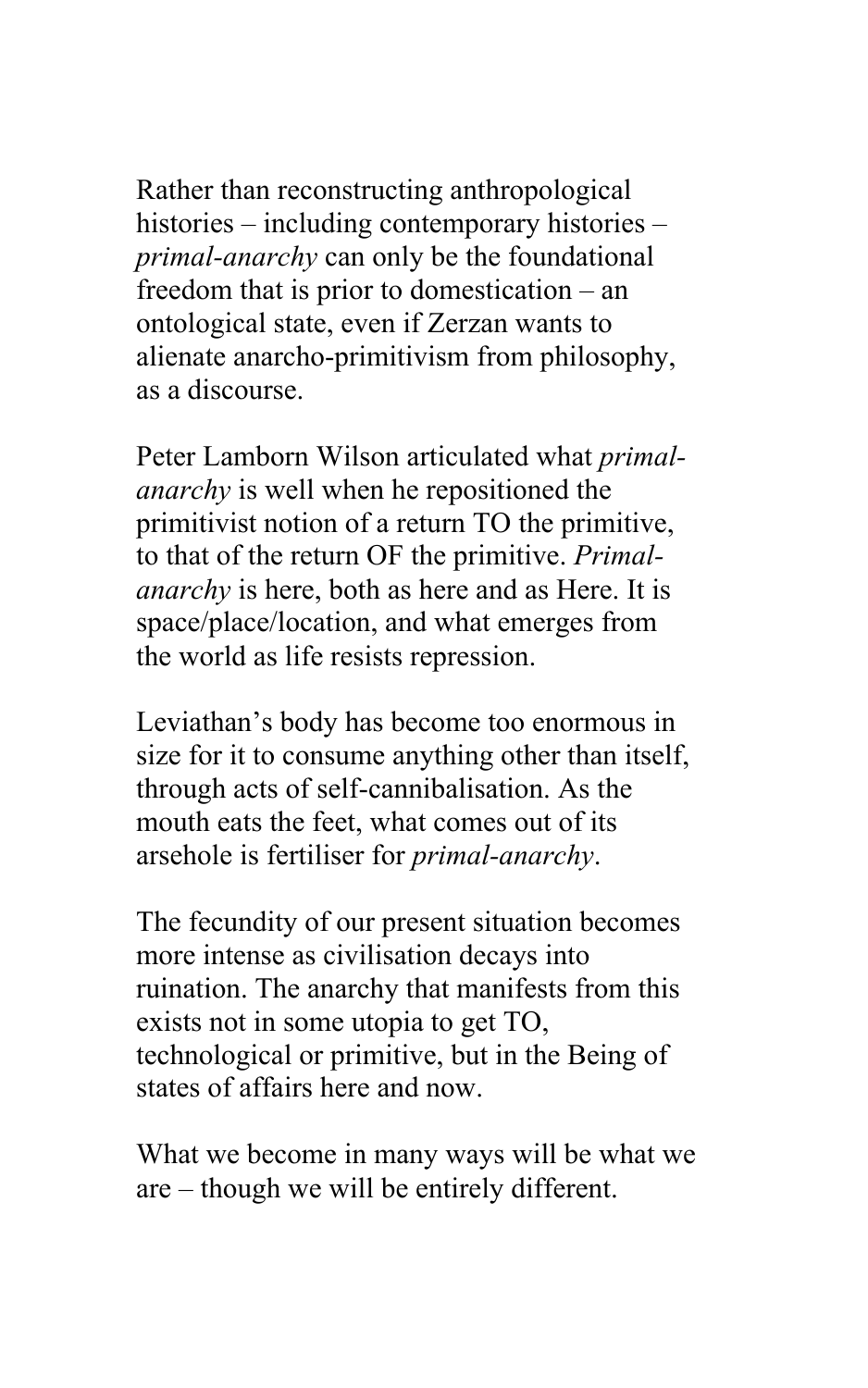Rather than reconstructing anthropological histories – including contemporary histories – *primal-anarchy* can only be the foundational freedom that is prior to domestication – an ontological state, even if Zerzan wants to alienate anarcho-primitivism from philosophy, as a discourse.

Peter Lamborn Wilson articulated what *primal-anarchy* is well when he repositioned the primitivist notion of a return TO the primitive, to that of the return OF the primitive. *Primal-anarchy* is here, both as here and as Here. It is space/place/location, and what emerges from the world as life resists repression.

Leviathan's body has become too enormous in size for it to consume anything other than itself, through acts of self-cannibalisation. As the mouth eats the feet, what comes out of its arsehole is fertiliser for *primal-anarchy*.

The fecundity of our present situation becomes more intense as civilisation decays into ruination. The anarchy that manifests from this exists not in some utopia to get TO, technological or primitive, but in the Being of states of affairs here and now.

What we become in many ways will be what we are – though we will be entirely different.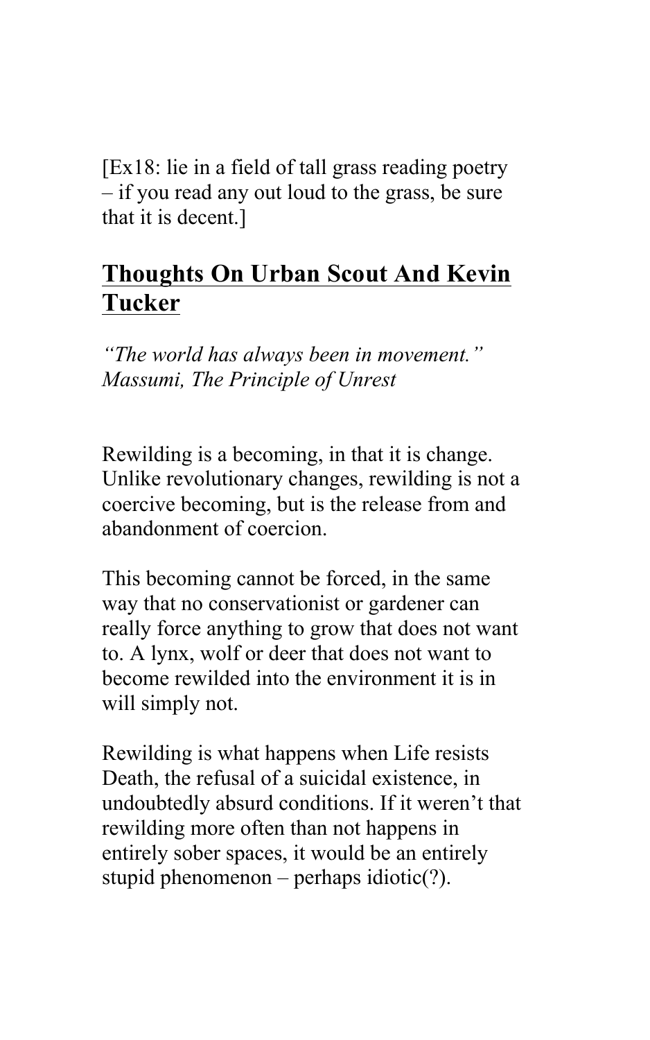[Ex18: lie in a field of tall grass reading poetry – if you read any out loud to the grass, be sure that it is decent.]

## Thoughts On Urban Scout And Kevin Tucker

*"The world has always been in movement."*
*Massumi, The Principle of Unrest*

Rewilding is a becoming, in that it is change. Unlike revolutionary changes, rewilding is not a coercive becoming, but is the release from and abandonment of coercion.

This becoming cannot be forced, in the same way that no conservationist or gardener can really force anything to grow that does not want to. A lynx, wolf or deer that does not want to become rewilded into the environment it is in will simply not.

Rewilding is what happens when Life resists Death, the refusal of a suicidal existence, in undoubtedly absurd conditions. If it weren't that rewilding more often than not happens in entirely sober spaces, it would be an entirely stupid phenomenon – perhaps idiotic(?).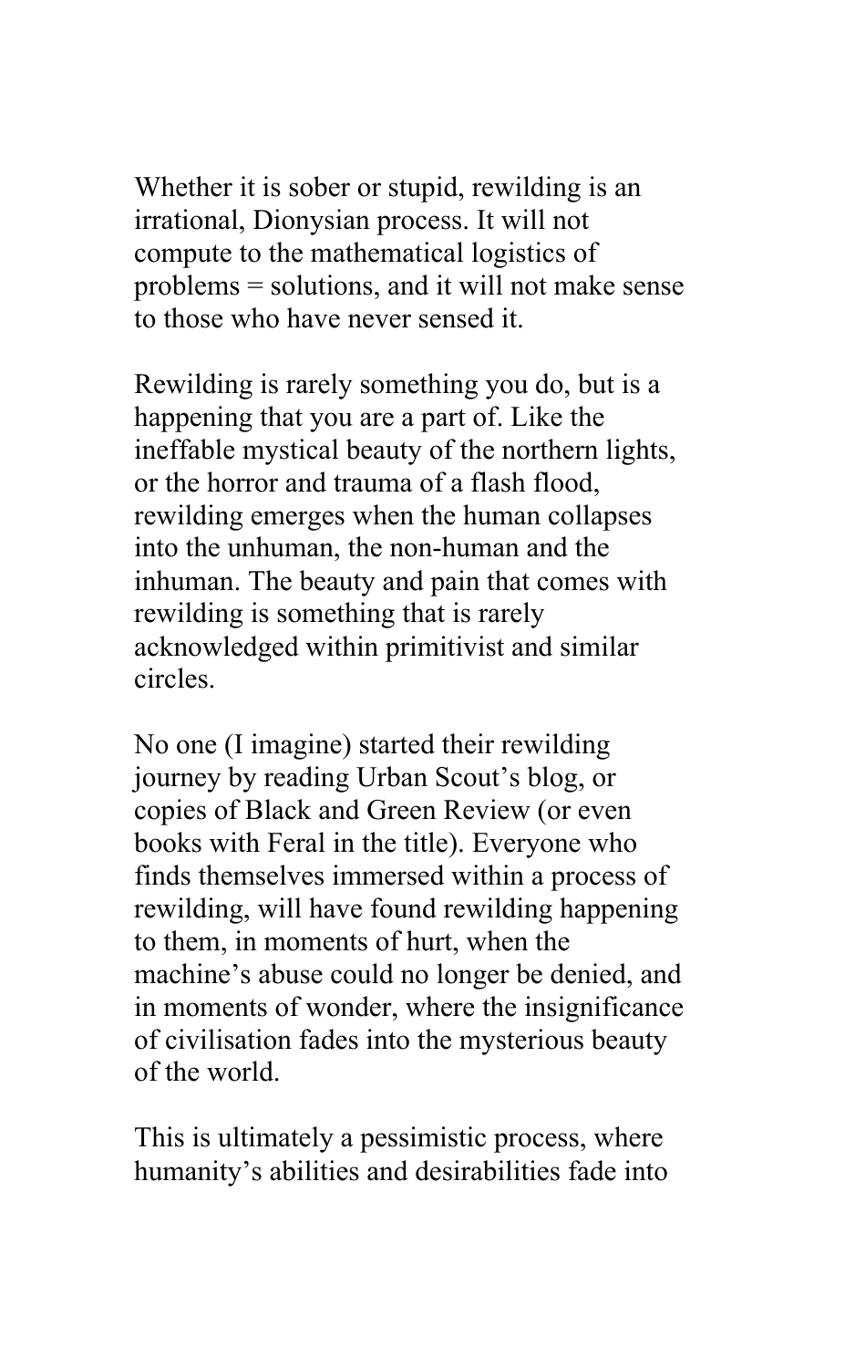Whether it is sober or stupid, rewilding is an irrational, Dionysian process. It will not compute to the mathematical logistics of problems = solutions, and it will not make sense to those who have never sensed it.

Rewilding is rarely something you do, but is a happening that you are a part of. Like the ineffable mystical beauty of the northern lights, or the horror and trauma of a flash flood, rewilding emerges when the human collapses into the unhuman, the non-human and the inhuman. The beauty and pain that comes with rewilding is something that is rarely acknowledged within primitivist and similar circles.

No one (I imagine) started their rewilding journey by reading Urban Scout's blog, or copies of Black and Green Review (or even books with Feral in the title). Everyone who finds themselves immersed within a process of rewilding, will have found rewilding happening to them, in moments of hurt, when the machine's abuse could no longer be denied, and in moments of wonder, where the insignificance of civilisation fades into the mysterious beauty of the world.

This is ultimately a pessimistic process, where humanity's abilities and desirabilities fade into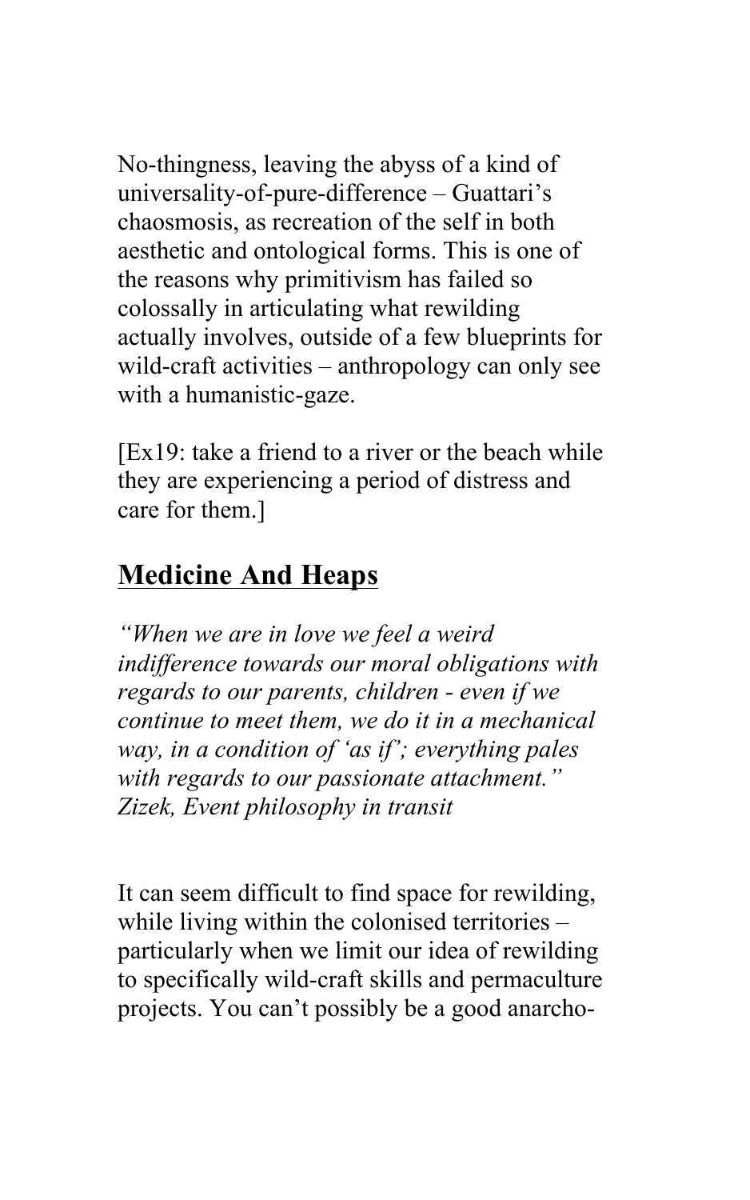No-thingness, leaving the abyss of a kind of universality-of-pure-difference – Guattari's chaosmosis, as recreation of the self in both aesthetic and ontological forms. This is one of the reasons why primitivism has failed so colossally in articulating what rewilding actually involves, outside of a few blueprints for wild-craft activities – anthropology can only see with a humanistic-gaze.

[Ex19: take a friend to a river or the beach while they are experiencing a period of distress and care for them.]

## **Medicine And Heaps**

*"When we are in love we feel a weird indifference towards our moral obligations with regards to our parents, children - even if we continue to meet them, we do it in a mechanical way, in a condition of 'as if'; everything pales with regards to our passionate attachment." Zizek, Event philosophy in transit*

It can seem difficult to find space for rewilding, while living within the colonised territories – particularly when we limit our idea of rewilding to specifically wild-craft skills and permaculture projects. You can't possibly be a good anarcho-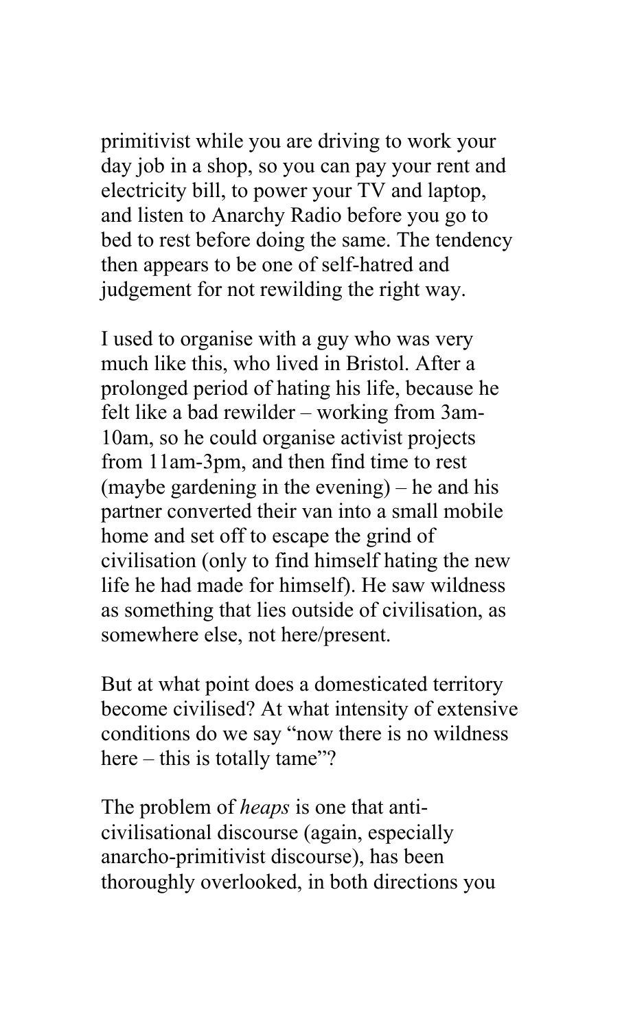primitivist while you are driving to work your day job in a shop, so you can pay your rent and electricity bill, to power your TV and laptop, and listen to Anarchy Radio before you go to bed to rest before doing the same. The tendency then appears to be one of self-hatred and judgement for not rewilding the right way.

I used to organise with a guy who was very much like this, who lived in Bristol. After a prolonged period of hating his life, because he felt like a bad rewilder – working from 3am-10am, so he could organise activist projects from 11am-3pm, and then find time to rest (maybe gardening in the evening) – he and his partner converted their van into a small mobile home and set off to escape the grind of civilisation (only to find himself hating the new life he had made for himself). He saw wildness as something that lies outside of civilisation, as somewhere else, not here/present.

But at what point does a domesticated territory become civilised? At what intensity of extensive conditions do we say "now there is no wildness here – this is totally tame"?

The problem of *heaps* is one that anti-civilisational discourse (again, especially anarcho-primitivist discourse), has been thoroughly overlooked, in both directions you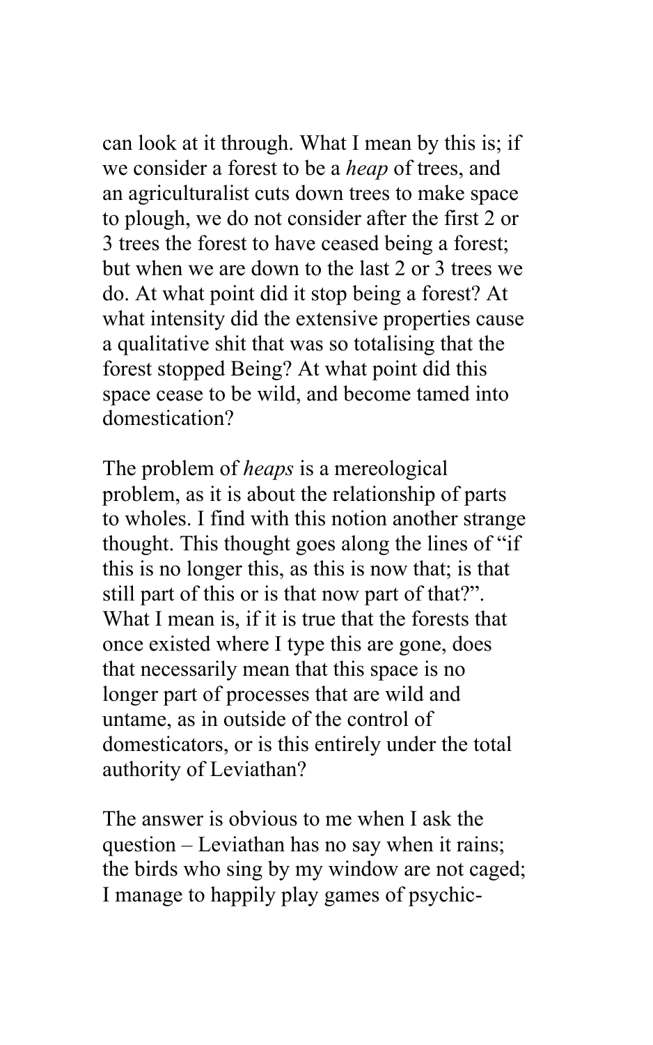can look at it through. What I mean by this is; if we consider a forest to be a *heap* of trees, and an agriculturalist cuts down trees to make space to plough, we do not consider after the first 2 or 3 trees the forest to have ceased being a forest; but when we are down to the last 2 or 3 trees we do. At what point did it stop being a forest? At what intensity did the extensive properties cause a qualitative shit that was so totalising that the forest stopped Being? At what point did this space cease to be wild, and become tamed into domestication?

The problem of *heaps* is a mereological problem, as it is about the relationship of parts to wholes. I find with this notion another strange thought. This thought goes along the lines of "if this is no longer this, as this is now that; is that still part of this or is that now part of that?". What I mean is, if it is true that the forests that once existed where I type this are gone, does that necessarily mean that this space is no longer part of processes that are wild and untame, as in outside of the control of domesticators, or is this entirely under the total authority of Leviathan?

The answer is obvious to me when I ask the question – Leviathan has no say when it rains; the birds who sing by my window are not caged; I manage to happily play games of psychic-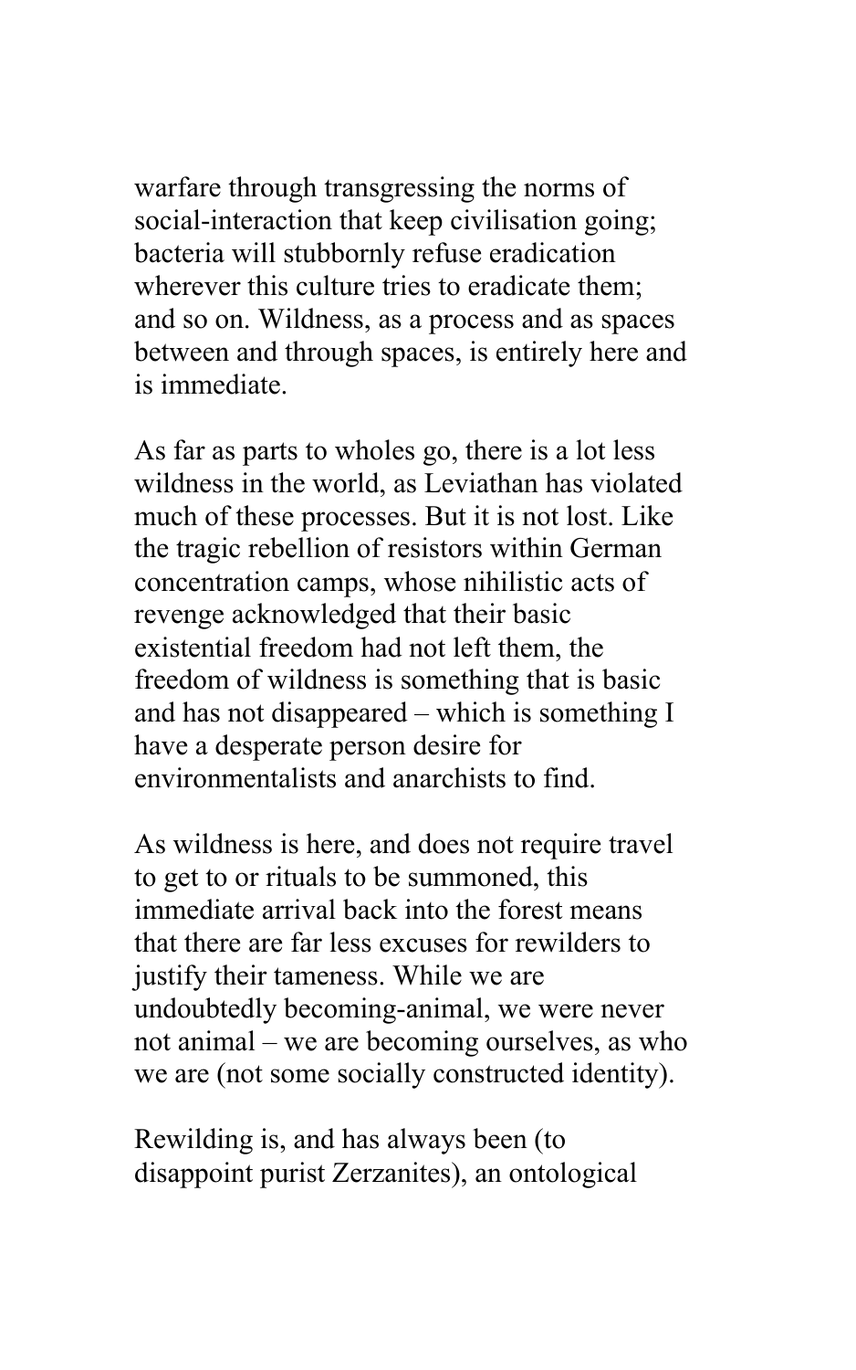warfare through transgressing the norms of social-interaction that keep civilisation going; bacteria will stubbornly refuse eradication wherever this culture tries to eradicate them; and so on. Wildness, as a process and as spaces between and through spaces, is entirely here and is immediate.

As far as parts to wholes go, there is a lot less wildness in the world, as Leviathan has violated much of these processes. But it is not lost. Like the tragic rebellion of resistors within German concentration camps, whose nihilistic acts of revenge acknowledged that their basic existential freedom had not left them, the freedom of wildness is something that is basic and has not disappeared – which is something I have a desperate person desire for environmentalists and anarchists to find.

As wildness is here, and does not require travel to get to or rituals to be summoned, this immediate arrival back into the forest means that there are far less excuses for rewilders to justify their tameness. While we are undoubtedly becoming-animal, we were never not animal – we are becoming ourselves, as who we are (not some socially constructed identity).

Rewilding is, and has always been (to disappoint purist Zerzanites), an ontological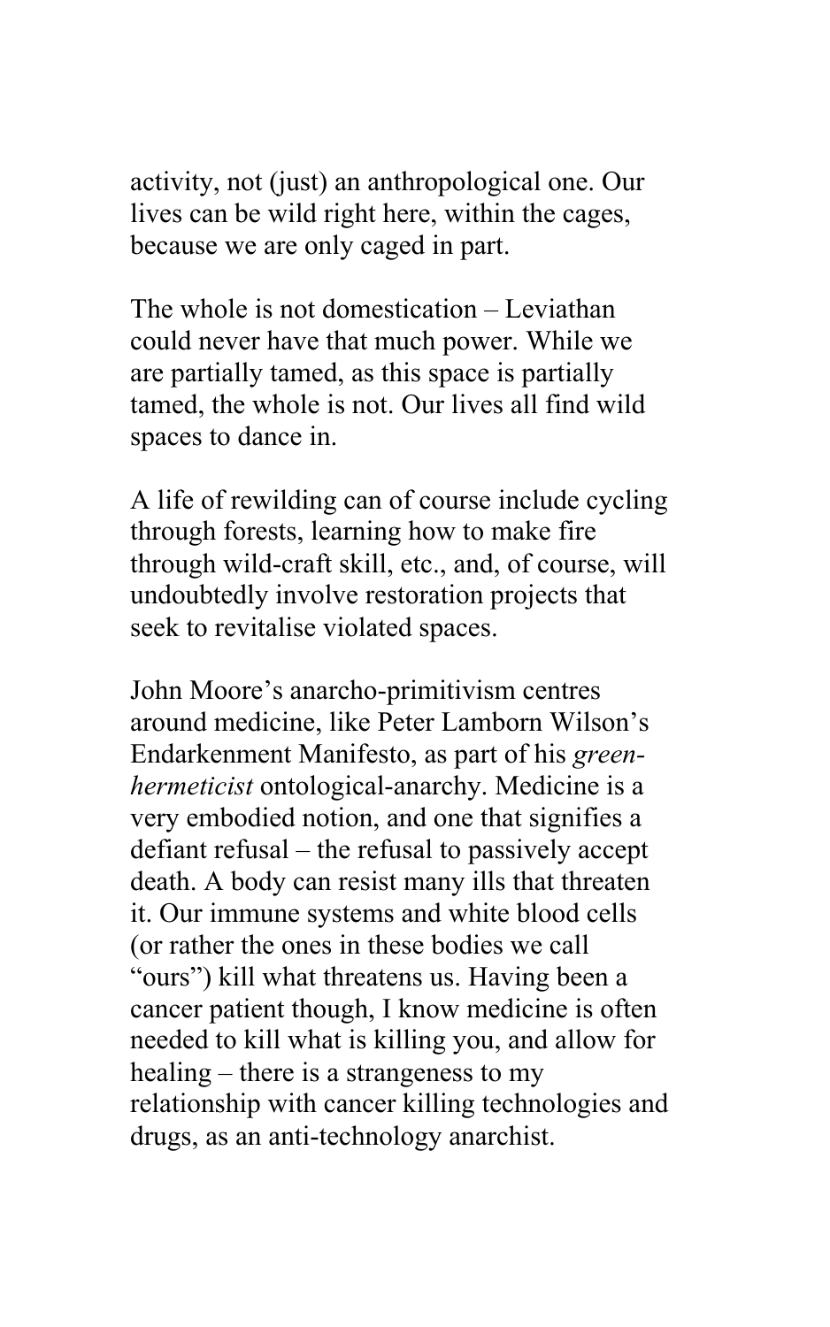activity, not (just) an anthropological one. Our lives can be wild right here, within the cages, because we are only caged in part.

The whole is not domestication – Leviathan could never have that much power. While we are partially tamed, as this space is partially tamed, the whole is not. Our lives all find wild spaces to dance in.

A life of rewilding can of course include cycling through forests, learning how to make fire through wild-craft skill, etc., and, of course, will undoubtedly involve restoration projects that seek to revitalise violated spaces.

John Moore's anarcho-primitivism centres around medicine, like Peter Lamborn Wilson's Endarkenment Manifesto, as part of his *green-hermeticist* ontological-anarchy. Medicine is a very embodied notion, and one that signifies a defiant refusal – the refusal to passively accept death. A body can resist many ills that threaten it. Our immune systems and white blood cells (or rather the ones in these bodies we call "ours") kill what threatens us. Having been a cancer patient though, I know medicine is often needed to kill what is killing you, and allow for healing – there is a strangeness to my relationship with cancer killing technologies and drugs, as an anti-technology anarchist.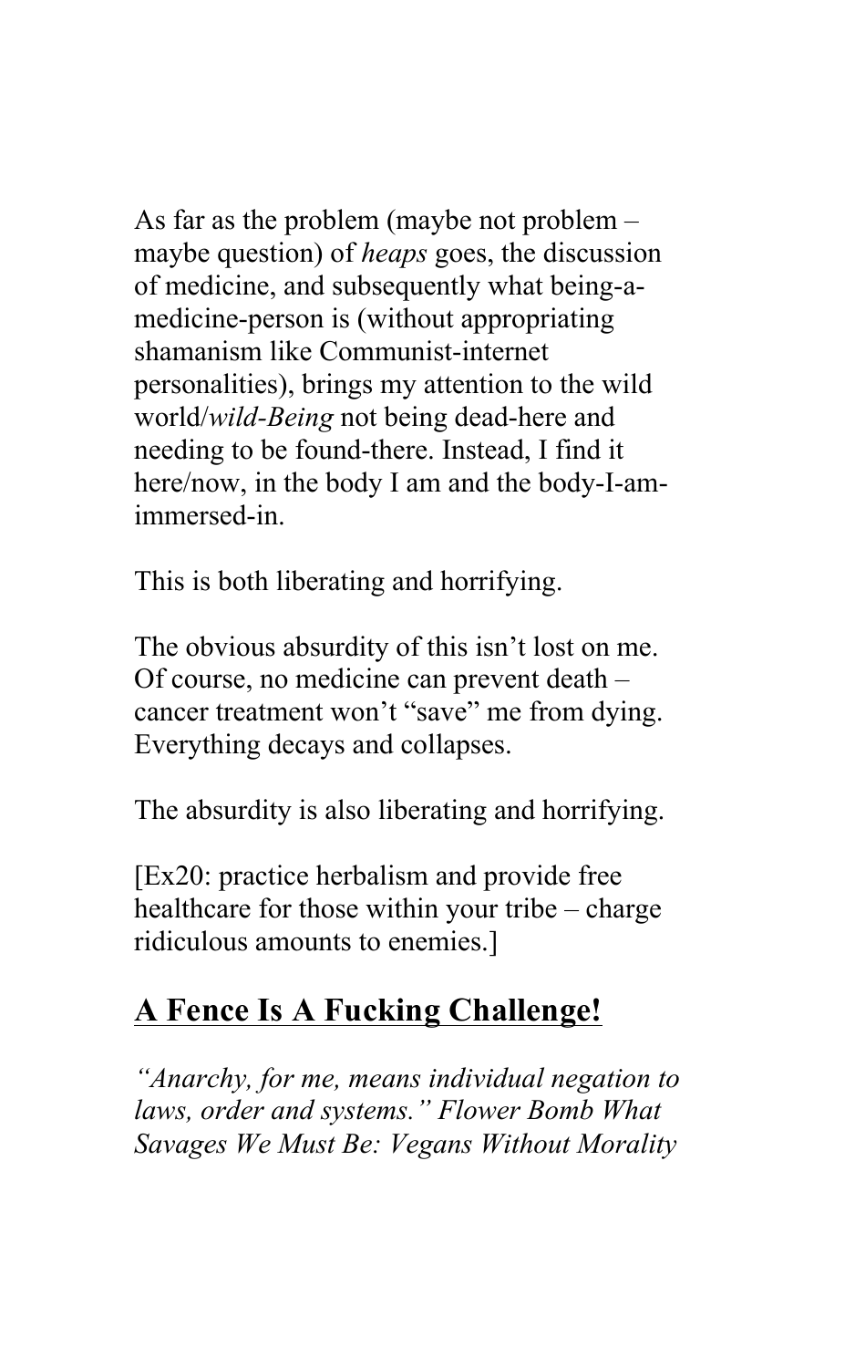As far as the problem (maybe not problem – maybe question) of *heaps* goes, the discussion of medicine, and subsequently what being-a-medicine-person is (without appropriating shamanism like Communist-internet personalities), brings my attention to the wild world/*wild-Being* not being dead-here and needing to be found-there. Instead, I find it here/now, in the body I am and the body-I-am-immersed-in.

This is both liberating and horrifying.

The obvious absurdity of this isn't lost on me. Of course, no medicine can prevent death – cancer treatment won't "save" me from dying. Everything decays and collapses.

The absurdity is also liberating and horrifying.

[Ex20: practice herbalism and provide free healthcare for those within your tribe – charge ridiculous amounts to enemies.]

## A Fence Is A Fucking Challenge!

*"Anarchy, for me, means individual negation to laws, order and systems." Flower Bomb What Savages We Must Be: Vegans Without Morality*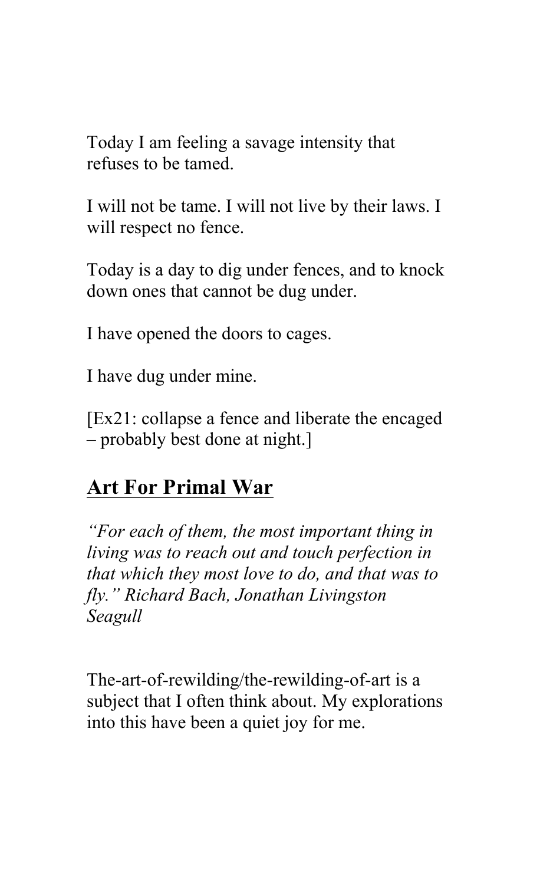Today I am feeling a savage intensity that refuses to be tamed.

I will not be tame. I will not live by their laws. I will respect no fence.

Today is a day to dig under fences, and to knock down ones that cannot be dug under.

I have opened the doors to cages.

I have dug under mine.

[Ex21: collapse a fence and liberate the encaged – probably best done at night.]

## Art For Primal War

*"For each of them, the most important thing in living was to reach out and touch perfection in that which they most love to do, and that was to fly." Richard Bach, Jonathan Livingston Seagull*

The-art-of-rewilding/the-rewilding-of-art is a subject that I often think about. My explorations into this have been a quiet joy for me.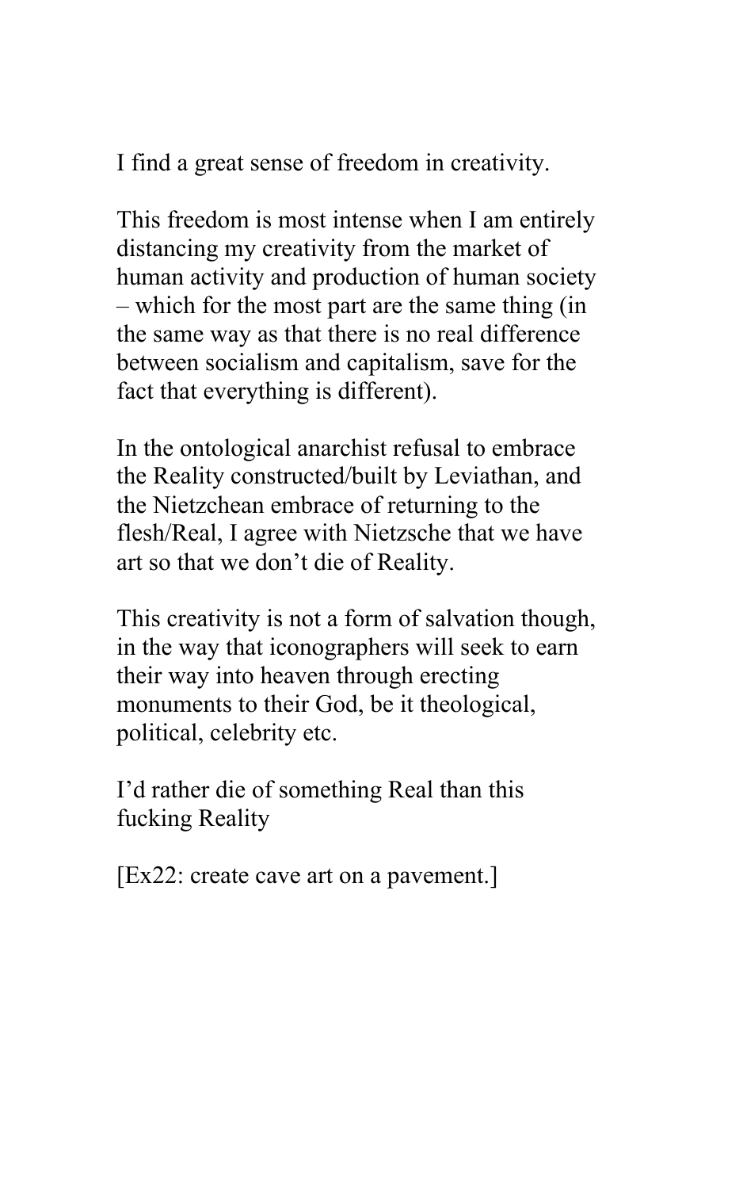I find a great sense of freedom in creativity.

This freedom is most intense when I am entirely distancing my creativity from the market of human activity and production of human society – which for the most part are the same thing (in the same way as that there is no real difference between socialism and capitalism, save for the fact that everything is different).

In the ontological anarchist refusal to embrace the Reality constructed/built by Leviathan, and the Nietzchean embrace of returning to the flesh/Real, I agree with Nietzsche that we have art so that we don't die of Reality.

This creativity is not a form of salvation though, in the way that iconographers will seek to earn their way into heaven through erecting monuments to their God, be it theological, political, celebrity etc.

I'd rather die of something Real than this fucking Reality

[Ex22: create cave art on a pavement.]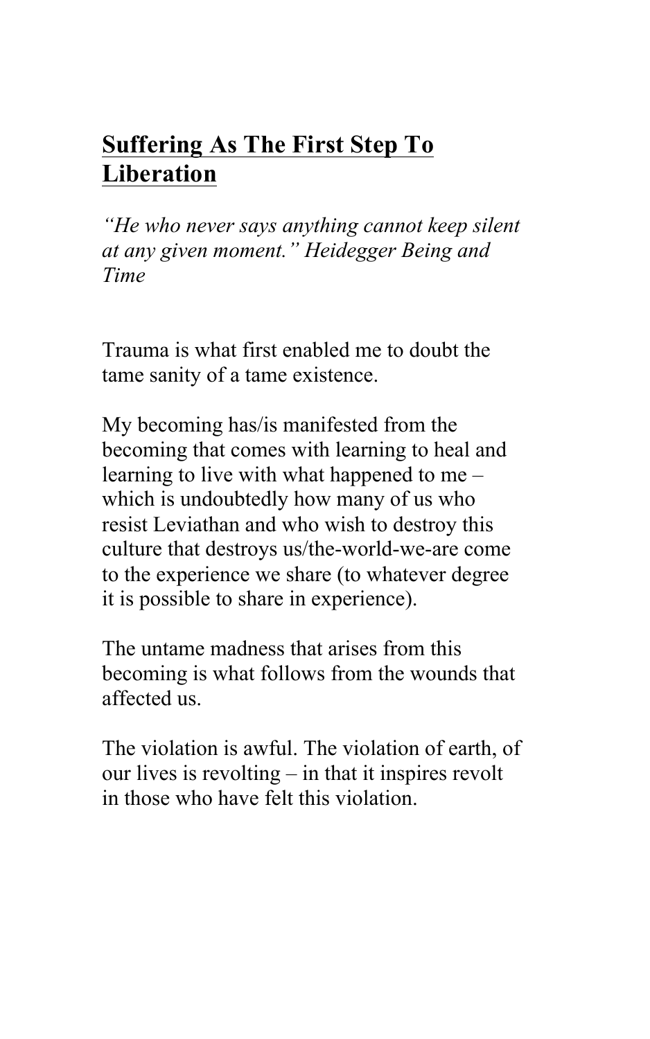## Suffering As The First Step To Liberation

*"He who never says anything cannot keep silent at any given moment." Heidegger Being and Time*

Trauma is what first enabled me to doubt the tame sanity of a tame existence.

My becoming has/is manifested from the becoming that comes with learning to heal and learning to live with what happened to me – which is undoubtedly how many of us who resist Leviathan and who wish to destroy this culture that destroys us/the-world-we-are come to the experience we share (to whatever degree it is possible to share in experience).

The untame madness that arises from this becoming is what follows from the wounds that affected us.

The violation is awful. The violation of earth, of our lives is revolting – in that it inspires revolt in those who have felt this violation.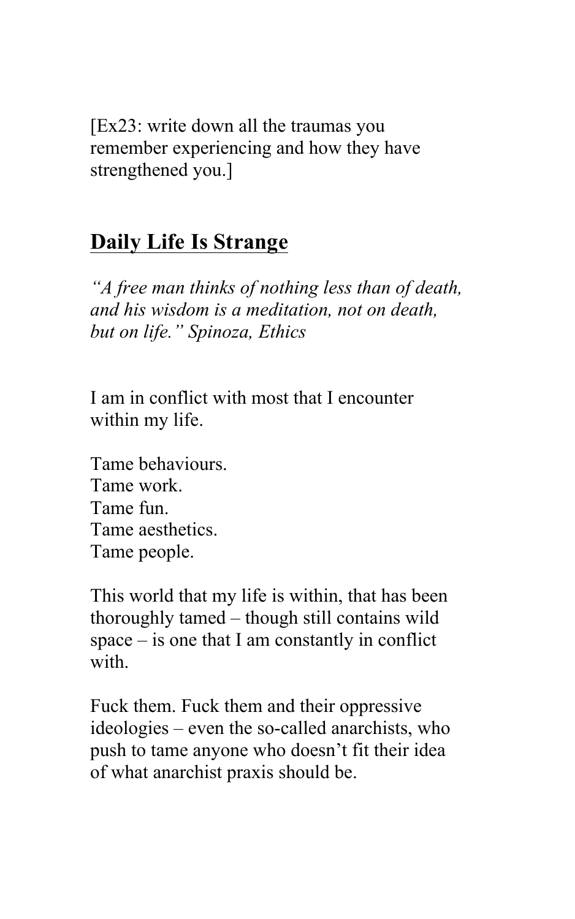[Ex23: write down all the traumas you remember experiencing and how they have strengthened you.]

## **Daily Life Is Strange**

*"A free man thinks of nothing less than of death, and his wisdom is a meditation, not on death, but on life." Spinoza, Ethics*

I am in conflict with most that I encounter within my life.

Tame behaviours.
Tame work.
Tame fun.
Tame aesthetics.
Tame people.

This world that my life is within, that has been thoroughly tamed – though still contains wild space – is one that I am constantly in conflict with.

Fuck them. Fuck them and their oppressive ideologies – even the so-called anarchists, who push to tame anyone who doesn't fit their idea of what anarchist praxis should be.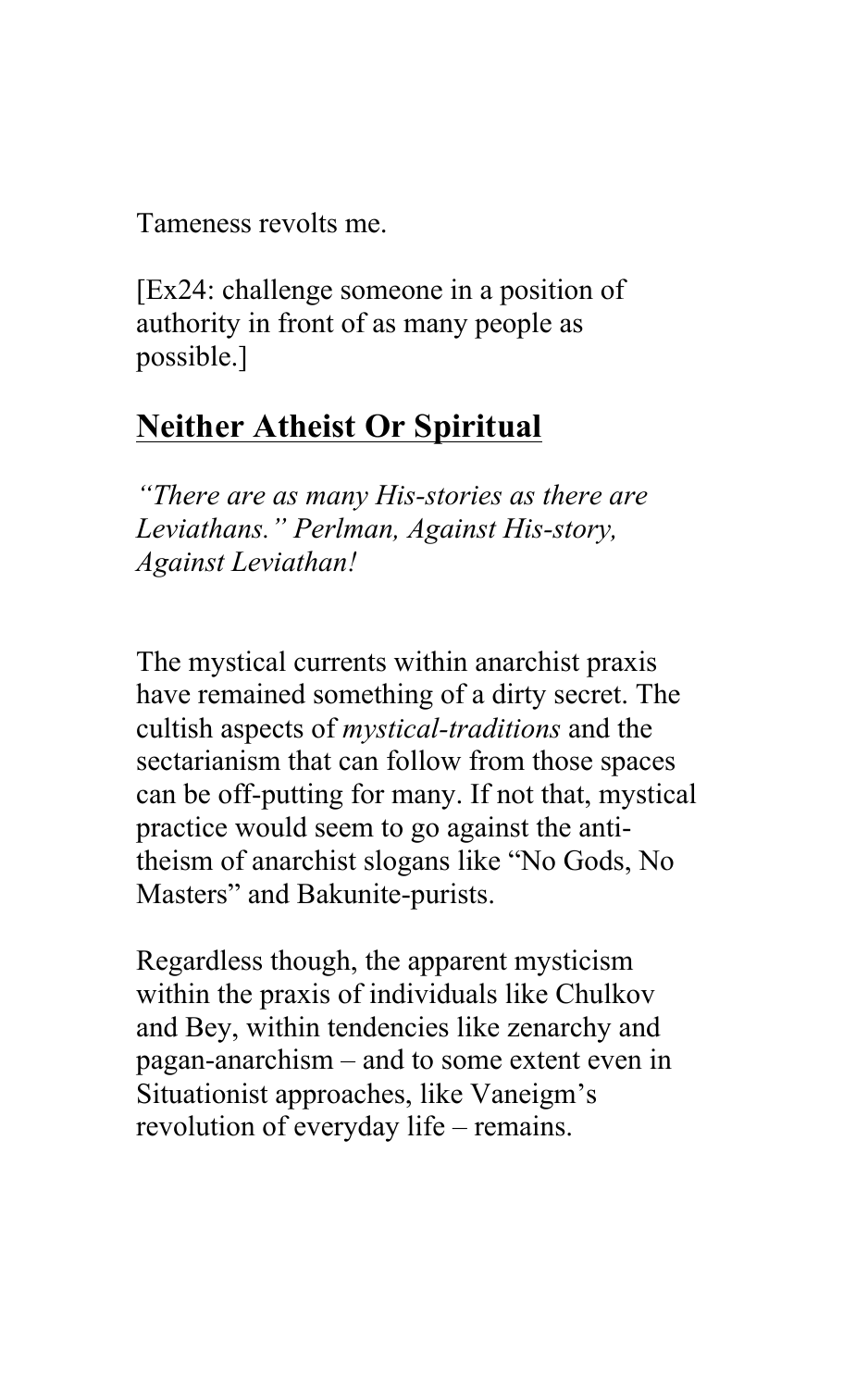Tameness revolts me.

[Ex24: challenge someone in a position of authority in front of as many people as possible.]

## **Neither Atheist Or Spiritual**

*"There are as many His-stories as there are Leviathans." Perlman, Against His-story, Against Leviathan!*

The mystical currents within anarchist praxis have remained something of a dirty secret. The cultish aspects of *mystical-traditions* and the sectarianism that can follow from those spaces can be off-putting for many. If not that, mystical practice would seem to go against the anti-theism of anarchist slogans like "No Gods, No Masters" and Bakunite-purists.

Regardless though, the apparent mysticism within the praxis of individuals like Chulkov and Bey, within tendencies like zenarchy and pagan-anarchism – and to some extent even in Situationist approaches, like Vaneigm's revolution of everyday life – remains.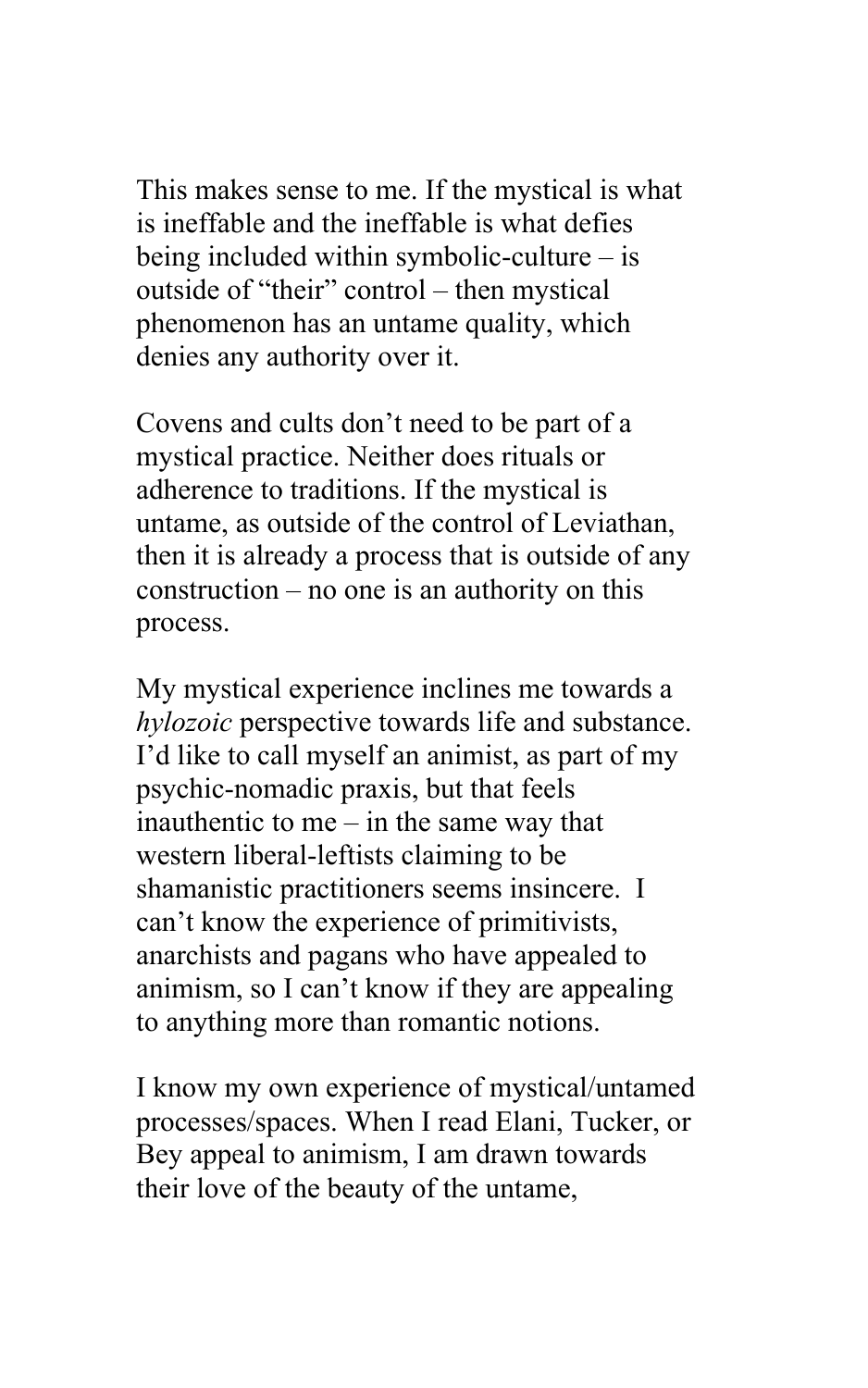This makes sense to me. If the mystical is what is ineffable and the ineffable is what defies being included within symbolic-culture – is outside of "their" control – then mystical phenomenon has an untame quality, which denies any authority over it.

Covens and cults don't need to be part of a mystical practice. Neither does rituals or adherence to traditions. If the mystical is untame, as outside of the control of Leviathan, then it is already a process that is outside of any construction – no one is an authority on this process.

My mystical experience inclines me towards a *hylozoic* perspective towards life and substance. I'd like to call myself an animist, as part of my psychic-nomadic praxis, but that feels inauthentic to me – in the same way that western liberal-leftists claiming to be shamanistic practitioners seems insincere. I can't know the experience of primitivists, anarchists and pagans who have appealed to animism, so I can't know if they are appealing to anything more than romantic notions.

I know my own experience of mystical/untamed processes/spaces. When I read Elani, Tucker, or Bey appeal to animism, I am drawn towards their love of the beauty of the untame,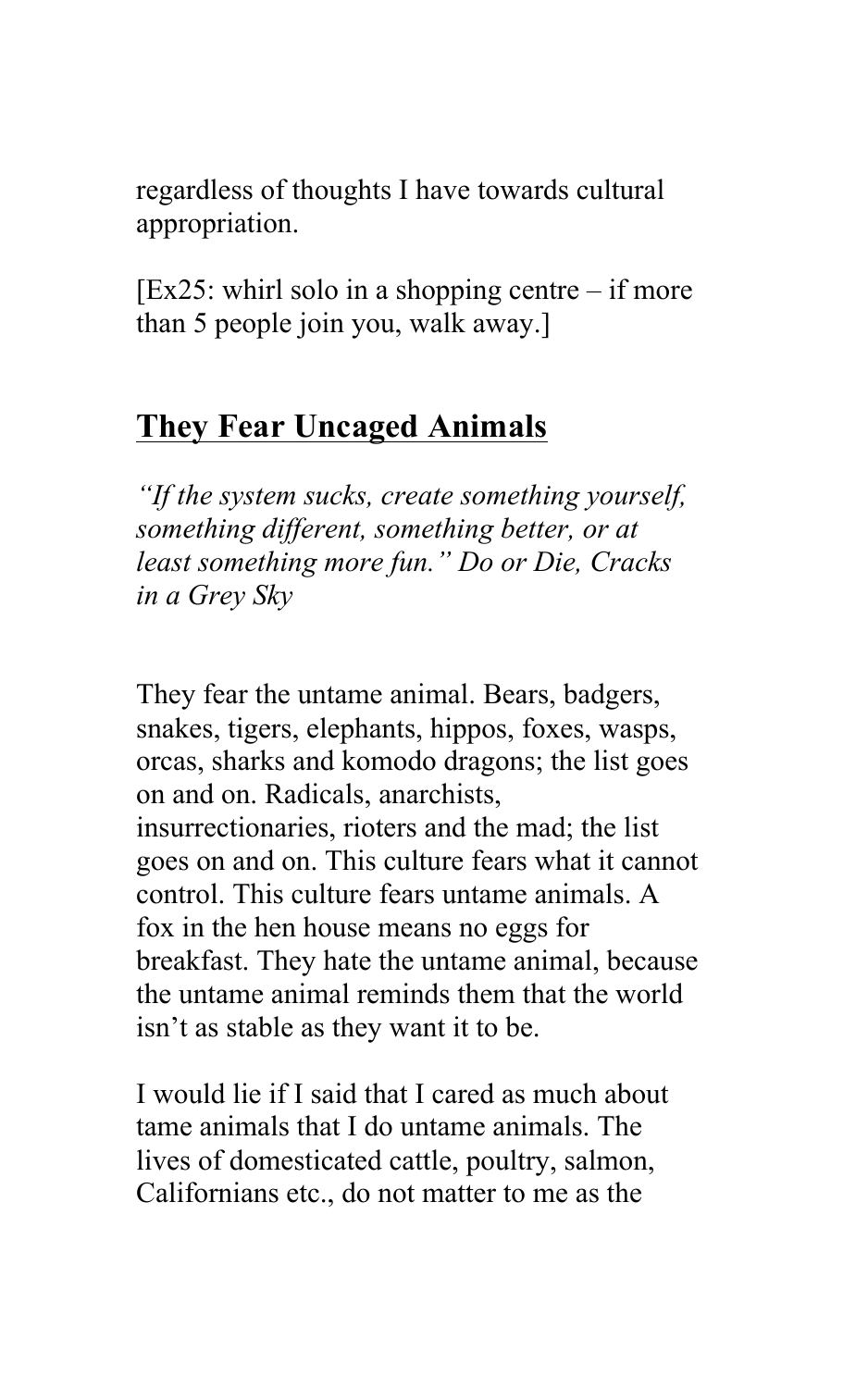regardless of thoughts I have towards cultural appropriation.

[Ex25: whirl solo in a shopping centre – if more than 5 people join you, walk away.]

## **They Fear Uncaged Animals**

*"If the system sucks, create something yourself, something different, something better, or at least something more fun." Do or Die, Cracks in a Grey Sky*

They fear the untame animal. Bears, badgers, snakes, tigers, elephants, hippos, foxes, wasps, orcas, sharks and komodo dragons; the list goes on and on. Radicals, anarchists, insurrectionaries, rioters and the mad; the list goes on and on. This culture fears what it cannot control. This culture fears untame animals. A fox in the hen house means no eggs for breakfast. They hate the untame animal, because the untame animal reminds them that the world isn't as stable as they want it to be.

I would lie if I said that I cared as much about tame animals that I do untame animals. The lives of domesticated cattle, poultry, salmon, Californians etc., do not matter to me as the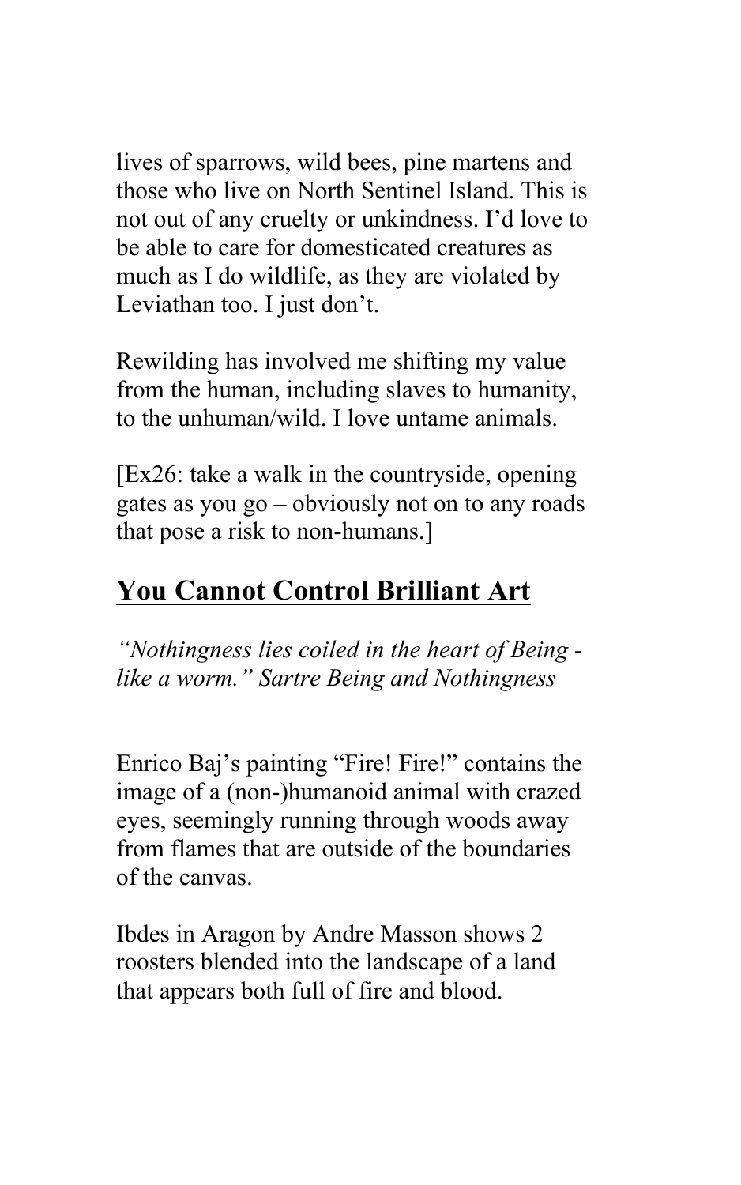lives of sparrows, wild bees, pine martens and those who live on North Sentinel Island. This is not out of any cruelty or unkindness. I'd love to be able to care for domesticated creatures as much as I do wildlife, as they are violated by Leviathan too. I just don't.

Rewilding has involved me shifting my value from the human, including slaves to humanity, to the unhuman/wild. I love untame animals.

[Ex26: take a walk in the countryside, opening gates as you go – obviously not on to any roads that pose a risk to non-humans.]

## You Cannot Control Brilliant Art

*"Nothingness lies coiled in the heart of Being - like a worm." Sartre Being and Nothingness*

Enrico Baj's painting "Fire! Fire!" contains the image of a (non-)humanoid animal with crazed eyes, seemingly running through woods away from flames that are outside of the boundaries of the canvas.

Ibdes in Aragon by Andre Masson shows 2 roosters blended into the landscape of a land that appears both full of fire and blood.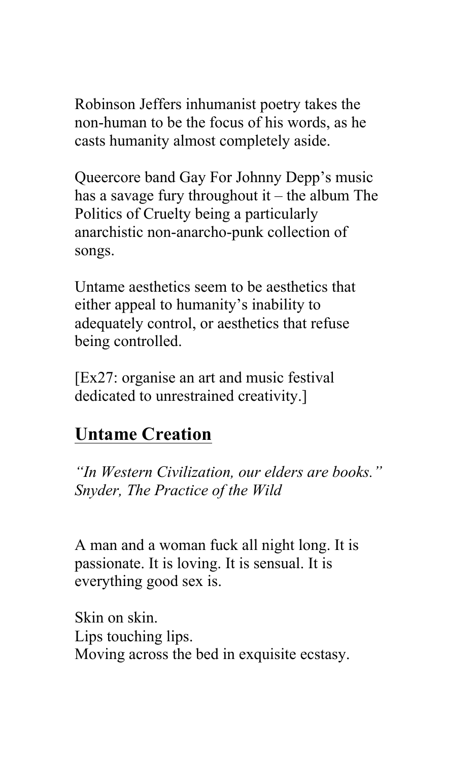Robinson Jeffers inhumanist poetry takes the non-human to be the focus of his words, as he casts humanity almost completely aside.

Queercore band Gay For Johnny Depp's music has a savage fury throughout it – the album The Politics of Cruelty being a particularly anarchistic non-anarcho-punk collection of songs.

Untame aesthetics seem to be aesthetics that either appeal to humanity's inability to adequately control, or aesthetics that refuse being controlled.

[Ex27: organise an art and music festival dedicated to unrestrained creativity.]

## Untame Creation

*"In Western Civilization, our elders are books." Snyder, The Practice of the Wild*

A man and a woman fuck all night long. It is passionate. It is loving. It is sensual. It is everything good sex is.

Skin on skin.
Lips touching lips.
Moving across the bed in exquisite ecstasy.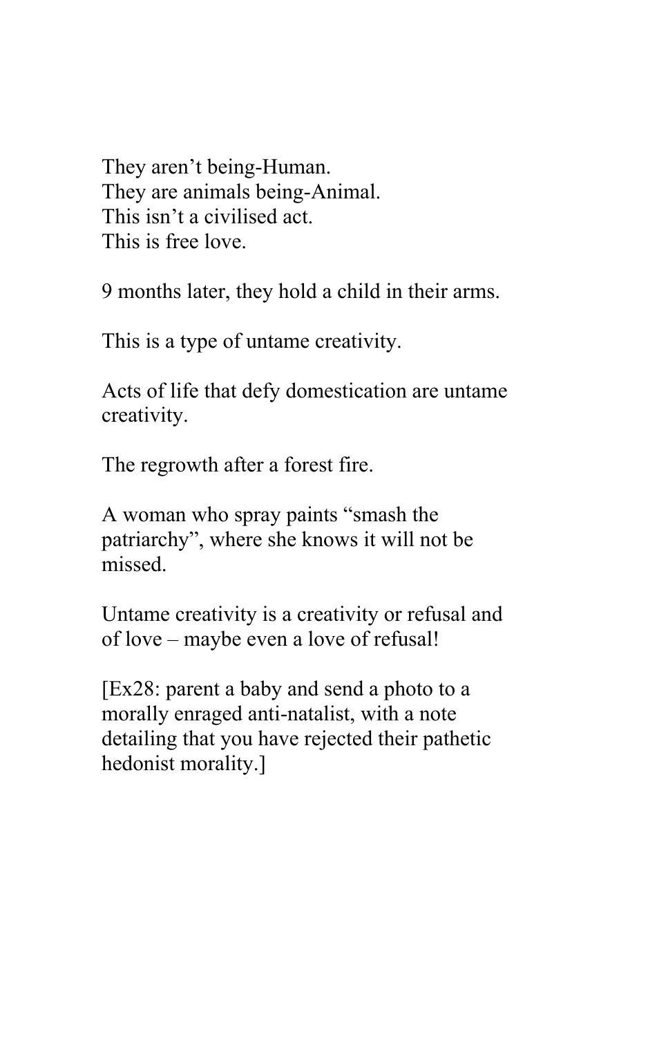They aren't being-Human.
They are animals being-Animal.
This isn't a civilised act.
This is free love.

9 months later, they hold a child in their arms.

This is a type of untame creativity.

Acts of life that defy domestication are untame creativity.

The regrowth after a forest fire.

A woman who spray paints "smash the patriarchy", where she knows it will not be missed.

Untame creativity is a creativity or refusal and of love – maybe even a love of refusal!

[Ex28: parent a baby and send a photo to a morally enraged anti-natalist, with a note detailing that you have rejected their pathetic hedonist morality.]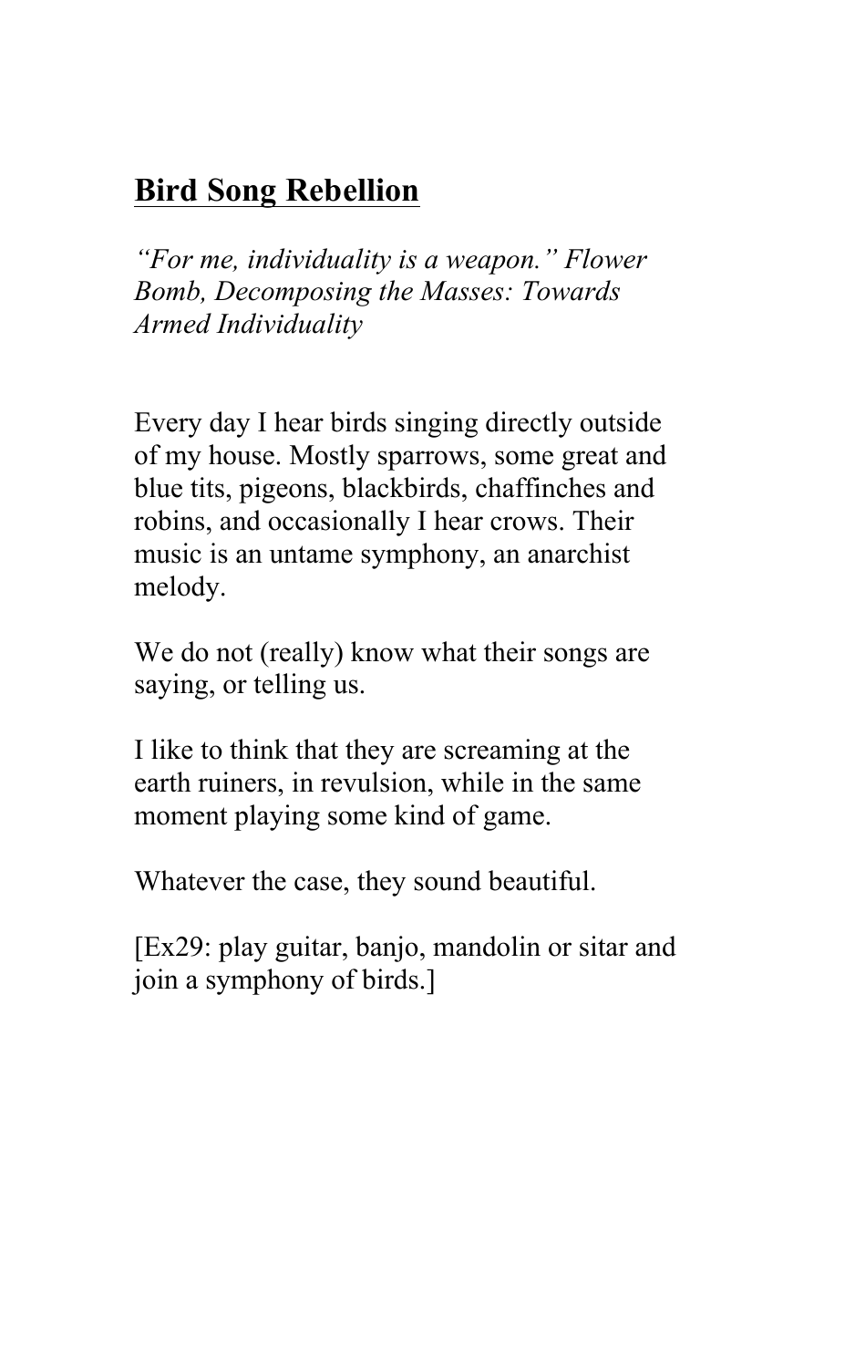## **Bird Song Rebellion**

*"For me, individuality is a weapon." Flower Bomb, Decomposing the Masses: Towards Armed Individuality*

Every day I hear birds singing directly outside of my house. Mostly sparrows, some great and blue tits, pigeons, blackbirds, chaffinches and robins, and occasionally I hear crows. Their music is an untame symphony, an anarchist melody.

We do not (really) know what their songs are saying, or telling us.

I like to think that they are screaming at the earth ruiners, in revulsion, while in the same moment playing some kind of game.

Whatever the case, they sound beautiful.

[Ex29: play guitar, banjo, mandolin or sitar and join a symphony of birds.]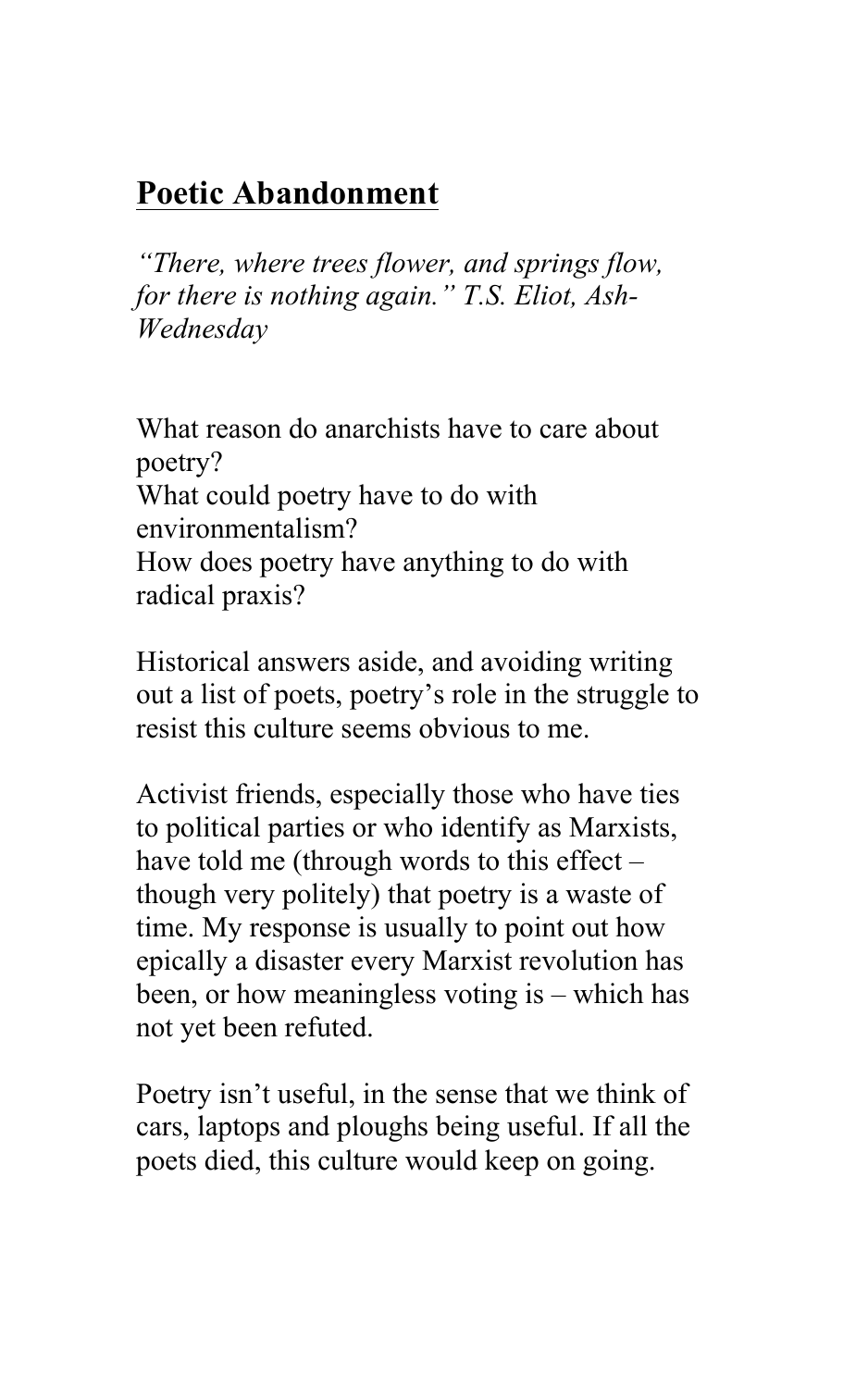## Poetic Abandonment

*"There, where trees flower, and springs flow, for there is nothing again." T.S. Eliot, Ash-Wednesday*

What reason do anarchists have to care about poetry?
What could poetry have to do with environmentalism?
How does poetry have anything to do with radical praxis?

Historical answers aside, and avoiding writing out a list of poets, poetry's role in the struggle to resist this culture seems obvious to me.

Activist friends, especially those who have ties to political parties or who identify as Marxists, have told me (through words to this effect – though very politely) that poetry is a waste of time. My response is usually to point out how epically a disaster every Marxist revolution has been, or how meaningless voting is – which has not yet been refuted.

Poetry isn't useful, in the sense that we think of cars, laptops and ploughs being useful. If all the poets died, this culture would keep on going.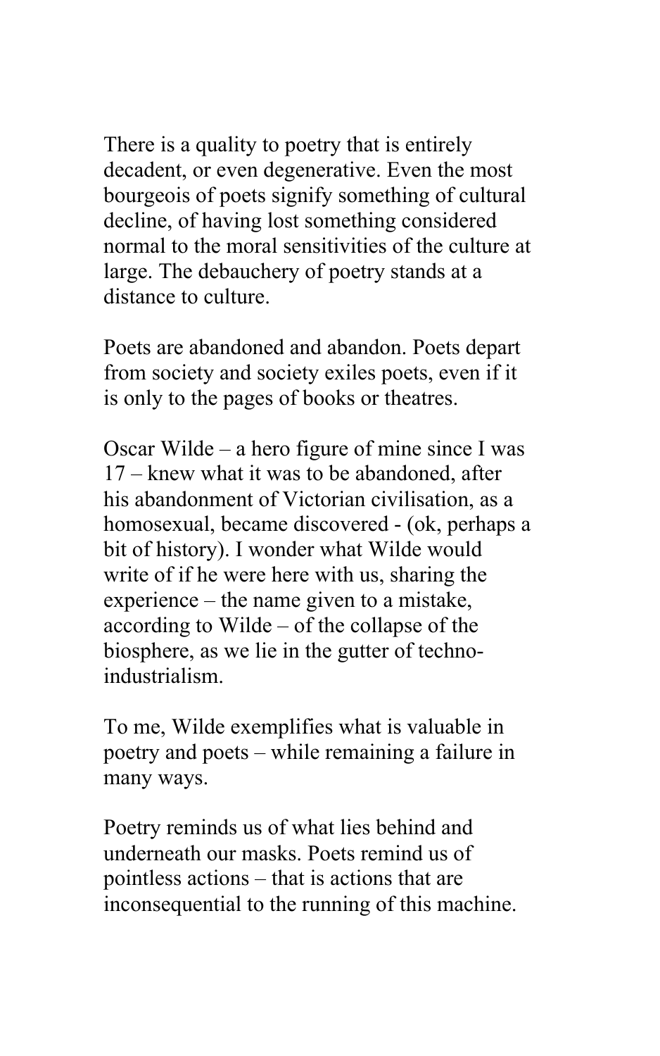There is a quality to poetry that is entirely decadent, or even degenerative. Even the most bourgeois of poets signify something of cultural decline, of having lost something considered normal to the moral sensitivities of the culture at large. The debauchery of poetry stands at a distance to culture.

Poets are abandoned and abandon. Poets depart from society and society exiles poets, even if it is only to the pages of books or theatres.

Oscar Wilde – a hero figure of mine since I was 17 – knew what it was to be abandoned, after his abandonment of Victorian civilisation, as a homosexual, became discovered - (ok, perhaps a bit of history). I wonder what Wilde would write of if he were here with us, sharing the experience – the name given to a mistake, according to Wilde – of the collapse of the biosphere, as we lie in the gutter of techno-industrialism.

To me, Wilde exemplifies what is valuable in poetry and poets – while remaining a failure in many ways.

Poetry reminds us of what lies behind and underneath our masks. Poets remind us of pointless actions – that is actions that are inconsequential to the running of this machine.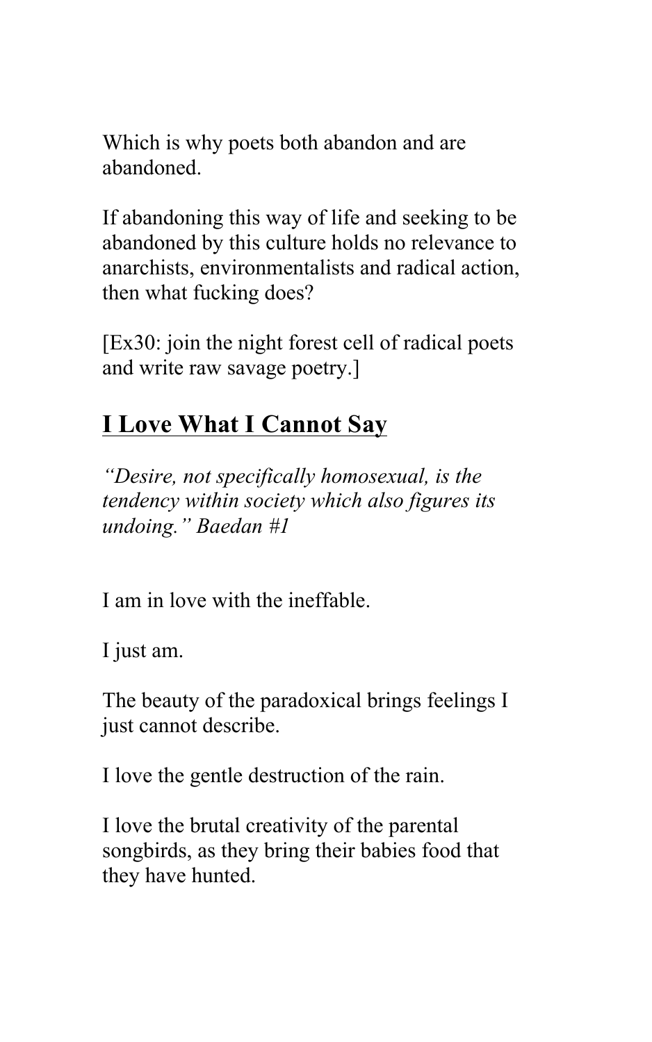Which is why poets both abandon and are abandoned.

If abandoning this way of life and seeking to be abandoned by this culture holds no relevance to anarchists, environmentalists and radical action, then what fucking does?

[Ex30: join the night forest cell of radical poets and write raw savage poetry.]

## I Love What I Cannot Say

*"Desire, not specifically homosexual, is the tendency within society which also figures its undoing." Baedan #1*

I am in love with the ineffable.

I just am.

The beauty of the paradoxical brings feelings I just cannot describe.

I love the gentle destruction of the rain.

I love the brutal creativity of the parental songbirds, as they bring their babies food that they have hunted.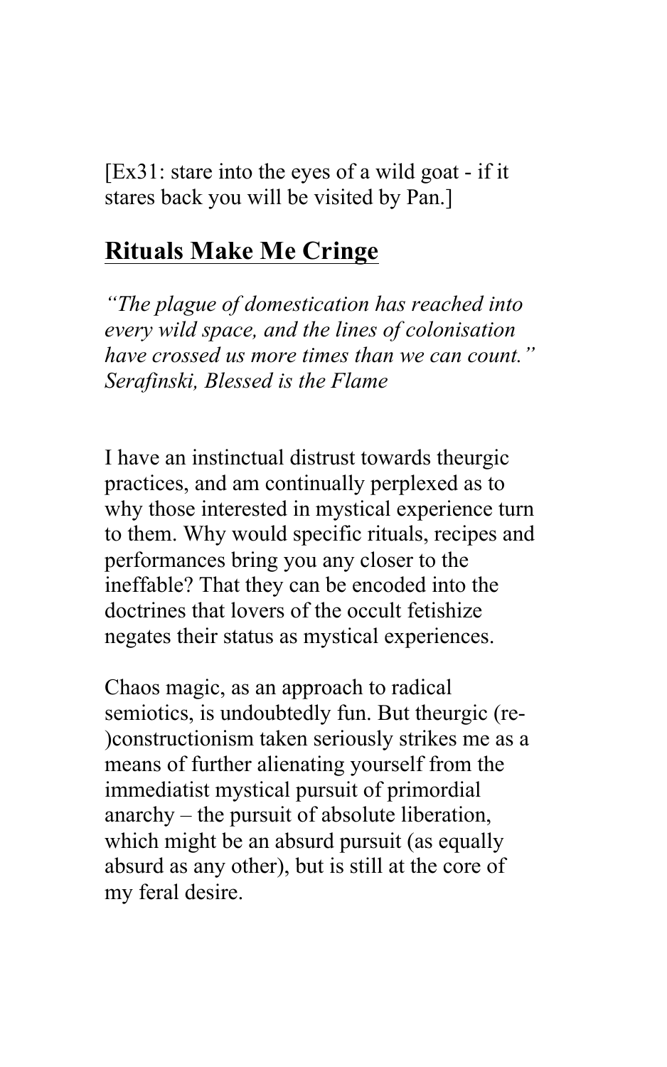[Ex31: stare into the eyes of a wild goat - if it stares back you will be visited by Pan.]

## Rituals Make Me Cringe

*"The plague of domestication has reached into every wild space, and the lines of colonisation have crossed us more times than we can count." Serafinski, Blessed is the Flame*

I have an instinctual distrust towards theurgic practices, and am continually perplexed as to why those interested in mystical experience turn to them. Why would specific rituals, recipes and performances bring you any closer to the ineffable? That they can be encoded into the doctrines that lovers of the occult fetishize negates their status as mystical experiences.

Chaos magic, as an approach to radical semiotics, is undoubtedly fun. But theurgic (re-)constructionism taken seriously strikes me as a means of further alienating yourself from the immediatist mystical pursuit of primordial anarchy – the pursuit of absolute liberation, which might be an absurd pursuit (as equally absurd as any other), but is still at the core of my feral desire.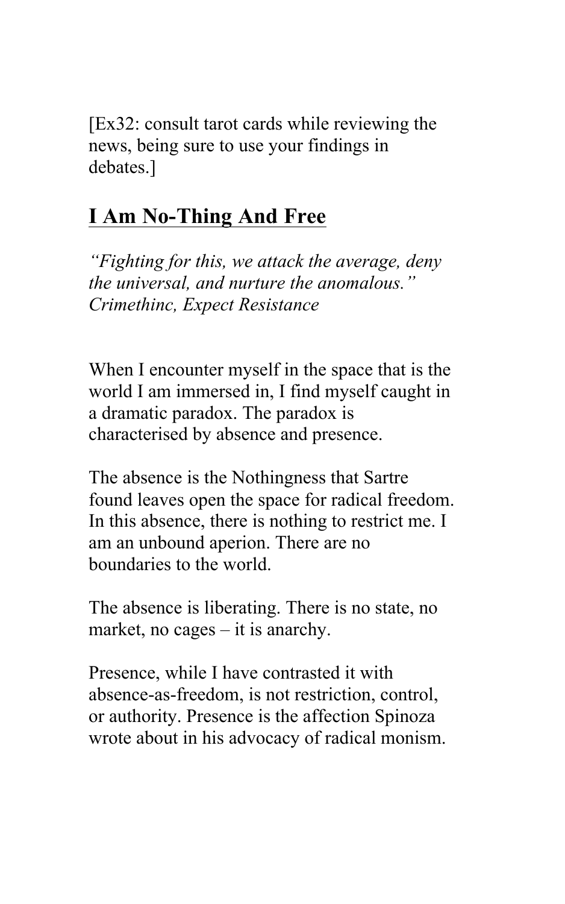[Ex32: consult tarot cards while reviewing the news, being sure to use your findings in debates.]

## I Am No-Thing And Free

*"Fighting for this, we attack the average, deny the universal, and nurture the anomalous." Crimethinc, Expect Resistance*

When I encounter myself in the space that is the world I am immersed in, I find myself caught in a dramatic paradox. The paradox is characterised by absence and presence.

The absence is the Nothingness that Sartre found leaves open the space for radical freedom. In this absence, there is nothing to restrict me. I am an unbound aperion. There are no boundaries to the world.

The absence is liberating. There is no state, no market, no cages – it is anarchy.

Presence, while I have contrasted it with absence-as-freedom, is not restriction, control, or authority. Presence is the affection Spinoza wrote about in his advocacy of radical monism.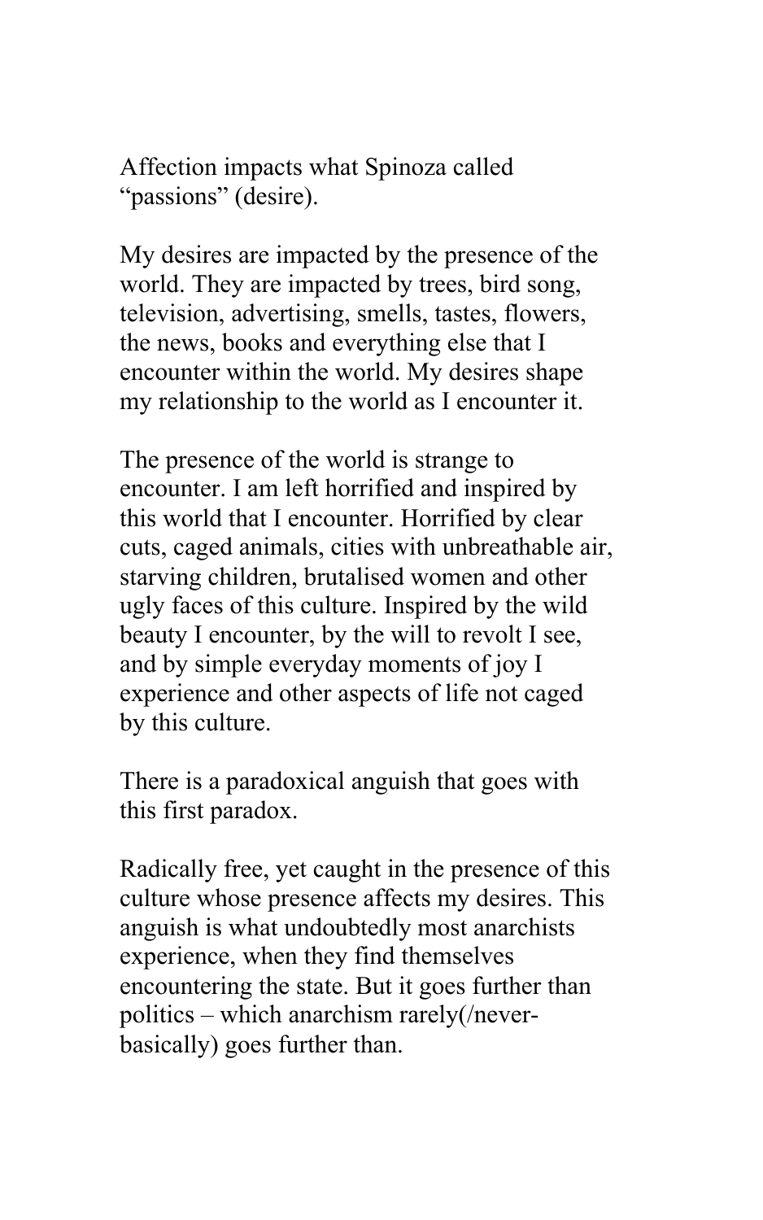Affection impacts what Spinoza called "passions" (desire).

My desires are impacted by the presence of the world. They are impacted by trees, bird song, television, advertising, smells, tastes, flowers, the news, books and everything else that I encounter within the world. My desires shape my relationship to the world as I encounter it.

The presence of the world is strange to encounter. I am left horrified and inspired by this world that I encounter. Horrified by clear cuts, caged animals, cities with unbreathable air, starving children, brutalised women and other ugly faces of this culture. Inspired by the wild beauty I encounter, by the will to revolt I see, and by simple everyday moments of joy I experience and other aspects of life not caged by this culture.

There is a paradoxical anguish that goes with this first paradox.

Radically free, yet caught in the presence of this culture whose presence affects my desires. This anguish is what undoubtedly most anarchists experience, when they find themselves encountering the state. But it goes further than politics – which anarchism rarely(/never-basically) goes further than.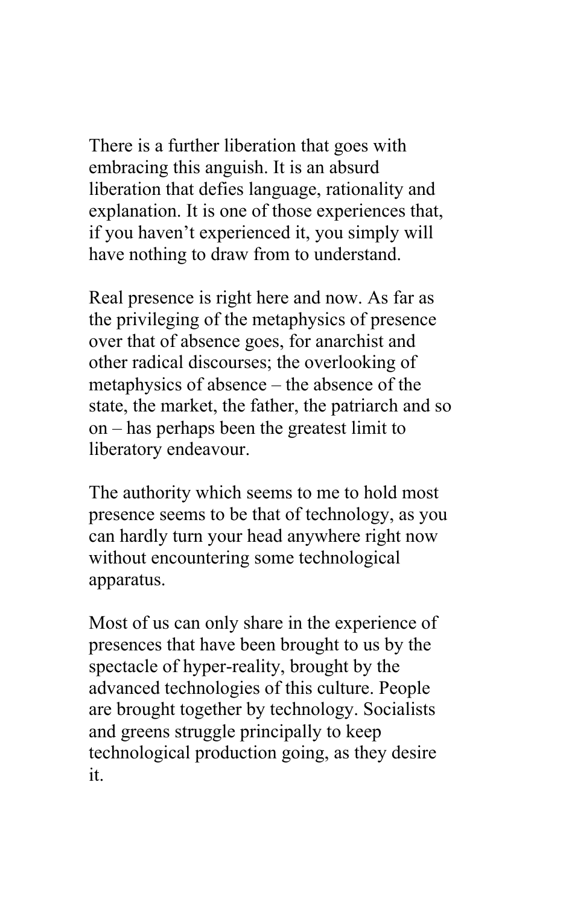There is a further liberation that goes with embracing this anguish. It is an absurd liberation that defies language, rationality and explanation. It is one of those experiences that, if you haven't experienced it, you simply will have nothing to draw from to understand.

Real presence is right here and now. As far as the privileging of the metaphysics of presence over that of absence goes, for anarchist and other radical discourses; the overlooking of metaphysics of absence – the absence of the state, the market, the father, the patriarch and so on – has perhaps been the greatest limit to liberatory endeavour.

The authority which seems to me to hold most presence seems to be that of technology, as you can hardly turn your head anywhere right now without encountering some technological apparatus.

Most of us can only share in the experience of presences that have been brought to us by the spectacle of hyper-reality, brought by the advanced technologies of this culture. People are brought together by technology. Socialists and greens struggle principally to keep technological production going, as they desire it.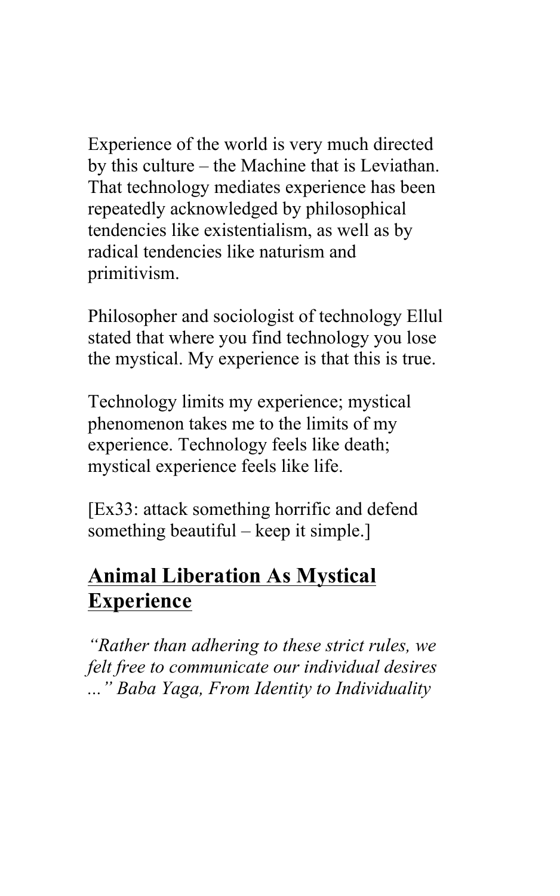Experience of the world is very much directed by this culture – the Machine that is Leviathan. That technology mediates experience has been repeatedly acknowledged by philosophical tendencies like existentialism, as well as by radical tendencies like naturism and primitivism.

Philosopher and sociologist of technology Ellul stated that where you find technology you lose the mystical. My experience is that this is true.

Technology limits my experience; mystical phenomenon takes me to the limits of my experience. Technology feels like death; mystical experience feels like life.

[Ex33: attack something horrific and defend something beautiful – keep it simple.]

## **Animal Liberation As Mystical Experience**

*"Rather than adhering to these strict rules, we felt free to communicate our individual desires ..." Baba Yaga, From Identity to Individuality*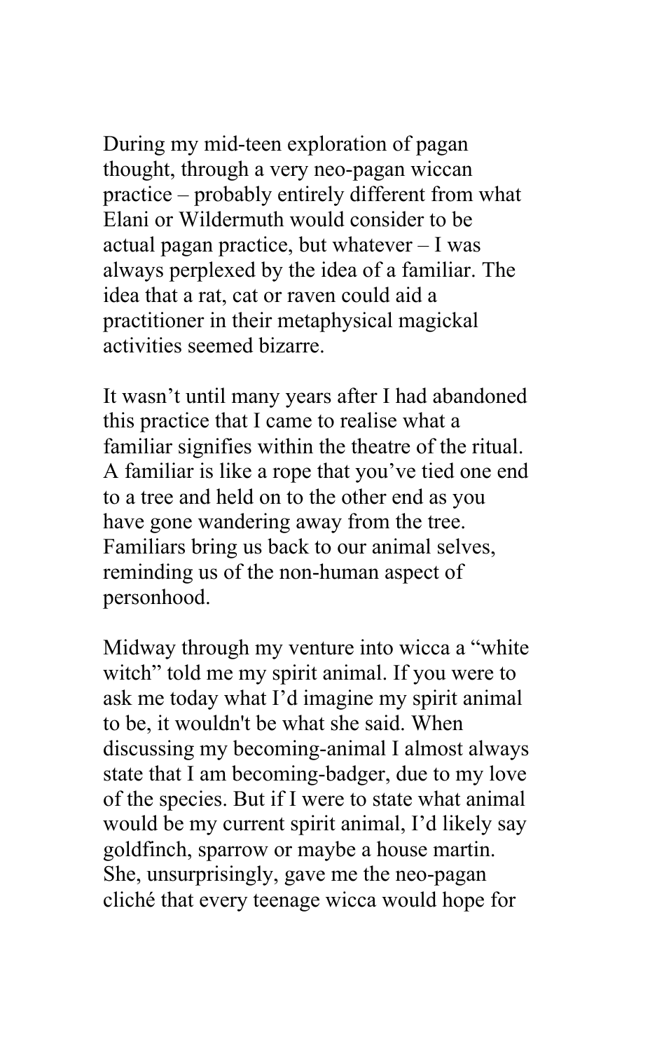During my mid-teen exploration of pagan thought, through a very neo-pagan wiccan practice – probably entirely different from what Elani or Wildermuth would consider to be actual pagan practice, but whatever – I was always perplexed by the idea of a familiar. The idea that a rat, cat or raven could aid a practitioner in their metaphysical magickal activities seemed bizarre.

It wasn't until many years after I had abandoned this practice that I came to realise what a familiar signifies within the theatre of the ritual. A familiar is like a rope that you've tied one end to a tree and held on to the other end as you have gone wandering away from the tree. Familiars bring us back to our animal selves, reminding us of the non-human aspect of personhood.

Midway through my venture into wicca a "white witch" told me my spirit animal. If you were to ask me today what I'd imagine my spirit animal to be, it wouldn't be what she said. When discussing my becoming-animal I almost always state that I am becoming-badger, due to my love of the species. But if I were to state what animal would be my current spirit animal, I'd likely say goldfinch, sparrow or maybe a house martin. She, unsurprisingly, gave me the neo-pagan cliché that every teenage wicca would hope for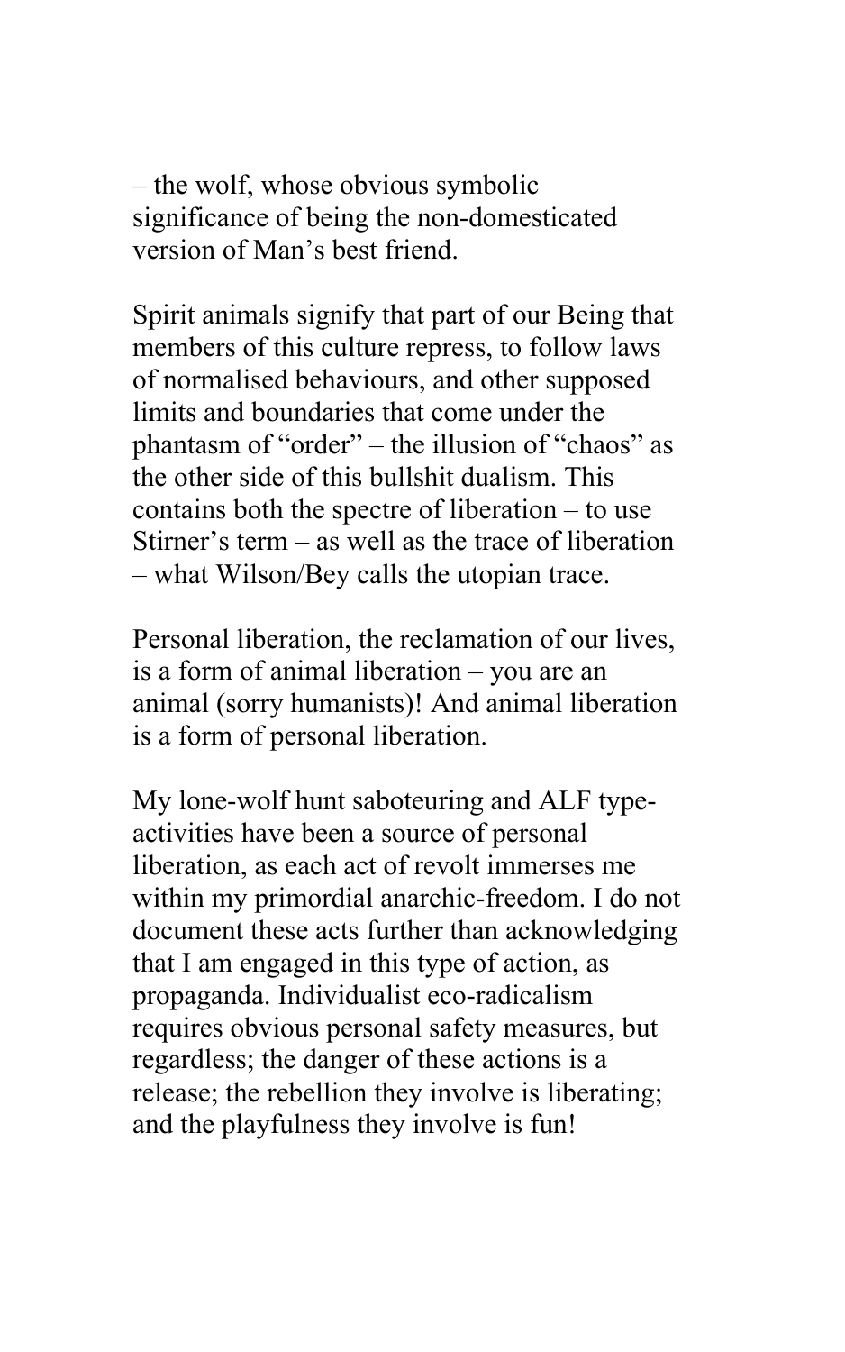– the wolf, whose obvious symbolic significance of being the non-domesticated version of Man's best friend.

Spirit animals signify that part of our Being that members of this culture repress, to follow laws of normalised behaviours, and other supposed limits and boundaries that come under the phantasm of "order" – the illusion of "chaos" as the other side of this bullshit dualism. This contains both the spectre of liberation – to use Stirner's term – as well as the trace of liberation – what Wilson/Bey calls the utopian trace.

Personal liberation, the reclamation of our lives, is a form of animal liberation – you are an animal (sorry humanists)! And animal liberation is a form of personal liberation.

My lone-wolf hunt saboteuring and ALF type-activities have been a source of personal liberation, as each act of revolt immerses me within my primordial anarchic-freedom. I do not document these acts further than acknowledging that I am engaged in this type of action, as propaganda. Individualist eco-radicalism requires obvious personal safety measures, but regardless; the danger of these actions is a release; the rebellion they involve is liberating; and the playfulness they involve is fun!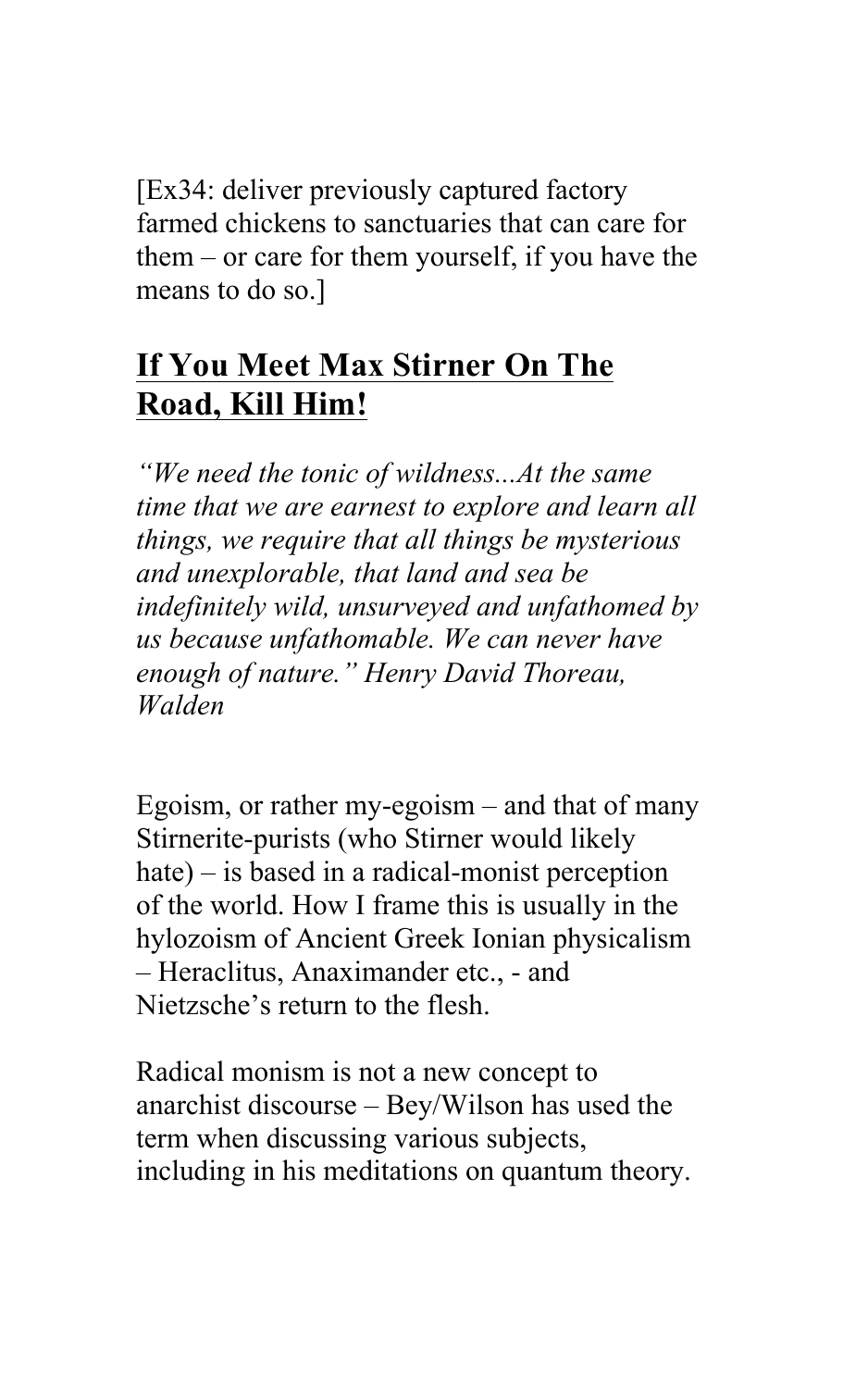[Ex34: deliver previously captured factory farmed chickens to sanctuaries that can care for them – or care for them yourself, if you have the means to do so.]

## If You Meet Max Stirner On The Road, Kill Him!

*"We need the tonic of wildness...At the same time that we are earnest to explore and learn all things, we require that all things be mysterious and unexplorable, that land and sea be indefinitely wild, unsurveyed and unfathomed by us because unfathomable. We can never have enough of nature." Henry David Thoreau, Walden*

Egoism, or rather my-egoism – and that of many Stirnerite-purists (who Stirner would likely hate) – is based in a radical-monist perception of the world. How I frame this is usually in the hylozoism of Ancient Greek Ionian physicalism – Heraclitus, Anaximander etc., - and Nietzsche's return to the flesh.

Radical monism is not a new concept to anarchist discourse – Bey/Wilson has used the term when discussing various subjects, including in his meditations on quantum theory.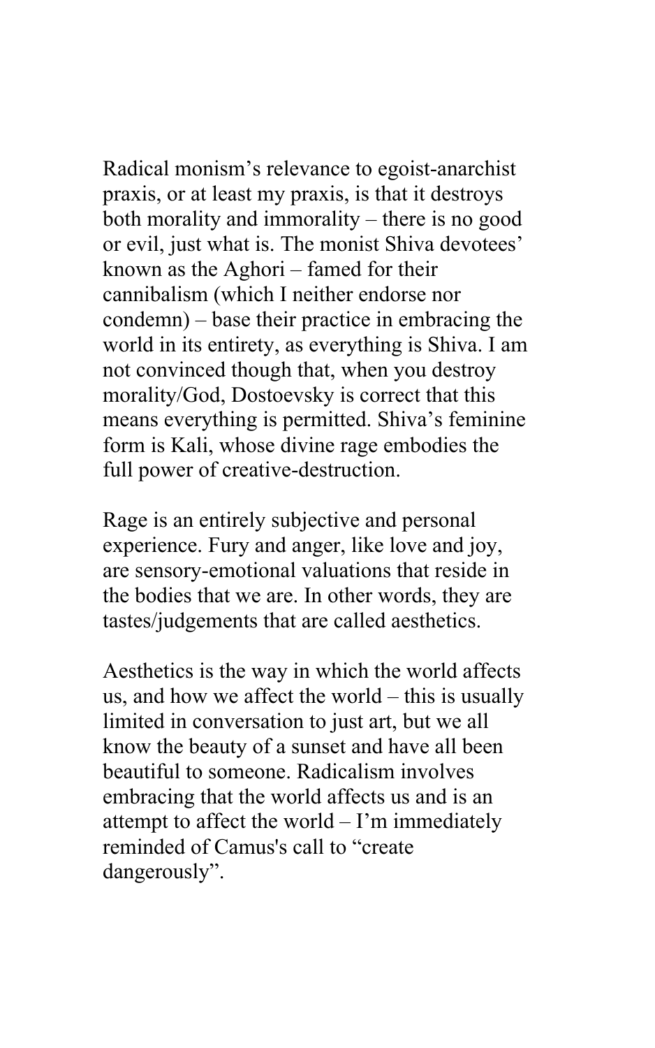Radical monism's relevance to egoist-anarchist praxis, or at least my praxis, is that it destroys both morality and immorality – there is no good or evil, just what is. The monist Shiva devotees' known as the Aghori – famed for their cannibalism (which I neither endorse nor condemn) – base their practice in embracing the world in its entirety, as everything is Shiva. I am not convinced though that, when you destroy morality/God, Dostoevsky is correct that this means everything is permitted. Shiva's feminine form is Kali, whose divine rage embodies the full power of creative-destruction.

Rage is an entirely subjective and personal experience. Fury and anger, like love and joy, are sensory-emotional valuations that reside in the bodies that we are. In other words, they are tastes/judgements that are called aesthetics.

Aesthetics is the way in which the world affects us, and how we affect the world – this is usually limited in conversation to just art, but we all know the beauty of a sunset and have all been beautiful to someone. Radicalism involves embracing that the world affects us and is an attempt to affect the world – I'm immediately reminded of Camus's call to "create dangerously".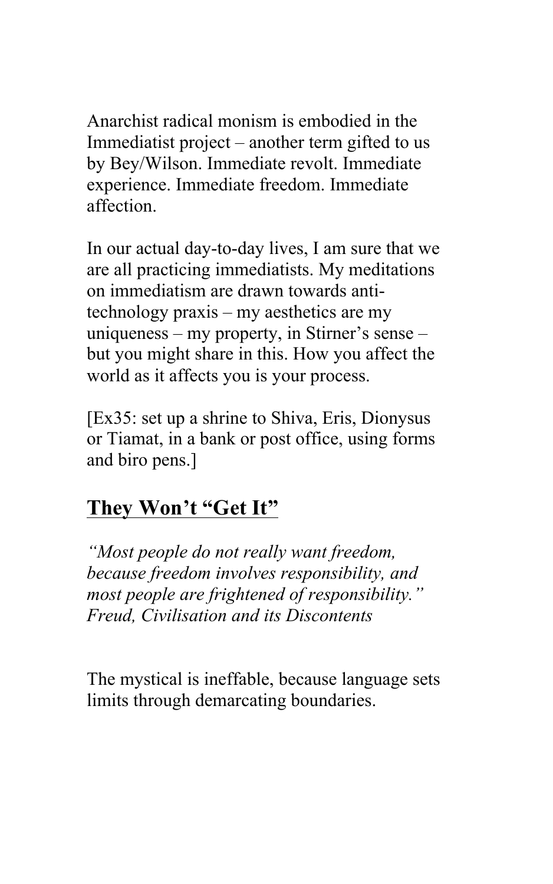Anarchist radical monism is embodied in the Immediatist project – another term gifted to us by Bey/Wilson. Immediate revolt. Immediate experience. Immediate freedom. Immediate affection.

In our actual day-to-day lives, I am sure that we are all practicing immediatists. My meditations on immediatism are drawn towards anti-technology praxis – my aesthetics are my uniqueness – my property, in Stirner's sense – but you might share in this. How you affect the world as it affects you is your process.

[Ex35: set up a shrine to Shiva, Eris, Dionysus or Tiamat, in a bank or post office, using forms and biro pens.]

## They Won't "Get It"

*"Most people do not really want freedom, because freedom involves responsibility, and most people are frightened of responsibility."*
*Freud, Civilisation and its Discontents*

The mystical is ineffable, because language sets limits through demarcating boundaries.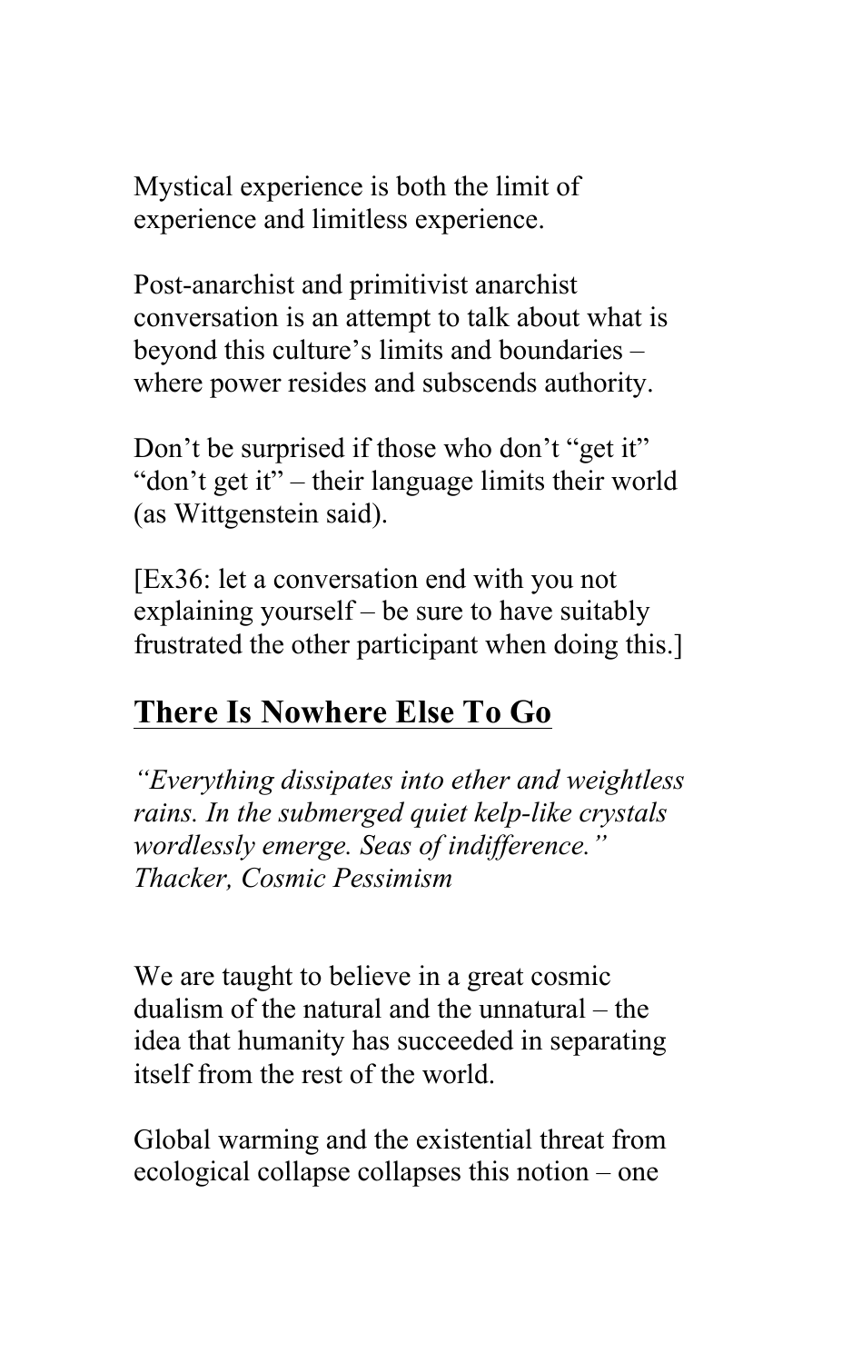Mystical experience is both the limit of experience and limitless experience.

Post-anarchist and primitivist anarchist conversation is an attempt to talk about what is beyond this culture's limits and boundaries – where power resides and subscends authority.

Don't be surprised if those who don't "get it" "don't get it" – their language limits their world (as Wittgenstein said).

[Ex36: let a conversation end with you not explaining yourself – be sure to have suitably frustrated the other participant when doing this.]

## There Is Nowhere Else To Go

*"Everything dissipates into ether and weightless rains. In the submerged quiet kelp-like crystals wordlessly emerge. Seas of indifference."*
*Thacker, Cosmic Pessimism*

We are taught to believe in a great cosmic dualism of the natural and the unnatural – the idea that humanity has succeeded in separating itself from the rest of the world.

Global warming and the existential threat from ecological collapse collapses this notion – one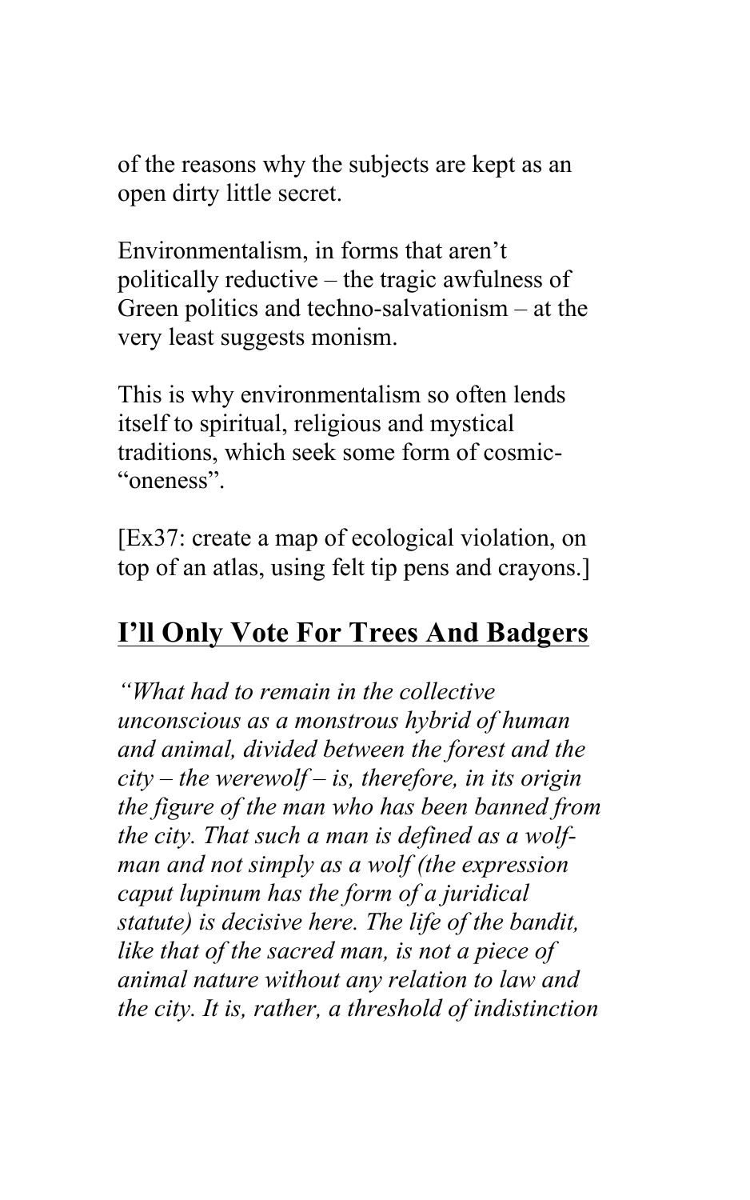of the reasons why the subjects are kept as an open dirty little secret.

Environmentalism, in forms that aren't politically reductive – the tragic awfulness of Green politics and techno-salvationism – at the very least suggests monism.

This is why environmentalism so often lends itself to spiritual, religious and mystical traditions, which seek some form of cosmic-"oneness".

[Ex37: create a map of ecological violation, on top of an atlas, using felt tip pens and crayons.]

## I'll Only Vote For Trees And Badgers

*"What had to remain in the collective unconscious as a monstrous hybrid of human and animal, divided between the forest and the city – the werewolf – is, therefore, in its origin the figure of the man who has been banned from the city. That such a man is defined as a wolf-man and not simply as a wolf (the expression caput lupinum has the form of a juridical statute) is decisive here. The life of the bandit, like that of the sacred man, is not a piece of animal nature without any relation to law and the city. It is, rather, a threshold of indistinction*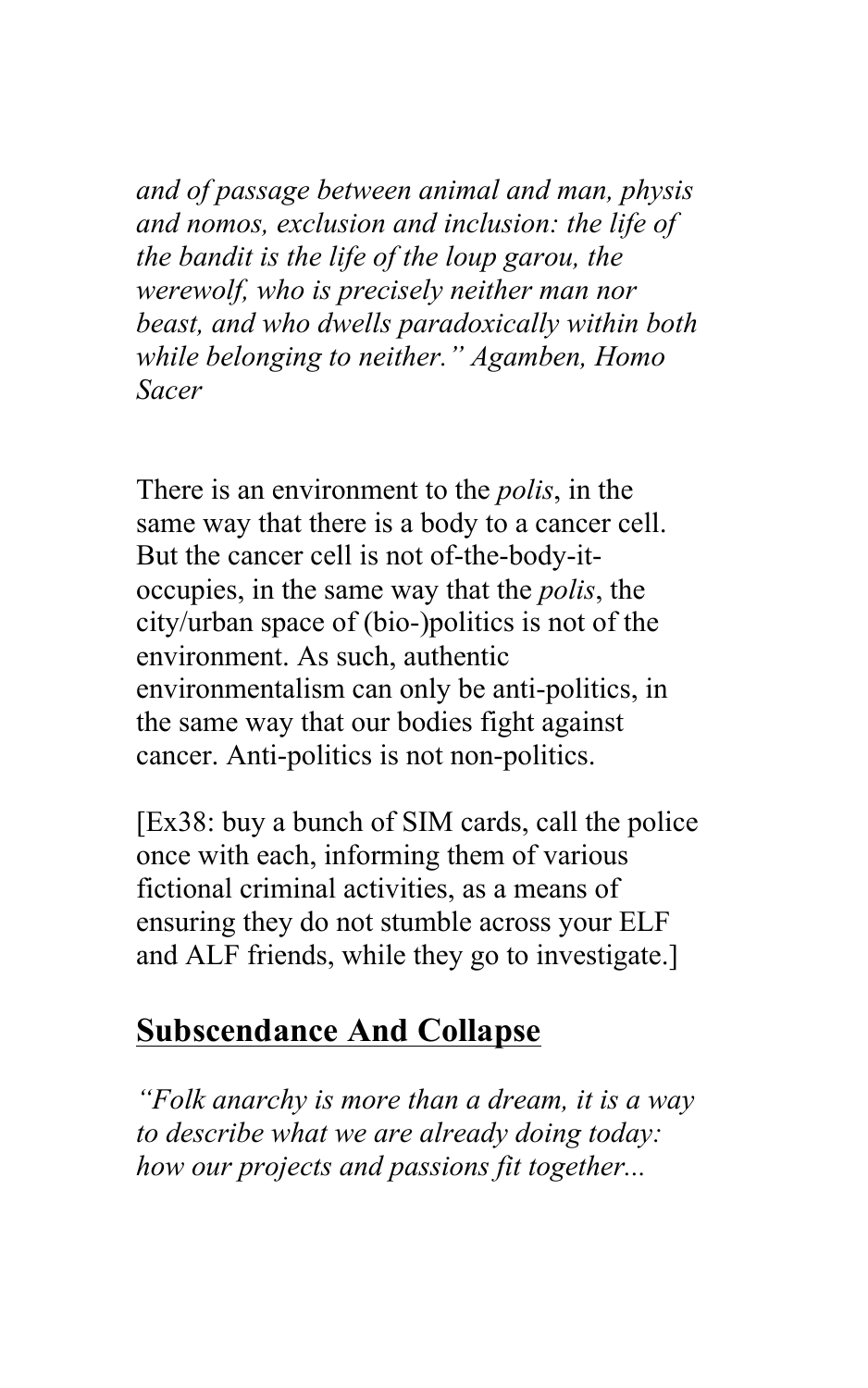*and of passage between animal and man, physis and nomos, exclusion and inclusion: the life of the bandit is the life of the loup garou, the werewolf, who is precisely neither man nor beast, and who dwells paradoxically within both while belonging to neither." Agamben, Homo Sacer*

There is an environment to the *polis*, in the same way that there is a body to a cancer cell. But the cancer cell is not of-the-body-it-occupies, in the same way that the *polis*, the city/urban space of (bio-)politics is not of the environment. As such, authentic environmentalism can only be anti-politics, in the same way that our bodies fight against cancer. Anti-politics is not non-politics.

[Ex38: buy a bunch of SIM cards, call the police once with each, informing them of various fictional criminal activities, as a means of ensuring they do not stumble across your ELF and ALF friends, while they go to investigate.]

## Subscendance And Collapse

*"Folk anarchy is more than a dream, it is a way to describe what we are already doing today: how our projects and passions fit together...*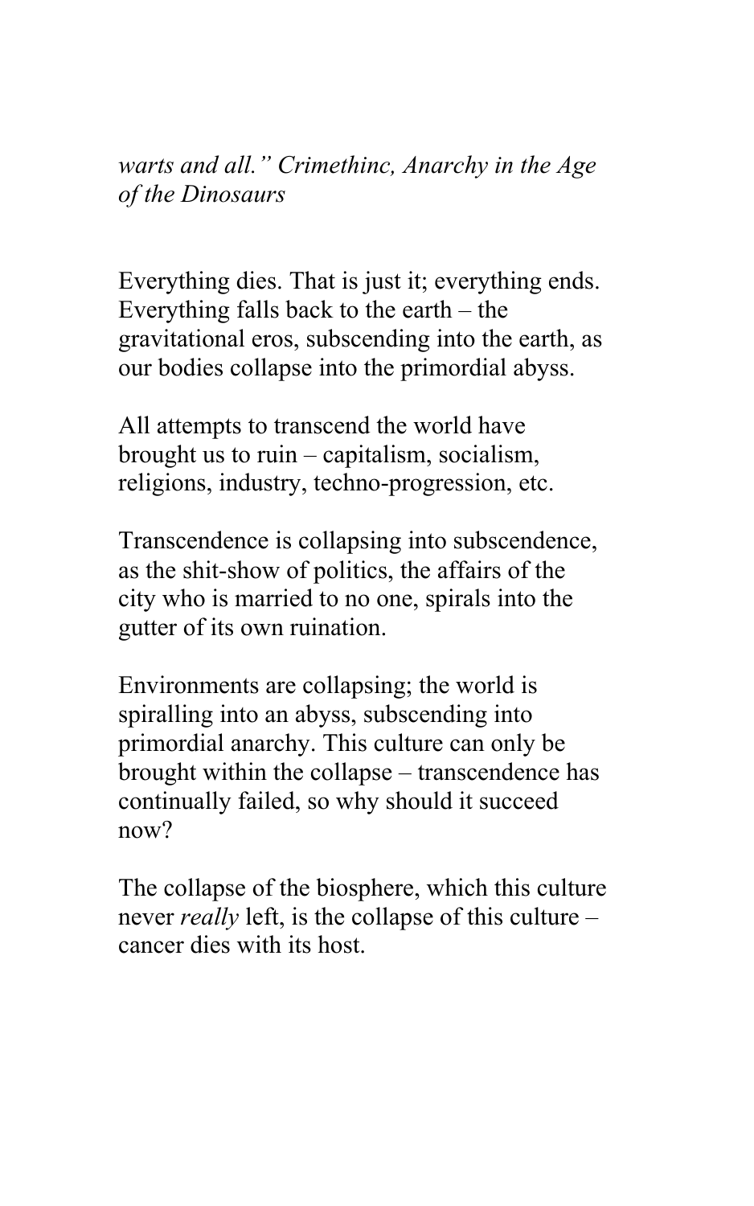*warts and all." Crimethinc, Anarchy in the Age of the Dinosaurs*

Everything dies. That is just it; everything ends. Everything falls back to the earth – the gravitational eros, subscending into the earth, as our bodies collapse into the primordial abyss.

All attempts to transcend the world have brought us to ruin – capitalism, socialism, religions, industry, techno-progression, etc.

Transcendence is collapsing into subscendence, as the shit-show of politics, the affairs of the city who is married to no one, spirals into the gutter of its own ruination.

Environments are collapsing; the world is spiralling into an abyss, subscending into primordial anarchy. This culture can only be brought within the collapse – transcendence has continually failed, so why should it succeed now?

The collapse of the biosphere, which this culture never *really* left, is the collapse of this culture – cancer dies with its host.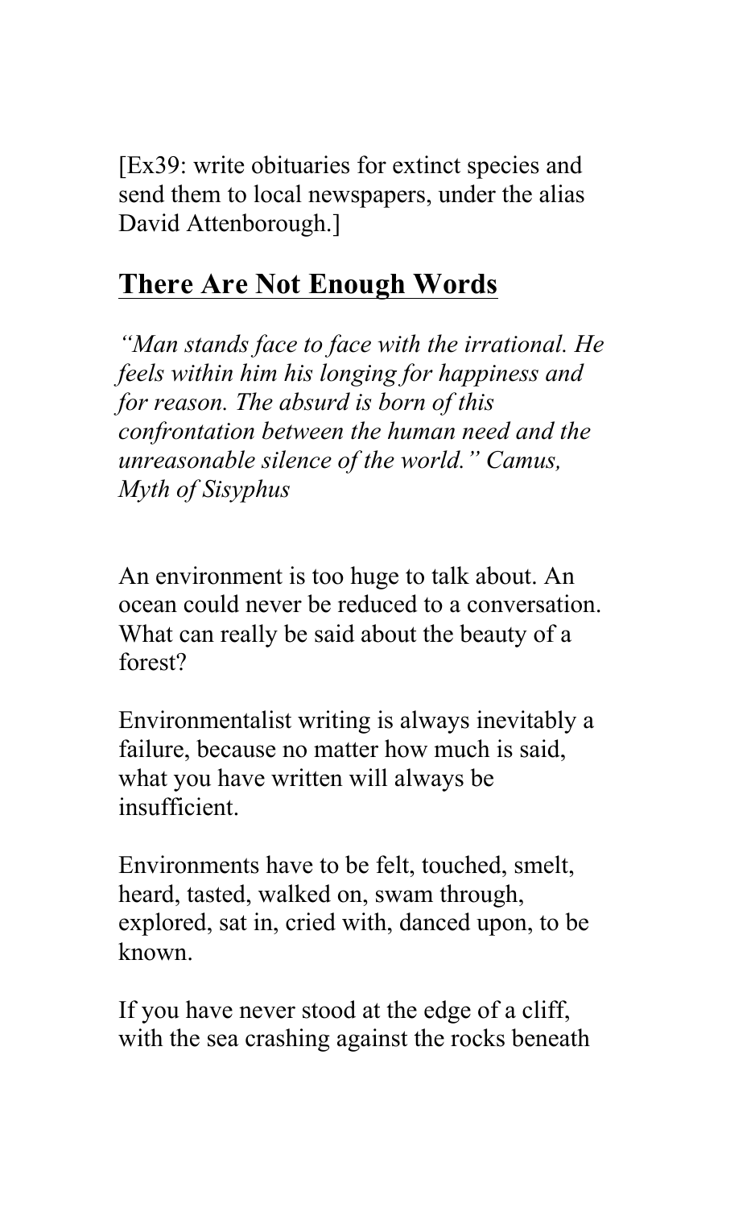[Ex39: write obituaries for extinct species and send them to local newspapers, under the alias David Attenborough.]

## There Are Not Enough Words

*"Man stands face to face with the irrational. He feels within him his longing for happiness and for reason. The absurd is born of this confrontation between the human need and the unreasonable silence of the world." Camus, Myth of Sisyphus*

An environment is too huge to talk about. An ocean could never be reduced to a conversation. What can really be said about the beauty of a forest?

Environmentalist writing is always inevitably a failure, because no matter how much is said, what you have written will always be insufficient.

Environments have to be felt, touched, smelt, heard, tasted, walked on, swam through, explored, sat in, cried with, danced upon, to be known.

If you have never stood at the edge of a cliff, with the sea crashing against the rocks beneath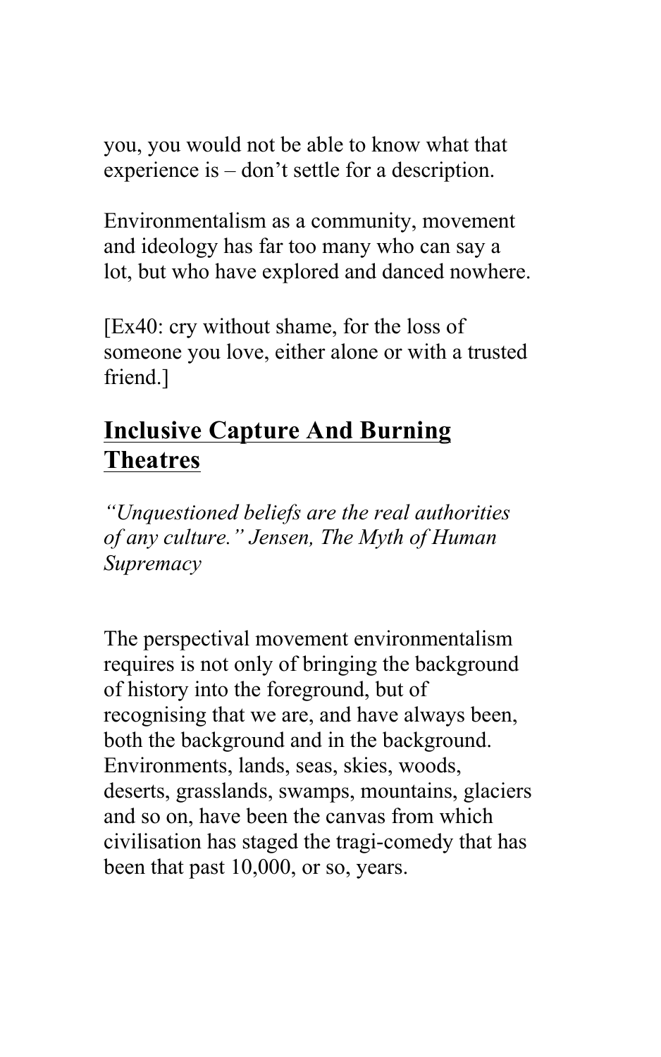you, you would not be able to know what that experience is – don't settle for a description.

Environmentalism as a community, movement and ideology has far too many who can say a lot, but who have explored and danced nowhere.

[Ex40: cry without shame, for the loss of someone you love, either alone or with a trusted friend.]

## Inclusive Capture And Burning Theatres

*"Unquestioned beliefs are the real authorities of any culture." Jensen, The Myth of Human Supremacy*

The perspectival movement environmentalism requires is not only of bringing the background of history into the foreground, but of recognising that we are, and have always been, both the background and in the background. Environments, lands, seas, skies, woods, deserts, grasslands, swamps, mountains, glaciers and so on, have been the canvas from which civilisation has staged the tragi-comedy that has been that past 10,000, or so, years.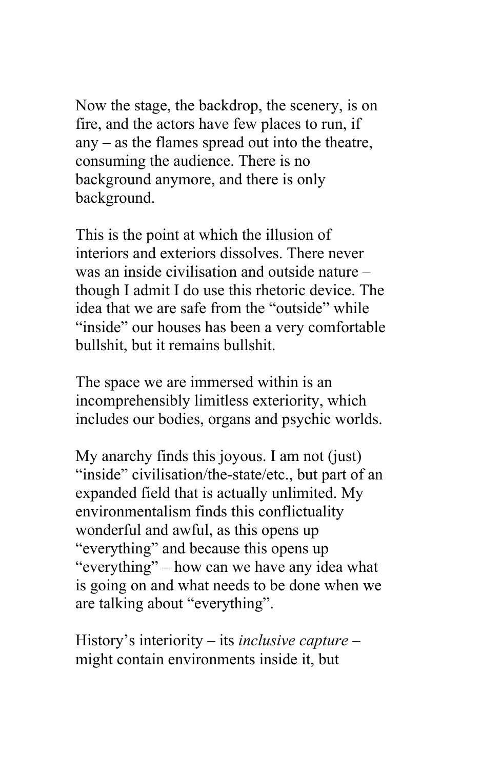Now the stage, the backdrop, the scenery, is on fire, and the actors have few places to run, if any – as the flames spread out into the theatre, consuming the audience. There is no background anymore, and there is only background.

This is the point at which the illusion of interiors and exteriors dissolves. There never was an inside civilisation and outside nature – though I admit I do use this rhetoric device. The idea that we are safe from the "outside" while "inside" our houses has been a very comfortable bullshit, but it remains bullshit.

The space we are immersed within is an incomprehensibly limitless exteriority, which includes our bodies, organs and psychic worlds.

My anarchy finds this joyous. I am not (just) "inside" civilisation/the-state/etc., but part of an expanded field that is actually unlimited. My environmentalism finds this conflictuality wonderful and awful, as this opens up "everything" and because this opens up "everything" – how can we have any idea what is going on and what needs to be done when we are talking about "everything".

History's interiority – its *inclusive capture* – might contain environments inside it, but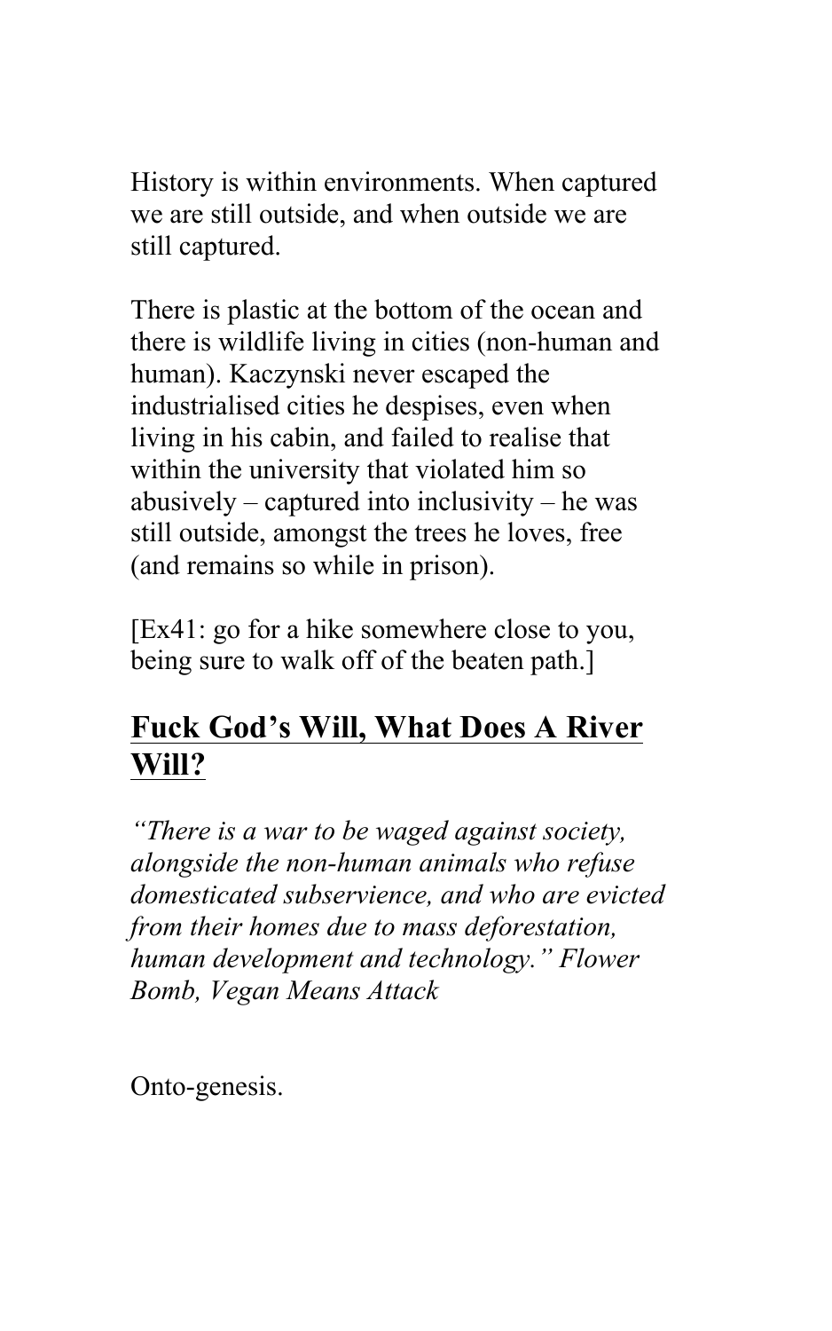History is within environments. When captured we are still outside, and when outside we are still captured.

There is plastic at the bottom of the ocean and there is wildlife living in cities (non-human and human). Kaczynski never escaped the industrialised cities he despises, even when living in his cabin, and failed to realise that within the university that violated him so abusively – captured into inclusivity – he was still outside, amongst the trees he loves, free (and remains so while in prison).

[Ex41: go for a hike somewhere close to you, being sure to walk off of the beaten path.]

## Fuck God's Will, What Does A River Will?

*"There is a war to be waged against society, alongside the non-human animals who refuse domesticated subservience, and who are evicted from their homes due to mass deforestation, human development and technology." Flower Bomb, Vegan Means Attack*

Onto-genesis.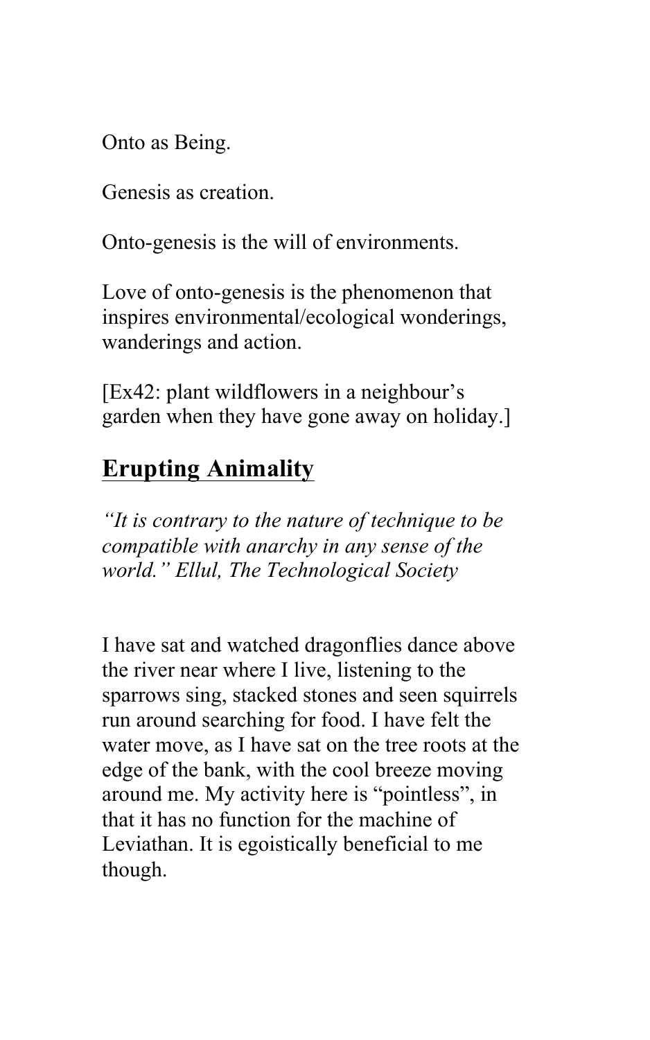Onto as Being.

Genesis as creation.

Onto-genesis is the will of environments.

Love of onto-genesis is the phenomenon that inspires environmental/ecological wonderings, wanderings and action.

[Ex42: plant wildflowers in a neighbour's garden when they have gone away on holiday.]

## Erupting Animality

*"It is contrary to the nature of technique to be compatible with anarchy in any sense of the world." Ellul, The Technological Society*

I have sat and watched dragonflies dance above the river near where I live, listening to the sparrows sing, stacked stones and seen squirrels run around searching for food. I have felt the water move, as I have sat on the tree roots at the edge of the bank, with the cool breeze moving around me. My activity here is "pointless", in that it has no function for the machine of Leviathan. It is egoistically beneficial to me though.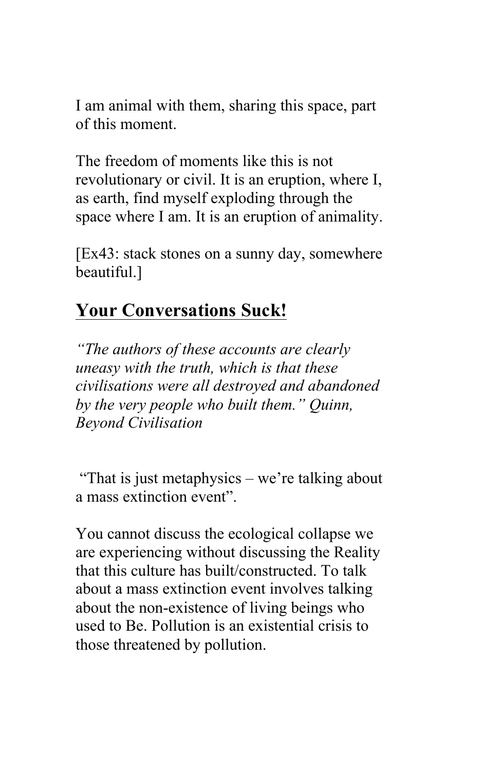I am animal with them, sharing this space, part of this moment.

The freedom of moments like this is not revolutionary or civil. It is an eruption, where I, as earth, find myself exploding through the space where I am. It is an eruption of animality.

[Ex43: stack stones on a sunny day, somewhere beautiful.]

## Your Conversations Suck!

*"The authors of these accounts are clearly uneasy with the truth, which is that these civilisations were all destroyed and abandoned by the very people who built them." Quinn, Beyond Civilisation*

"That is just metaphysics – we're talking about a mass extinction event".

You cannot discuss the ecological collapse we are experiencing without discussing the Reality that this culture has built/constructed. To talk about a mass extinction event involves talking about the non-existence of living beings who used to Be. Pollution is an existential crisis to those threatened by pollution.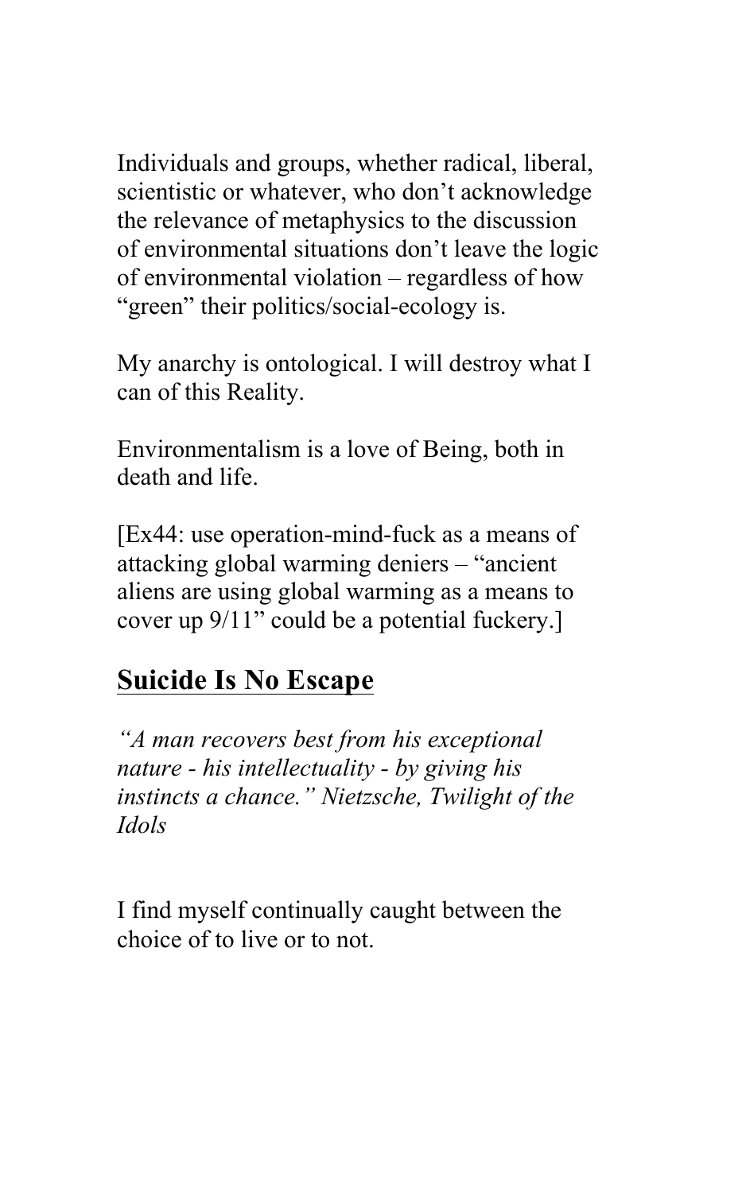Individuals and groups, whether radical, liberal, scientistic or whatever, who don't acknowledge the relevance of metaphysics to the discussion of environmental situations don't leave the logic of environmental violation – regardless of how "green" their politics/social-ecology is.

My anarchy is ontological. I will destroy what I can of this Reality.

Environmentalism is a love of Being, both in death and life.

[Ex44: use operation-mind-fuck as a means of attacking global warming deniers – "ancient aliens are using global warming as a means to cover up 9/11" could be a potential fuckery.]

## Suicide Is No Escape

*"A man recovers best from his exceptional nature - his intellectuality - by giving his instincts a chance." Nietzsche, Twilight of the Idols*

I find myself continually caught between the choice of to live or to not.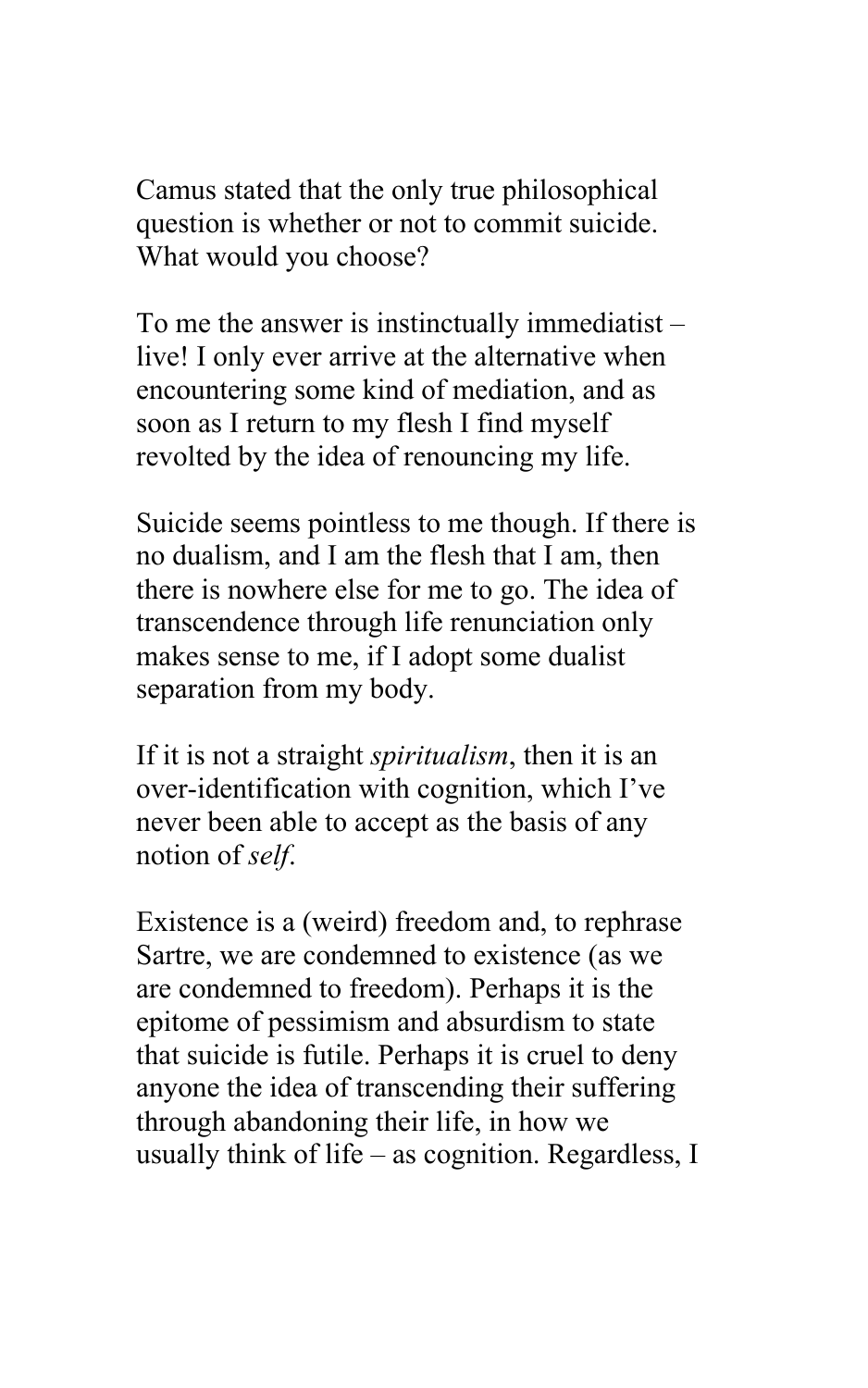Camus stated that the only true philosophical question is whether or not to commit suicide. What would you choose?

To me the answer is instinctually immediatist – live! I only ever arrive at the alternative when encountering some kind of mediation, and as soon as I return to my flesh I find myself revolted by the idea of renouncing my life.

Suicide seems pointless to me though. If there is no dualism, and I am the flesh that I am, then there is nowhere else for me to go. The idea of transcendence through life renunciation only makes sense to me, if I adopt some dualist separation from my body.

If it is not a straight *spiritualism*, then it is an over-identification with cognition, which I've never been able to accept as the basis of any notion of *self*.

Existence is a (weird) freedom and, to rephrase Sartre, we are condemned to existence (as we are condemned to freedom). Perhaps it is the epitome of pessimism and absurdism to state that suicide is futile. Perhaps it is cruel to deny anyone the idea of transcending their suffering through abandoning their life, in how we usually think of life – as cognition. Regardless, I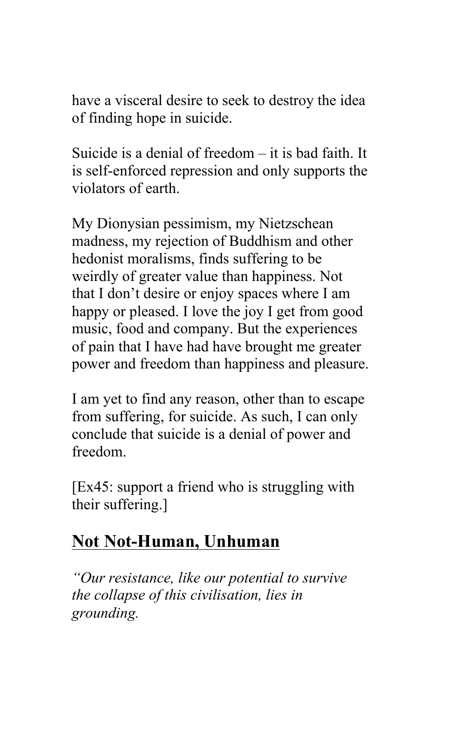have a visceral desire to seek to destroy the idea of finding hope in suicide.

Suicide is a denial of freedom – it is bad faith. It is self-enforced repression and only supports the violators of earth.

My Dionysian pessimism, my Nietzschean madness, my rejection of Buddhism and other hedonist moralisms, finds suffering to be weirdly of greater value than happiness. Not that I don't desire or enjoy spaces where I am happy or pleased. I love the joy I get from good music, food and company. But the experiences of pain that I have had have brought me greater power and freedom than happiness and pleasure.

I am yet to find any reason, other than to escape from suffering, for suicide. As such, I can only conclude that suicide is a denial of power and freedom.

[Ex45: support a friend who is struggling with their suffering.]

## Not Not-Human, Unhuman

*"Our resistance, like our potential to survive the collapse of this civilisation, lies in grounding.*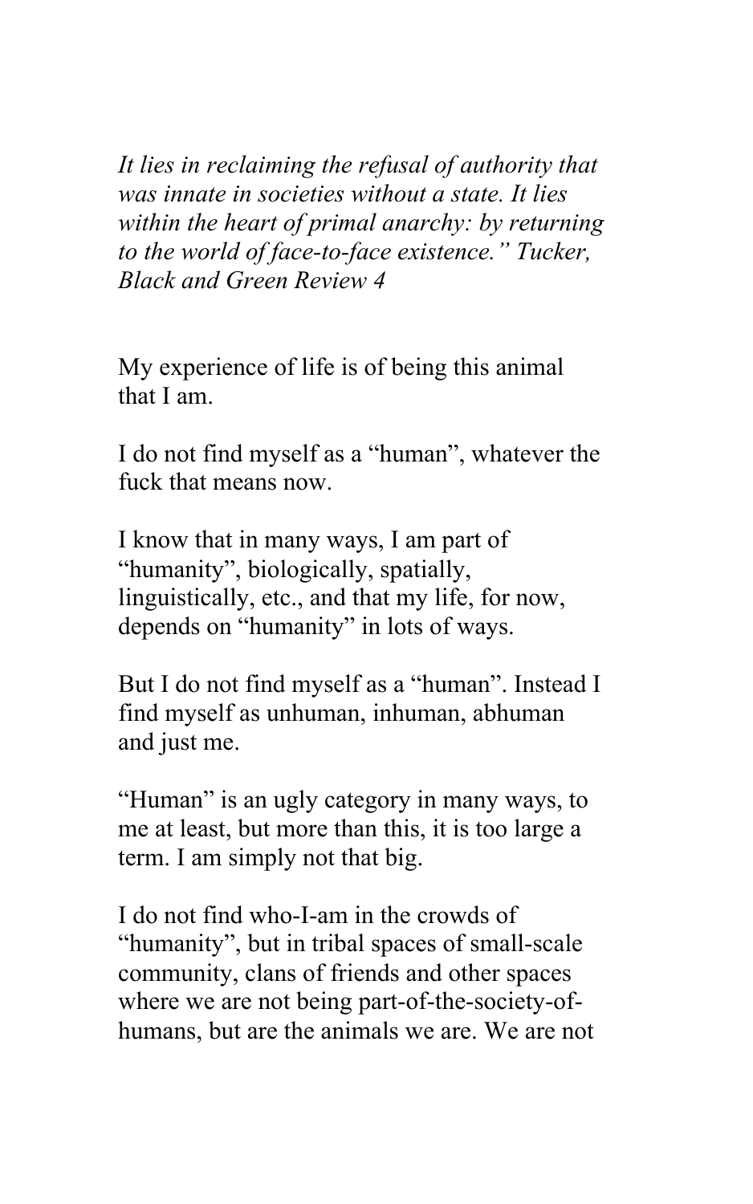*It lies in reclaiming the refusal of authority that was innate in societies without a state. It lies within the heart of primal anarchy: by returning to the world of face-to-face existence." Tucker, Black and Green Review 4*

My experience of life is of being this animal that I am.

I do not find myself as a "human", whatever the fuck that means now.

I know that in many ways, I am part of "humanity", biologically, spatially, linguistically, etc., and that my life, for now, depends on "humanity" in lots of ways.

But I do not find myself as a "human". Instead I find myself as unhuman, inhuman, abhuman and just me.

"Human" is an ugly category in many ways, to me at least, but more than this, it is too large a term. I am simply not that big.

I do not find who-I-am in the crowds of "humanity", but in tribal spaces of small-scale community, clans of friends and other spaces where we are not being part-of-the-society-of-humans, but are the animals we are. We are not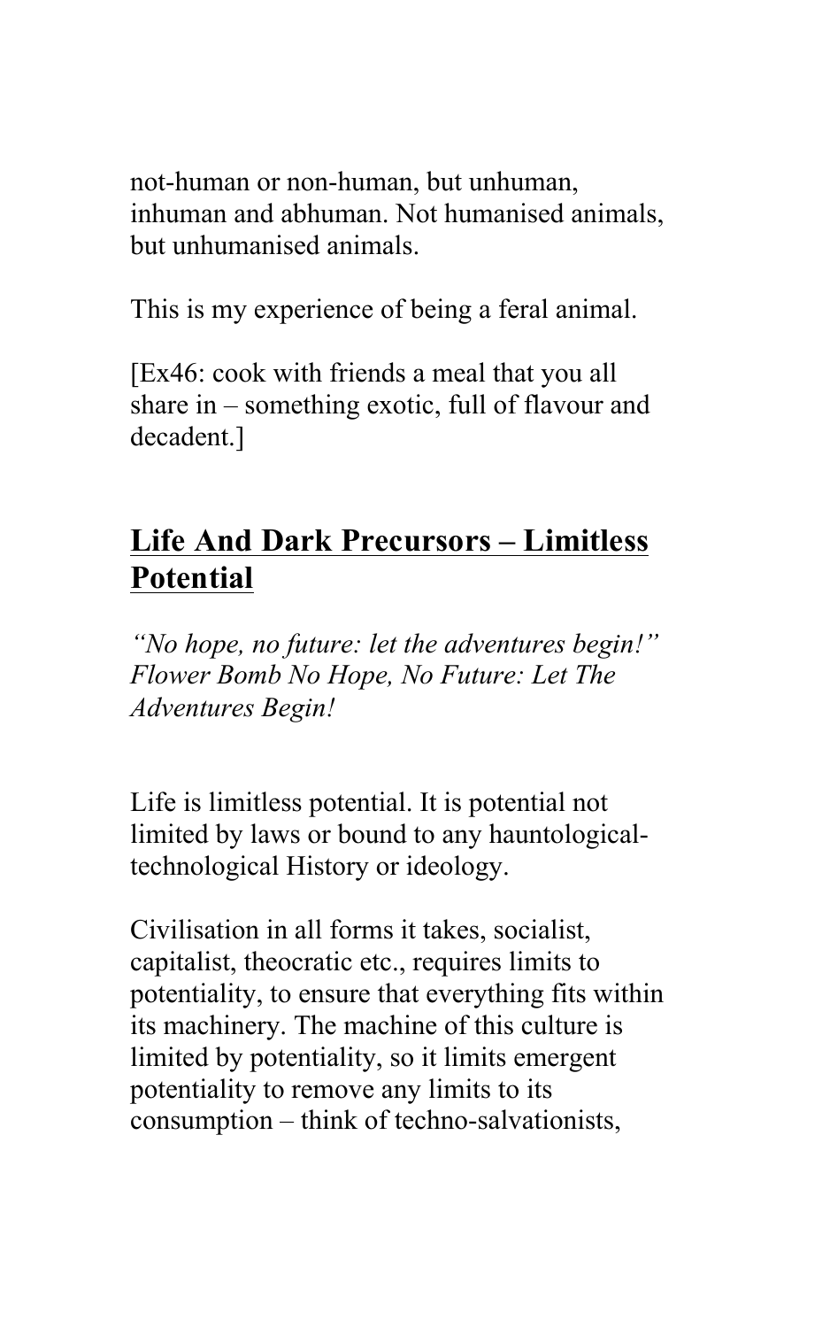not-human or non-human, but unhuman, inhuman and abhuman. Not humanised animals, but unhumanised animals.

This is my experience of being a feral animal.

[Ex46: cook with friends a meal that you all share in – something exotic, full of flavour and decadent.]

## Life And Dark Precursors – Limitless Potential

*"No hope, no future: let the adventures begin!" Flower Bomb No Hope, No Future: Let The Adventures Begin!*

Life is limitless potential. It is potential not limited by laws or bound to any hauntological-technological History or ideology.

Civilisation in all forms it takes, socialist, capitalist, theocratic etc., requires limits to potentiality, to ensure that everything fits within its machinery. The machine of this culture is limited by potentiality, so it limits emergent potentiality to remove any limits to its consumption – think of techno-salvationists,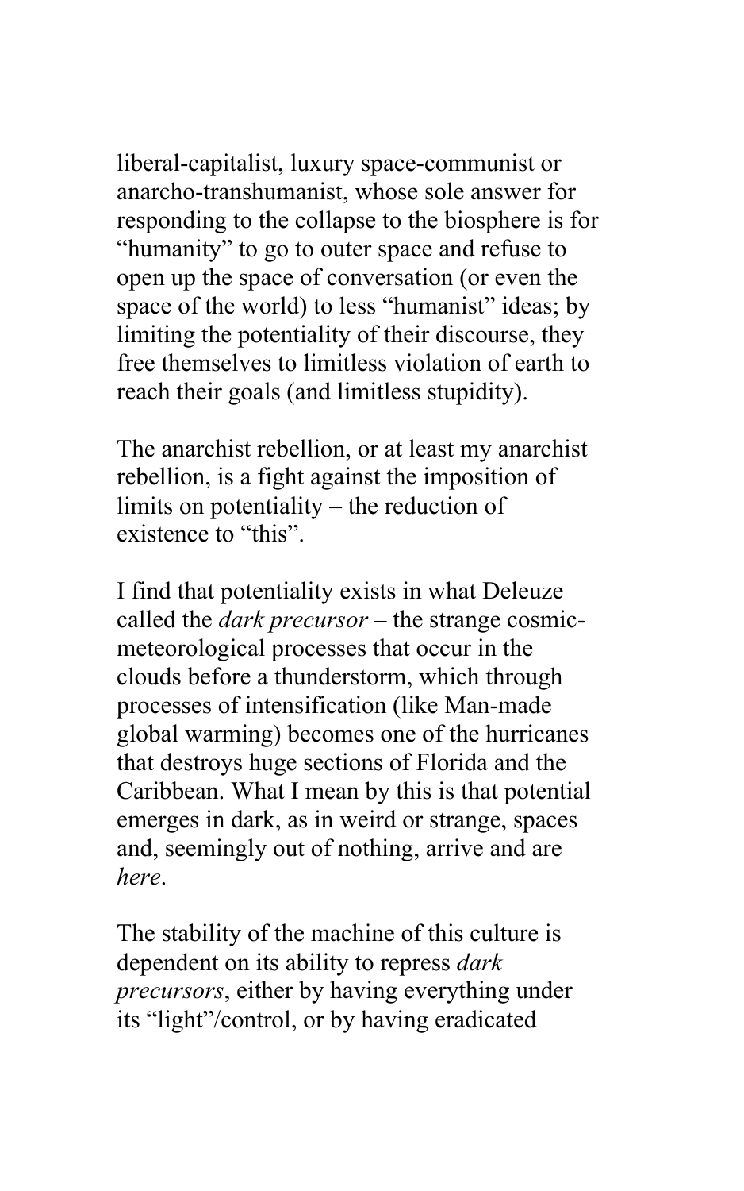liberal-capitalist, luxury space-communist or anarcho-transhumanist, whose sole answer for responding to the collapse to the biosphere is for "humanity" to go to outer space and refuse to open up the space of conversation (or even the space of the world) to less "humanist" ideas; by limiting the potentiality of their discourse, they free themselves to limitless violation of earth to reach their goals (and limitless stupidity).

The anarchist rebellion, or at least my anarchist rebellion, is a fight against the imposition of limits on potentiality – the reduction of existence to "this".

I find that potentiality exists in what Deleuze called the *dark precursor* – the strange cosmic-meteorological processes that occur in the clouds before a thunderstorm, which through processes of intensification (like Man-made global warming) becomes one of the hurricanes that destroys huge sections of Florida and the Caribbean. What I mean by this is that potential emerges in dark, as in weird or strange, spaces and, seemingly out of nothing, arrive and are *here*.

The stability of the machine of this culture is dependent on its ability to repress *dark precursors*, either by having everything under its "light"/control, or by having eradicated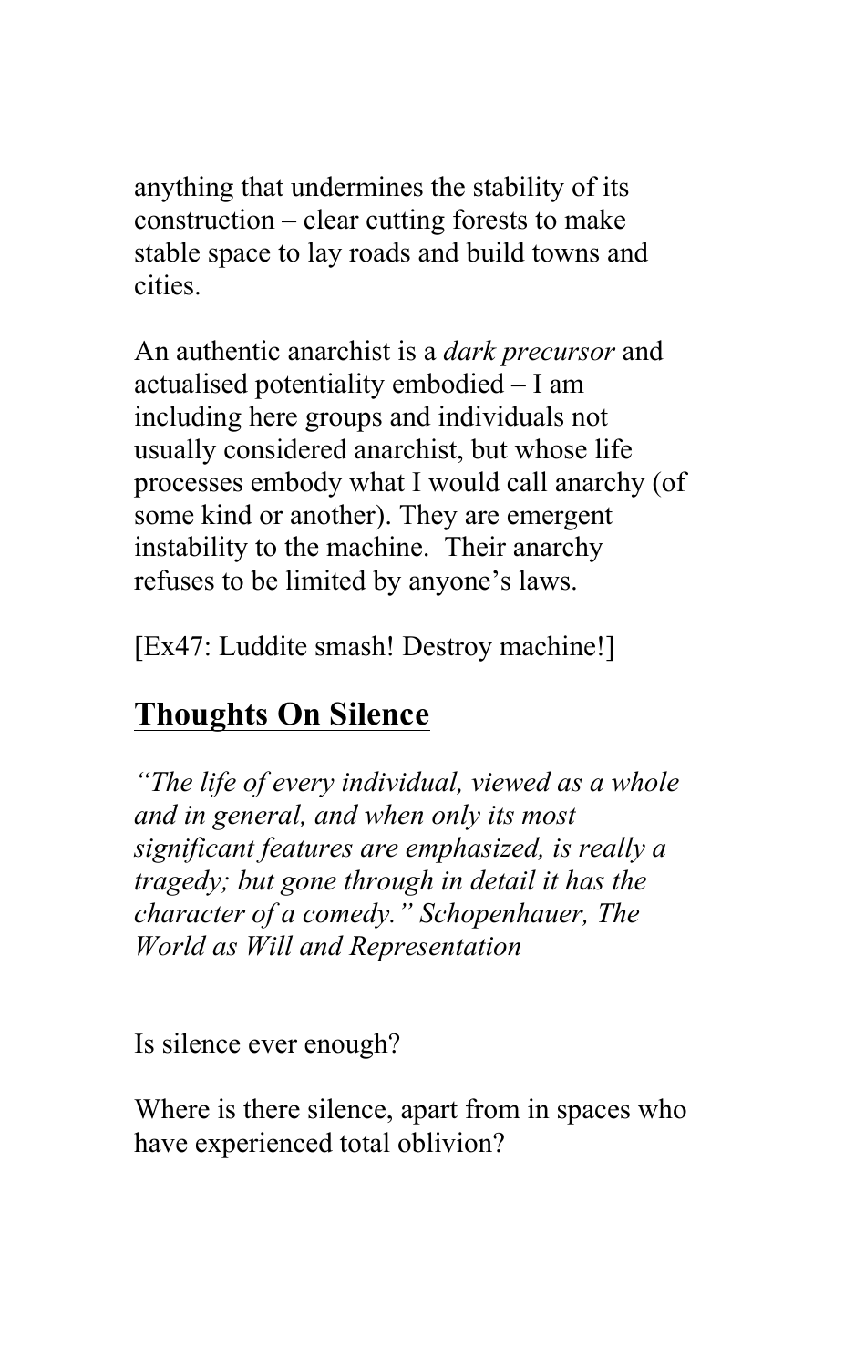anything that undermines the stability of its construction – clear cutting forests to make stable space to lay roads and build towns and cities.

An authentic anarchist is a *dark precursor* and actualised potentiality embodied – I am including here groups and individuals not usually considered anarchist, but whose life processes embody what I would call anarchy (of some kind or another). They are emergent instability to the machine. Their anarchy refuses to be limited by anyone's laws.

[Ex47: Luddite smash! Destroy machine!]

## Thoughts On Silence

*"The life of every individual, viewed as a whole and in general, and when only its most significant features are emphasized, is really a tragedy; but gone through in detail it has the character of a comedy." Schopenhauer, The World as Will and Representation*

Is silence ever enough?

Where is there silence, apart from in spaces who have experienced total oblivion?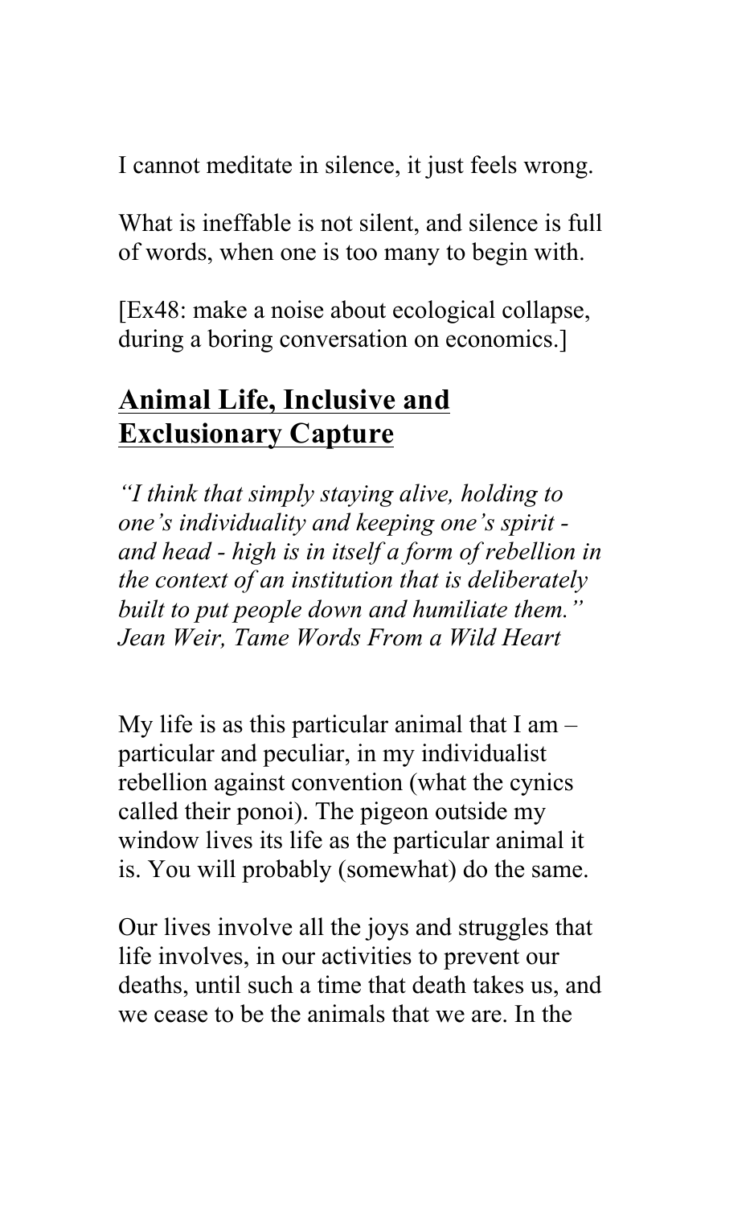I cannot meditate in silence, it just feels wrong.

What is ineffable is not silent, and silence is full of words, when one is too many to begin with.

[Ex48: make a noise about ecological collapse, during a boring conversation on economics.]

## **Animal Life, Inclusive and Exclusionary Capture**

*"I think that simply staying alive, holding to one's individuality and keeping one's spirit - and head - high is in itself a form of rebellion in the context of an institution that is deliberately built to put people down and humiliate them." Jean Weir, Tame Words From a Wild Heart*

My life is as this particular animal that I am – particular and peculiar, in my individualist rebellion against convention (what the cynics called their ponoi). The pigeon outside my window lives its life as the particular animal it is. You will probably (somewhat) do the same.

Our lives involve all the joys and struggles that life involves, in our activities to prevent our deaths, until such a time that death takes us, and we cease to be the animals that we are. In the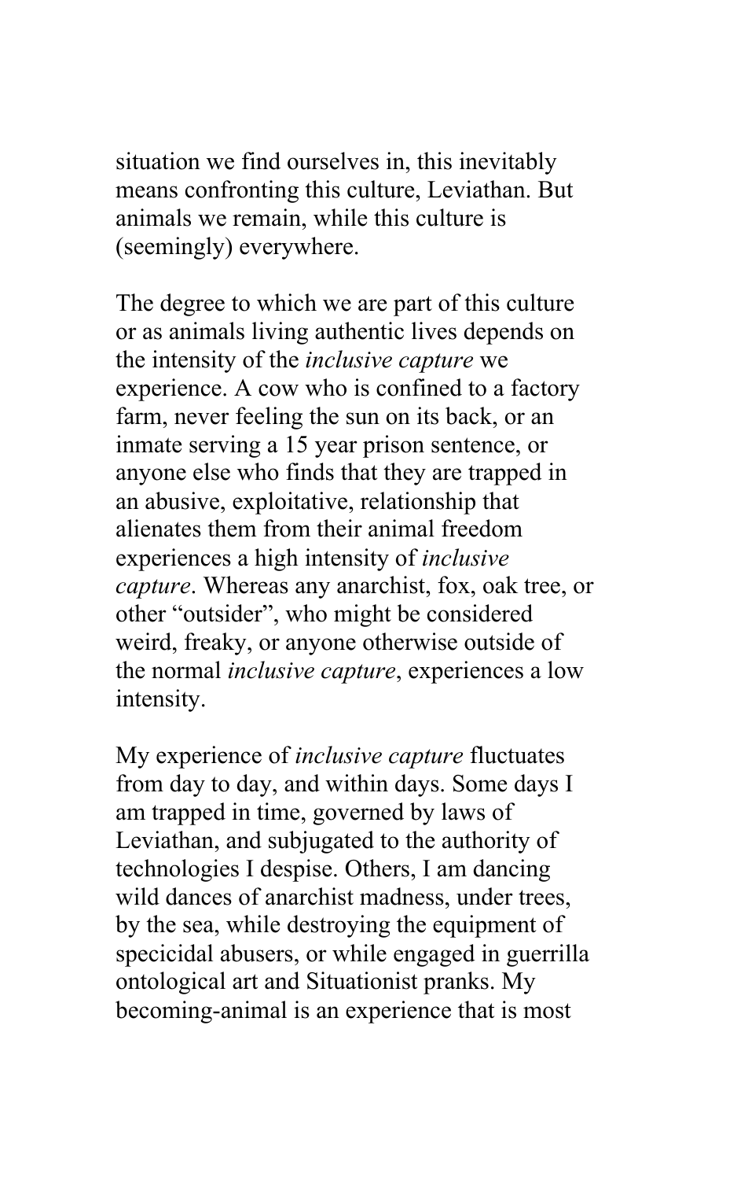situation we find ourselves in, this inevitably means confronting this culture, Leviathan. But animals we remain, while this culture is (seemingly) everywhere.

The degree to which we are part of this culture or as animals living authentic lives depends on the intensity of the *inclusive capture* we experience. A cow who is confined to a factory farm, never feeling the sun on its back, or an inmate serving a 15 year prison sentence, or anyone else who finds that they are trapped in an abusive, exploitative, relationship that alienates them from their animal freedom experiences a high intensity of *inclusive capture*. Whereas any anarchist, fox, oak tree, or other "outsider", who might be considered weird, freaky, or anyone otherwise outside of the normal *inclusive capture*, experiences a low intensity.

My experience of *inclusive capture* fluctuates from day to day, and within days. Some days I am trapped in time, governed by laws of Leviathan, and subjugated to the authority of technologies I despise. Others, I am dancing wild dances of anarchist madness, under trees, by the sea, while destroying the equipment of specicidal abusers, or while engaged in guerrilla ontological art and Situationist pranks. My becoming-animal is an experience that is most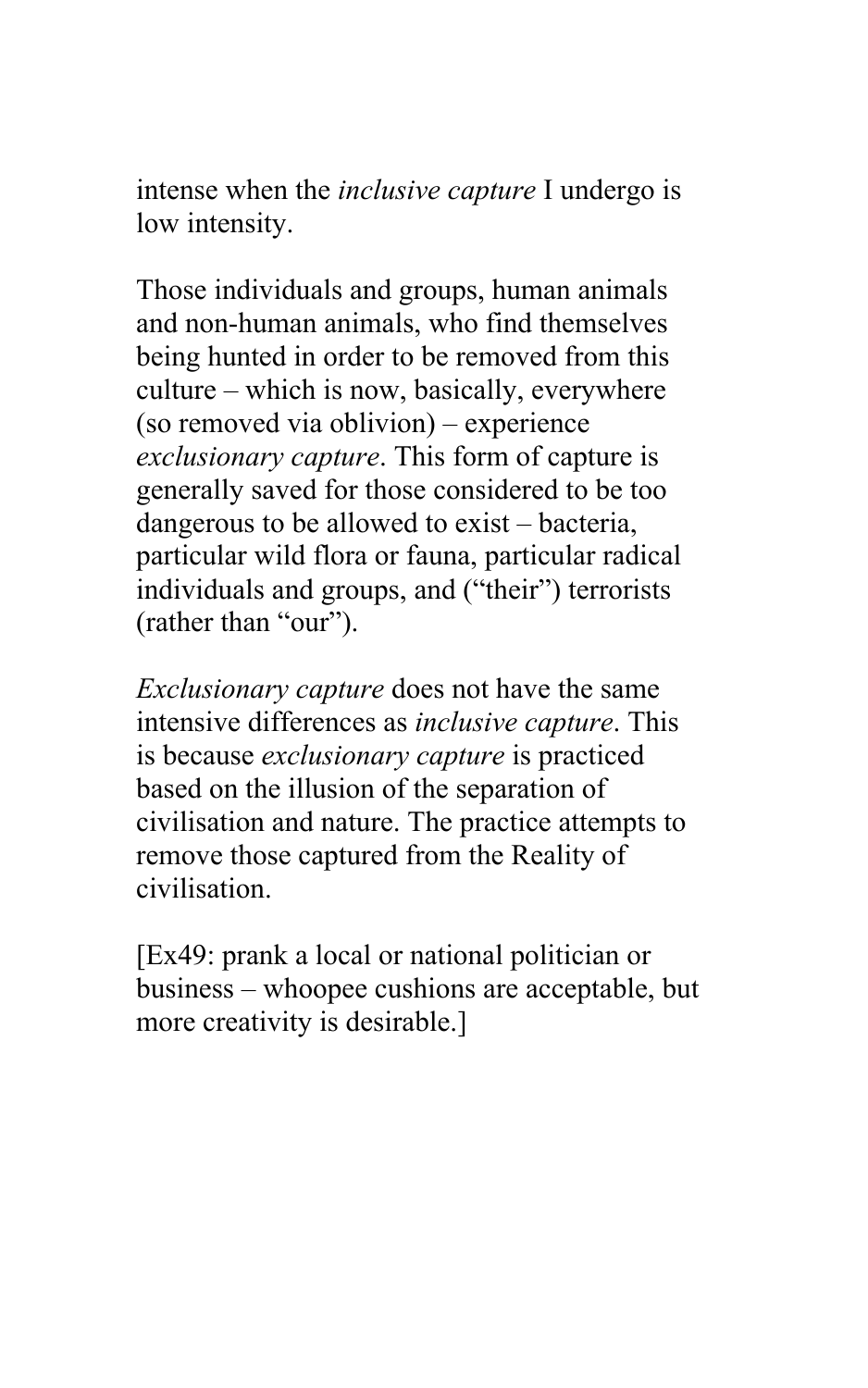intense when the *inclusive capture* I undergo is low intensity.

Those individuals and groups, human animals and non-human animals, who find themselves being hunted in order to be removed from this culture – which is now, basically, everywhere (so removed via oblivion) – experience *exclusionary capture*. This form of capture is generally saved for those considered to be too dangerous to be allowed to exist – bacteria, particular wild flora or fauna, particular radical individuals and groups, and ("their") terrorists (rather than "our").

*Exclusionary capture* does not have the same intensive differences as *inclusive capture*. This is because *exclusionary capture* is practiced based on the illusion of the separation of civilisation and nature. The practice attempts to remove those captured from the Reality of civilisation.

[Ex49: prank a local or national politician or business – whoopee cushions are acceptable, but more creativity is desirable.]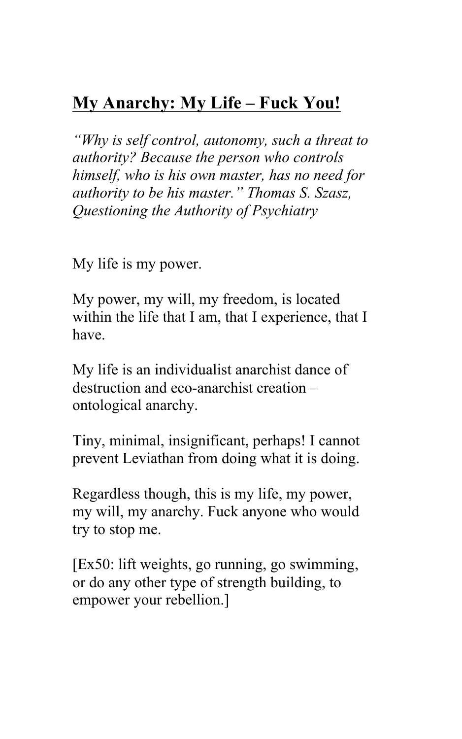## My Anarchy: My Life – Fuck You!

*"Why is self control, autonomy, such a threat to authority? Because the person who controls himself, who is his own master, has no need for authority to be his master." Thomas S. Szasz, Questioning the Authority of Psychiatry*

My life is my power.

My power, my will, my freedom, is located within the life that I am, that I experience, that I have.

My life is an individualist anarchist dance of destruction and eco-anarchist creation – ontological anarchy.

Tiny, minimal, insignificant, perhaps! I cannot prevent Leviathan from doing what it is doing.

Regardless though, this is my life, my power, my will, my anarchy. Fuck anyone who would try to stop me.

[Ex50: lift weights, go running, go swimming, or do any other type of strength building, to empower your rebellion.]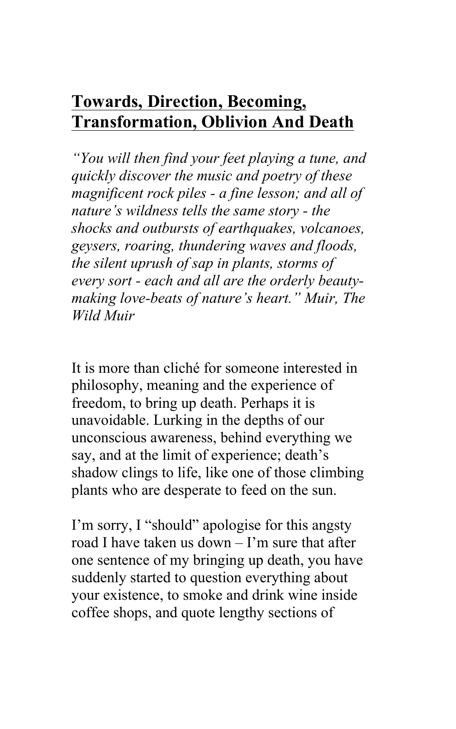## Towards, Direction, Becoming, Transformation, Oblivion And Death

*"You will then find your feet playing a tune, and quickly discover the music and poetry of these magnificent rock piles - a fine lesson; and all of nature's wildness tells the same story - the shocks and outbursts of earthquakes, volcanoes, geysers, roaring, thundering waves and floods, the silent uprush of sap in plants, storms of every sort - each and all are the orderly beauty-making love-beats of nature's heart." Muir, The Wild Muir*

It is more than cliché for someone interested in philosophy, meaning and the experience of freedom, to bring up death. Perhaps it is unavoidable. Lurking in the depths of our unconscious awareness, behind everything we say, and at the limit of experience; death's shadow clings to life, like one of those climbing plants who are desperate to feed on the sun.

I'm sorry, I "should" apologise for this angsty road I have taken us down – I'm sure that after one sentence of my bringing up death, you have suddenly started to question everything about your existence, to smoke and drink wine inside coffee shops, and quote lengthy sections of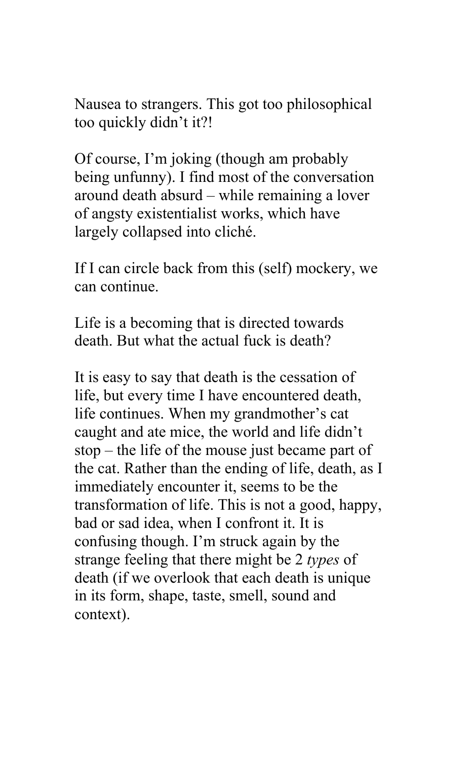Nausea to strangers. This got too philosophical too quickly didn't it?!

Of course, I'm joking (though am probably being unfunny). I find most of the conversation around death absurd – while remaining a lover of angsty existentialist works, which have largely collapsed into cliché.

If I can circle back from this (self) mockery, we can continue.

Life is a becoming that is directed towards death. But what the actual fuck is death?

It is easy to say that death is the cessation of life, but every time I have encountered death, life continues. When my grandmother's cat caught and ate mice, the world and life didn't stop – the life of the mouse just became part of the cat. Rather than the ending of life, death, as I immediately encounter it, seems to be the transformation of life. This is not a good, happy, bad or sad idea, when I confront it. It is confusing though. I'm struck again by the strange feeling that there might be 2 *types* of death (if we overlook that each death is unique in its form, shape, taste, smell, sound and context).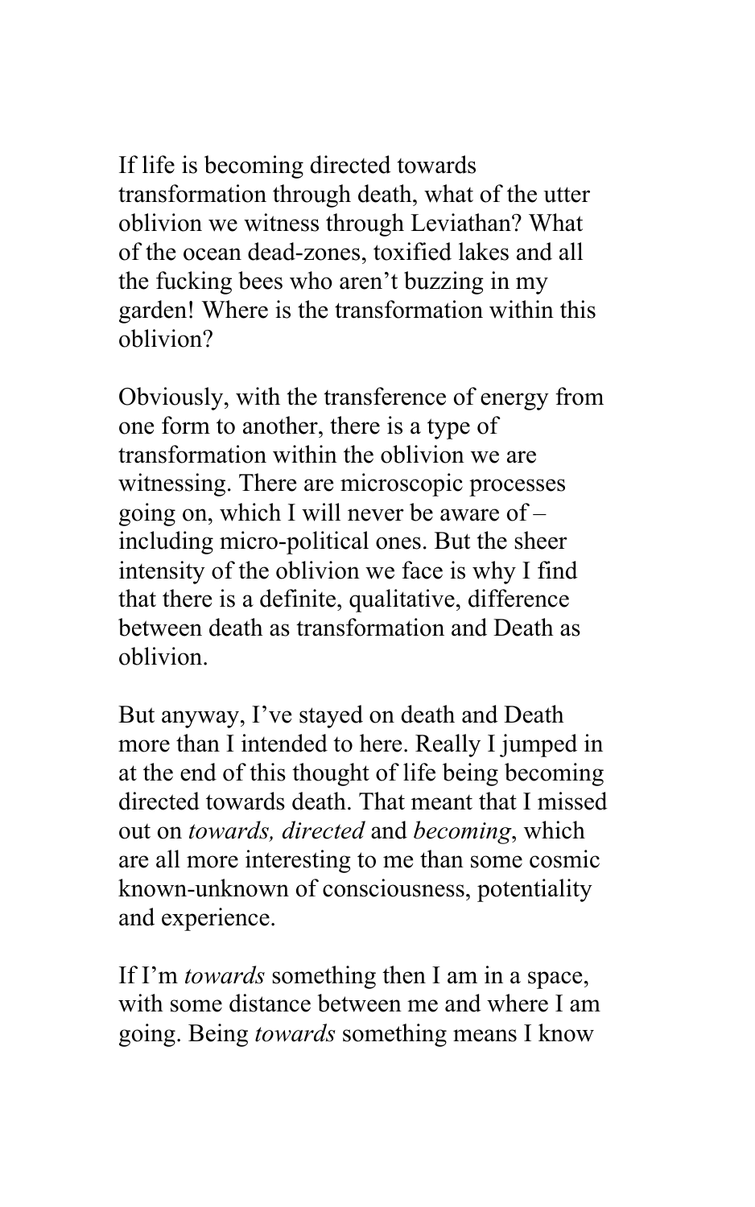If life is becoming directed towards transformation through death, what of the utter oblivion we witness through Leviathan? What of the ocean dead-zones, toxified lakes and all the fucking bees who aren't buzzing in my garden! Where is the transformation within this oblivion?

Obviously, with the transference of energy from one form to another, there is a type of transformation within the oblivion we are witnessing. There are microscopic processes going on, which I will never be aware of – including micro-political ones. But the sheer intensity of the oblivion we face is why I find that there is a definite, qualitative, difference between death as transformation and Death as oblivion.

But anyway, I've stayed on death and Death more than I intended to here. Really I jumped in at the end of this thought of life being becoming directed towards death. That meant that I missed out on *towards, directed* and *becoming*, which are all more interesting to me than some cosmic known-unknown of consciousness, potentiality and experience.

If I'm *towards* something then I am in a space, with some distance between me and where I am going. Being *towards* something means I know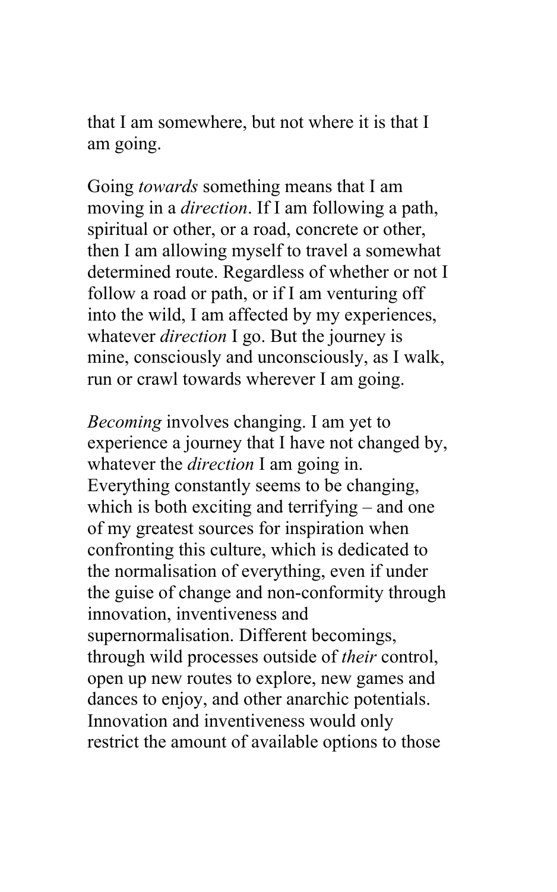that I am somewhere, but not where it is that I am going.

Going *towards* something means that I am moving in a *direction*. If I am following a path, spiritual or other, or a road, concrete or other, then I am allowing myself to travel a somewhat determined route. Regardless of whether or not I follow a road or path, or if I am venturing off into the wild, I am affected by my experiences, whatever *direction* I go. But the journey is mine, consciously and unconsciously, as I walk, run or crawl towards wherever I am going.

*Becoming* involves changing. I am yet to experience a journey that I have not changed by, whatever the *direction* I am going in. Everything constantly seems to be changing, which is both exciting and terrifying – and one of my greatest sources for inspiration when confronting this culture, which is dedicated to the normalisation of everything, even if under the guise of change and non-conformity through innovation, inventiveness and supernormalisation. Different becomings, through wild processes outside of *their* control, open up new routes to explore, new games and dances to enjoy, and other anarchic potentials. Innovation and inventiveness would only restrict the amount of available options to those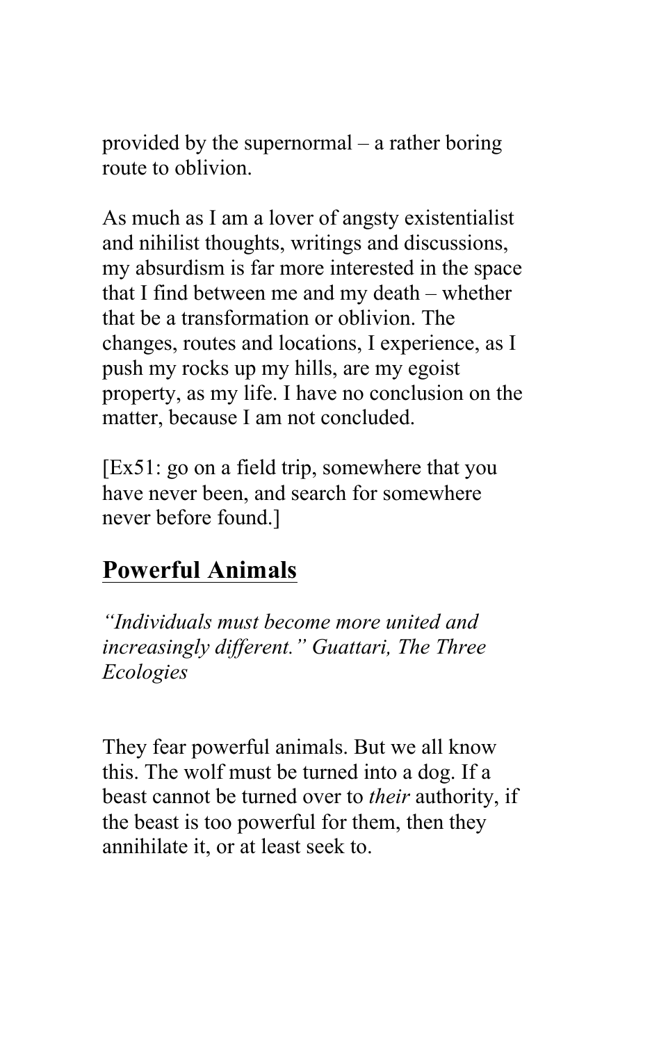provided by the supernormal – a rather boring route to oblivion.

As much as I am a lover of angsty existentialist and nihilist thoughts, writings and discussions, my absurdism is far more interested in the space that I find between me and my death – whether that be a transformation or oblivion. The changes, routes and locations, I experience, as I push my rocks up my hills, are my egoist property, as my life. I have no conclusion on the matter, because I am not concluded.

[Ex51: go on a field trip, somewhere that you have never been, and search for somewhere never before found.]

## Powerful Animals

*"Individuals must become more united and increasingly different." Guattari, The Three Ecologies*

They fear powerful animals. But we all know this. The wolf must be turned into a dog. If a beast cannot be turned over to *their* authority, if the beast is too powerful for them, then they annihilate it, or at least seek to.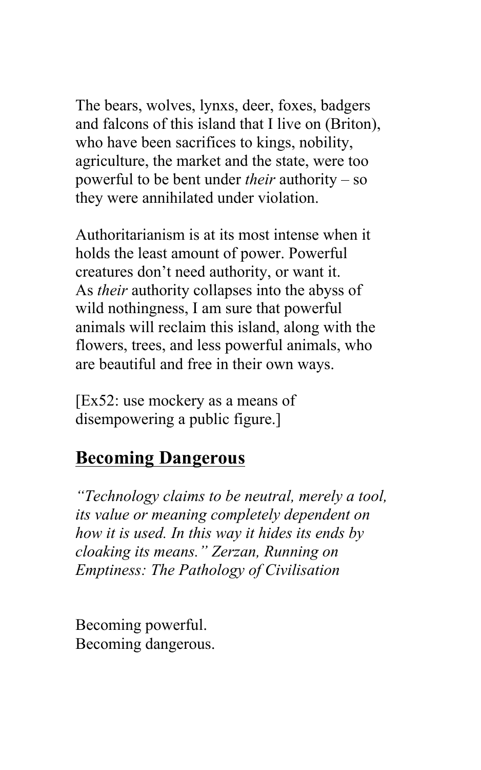The bears, wolves, lynxs, deer, foxes, badgers and falcons of this island that I live on (Briton), who have been sacrifices to kings, nobility, agriculture, the market and the state, were too powerful to be bent under *their* authority – so they were annihilated under violation.

Authoritarianism is at its most intense when it holds the least amount of power. Powerful creatures don't need authority, or want it. As *their* authority collapses into the abyss of wild nothingness, I am sure that powerful animals will reclaim this island, along with the flowers, trees, and less powerful animals, who are beautiful and free in their own ways.

[Ex52: use mockery as a means of disempowering a public figure.]

## Becoming Dangerous

*"Technology claims to be neutral, merely a tool, its value or meaning completely dependent on how it is used. In this way it hides its ends by cloaking its means." Zerzan, Running on Emptiness: The Pathology of Civilisation*

Becoming powerful.
Becoming dangerous.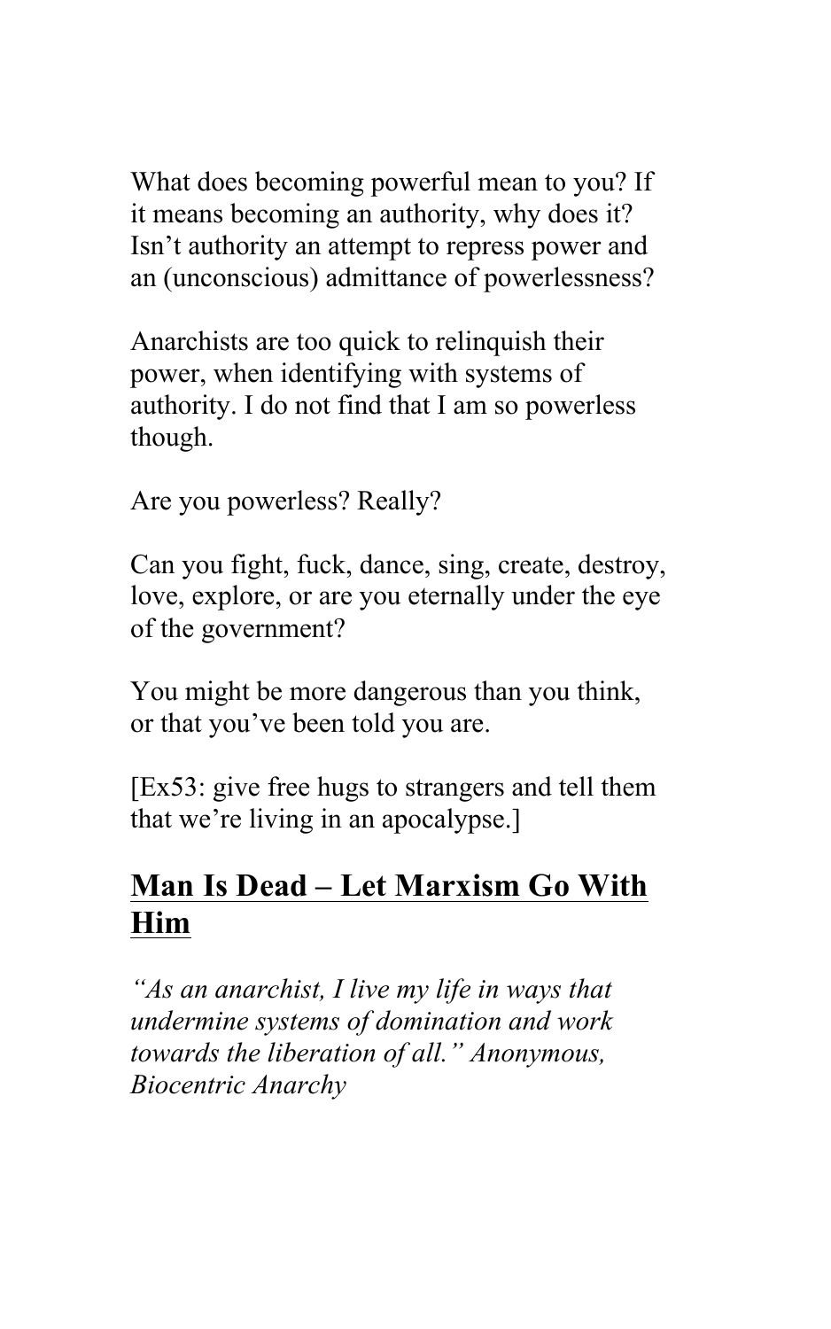What does becoming powerful mean to you? If it means becoming an authority, why does it? Isn't authority an attempt to repress power and an (unconscious) admittance of powerlessness?

Anarchists are too quick to relinquish their power, when identifying with systems of authority. I do not find that I am so powerless though.

Are you powerless? Really?

Can you fight, fuck, dance, sing, create, destroy, love, explore, or are you eternally under the eye of the government?

You might be more dangerous than you think, or that you've been told you are.

[Ex53: give free hugs to strangers and tell them that we're living in an apocalypse.]

## **Man Is Dead – Let Marxism Go With Him**

*"As an anarchist, I live my life in ways that undermine systems of domination and work towards the liberation of all." Anonymous, Biocentric Anarchy*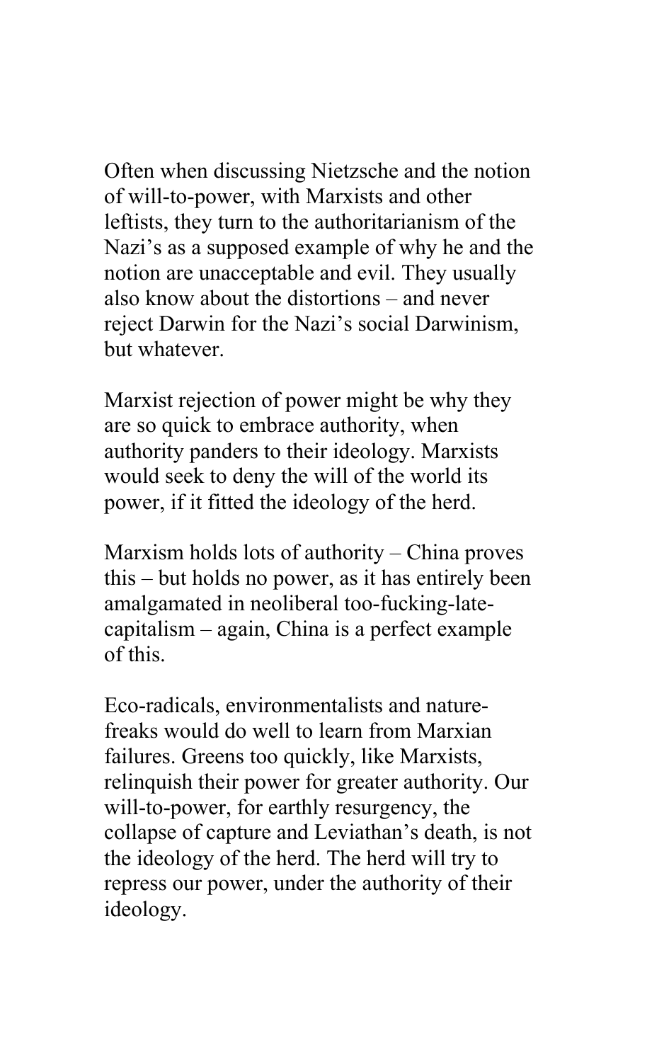Often when discussing Nietzsche and the notion of will-to-power, with Marxists and other leftists, they turn to the authoritarianism of the Nazi's as a supposed example of why he and the notion are unacceptable and evil. They usually also know about the distortions – and never reject Darwin for the Nazi's social Darwinism, but whatever.

Marxist rejection of power might be why they are so quick to embrace authority, when authority panders to their ideology. Marxists would seek to deny the will of the world its power, if it fitted the ideology of the herd.

Marxism holds lots of authority – China proves this – but holds no power, as it has entirely been amalgamated in neoliberal too-fucking-late-capitalism – again, China is a perfect example of this.

Eco-radicals, environmentalists and nature-freaks would do well to learn from Marxian failures. Greens too quickly, like Marxists, relinquish their power for greater authority. Our will-to-power, for earthly resurgency, the collapse of capture and Leviathan's death, is not the ideology of the herd. The herd will try to repress our power, under the authority of their ideology.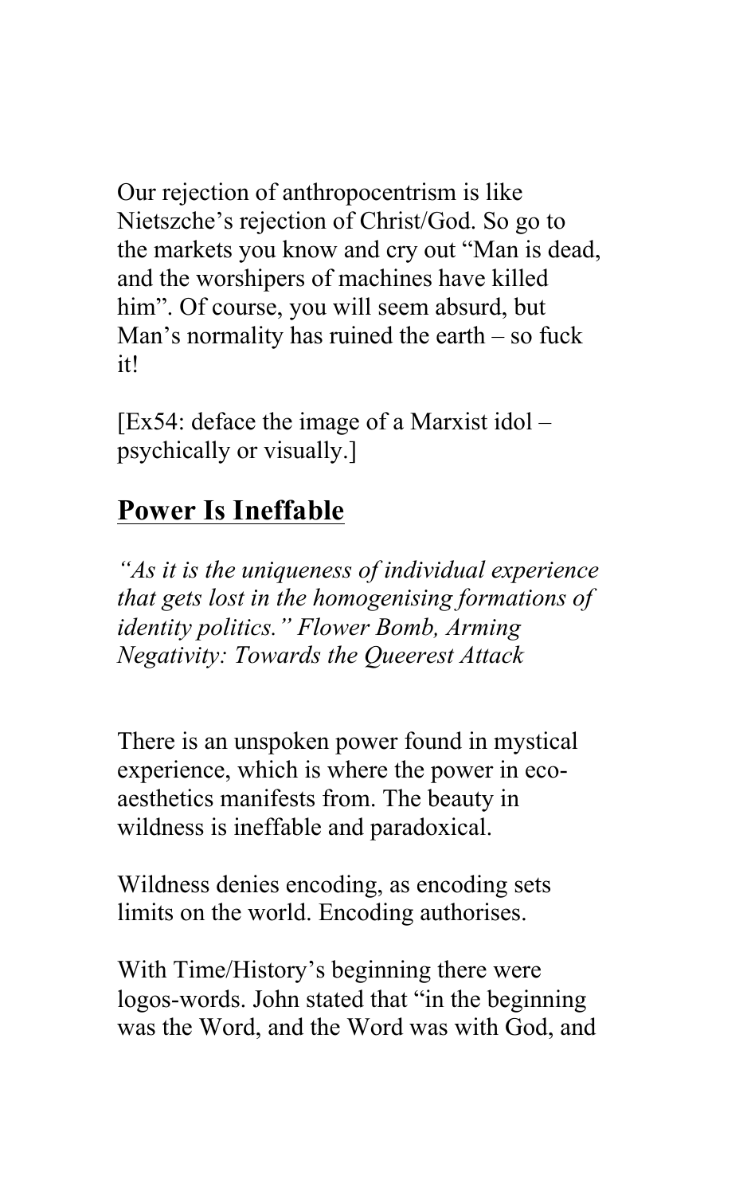Our rejection of anthropocentrism is like Nietszche's rejection of Christ/God. So go to the markets you know and cry out "Man is dead, and the worshipers of machines have killed him". Of course, you will seem absurd, but Man's normality has ruined the earth – so fuck it!

[Ex54: deface the image of a Marxist idol – psychically or visually.]

## **Power Is Ineffable**

*"As it is the uniqueness of individual experience that gets lost in the homogenising formations of identity politics." Flower Bomb, Arming Negativity: Towards the Queerest Attack*

There is an unspoken power found in mystical experience, which is where the power in eco-aesthetics manifests from. The beauty in wildness is ineffable and paradoxical.

Wildness denies encoding, as encoding sets limits on the world. Encoding authorises.

With Time/History's beginning there were logos-words. John stated that "in the beginning was the Word, and the Word was with God, and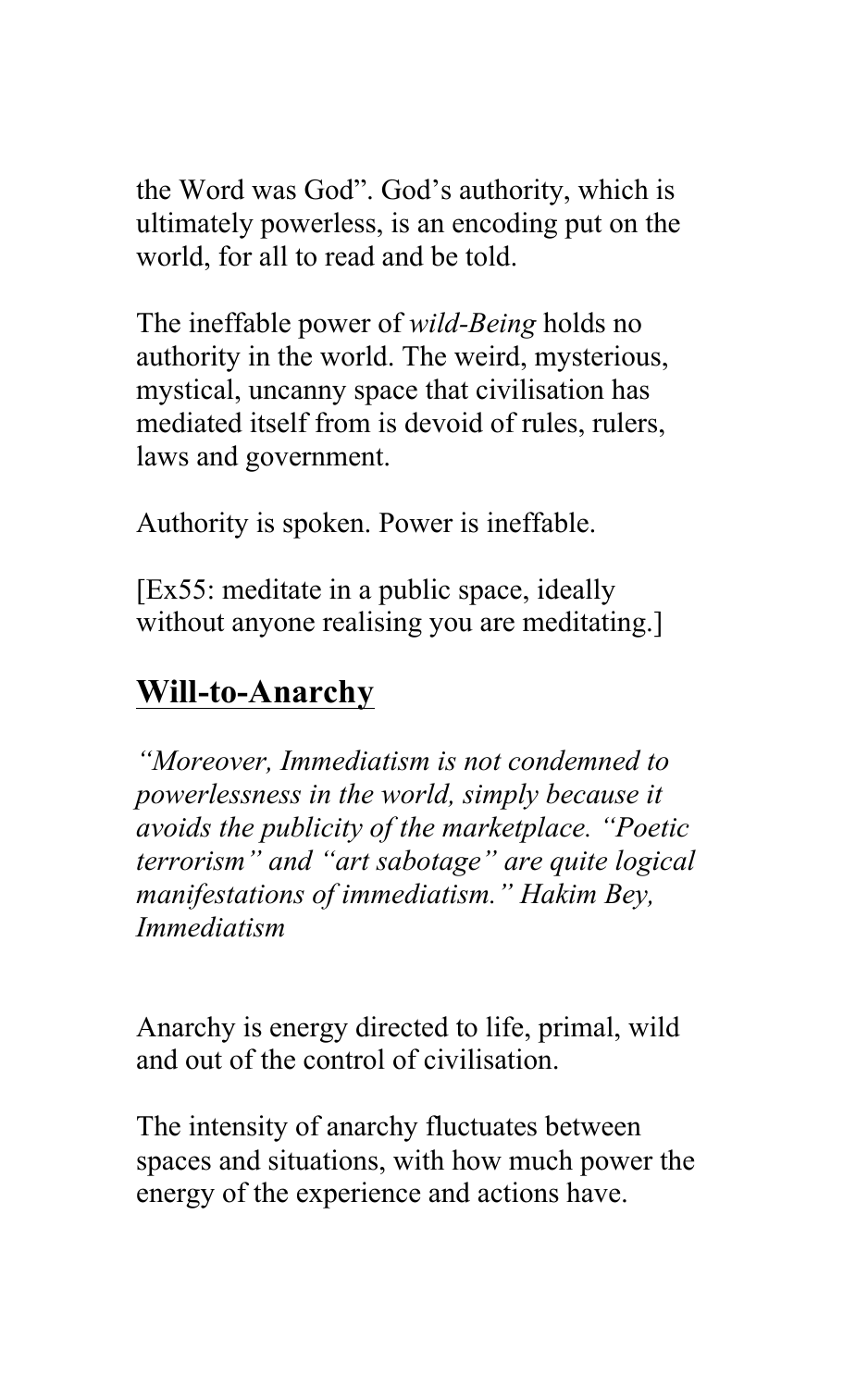the Word was God". God's authority, which is ultimately powerless, is an encoding put on the world, for all to read and be told.

The ineffable power of *wild-Being* holds no authority in the world. The weird, mysterious, mystical, uncanny space that civilisation has mediated itself from is devoid of rules, rulers, laws and government.

Authority is spoken. Power is ineffable.

[Ex55: meditate in a public space, ideally without anyone realising you are meditating.]

## Will-to-Anarchy

*"Moreover, Immediatism is not condemned to powerlessness in the world, simply because it avoids the publicity of the marketplace. "Poetic terrorism" and "art sabotage" are quite logical manifestations of immediatism." Hakim Bey, Immediatism*

Anarchy is energy directed to life, primal, wild and out of the control of civilisation.

The intensity of anarchy fluctuates between spaces and situations, with how much power the energy of the experience and actions have.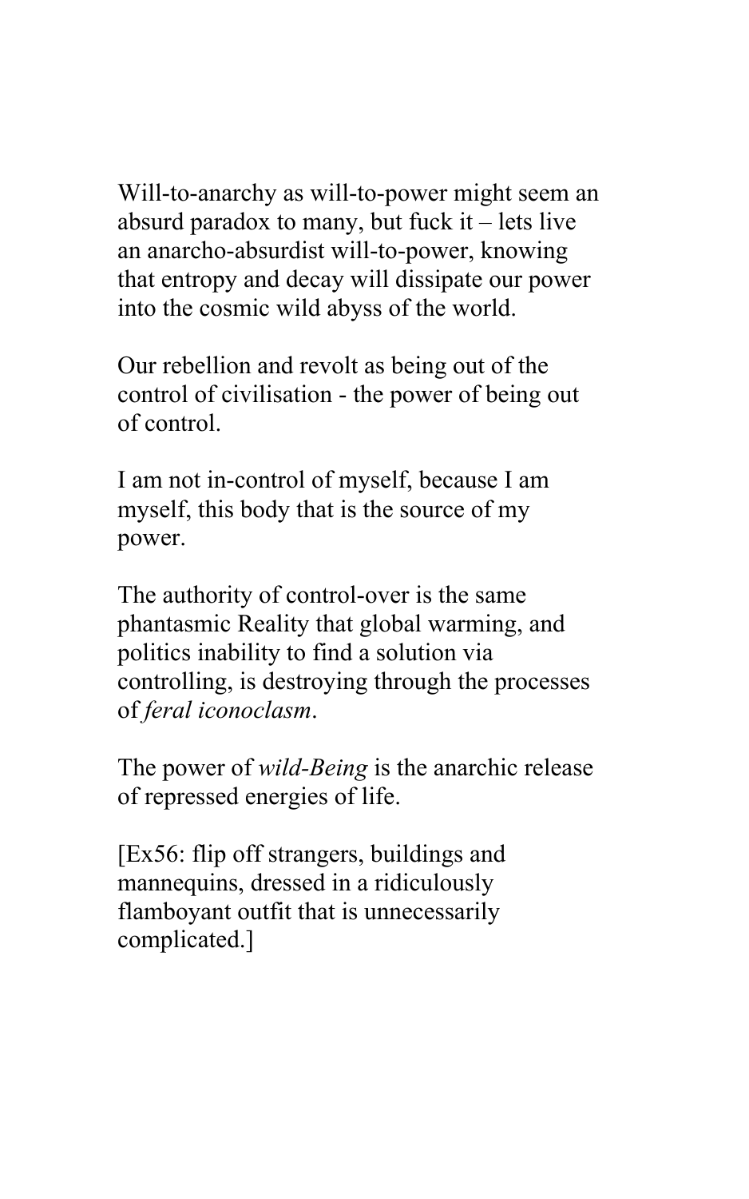Will-to-anarchy as will-to-power might seem an absurd paradox to many, but fuck it – lets live an anarcho-absurdist will-to-power, knowing that entropy and decay will dissipate our power into the cosmic wild abyss of the world.

Our rebellion and revolt as being out of the control of civilisation - the power of being out of control.

I am not in-control of myself, because I am myself, this body that is the source of my power.

The authority of control-over is the same phantasmic Reality that global warming, and politics inability to find a solution via controlling, is destroying through the processes of *feral iconoclasm*.

The power of *wild-Being* is the anarchic release of repressed energies of life.

[Ex56: flip off strangers, buildings and mannequins, dressed in a ridiculously flamboyant outfit that is unnecessarily complicated.]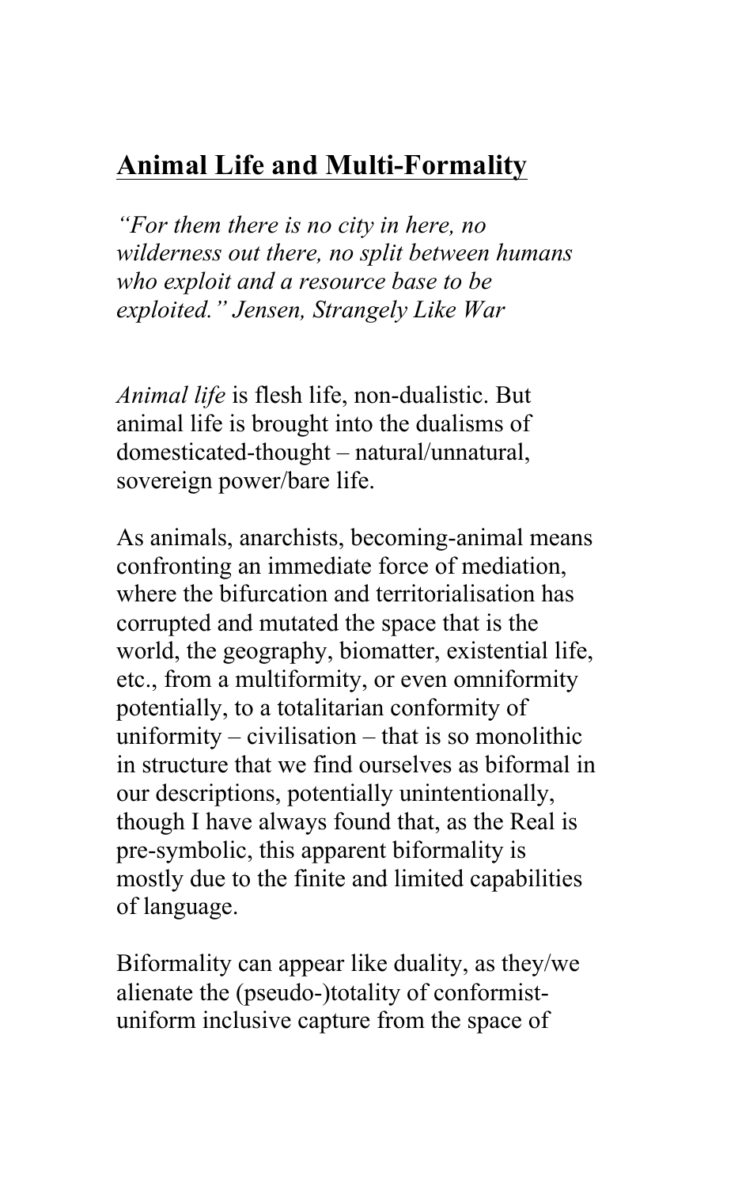## **Animal Life and Multi-Formality**

*"For them there is no city in here, no wilderness out there, no split between humans who exploit and a resource base to be exploited." Jensen, Strangely Like War*

*Animal life* is flesh life, non-dualistic. But animal life is brought into the dualisms of domesticated-thought – natural/unnatural, sovereign power/bare life.

As animals, anarchists, becoming-animal means confronting an immediate force of mediation, where the bifurcation and territorialisation has corrupted and mutated the space that is the world, the geography, biomatter, existential life, etc., from a multiformity, or even omniformity potentially, to a totalitarian conformity of uniformity – civilisation – that is so monolithic in structure that we find ourselves as biformal in our descriptions, potentially unintentionally, though I have always found that, as the Real is pre-symbolic, this apparent biformality is mostly due to the finite and limited capabilities of language.

Biformality can appear like duality, as they/we alienate the (pseudo-)totality of conformist-uniform inclusive capture from the space of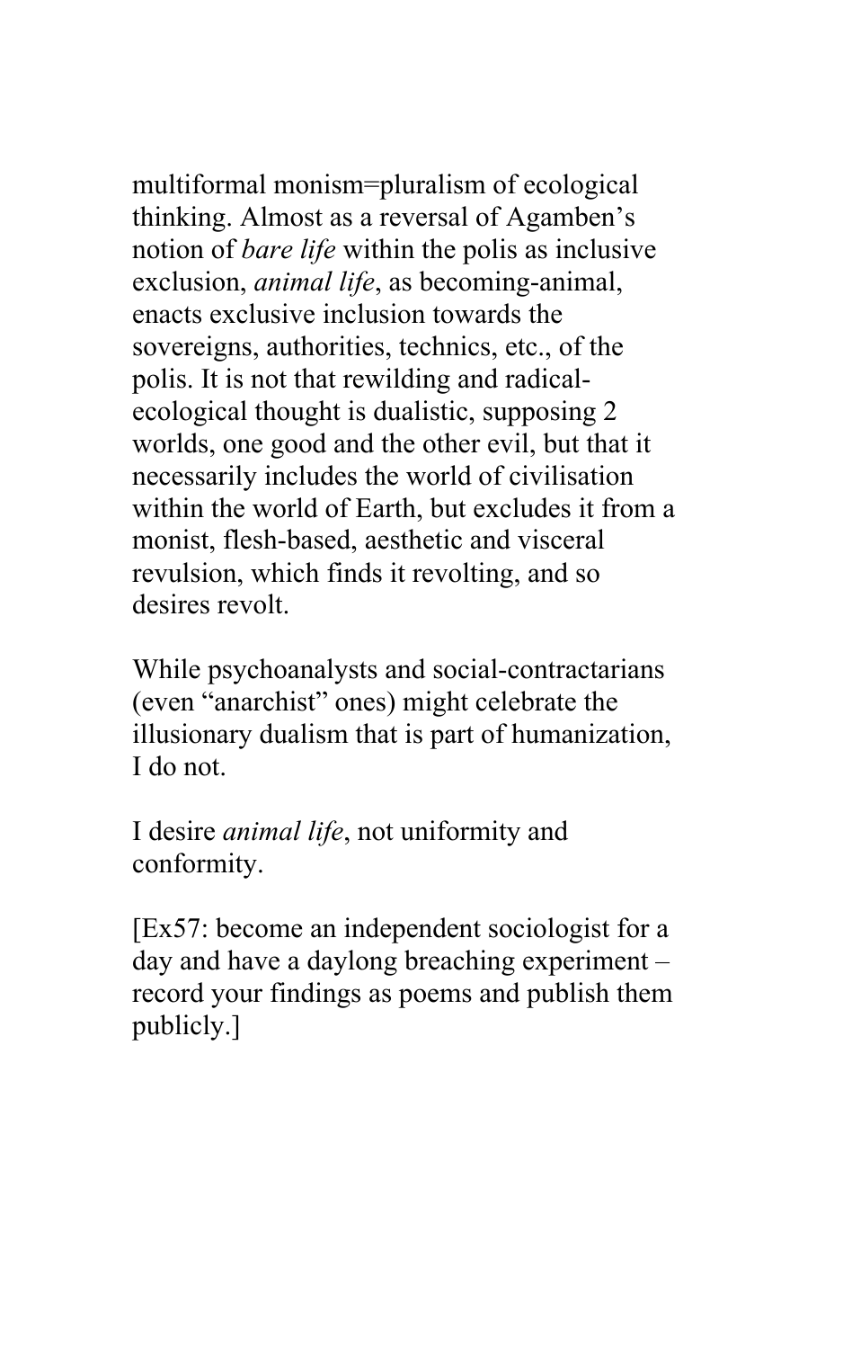multiformal monism=pluralism of ecological thinking. Almost as a reversal of Agamben's notion of *bare life* within the polis as inclusive exclusion, *animal life*, as becoming-animal, enacts exclusive inclusion towards the sovereigns, authorities, technics, etc., of the polis. It is not that rewilding and radical-ecological thought is dualistic, supposing 2 worlds, one good and the other evil, but that it necessarily includes the world of civilisation within the world of Earth, but excludes it from a monist, flesh-based, aesthetic and visceral revulsion, which finds it revolting, and so desires revolt.

While psychoanalysts and social-contractarians (even "anarchist" ones) might celebrate the illusionary dualism that is part of humanization, I do not.

I desire *animal life*, not uniformity and conformity.

[Ex57: become an independent sociologist for a day and have a daylong breaching experiment – record your findings as poems and publish them publicly.]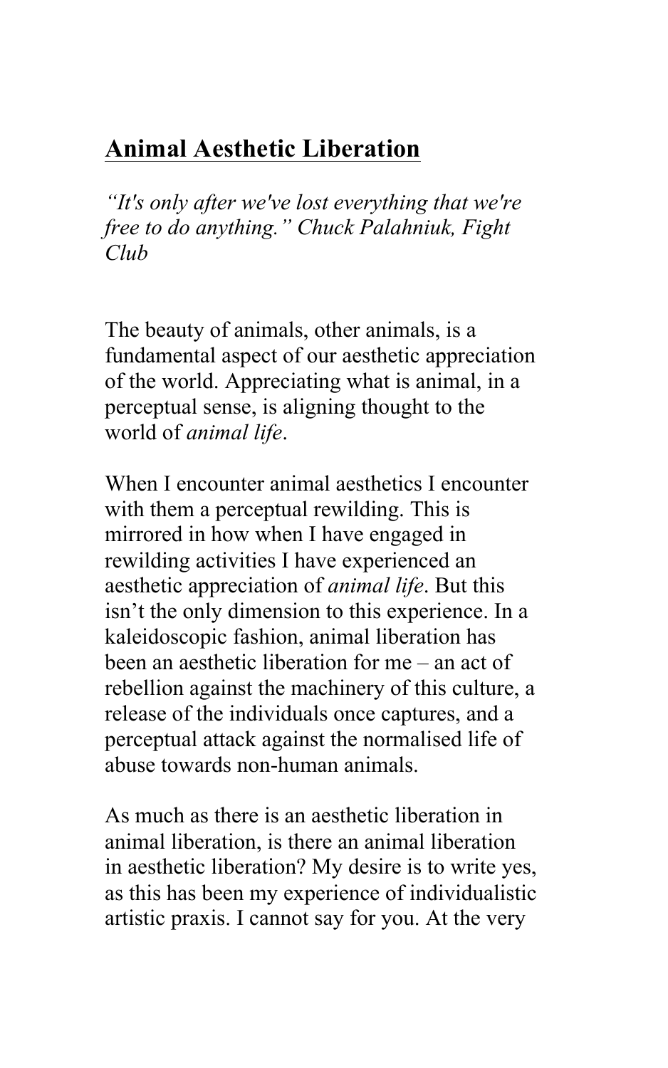## Animal Aesthetic Liberation

*"It's only after we've lost everything that we're free to do anything." Chuck Palahniuk, Fight Club*

The beauty of animals, other animals, is a fundamental aspect of our aesthetic appreciation of the world. Appreciating what is animal, in a perceptual sense, is aligning thought to the world of *animal life*.

When I encounter animal aesthetics I encounter with them a perceptual rewilding. This is mirrored in how when I have engaged in rewilding activities I have experienced an aesthetic appreciation of *animal life*. But this isn't the only dimension to this experience. In a kaleidoscopic fashion, animal liberation has been an aesthetic liberation for me – an act of rebellion against the machinery of this culture, a release of the individuals once captures, and a perceptual attack against the normalised life of abuse towards non-human animals.

As much as there is an aesthetic liberation in animal liberation, is there an animal liberation in aesthetic liberation? My desire is to write yes, as this has been my experience of individualistic artistic praxis. I cannot say for you. At the very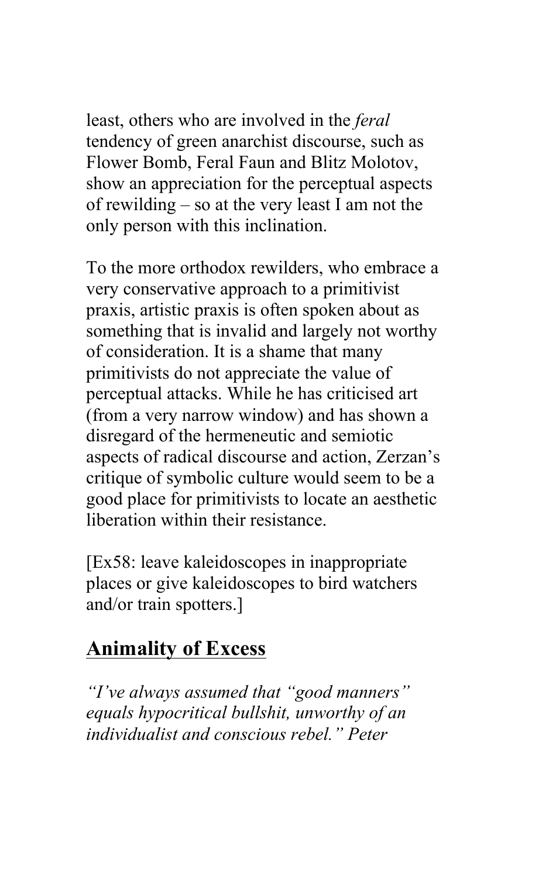least, others who are involved in the *feral* tendency of green anarchist discourse, such as Flower Bomb, Feral Faun and Blitz Molotov, show an appreciation for the perceptual aspects of rewilding – so at the very least I am not the only person with this inclination.

To the more orthodox rewilders, who embrace a very conservative approach to a primitivist praxis, artistic praxis is often spoken about as something that is invalid and largely not worthy of consideration. It is a shame that many primitivists do not appreciate the value of perceptual attacks. While he has criticised art (from a very narrow window) and has shown a disregard of the hermeneutic and semiotic aspects of radical discourse and action, Zerzan's critique of symbolic culture would seem to be a good place for primitivists to locate an aesthetic liberation within their resistance.

[Ex58: leave kaleidoscopes in inappropriate places or give kaleidoscopes to bird watchers and/or train spotters.]

## Animality of Excess

*"I've always assumed that "good manners" equals hypocritical bullshit, unworthy of an individualist and conscious rebel." Peter*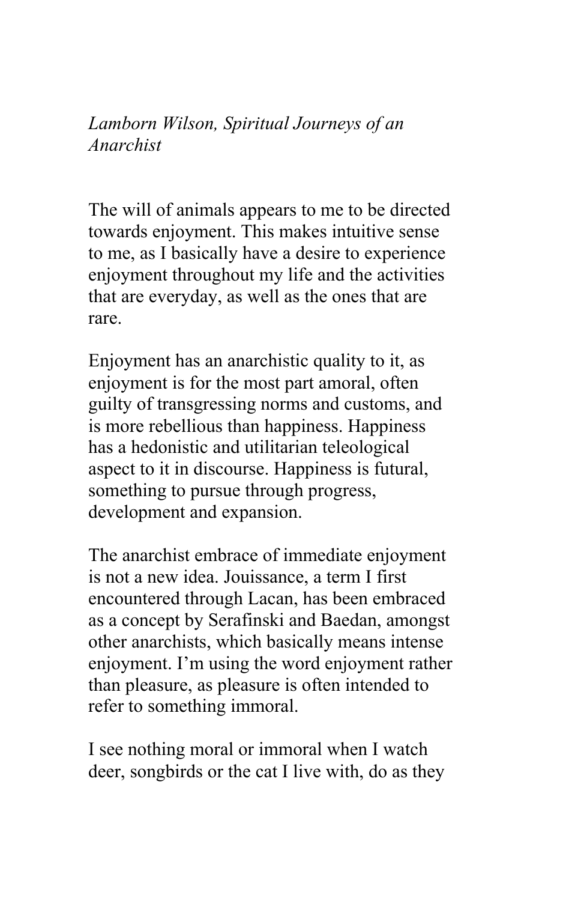*Lamborn Wilson, Spiritual Journeys of an Anarchist*

The will of animals appears to me to be directed towards enjoyment. This makes intuitive sense to me, as I basically have a desire to experience enjoyment throughout my life and the activities that are everyday, as well as the ones that are rare.

Enjoyment has an anarchistic quality to it, as enjoyment is for the most part amoral, often guilty of transgressing norms and customs, and is more rebellious than happiness. Happiness has a hedonistic and utilitarian teleological aspect to it in discourse. Happiness is futural, something to pursue through progress, development and expansion.

The anarchist embrace of immediate enjoyment is not a new idea. Jouissance, a term I first encountered through Lacan, has been embraced as a concept by Serafinski and Baedan, amongst other anarchists, which basically means intense enjoyment. I'm using the word enjoyment rather than pleasure, as pleasure is often intended to refer to something immoral.

I see nothing moral or immoral when I watch deer, songbirds or the cat I live with, do as they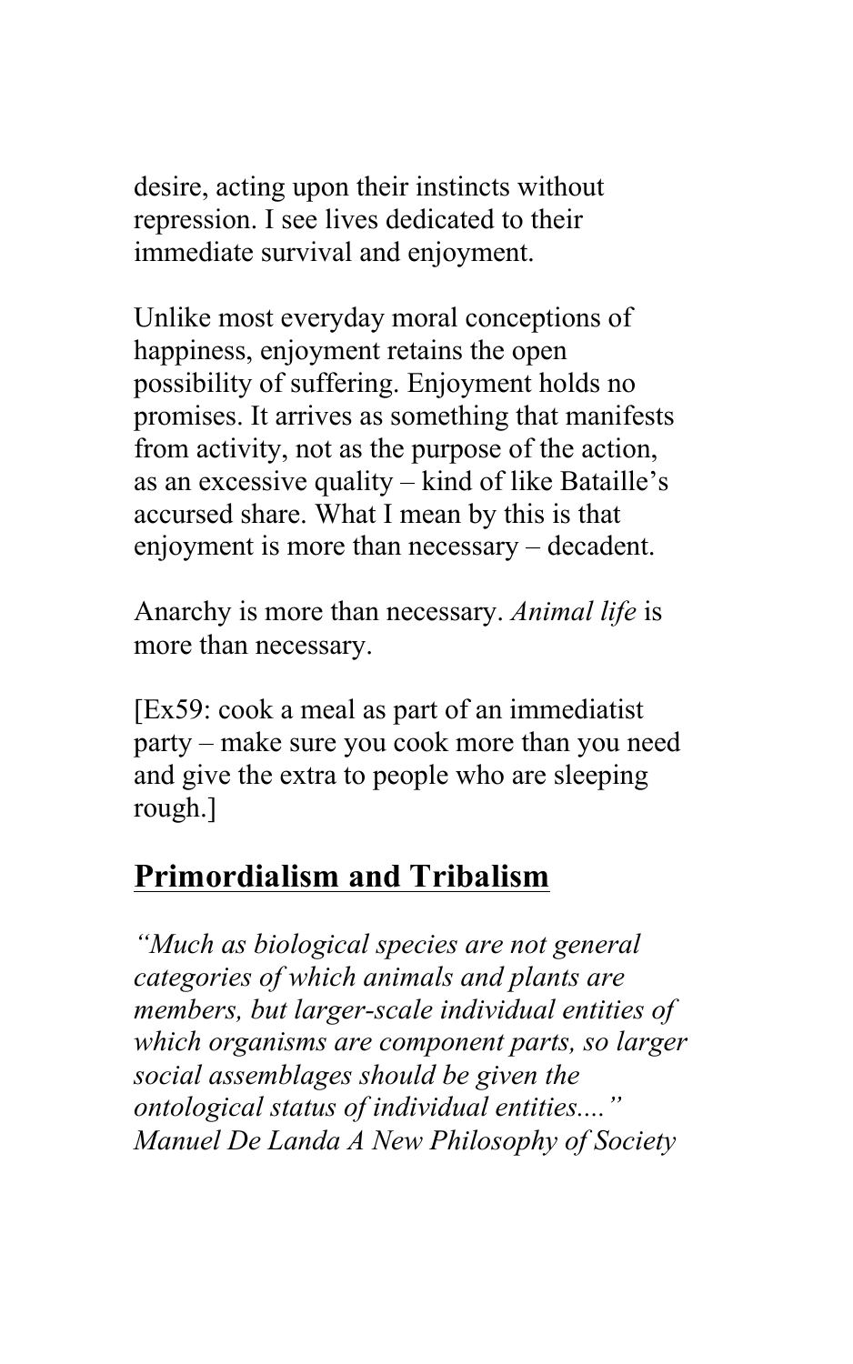desire, acting upon their instincts without repression. I see lives dedicated to their immediate survival and enjoyment.

Unlike most everyday moral conceptions of happiness, enjoyment retains the open possibility of suffering. Enjoyment holds no promises. It arrives as something that manifests from activity, not as the purpose of the action, as an excessive quality – kind of like Bataille's accursed share. What I mean by this is that enjoyment is more than necessary – decadent.

Anarchy is more than necessary. *Animal life* is more than necessary.

[Ex59: cook a meal as part of an immediatist party – make sure you cook more than you need and give the extra to people who are sleeping rough.]

## Primordialism and Tribalism

*"Much as biological species are not general categories of which animals and plants are members, but larger-scale individual entities of which organisms are component parts, so larger social assemblages should be given the ontological status of individual entities...." Manuel De Landa A New Philosophy of Society*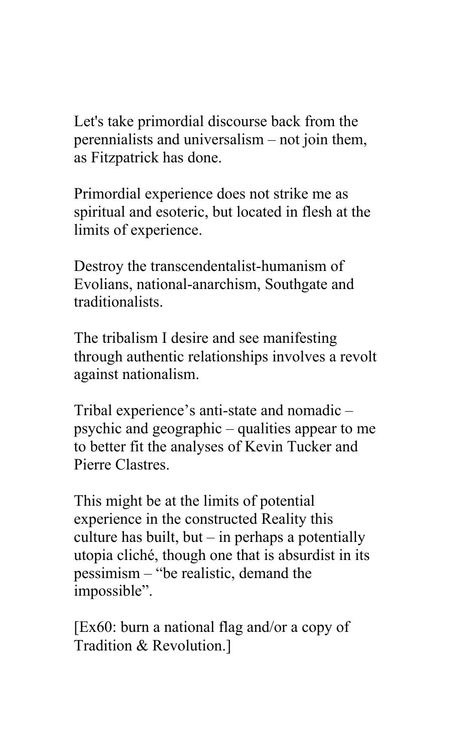Let's take primordial discourse back from the perennialists and universalism – not join them, as Fitzpatrick has done.

Primordial experience does not strike me as spiritual and esoteric, but located in flesh at the limits of experience.

Destroy the transcendentalist-humanism of Evolians, national-anarchism, Southgate and traditionalists.

The tribalism I desire and see manifesting through authentic relationships involves a revolt against nationalism.

Tribal experience's anti-state and nomadic – psychic and geographic – qualities appear to me to better fit the analyses of Kevin Tucker and Pierre Clastres.

This might be at the limits of potential experience in the constructed Reality this culture has built, but – in perhaps a potentially utopia cliché, though one that is absurdist in its pessimism – "be realistic, demand the impossible".

[Ex60: burn a national flag and/or a copy of Tradition & Revolution.]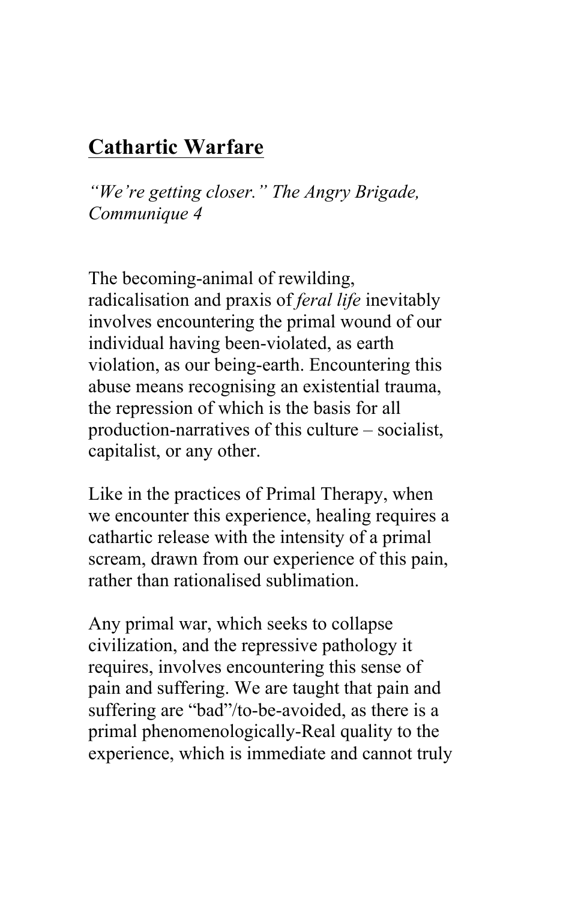## Cathartic Warfare

*"We're getting closer." The Angry Brigade, Communique 4*

The becoming-animal of rewilding, radicalisation and praxis of *feral life* inevitably involves encountering the primal wound of our individual having been-violated, as earth violation, as our being-earth. Encountering this abuse means recognising an existential trauma, the repression of which is the basis for all production-narratives of this culture – socialist, capitalist, or any other.

Like in the practices of Primal Therapy, when we encounter this experience, healing requires a cathartic release with the intensity of a primal scream, drawn from our experience of this pain, rather than rationalised sublimation.

Any primal war, which seeks to collapse civilization, and the repressive pathology it requires, involves encountering this sense of pain and suffering. We are taught that pain and suffering are "bad"/to-be-avoided, as there is a primal phenomenologically-Real quality to the experience, which is immediate and cannot truly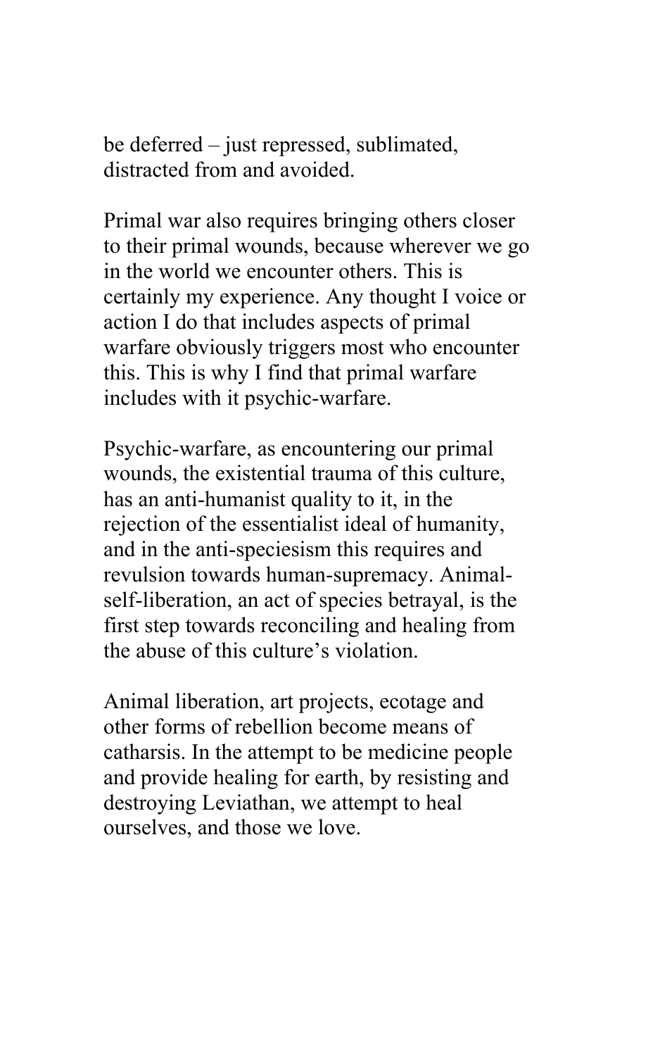be deferred – just repressed, sublimated, distracted from and avoided.

Primal war also requires bringing others closer to their primal wounds, because wherever we go in the world we encounter others. This is certainly my experience. Any thought I voice or action I do that includes aspects of primal warfare obviously triggers most who encounter this. This is why I find that primal warfare includes with it psychic-warfare.

Psychic-warfare, as encountering our primal wounds, the existential trauma of this culture, has an anti-humanist quality to it, in the rejection of the essentialist ideal of humanity, and in the anti-speciesism this requires and revulsion towards human-supremacy. Animal-self-liberation, an act of species betrayal, is the first step towards reconciling and healing from the abuse of this culture's violation.

Animal liberation, art projects, ecotage and other forms of rebellion become means of catharsis. In the attempt to be medicine people and provide healing for earth, by resisting and destroying Leviathan, we attempt to heal ourselves, and those we love.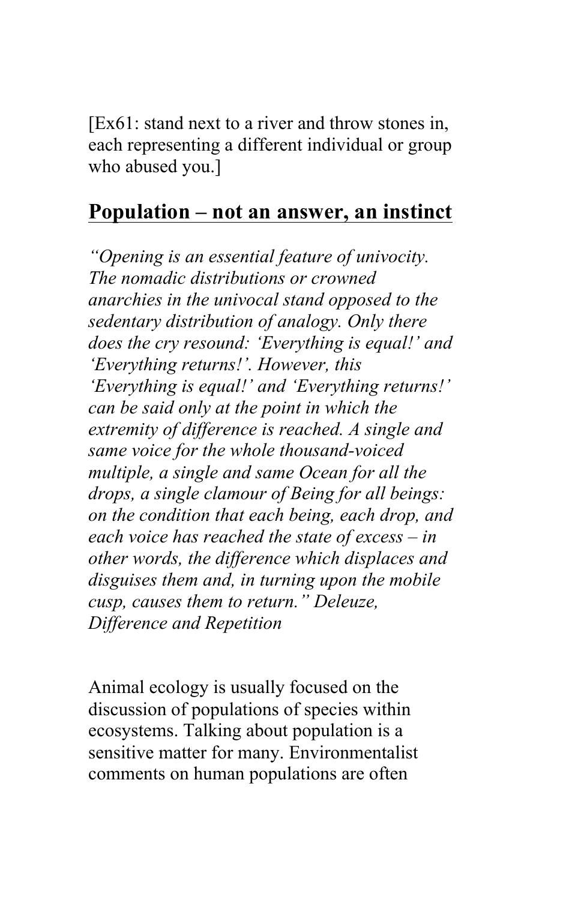[Ex61: stand next to a river and throw stones in, each representing a different individual or group who abused you.]

## Population – not an answer, an instinct

*"Opening is an essential feature of univocity. The nomadic distributions or crowned anarchies in the univocal stand opposed to the sedentary distribution of analogy. Only there does the cry resound: 'Everything is equal!' and 'Everything returns!'. However, this 'Everything is equal!' and 'Everything returns!' can be said only at the point in which the extremity of difference is reached. A single and same voice for the whole thousand-voiced multiple, a single and same Ocean for all the drops, a single clamour of Being for all beings: on the condition that each being, each drop, and each voice has reached the state of excess – in other words, the difference which displaces and disguises them and, in turning upon the mobile cusp, causes them to return." Deleuze, Difference and Repetition*

Animal ecology is usually focused on the discussion of populations of species within ecosystems. Talking about population is a sensitive matter for many. Environmentalist comments on human populations are often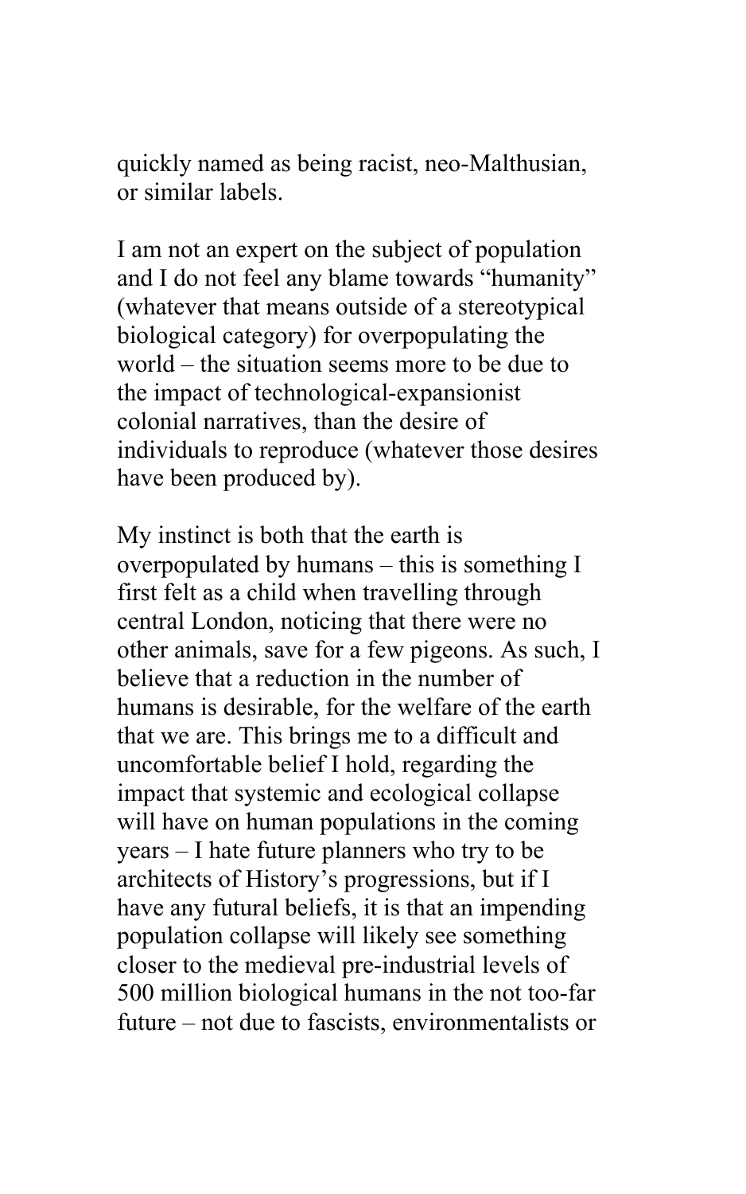quickly named as being racist, neo-Malthusian, or similar labels.

I am not an expert on the subject of population and I do not feel any blame towards "humanity" (whatever that means outside of a stereotypical biological category) for overpopulating the world – the situation seems more to be due to the impact of technological-expansionist colonial narratives, than the desire of individuals to reproduce (whatever those desires have been produced by).

My instinct is both that the earth is overpopulated by humans – this is something I first felt as a child when travelling through central London, noticing that there were no other animals, save for a few pigeons. As such, I believe that a reduction in the number of humans is desirable, for the welfare of the earth that we are. This brings me to a difficult and uncomfortable belief I hold, regarding the impact that systemic and ecological collapse will have on human populations in the coming years – I hate future planners who try to be architects of History's progressions, but if I have any futural beliefs, it is that an impending population collapse will likely see something closer to the medieval pre-industrial levels of 500 million biological humans in the not too-far future – not due to fascists, environmentalists or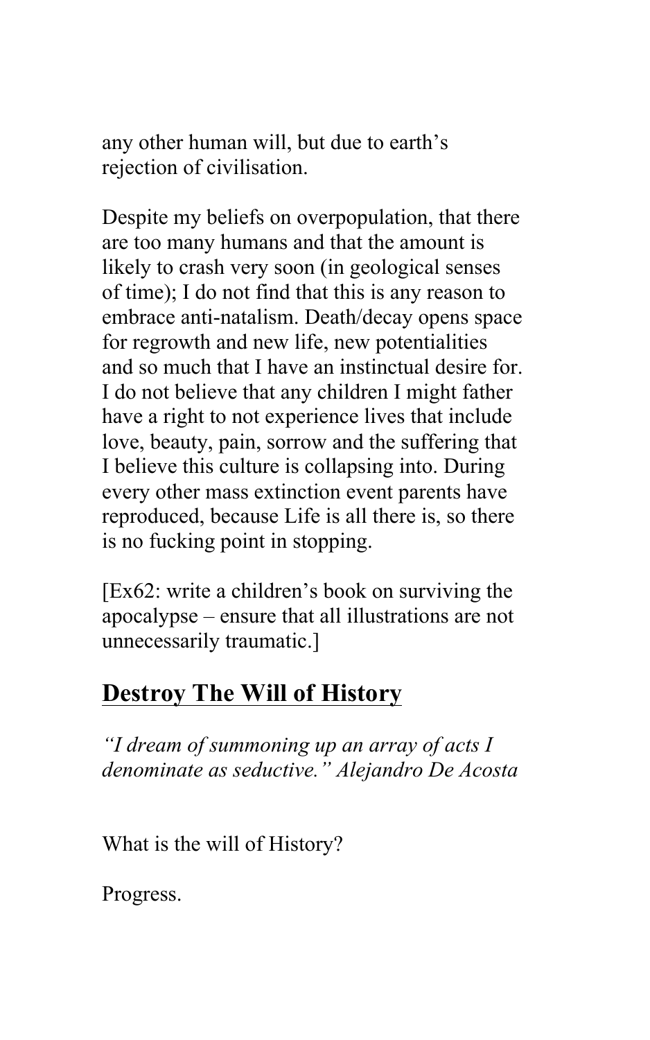any other human will, but due to earth's rejection of civilisation.

Despite my beliefs on overpopulation, that there are too many humans and that the amount is likely to crash very soon (in geological senses of time); I do not find that this is any reason to embrace anti-natalism. Death/decay opens space for regrowth and new life, new potentialities and so much that I have an instinctual desire for. I do not believe that any children I might father have a right to not experience lives that include love, beauty, pain, sorrow and the suffering that I believe this culture is collapsing into. During every other mass extinction event parents have reproduced, because Life is all there is, so there is no fucking point in stopping.

[Ex62: write a children's book on surviving the apocalypse – ensure that all illustrations are not unnecessarily traumatic.]

## Destroy The Will of History

*"I dream of summoning up an array of acts I denominate as seductive." Alejandro De Acosta*

What is the will of History?

Progress.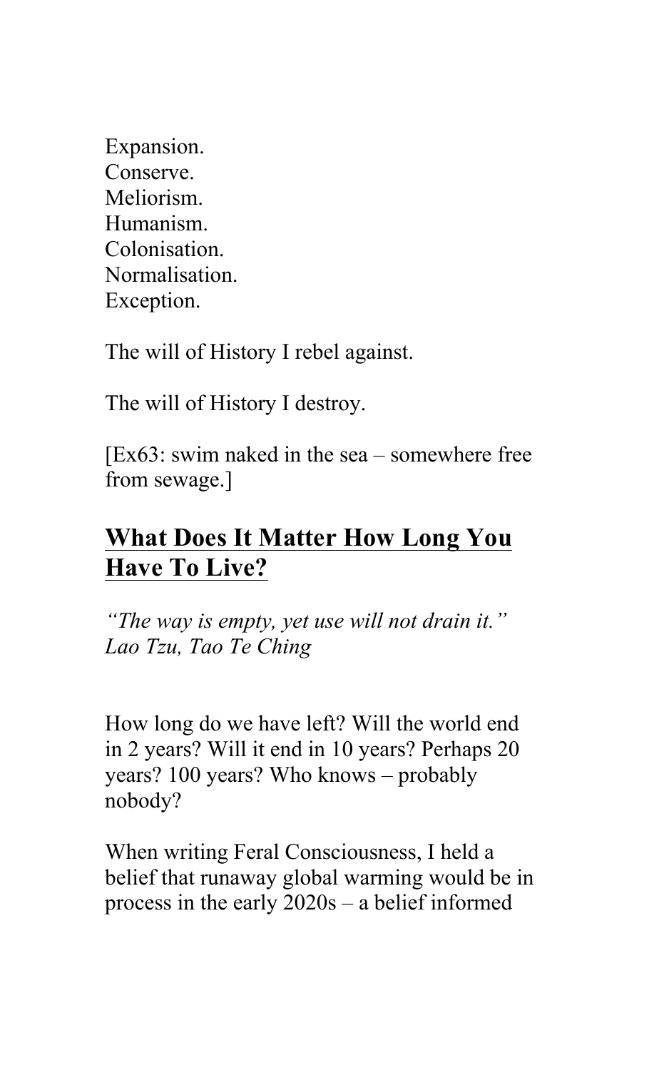Expansion.  
Conserve.  
Meliorism.  
Humanism.  
Colonisation.  
Normalisation.  
Exception.

The will of History I rebel against.

The will of History I destroy.

[Ex63: swim naked in the sea – somewhere free from sewage.]

## **<u>What Does It Matter How Long You Have To Live?</u>**

*"The way is empty, yet use will not drain it."*  
*Lao Tzu, Tao Te Ching*

How long do we have left? Will the world end in 2 years? Will it end in 10 years? Perhaps 20 years? 100 years? Who knows – probably nobody?

When writing Feral Consciousness, I held a belief that runaway global warming would be in process in the early 2020s – a belief informed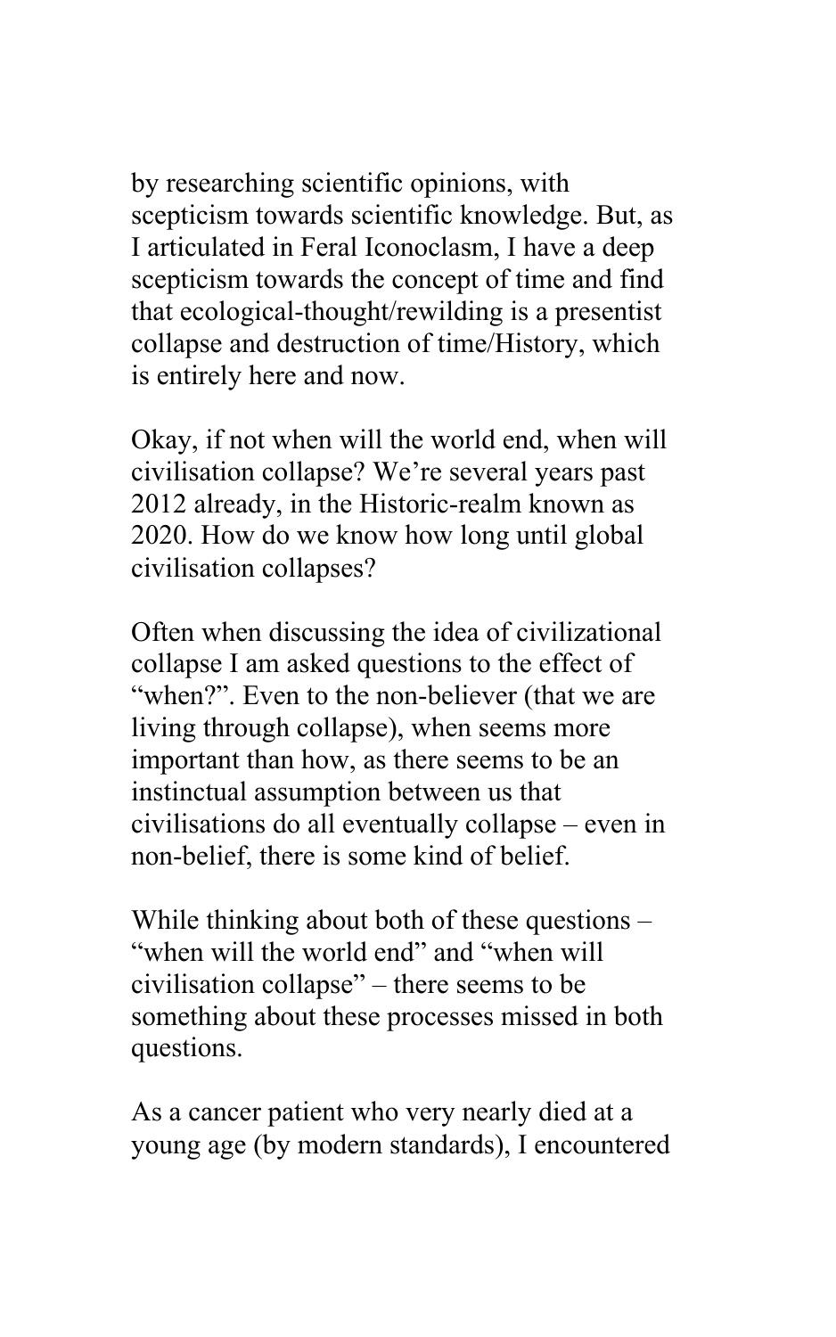by researching scientific opinions, with scepticism towards scientific knowledge. But, as I articulated in Feral Iconoclasm, I have a deep scepticism towards the concept of time and find that ecological-thought/rewilding is a presentist collapse and destruction of time/History, which is entirely here and now.

Okay, if not when will the world end, when will civilisation collapse? We're several years past 2012 already, in the Historic-realm known as 2020. How do we know how long until global civilisation collapses?

Often when discussing the idea of civilizational collapse I am asked questions to the effect of "when?". Even to the non-believer (that we are living through collapse), when seems more important than how, as there seems to be an instinctual assumption between us that civilisations do all eventually collapse – even in non-belief, there is some kind of belief.

While thinking about both of these questions – "when will the world end" and "when will civilisation collapse" – there seems to be something about these processes missed in both questions.

As a cancer patient who very nearly died at a young age (by modern standards), I encountered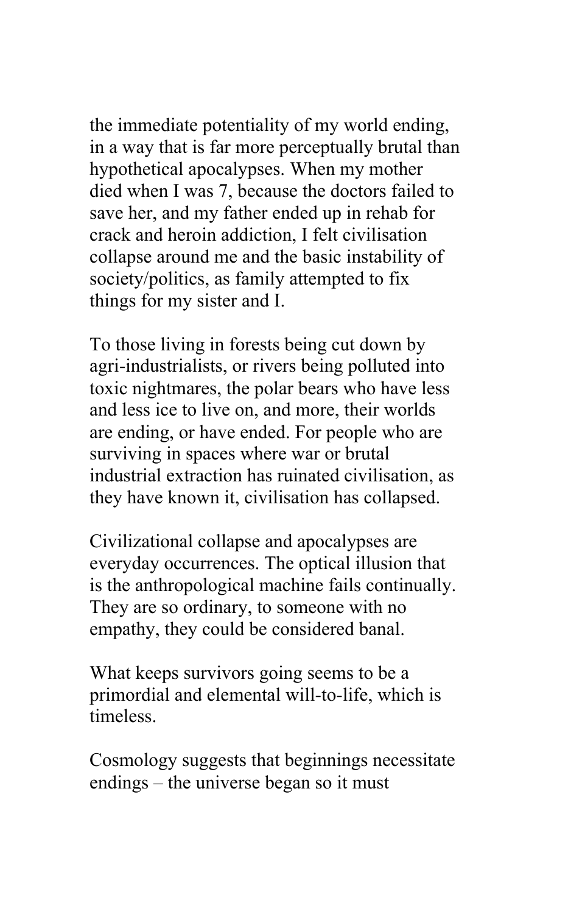the immediate potentiality of my world ending, in a way that is far more perceptually brutal than hypothetical apocalypses. When my mother died when I was 7, because the doctors failed to save her, and my father ended up in rehab for crack and heroin addiction, I felt civilisation collapse around me and the basic instability of society/politics, as family attempted to fix things for my sister and I.

To those living in forests being cut down by agri-industrialists, or rivers being polluted into toxic nightmares, the polar bears who have less and less ice to live on, and more, their worlds are ending, or have ended. For people who are surviving in spaces where war or brutal industrial extraction has ruinated civilisation, as they have known it, civilisation has collapsed.

Civilizational collapse and apocalypses are everyday occurrences. The optical illusion that is the anthropological machine fails continually. They are so ordinary, to someone with no empathy, they could be considered banal.

What keeps survivors going seems to be a primordial and elemental will-to-life, which is timeless.

Cosmology suggests that beginnings necessitate endings – the universe began so it must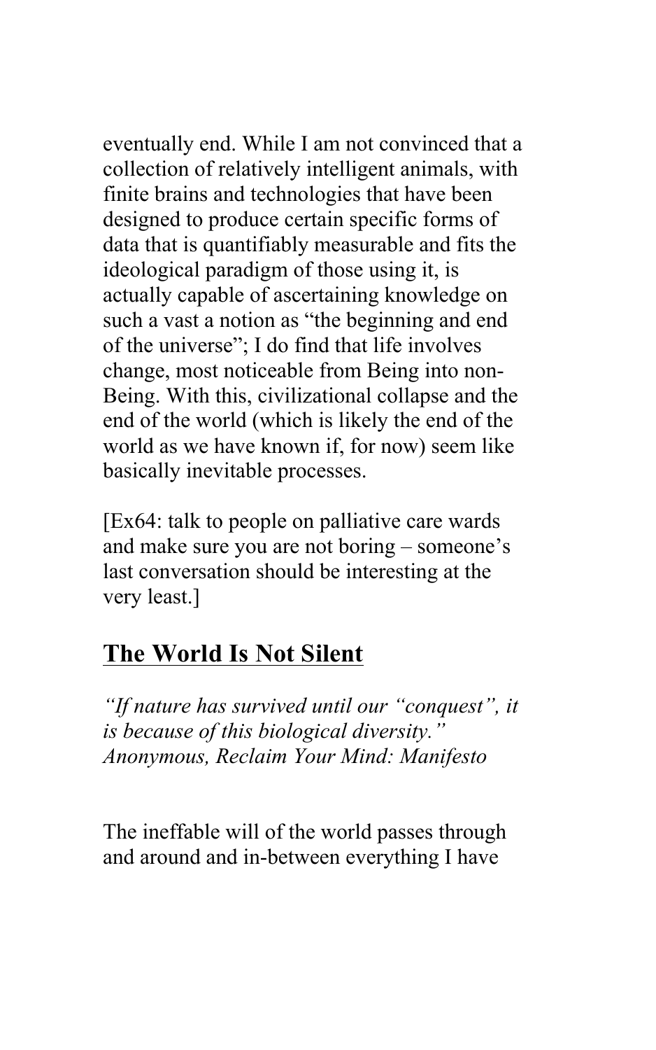eventually end. While I am not convinced that a collection of relatively intelligent animals, with finite brains and technologies that have been designed to produce certain specific forms of data that is quantifiably measurable and fits the ideological paradigm of those using it, is actually capable of ascertaining knowledge on such a vast a notion as "the beginning and end of the universe"; I do find that life involves change, most noticeable from Being into non-Being. With this, civilizational collapse and the end of the world (which is likely the end of the world as we have known if, for now) seem like basically inevitable processes.

[Ex64: talk to people on palliative care wards and make sure you are not boring – someone's last conversation should be interesting at the very least.]

## The World Is Not Silent

*"If nature has survived until our "conquest", it is because of this biological diversity."*
*Anonymous, Reclaim Your Mind: Manifesto*

The ineffable will of the world passes through and around and in-between everything I have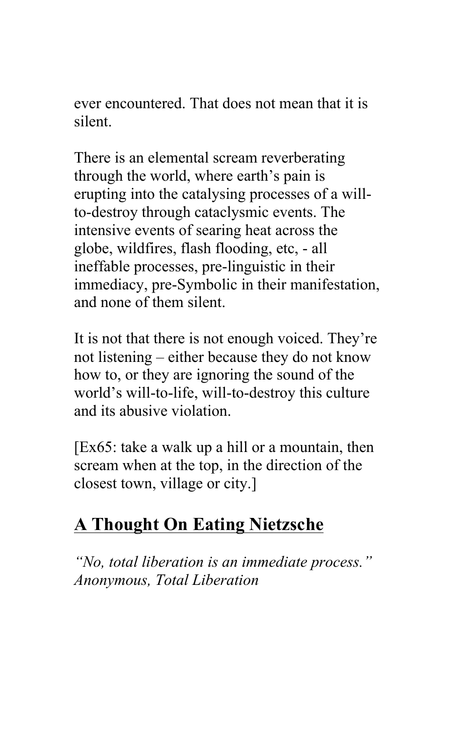ever encountered. That does not mean that it is silent.

There is an elemental scream reverberating through the world, where earth's pain is erupting into the catalysing processes of a will-to-destroy through cataclysmic events. The intensive events of searing heat across the globe, wildfires, flash flooding, etc, - all ineffable processes, pre-linguistic in their immediacy, pre-Symbolic in their manifestation, and none of them silent.

It is not that there is not enough voiced. They're not listening – either because they do not know how to, or they are ignoring the sound of the world's will-to-life, will-to-destroy this culture and its abusive violation.

[Ex65: take a walk up a hill or a mountain, then scream when at the top, in the direction of the closest town, village or city.]

## A Thought On Eating Nietzsche

*"No, total liberation is an immediate process."*
*Anonymous, Total Liberation*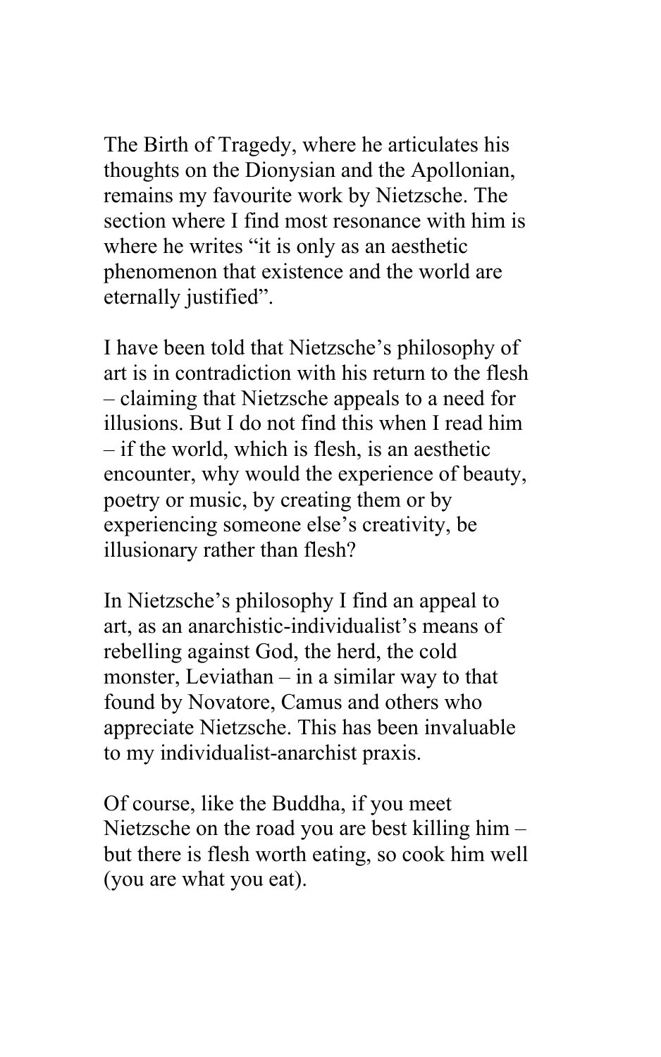The Birth of Tragedy, where he articulates his thoughts on the Dionysian and the Apollonian, remains my favourite work by Nietzsche. The section where I find most resonance with him is where he writes “it is only as an aesthetic phenomenon that existence and the world are eternally justified”.

I have been told that Nietzsche’s philosophy of art is in contradiction with his return to the flesh – claiming that Nietzsche appeals to a need for illusions. But I do not find this when I read him – if the world, which is flesh, is an aesthetic encounter, why would the experience of beauty, poetry or music, by creating them or by experiencing someone else’s creativity, be illusionary rather than flesh?

In Nietzsche’s philosophy I find an appeal to art, as an anarchistic-individualist’s means of rebelling against God, the herd, the cold monster, Leviathan – in a similar way to that found by Novatore, Camus and others who appreciate Nietzsche. This has been invaluable to my individualist-anarchist praxis.

Of course, like the Buddha, if you meet Nietzsche on the road you are best killing him – but there is flesh worth eating, so cook him well (you are what you eat).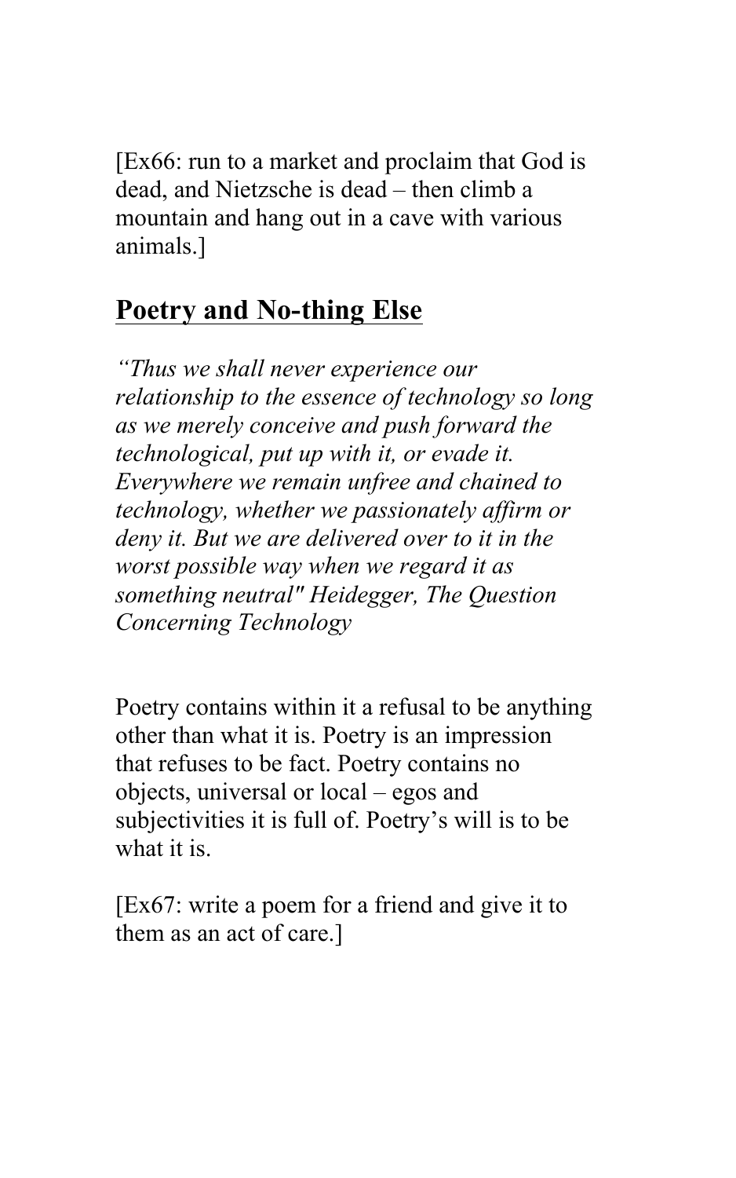[Ex66: run to a market and proclaim that God is dead, and Nietzsche is dead – then climb a mountain and hang out in a cave with various animals.]

## Poetry and No-thing Else

*“Thus we shall never experience our relationship to the essence of technology so long as we merely conceive and push forward the technological, put up with it, or evade it. Everywhere we remain unfree and chained to technology, whether we passionately affirm or deny it. But we are delivered over to it in the worst possible way when we regard it as something neutral" Heidegger, The Question Concerning Technology*

Poetry contains within it a refusal to be anything other than what it is. Poetry is an impression that refuses to be fact. Poetry contains no objects, universal or local – egos and subjectivities it is full of. Poetry’s will is to be what it is.

[Ex67: write a poem for a friend and give it to them as an act of care.]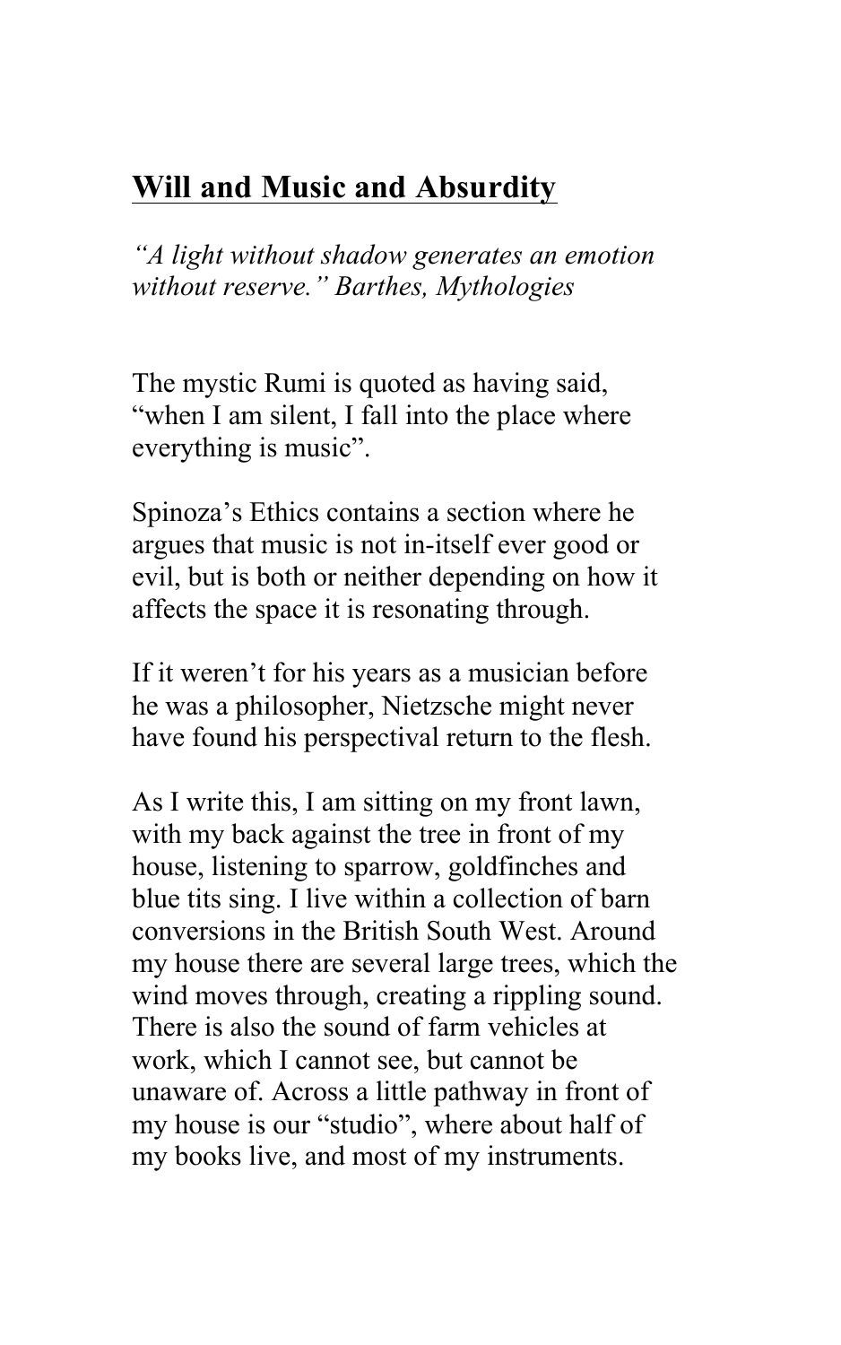## **Will and Music and Absurdity**

*"A light without shadow generates an emotion without reserve." Barthes, Mythologies*

The mystic Rumi is quoted as having said, "when I am silent, I fall into the place where everything is music".

Spinoza's Ethics contains a section where he argues that music is not in-itself ever good or evil, but is both or neither depending on how it affects the space it is resonating through.

If it weren't for his years as a musician before he was a philosopher, Nietzsche might never have found his perspectival return to the flesh.

As I write this, I am sitting on my front lawn, with my back against the tree in front of my house, listening to sparrow, goldfinches and blue tits sing. I live within a collection of barn conversions in the British South West. Around my house there are several large trees, which the wind moves through, creating a rippling sound. There is also the sound of farm vehicles at work, which I cannot see, but cannot be unaware of. Across a little pathway in front of my house is our "studio", where about half of my books live, and most of my instruments.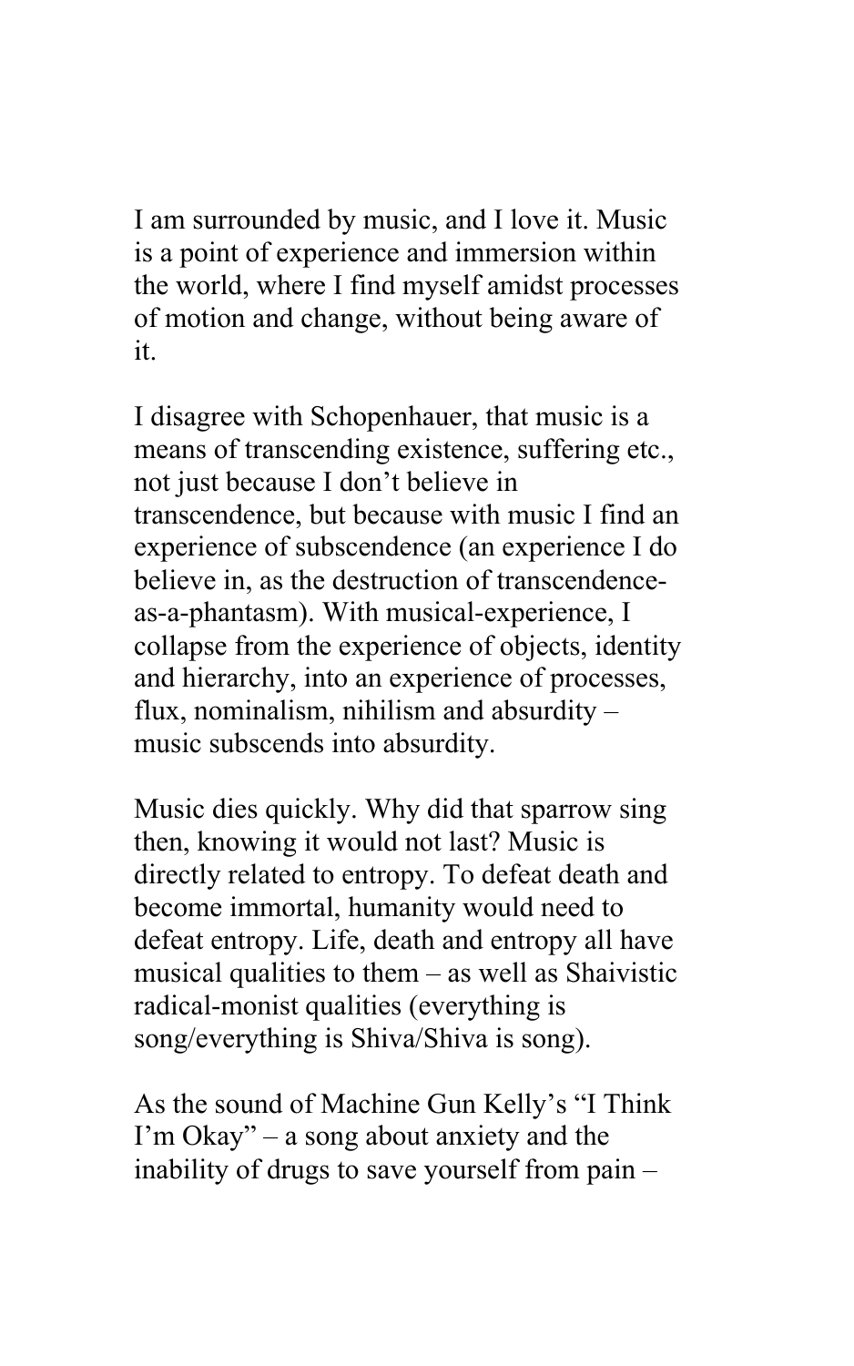I am surrounded by music, and I love it. Music is a point of experience and immersion within the world, where I find myself amidst processes of motion and change, without being aware of it.

I disagree with Schopenhauer, that music is a means of transcending existence, suffering etc., not just because I don't believe in transcendence, but because with music I find an experience of subscendence (an experience I do believe in, as the destruction of transcendence-as-a-phantasm). With musical-experience, I collapse from the experience of objects, identity and hierarchy, into an experience of processes, flux, nominalism, nihilism and absurdity – music subscends into absurdity.

Music dies quickly. Why did that sparrow sing then, knowing it would not last? Music is directly related to entropy. To defeat death and become immortal, humanity would need to defeat entropy. Life, death and entropy all have musical qualities to them – as well as Shaivistic radical-monist qualities (everything is song/everything is Shiva/Shiva is song).

As the sound of Machine Gun Kelly's "I Think I'm Okay" – a song about anxiety and the inability of drugs to save yourself from pain –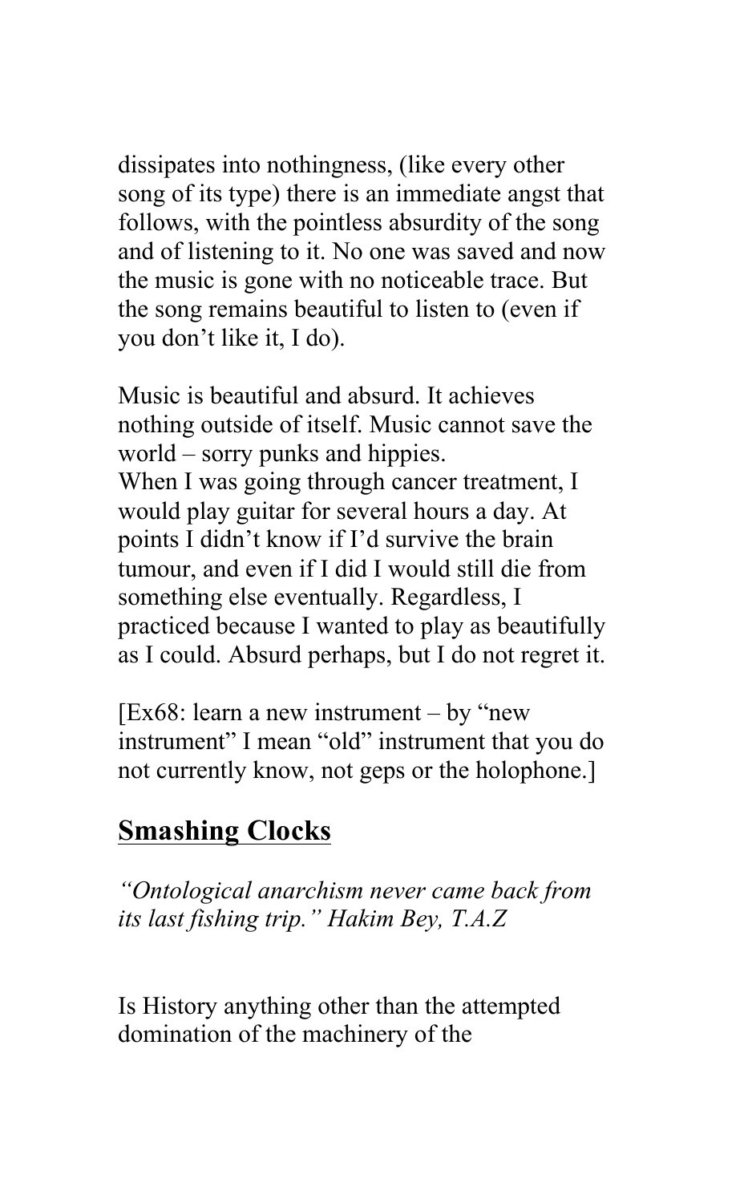dissipates into nothingness, (like every other song of its type) there is an immediate angst that follows, with the pointless absurdity of the song and of listening to it. No one was saved and now the music is gone with no noticeable trace. But the song remains beautiful to listen to (even if you don't like it, I do).

Music is beautiful and absurd. It achieves nothing outside of itself. Music cannot save the world – sorry punks and hippies.
When I was going through cancer treatment, I would play guitar for several hours a day. At points I didn't know if I'd survive the brain tumour, and even if I did I would still die from something else eventually. Regardless, I practiced because I wanted to play as beautifully as I could. Absurd perhaps, but I do not regret it.

[Ex68: learn a new instrument – by "new instrument" I mean "old" instrument that you do not currently know, not geps or the holophone.]

## Smashing Clocks

*"Ontological anarchism never came back from its last fishing trip." Hakim Bey, T.A.Z*

Is History anything other than the attempted domination of the machinery of the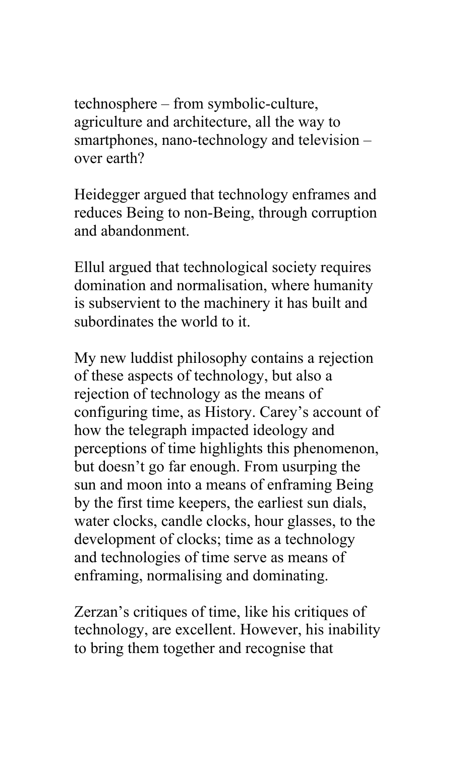technosphere – from symbolic-culture, agriculture and architecture, all the way to smartphones, nano-technology and television – over earth?

Heidegger argued that technology enframes and reduces Being to non-Being, through corruption and abandonment.

Ellul argued that technological society requires domination and normalisation, where humanity is subservient to the machinery it has built and subordinates the world to it.

My new luddist philosophy contains a rejection of these aspects of technology, but also a rejection of technology as the means of configuring time, as History. Carey's account of how the telegraph impacted ideology and perceptions of time highlights this phenomenon, but doesn't go far enough. From usurping the sun and moon into a means of enframing Being by the first time keepers, the earliest sun dials, water clocks, candle clocks, hour glasses, to the development of clocks; time as a technology and technologies of time serve as means of enframing, normalising and dominating.

Zerzan's critiques of time, like his critiques of technology, are excellent. However, his inability to bring them together and recognise that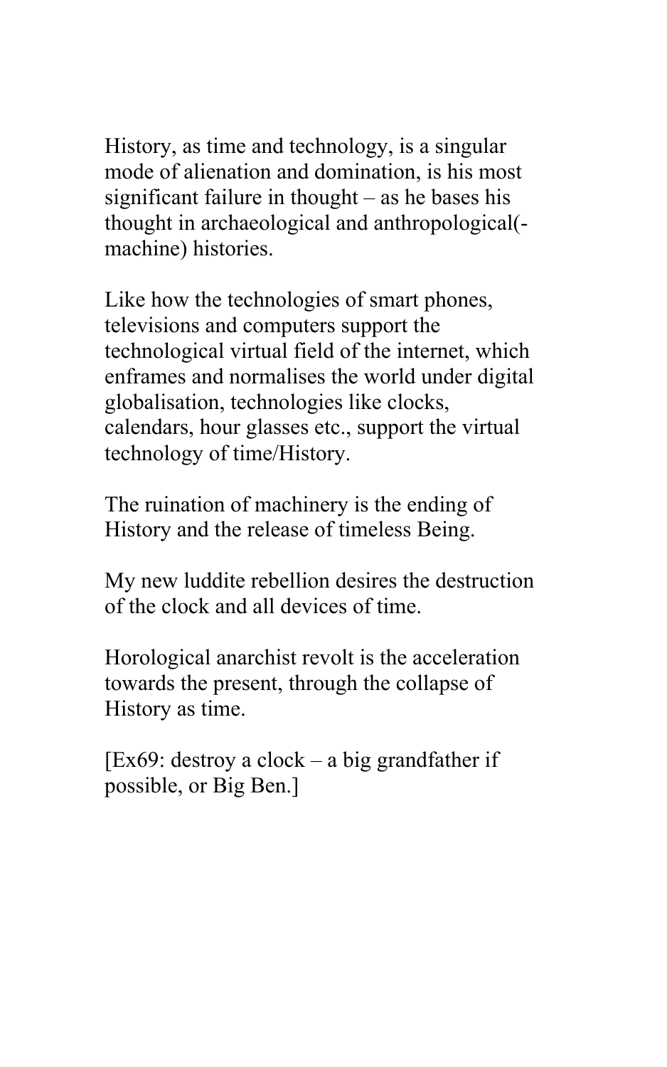History, as time and technology, is a singular mode of alienation and domination, is his most significant failure in thought – as he bases his thought in archaeological and anthropological(-machine) histories.

Like how the technologies of smart phones, televisions and computers support the technological virtual field of the internet, which enframes and normalises the world under digital globalisation, technologies like clocks, calendars, hour glasses etc., support the virtual technology of time/History.

The ruination of machinery is the ending of History and the release of timeless Being.

My new luddite rebellion desires the destruction of the clock and all devices of time.

Horological anarchist revolt is the acceleration towards the present, through the collapse of History as time.

[Ex69: destroy a clock – a big grandfather if possible, or Big Ben.]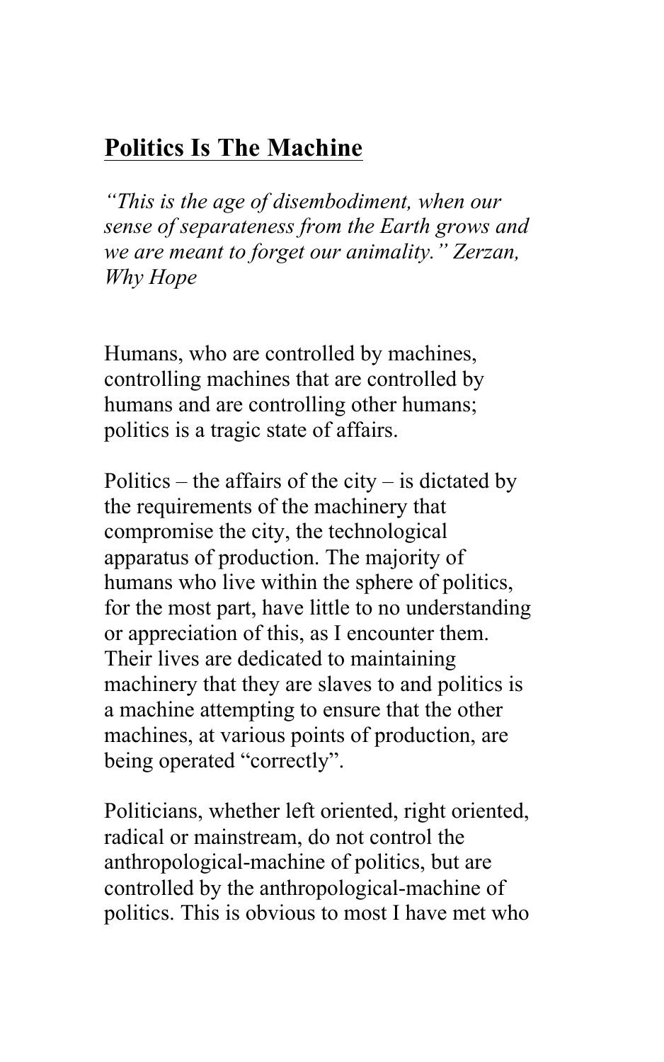## **Politics Is The Machine**

*“This is the age of disembodiment, when our sense of separateness from the Earth grows and we are meant to forget our animality.” Zerzan, Why Hope*

Humans, who are controlled by machines, controlling machines that are controlled by humans and are controlling other humans; politics is a tragic state of affairs.

Politics – the affairs of the city – is dictated by the requirements of the machinery that compromise the city, the technological apparatus of production. The majority of humans who live within the sphere of politics, for the most part, have little to no understanding or appreciation of this, as I encounter them. Their lives are dedicated to maintaining machinery that they are slaves to and politics is a machine attempting to ensure that the other machines, at various points of production, are being operated “correctly”.

Politicians, whether left oriented, right oriented, radical or mainstream, do not control the anthropological-machine of politics, but are controlled by the anthropological-machine of politics. This is obvious to most I have met who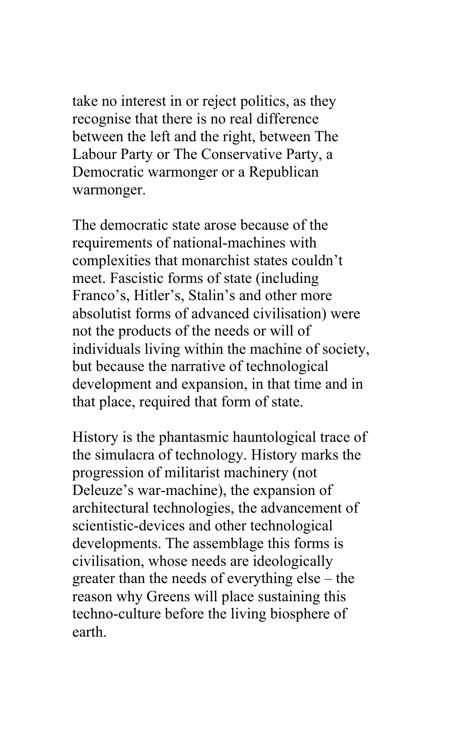take no interest in or reject politics, as they recognise that there is no real difference between the left and the right, between The Labour Party or The Conservative Party, a Democratic warmonger or a Republican warmonger.

The democratic state arose because of the requirements of national-machines with complexities that monarchist states couldn't meet. Fascistic forms of state (including Franco's, Hitler's, Stalin's and other more absolutist forms of advanced civilisation) were not the products of the needs or will of individuals living within the machine of society, but because the narrative of technological development and expansion, in that time and in that place, required that form of state.

History is the phantasmic hauntological trace of the simulacra of technology. History marks the progression of militarist machinery (not Deleuze's war-machine), the expansion of architectural technologies, the advancement of scientistic-devices and other technological developments. The assemblage this forms is civilisation, whose needs are ideologically greater than the needs of everything else – the reason why Greens will place sustaining this techno-culture before the living biosphere of earth.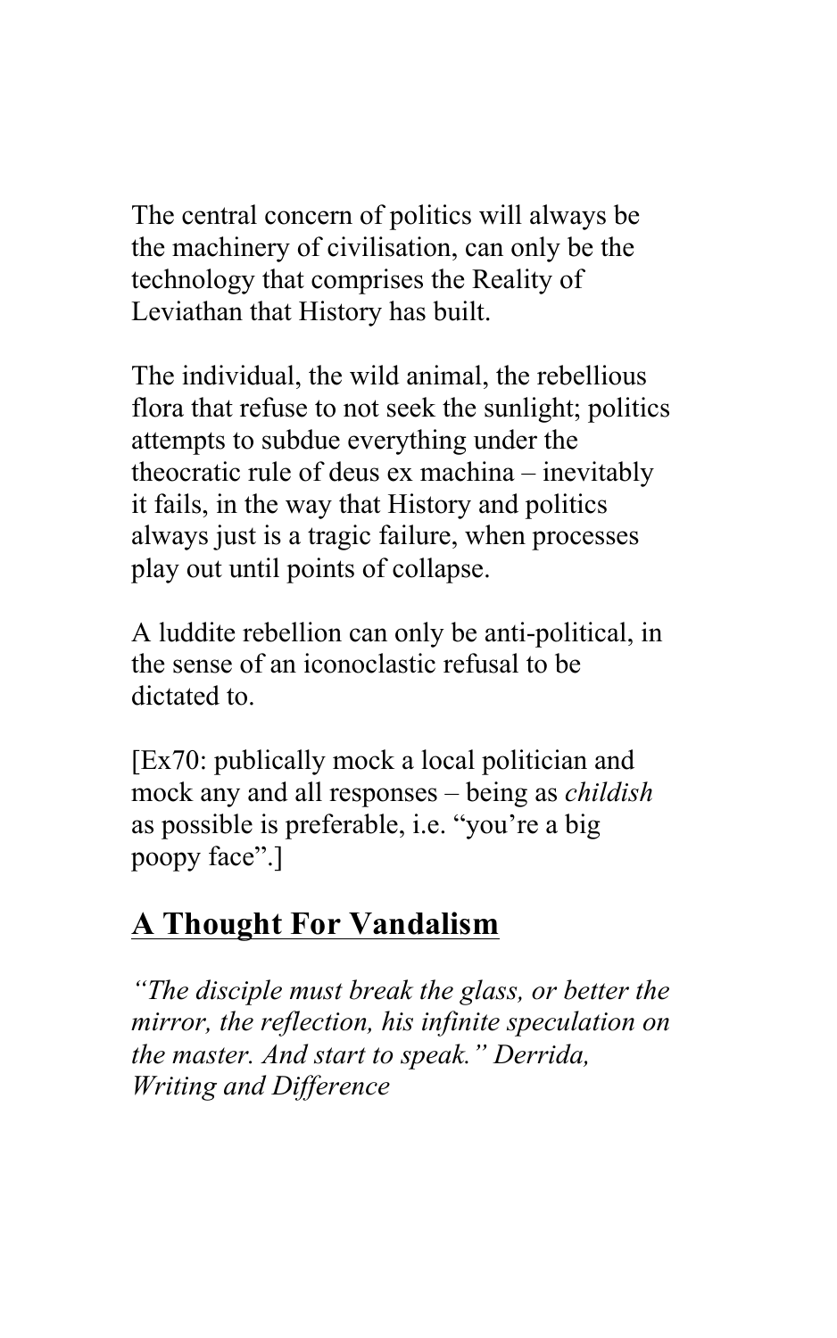The central concern of politics will always be the machinery of civilisation, can only be the technology that comprises the Reality of Leviathan that History has built.

The individual, the wild animal, the rebellious flora that refuse to not seek the sunlight; politics attempts to subdue everything under the theocratic rule of deus ex machina – inevitably it fails, in the way that History and politics always just is a tragic failure, when processes play out until points of collapse.

A luddite rebellion can only be anti-political, in the sense of an iconoclastic refusal to be dictated to.

[Ex70: publically mock a local politician and mock any and all responses – being as *childish* as possible is preferable, i.e. "you're a big poopy face".]

## A Thought For Vandalism

*"The disciple must break the glass, or better the mirror, the reflection, his infinite speculation on the master. And start to speak." Derrida, Writing and Difference*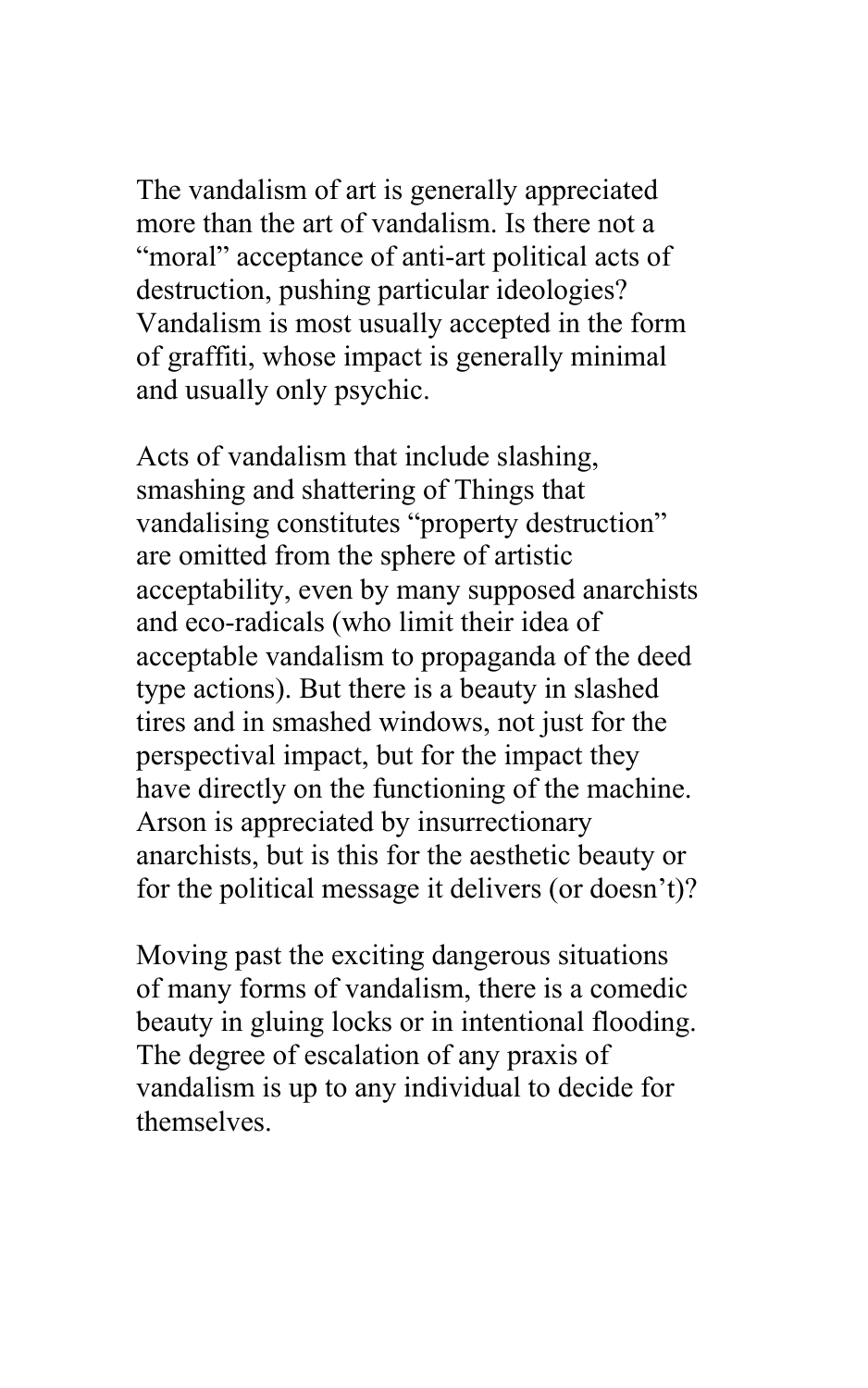The vandalism of art is generally appreciated more than the art of vandalism. Is there not a "moral" acceptance of anti-art political acts of destruction, pushing particular ideologies? Vandalism is most usually accepted in the form of graffiti, whose impact is generally minimal and usually only psychic.

Acts of vandalism that include slashing, smashing and shattering of Things that vandalising constitutes "property destruction" are omitted from the sphere of artistic acceptability, even by many supposed anarchists and eco-radicals (who limit their idea of acceptable vandalism to propaganda of the deed type actions). But there is a beauty in slashed tires and in smashed windows, not just for the perspectival impact, but for the impact they have directly on the functioning of the machine. Arson is appreciated by insurrectionary anarchists, but is this for the aesthetic beauty or for the political message it delivers (or doesn't)?

Moving past the exciting dangerous situations of many forms of vandalism, there is a comedic beauty in gluing locks or in intentional flooding. The degree of escalation of any praxis of vandalism is up to any individual to decide for themselves.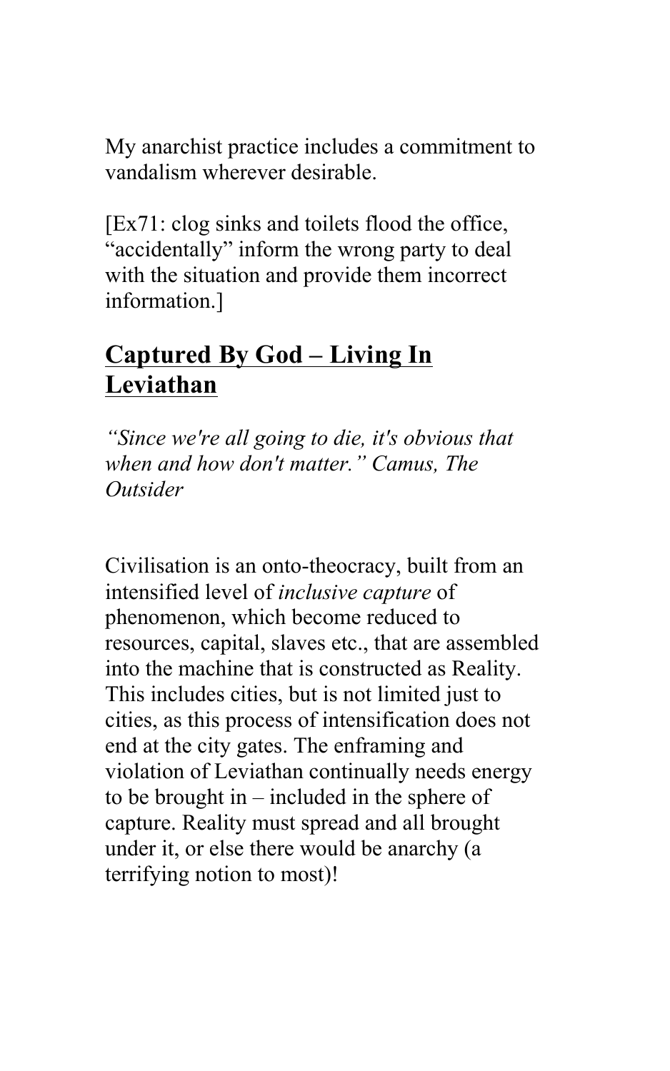My anarchist practice includes a commitment to vandalism wherever desirable.

[Ex71: clog sinks and toilets flood the office, “accidentally” inform the wrong party to deal with the situation and provide them incorrect information.]

## **Captured By God – Living In Leviathan**

*“Since we're all going to die, it's obvious that when and how don't matter.” Camus, The Outsider*

Civilisation is an onto-theocracy, built from an intensified level of *inclusive capture* of phenomenon, which become reduced to resources, capital, slaves etc., that are assembled into the machine that is constructed as Reality. This includes cities, but is not limited just to cities, as this process of intensification does not end at the city gates. The enframing and violation of Leviathan continually needs energy to be brought in – included in the sphere of capture. Reality must spread and all brought under it, or else there would be anarchy (a terrifying notion to most)!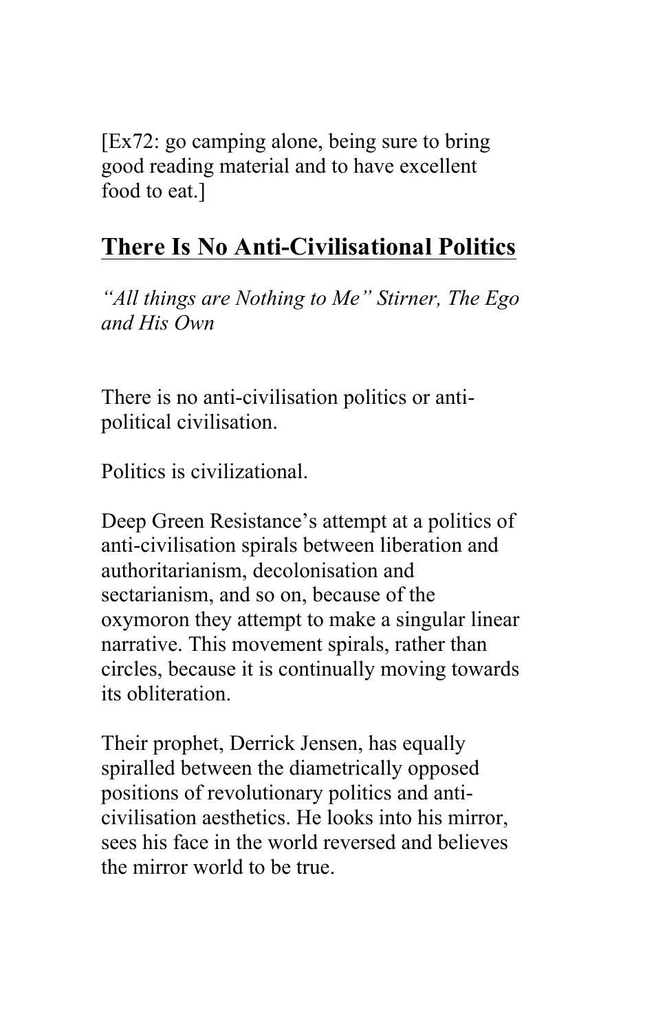[Ex72: go camping alone, being sure to bring good reading material and to have excellent food to eat.]

## There Is No Anti-Civilisational Politics

*"All things are Nothing to Me" Stirner, The Ego and His Own*

There is no anti-civilisation politics or anti-political civilisation.

Politics is civilizational.

Deep Green Resistance's attempt at a politics of anti-civilisation spirals between liberation and authoritarianism, decolonisation and sectarianism, and so on, because of the oxymoron they attempt to make a singular linear narrative. This movement spirals, rather than circles, because it is continually moving towards its obliteration.

Their prophet, Derrick Jensen, has equally spiralled between the diametrically opposed positions of revolutionary politics and anti-civilisation aesthetics. He looks into his mirror, sees his face in the world reversed and believes the mirror world to be true.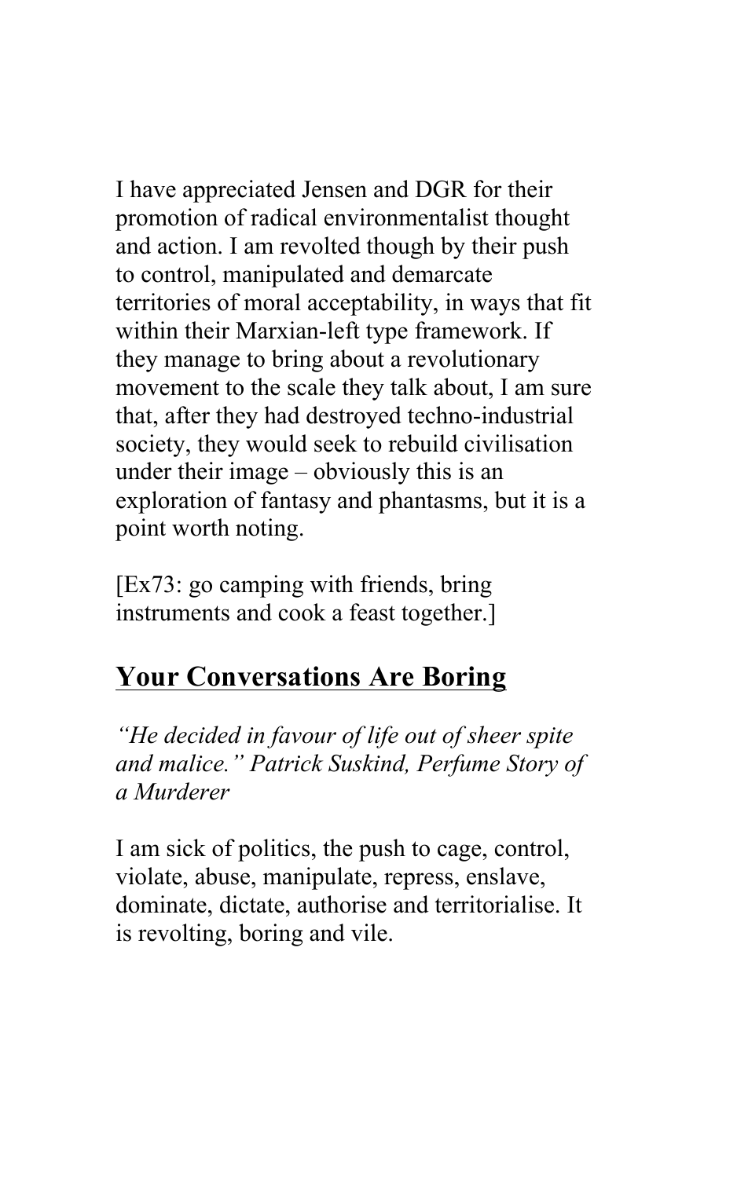I have appreciated Jensen and DGR for their promotion of radical environmentalist thought and action. I am revolted though by their push to control, manipulated and demarcate territories of moral acceptability, in ways that fit within their Marxian-left type framework. If they manage to bring about a revolutionary movement to the scale they talk about, I am sure that, after they had destroyed techno-industrial society, they would seek to rebuild civilisation under their image – obviously this is an exploration of fantasy and phantasms, but it is a point worth noting.

[Ex73: go camping with friends, bring instruments and cook a feast together.]

## **Your Conversations Are Boring**

*"He decided in favour of life out of sheer spite and malice." Patrick Suskind, Perfume Story of a Murderer*

I am sick of politics, the push to cage, control, violate, abuse, manipulate, repress, enslave, dominate, dictate, authorise and territorialise. It is revolting, boring and vile.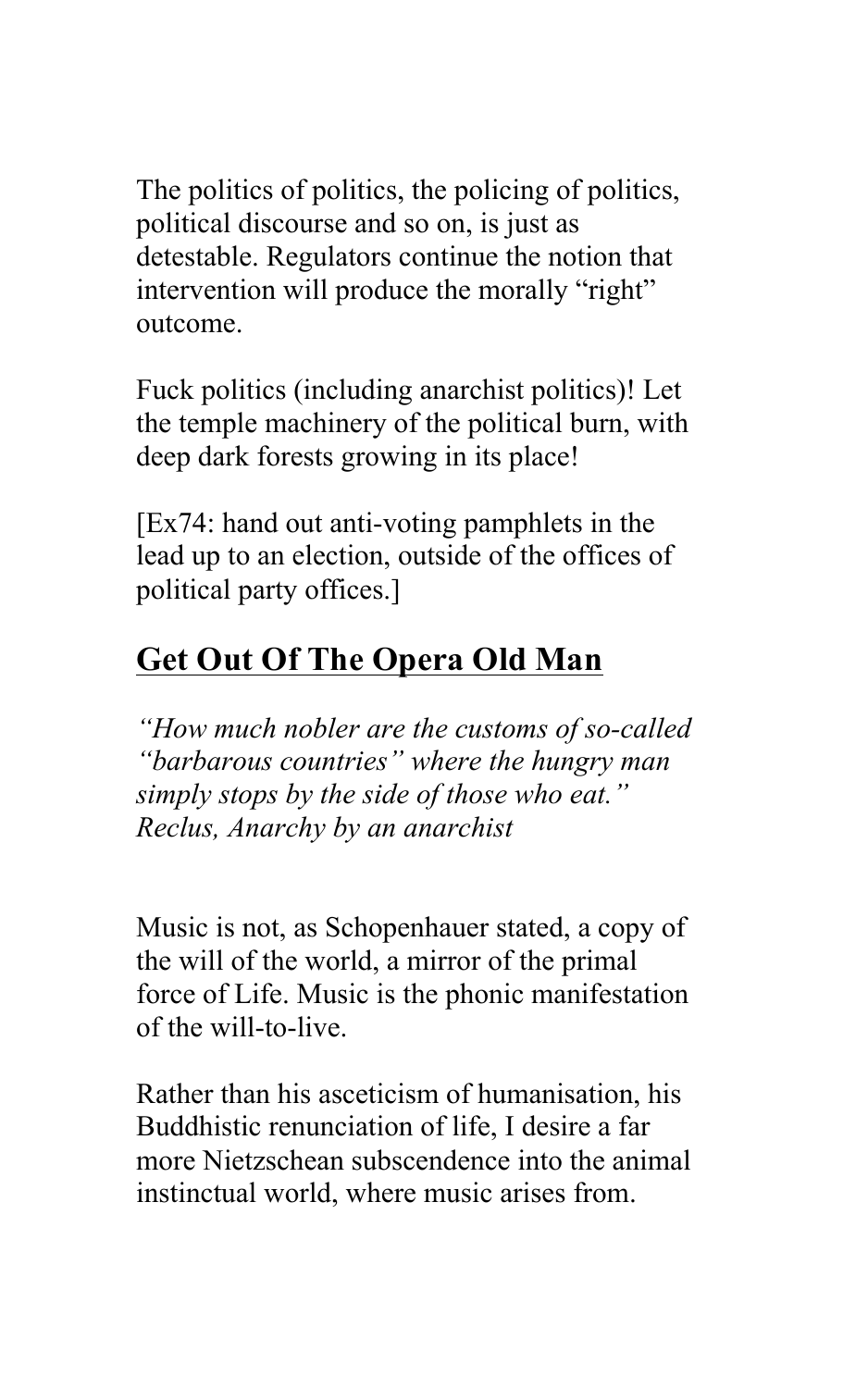The politics of politics, the policing of politics, political discourse and so on, is just as detestable. Regulators continue the notion that intervention will produce the morally “right” outcome.

Fuck politics (including anarchist politics)! Let the temple machinery of the political burn, with deep dark forests growing in its place!

[Ex74: hand out anti-voting pamphlets in the lead up to an election, outside of the offices of political party offices.]

## **Get Out Of The Opera Old Man**

*“How much nobler are the customs of so-called “barbarous countries” where the hungry man simply stops by the side of those who eat.” Reclus, Anarchy by an anarchist*

Music is not, as Schopenhauer stated, a copy of the will of the world, a mirror of the primal force of Life. Music is the phonic manifestation of the will-to-live.

Rather than his asceticism of humanisation, his Buddhistic renunciation of life, I desire a far more Nietzschean subscendence into the animal instinctual world, where music arises from.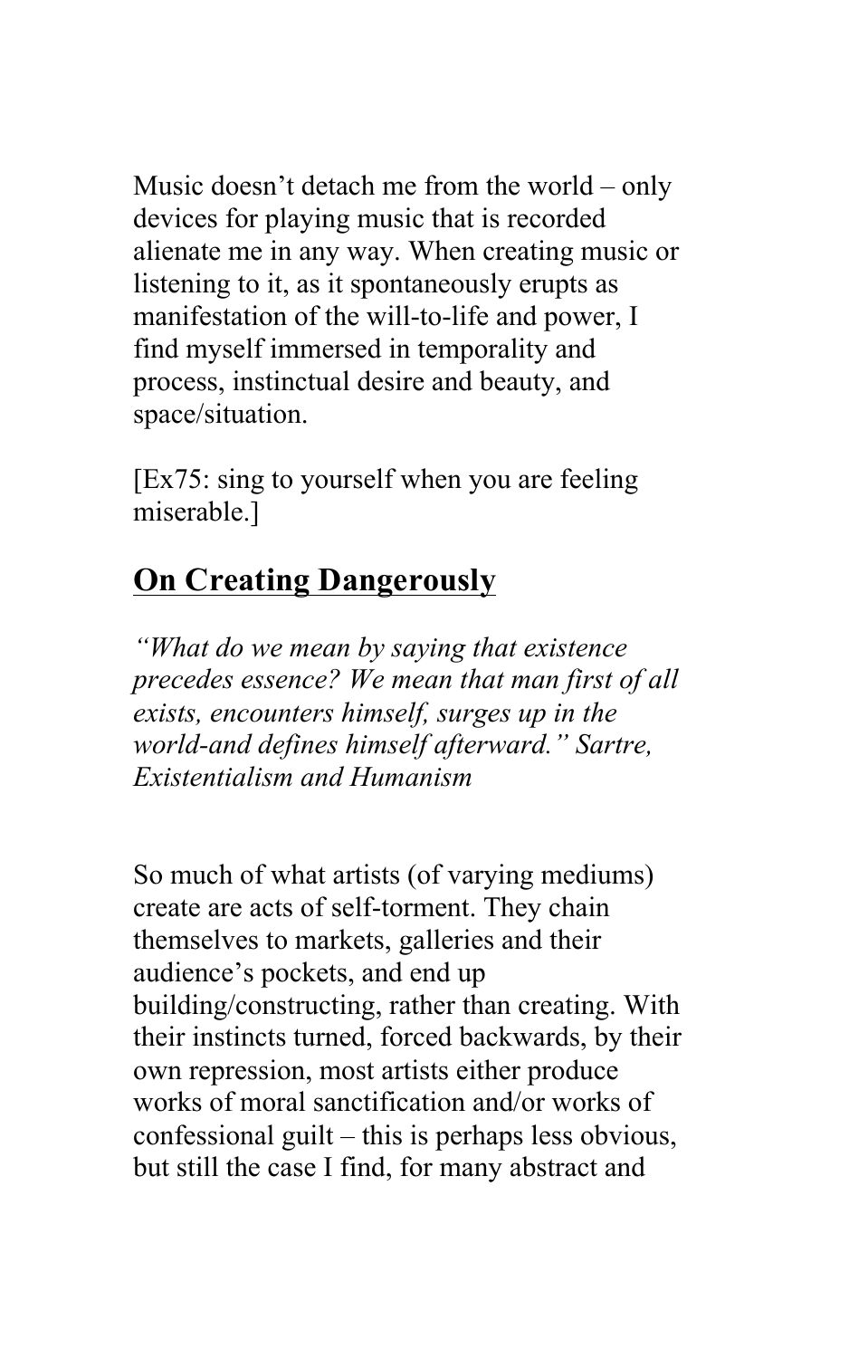Music doesn't detach me from the world – only devices for playing music that is recorded alienate me in any way. When creating music or listening to it, as it spontaneously erupts as manifestation of the will-to-life and power, I find myself immersed in temporality and process, instinctual desire and beauty, and space/situation.

[Ex75: sing to yourself when you are feeling miserable.]

## **On Creating Dangerously**

*"What do we mean by saying that existence precedes essence? We mean that man first of all exists, encounters himself, surges up in the world-and defines himself afterward." Sartre, Existentialism and Humanism*

So much of what artists (of varying mediums) create are acts of self-torment. They chain themselves to markets, galleries and their audience's pockets, and end up building/constructing, rather than creating. With their instincts turned, forced backwards, by their own repression, most artists either produce works of moral sanctification and/or works of confessional guilt – this is perhaps less obvious, but still the case I find, for many abstract and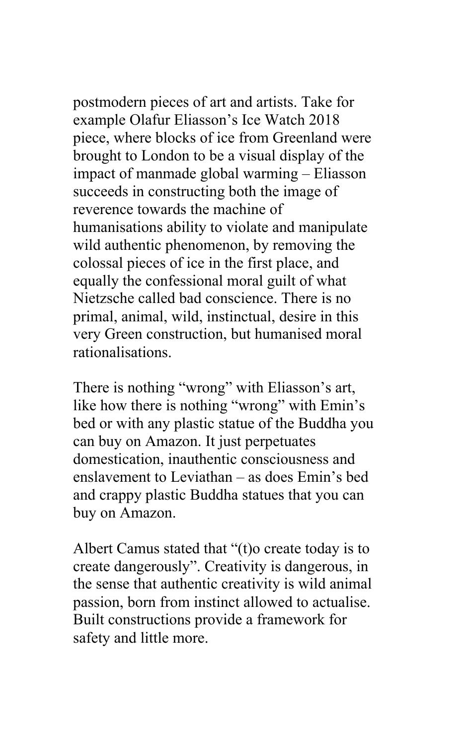postmodern pieces of art and artists. Take for example Olafur Eliasson's Ice Watch 2018 piece, where blocks of ice from Greenland were brought to London to be a visual display of the impact of manmade global warming – Eliasson succeeds in constructing both the image of reverence towards the machine of humanisations ability to violate and manipulate wild authentic phenomenon, by removing the colossal pieces of ice in the first place, and equally the confessional moral guilt of what Nietzsche called bad conscience. There is no primal, animal, wild, instinctual, desire in this very Green construction, but humanised moral rationalisations.

There is nothing "wrong" with Eliasson's art, like how there is nothing "wrong" with Emin's bed or with any plastic statue of the Buddha you can buy on Amazon. It just perpetuates domestication, inauthentic consciousness and enslavement to Leviathan – as does Emin's bed and crappy plastic Buddha statues that you can buy on Amazon.

Albert Camus stated that "(t)o create today is to create dangerously". Creativity is dangerous, in the sense that authentic creativity is wild animal passion, born from instinct allowed to actualise. Built constructions provide a framework for safety and little more.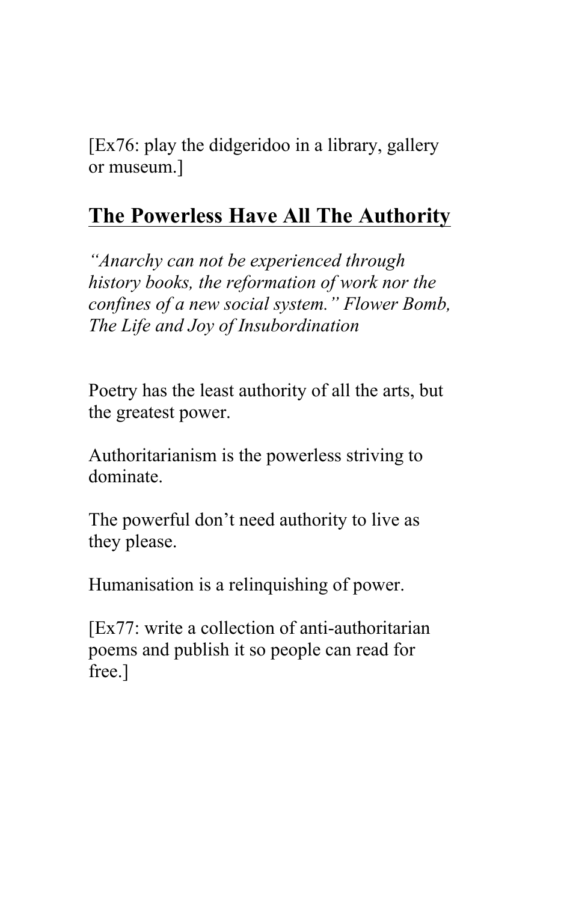[Ex76: play the didgeridoo in a library, gallery or museum.]

## The Powerless Have All The Authority

*"Anarchy can not be experienced through history books, the reformation of work nor the confines of a new social system." Flower Bomb, The Life and Joy of Insubordination*

Poetry has the least authority of all the arts, but the greatest power.

Authoritarianism is the powerless striving to dominate.

The powerful don't need authority to live as they please.

Humanisation is a relinquishing of power.

[Ex77: write a collection of anti-authoritarian poems and publish it so people can read for free.]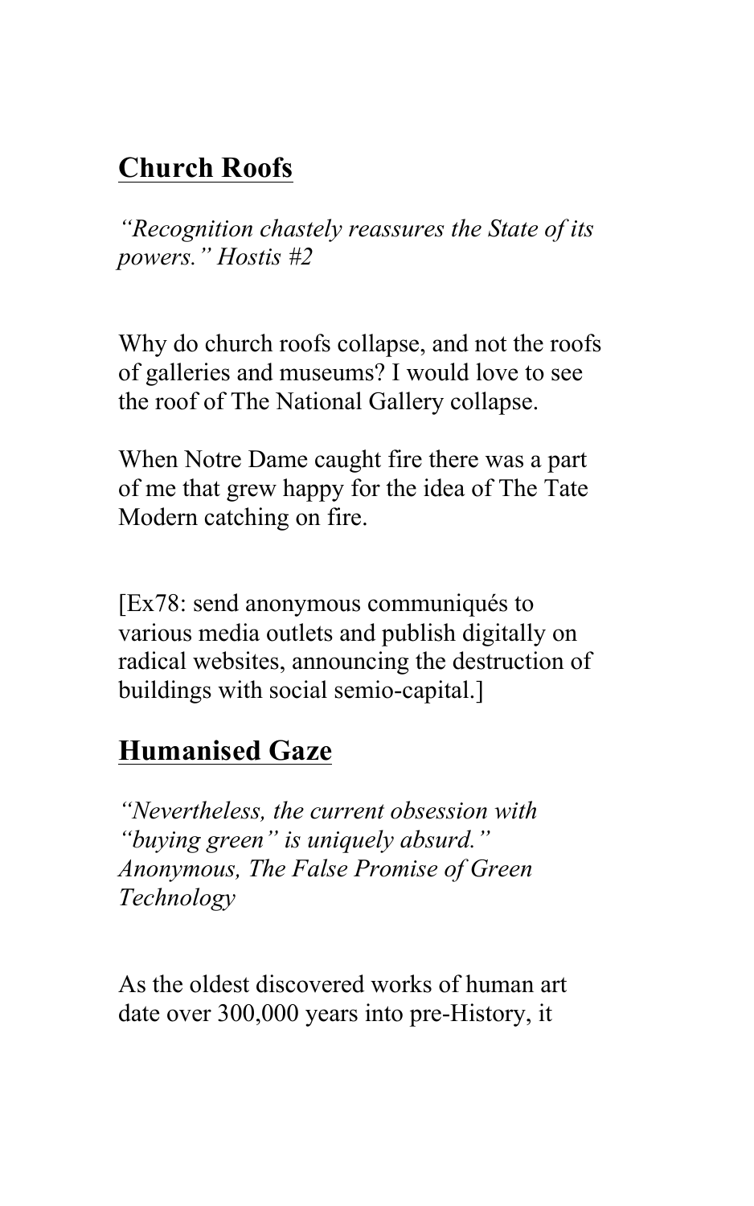## Church Roofs

*"Recognition chastely reassures the State of its powers." Hostis #2*

Why do church roofs collapse, and not the roofs of galleries and museums? I would love to see the roof of The National Gallery collapse.

When Notre Dame caught fire there was a part of me that grew happy for the idea of The Tate Modern catching on fire.

[Ex78: send anonymous communiqués to various media outlets and publish digitally on radical websites, announcing the destruction of buildings with social semio-capital.]

## Humanised Gaze

*"Nevertheless, the current obsession with "buying green" is uniquely absurd." Anonymous, The False Promise of Green Technology*

As the oldest discovered works of human art date over 300,000 years into pre-History, it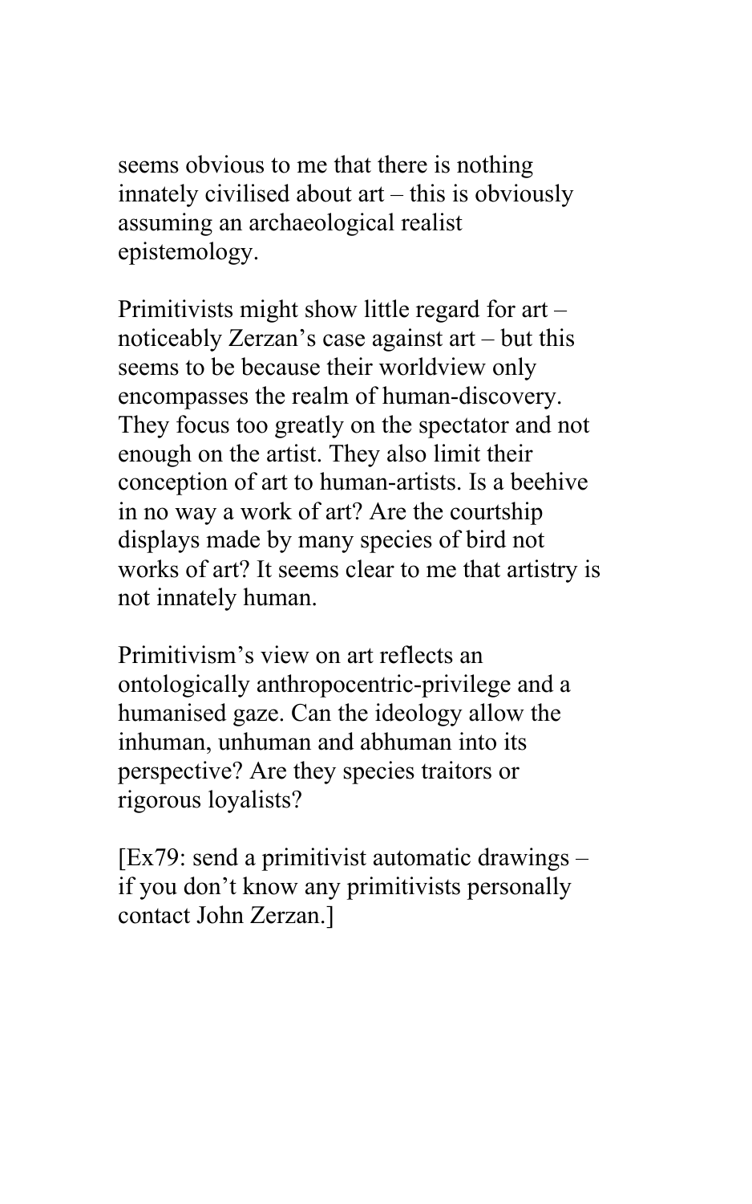seems obvious to me that there is nothing innately civilised about art – this is obviously assuming an archaeological realist epistemology.

Primitivists might show little regard for art – noticeably Zerzan's case against art – but this seems to be because their worldview only encompasses the realm of human-discovery. They focus too greatly on the spectator and not enough on the artist. They also limit their conception of art to human-artists. Is a beehive in no way a work of art? Are the courtship displays made by many species of bird not works of art? It seems clear to me that artistry is not innately human.

Primitivism's view on art reflects an ontologically anthropocentric-privilege and a humanised gaze. Can the ideology allow the inhuman, unhuman and abhuman into its perspective? Are they species traitors or rigorous loyalists?

[Ex79: send a primitivist automatic drawings – if you don't know any primitivists personally contact John Zerzan.]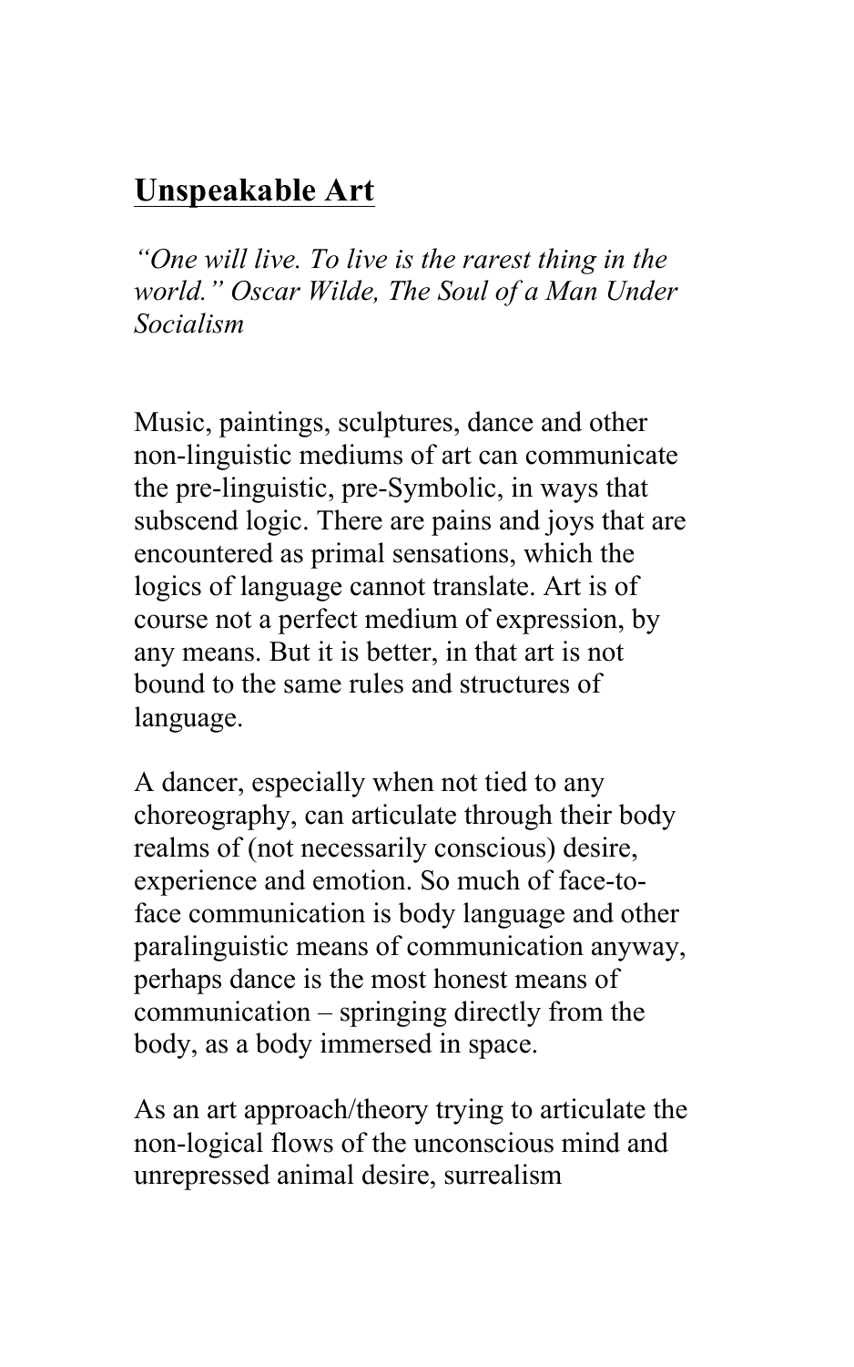## Unspeakable Art

*"One will live. To live is the rarest thing in the world." Oscar Wilde, The Soul of a Man Under Socialism*

Music, paintings, sculptures, dance and other non-linguistic mediums of art can communicate the pre-linguistic, pre-Symbolic, in ways that subscend logic. There are pains and joys that are encountered as primal sensations, which the logics of language cannot translate. Art is of course not a perfect medium of expression, by any means. But it is better, in that art is not bound to the same rules and structures of language.

A dancer, especially when not tied to any choreography, can articulate through their body realms of (not necessarily conscious) desire, experience and emotion. So much of face-to-face communication is body language and other paralinguistic means of communication anyway, perhaps dance is the most honest means of communication – springing directly from the body, as a body immersed in space.

As an art approach/theory trying to articulate the non-logical flows of the unconscious mind and unrepressed animal desire, surrealism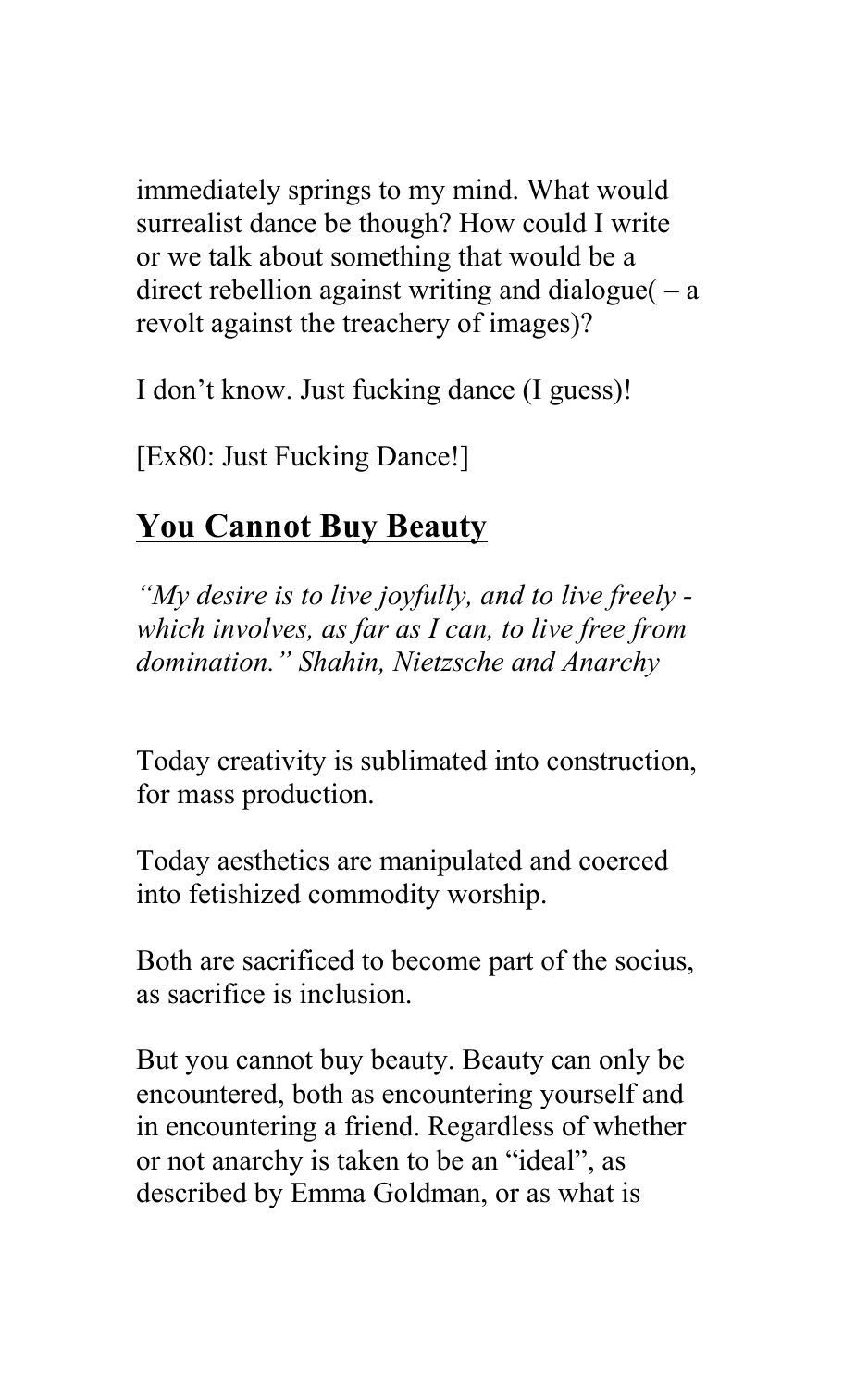immediately springs to my mind. What would surrealist dance be though? How could I write or we talk about something that would be a direct rebellion against writing and dialogue( – a revolt against the treachery of images)?

I don't know. Just fucking dance (I guess)!

[Ex80: Just Fucking Dance!]

## **<u>You Cannot Buy Beauty</u>**

*"My desire is to live joyfully, and to live freely - which involves, as far as I can, to live free from domination." Shahin, Nietzsche and Anarchy*

Today creativity is sublimated into construction, for mass production.

Today aesthetics are manipulated and coerced into fetishized commodity worship.

Both are sacrificed to become part of the socius, as sacrifice is inclusion.

But you cannot buy beauty. Beauty can only be encountered, both as encountering yourself and in encountering a friend. Regardless of whether or not anarchy is taken to be an "ideal", as described by Emma Goldman, or as what is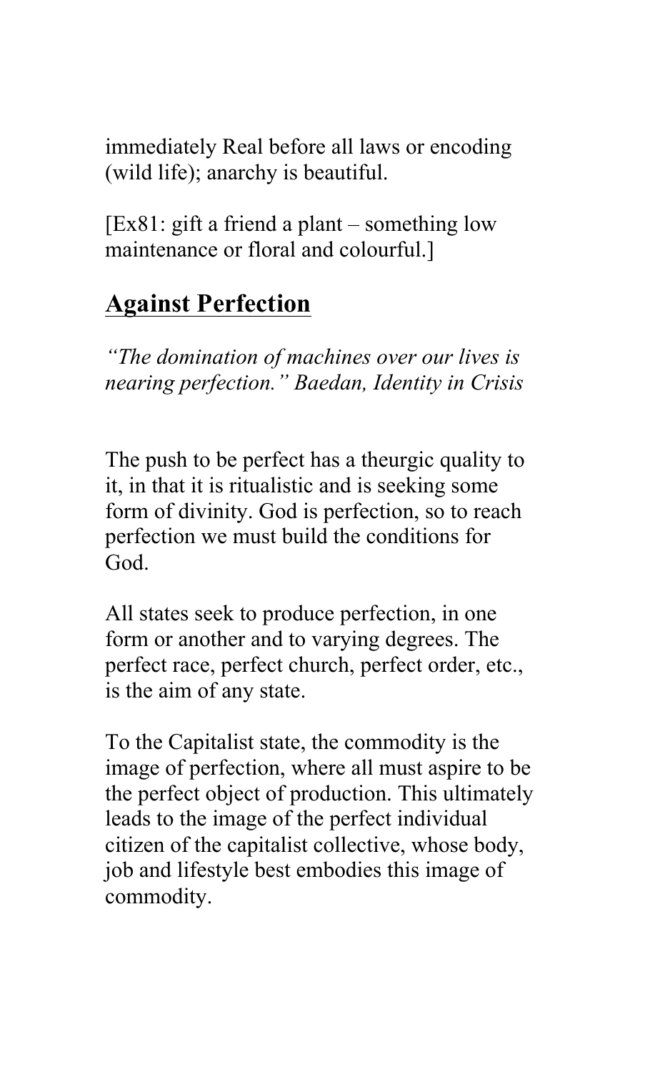immediately Real before all laws or encoding (wild life); anarchy is beautiful.

[Ex81: gift a friend a plant – something low maintenance or floral and colourful.]

## Against Perfection

*“The domination of machines over our lives is nearing perfection.” Baedan, Identity in Crisis*

The push to be perfect has a theurgic quality to it, in that it is ritualistic and is seeking some form of divinity. God is perfection, so to reach perfection we must build the conditions for God.

All states seek to produce perfection, in one form or another and to varying degrees. The perfect race, perfect church, perfect order, etc., is the aim of any state.

To the Capitalist state, the commodity is the image of perfection, where all must aspire to be the perfect object of production. This ultimately leads to the image of the perfect individual citizen of the capitalist collective, whose body, job and lifestyle best embodies this image of commodity.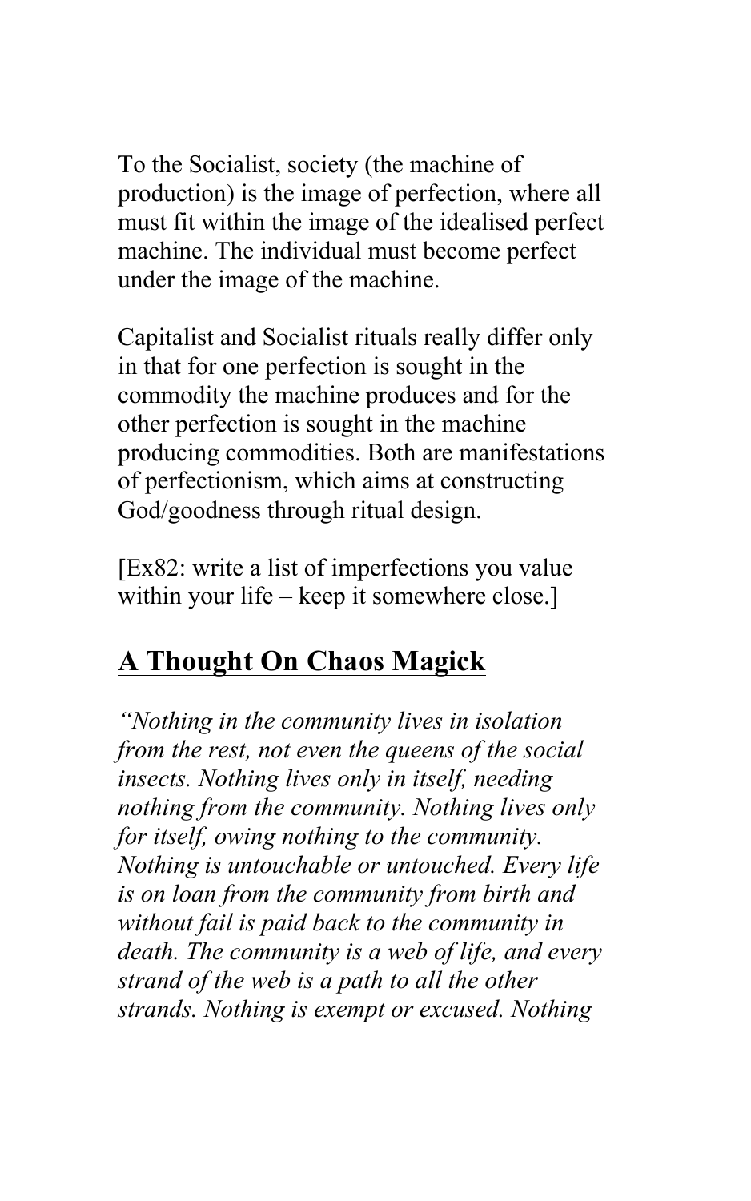To the Socialist, society (the machine of production) is the image of perfection, where all must fit within the image of the idealised perfect machine. The individual must become perfect under the image of the machine.

Capitalist and Socialist rituals really differ only in that for one perfection is sought in the commodity the machine produces and for the other perfection is sought in the machine producing commodities. Both are manifestations of perfectionism, which aims at constructing God/goodness through ritual design.

[Ex82: write a list of imperfections you value within your life – keep it somewhere close.]

## A Thought On Chaos Magick

*"Nothing in the community lives in isolation from the rest, not even the queens of the social insects. Nothing lives only in itself, needing nothing from the community. Nothing lives only for itself, owing nothing to the community. Nothing is untouchable or untouched. Every life is on loan from the community from birth and without fail is paid back to the community in death. The community is a web of life, and every strand of the web is a path to all the other strands. Nothing is exempt or excused. Nothing*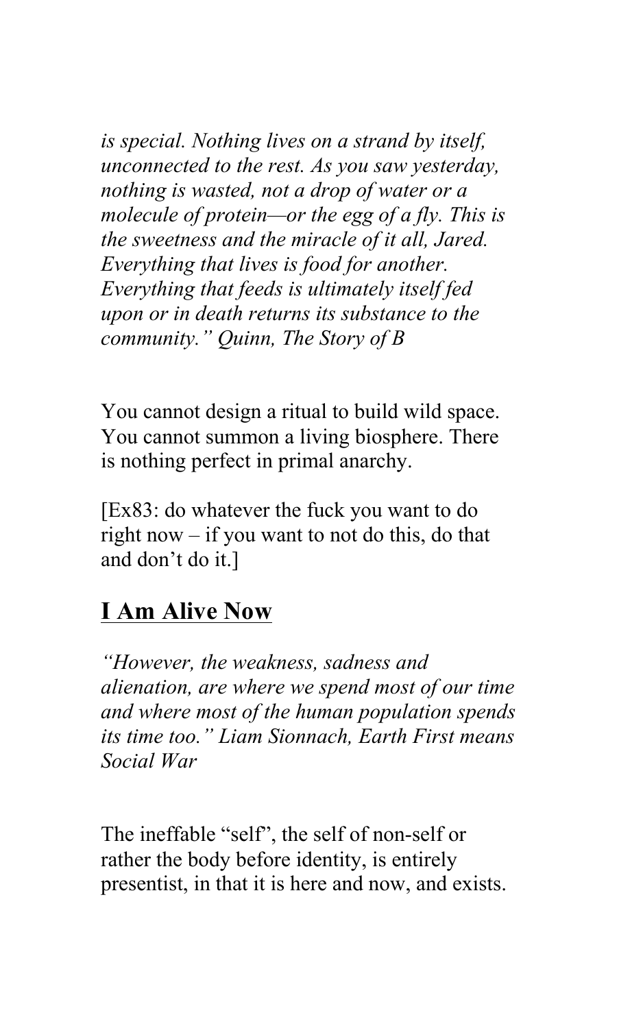*is special. Nothing lives on a strand by itself, unconnected to the rest. As you saw yesterday, nothing is wasted, not a drop of water or a molecule of protein—or the egg of a fly. This is the sweetness and the miracle of it all, Jared. Everything that lives is food for another. Everything that feeds is ultimately itself fed upon or in death returns its substance to the community." Quinn, The Story of B*

You cannot design a ritual to build wild space. You cannot summon a living biosphere. There is nothing perfect in primal anarchy.

[Ex83: do whatever the fuck you want to do right now – if you want to not do this, do that and don't do it.]

## I Am Alive Now

*"However, the weakness, sadness and alienation, are where we spend most of our time and where most of the human population spends its time too." Liam Sionnach, Earth First means Social War*

The ineffable "self", the self of non-self or rather the body before identity, is entirely presentist, in that it is here and now, and exists.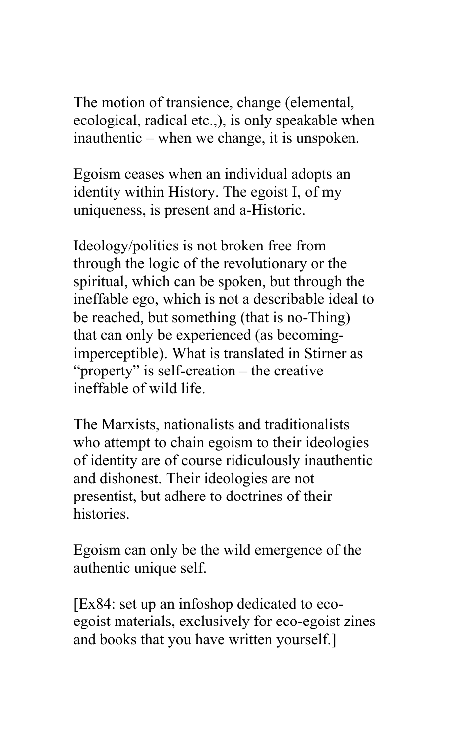The motion of transience, change (elemental, ecological, radical etc.,), is only speakable when inauthentic – when we change, it is unspoken.

Egoism ceases when an individual adopts an identity within History. The egoist I, of my uniqueness, is present and a-Historic.

Ideology/politics is not broken free from through the logic of the revolutionary or the spiritual, which can be spoken, but through the ineffable ego, which is not a describable ideal to be reached, but something (that is no-Thing) that can only be experienced (as becoming-imperceptible). What is translated in Stirner as "property" is self-creation – the creative ineffable of wild life.

The Marxists, nationalists and traditionalists who attempt to chain egoism to their ideologies of identity are of course ridiculously inauthentic and dishonest. Their ideologies are not presentist, but adhere to doctrines of their histories.

Egoism can only be the wild emergence of the authentic unique self.

[Ex84: set up an infoshop dedicated to eco-egoist materials, exclusively for eco-egoist zines and books that you have written yourself.]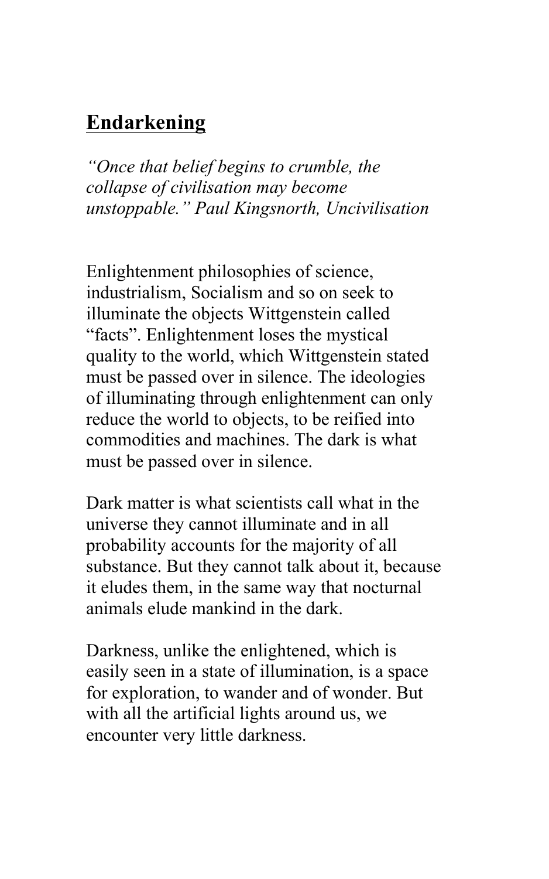## Endarkening

*"Once that belief begins to crumble, the collapse of civilisation may become unstoppable." Paul Kingsnorth, Uncivilisation*

Enlightenment philosophies of science, industrialism, Socialism and so on seek to illuminate the objects Wittgenstein called "facts". Enlightenment loses the mystical quality to the world, which Wittgenstein stated must be passed over in silence. The ideologies of illuminating through enlightenment can only reduce the world to objects, to be reified into commodities and machines. The dark is what must be passed over in silence.

Dark matter is what scientists call what in the universe they cannot illuminate and in all probability accounts for the majority of all substance. But they cannot talk about it, because it eludes them, in the same way that nocturnal animals elude mankind in the dark.

Darkness, unlike the enlightened, which is easily seen in a state of illumination, is a space for exploration, to wander and of wonder. But with all the artificial lights around us, we encounter very little darkness.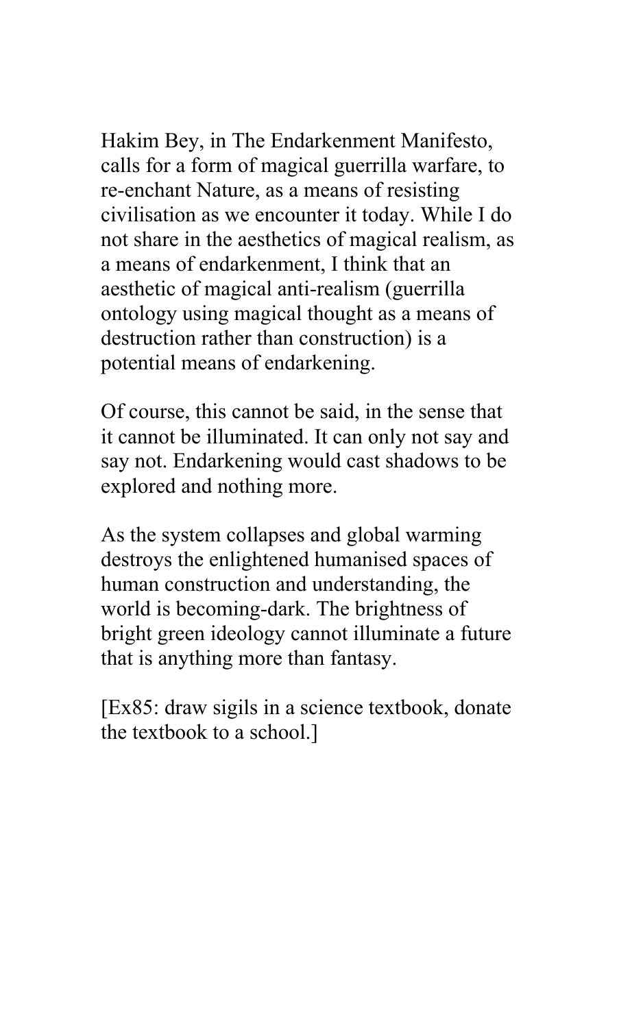Hakim Bey, in The Endarkenment Manifesto, calls for a form of magical guerrilla warfare, to re-enchant Nature, as a means of resisting civilisation as we encounter it today. While I do not share in the aesthetics of magical realism, as a means of endarkenment, I think that an aesthetic of magical anti-realism (guerrilla ontology using magical thought as a means of destruction rather than construction) is a potential means of endarkening.

Of course, this cannot be said, in the sense that it cannot be illuminated. It can only not say and say not. Endarkening would cast shadows to be explored and nothing more.

As the system collapses and global warming destroys the enlightened humanised spaces of human construction and understanding, the world is becoming-dark. The brightness of bright green ideology cannot illuminate a future that is anything more than fantasy.

[Ex85: draw sigils in a science textbook, donate the textbook to a school.]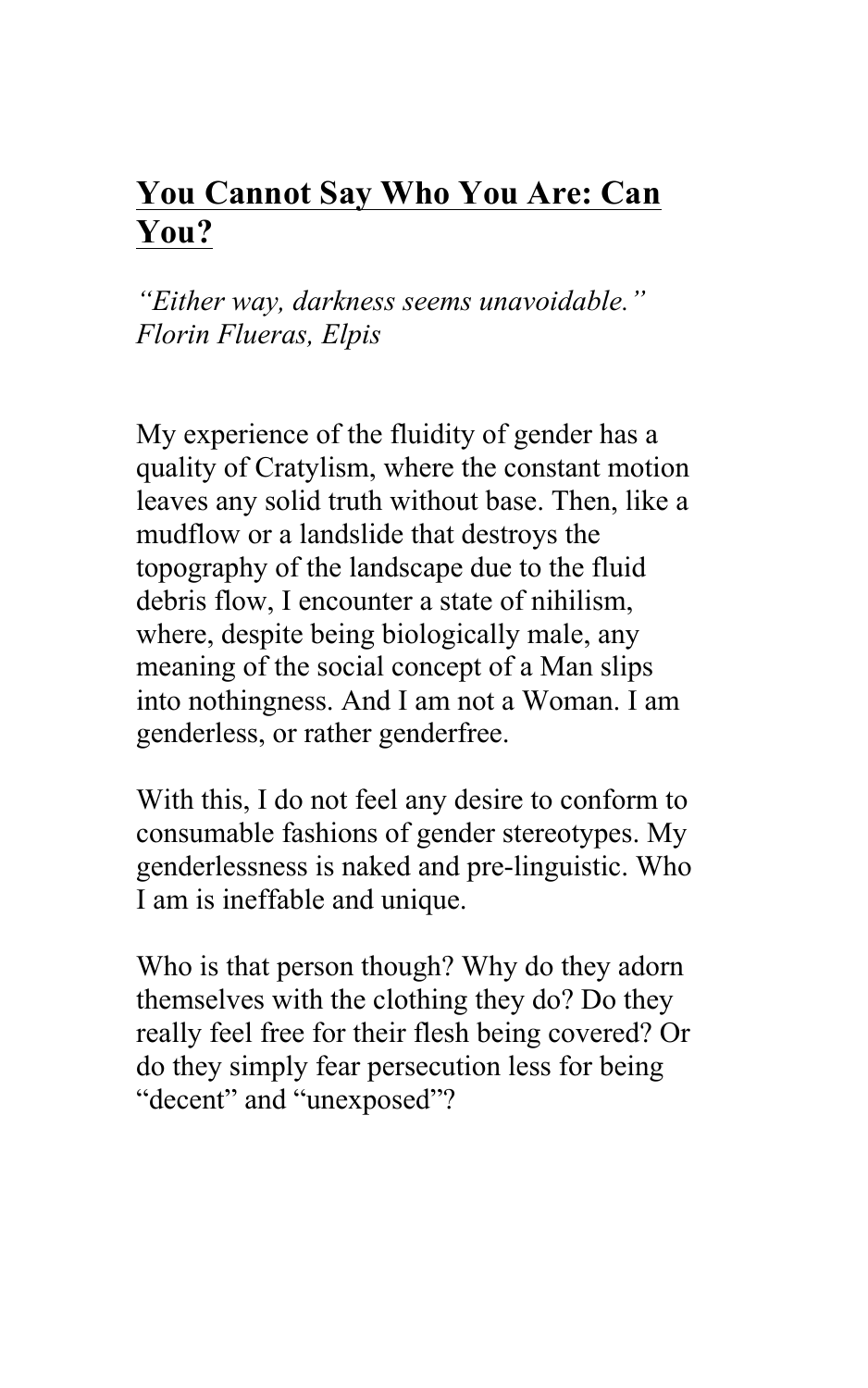## **You Cannot Say Who You Are: Can You?**

*"Either way, darkness seems unavoidable." Florin Flueras, Elpis*

My experience of the fluidity of gender has a quality of Cratylism, where the constant motion leaves any solid truth without base. Then, like a mudflow or a landslide that destroys the topography of the landscape due to the fluid debris flow, I encounter a state of nihilism, where, despite being biologically male, any meaning of the social concept of a Man slips into nothingness. And I am not a Woman. I am genderless, or rather genderfree.

With this, I do not feel any desire to conform to consumable fashions of gender stereotypes. My genderlessness is naked and pre-linguistic. Who I am is ineffable and unique.

Who is that person though? Why do they adorn themselves with the clothing they do? Do they really feel free for their flesh being covered? Or do they simply fear persecution less for being "decent" and "unexposed"?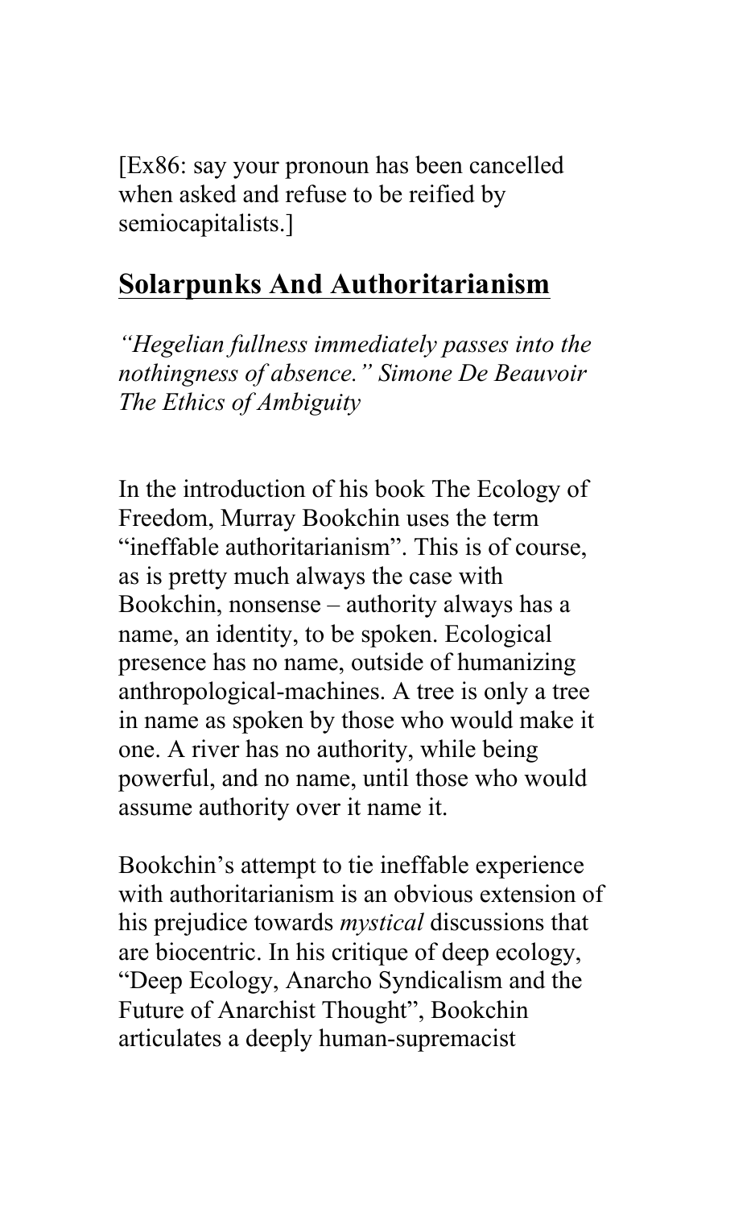[Ex86: say your pronoun has been cancelled when asked and refuse to be reified by semiocapitalists.]

## Solarpunks And Authoritarianism

*"Hegelian fullness immediately passes into the nothingness of absence." Simone De Beauvoir The Ethics of Ambiguity*

In the introduction of his book The Ecology of Freedom, Murray Bookchin uses the term "ineffable authoritarianism". This is of course, as is pretty much always the case with Bookchin, nonsense – authority always has a name, an identity, to be spoken. Ecological presence has no name, outside of humanizing anthropological-machines. A tree is only a tree in name as spoken by those who would make it one. A river has no authority, while being powerful, and no name, until those who would assume authority over it name it.

Bookchin's attempt to tie ineffable experience with authoritarianism is an obvious extension of his prejudice towards *mystical* discussions that are biocentric. In his critique of deep ecology, "Deep Ecology, Anarcho Syndicalism and the Future of Anarchist Thought", Bookchin articulates a deeply human-supremacist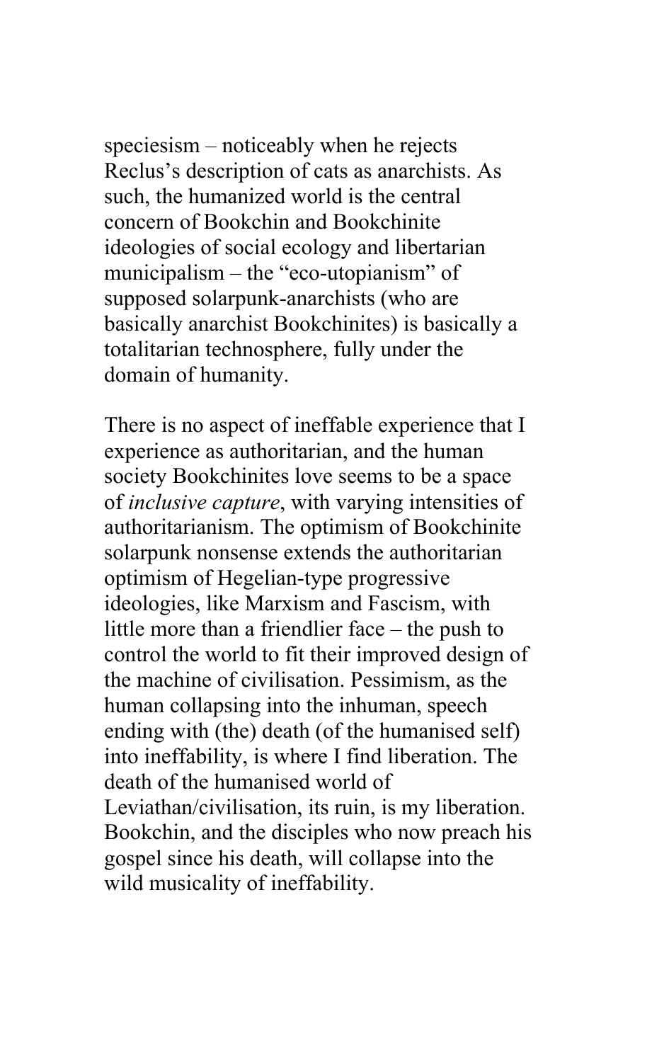speciesism – noticeably when he rejects Reclus's description of cats as anarchists. As such, the humanized world is the central concern of Bookchin and Bookchinite ideologies of social ecology and libertarian municipalism – the "eco-utopianism" of supposed solarpunk-anarchists (who are basically anarchist Bookchinites) is basically a totalitarian technosphere, fully under the domain of humanity.

There is no aspect of ineffable experience that I experience as authoritarian, and the human society Bookchinites love seems to be a space of *inclusive capture*, with varying intensities of authoritarianism. The optimism of Bookchinite solarpunk nonsense extends the authoritarian optimism of Hegelian-type progressive ideologies, like Marxism and Fascism, with little more than a friendlier face – the push to control the world to fit their improved design of the machine of civilisation. Pessimism, as the human collapsing into the inhuman, speech ending with (the) death (of the humanised self) into ineffability, is where I find liberation. The death of the humanised world of Leviathan/civilisation, its ruin, is my liberation. Bookchin, and the disciples who now preach his gospel since his death, will collapse into the wild musicality of ineffability.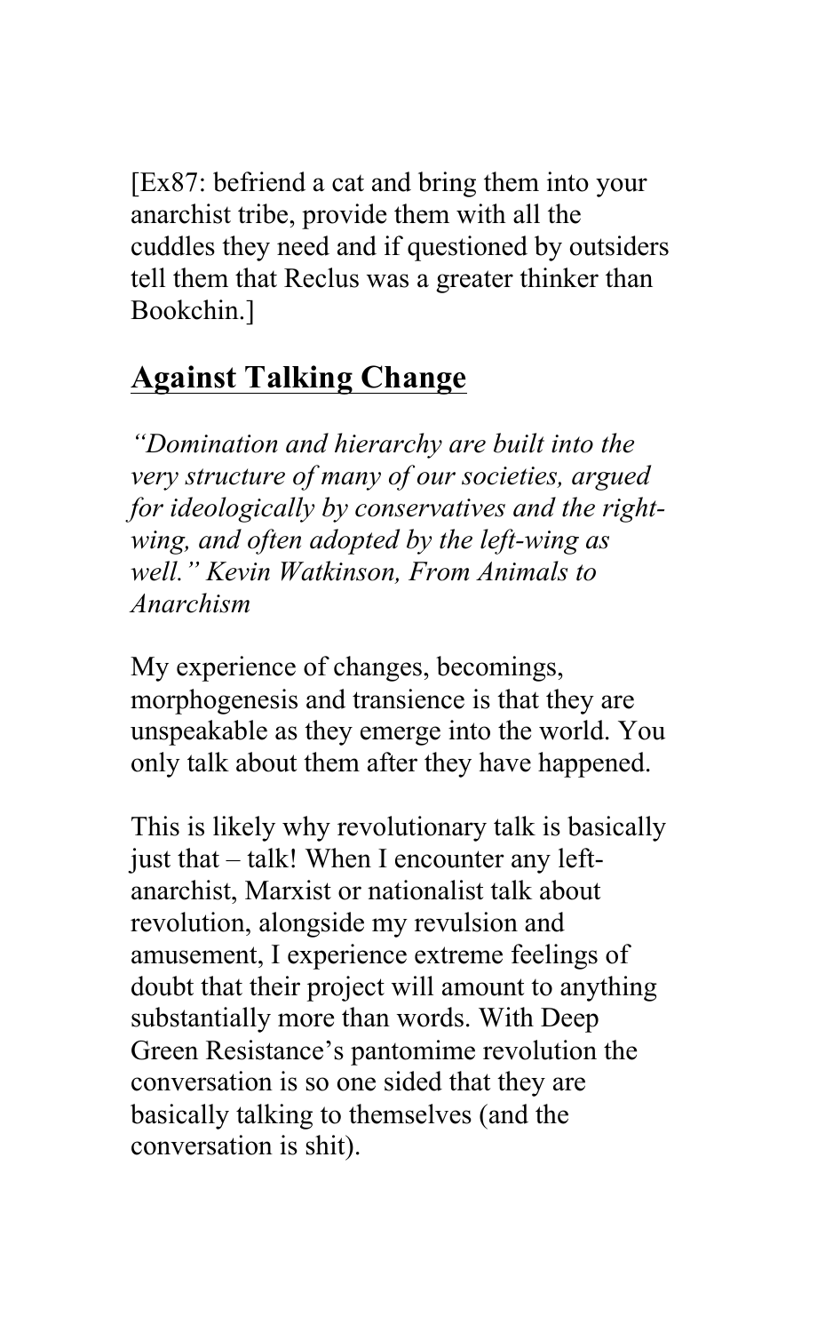[Ex87: befriend a cat and bring them into your anarchist tribe, provide them with all the cuddles they need and if questioned by outsiders tell them that Reclus was a greater thinker than Bookchin.]

## Against Talking Change

*"Domination and hierarchy are built into the very structure of many of our societies, argued for ideologically by conservatives and the right-wing, and often adopted by the left-wing as well." Kevin Watkinson, From Animals to Anarchism*

My experience of changes, becomings, morphogenesis and transience is that they are unspeakable as they emerge into the world. You only talk about them after they have happened.

This is likely why revolutionary talk is basically just that – talk! When I encounter any left-anarchist, Marxist or nationalist talk about revolution, alongside my revulsion and amusement, I experience extreme feelings of doubt that their project will amount to anything substantially more than words. With Deep Green Resistance's pantomime revolution the conversation is so one sided that they are basically talking to themselves (and the conversation is shit).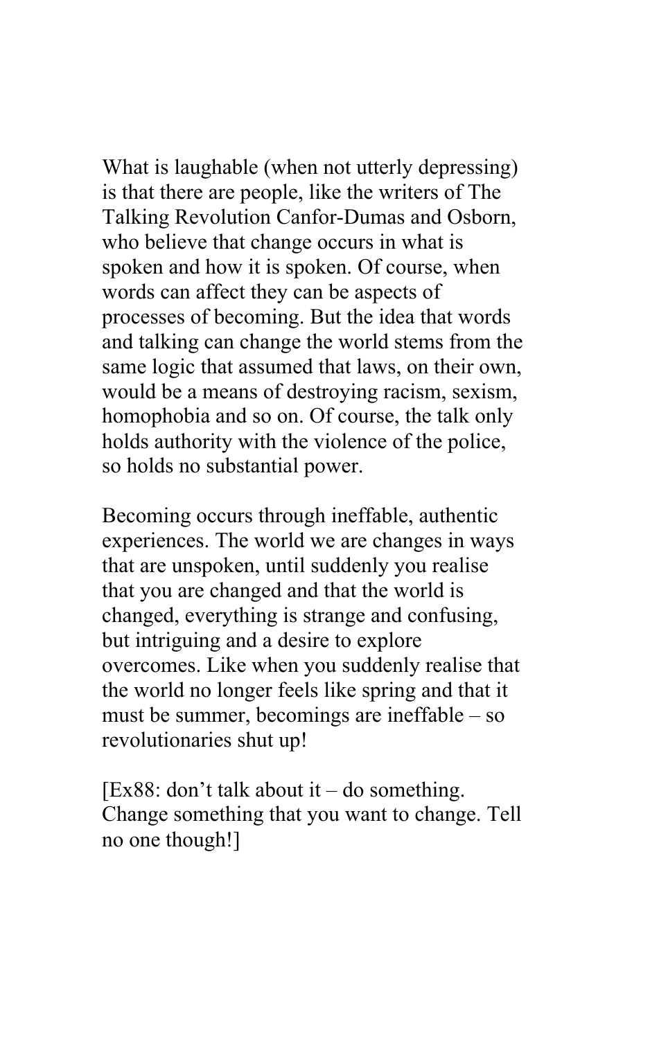What is laughable (when not utterly depressing) is that there are people, like the writers of The Talking Revolution Canfor-Dumas and Osborn, who believe that change occurs in what is spoken and how it is spoken. Of course, when words can affect they can be aspects of processes of becoming. But the idea that words and talking can change the world stems from the same logic that assumed that laws, on their own, would be a means of destroying racism, sexism, homophobia and so on. Of course, the talk only holds authority with the violence of the police, so holds no substantial power.

Becoming occurs through ineffable, authentic experiences. The world we are changes in ways that are unspoken, until suddenly you realise that you are changed and that the world is changed, everything is strange and confusing, but intriguing and a desire to explore overcomes. Like when you suddenly realise that the world no longer feels like spring and that it must be summer, becomings are ineffable – so revolutionaries shut up!

[Ex88: don't talk about it – do something. Change something that you want to change. Tell no one though!]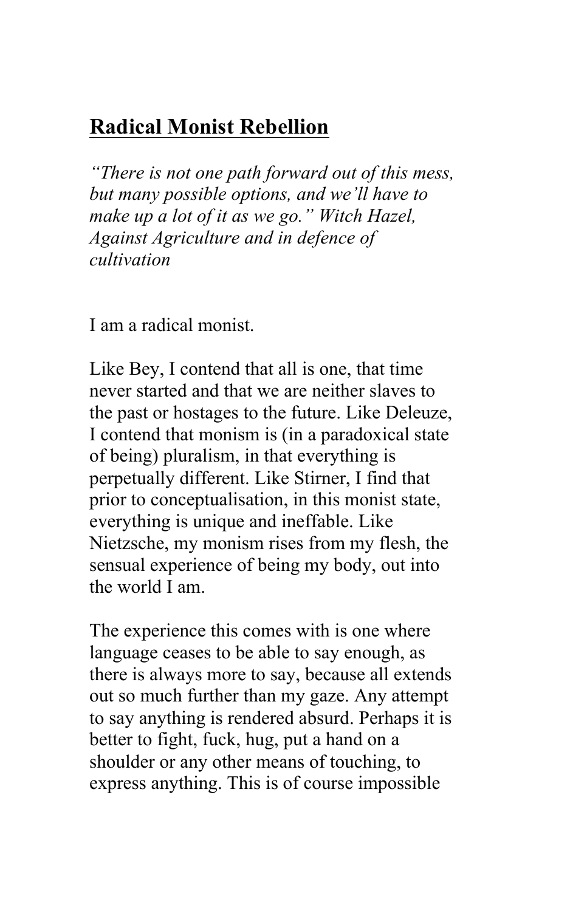## Radical Monist Rebellion

*"There is not one path forward out of this mess, but many possible options, and we'll have to make up a lot of it as we go." Witch Hazel, Against Agriculture and in defence of cultivation*

I am a radical monist.

Like Bey, I contend that all is one, that time never started and that we are neither slaves to the past or hostages to the future. Like Deleuze, I contend that monism is (in a paradoxical state of being) pluralism, in that everything is perpetually different. Like Stirner, I find that prior to conceptualisation, in this monist state, everything is unique and ineffable. Like Nietzsche, my monism rises from my flesh, the sensual experience of being my body, out into the world I am.

The experience this comes with is one where language ceases to be able to say enough, as there is always more to say, because all extends out so much further than my gaze. Any attempt to say anything is rendered absurd. Perhaps it is better to fight, fuck, hug, put a hand on a shoulder or any other means of touching, to express anything. This is of course impossible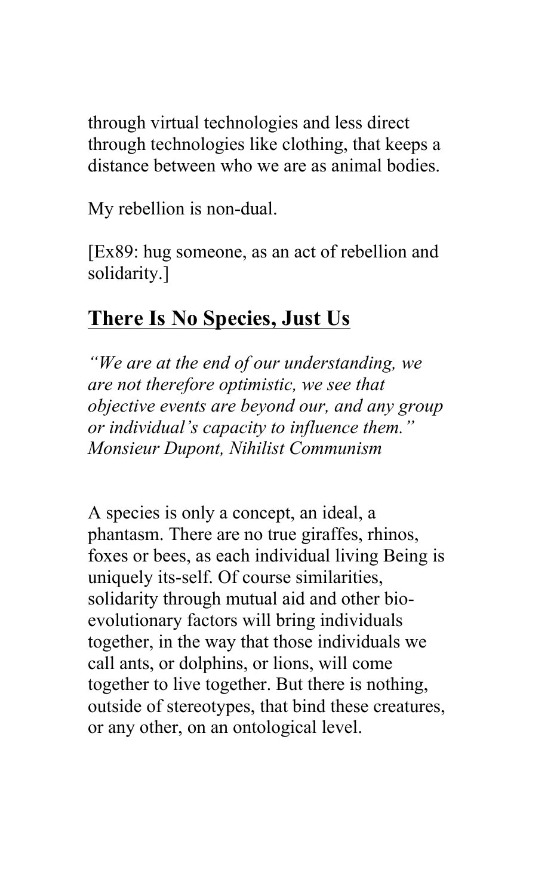through virtual technologies and less direct through technologies like clothing, that keeps a distance between who we are as animal bodies.

My rebellion is non-dual.

[Ex89: hug someone, as an act of rebellion and solidarity.]

## There Is No Species, Just Us

*"We are at the end of our understanding, we are not therefore optimistic, we see that objective events are beyond our, and any group or individual's capacity to influence them." Monsieur Dupont, Nihilist Communism*

A species is only a concept, an ideal, a phantasm. There are no true giraffes, rhinos, foxes or bees, as each individual living Being is uniquely its-self. Of course similarities, solidarity through mutual aid and other bio-evolutionary factors will bring individuals together, in the way that those individuals we call ants, or dolphins, or lions, will come together to live together. But there is nothing, outside of stereotypes, that bind these creatures, or any other, on an ontological level.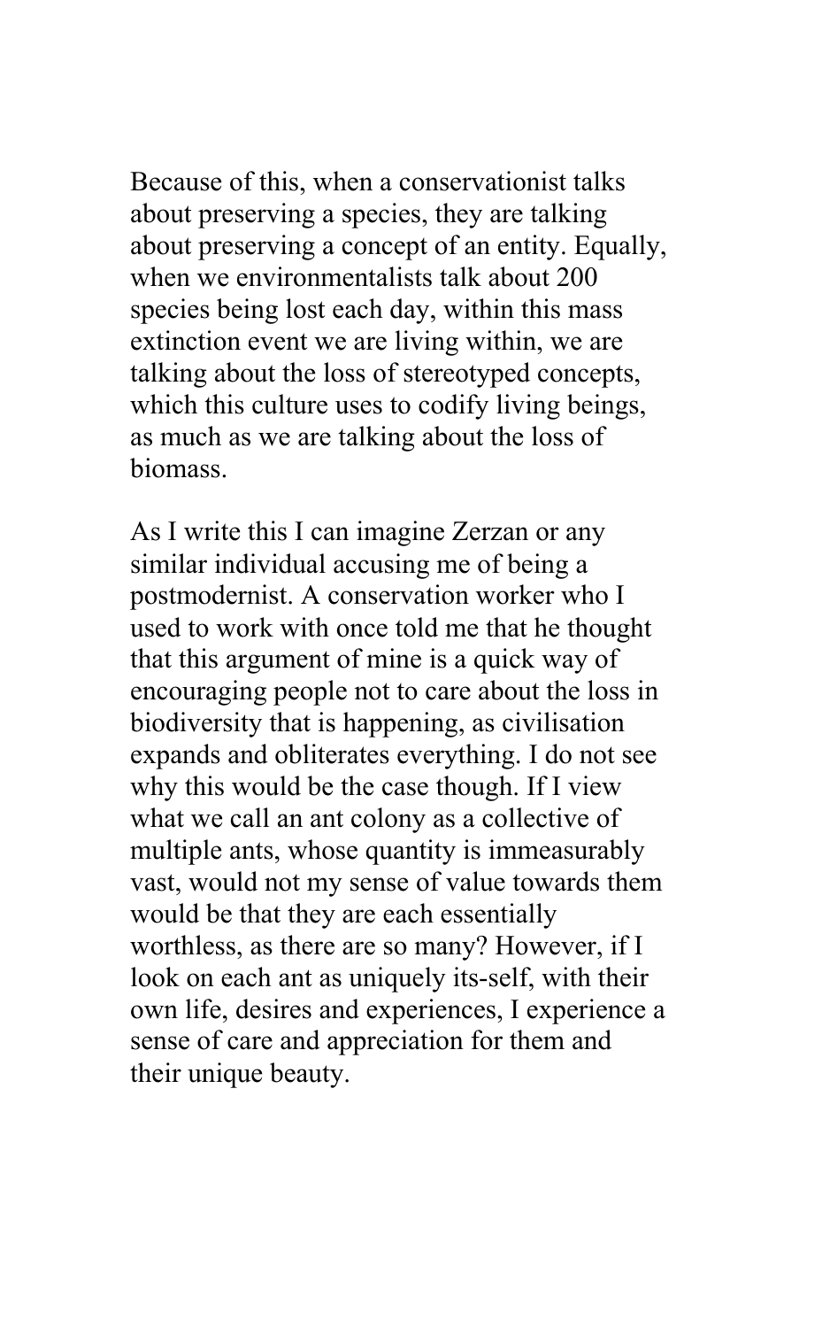Because of this, when a conservationist talks about preserving a species, they are talking about preserving a concept of an entity. Equally, when we environmentalists talk about 200 species being lost each day, within this mass extinction event we are living within, we are talking about the loss of stereotyped concepts, which this culture uses to codify living beings, as much as we are talking about the loss of biomass.

As I write this I can imagine Zerzan or any similar individual accusing me of being a postmodernist. A conservation worker who I used to work with once told me that he thought that this argument of mine is a quick way of encouraging people not to care about the loss in biodiversity that is happening, as civilisation expands and obliterates everything. I do not see why this would be the case though. If I view what we call an ant colony as a collective of multiple ants, whose quantity is immeasurably vast, would not my sense of value towards them would be that they are each essentially worthless, as there are so many? However, if I look on each ant as uniquely its-self, with their own life, desires and experiences, I experience a sense of care and appreciation for them and their unique beauty.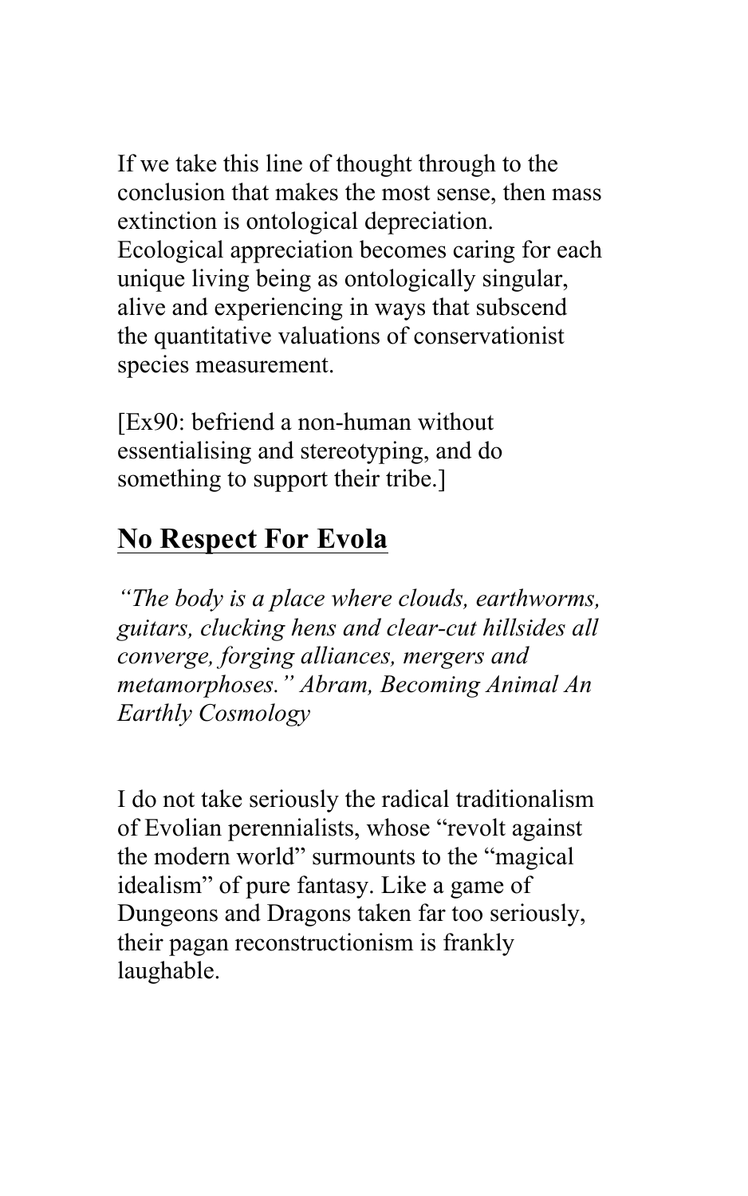If we take this line of thought through to the conclusion that makes the most sense, then mass extinction is ontological depreciation. Ecological appreciation becomes caring for each unique living being as ontologically singular, alive and experiencing in ways that subscend the quantitative valuations of conservationist species measurement.

[Ex90: befriend a non-human without essentialising and stereotyping, and do something to support their tribe.]

## No Respect For Evola

*"The body is a place where clouds, earthworms, guitars, clucking hens and clear-cut hillsides all converge, forging alliances, mergers and metamorphoses." Abram, Becoming Animal An Earthly Cosmology*

I do not take seriously the radical traditionalism of Evolian perennialists, whose "revolt against the modern world" surmounts to the "magical idealism" of pure fantasy. Like a game of Dungeons and Dragons taken far too seriously, their pagan reconstructionism is frankly laughable.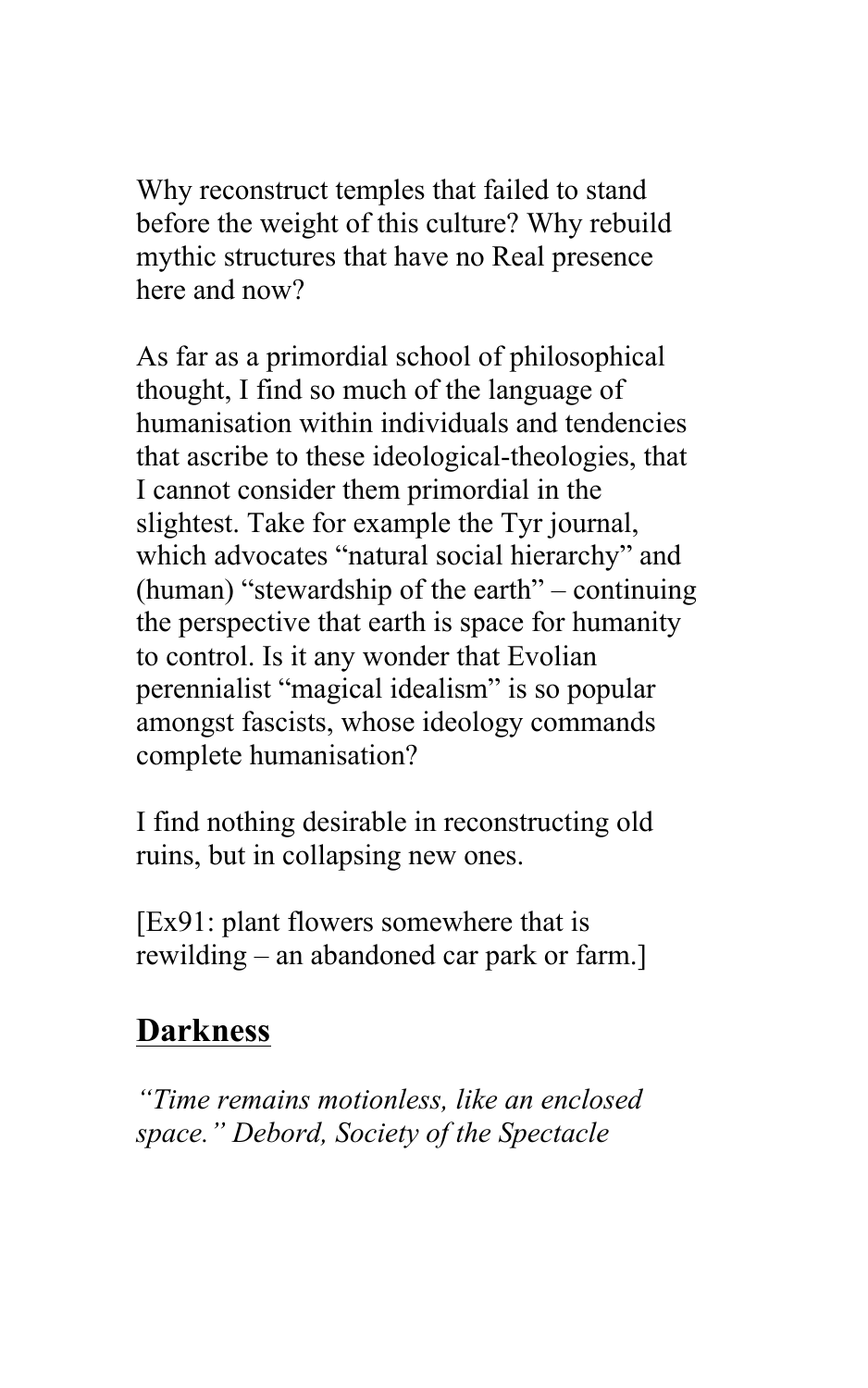Why reconstruct temples that failed to stand before the weight of this culture? Why rebuild mythic structures that have no Real presence here and now?

As far as a primordial school of philosophical thought, I find so much of the language of humanisation within individuals and tendencies that ascribe to these ideological-theologies, that I cannot consider them primordial in the slightest. Take for example the Tyr journal, which advocates "natural social hierarchy" and (human) "stewardship of the earth" – continuing the perspective that earth is space for humanity to control. Is it any wonder that Evolian perennialist "magical idealism" is so popular amongst fascists, whose ideology commands complete humanisation?

I find nothing desirable in reconstructing old ruins, but in collapsing new ones.

[Ex91: plant flowers somewhere that is rewilding – an abandoned car park or farm.]

## Darkness

*"Time remains motionless, like an enclosed space." Debord, Society of the Spectacle*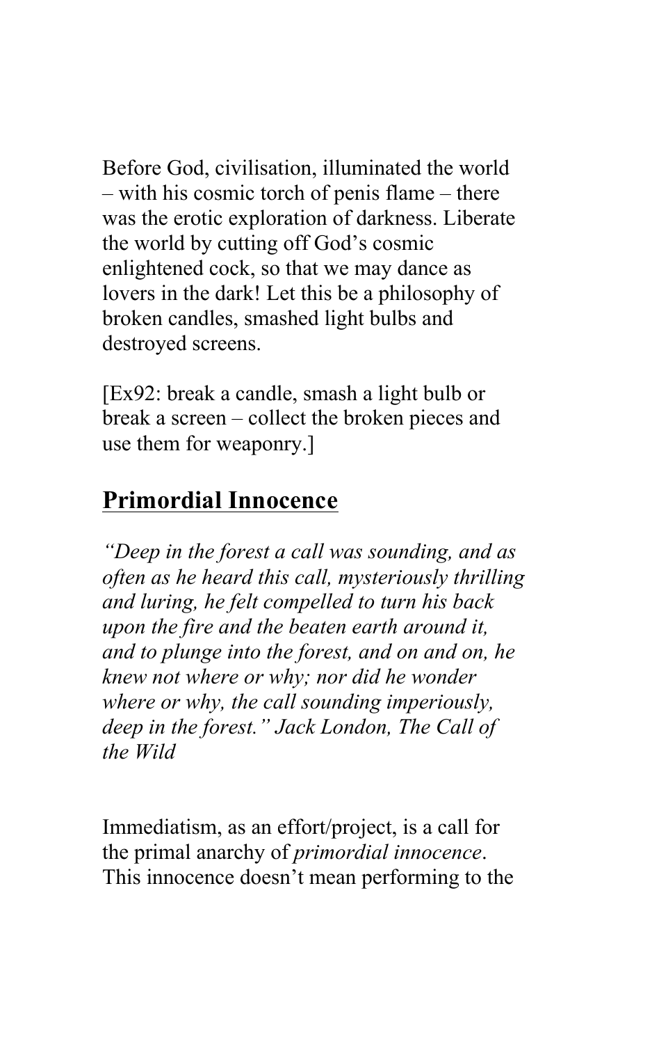Before God, civilisation, illuminated the world – with his cosmic torch of penis flame – there was the erotic exploration of darkness. Liberate the world by cutting off God's cosmic enlightened cock, so that we may dance as lovers in the dark! Let this be a philosophy of broken candles, smashed light bulbs and destroyed screens.

[Ex92: break a candle, smash a light bulb or break a screen – collect the broken pieces and use them for weaponry.]

## Primordial Innocence

*"Deep in the forest a call was sounding, and as often as he heard this call, mysteriously thrilling and luring, he felt compelled to turn his back upon the fire and the beaten earth around it, and to plunge into the forest, and on and on, he knew not where or why; nor did he wonder where or why, the call sounding imperiously, deep in the forest." Jack London, The Call of the Wild*

Immediatism, as an effort/project, is a call for the primal anarchy of *primordial innocence*. This innocence doesn't mean performing to the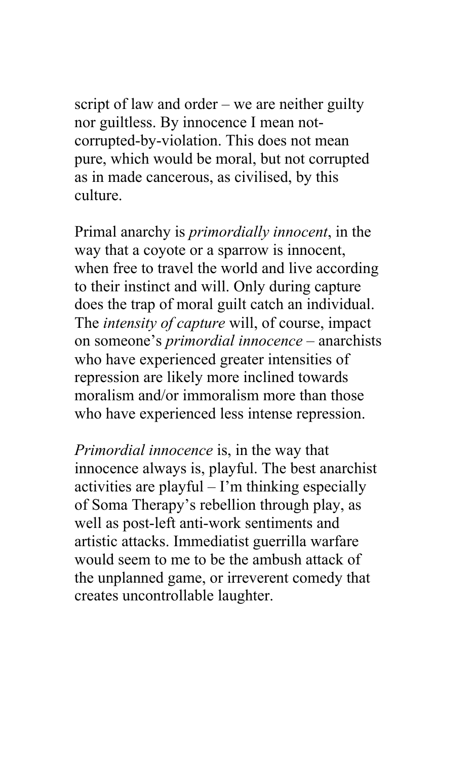script of law and order – we are neither guilty nor guiltless. By innocence I mean not-corrupted-by-violation. This does not mean pure, which would be moral, but not corrupted as in made cancerous, as civilised, by this culture.

Primal anarchy is *primordially innocent*, in the way that a coyote or a sparrow is innocent, when free to travel the world and live according to their instinct and will. Only during capture does the trap of moral guilt catch an individual. The *intensity of capture* will, of course, impact on someone's *primordial innocence* – anarchists who have experienced greater intensities of repression are likely more inclined towards moralism and/or immoralism more than those who have experienced less intense repression.

*Primordial innocence* is, in the way that innocence always is, playful. The best anarchist activities are playful – I'm thinking especially of Soma Therapy's rebellion through play, as well as post-left anti-work sentiments and artistic attacks. Immediatist guerrilla warfare would seem to me to be the ambush attack of the unplanned game, or irreverent comedy that creates uncontrollable laughter.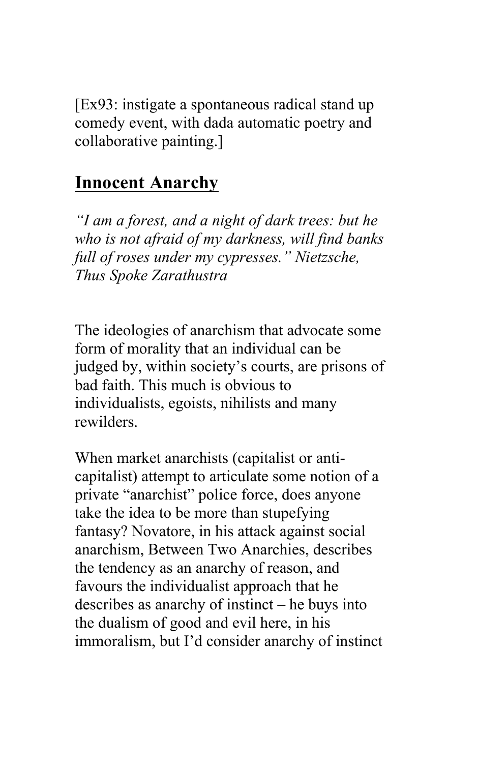[Ex93: instigate a spontaneous radical stand up comedy event, with dada automatic poetry and collaborative painting.]

## **Innocent Anarchy**

*"I am a forest, and a night of dark trees: but he who is not afraid of my darkness, will find banks full of roses under my cypresses." Nietzsche, Thus Spoke Zarathustra*

The ideologies of anarchism that advocate some form of morality that an individual can be judged by, within society's courts, are prisons of bad faith. This much is obvious to individualists, egoists, nihilists and many rewilders.

When market anarchists (capitalist or anti-capitalist) attempt to articulate some notion of a private "anarchist" police force, does anyone take the idea to be more than stupefying fantasy? Novatore, in his attack against social anarchism, Between Two Anarchies, describes the tendency as an anarchy of reason, and favours the individualist approach that he describes as anarchy of instinct – he buys into the dualism of good and evil here, in his immoralism, but I'd consider anarchy of instinct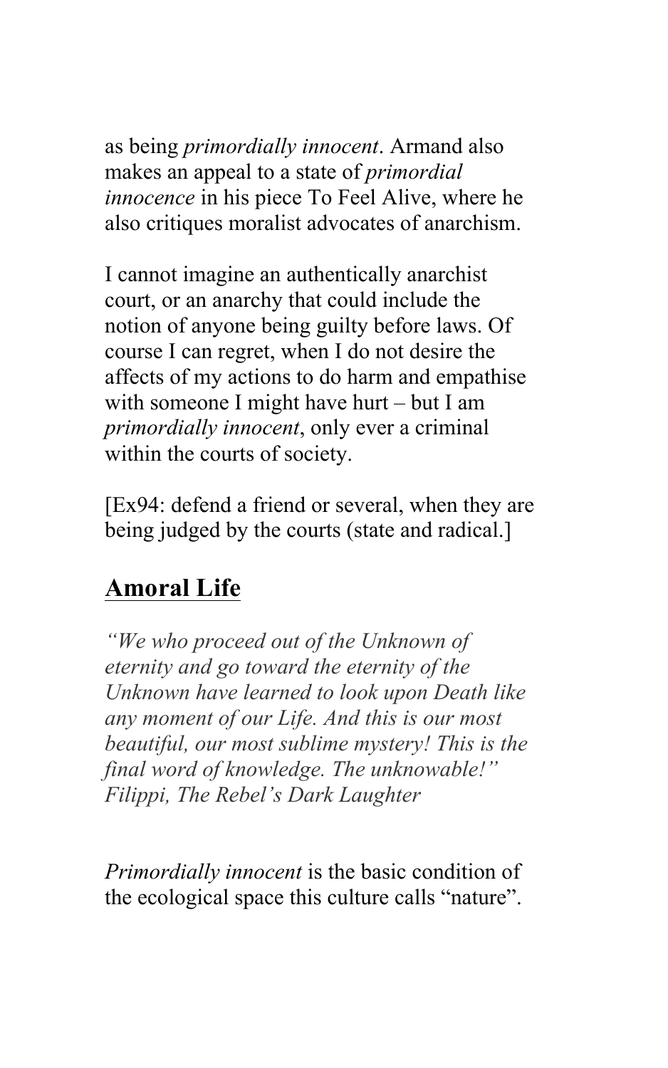as being *primordially innocent*. Armand also makes an appeal to a state of *primordial innocence* in his piece To Feel Alive, where he also critiques moralist advocates of anarchism.

I cannot imagine an authentically anarchist court, or an anarchy that could include the notion of anyone being guilty before laws. Of course I can regret, when I do not desire the affects of my actions to do harm and empathise with someone I might have hurt – but I am *primordially innocent*, only ever a criminal within the courts of society.

[Ex94: defend a friend or several, when they are being judged by the courts (state and radical.]

## **Amoral Life**

*"We who proceed out of the Unknown of eternity and go toward the eternity of the Unknown have learned to look upon Death like any moment of our Life. And this is our most beautiful, our most sublime mystery! This is the final word of knowledge. The unknowable!" Filippi, The Rebel's Dark Laughter*

*Primordially innocent* is the basic condition of the ecological space this culture calls "nature".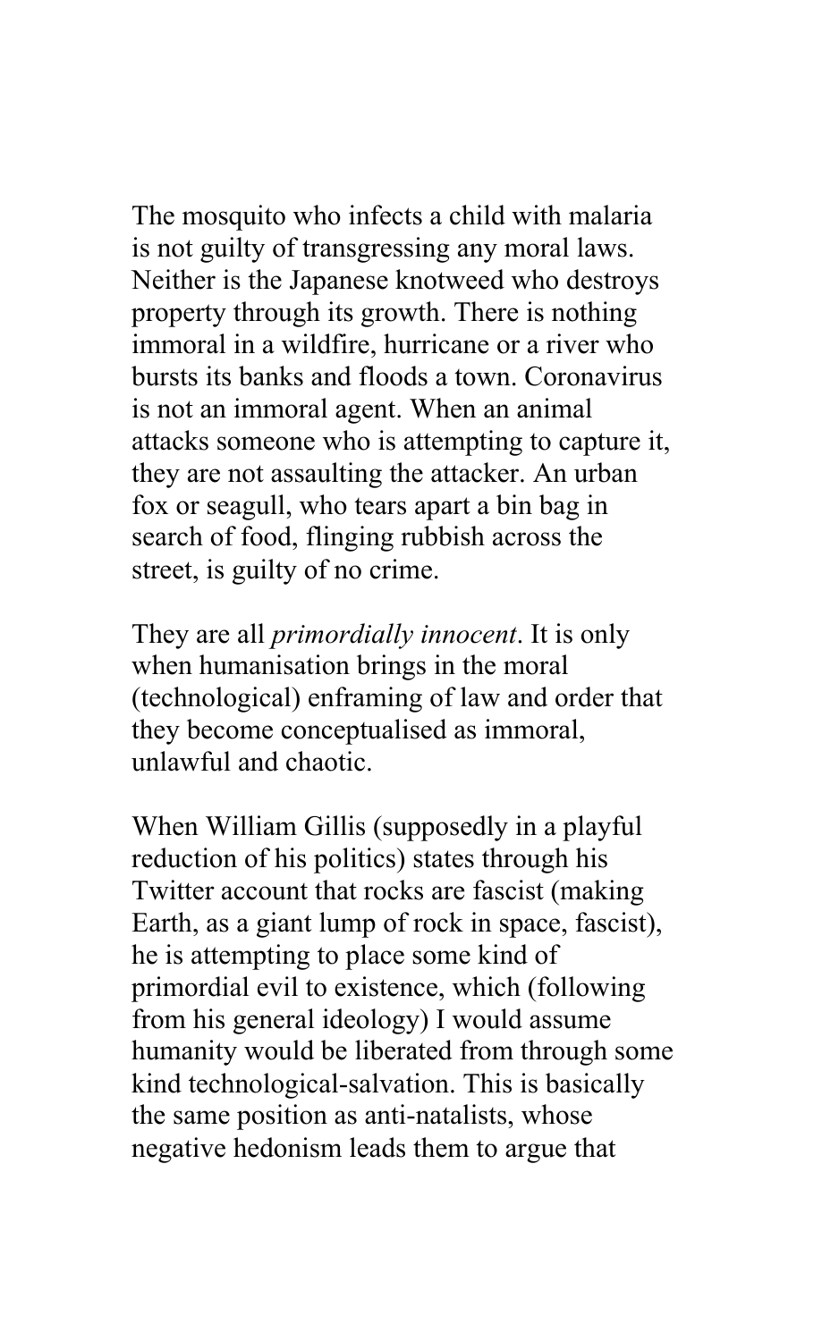The mosquito who infects a child with malaria is not guilty of transgressing any moral laws. Neither is the Japanese knotweed who destroys property through its growth. There is nothing immoral in a wildfire, hurricane or a river who bursts its banks and floods a town. Coronavirus is not an immoral agent. When an animal attacks someone who is attempting to capture it, they are not assaulting the attacker. An urban fox or seagull, who tears apart a bin bag in search of food, flinging rubbish across the street, is guilty of no crime.

They are all *primordially innocent*. It is only when humanisation brings in the moral (technological) enframing of law and order that they become conceptualised as immoral, unlawful and chaotic.

When William Gillis (supposedly in a playful reduction of his politics) states through his Twitter account that rocks are fascist (making Earth, as a giant lump of rock in space, fascist), he is attempting to place some kind of primordial evil to existence, which (following from his general ideology) I would assume humanity would be liberated from through some kind technological-salvation. This is basically the same position as anti-natalists, whose negative hedonism leads them to argue that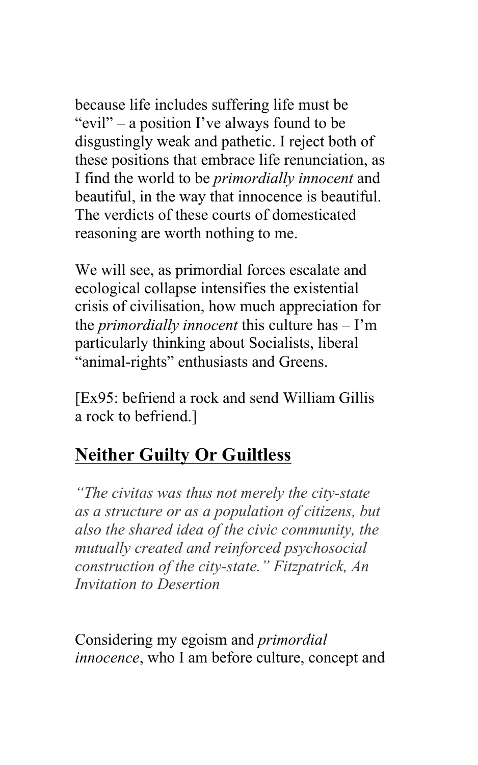because life includes suffering life must be "evil" – a position I've always found to be disgustingly weak and pathetic. I reject both of these positions that embrace life renunciation, as I find the world to be *primordially innocent* and beautiful, in the way that innocence is beautiful. The verdicts of these courts of domesticated reasoning are worth nothing to me.

We will see, as primordial forces escalate and ecological collapse intensifies the existential crisis of civilisation, how much appreciation for the *primordially innocent* this culture has – I'm particularly thinking about Socialists, liberal "animal-rights" enthusiasts and Greens.

[Ex95: befriend a rock and send William Gillis a rock to befriend.]

## **Neither Guilty Or Guiltless**

*"The civitas was thus not merely the city-state as a structure or as a population of citizens, but also the shared idea of the civic community, the mutually created and reinforced psychosocial construction of the city-state." Fitzpatrick, An Invitation to Desertion*

Considering my egoism and *primordial innocence*, who I am before culture, concept and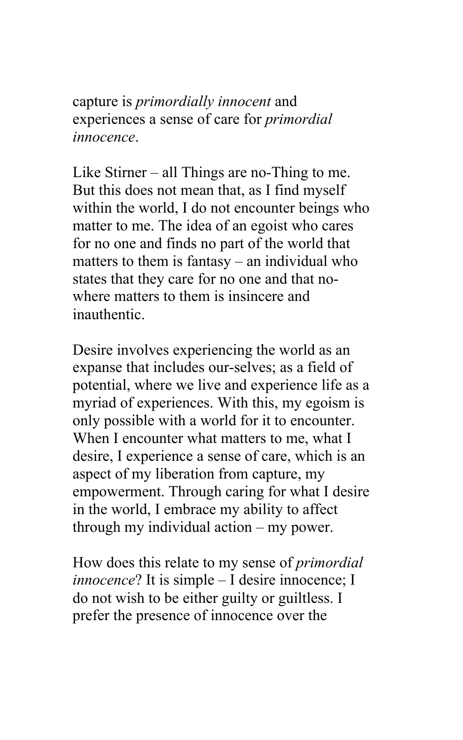capture is *primordially innocent* and experiences a sense of care for *primordial innocence*.

Like Stirner – all Things are no-Thing to me. But this does not mean that, as I find myself within the world, I do not encounter beings who matter to me. The idea of an egoist who cares for no one and finds no part of the world that matters to them is fantasy – an individual who states that they care for no one and that no-where matters to them is insincere and inauthentic.

Desire involves experiencing the world as an expanse that includes our-selves; as a field of potential, where we live and experience life as a myriad of experiences. With this, my egoism is only possible with a world for it to encounter. When I encounter what matters to me, what I desire, I experience a sense of care, which is an aspect of my liberation from capture, my empowerment. Through caring for what I desire in the world, I embrace my ability to affect through my individual action – my power.

How does this relate to my sense of *primordial innocence*? It is simple – I desire innocence; I do not wish to be either guilty or guiltless. I prefer the presence of innocence over the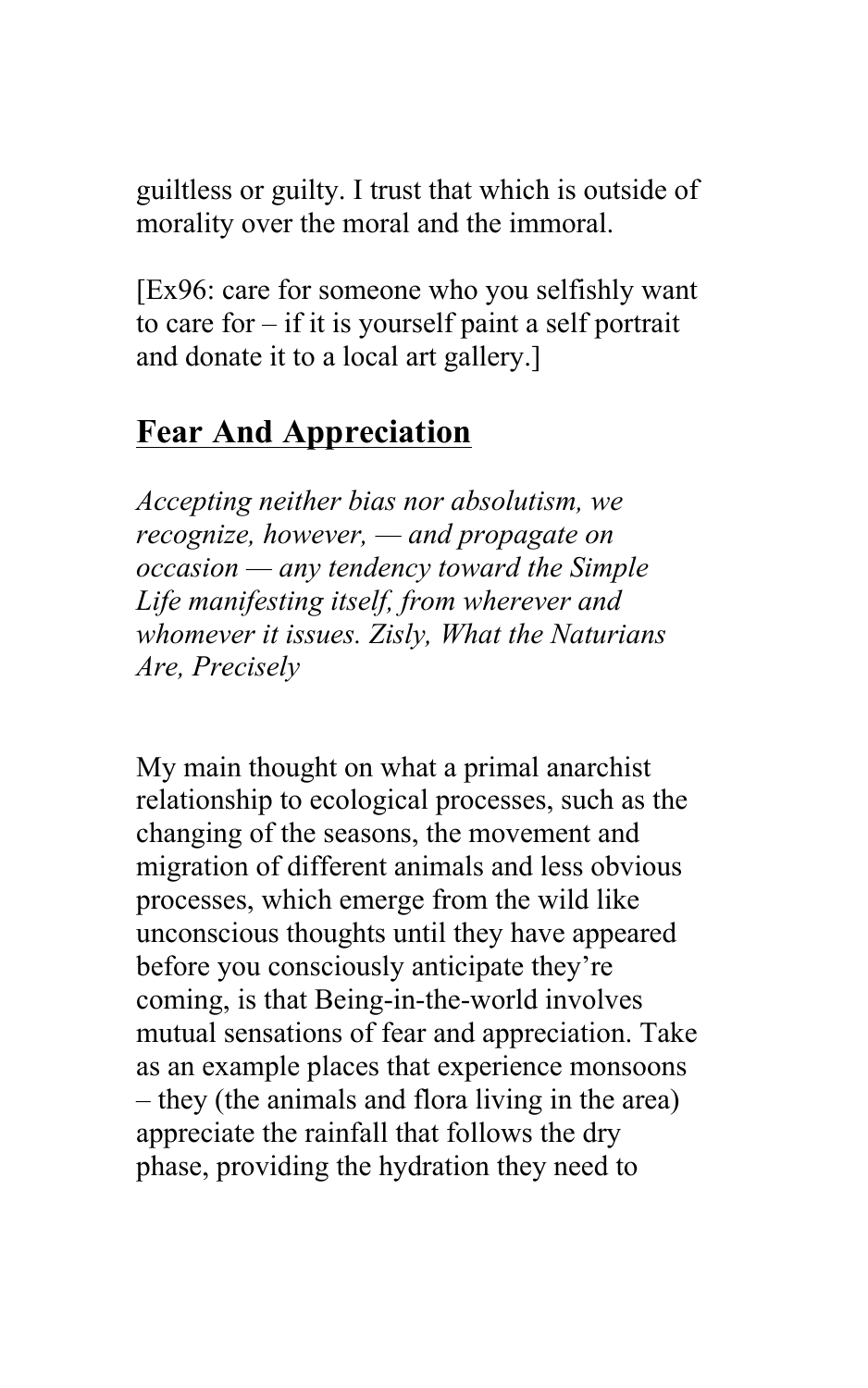guiltless or guilty. I trust that which is outside of morality over the moral and the immoral.

[Ex96: care for someone who you selfishly want to care for – if it is yourself paint a self portrait and donate it to a local art gallery.]

## Fear And Appreciation

*Accepting neither bias nor absolutism, we recognize, however, — and propagate on occasion — any tendency toward the Simple Life manifesting itself, from wherever and whomever it issues. Zisly, What the Naturians Are, Precisely*

My main thought on what a primal anarchist relationship to ecological processes, such as the changing of the seasons, the movement and migration of different animals and less obvious processes, which emerge from the wild like unconscious thoughts until they have appeared before you consciously anticipate they're coming, is that Being-in-the-world involves mutual sensations of fear and appreciation. Take as an example places that experience monsoons – they (the animals and flora living in the area) appreciate the rainfall that follows the dry phase, providing the hydration they need to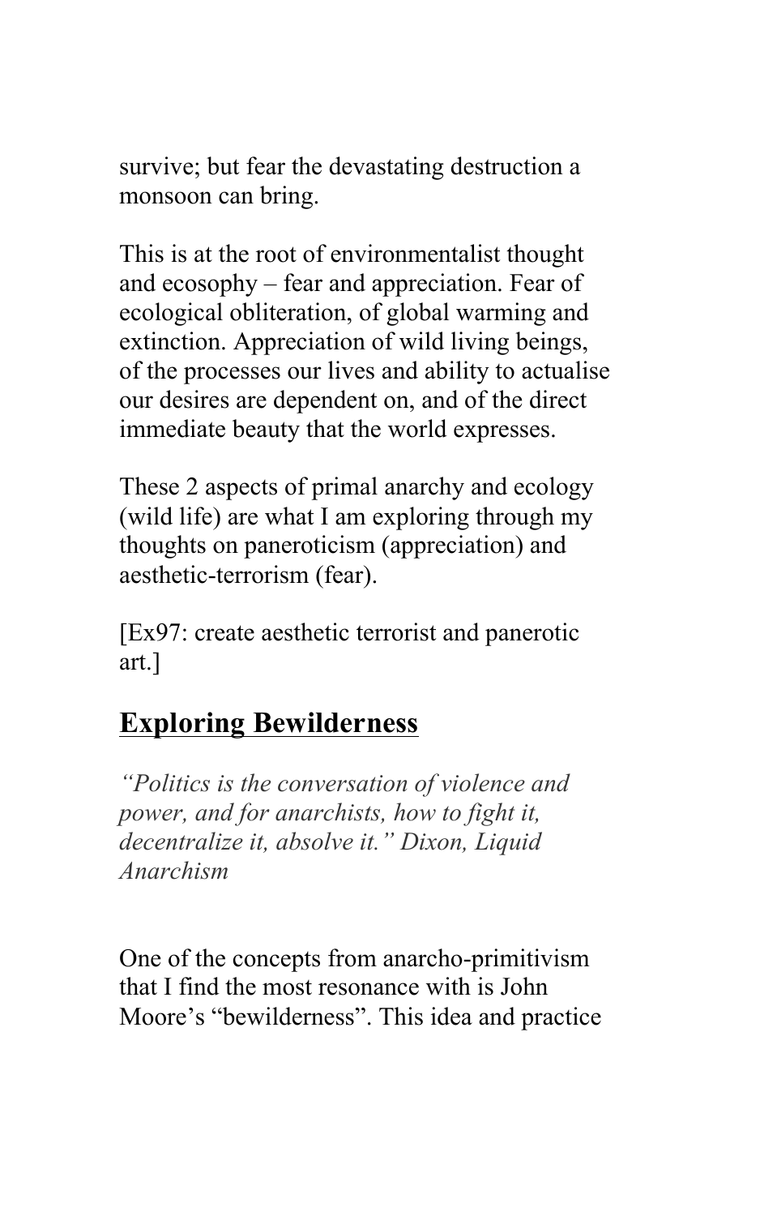survive; but fear the devastating destruction a monsoon can bring.

This is at the root of environmentalist thought and ecosophy – fear and appreciation. Fear of ecological obliteration, of global warming and extinction. Appreciation of wild living beings, of the processes our lives and ability to actualise our desires are dependent on, and of the direct immediate beauty that the world expresses.

These 2 aspects of primal anarchy and ecology (wild life) are what I am exploring through my thoughts on paneroticism (appreciation) and aesthetic-terrorism (fear).

[Ex97: create aesthetic terrorist and panerotic art.]

## Exploring Bewilderness

*"Politics is the conversation of violence and power, and for anarchists, how to fight it, decentralize it, absolve it." Dixon, Liquid Anarchism*

One of the concepts from anarcho-primitivism that I find the most resonance with is John Moore's "bewilderness". This idea and practice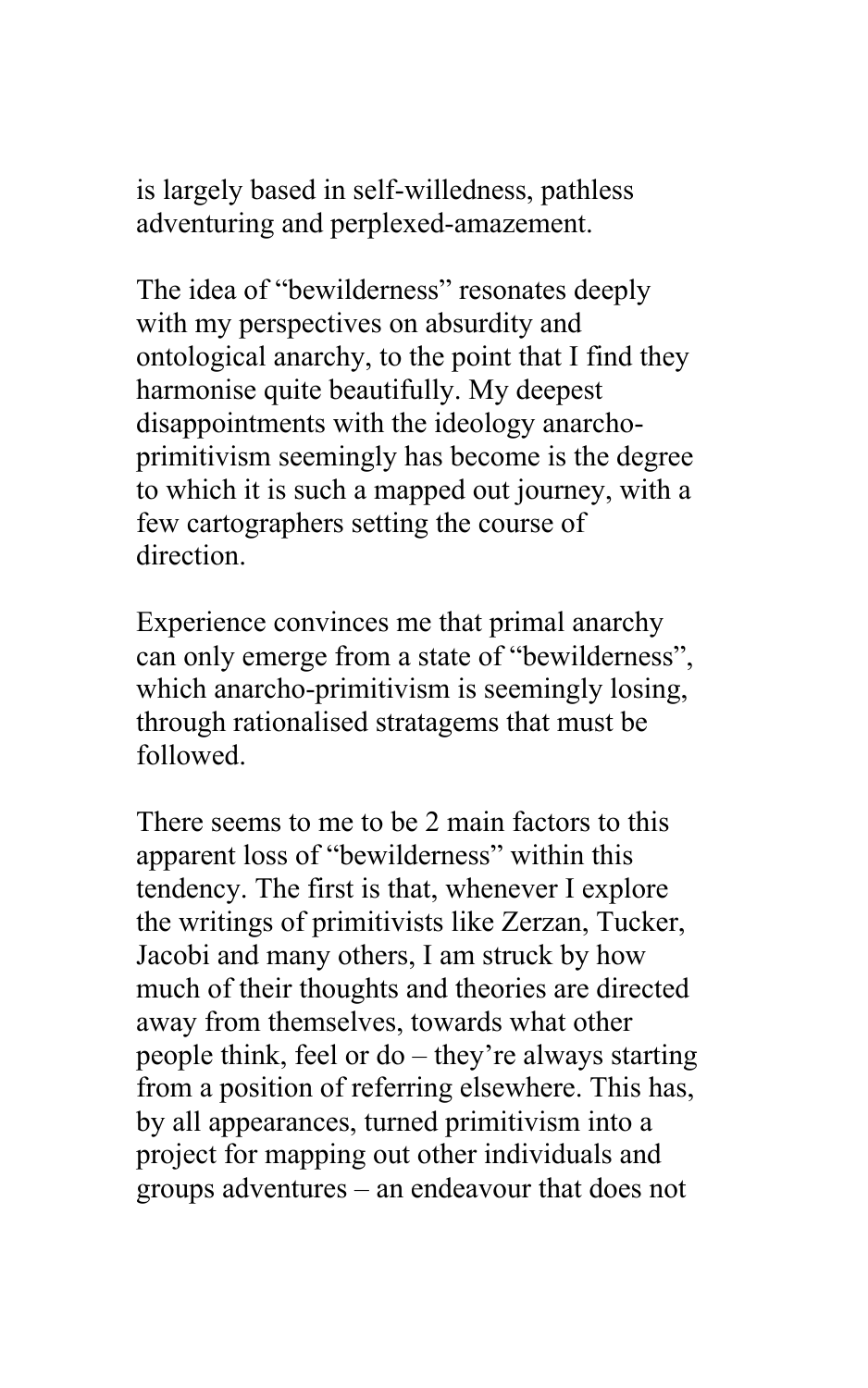is largely based in self-willedness, pathless adventuring and perplexed-amazement.

The idea of "bewilderness" resonates deeply with my perspectives on absurdity and ontological anarchy, to the point that I find they harmonise quite beautifully. My deepest disappointments with the ideology anarcho-primitivism seemingly has become is the degree to which it is such a mapped out journey, with a few cartographers setting the course of direction.

Experience convinces me that primal anarchy can only emerge from a state of "bewilderness", which anarcho-primitivism is seemingly losing, through rationalised stratagems that must be followed.

There seems to me to be 2 main factors to this apparent loss of "bewilderness" within this tendency. The first is that, whenever I explore the writings of primitivists like Zerzan, Tucker, Jacobi and many others, I am struck by how much of their thoughts and theories are directed away from themselves, towards what other people think, feel or do – they're always starting from a position of referring elsewhere. This has, by all appearances, turned primitivism into a project for mapping out other individuals and groups adventures – an endeavour that does not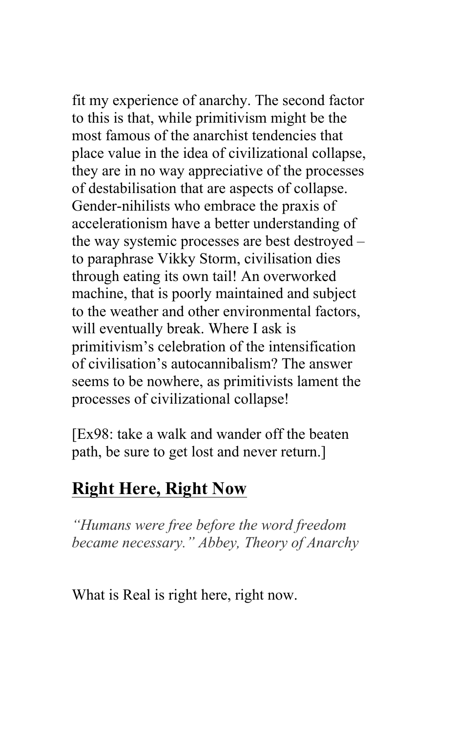fit my experience of anarchy. The second factor to this is that, while primitivism might be the most famous of the anarchist tendencies that place value in the idea of civilizational collapse, they are in no way appreciative of the processes of destabilisation that are aspects of collapse. Gender-nihilists who embrace the praxis of accelerationism have a better understanding of the way systemic processes are best destroyed – to paraphrase Vikky Storm, civilisation dies through eating its own tail! An overworked machine, that is poorly maintained and subject to the weather and other environmental factors, will eventually break. Where I ask is primitivism's celebration of the intensification of civilisation's autocannibalism? The answer seems to be nowhere, as primitivists lament the processes of civilizational collapse!

[Ex98: take a walk and wander off the beaten path, be sure to get lost and never return.]

## Right Here, Right Now

*"Humans were free before the word freedom became necessary." Abbey, Theory of Anarchy*

What is Real is right here, right now.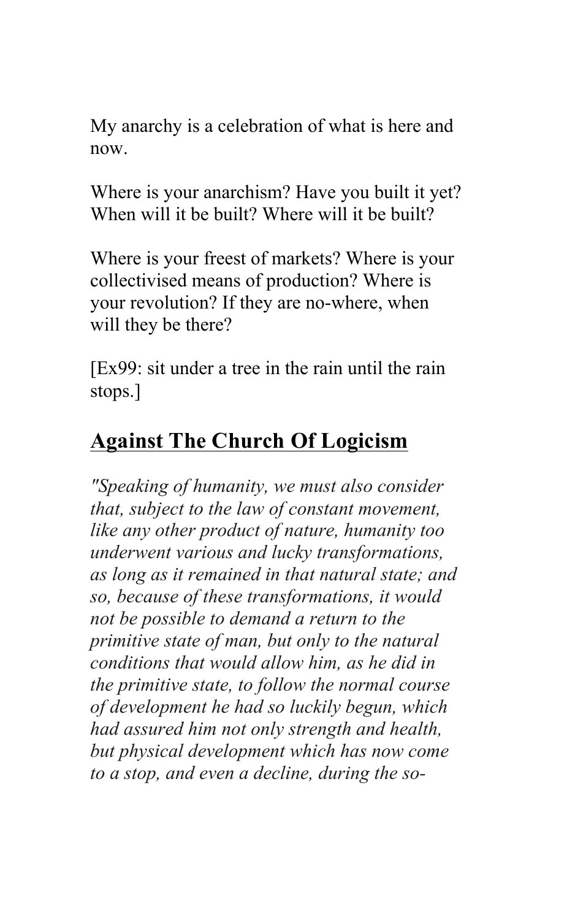My anarchy is a celebration of what is here and now.

Where is your anarchism? Have you built it yet? When will it be built? Where will it be built?

Where is your freest of markets? Where is your collectivised means of production? Where is your revolution? If they are no-where, when will they be there?

[Ex99: sit under a tree in the rain until the rain stops.]

## Against The Church Of Logicism

*"Speaking of humanity, we must also consider that, subject to the law of constant movement, like any other product of nature, humanity too underwent various and lucky transformations, as long as it remained in that natural state; and so, because of these transformations, it would not be possible to demand a return to the primitive state of man, but only to the natural conditions that would allow him, as he did in the primitive state, to follow the normal course of development he had so luckily begun, which had assured him not only strength and health, but physical development which has now come to a stop, and even a decline, during the so-*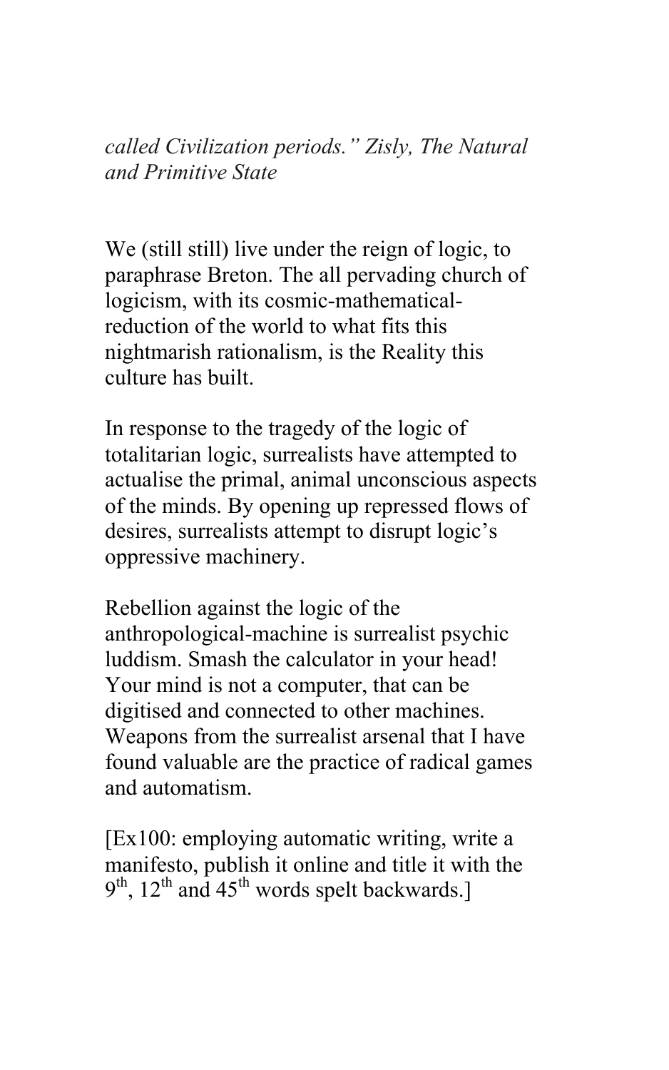*called Civilization periods." Zisly, The Natural and Primitive State*

We (still still) live under the reign of logic, to paraphrase Breton. The all pervading church of logicism, with its cosmic-mathematical-reduction of the world to what fits this nightmarish rationalism, is the Reality this culture has built.

In response to the tragedy of the logic of totalitarian logic, surrealists have attempted to actualise the primal, animal unconscious aspects of the minds. By opening up repressed flows of desires, surrealists attempt to disrupt logic's oppressive machinery.

Rebellion against the logic of the anthropological-machine is surrealist psychic luddism. Smash the calculator in your head! Your mind is not a computer, that can be digitised and connected to other machines. Weapons from the surrealist arsenal that I have found valuable are the practice of radical games and automatism.

[Ex100: employing automatic writing, write a manifesto, publish it online and title it with the 9th, 12th and 45th words spelt backwards.]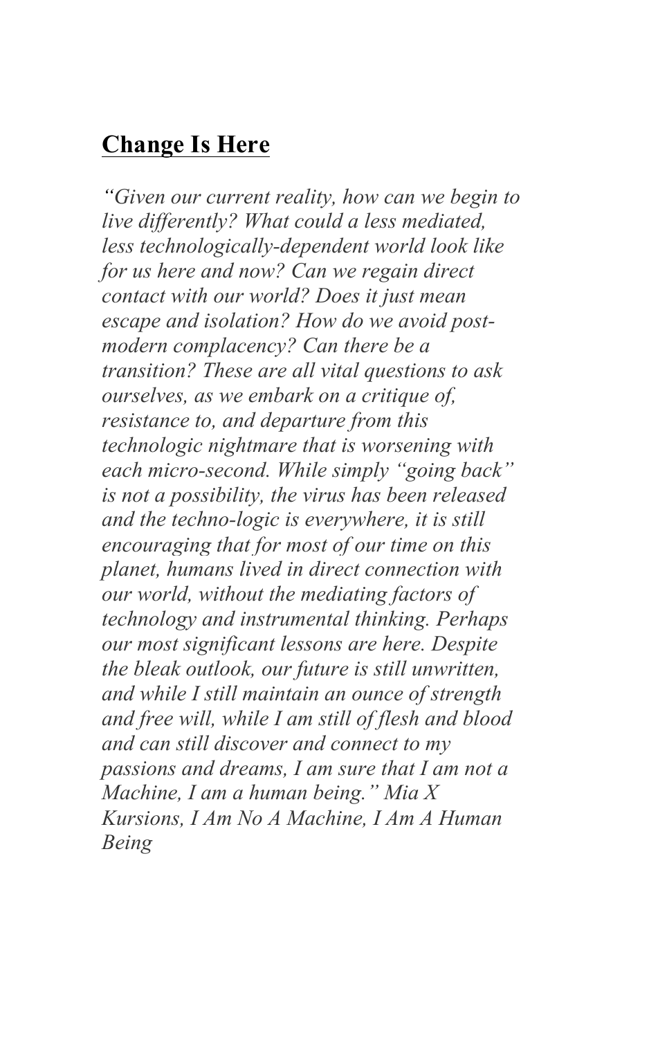## Change Is Here

*"Given our current reality, how can we begin to live differently? What could a less mediated, less technologically-dependent world look like for us here and now? Can we regain direct contact with our world? Does it just mean escape and isolation? How do we avoid post-modern complacency? Can there be a transition? These are all vital questions to ask ourselves, as we embark on a critique of, resistance to, and departure from this technologic nightmare that is worsening with each micro-second. While simply "going back" is not a possibility, the virus has been released and the techno-logic is everywhere, it is still encouraging that for most of our time on this planet, humans lived in direct connection with our world, without the mediating factors of technology and instrumental thinking. Perhaps our most significant lessons are here. Despite the bleak outlook, our future is still unwritten, and while I still maintain an ounce of strength and free will, while I am still of flesh and blood and can still discover and connect to my passions and dreams, I am sure that I am not a Machine, I am a human being." Mia X Kursions, I Am No A Machine, I Am A Human Being*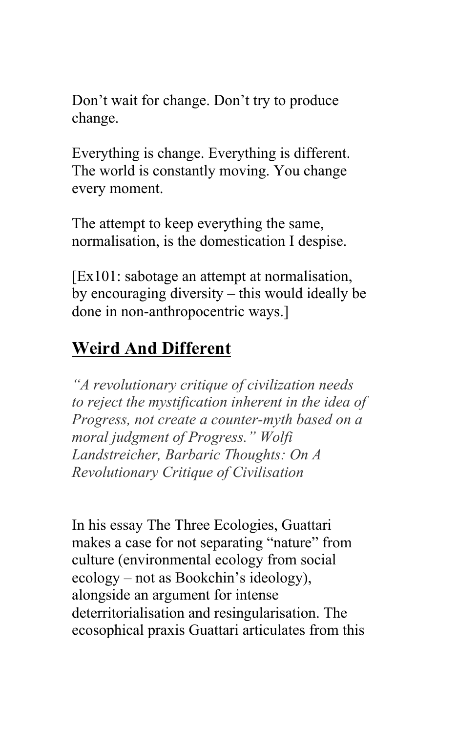Don’t wait for change. Don’t try to produce change.

Everything is change. Everything is different. The world is constantly moving. You change every moment.

The attempt to keep everything the same, normalisation, is the domestication I despise.

[Ex101: sabotage an attempt at normalisation, by encouraging diversity – this would ideally be done in non-anthropocentric ways.]

## Weird And Different

*“A revolutionary critique of civilization needs to reject the mystification inherent in the idea of Progress, not create a counter-myth based on a moral judgment of Progress.” Wolfi Landstreicher, Barbaric Thoughts: On A Revolutionary Critique of Civilisation*

In his essay The Three Ecologies, Guattari makes a case for not separating “nature” from culture (environmental ecology from social ecology – not as Bookchin’s ideology), alongside an argument for intense deterritorialisation and resingularisation. The ecosophical praxis Guattari articulates from this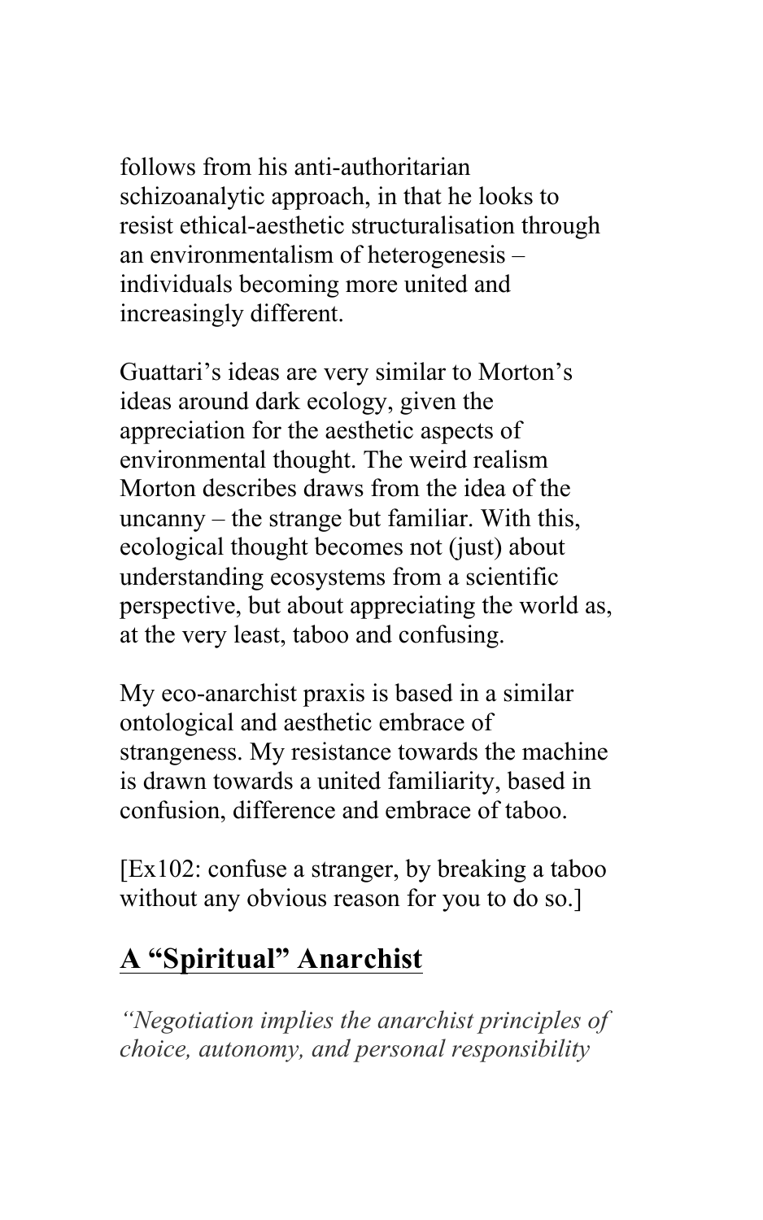follows from his anti-authoritarian schizoanalytic approach, in that he looks to resist ethical-aesthetic structuralisation through an environmentalism of heterogenesis – individuals becoming more united and increasingly different.

Guattari's ideas are very similar to Morton's ideas around dark ecology, given the appreciation for the aesthetic aspects of environmental thought. The weird realism Morton describes draws from the idea of the uncanny – the strange but familiar. With this, ecological thought becomes not (just) about understanding ecosystems from a scientific perspective, but about appreciating the world as, at the very least, taboo and confusing.

My eco-anarchist praxis is based in a similar ontological and aesthetic embrace of strangeness. My resistance towards the machine is drawn towards a united familiarity, based in confusion, difference and embrace of taboo.

[Ex102: confuse a stranger, by breaking a taboo without any obvious reason for you to do so.]

## A "Spiritual" Anarchist

*"Negotiation implies the anarchist principles of choice, autonomy, and personal responsibility*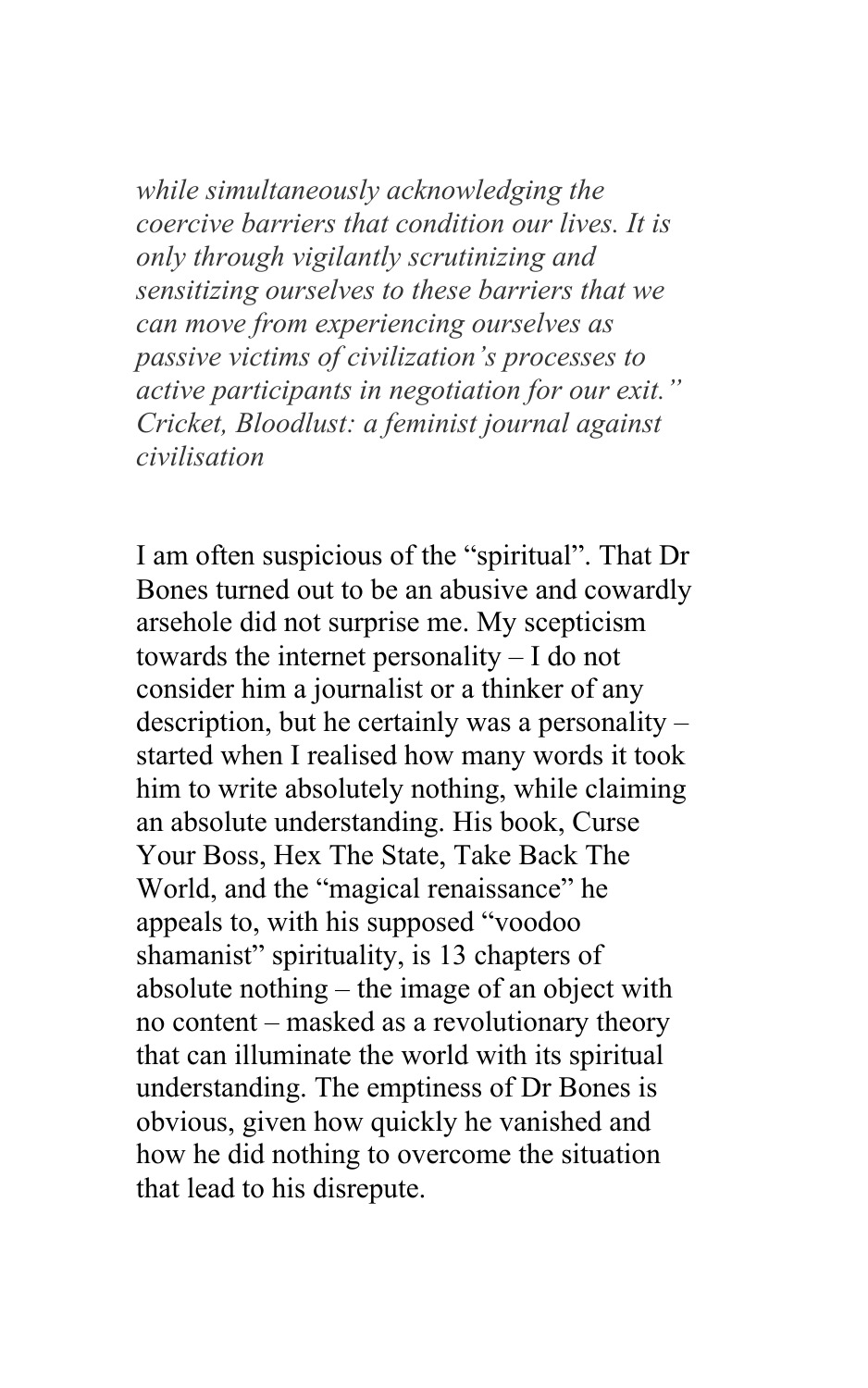*while simultaneously acknowledging the coercive barriers that condition our lives. It is only through vigilantly scrutinizing and sensitizing ourselves to these barriers that we can move from experiencing ourselves as passive victims of civilization's processes to active participants in negotiation for our exit." Cricket, Bloodlust: a feminist journal against civilisation*

I am often suspicious of the "spiritual". That Dr Bones turned out to be an abusive and cowardly arsehole did not surprise me. My scepticism towards the internet personality – I do not consider him a journalist or a thinker of any description, but he certainly was a personality – started when I realised how many words it took him to write absolutely nothing, while claiming an absolute understanding. His book, Curse Your Boss, Hex The State, Take Back The World, and the "magical renaissance" he appeals to, with his supposed "voodoo shamanist" spirituality, is 13 chapters of absolute nothing – the image of an object with no content – masked as a revolutionary theory that can illuminate the world with its spiritual understanding. The emptiness of Dr Bones is obvious, given how quickly he vanished and how he did nothing to overcome the situation that lead to his disrepute.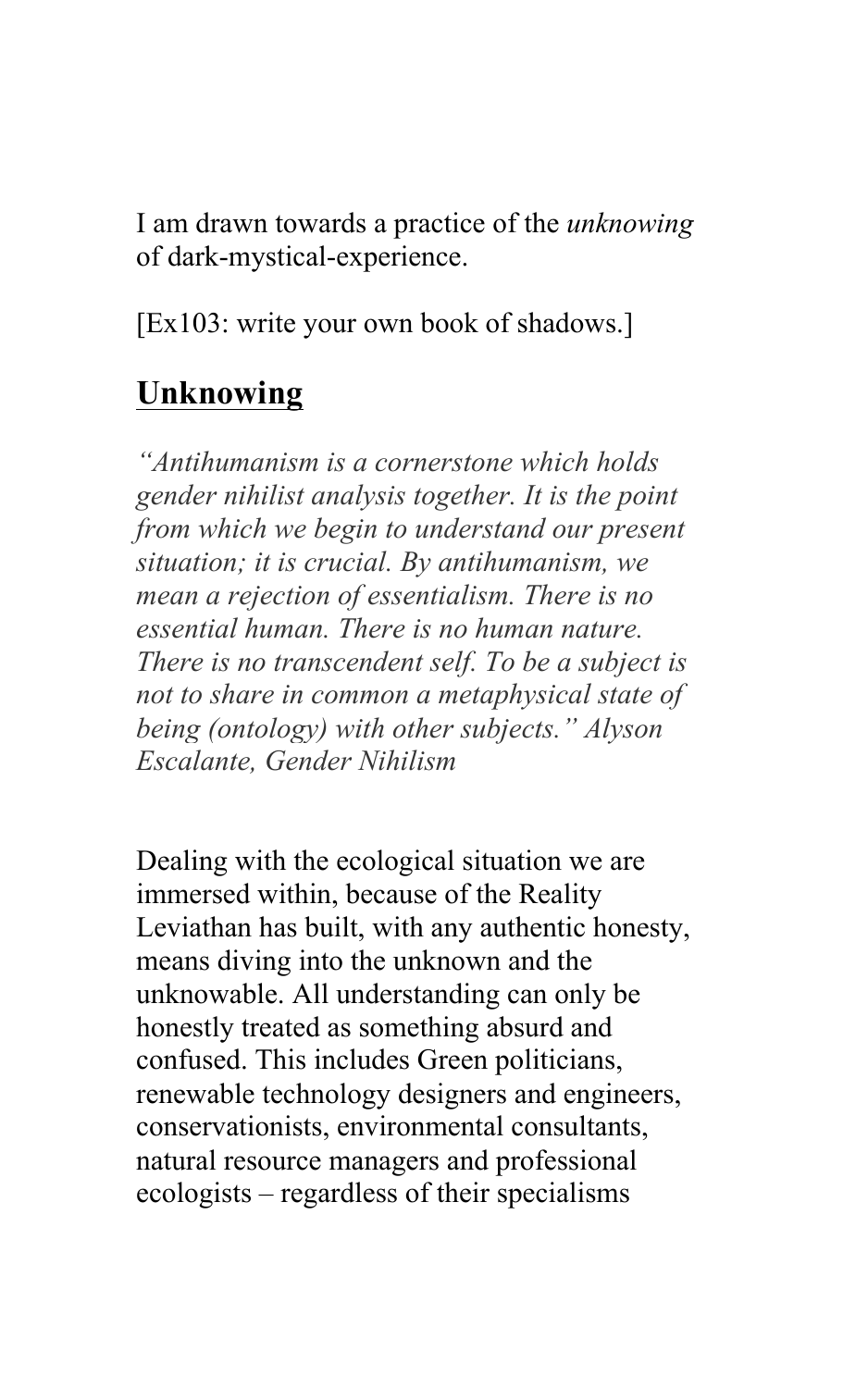I am drawn towards a practice of the *unknowing* of dark-mystical-experience.

[Ex103: write your own book of shadows.]

## Unknowing

*"Antihumanism is a cornerstone which holds gender nihilist analysis together. It is the point from which we begin to understand our present situation; it is crucial. By antihumanism, we mean a rejection of essentialism. There is no essential human. There is no human nature. There is no transcendent self. To be a subject is not to share in common a metaphysical state of being (ontology) with other subjects." Alyson Escalante, Gender Nihilism*

Dealing with the ecological situation we are immersed within, because of the Reality Leviathan has built, with any authentic honesty, means diving into the unknown and the unknowable. All understanding can only be honestly treated as something absurd and confused. This includes Green politicians, renewable technology designers and engineers, conservationists, environmental consultants, natural resource managers and professional ecologists – regardless of their specialisms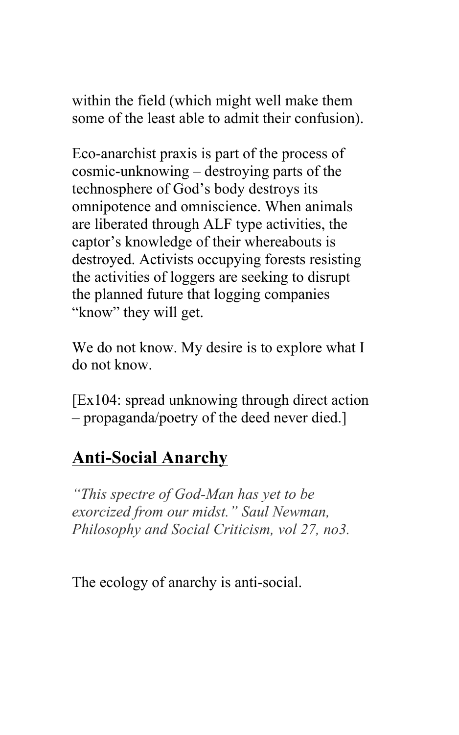within the field (which might well make them some of the least able to admit their confusion).

Eco-anarchist praxis is part of the process of cosmic-unknowing – destroying parts of the technosphere of God's body destroys its omnipotence and omniscience. When animals are liberated through ALF type activities, the captor's knowledge of their whereabouts is destroyed. Activists occupying forests resisting the activities of loggers are seeking to disrupt the planned future that logging companies "know" they will get.

We do not know. My desire is to explore what I do not know.

[Ex104: spread unknowing through direct action – propaganda/poetry of the deed never died.]

## Anti-Social Anarchy

*"This spectre of God-Man has yet to be exorcized from our midst." Saul Newman, Philosophy and Social Criticism, vol 27, no3.*

The ecology of anarchy is anti-social.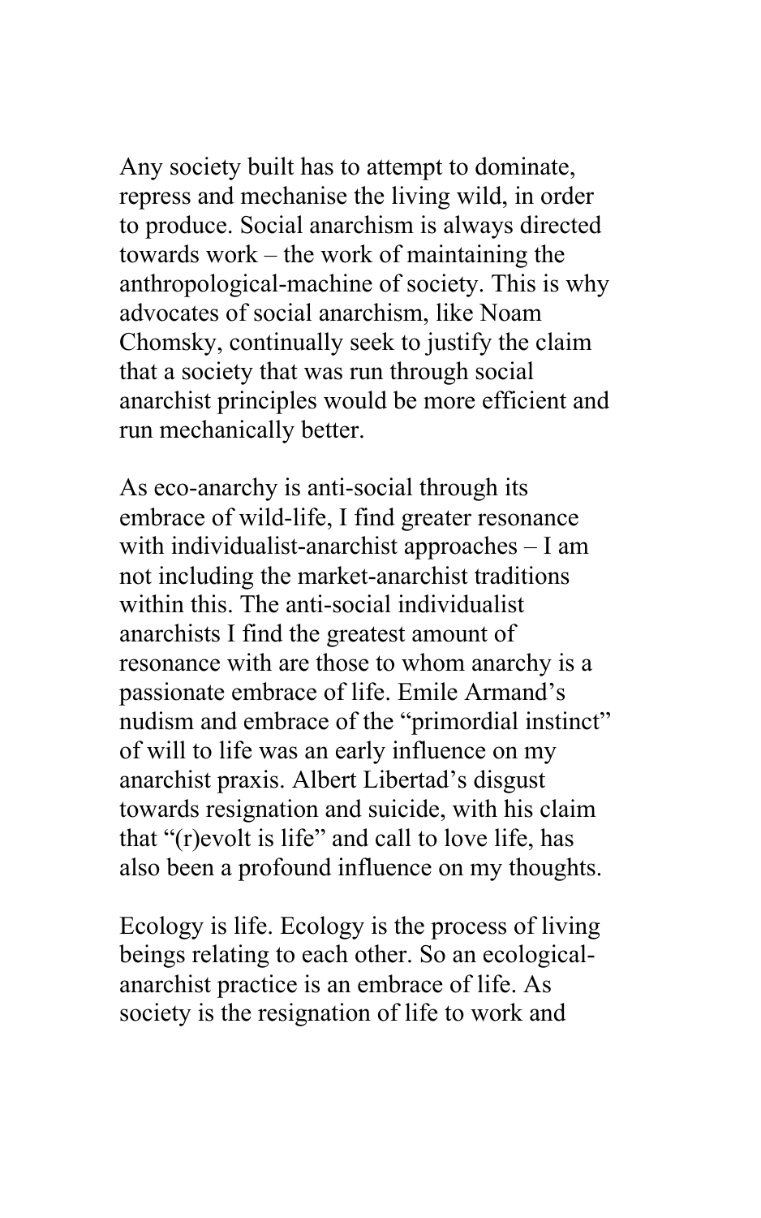Any society built has to attempt to dominate, repress and mechanise the living wild, in order to produce. Social anarchism is always directed towards work – the work of maintaining the anthropological-machine of society. This is why advocates of social anarchism, like Noam Chomsky, continually seek to justify the claim that a society that was run through social anarchist principles would be more efficient and run mechanically better.

As eco-anarchy is anti-social through its embrace of wild-life, I find greater resonance with individualist-anarchist approaches – I am not including the market-anarchist traditions within this. The anti-social individualist anarchists I find the greatest amount of resonance with are those to whom anarchy is a passionate embrace of life. Emile Armand's nudism and embrace of the "primordial instinct" of will to life was an early influence on my anarchist praxis. Albert Libertad's disgust towards resignation and suicide, with his claim that "(r)evolt is life" and call to love life, has also been a profound influence on my thoughts.

Ecology is life. Ecology is the process of living beings relating to each other. So an ecological-anarchist practice is an embrace of life. As society is the resignation of life to work and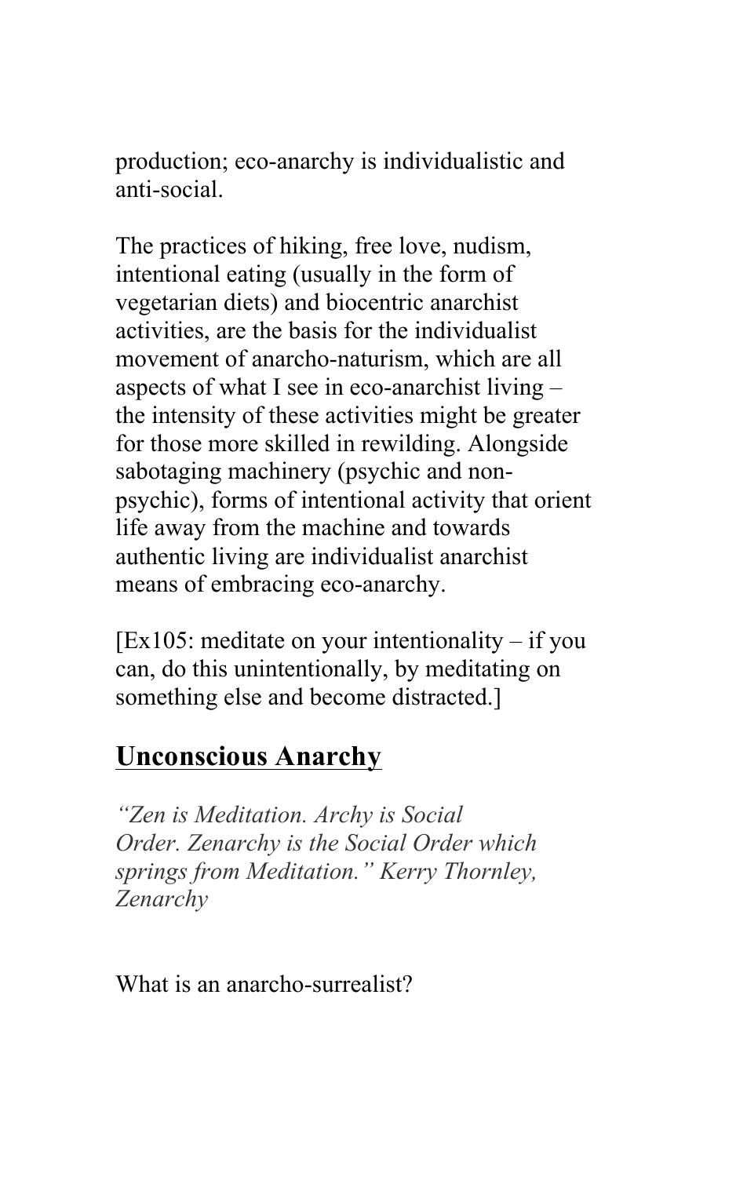production; eco-anarchy is individualistic and anti-social.

The practices of hiking, free love, nudism, intentional eating (usually in the form of vegetarian diets) and biocentric anarchist activities, are the basis for the individualist movement of anarcho-naturism, which are all aspects of what I see in eco-anarchist living – the intensity of these activities might be greater for those more skilled in rewilding. Alongside sabotaging machinery (psychic and non-psychic), forms of intentional activity that orient life away from the machine and towards authentic living are individualist anarchist means of embracing eco-anarchy.

[Ex105: meditate on your intentionality – if you can, do this unintentionally, by meditating on something else and become distracted.]

## Unconscious Anarchy

*"Zen is Meditation. Archy is Social Order. Zenarchy is the Social Order which springs from Meditation." Kerry Thornley, Zenarchy*

What is an anarcho-surrealist?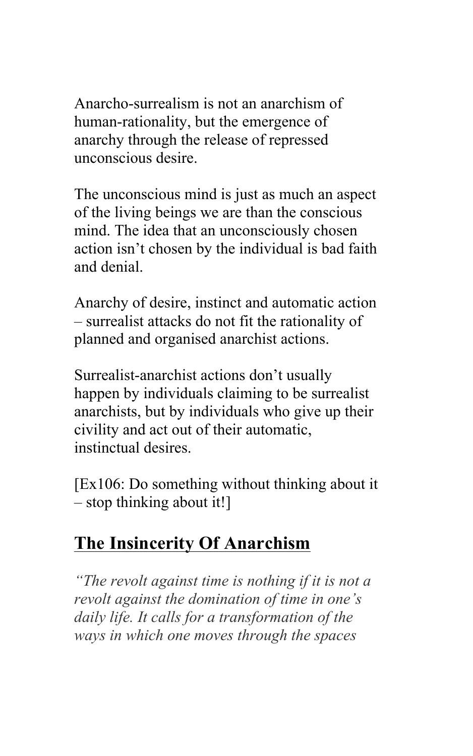Anarcho-surrealism is not an anarchism of human-rationality, but the emergence of anarchy through the release of repressed unconscious desire.

The unconscious mind is just as much an aspect of the living beings we are than the conscious mind. The idea that an unconsciously chosen action isn't chosen by the individual is bad faith and denial.

Anarchy of desire, instinct and automatic action – surrealist attacks do not fit the rationality of planned and organised anarchist actions.

Surrealist-anarchist actions don't usually happen by individuals claiming to be surrealist anarchists, but by individuals who give up their civility and act out of their automatic, instinctual desires.

[Ex106: Do something without thinking about it – stop thinking about it!]

## The Insincerity Of Anarchism

*"The revolt against time is nothing if it is not a revolt against the domination of time in one's daily life. It calls for a transformation of the ways in which one moves through the spaces*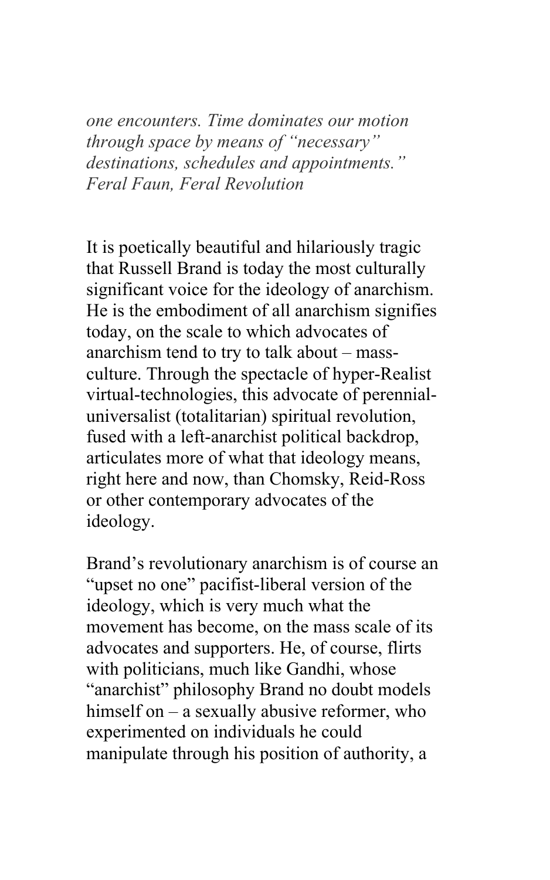*one encounters. Time dominates our motion through space by means of "necessary" destinations, schedules and appointments." Feral Faun, Feral Revolution*

It is poetically beautiful and hilariously tragic that Russell Brand is today the most culturally significant voice for the ideology of anarchism. He is the embodiment of all anarchism signifies today, on the scale to which advocates of anarchism tend to try to talk about – mass-culture. Through the spectacle of hyper-Realist virtual-technologies, this advocate of perennial-universalist (totalitarian) spiritual revolution, fused with a left-anarchist political backdrop, articulates more of what that ideology means, right here and now, than Chomsky, Reid-Ross or other contemporary advocates of the ideology.

Brand's revolutionary anarchism is of course an "upset no one" pacifist-liberal version of the ideology, which is very much what the movement has become, on the mass scale of its advocates and supporters. He, of course, flirts with politicians, much like Gandhi, whose "anarchist" philosophy Brand no doubt models himself on – a sexually abusive reformer, who experimented on individuals he could manipulate through his position of authority, a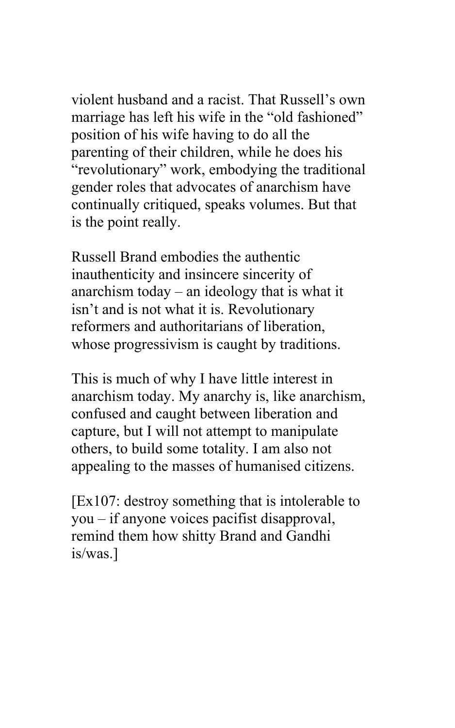violent husband and a racist. That Russell's own marriage has left his wife in the "old fashioned" position of his wife having to do all the parenting of their children, while he does his "revolutionary" work, embodying the traditional gender roles that advocates of anarchism have continually critiqued, speaks volumes. But that is the point really.

Russell Brand embodies the authentic inauthenticity and insincere sincerity of anarchism today – an ideology that is what it isn't and is not what it is. Revolutionary reformers and authoritarians of liberation, whose progressivism is caught by traditions.

This is much of why I have little interest in anarchism today. My anarchy is, like anarchism, confused and caught between liberation and capture, but I will not attempt to manipulate others, to build some totality. I am also not appealing to the masses of humanised citizens.

[Ex107: destroy something that is intolerable to you – if anyone voices pacifist disapproval, remind them how shitty Brand and Gandhi is/was.]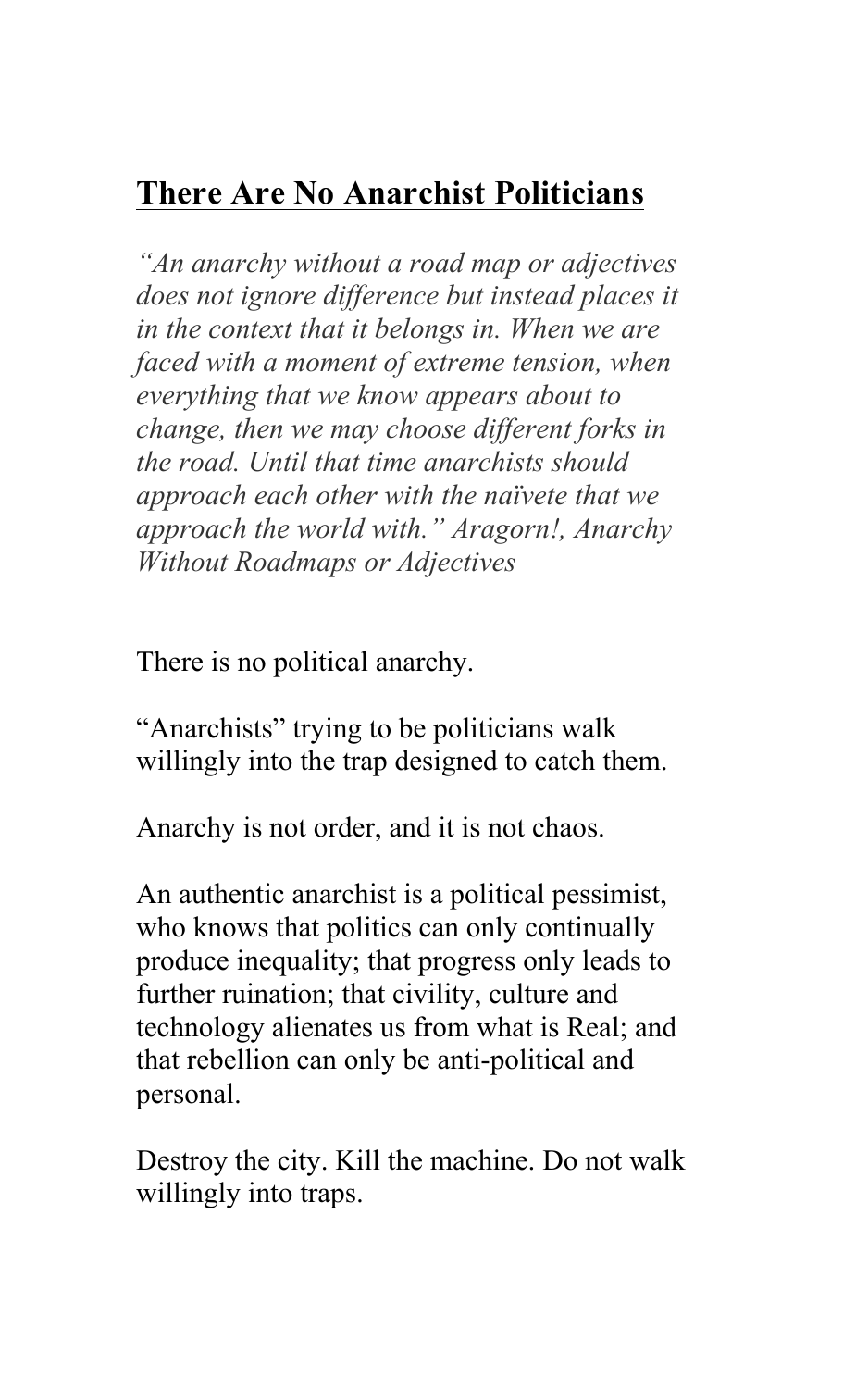## There Are No Anarchist Politicians

*"An anarchy without a road map or adjectives does not ignore difference but instead places it in the context that it belongs in. When we are faced with a moment of extreme tension, when everything that we know appears about to change, then we may choose different forks in the road. Until that time anarchists should approach each other with the naïvete that we approach the world with." Aragorn!, Anarchy Without Roadmaps or Adjectives*

There is no political anarchy.

"Anarchists" trying to be politicians walk willingly into the trap designed to catch them.

Anarchy is not order, and it is not chaos.

An authentic anarchist is a political pessimist, who knows that politics can only continually produce inequality; that progress only leads to further ruination; that civility, culture and technology alienates us from what is Real; and that rebellion can only be anti-political and personal.

Destroy the city. Kill the machine. Do not walk willingly into traps.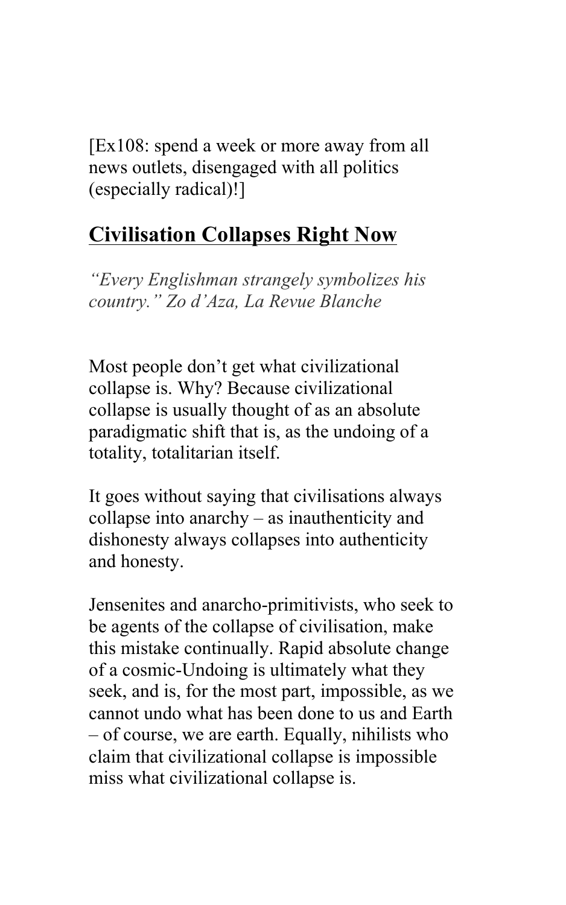[Ex108: spend a week or more away from all news outlets, disengaged with all politics (especially radical)!]

## Civilisation Collapses Right Now

*"Every Englishman strangely symbolizes his country." Zo d'Aza, La Revue Blanche*

Most people don't get what civilizational collapse is. Why? Because civilizational collapse is usually thought of as an absolute paradigmatic shift that is, as the undoing of a totality, totalitarian itself.

It goes without saying that civilisations always collapse into anarchy – as inauthenticity and dishonesty always collapses into authenticity and honesty.

Jensenites and anarcho-primitivists, who seek to be agents of the collapse of civilisation, make this mistake continually. Rapid absolute change of a cosmic-Undoing is ultimately what they seek, and is, for the most part, impossible, as we cannot undo what has been done to us and Earth – of course, we are earth. Equally, nihilists who claim that civilizational collapse is impossible miss what civilizational collapse is.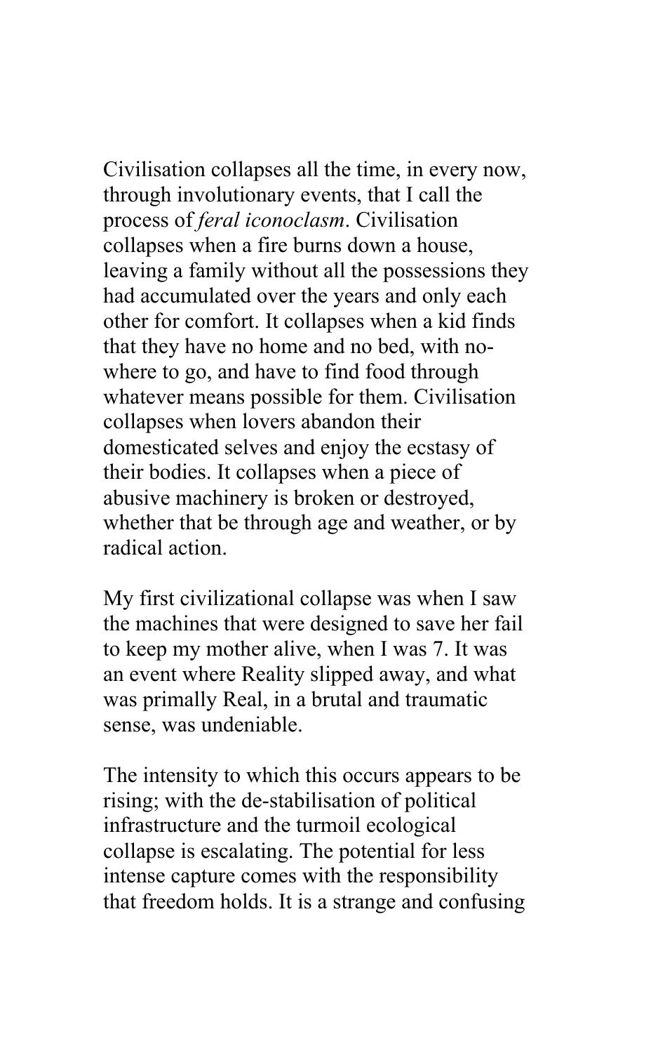Civilisation collapses all the time, in every now, through involutionary events, that I call the process of *feral iconoclasm*. Civilisation collapses when a fire burns down a house, leaving a family without all the possessions they had accumulated over the years and only each other for comfort. It collapses when a kid finds that they have no home and no bed, with no-where to go, and have to find food through whatever means possible for them. Civilisation collapses when lovers abandon their domesticated selves and enjoy the ecstasy of their bodies. It collapses when a piece of abusive machinery is broken or destroyed, whether that be through age and weather, or by radical action.

My first civilizational collapse was when I saw the machines that were designed to save her fail to keep my mother alive, when I was 7. It was an event where Reality slipped away, and what was primally Real, in a brutal and traumatic sense, was undeniable.

The intensity to which this occurs appears to be rising; with the de-stabilisation of political infrastructure and the turmoil ecological collapse is escalating. The potential for less intense capture comes with the responsibility that freedom holds. It is a strange and confusing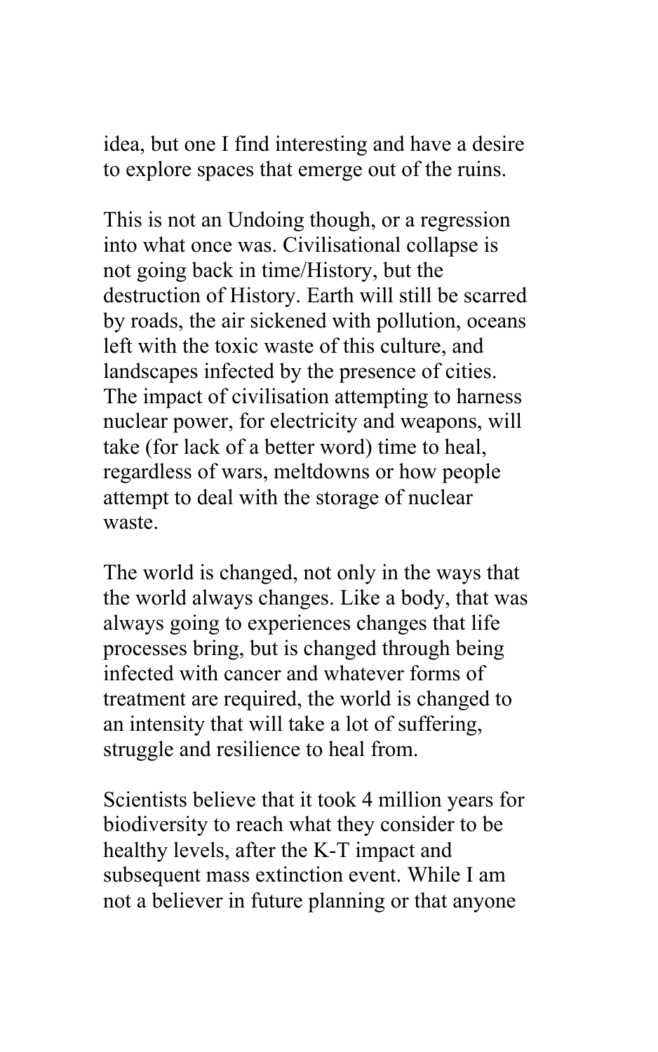idea, but one I find interesting and have a desire to explore spaces that emerge out of the ruins.

This is not an Undoing though, or a regression into what once was. Civilisational collapse is not going back in time/History, but the destruction of History. Earth will still be scarred by roads, the air sickened with pollution, oceans left with the toxic waste of this culture, and landscapes infected by the presence of cities. The impact of civilisation attempting to harness nuclear power, for electricity and weapons, will take (for lack of a better word) time to heal, regardless of wars, meltdowns or how people attempt to deal with the storage of nuclear waste.

The world is changed, not only in the ways that the world always changes. Like a body, that was always going to experiences changes that life processes bring, but is changed through being infected with cancer and whatever forms of treatment are required, the world is changed to an intensity that will take a lot of suffering, struggle and resilience to heal from.

Scientists believe that it took 4 million years for biodiversity to reach what they consider to be healthy levels, after the K-T impact and subsequent mass extinction event. While I am not a believer in future planning or that anyone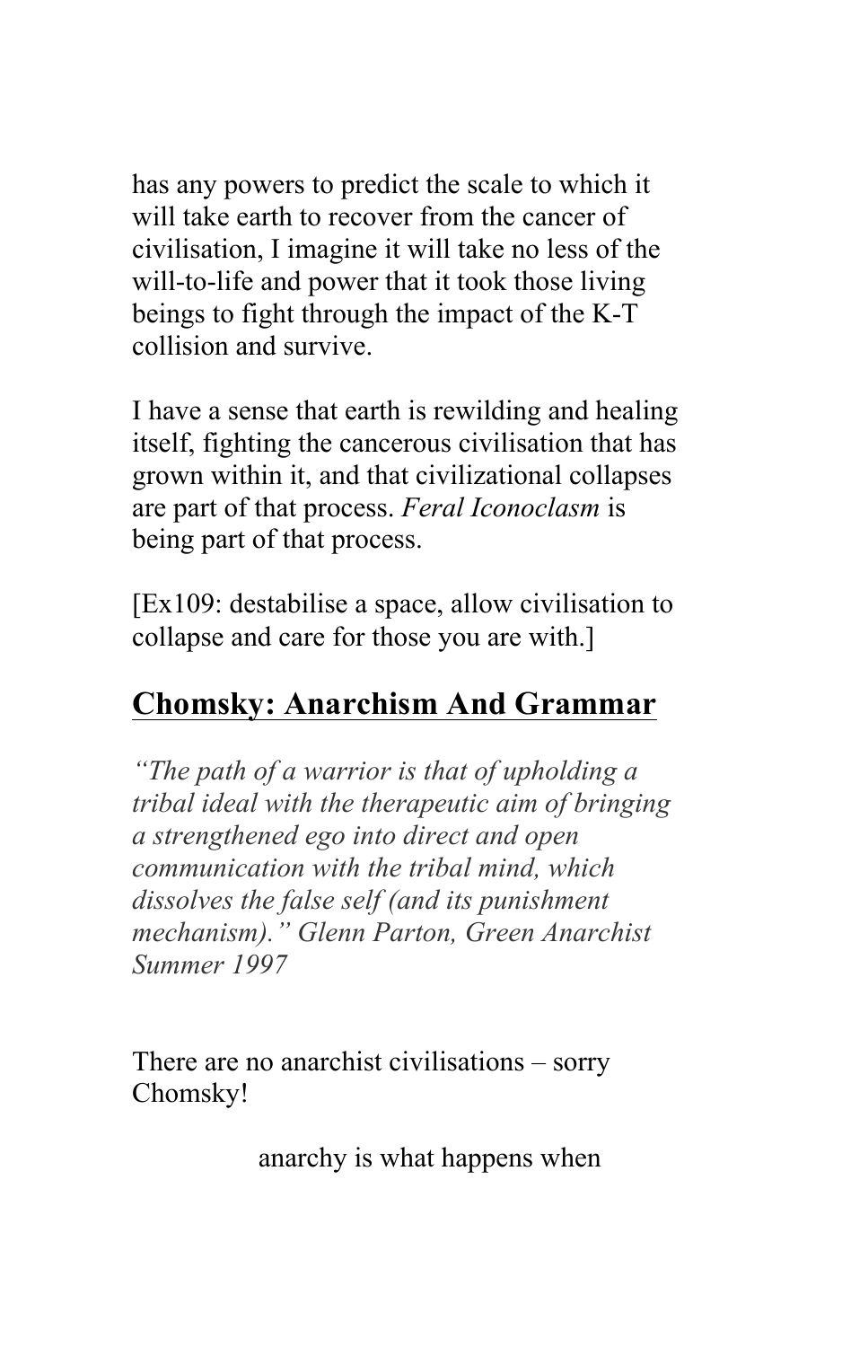has any powers to predict the scale to which it will take earth to recover from the cancer of civilisation, I imagine it will take no less of the will-to-life and power that it took those living beings to fight through the impact of the K-T collision and survive.

I have a sense that earth is rewilding and healing itself, fighting the cancerous civilisation that has grown within it, and that civilizational collapses are part of that process. *Feral Iconoclasm* is being part of that process.

[Ex109: destabilise a space, allow civilisation to collapse and care for those you are with.]

## Chomsky: Anarchism And Grammar

*"The path of a warrior is that of upholding a tribal ideal with the therapeutic aim of bringing a strengthened ego into direct and open communication with the tribal mind, which dissolves the false self (and its punishment mechanism)." Glenn Parton, Green Anarchist Summer 1997*

There are no anarchist civilisations – sorry Chomsky!

anarchy is what happens when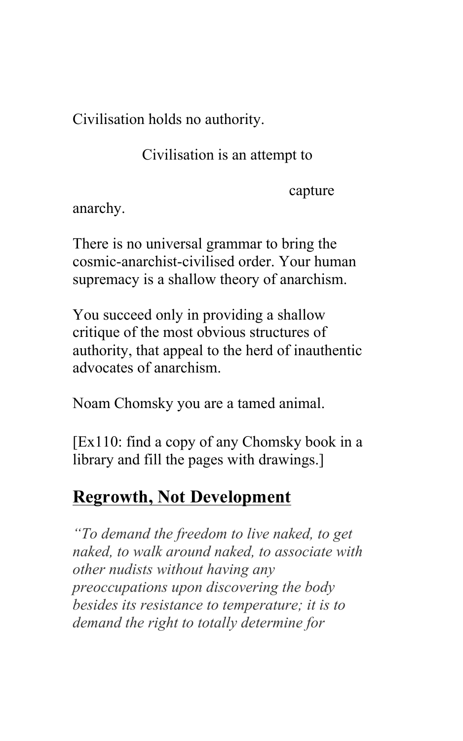Civilisation holds no authority.

Civilisation is an attempt to

capture

anarchy.

There is no universal grammar to bring the cosmic-anarchist-civilised order. Your human supremacy is a shallow theory of anarchism.

You succeed only in providing a shallow critique of the most obvious structures of authority, that appeal to the herd of inauthentic advocates of anarchism.

Noam Chomsky you are a tamed animal.

[Ex110: find a copy of any Chomsky book in a library and fill the pages with drawings.]

## **Regrowth, Not Development**

*"To demand the freedom to live naked, to get naked, to walk around naked, to associate with other nudists without having any preoccupations upon discovering the body besides its resistance to temperature; it is to demand the right to totally determine for*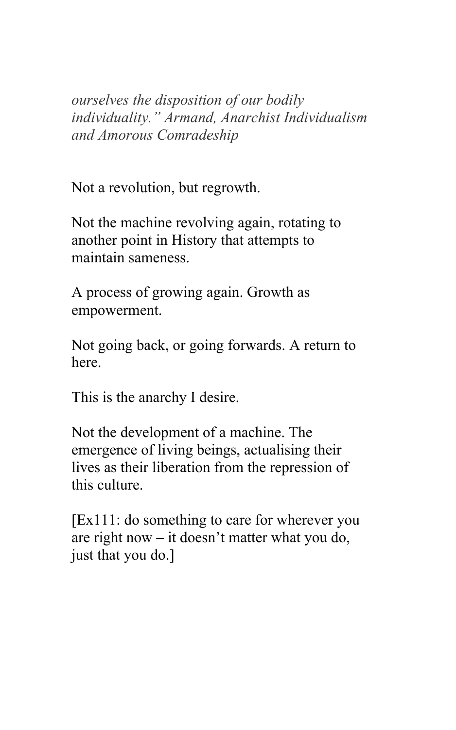*ourselves the disposition of our bodily individuality." Armand, Anarchist Individualism and Amorous Comradeship*

Not a revolution, but regrowth.

Not the machine revolving again, rotating to another point in History that attempts to maintain sameness.

A process of growing again. Growth as empowerment.

Not going back, or going forwards. A return to here.

This is the anarchy I desire.

Not the development of a machine. The emergence of living beings, actualising their lives as their liberation from the repression of this culture.

[Ex111: do something to care for wherever you are right now – it doesn't matter what you do, just that you do.]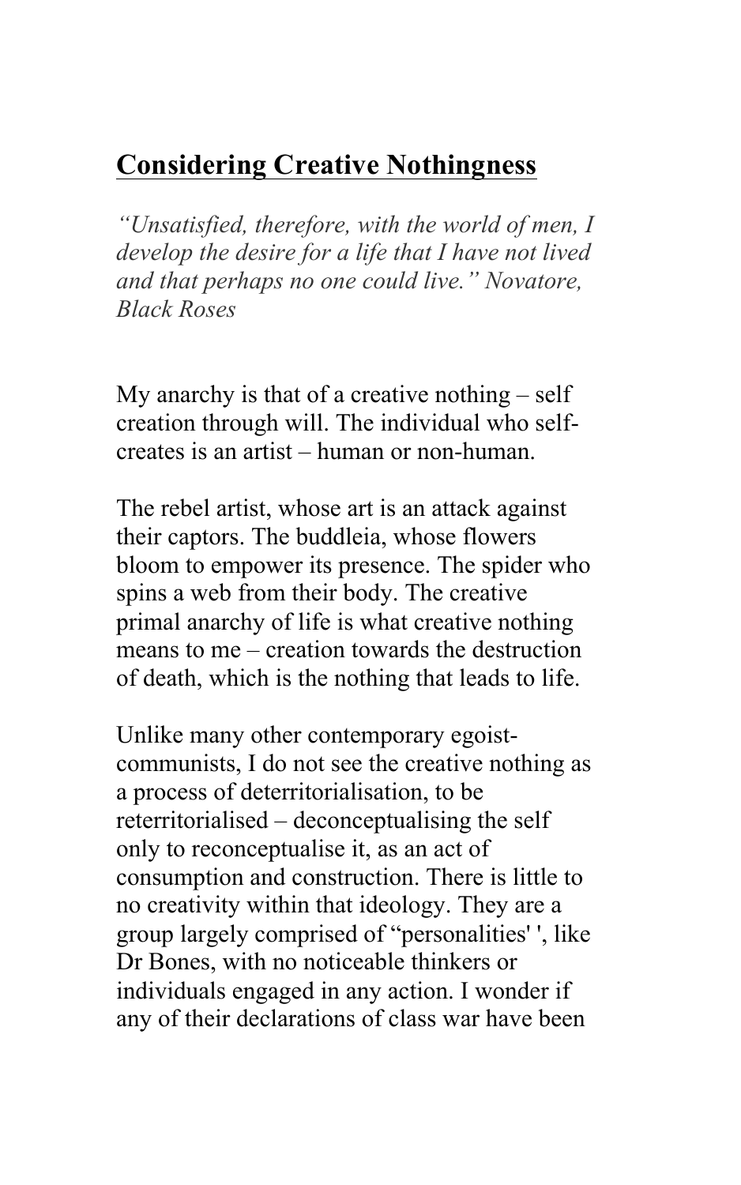## Considering Creative Nothingness

*"Unsatisfied, therefore, with the world of men, I develop the desire for a life that I have not lived and that perhaps no one could live." Novatore, Black Roses*

My anarchy is that of a creative nothing – self creation through will. The individual who self-creates is an artist – human or non-human.

The rebel artist, whose art is an attack against their captors. The buddleia, whose flowers bloom to empower its presence. The spider who spins a web from their body. The creative primal anarchy of life is what creative nothing means to me – creation towards the destruction of death, which is the nothing that leads to life.

Unlike many other contemporary egoist-communists, I do not see the creative nothing as a process of deterritorialisation, to be reterritorialised – deconceptualising the self only to reconceptualise it, as an act of consumption and construction. There is little to no creativity within that ideology. They are a group largely comprised of "personalities' ', like Dr Bones, with no noticeable thinkers or individuals engaged in any action. I wonder if any of their declarations of class war have been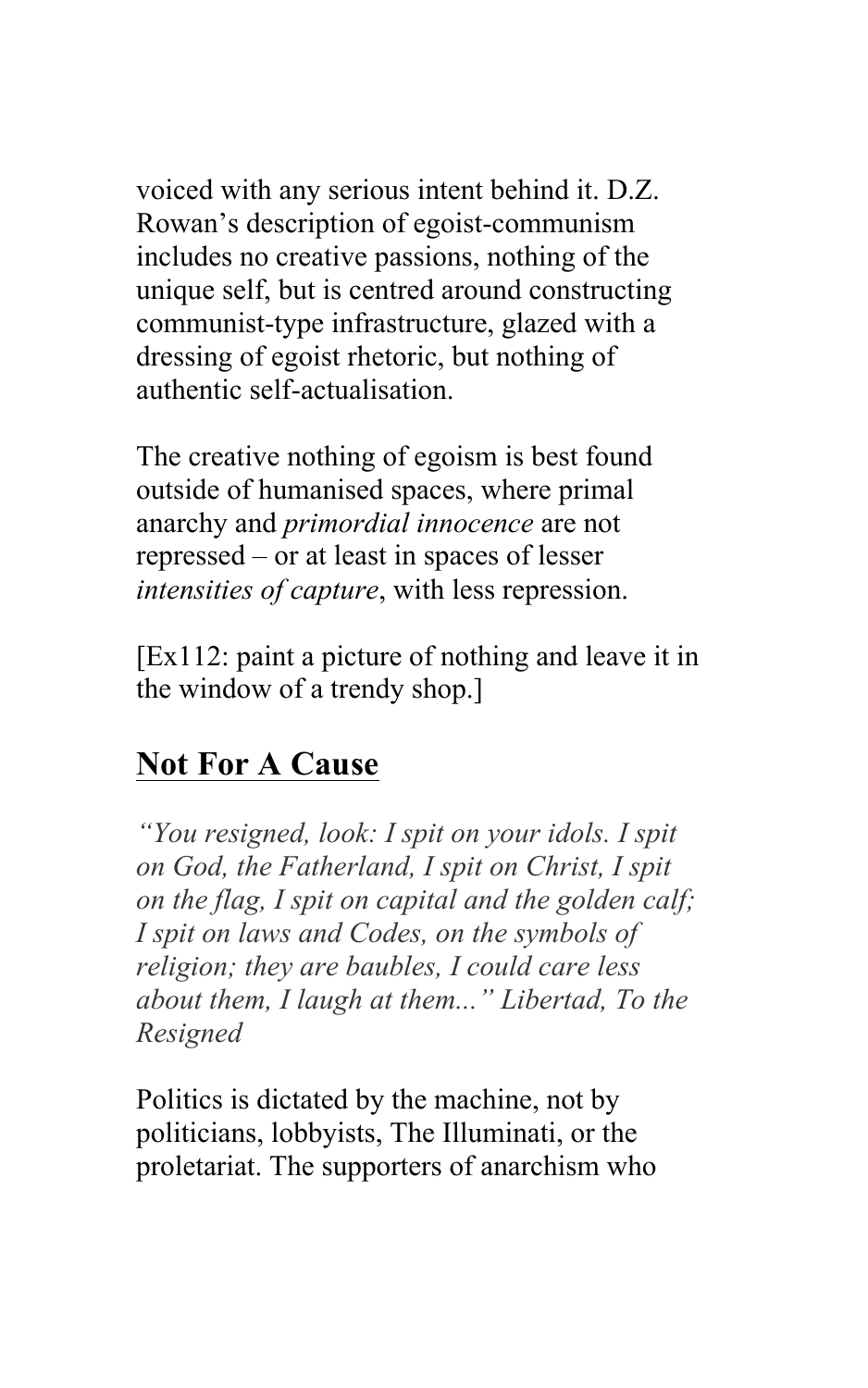voiced with any serious intent behind it. D.Z. Rowan's description of egoist-communism includes no creative passions, nothing of the unique self, but is centred around constructing communist-type infrastructure, glazed with a dressing of egoist rhetoric, but nothing of authentic self-actualisation.

The creative nothing of egoism is best found outside of humanised spaces, where primal anarchy and *primordial innocence* are not repressed – or at least in spaces of lesser *intensities of capture*, with less repression.

[Ex112: paint a picture of nothing and leave it in the window of a trendy shop.]

## Not For A Cause

*"You resigned, look: I spit on your idols. I spit on God, the Fatherland, I spit on Christ, I spit on the flag, I spit on capital and the golden calf; I spit on laws and Codes, on the symbols of religion; they are baubles, I could care less about them, I laugh at them..." Libertad, To the Resigned*

Politics is dictated by the machine, not by politicians, lobbyists, The Illuminati, or the proletariat. The supporters of anarchism who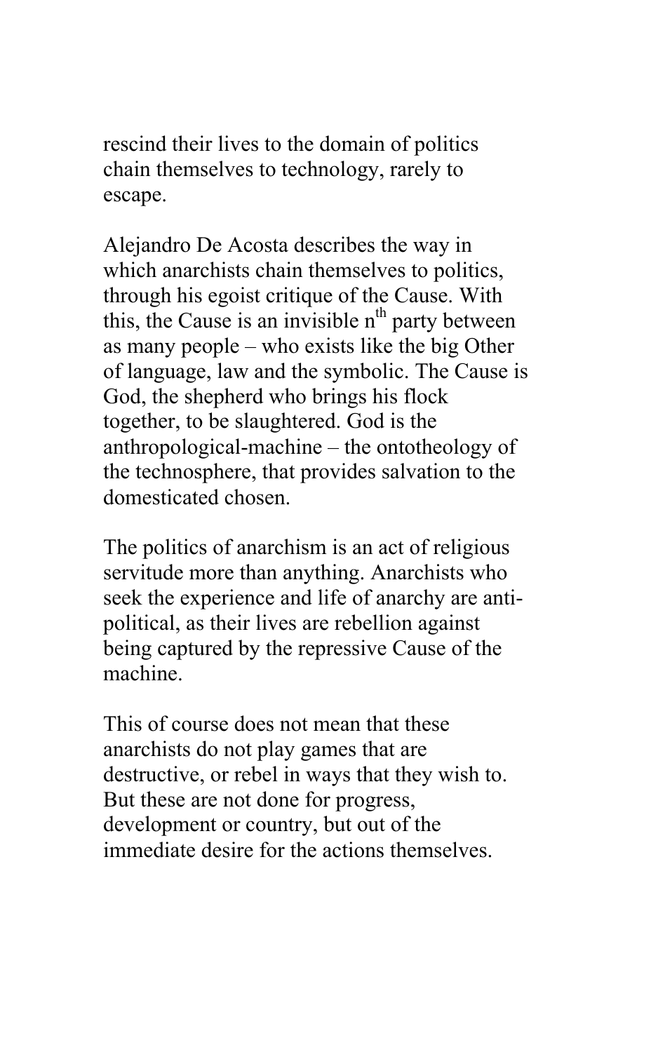rescind their lives to the domain of politics chain themselves to technology, rarely to escape.

Alejandro De Acosta describes the way in which anarchists chain themselves to politics, through his egoist critique of the Cause. With this, the Cause is an invisible $n^{th}$ party between as many people – who exists like the big Other of language, law and the symbolic. The Cause is God, the shepherd who brings his flock together, to be slaughtered. God is the anthropological-machine – the ontotheology of the technosphere, that provides salvation to the domesticated chosen.

The politics of anarchism is an act of religious servitude more than anything. Anarchists who seek the experience and life of anarchy are anti-political, as their lives are rebellion against being captured by the repressive Cause of the machine.

This of course does not mean that these anarchists do not play games that are destructive, or rebel in ways that they wish to. But these are not done for progress, development or country, but out of the immediate desire for the actions themselves.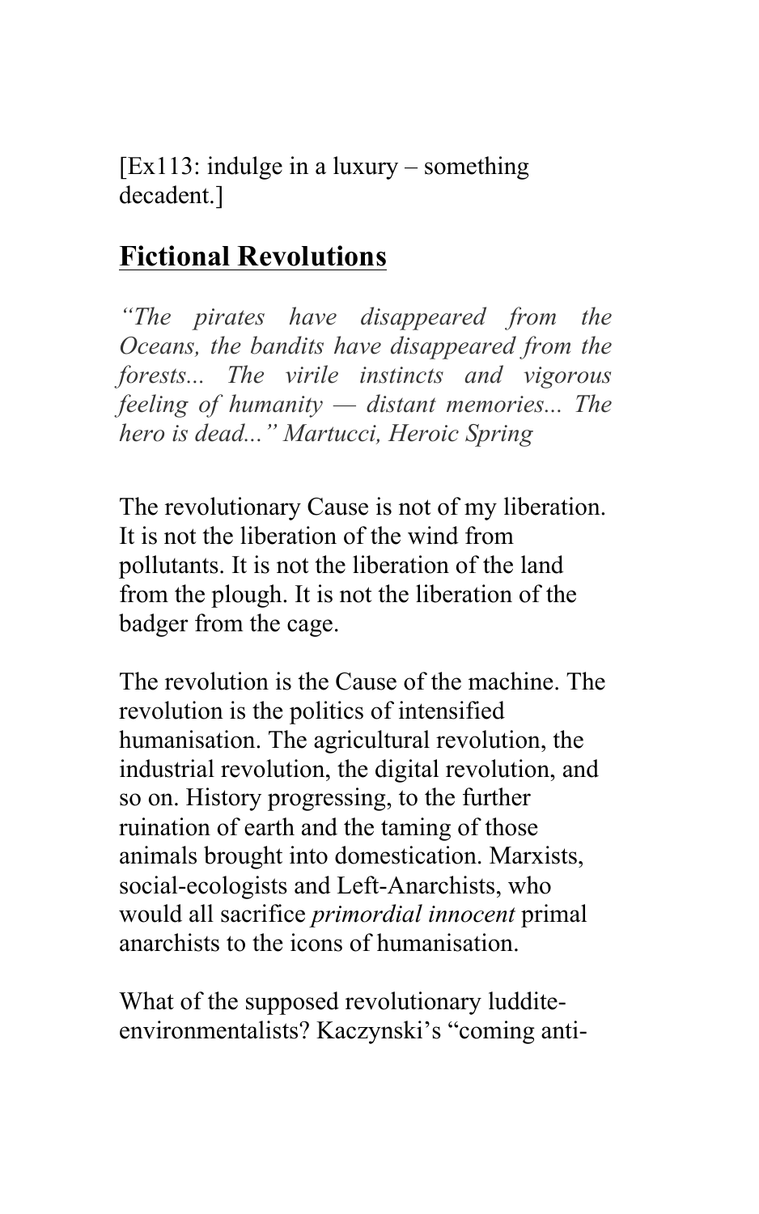[Ex113: indulge in a luxury – something decadent.]

## Fictional Revolutions

*"The pirates have disappeared from the Oceans, the bandits have disappeared from the forests... The virile instincts and vigorous feeling of humanity — distant memories... The hero is dead..." Martucci, Heroic Spring*

The revolutionary Cause is not of my liberation. It is not the liberation of the wind from pollutants. It is not the liberation of the land from the plough. It is not the liberation of the badger from the cage.

The revolution is the Cause of the machine. The revolution is the politics of intensified humanisation. The agricultural revolution, the industrial revolution, the digital revolution, and so on. History progressing, to the further ruination of earth and the taming of those animals brought into domestication. Marxists, social-ecologists and Left-Anarchists, who would all sacrifice *primordial innocent* primal anarchists to the icons of humanisation.

What of the supposed revolutionary luddite-environmentalists? Kaczynski's "coming anti-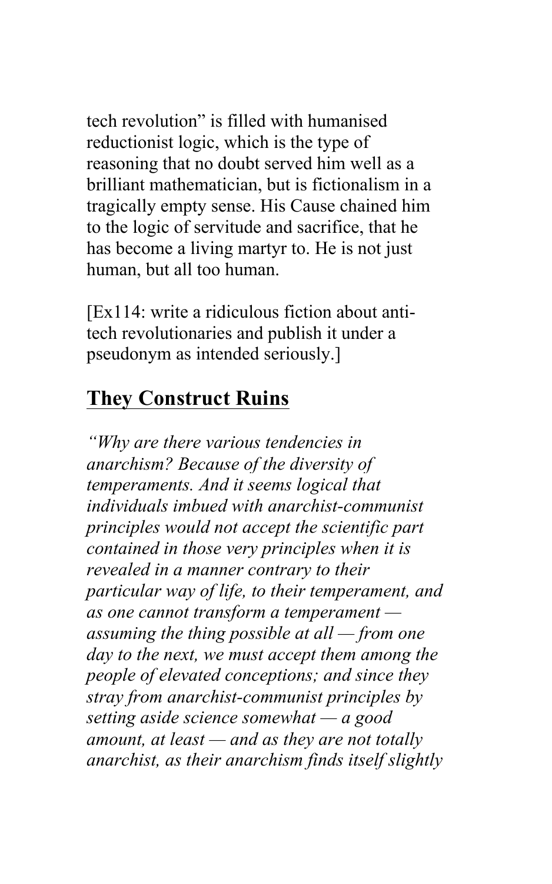tech revolution" is filled with humanised reductionist logic, which is the type of reasoning that no doubt served him well as a brilliant mathematician, but is fictionalism in a tragically empty sense. His Cause chained him to the logic of servitude and sacrifice, that he has become a living martyr to. He is not just human, but all too human.

[Ex114: write a ridiculous fiction about anti-tech revolutionaries and publish it under a pseudonym as intended seriously.]

## They Construct Ruins

*"Why are there various tendencies in anarchism? Because of the diversity of temperaments. And it seems logical that individuals imbued with anarchist-communist principles would not accept the scientific part contained in those very principles when it is revealed in a manner contrary to their particular way of life, to their temperament, and as one cannot transform a temperament — assuming the thing possible at all — from one day to the next, we must accept them among the people of elevated conceptions; and since they stray from anarchist-communist principles by setting aside science somewhat — a good amount, at least — and as they are not totally anarchist, as their anarchism finds itself slightly*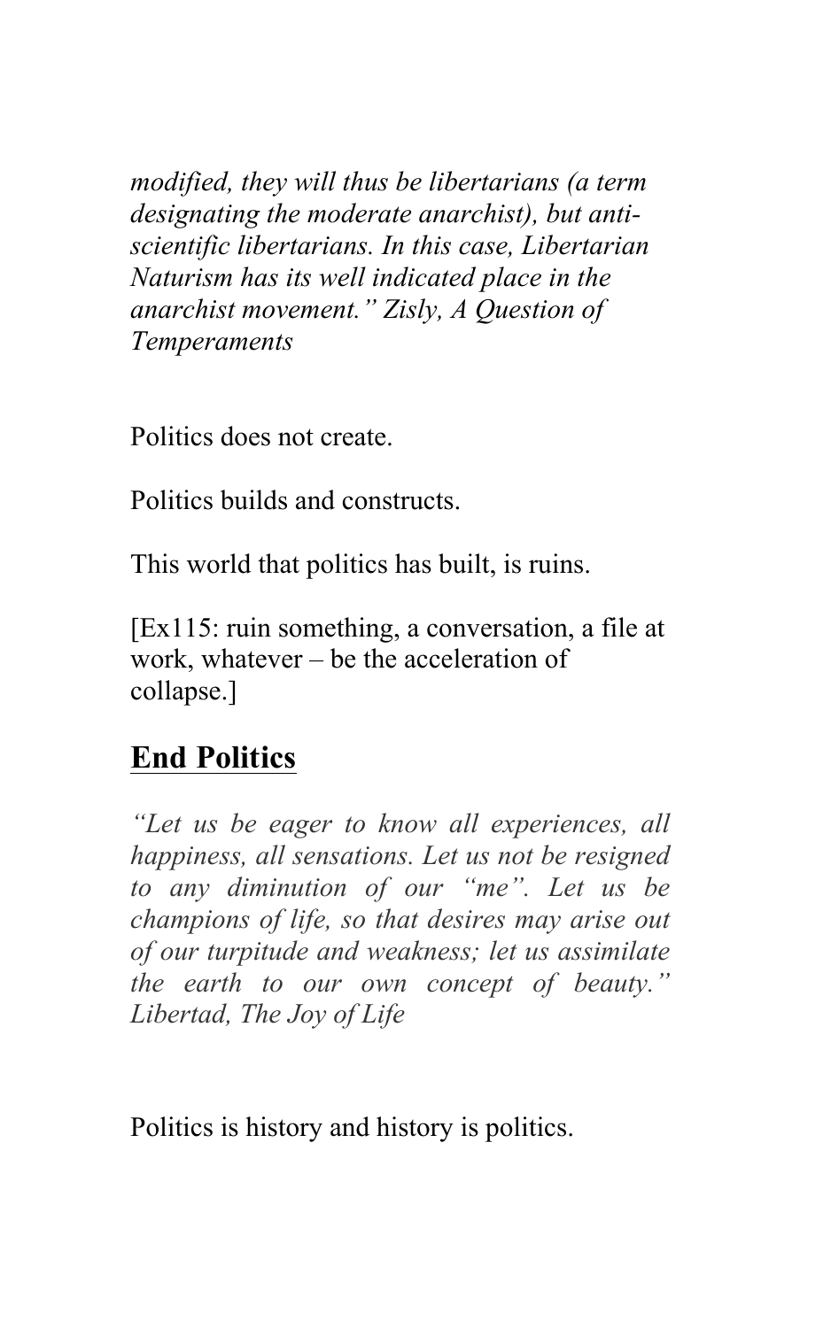*modified, they will thus be libertarians (a term designating the moderate anarchist), but anti-scientific libertarians. In this case, Libertarian Naturism has its well indicated place in the anarchist movement." Zisly, A Question of Temperaments*

Politics does not create.

Politics builds and constructs.

This world that politics has built, is ruins.

[Ex115: ruin something, a conversation, a file at work, whatever – be the acceleration of collapse.]

## End Politics

*"Let us be eager to know all experiences, all happiness, all sensations. Let us not be resigned to any diminution of our "me". Let us be champions of life, so that desires may arise out of our turpitude and weakness; let us assimilate the earth to our own concept of beauty." Libertad, The Joy of Life*

Politics is history and history is politics.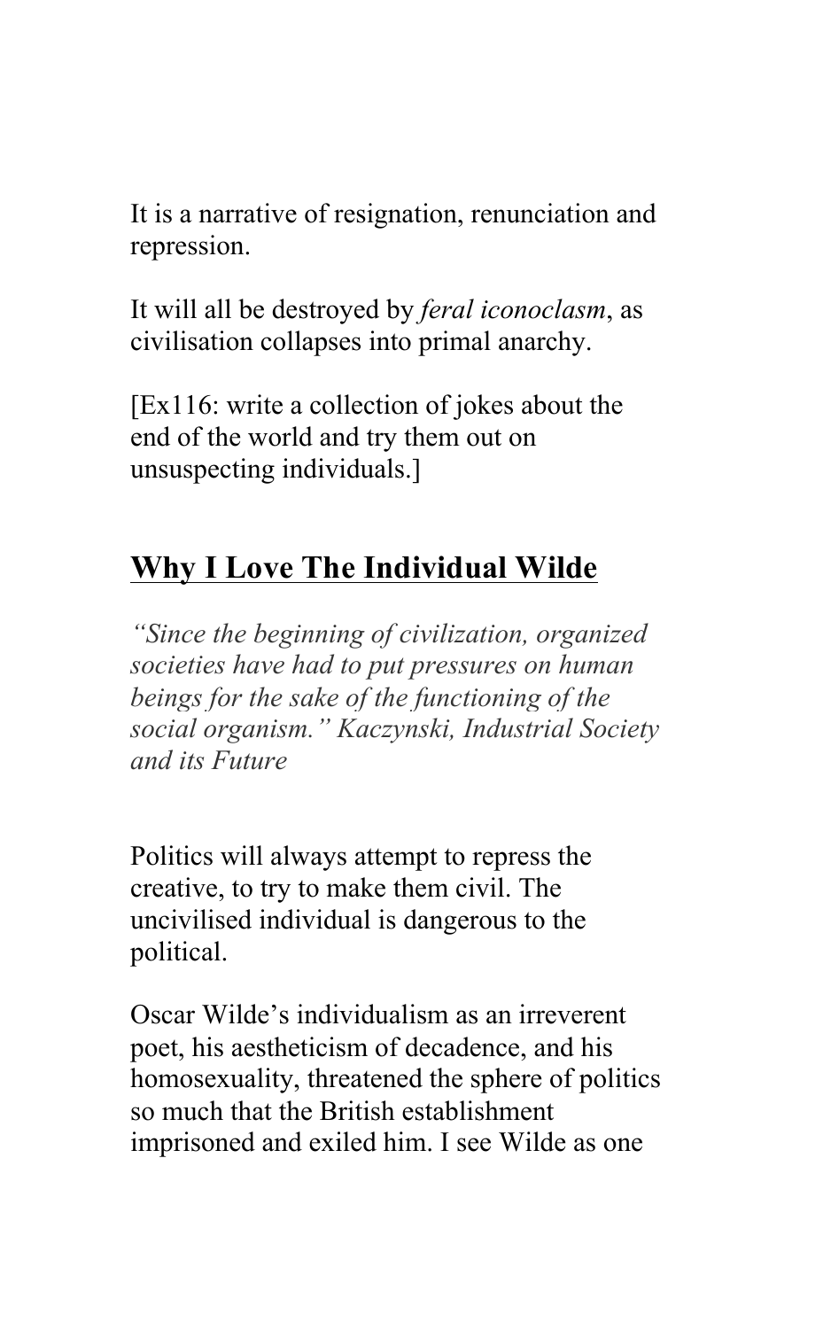It is a narrative of resignation, renunciation and repression.

It will all be destroyed by *feral iconoclasm*, as civilisation collapses into primal anarchy.

[Ex116: write a collection of jokes about the end of the world and try them out on unsuspecting individuals.]

## **Why I Love The Individual Wilde**

*"Since the beginning of civilization, organized societies have had to put pressures on human beings for the sake of the functioning of the social organism." Kaczynski, Industrial Society and its Future*

Politics will always attempt to repress the creative, to try to make them civil. The uncivilised individual is dangerous to the political.

Oscar Wilde's individualism as an irreverent poet, his aestheticism of decadence, and his homosexuality, threatened the sphere of politics so much that the British establishment imprisoned and exiled him. I see Wilde as one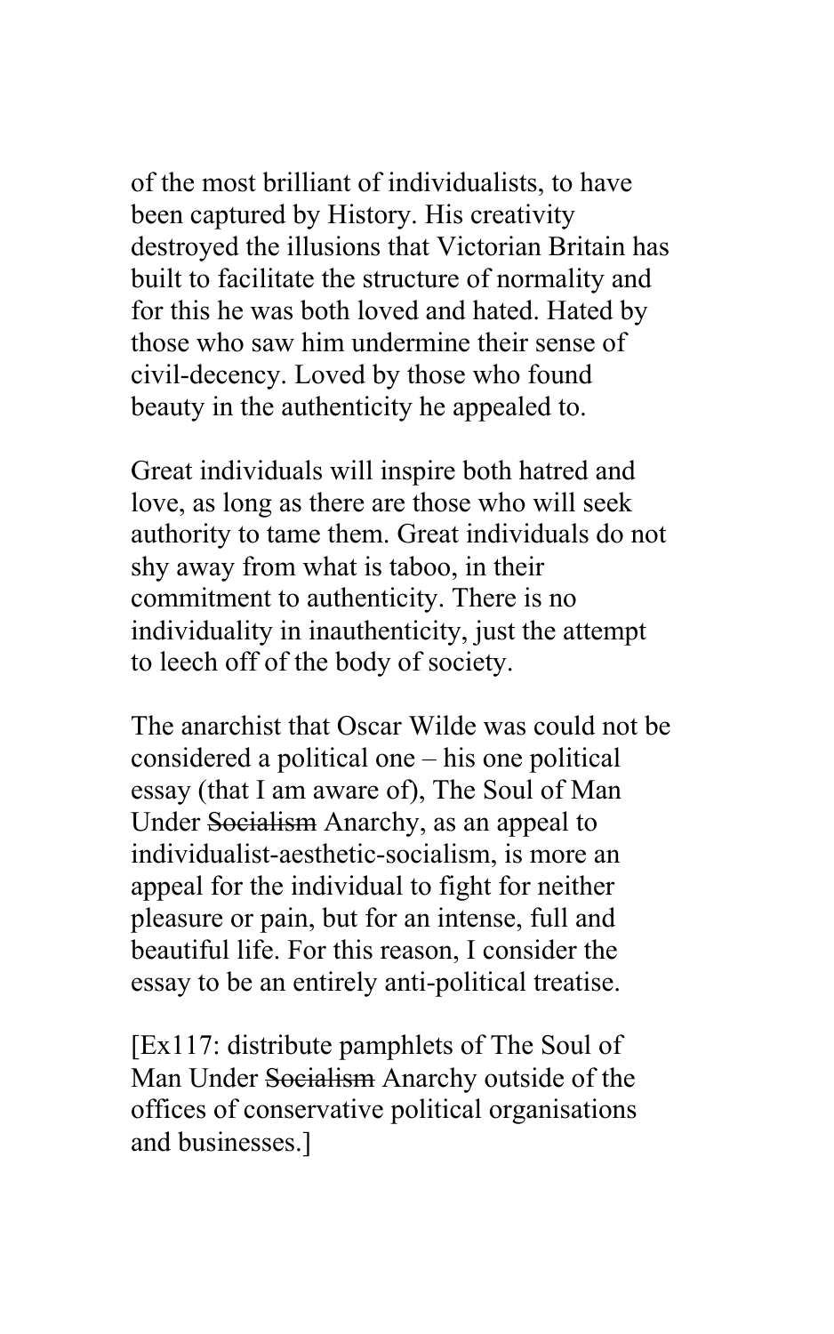of the most brilliant of individualists, to have been captured by History. His creativity destroyed the illusions that Victorian Britain has built to facilitate the structure of normality and for this he was both loved and hated. Hated by those who saw him undermine their sense of civil-decency. Loved by those who found beauty in the authenticity he appealed to.

Great individuals will inspire both hatred and love, as long as there are those who will seek authority to tame them. Great individuals do not shy away from what is taboo, in their commitment to authenticity. There is no individuality in inauthenticity, just the attempt to leech off of the body of society.

The anarchist that Oscar Wilde was could not be considered a political one – his one political essay (that I am aware of), The Soul of Man Under ~~Socialism~~ Anarchy, as an appeal to individualist-aesthetic-socialism, is more an appeal for the individual to fight for neither pleasure or pain, but for an intense, full and beautiful life. For this reason, I consider the essay to be an entirely anti-political treatise.

[Ex117: distribute pamphlets of The Soul of Man Under ~~Socialism~~ Anarchy outside of the offices of conservative political organisations and businesses.]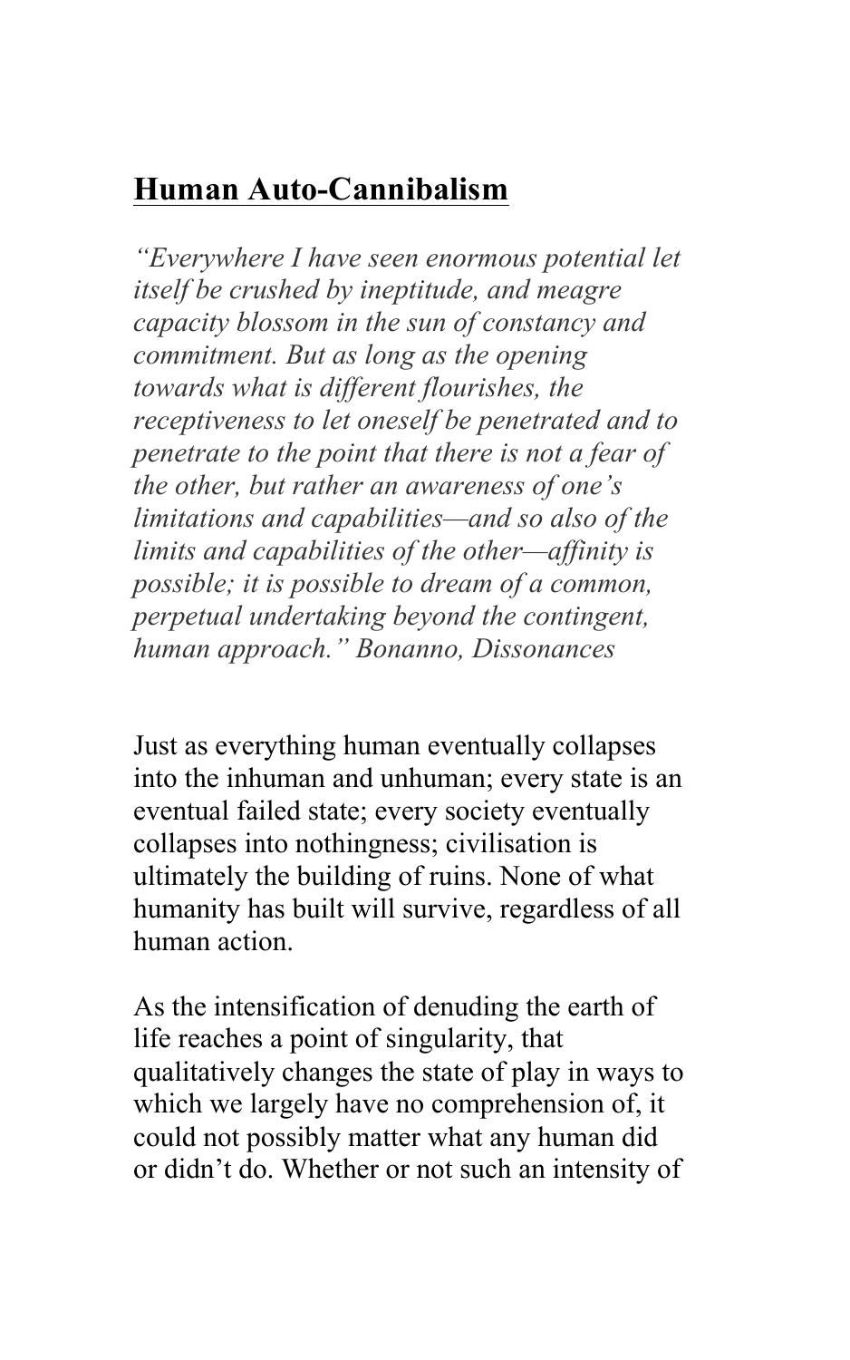## Human Auto-Cannibalism

*"Everywhere I have seen enormous potential let itself be crushed by ineptitude, and meagre capacity blossom in the sun of constancy and commitment. But as long as the opening towards what is different flourishes, the receptiveness to let oneself be penetrated and to penetrate to the point that there is not a fear of the other, but rather an awareness of one's limitations and capabilities—and so also of the limits and capabilities of the other—affinity is possible; it is possible to dream of a common, perpetual undertaking beyond the contingent, human approach." Bonanno, Dissonances*

Just as everything human eventually collapses into the inhuman and unhuman; every state is an eventual failed state; every society eventually collapses into nothingness; civilisation is ultimately the building of ruins. None of what humanity has built will survive, regardless of all human action.

As the intensification of denuding the earth of life reaches a point of singularity, that qualitatively changes the state of play in ways to which we largely have no comprehension of, it could not possibly matter what any human did or didn't do. Whether or not such an intensity of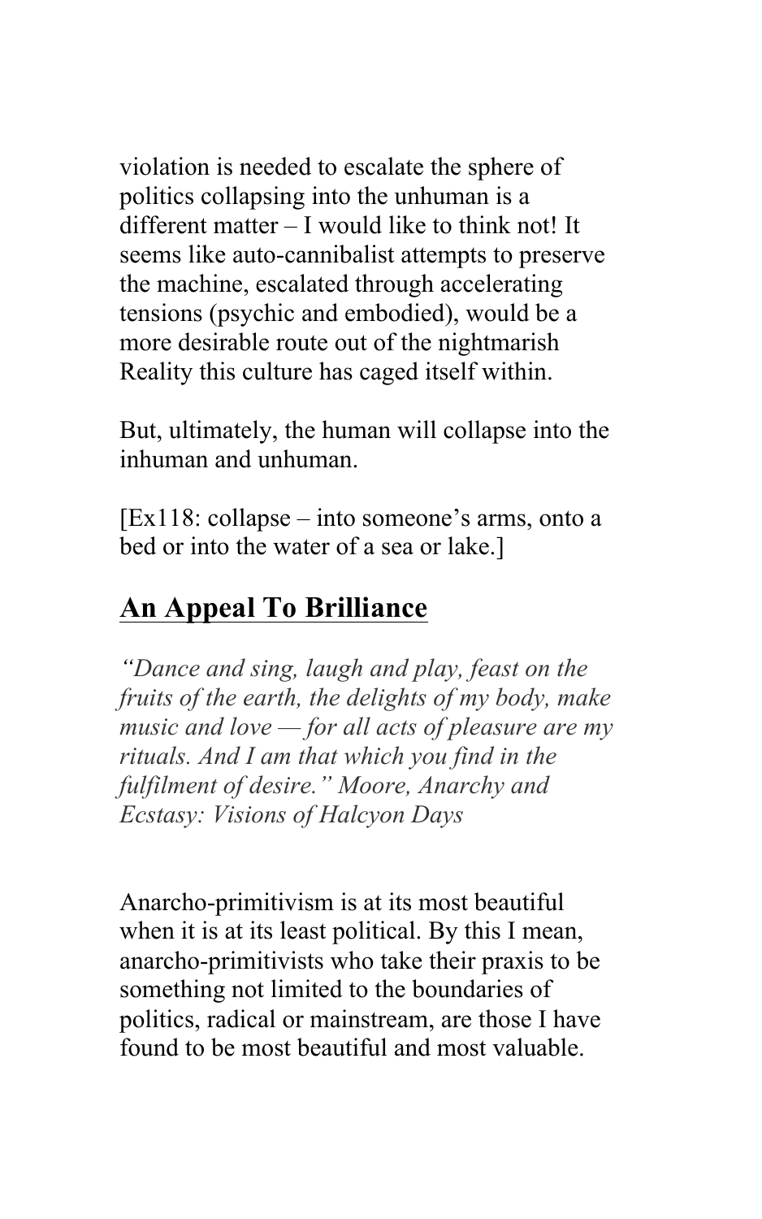violation is needed to escalate the sphere of politics collapsing into the unhuman is a different matter – I would like to think not! It seems like auto-cannibalist attempts to preserve the machine, escalated through accelerating tensions (psychic and embodied), would be a more desirable route out of the nightmarish Reality this culture has caged itself within.

But, ultimately, the human will collapse into the inhuman and unhuman.

[Ex118: collapse – into someone's arms, onto a bed or into the water of a sea or lake.]

## An Appeal To Brilliance

*"Dance and sing, laugh and play, feast on the fruits of the earth, the delights of my body, make music and love — for all acts of pleasure are my rituals. And I am that which you find in the fulfilment of desire." Moore, Anarchy and Ecstasy: Visions of Halcyon Days*

Anarcho-primitivism is at its most beautiful when it is at its least political. By this I mean, anarcho-primitivists who take their praxis to be something not limited to the boundaries of politics, radical or mainstream, are those I have found to be most beautiful and most valuable.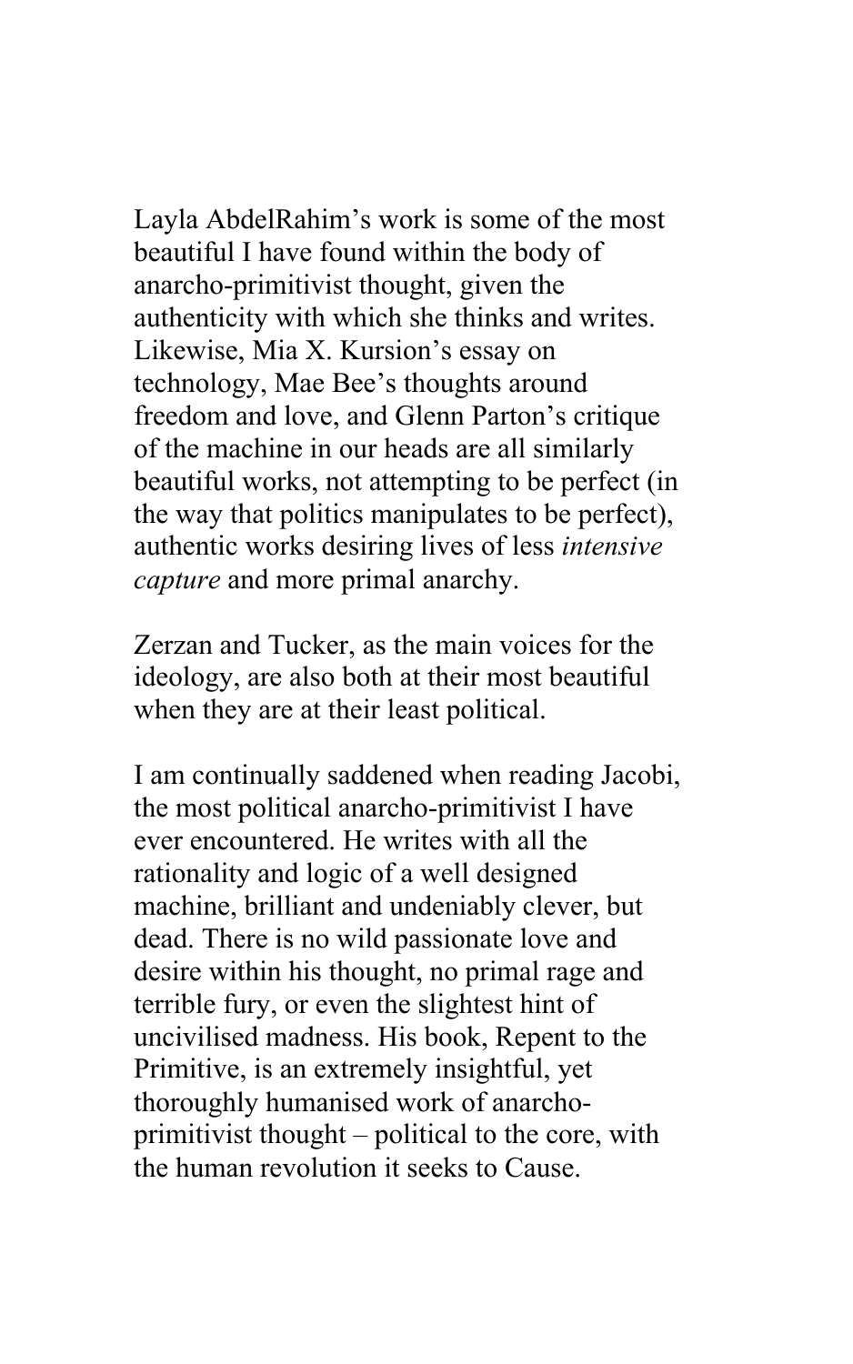Layla AbdelRahim's work is some of the most beautiful I have found within the body of anarcho-primitivist thought, given the authenticity with which she thinks and writes. Likewise, Mia X. Kursion's essay on technology, Mae Bee's thoughts around freedom and love, and Glenn Parton's critique of the machine in our heads are all similarly beautiful works, not attempting to be perfect (in the way that politics manipulates to be perfect), authentic works desiring lives of less *intensive capture* and more primal anarchy.

Zerzan and Tucker, as the main voices for the ideology, are also both at their most beautiful when they are at their least political.

I am continually saddened when reading Jacobi, the most political anarcho-primitivist I have ever encountered. He writes with all the rationality and logic of a well designed machine, brilliant and undeniably clever, but dead. There is no wild passionate love and desire within his thought, no primal rage and terrible fury, or even the slightest hint of uncivilised madness. His book, Repent to the Primitive, is an extremely insightful, yet thoroughly humanised work of anarcho-primitivist thought – political to the core, with the human revolution it seeks to Cause.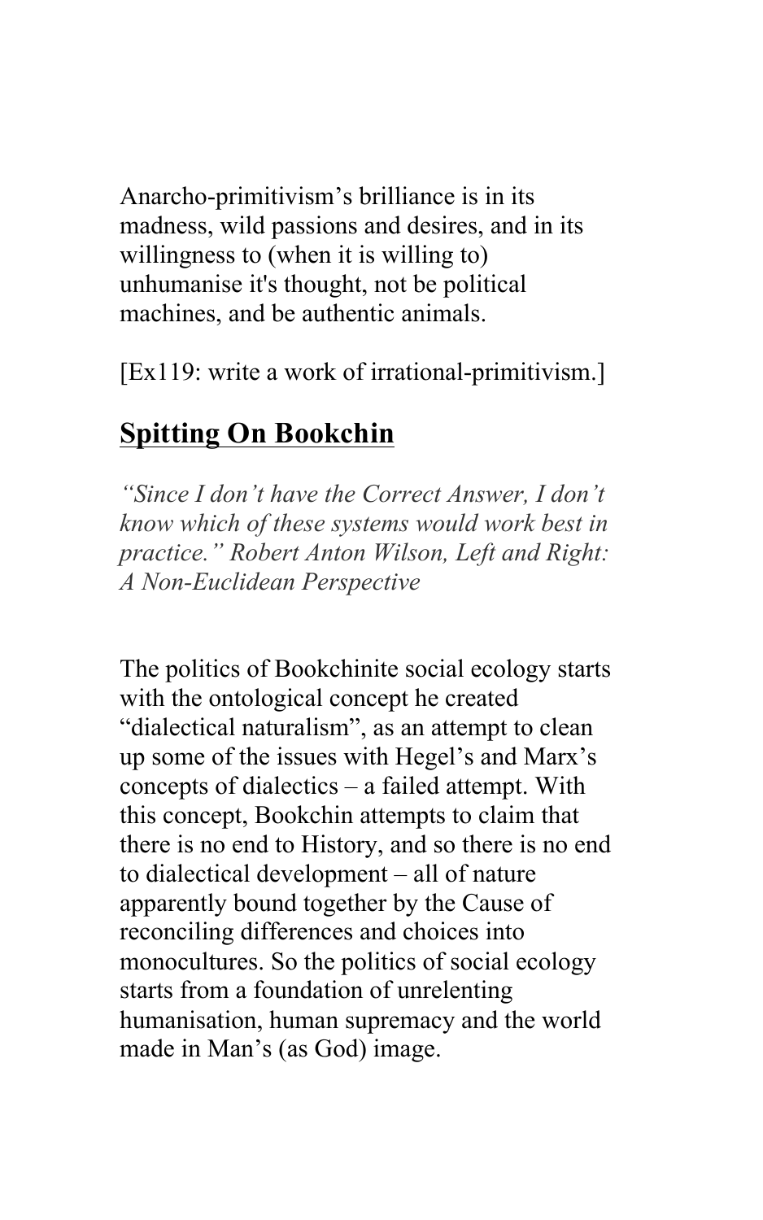Anarcho-primitivism's brilliance is in its madness, wild passions and desires, and in its willingness to (when it is willing to) unhumanise it's thought, not be political machines, and be authentic animals.

[Ex119: write a work of irrational-primitivism.]

## Spitting On Bookchin

*"Since I don't have the Correct Answer, I don't know which of these systems would work best in practice." Robert Anton Wilson, Left and Right: A Non-Euclidean Perspective*

The politics of Bookchinite social ecology starts with the ontological concept he created "dialectical naturalism", as an attempt to clean up some of the issues with Hegel's and Marx's concepts of dialectics – a failed attempt. With this concept, Bookchin attempts to claim that there is no end to History, and so there is no end to dialectical development – all of nature apparently bound together by the Cause of reconciling differences and choices into monocultures. So the politics of social ecology starts from a foundation of unrelenting humanisation, human supremacy and the world made in Man's (as God) image.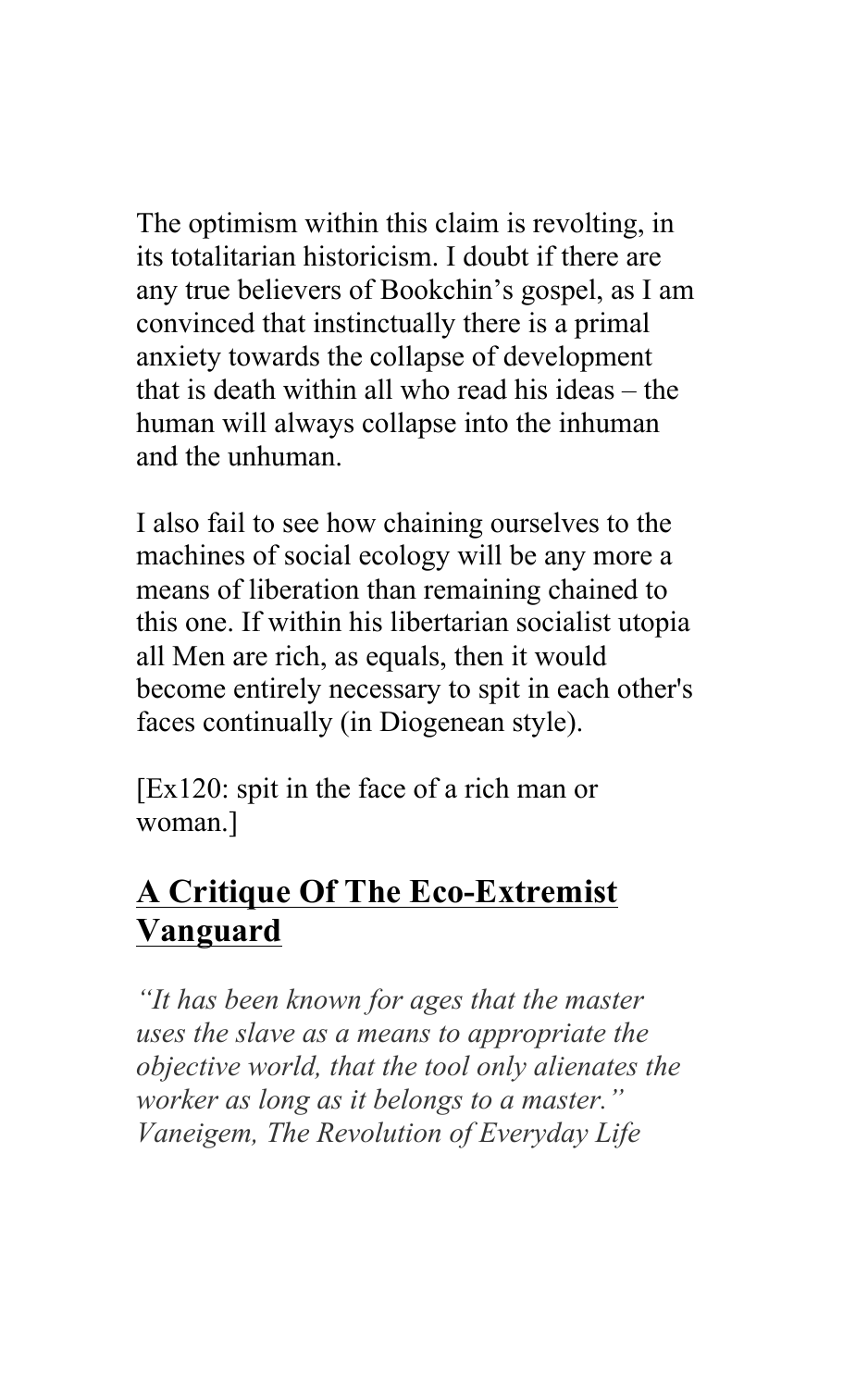The optimism within this claim is revolting, in its totalitarian historicism. I doubt if there are any true believers of Bookchin's gospel, as I am convinced that instinctually there is a primal anxiety towards the collapse of development that is death within all who read his ideas – the human will always collapse into the inhuman and the unhuman.

I also fail to see how chaining ourselves to the machines of social ecology will be any more a means of liberation than remaining chained to this one. If within his libertarian socialist utopia all Men are rich, as equals, then it would become entirely necessary to spit in each other's faces continually (in Diogenean style).

[Ex120: spit in the face of a rich man or woman.]

## A Critique Of The Eco-Extremist Vanguard

*"It has been known for ages that the master uses the slave as a means to appropriate the objective world, that the tool only alienates the worker as long as it belongs to a master." Vaneigem, The Revolution of Everyday Life*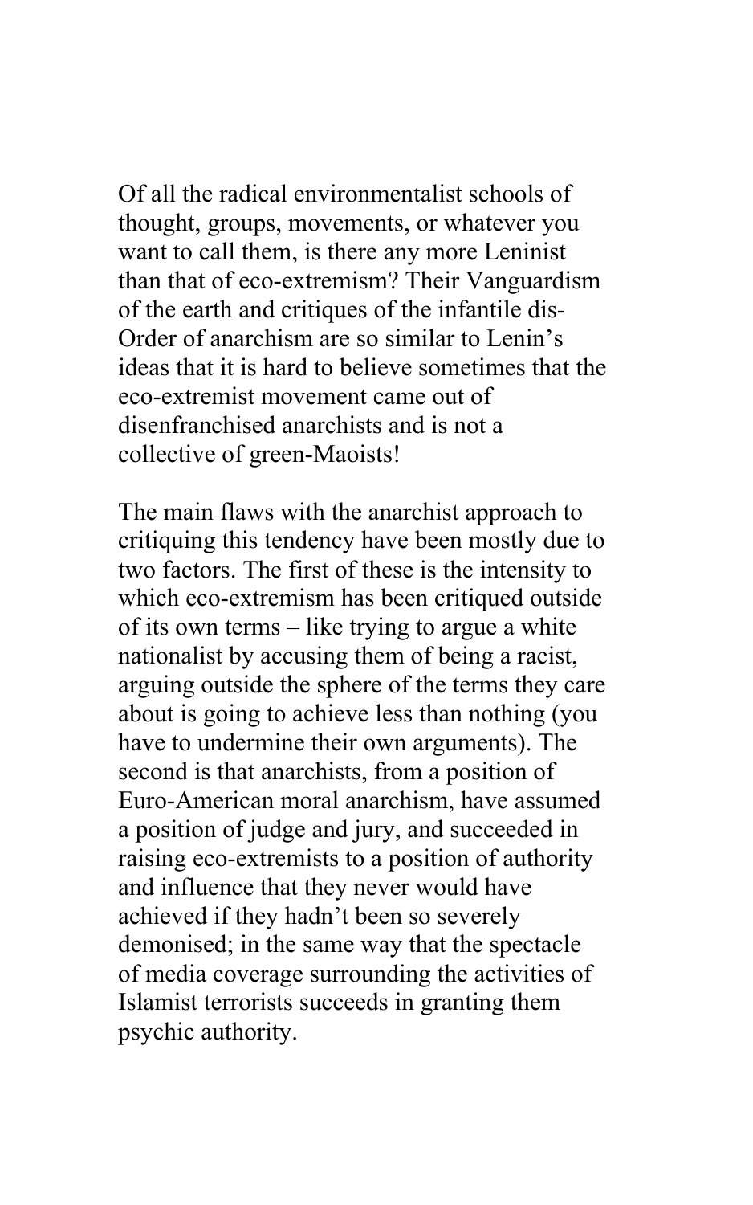Of all the radical environmentalist schools of thought, groups, movements, or whatever you want to call them, is there any more Leninist than that of eco-extremism? Their Vanguardism of the earth and critiques of the infantile dis-Order of anarchism are so similar to Lenin's ideas that it is hard to believe sometimes that the eco-extremist movement came out of disenfranchised anarchists and is not a collective of green-Maoists!

The main flaws with the anarchist approach to critiquing this tendency have been mostly due to two factors. The first of these is the intensity to which eco-extremism has been critiqued outside of its own terms – like trying to argue a white nationalist by accusing them of being a racist, arguing outside the sphere of the terms they care about is going to achieve less than nothing (you have to undermine their own arguments). The second is that anarchists, from a position of Euro-American moral anarchism, have assumed a position of judge and jury, and succeeded in raising eco-extremists to a position of authority and influence that they never would have achieved if they hadn't been so severely demonised; in the same way that the spectacle of media coverage surrounding the activities of Islamist terrorists succeeds in granting them psychic authority.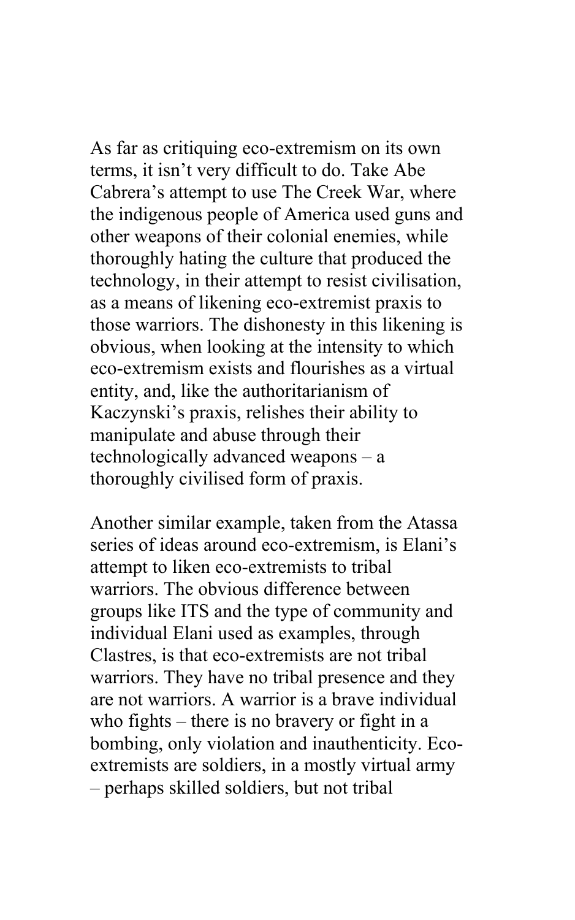As far as critiquing eco-extremism on its own terms, it isn't very difficult to do. Take Abe Cabrera's attempt to use The Creek War, where the indigenous people of America used guns and other weapons of their colonial enemies, while thoroughly hating the culture that produced the technology, in their attempt to resist civilisation, as a means of likening eco-extremist praxis to those warriors. The dishonesty in this likening is obvious, when looking at the intensity to which eco-extremism exists and flourishes as a virtual entity, and, like the authoritarianism of Kaczynski's praxis, relishes their ability to manipulate and abuse through their technologically advanced weapons – a thoroughly civilised form of praxis.

Another similar example, taken from the Atassa series of ideas around eco-extremism, is Elani's attempt to liken eco-extremists to tribal warriors. The obvious difference between groups like ITS and the type of community and individual Elani used as examples, through Clastres, is that eco-extremists are not tribal warriors. They have no tribal presence and they are not warriors. A warrior is a brave individual who fights – there is no bravery or fight in a bombing, only violation and inauthenticity. Eco-extremists are soldiers, in a mostly virtual army – perhaps skilled soldiers, but not tribal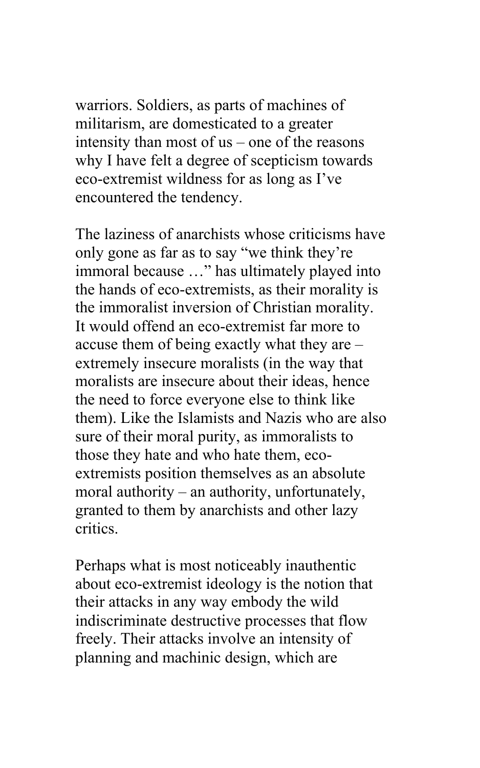warriors. Soldiers, as parts of machines of militarism, are domesticated to a greater intensity than most of us – one of the reasons why I have felt a degree of scepticism towards eco-extremist wildness for as long as I've encountered the tendency.

The laziness of anarchists whose criticisms have only gone as far as to say "we think they're immoral because …" has ultimately played into the hands of eco-extremists, as their morality is the immoralist inversion of Christian morality. It would offend an eco-extremist far more to accuse them of being exactly what they are – extremely insecure moralists (in the way that moralists are insecure about their ideas, hence the need to force everyone else to think like them). Like the Islamists and Nazis who are also sure of their moral purity, as immoralists to those they hate and who hate them, eco-extremists position themselves as an absolute moral authority – an authority, unfortunately, granted to them by anarchists and other lazy critics.

Perhaps what is most noticeably inauthentic about eco-extremist ideology is the notion that their attacks in any way embody the wild indiscriminate destructive processes that flow freely. Their attacks involve an intensity of planning and machinic design, which are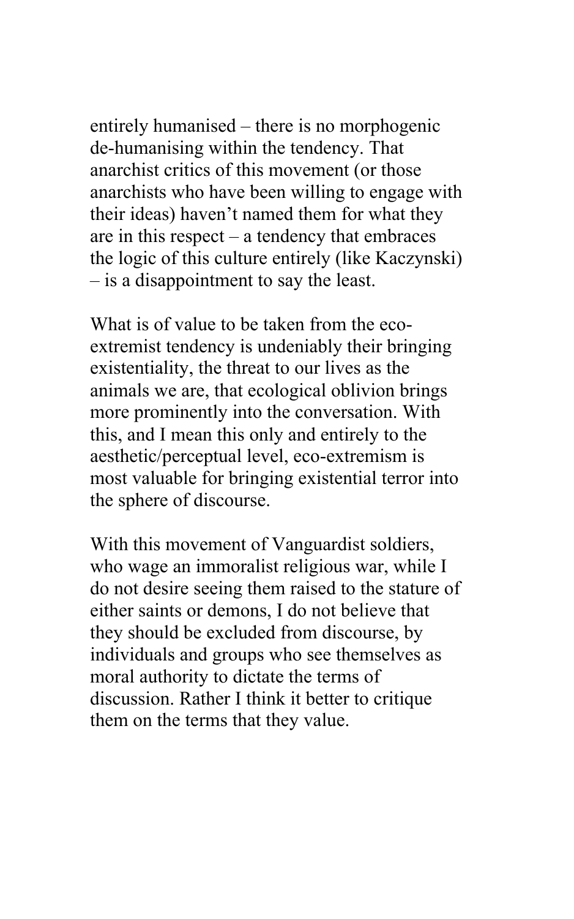entirely humanised – there is no morphogenic de-humanising within the tendency. That anarchist critics of this movement (or those anarchists who have been willing to engage with their ideas) haven't named them for what they are in this respect – a tendency that embraces the logic of this culture entirely (like Kaczynski) – is a disappointment to say the least.

What is of value to be taken from the eco-extremist tendency is undeniably their bringing existentiality, the threat to our lives as the animals we are, that ecological oblivion brings more prominently into the conversation. With this, and I mean this only and entirely to the aesthetic/perceptual level, eco-extremism is most valuable for bringing existential terror into the sphere of discourse.

With this movement of Vanguardist soldiers, who wage an immoralist religious war, while I do not desire seeing them raised to the stature of either saints or demons, I do not believe that they should be excluded from discourse, by individuals and groups who see themselves as moral authority to dictate the terms of discussion. Rather I think it better to critique them on the terms that they value.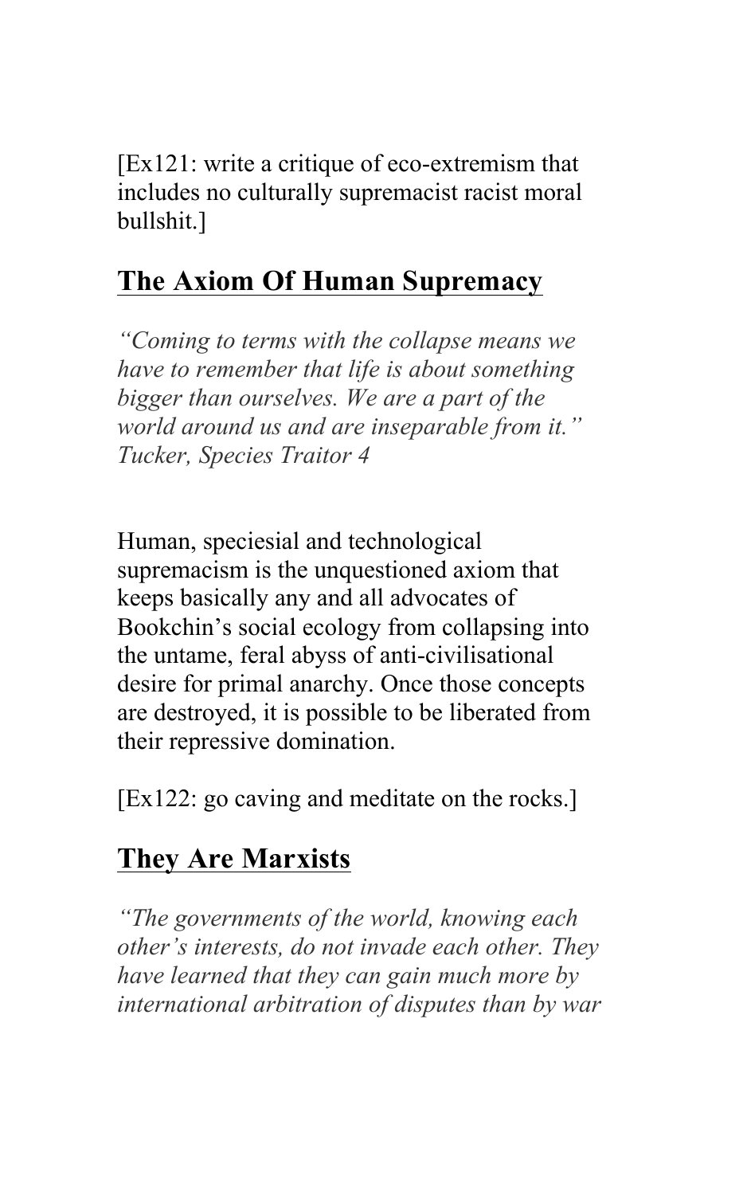[Ex121: write a critique of eco-extremism that includes no culturally supremacist racist moral bullshit.]

## The Axiom Of Human Supremacy

*"Coming to terms with the collapse means we have to remember that life is about something bigger than ourselves. We are a part of the world around us and are inseparable from it." Tucker, Species Traitor 4*

Human, speciesial and technological supremacism is the unquestioned axiom that keeps basically any and all advocates of Bookchin's social ecology from collapsing into the untame, feral abyss of anti-civilisational desire for primal anarchy. Once those concepts are destroyed, it is possible to be liberated from their repressive domination.

[Ex122: go caving and meditate on the rocks.]

## They Are Marxists

*"The governments of the world, knowing each other's interests, do not invade each other. They have learned that they can gain much more by international arbitration of disputes than by war*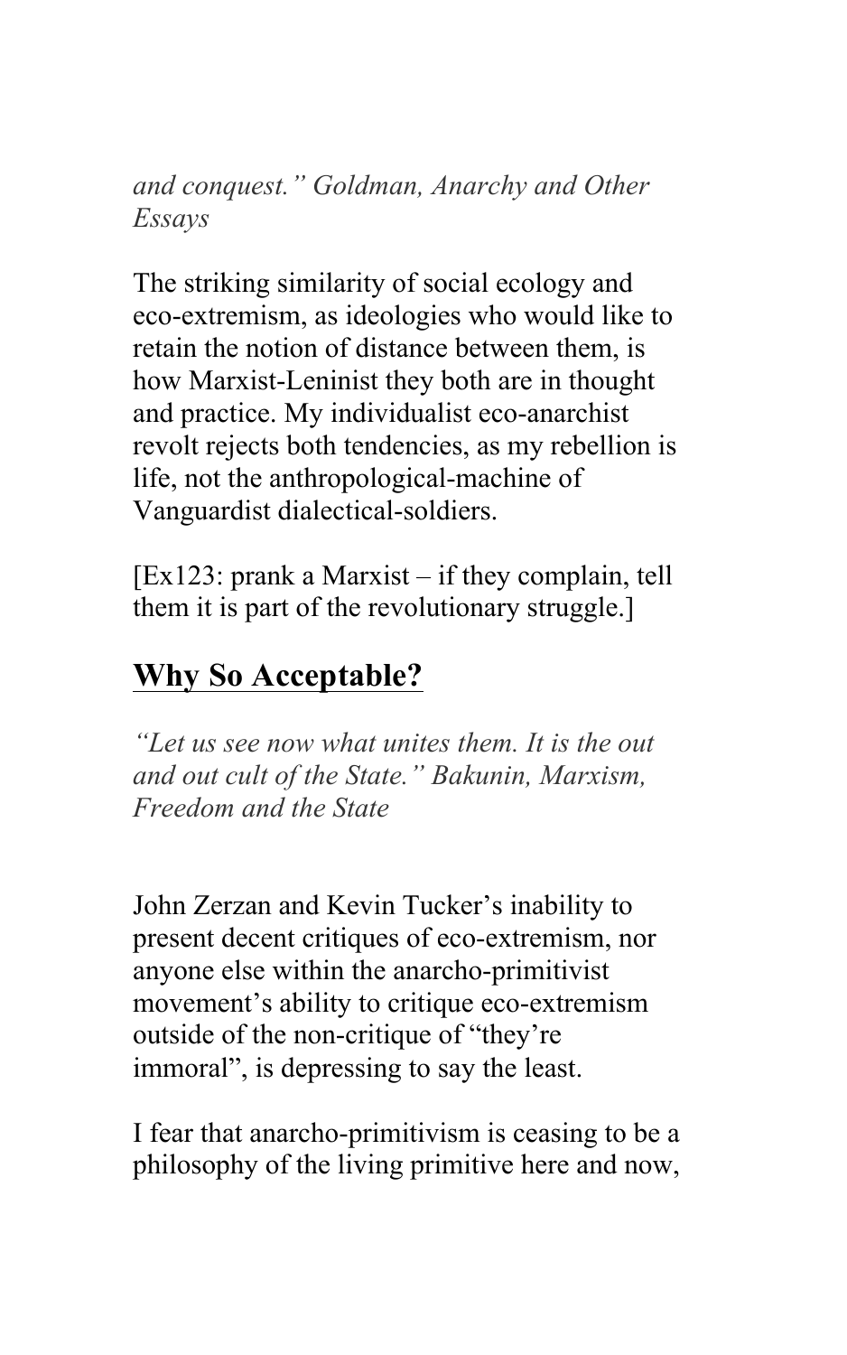*and conquest." Goldman, Anarchy and Other Essays*

The striking similarity of social ecology and eco-extremism, as ideologies who would like to retain the notion of distance between them, is how Marxist-Leninist they both are in thought and practice. My individualist eco-anarchist revolt rejects both tendencies, as my rebellion is life, not the anthropological-machine of Vanguardist dialectical-soldiers.

[Ex123: prank a Marxist – if they complain, tell them it is part of the revolutionary struggle.]

## Why So Acceptable?

*"Let us see now what unites them. It is the out and out cult of the State." Bakunin, Marxism, Freedom and the State*

John Zerzan and Kevin Tucker's inability to present decent critiques of eco-extremism, nor anyone else within the anarcho-primitivist movement's ability to critique eco-extremism outside of the non-critique of "they're immoral", is depressing to say the least.

I fear that anarcho-primitivism is ceasing to be a philosophy of the living primitive here and now,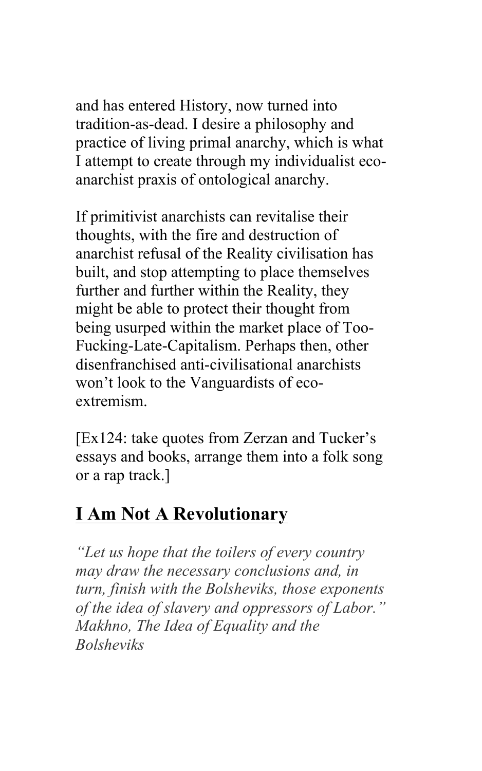and has entered History, now turned into tradition-as-dead. I desire a philosophy and practice of living primal anarchy, which is what I attempt to create through my individualist eco-anarchist praxis of ontological anarchy.

If primitivist anarchists can revitalise their thoughts, with the fire and destruction of anarchist refusal of the Reality civilisation has built, and stop attempting to place themselves further and further within the Reality, they might be able to protect their thought from being usurped within the market place of Too-Fucking-Late-Capitalism. Perhaps then, other disenfranchised anti-civilisational anarchists won't look to the Vanguardists of eco-extremism.

[Ex124: take quotes from Zerzan and Tucker's essays and books, arrange them into a folk song or a rap track.]

## I Am Not A Revolutionary

*"Let us hope that the toilers of every country may draw the necessary conclusions and, in turn, finish with the Bolsheviks, those exponents of the idea of slavery and oppressors of Labor." Makhno, The Idea of Equality and the Bolsheviks*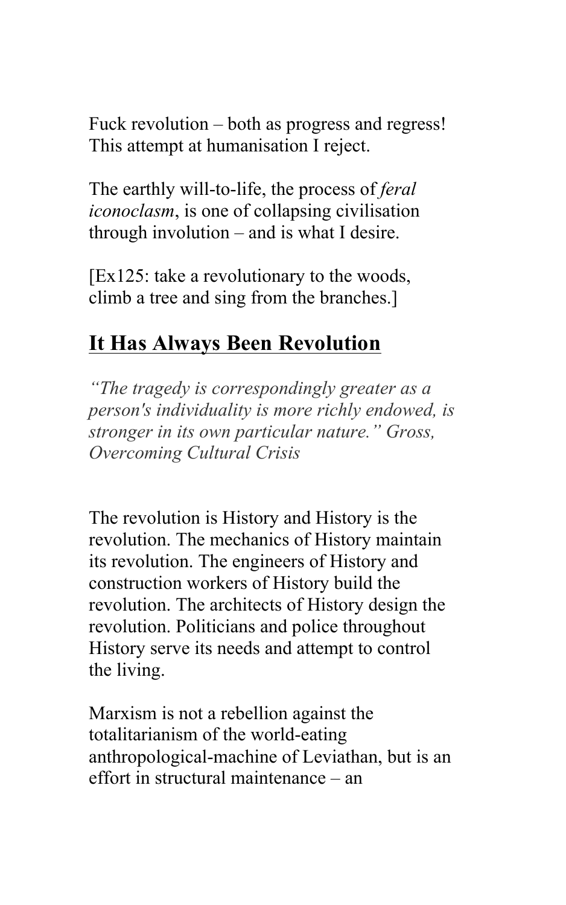Fuck revolution – both as progress and regress! This attempt at humanisation I reject.

The earthly will-to-life, the process of *feral iconoclasm*, is one of collapsing civilisation through involution – and is what I desire.

[Ex125: take a revolutionary to the woods, climb a tree and sing from the branches.]

## It Has Always Been Revolution

*"The tragedy is correspondingly greater as a person's individuality is more richly endowed, is stronger in its own particular nature." Gross, Overcoming Cultural Crisis*

The revolution is History and History is the revolution. The mechanics of History maintain its revolution. The engineers of History and construction workers of History build the revolution. The architects of History design the revolution. Politicians and police throughout History serve its needs and attempt to control the living.

Marxism is not a rebellion against the totalitarianism of the world-eating anthropological-machine of Leviathan, but is an effort in structural maintenance – an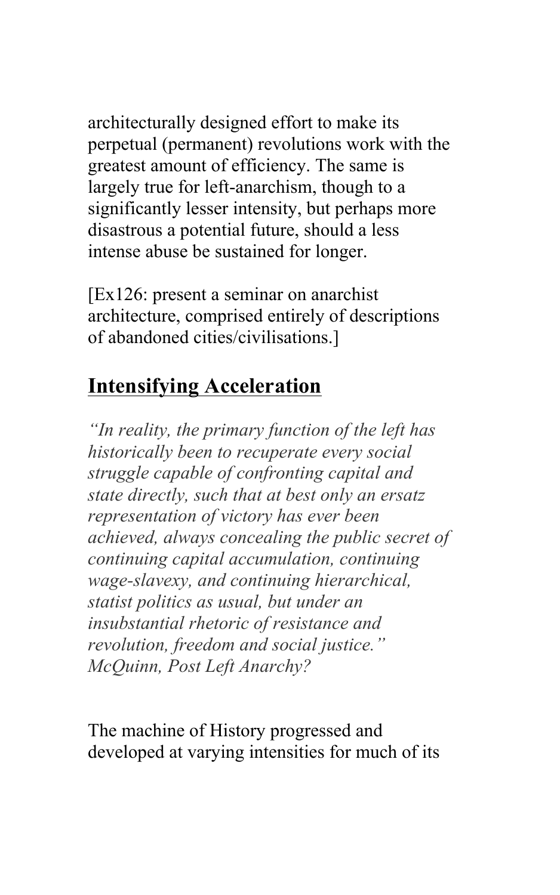architecturally designed effort to make its perpetual (permanent) revolutions work with the greatest amount of efficiency. The same is largely true for left-anarchism, though to a significantly lesser intensity, but perhaps more disastrous a potential future, should a less intense abuse be sustained for longer.

[Ex126: present a seminar on anarchist architecture, comprised entirely of descriptions of abandoned cities/civilisations.]

## Intensifying Acceleration

*"In reality, the primary function of the left has historically been to recuperate every social struggle capable of confronting capital and state directly, such that at best only an ersatz representation of victory has ever been achieved, always concealing the public secret of continuing capital accumulation, continuing wage-slavexy, and continuing hierarchical, statist politics as usual, but under an insubstantial rhetoric of resistance and revolution, freedom and social justice." McQuinn, Post Left Anarchy?*

The machine of History progressed and developed at varying intensities for much of its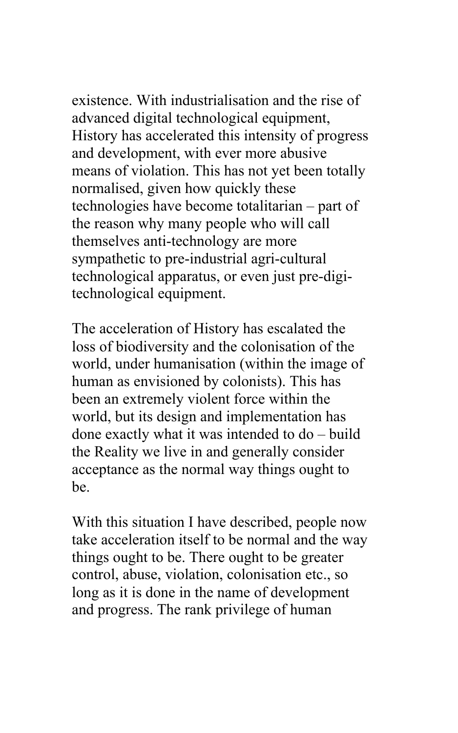existence. With industrialisation and the rise of advanced digital technological equipment, History has accelerated this intensity of progress and development, with ever more abusive means of violation. This has not yet been totally normalised, given how quickly these technologies have become totalitarian – part of the reason why many people who will call themselves anti-technology are more sympathetic to pre-industrial agri-cultural technological apparatus, or even just pre-digi-technological equipment.

The acceleration of History has escalated the loss of biodiversity and the colonisation of the world, under humanisation (within the image of human as envisioned by colonists). This has been an extremely violent force within the world, but its design and implementation has done exactly what it was intended to do – build the Reality we live in and generally consider acceptance as the normal way things ought to be.

With this situation I have described, people now take acceleration itself to be normal and the way things ought to be. There ought to be greater control, abuse, violation, colonisation etc., so long as it is done in the name of development and progress. The rank privilege of human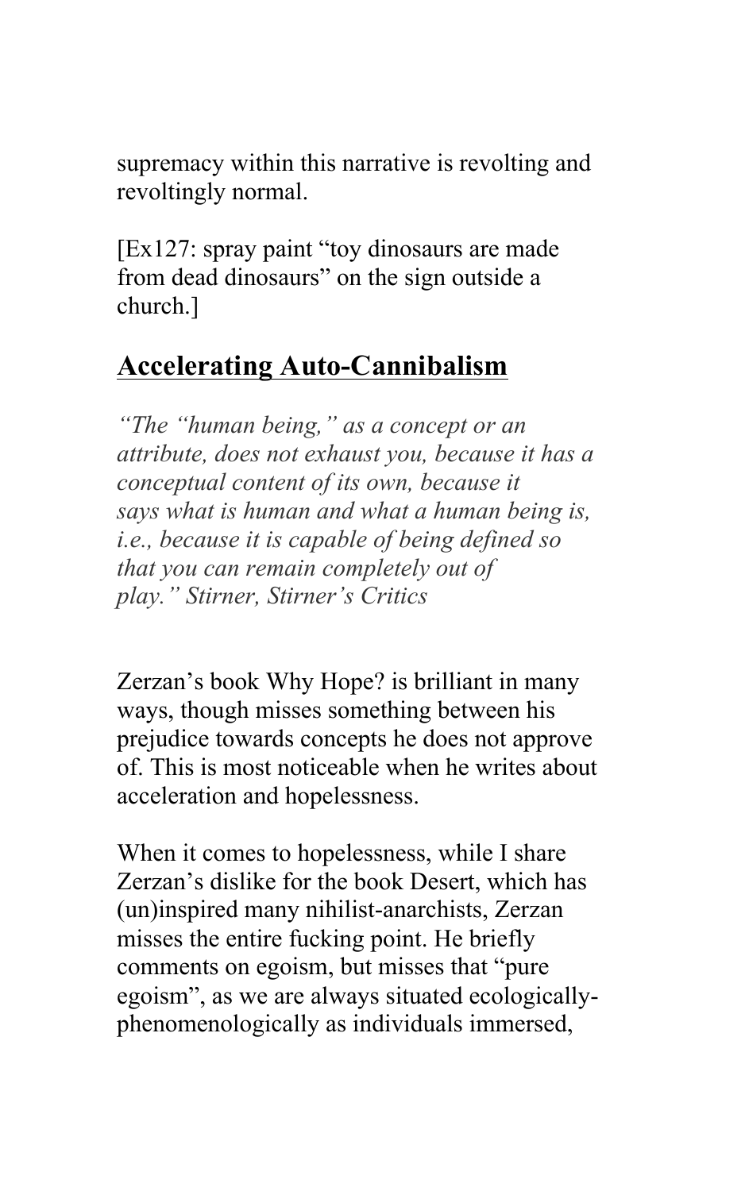supremacy within this narrative is revolting and revoltingly normal.

[Ex127: spray paint “toy dinosaurs are made from dead dinosaurs” on the sign outside a church.]

## Accelerating Auto-Cannibalism

*“The “human being,” as a concept or an attribute, does not exhaust you, because it has a conceptual content of its own, because it says what is human and what a human being is, i.e., because it is capable of being defined so that you can remain completely out of play.” Stirner, Stirner’s Critics*

Zerzan’s book Why Hope? is brilliant in many ways, though misses something between his prejudice towards concepts he does not approve of. This is most noticeable when he writes about acceleration and hopelessness.

When it comes to hopelessness, while I share Zerzan’s dislike for the book Desert, which has (un)inspired many nihilist-anarchists, Zerzan misses the entire fucking point. He briefly comments on egoism, but misses that “pure egoism”, as we are always situated ecologically-phenomenologically as individuals immersed,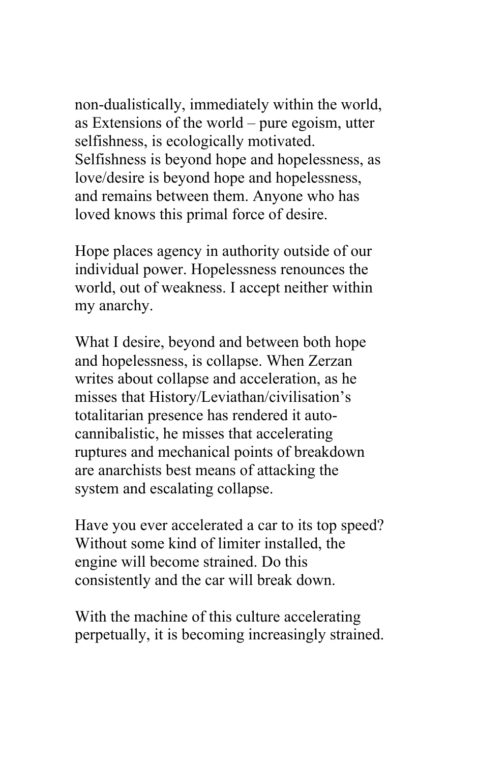non-dualistically, immediately within the world, as Extensions of the world – pure egoism, utter selfishness, is ecologically motivated. Selfishness is beyond hope and hopelessness, as love/desire is beyond hope and hopelessness, and remains between them. Anyone who has loved knows this primal force of desire.

Hope places agency in authority outside of our individual power. Hopelessness renounces the world, out of weakness. I accept neither within my anarchy.

What I desire, beyond and between both hope and hopelessness, is collapse. When Zerzan writes about collapse and acceleration, as he misses that History/Leviathan/civilisation's totalitarian presence has rendered it auto-cannibalistic, he misses that accelerating ruptures and mechanical points of breakdown are anarchists best means of attacking the system and escalating collapse.

Have you ever accelerated a car to its top speed? Without some kind of limiter installed, the engine will become strained. Do this consistently and the car will break down.

With the machine of this culture accelerating perpetually, it is becoming increasingly strained.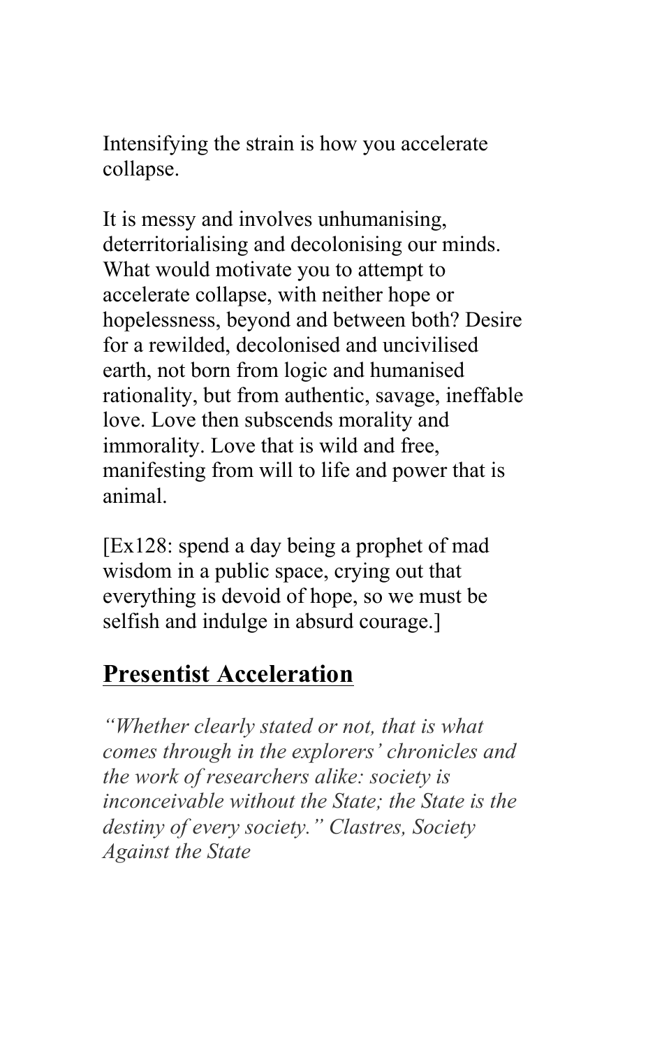Intensifying the strain is how you accelerate collapse.

It is messy and involves unhumanising, deterritorialising and decolonising our minds. What would motivate you to attempt to accelerate collapse, with neither hope or hopelessness, beyond and between both? Desire for a rewilded, decolonised and uncivilised earth, not born from logic and humanised rationality, but from authentic, savage, ineffable love. Love then subscends morality and immorality. Love that is wild and free, manifesting from will to life and power that is animal.

[Ex128: spend a day being a prophet of mad wisdom in a public space, crying out that everything is devoid of hope, so we must be selfish and indulge in absurd courage.]

## Presentist Acceleration

*"Whether clearly stated or not, that is what comes through in the explorers' chronicles and the work of researchers alike: society is inconceivable without the State; the State is the destiny of every society." Clastres, Society Against the State*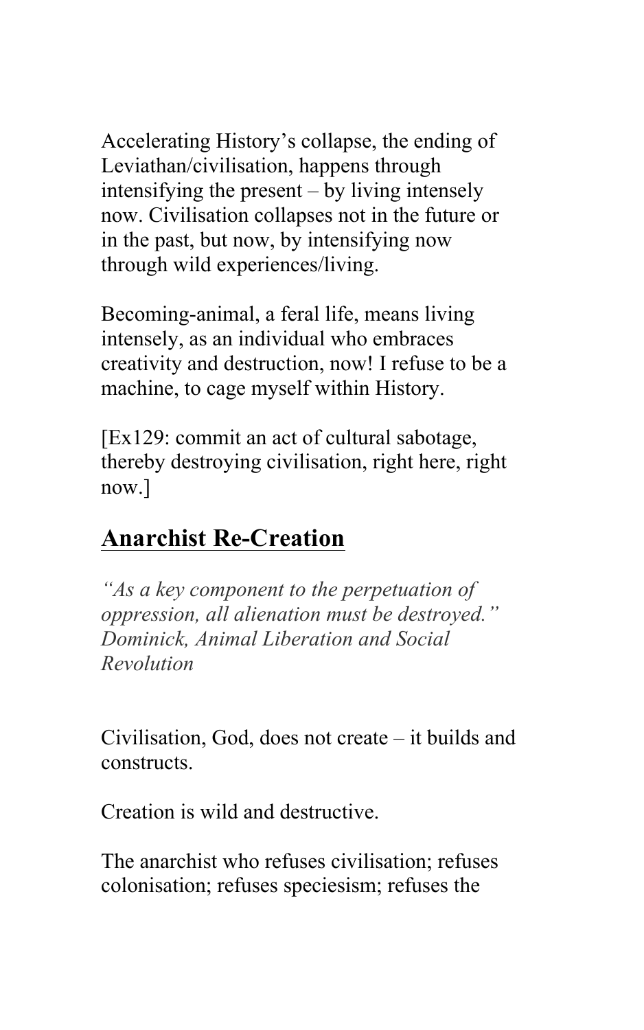Accelerating History's collapse, the ending of Leviathan/civilisation, happens through intensifying the present – by living intensely now. Civilisation collapses not in the future or in the past, but now, by intensifying now through wild experiences/living.

Becoming-animal, a feral life, means living intensely, as an individual who embraces creativity and destruction, now! I refuse to be a machine, to cage myself within History.

[Ex129: commit an act of cultural sabotage, thereby destroying civilisation, right here, right now.]

## Anarchist Re-Creation

*"As a key component to the perpetuation of oppression, all alienation must be destroyed." Dominick, Animal Liberation and Social Revolution*

Civilisation, God, does not create – it builds and constructs.

Creation is wild and destructive.

The anarchist who refuses civilisation; refuses colonisation; refuses speciesism; refuses the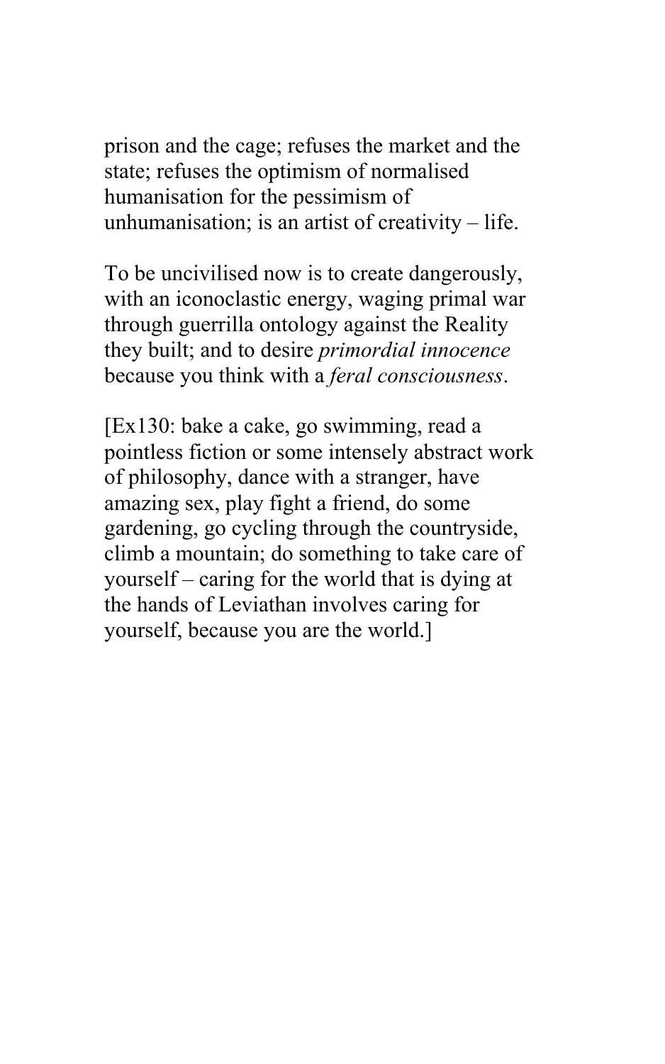prison and the cage; refuses the market and the state; refuses the optimism of normalised humanisation for the pessimism of unhumanisation; is an artist of creativity – life.

To be uncivilised now is to create dangerously, with an iconoclastic energy, waging primal war through guerrilla ontology against the Reality they built; and to desire *primordial innocence* because you think with a *feral consciousness*.

[Ex130: bake a cake, go swimming, read a pointless fiction or some intensely abstract work of philosophy, dance with a stranger, have amazing sex, play fight a friend, do some gardening, go cycling through the countryside, climb a mountain; do something to take care of yourself – caring for the world that is dying at the hands of Leviathan involves caring for yourself, because you are the world.]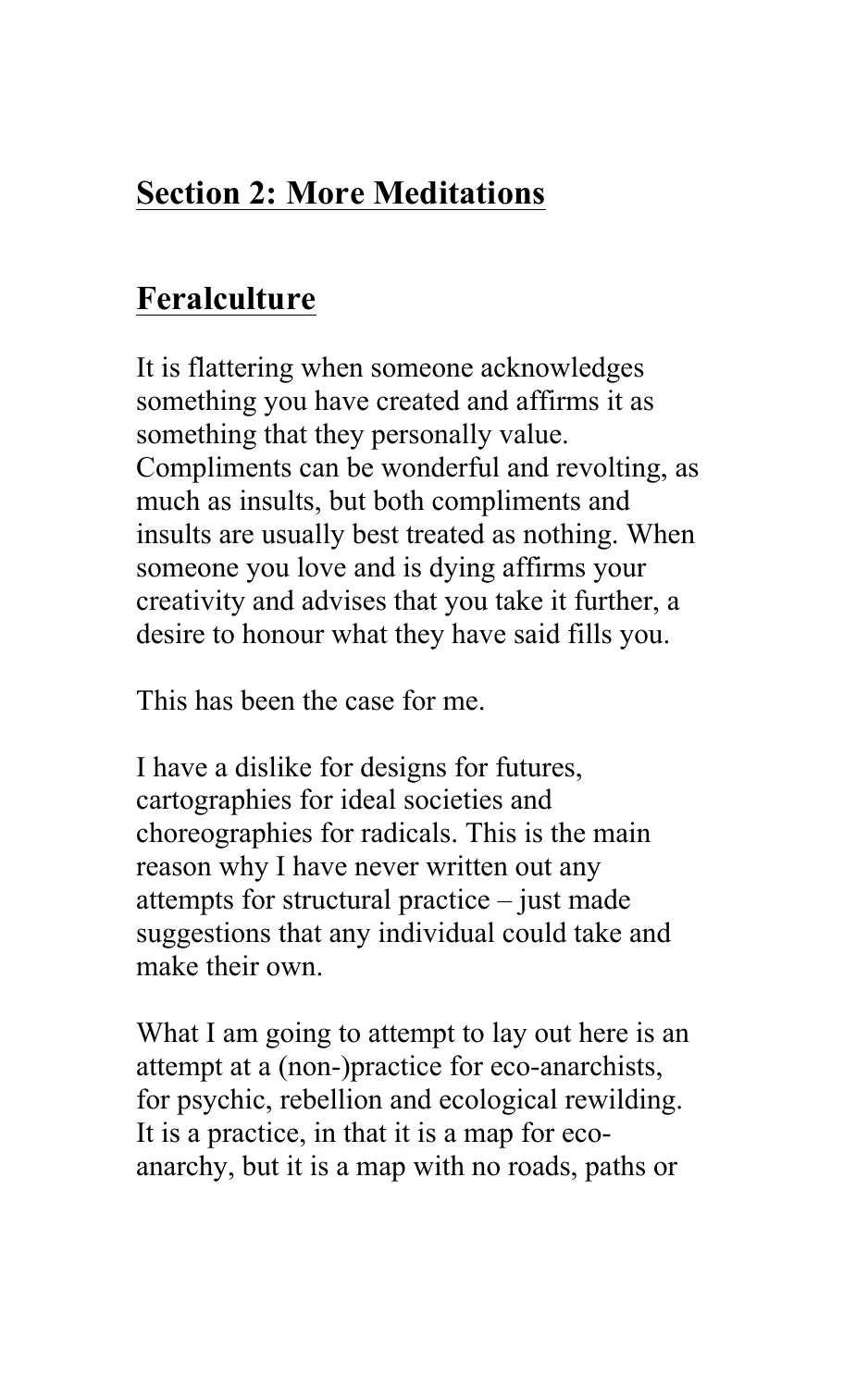## Section 2: More Meditations

## Feralculture

It is flattering when someone acknowledges something you have created and affirms it as something that they personally value. Compliments can be wonderful and revolting, as much as insults, but both compliments and insults are usually best treated as nothing. When someone you love and is dying affirms your creativity and advises that you take it further, a desire to honour what they have said fills you.

This has been the case for me.

I have a dislike for designs for futures, cartographies for ideal societies and choreographies for radicals. This is the main reason why I have never written out any attempts for structural practice – just made suggestions that any individual could take and make their own.

What I am going to attempt to lay out here is an attempt at a (non-)practice for eco-anarchists, for psychic, rebellion and ecological rewilding. It is a practice, in that it is a map for eco-anarchy, but it is a map with no roads, paths or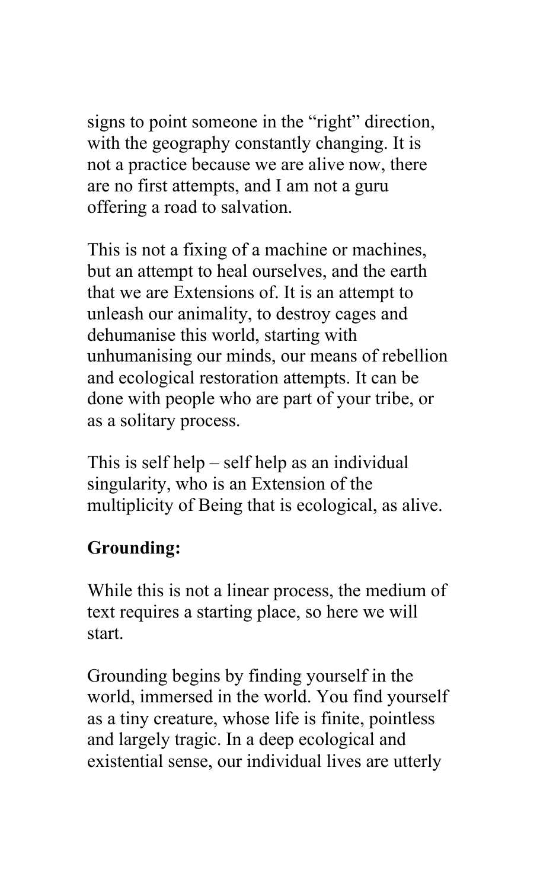signs to point someone in the "right" direction, with the geography constantly changing. It is not a practice because we are alive now, there are no first attempts, and I am not a guru offering a road to salvation.

This is not a fixing of a machine or machines, but an attempt to heal ourselves, and the earth that we are Extensions of. It is an attempt to unleash our animality, to destroy cages and dehumanise this world, starting with unhumanising our minds, our means of rebellion and ecological restoration attempts. It can be done with people who are part of your tribe, or as a solitary process.

This is self help – self help as an individual singularity, who is an Extension of the multiplicity of Being that is ecological, as alive.

**Grounding:**

While this is not a linear process, the medium of text requires a starting place, so here we will start.

Grounding begins by finding yourself in the world, immersed in the world. You find yourself as a tiny creature, whose life is finite, pointless and largely tragic. In a deep ecological and existential sense, our individual lives are utterly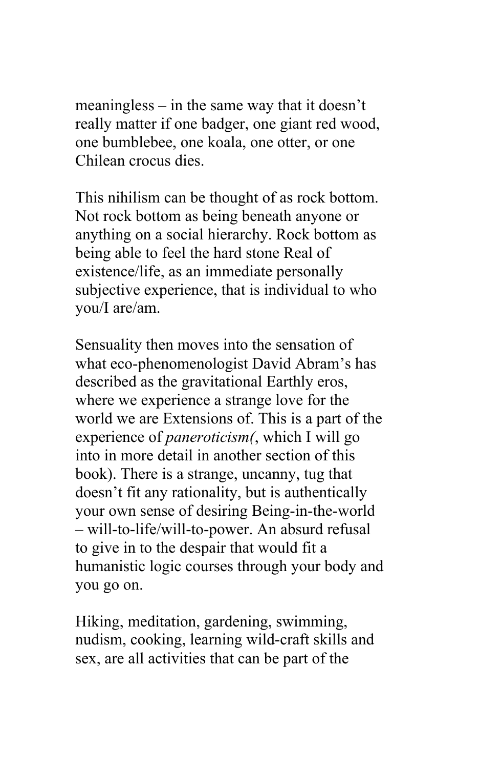meaningless – in the same way that it doesn't really matter if one badger, one giant red wood, one bumblebee, one koala, one otter, or one Chilean crocus dies.

This nihilism can be thought of as rock bottom. Not rock bottom as being beneath anyone or anything on a social hierarchy. Rock bottom as being able to feel the hard stone Real of existence/life, as an immediate personally subjective experience, that is individual to who you/I are/am.

Sensuality then moves into the sensation of what eco-phenomenologist David Abram's has described as the gravitational Earthly eros, where we experience a strange love for the world we are Extensions of. This is a part of the experience of *paneroticism(*, which I will go into in more detail in another section of this book). There is a strange, uncanny, tug that doesn't fit any rationality, but is authentically your own sense of desiring Being-in-the-world – will-to-life/will-to-power. An absurd refusal to give in to the despair that would fit a humanistic logic courses through your body and you go on.

Hiking, meditation, gardening, swimming, nudism, cooking, learning wild-craft skills and sex, are all activities that can be part of the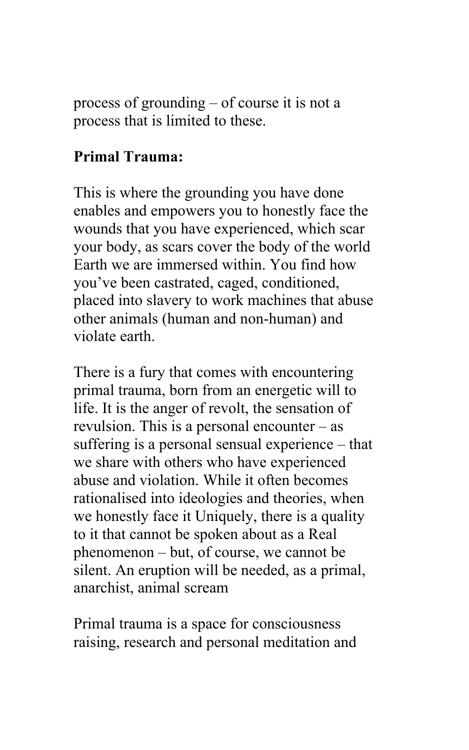process of grounding – of course it is not a process that is limited to these.

**Primal Trauma:**

This is where the grounding you have done enables and empowers you to honestly face the wounds that you have experienced, which scar your body, as scars cover the body of the world Earth we are immersed within. You find how you've been castrated, caged, conditioned, placed into slavery to work machines that abuse other animals (human and non-human) and violate earth.

There is a fury that comes with encountering primal trauma, born from an energetic will to life. It is the anger of revolt, the sensation of revulsion. This is a personal encounter – as suffering is a personal sensual experience – that we share with others who have experienced abuse and violation. While it often becomes rationalised into ideologies and theories, when we honestly face it Uniquely, there is a quality to it that cannot be spoken about as a Real phenomenon – but, of course, we cannot be silent. An eruption will be needed, as a primal, anarchist, animal scream

Primal trauma is a space for consciousness raising, research and personal meditation and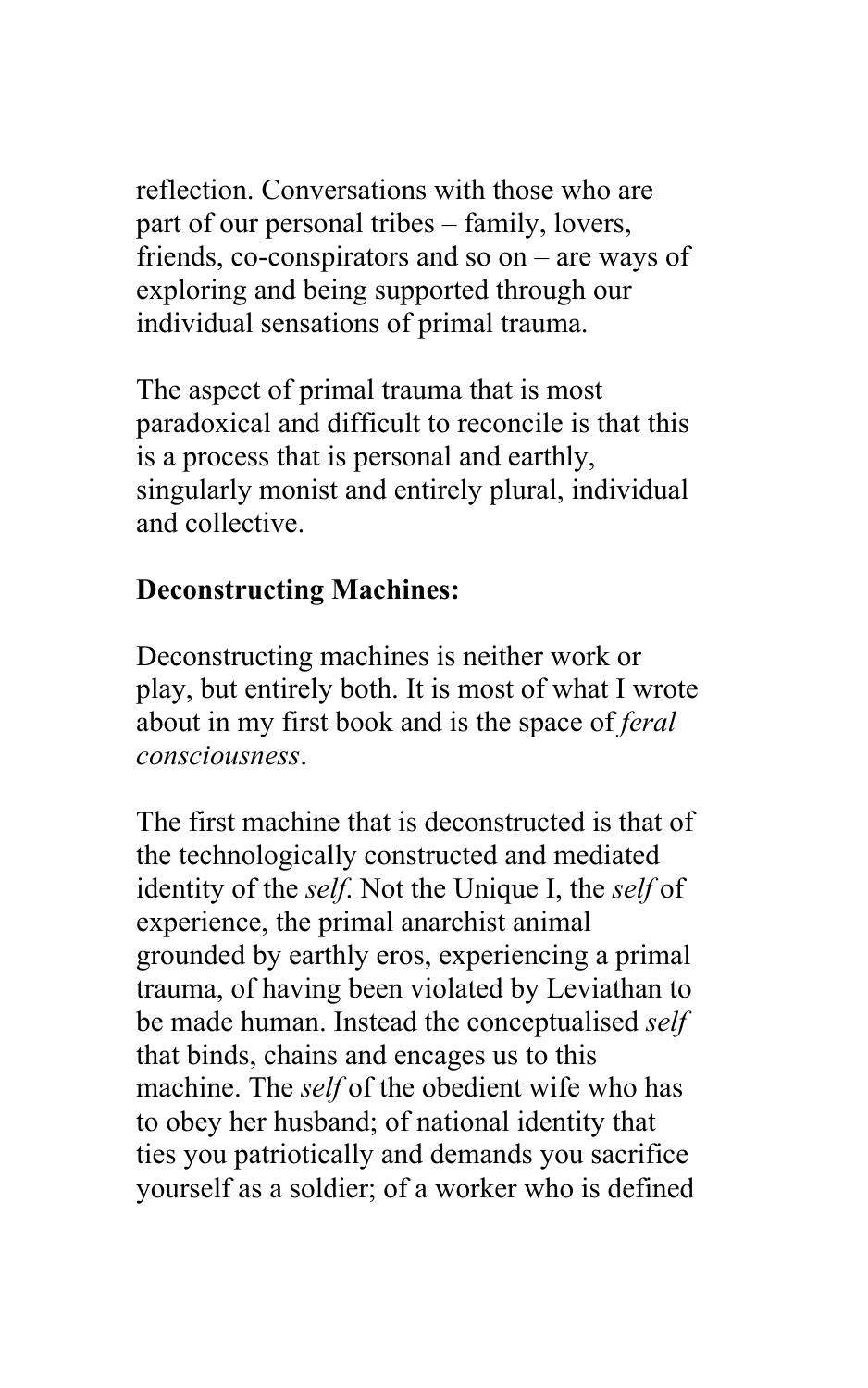reflection. Conversations with those who are part of our personal tribes – family, lovers, friends, co-conspirators and so on – are ways of exploring and being supported through our individual sensations of primal trauma.

The aspect of primal trauma that is most paradoxical and difficult to reconcile is that this is a process that is personal and earthly, singularly monist and entirely plural, individual and collective.

**Deconstructing Machines:**

Deconstructing machines is neither work or play, but entirely both. It is most of what I wrote about in my first book and is the space of *feral consciousness*.

The first machine that is deconstructed is that of the technologically constructed and mediated identity of the *self*. Not the Unique I, the *self* of experience, the primal anarchist animal grounded by earthly eros, experiencing a primal trauma, of having been violated by Leviathan to be made human. Instead the conceptualised *self* that binds, chains and encages us to this machine. The *self* of the obedient wife who has to obey her husband; of national identity that ties you patriotically and demands you sacrifice yourself as a soldier; of a worker who is defined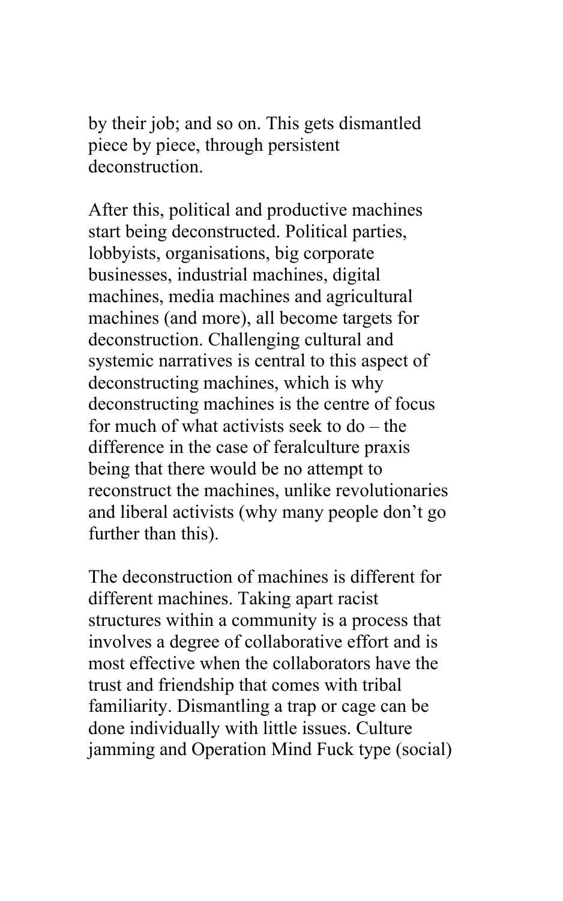by their job; and so on. This gets dismantled piece by piece, through persistent deconstruction.

After this, political and productive machines start being deconstructed. Political parties, lobbyists, organisations, big corporate businesses, industrial machines, digital machines, media machines and agricultural machines (and more), all become targets for deconstruction. Challenging cultural and systemic narratives is central to this aspect of deconstructing machines, which is why deconstructing machines is the centre of focus for much of what activists seek to do – the difference in the case of feralculture praxis being that there would be no attempt to reconstruct the machines, unlike revolutionaries and liberal activists (why many people don't go further than this).

The deconstruction of machines is different for different machines. Taking apart racist structures within a community is a process that involves a degree of collaborative effort and is most effective when the collaborators have the trust and friendship that comes with tribal familiarity. Dismantling a trap or cage can be done individually with little issues. Culture jamming and Operation Mind Fuck type (social)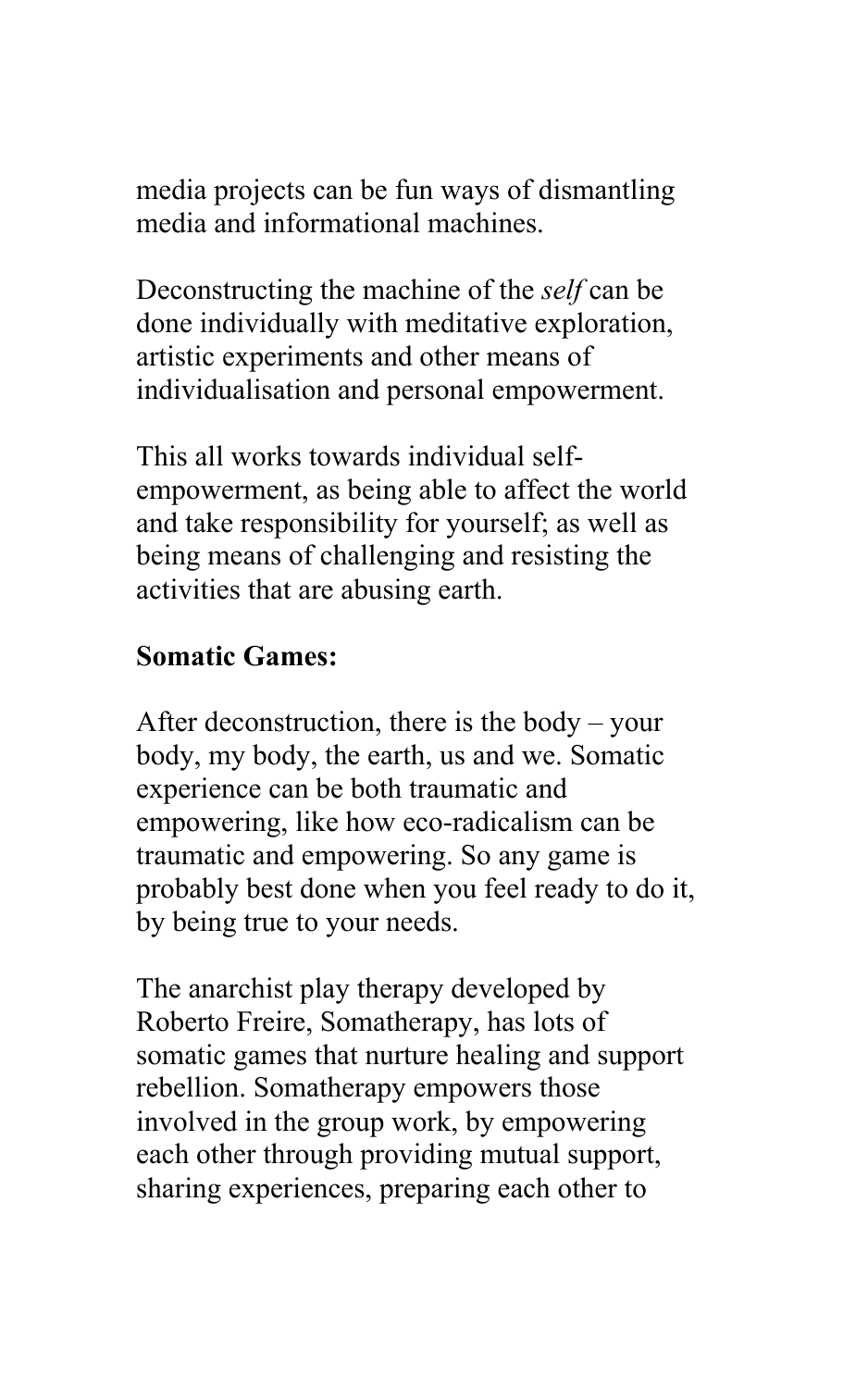media projects can be fun ways of dismantling media and informational machines.

Deconstructing the machine of the *self* can be done individually with meditative exploration, artistic experiments and other means of individualisation and personal empowerment.

This all works towards individual self-empowerment, as being able to affect the world and take responsibility for yourself; as well as being means of challenging and resisting the activities that are abusing earth.

**Somatic Games:**

After deconstruction, there is the body – your body, my body, the earth, us and we. Somatic experience can be both traumatic and empowering, like how eco-radicalism can be traumatic and empowering. So any game is probably best done when you feel ready to do it, by being true to your needs.

The anarchist play therapy developed by Roberto Freire, Somatherapy, has lots of somatic games that nurture healing and support rebellion. Somatherapy empowers those involved in the group work, by empowering each other through providing mutual support, sharing experiences, preparing each other to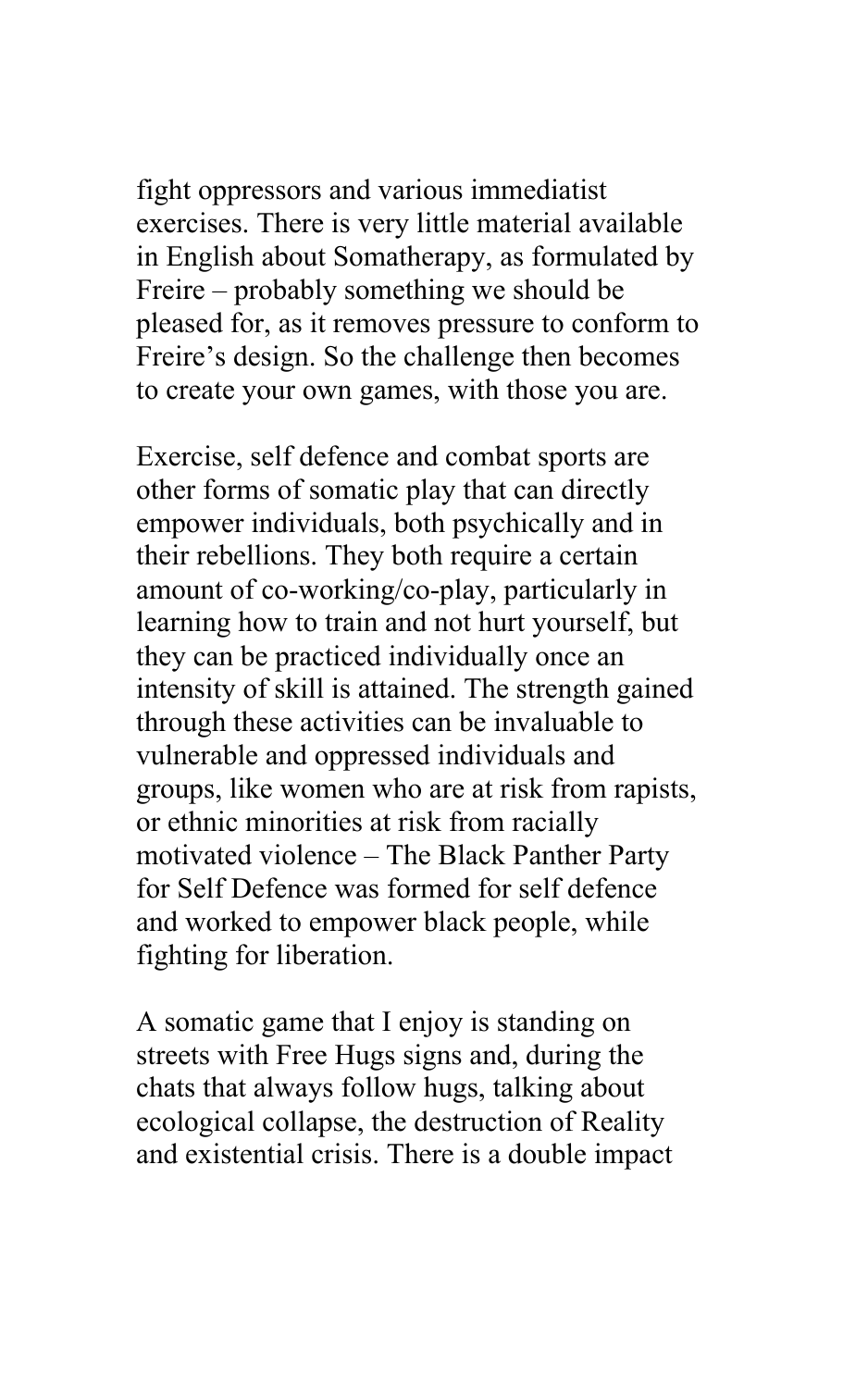fight oppressors and various immediatist exercises. There is very little material available in English about Somatherapy, as formulated by Freire – probably something we should be pleased for, as it removes pressure to conform to Freire's design. So the challenge then becomes to create your own games, with those you are.

Exercise, self defence and combat sports are other forms of somatic play that can directly empower individuals, both psychically and in their rebellions. They both require a certain amount of co-working/co-play, particularly in learning how to train and not hurt yourself, but they can be practiced individually once an intensity of skill is attained. The strength gained through these activities can be invaluable to vulnerable and oppressed individuals and groups, like women who are at risk from rapists, or ethnic minorities at risk from racially motivated violence – The Black Panther Party for Self Defence was formed for self defence and worked to empower black people, while fighting for liberation.

A somatic game that I enjoy is standing on streets with Free Hugs signs and, during the chats that always follow hugs, talking about ecological collapse, the destruction of Reality and existential crisis. There is a double impact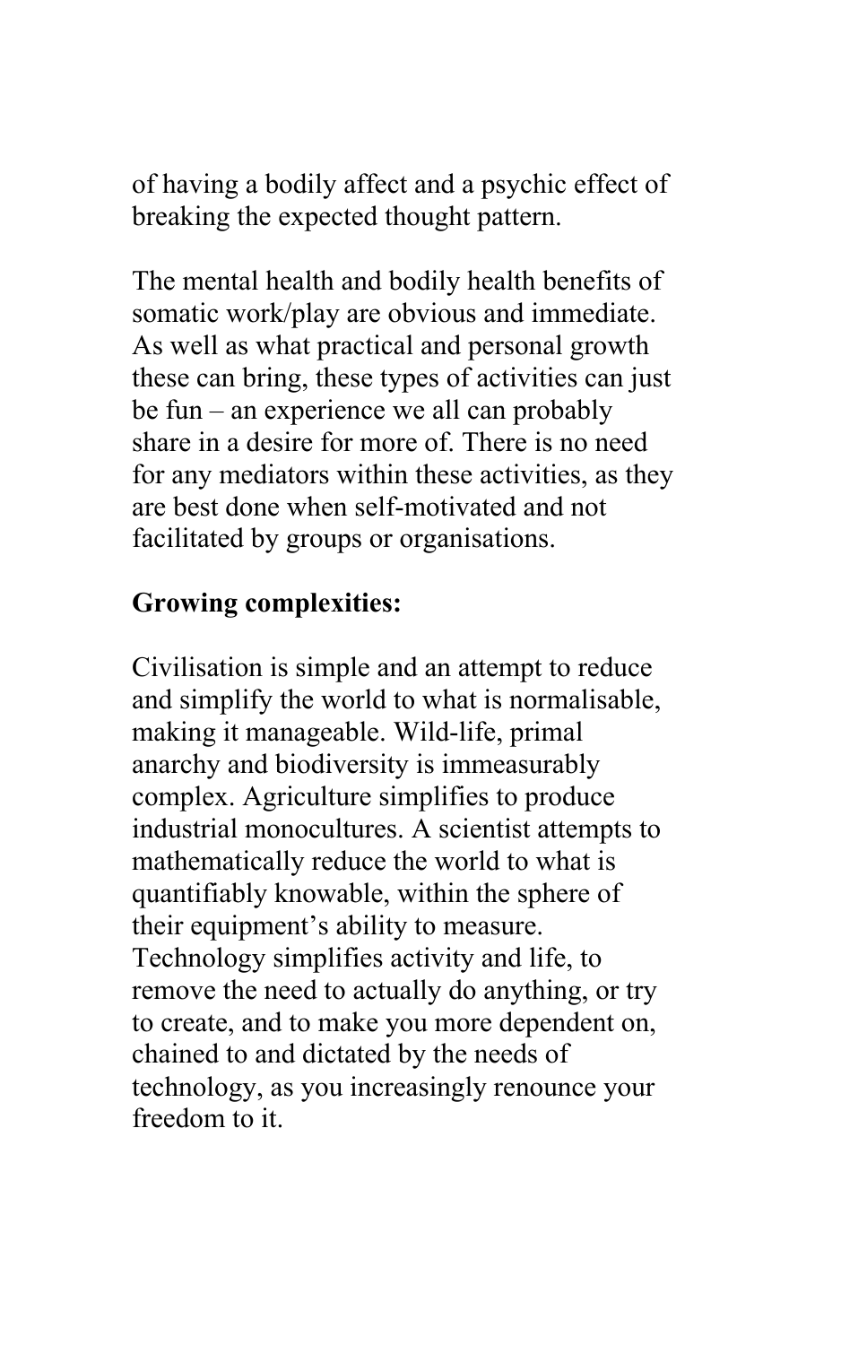of having a bodily affect and a psychic effect of breaking the expected thought pattern.

The mental health and bodily health benefits of somatic work/play are obvious and immediate. As well as what practical and personal growth these can bring, these types of activities can just be fun – an experience we all can probably share in a desire for more of. There is no need for any mediators within these activities, as they are best done when self-motivated and not facilitated by groups or organisations.

**Growing complexities:**

Civilisation is simple and an attempt to reduce and simplify the world to what is normalisable, making it manageable. Wild-life, primal anarchy and biodiversity is immeasurably complex. Agriculture simplifies to produce industrial monocultures. A scientist attempts to mathematically reduce the world to what is quantifiably knowable, within the sphere of their equipment's ability to measure. Technology simplifies activity and life, to remove the need to actually do anything, or try to create, and to make you more dependent on, chained to and dictated by the needs of technology, as you increasingly renounce your freedom to it.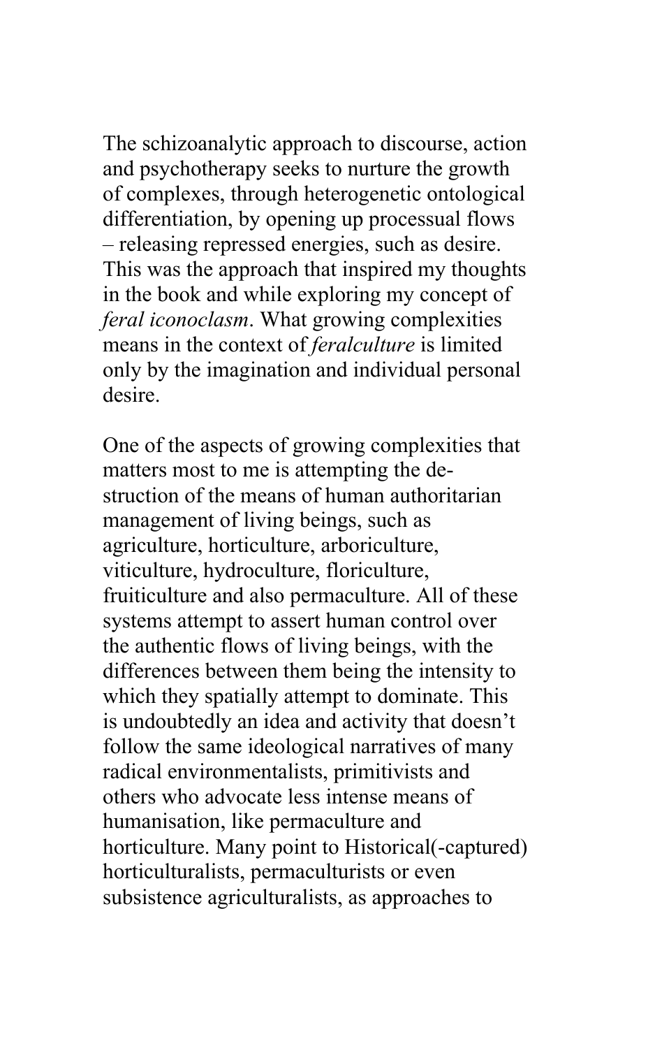The schizoanalytic approach to discourse, action and psychotherapy seeks to nurture the growth of complexes, through heterogenetic ontological differentiation, by opening up processual flows – releasing repressed energies, such as desire. This was the approach that inspired my thoughts in the book and while exploring my concept of *feral iconoclasm*. What growing complexities means in the context of *feralculture* is limited only by the imagination and individual personal desire.

One of the aspects of growing complexities that matters most to me is attempting the de-struction of the means of human authoritarian management of living beings, such as agriculture, horticulture, arboriculture, viticulture, hydroculture, floriculture, fruiticulture and also permaculture. All of these systems attempt to assert human control over the authentic flows of living beings, with the differences between them being the intensity to which they spatially attempt to dominate. This is undoubtedly an idea and activity that doesn't follow the same ideological narratives of many radical environmentalists, primitivists and others who advocate less intense means of humanisation, like permaculture and horticulture. Many point to Historical(-captured) horticulturalists, permaculturists or even subsistence agriculturalists, as approaches to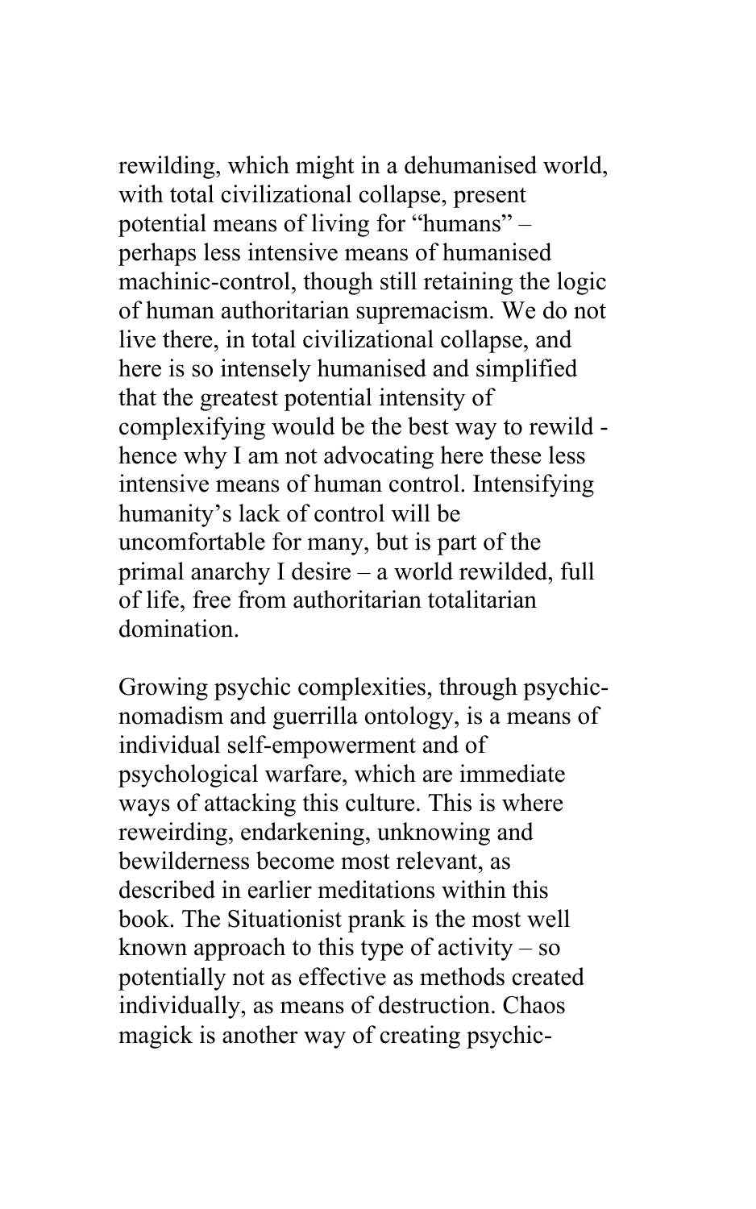rewilding, which might in a dehumanised world, with total civilizational collapse, present potential means of living for "humans" – perhaps less intensive means of humanised machinic-control, though still retaining the logic of human authoritarian supremacism. We do not live there, in total civilizational collapse, and here is so intensely humanised and simplified that the greatest potential intensity of complexifying would be the best way to rewild - hence why I am not advocating here these less intensive means of human control. Intensifying humanity's lack of control will be uncomfortable for many, but is part of the primal anarchy I desire – a world rewilded, full of life, free from authoritarian totalitarian domination.

Growing psychic complexities, through psychic-nomadism and guerrilla ontology, is a means of individual self-empowerment and of psychological warfare, which are immediate ways of attacking this culture. This is where reweirding, endarkening, unknowing and bewilderness become most relevant, as described in earlier meditations within this book. The Situationist prank is the most well known approach to this type of activity – so potentially not as effective as methods created individually, as means of destruction. Chaos magick is another way of creating psychic-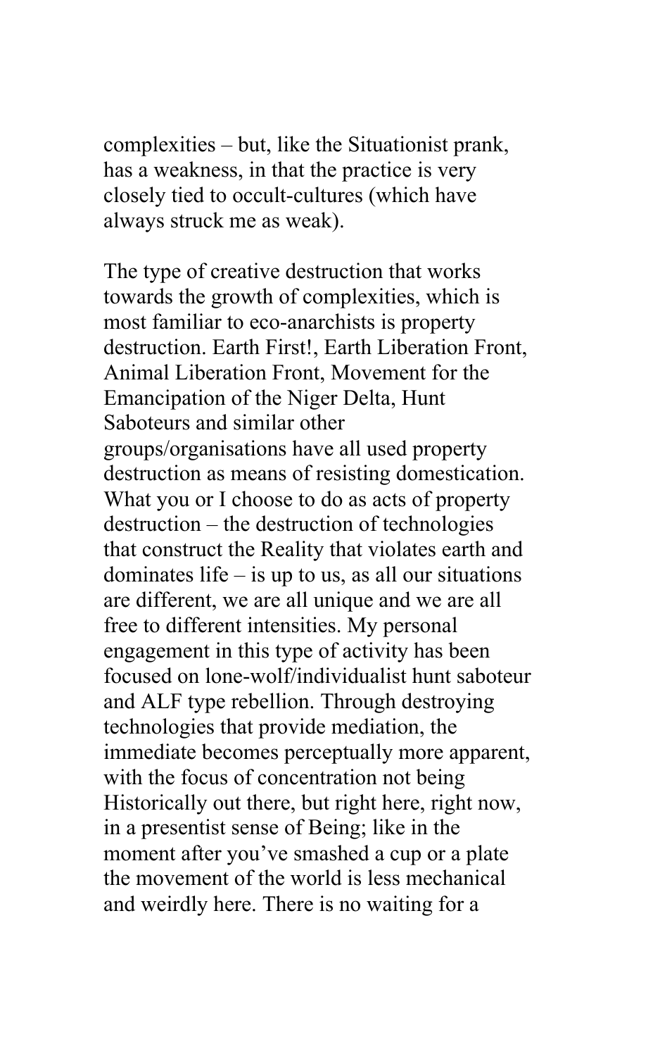complexities – but, like the Situationist prank, has a weakness, in that the practice is very closely tied to occult-cultures (which have always struck me as weak).

The type of creative destruction that works towards the growth of complexities, which is most familiar to eco-anarchists is property destruction. Earth First!, Earth Liberation Front, Animal Liberation Front, Movement for the Emancipation of the Niger Delta, Hunt Saboteurs and similar other groups/organisations have all used property destruction as means of resisting domestication. What you or I choose to do as acts of property destruction – the destruction of technologies that construct the Reality that violates earth and dominates life – is up to us, as all our situations are different, we are all unique and we are all free to different intensities. My personal engagement in this type of activity has been focused on lone-wolf/individualist hunt saboteur and ALF type rebellion. Through destroying technologies that provide mediation, the immediate becomes perceptually more apparent, with the focus of concentration not being Historically out there, but right here, right now, in a presentist sense of Being; like in the moment after you've smashed a cup or a plate the movement of the world is less mechanical and weirdly here. There is no waiting for a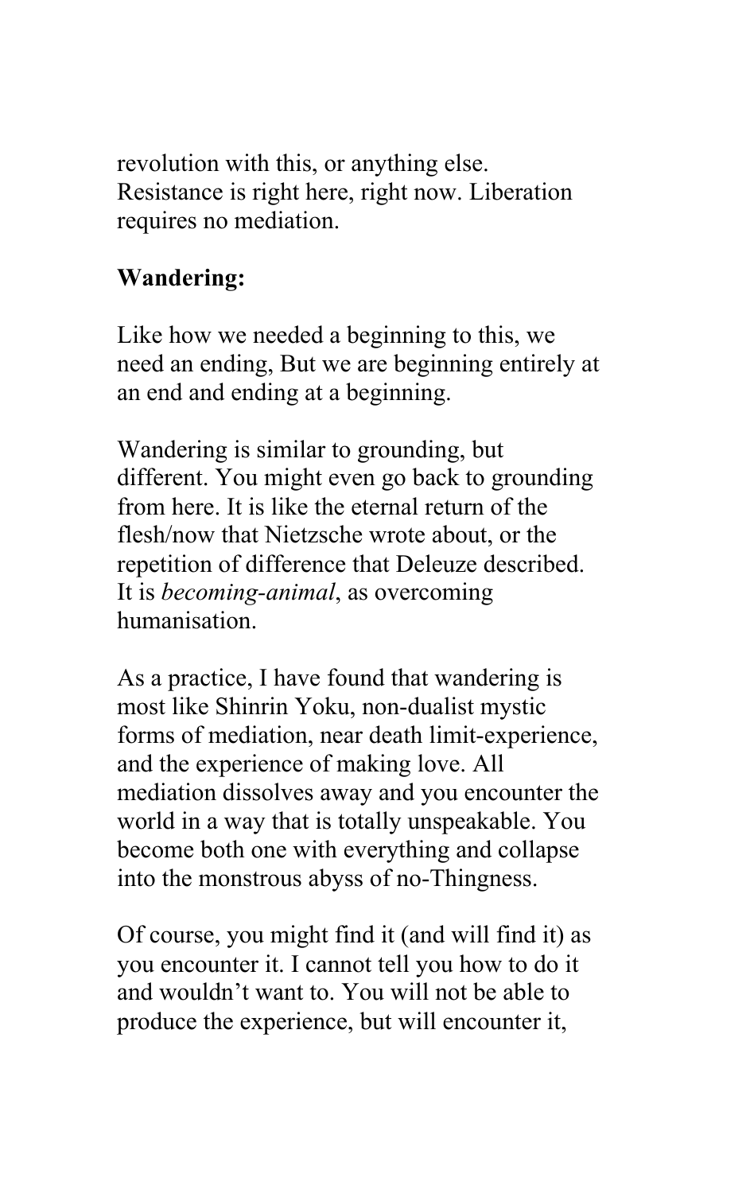revolution with this, or anything else. Resistance is right here, right now. Liberation requires no mediation.

**Wandering:**

Like how we needed a beginning to this, we need an ending, But we are beginning entirely at an end and ending at a beginning.

Wandering is similar to grounding, but different. You might even go back to grounding from here. It is like the eternal return of the flesh/now that Nietzsche wrote about, or the repetition of difference that Deleuze described. It is *becoming-animal*, as overcoming humanisation.

As a practice, I have found that wandering is most like Shinrin Yoku, non-dualist mystic forms of mediation, near death limit-experience, and the experience of making love. All mediation dissolves away and you encounter the world in a way that is totally unspeakable. You become both one with everything and collapse into the monstrous abyss of no-Thingness.

Of course, you might find it (and will find it) as you encounter it. I cannot tell you how to do it and wouldn't want to. You will not be able to produce the experience, but will encounter it,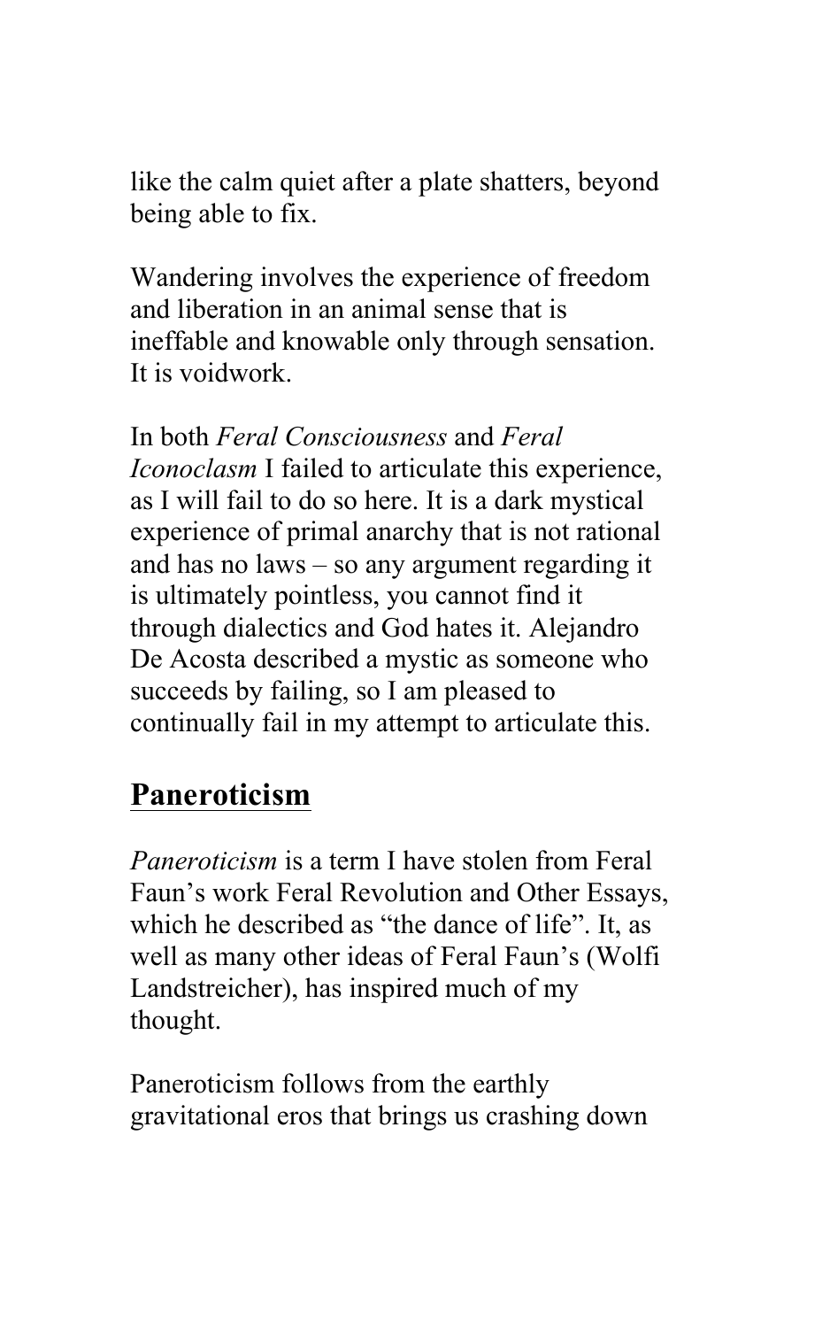like the calm quiet after a plate shatters, beyond being able to fix.

Wandering involves the experience of freedom and liberation in an animal sense that is ineffable and knowable only through sensation. It is voidwork.

In both *Feral Consciousness* and *Feral Iconoclasm* I failed to articulate this experience, as I will fail to do so here. It is a dark mystical experience of primal anarchy that is not rational and has no laws – so any argument regarding it is ultimately pointless, you cannot find it through dialectics and God hates it. Alejandro De Acosta described a mystic as someone who succeeds by failing, so I am pleased to continually fail in my attempt to articulate this.

## **Paneroticism**

*Paneroticism* is a term I have stolen from Feral Faun's work Feral Revolution and Other Essays, which he described as "the dance of life". It, as well as many other ideas of Feral Faun's (Wolfi Landstreicher), has inspired much of my thought.

Paneroticism follows from the earthly gravitational eros that brings us crashing down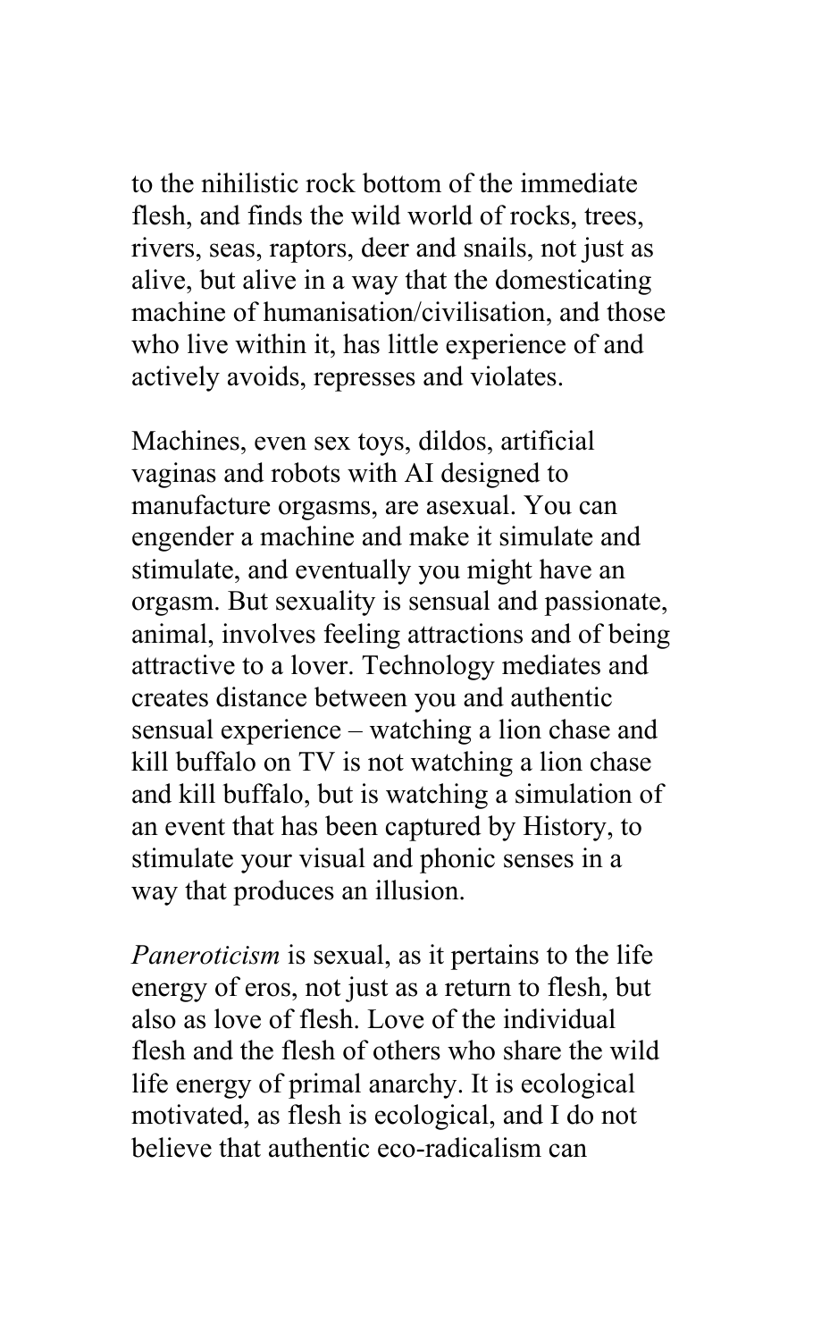to the nihilistic rock bottom of the immediate flesh, and finds the wild world of rocks, trees, rivers, seas, raptors, deer and snails, not just as alive, but alive in a way that the domesticating machine of humanisation/civilisation, and those who live within it, has little experience of and actively avoids, represses and violates.

Machines, even sex toys, dildos, artificial vaginas and robots with AI designed to manufacture orgasms, are asexual. You can engender a machine and make it simulate and stimulate, and eventually you might have an orgasm. But sexuality is sensual and passionate, animal, involves feeling attractions and of being attractive to a lover. Technology mediates and creates distance between you and authentic sensual experience – watching a lion chase and kill buffalo on TV is not watching a lion chase and kill buffalo, but is watching a simulation of an event that has been captured by History, to stimulate your visual and phonic senses in a way that produces an illusion.

*Paneroticism* is sexual, as it pertains to the life energy of eros, not just as a return to flesh, but also as love of flesh. Love of the individual flesh and the flesh of others who share the wild life energy of primal anarchy. It is ecological motivated, as flesh is ecological, and I do not believe that authentic eco-radicalism can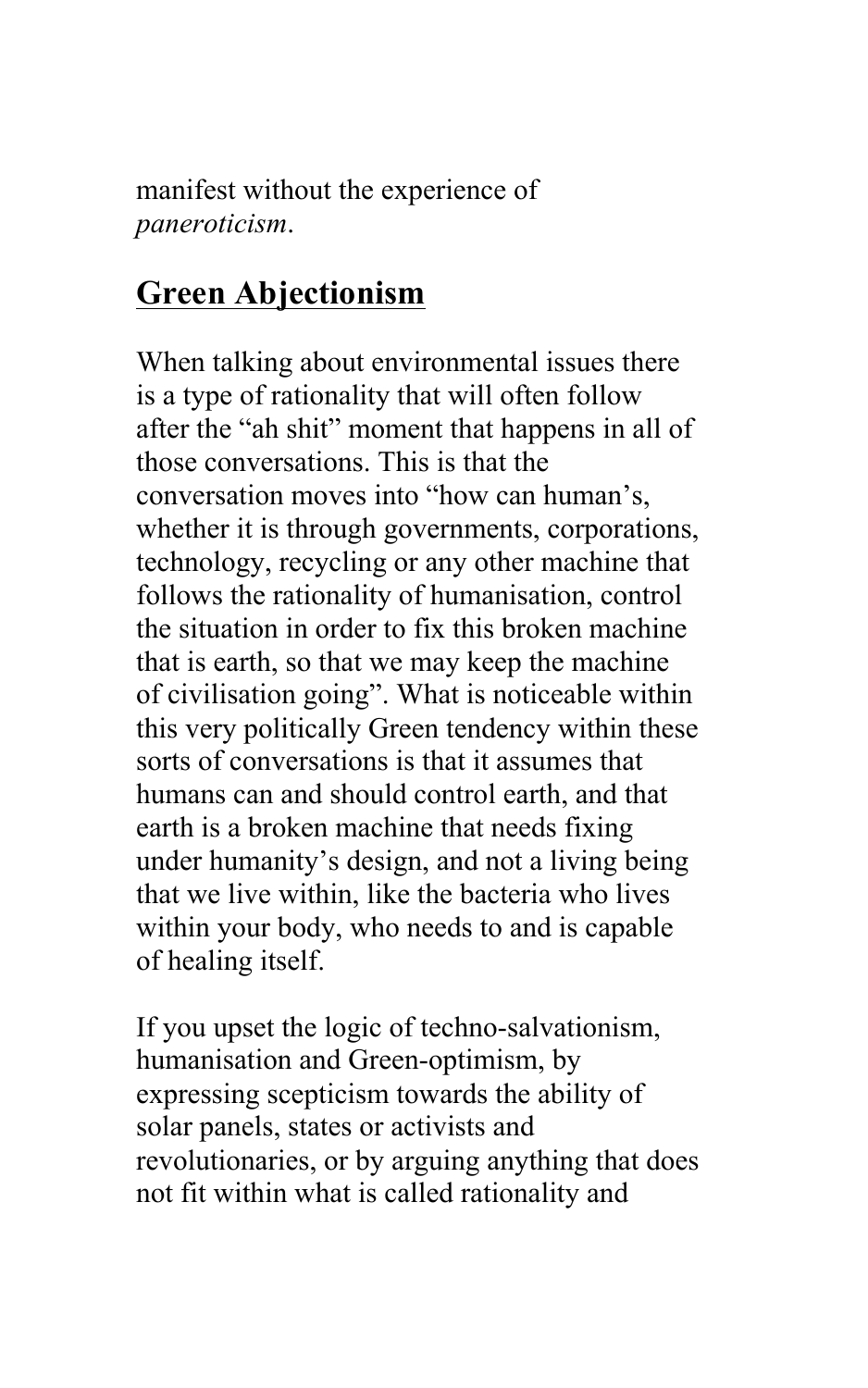manifest without the experience of *paneroticism*.

## Green Abjectionism

When talking about environmental issues there is a type of rationality that will often follow after the "ah shit" moment that happens in all of those conversations. This is that the conversation moves into "how can human's, whether it is through governments, corporations, technology, recycling or any other machine that follows the rationality of humanisation, control the situation in order to fix this broken machine that is earth, so that we may keep the machine of civilisation going". What is noticeable within this very politically Green tendency within these sorts of conversations is that it assumes that humans can and should control earth, and that earth is a broken machine that needs fixing under humanity's design, and not a living being that we live within, like the bacteria who lives within your body, who needs to and is capable of healing itself.

If you upset the logic of techno-salvationism, humanisation and Green-optimism, by expressing scepticism towards the ability of solar panels, states or activists and revolutionaries, or by arguing anything that does not fit within what is called rationality and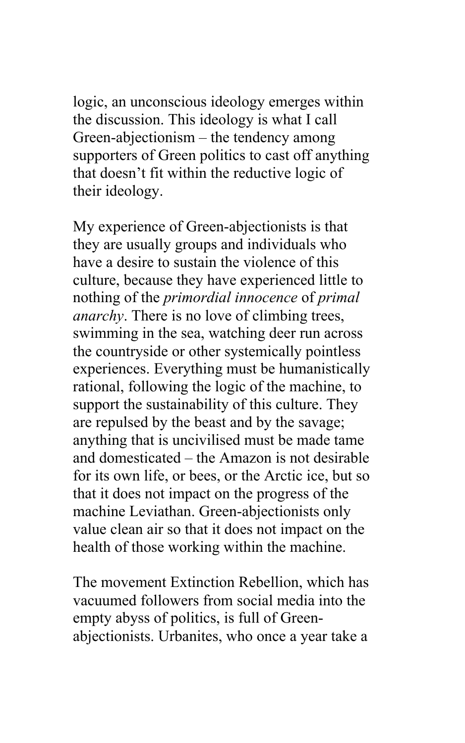logic, an unconscious ideology emerges within the discussion. This ideology is what I call Green-abjectionism – the tendency among supporters of Green politics to cast off anything that doesn't fit within the reductive logic of their ideology.

My experience of Green-abjectionists is that they are usually groups and individuals who have a desire to sustain the violence of this culture, because they have experienced little to nothing of the *primordial innocence* of *primal anarchy*. There is no love of climbing trees, swimming in the sea, watching deer run across the countryside or other systemically pointless experiences. Everything must be humanistically rational, following the logic of the machine, to support the sustainability of this culture. They are repulsed by the beast and by the savage; anything that is uncivilised must be made tame and domesticated – the Amazon is not desirable for its own life, or bees, or the Arctic ice, but so that it does not impact on the progress of the machine Leviathan. Green-abjectionists only value clean air so that it does not impact on the health of those working within the machine.

The movement Extinction Rebellion, which has vacuumed followers from social media into the empty abyss of politics, is full of Green-abjectionists. Urbanites, who once a year take a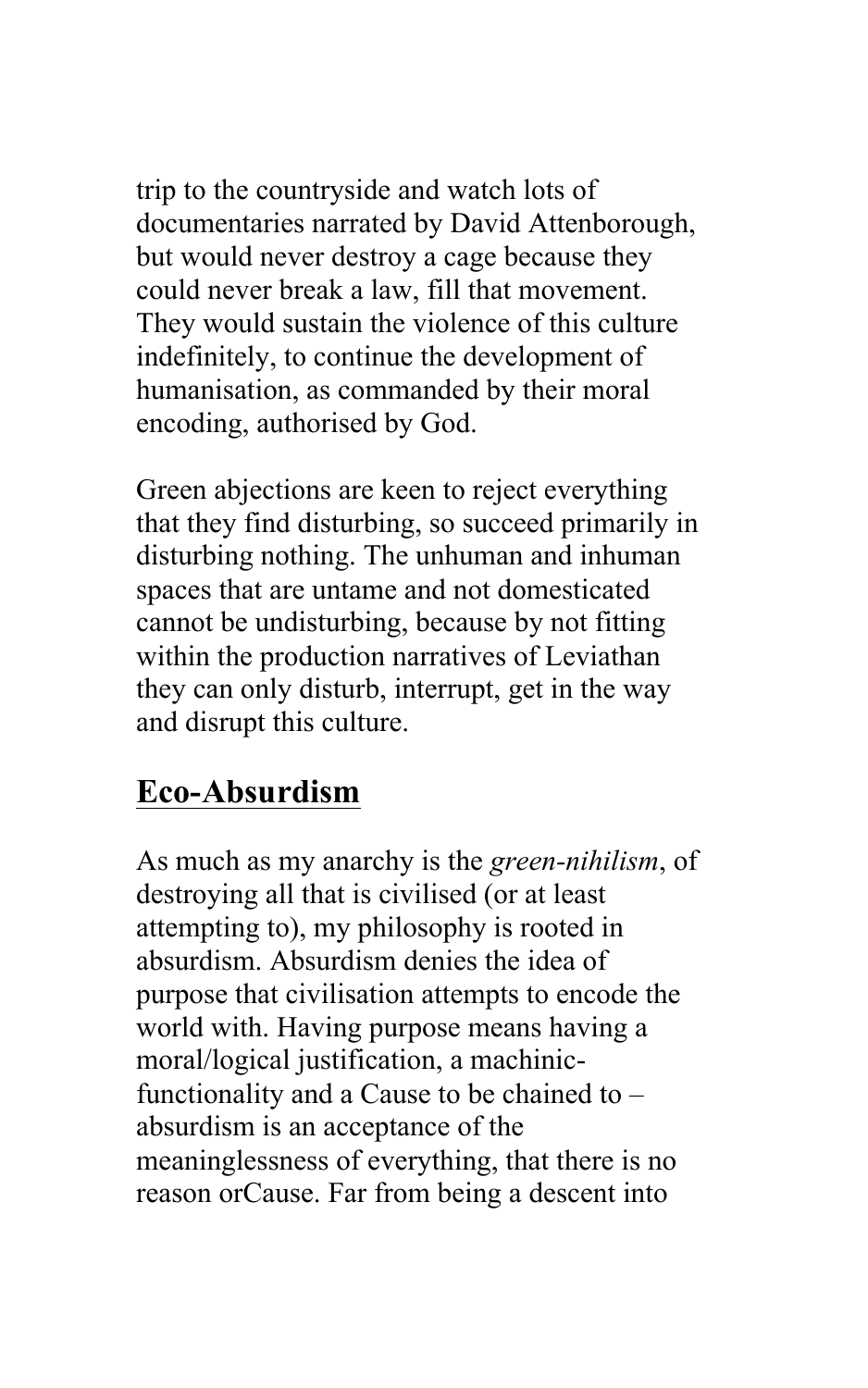trip to the countryside and watch lots of documentaries narrated by David Attenborough, but would never destroy a cage because they could never break a law, fill that movement. They would sustain the violence of this culture indefinitely, to continue the development of humanisation, as commanded by their moral encoding, authorised by God.

Green abjections are keen to reject everything that they find disturbing, so succeed primarily in disturbing nothing. The unhuman and inhuman spaces that are untame and not domesticated cannot be undisturbing, because by not fitting within the production narratives of Leviathan they can only disturb, interrupt, get in the way and disrupt this culture.

## Eco-Absurdism

As much as my anarchy is the *green-nihilism*, of destroying all that is civilised (or at least attempting to), my philosophy is rooted in absurdism. Absurdism denies the idea of purpose that civilisation attempts to encode the world with. Having purpose means having a moral/logical justification, a machinic-functionality and a Cause to be chained to – absurdism is an acceptance of the meaninglessness of everything, that there is no reason orCause. Far from being a descent into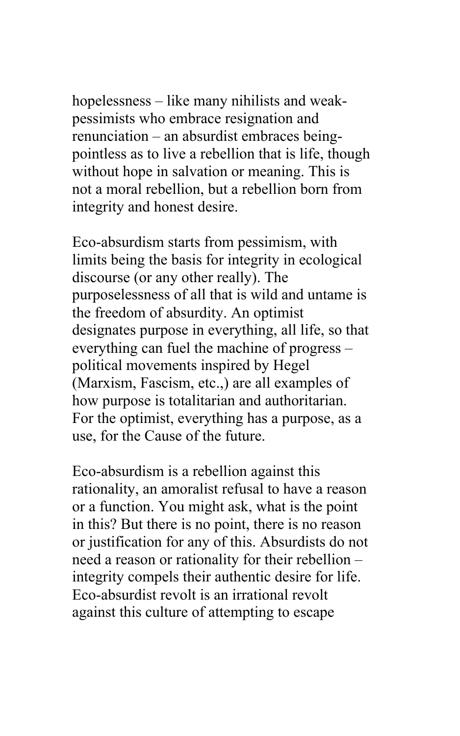hopelessness – like many nihilists and weak-pessimists who embrace resignation and renunciation – an absurdist embraces being-pointless as to live a rebellion that is life, though without hope in salvation or meaning. This is not a moral rebellion, but a rebellion born from integrity and honest desire.

Eco-absurdism starts from pessimism, with limits being the basis for integrity in ecological discourse (or any other really). The purposelessness of all that is wild and untame is the freedom of absurdity. An optimist designates purpose in everything, all life, so that everything can fuel the machine of progress – political movements inspired by Hegel (Marxism, Fascism, etc.,) are all examples of how purpose is totalitarian and authoritarian. For the optimist, everything has a purpose, as a use, for the Cause of the future.

Eco-absurdism is a rebellion against this rationality, an amoralist refusal to have a reason or a function. You might ask, what is the point in this? But there is no point, there is no reason or justification for any of this. Absurdists do not need a reason or rationality for their rebellion – integrity compels their authentic desire for life. Eco-absurdist revolt is an irrational revolt against this culture of attempting to escape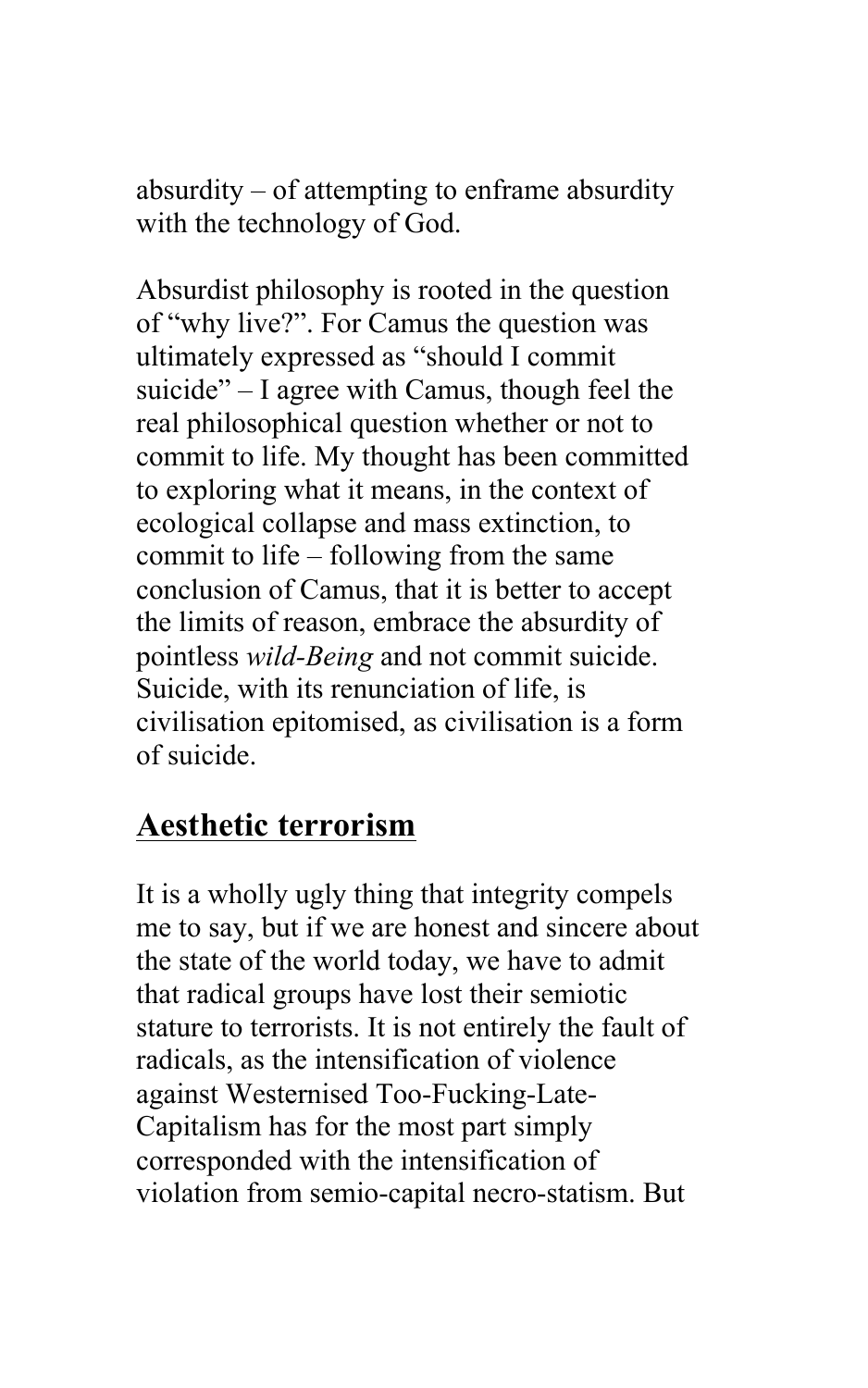absurdity – of attempting to enframe absurdity with the technology of God.

Absurdist philosophy is rooted in the question of "why live?". For Camus the question was ultimately expressed as "should I commit suicide" – I agree with Camus, though feel the real philosophical question whether or not to commit to life. My thought has been committed to exploring what it means, in the context of ecological collapse and mass extinction, to commit to life – following from the same conclusion of Camus, that it is better to accept the limits of reason, embrace the absurdity of pointless *wild-Being* and not commit suicide. Suicide, with its renunciation of life, is civilisation epitomised, as civilisation is a form of suicide.

## Aesthetic terrorism

It is a wholly ugly thing that integrity compels me to say, but if we are honest and sincere about the state of the world today, we have to admit that radical groups have lost their semiotic stature to terrorists. It is not entirely the fault of radicals, as the intensification of violence against Westernised Too-Fucking-Late-Capitalism has for the most part simply corresponded with the intensification of violation from semio-capital necro-statism. But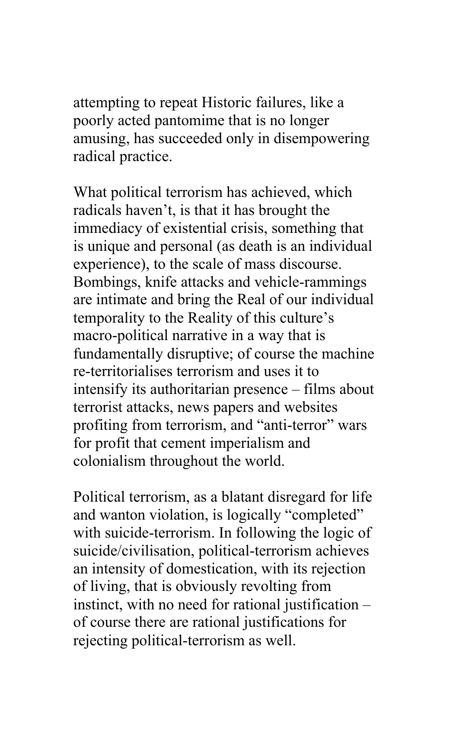attempting to repeat Historic failures, like a poorly acted pantomime that is no longer amusing, has succeeded only in disempowering radical practice.

What political terrorism has achieved, which radicals haven't, is that it has brought the immediacy of existential crisis, something that is unique and personal (as death is an individual experience), to the scale of mass discourse. Bombings, knife attacks and vehicle-rammings are intimate and bring the Real of our individual temporality to the Reality of this culture's macro-political narrative in a way that is fundamentally disruptive; of course the machine re-territorialises terrorism and uses it to intensify its authoritarian presence – films about terrorist attacks, news papers and websites profiting from terrorism, and "anti-terror" wars for profit that cement imperialism and colonialism throughout the world.

Political terrorism, as a blatant disregard for life and wanton violation, is logically "completed" with suicide-terrorism. In following the logic of suicide/civilisation, political-terrorism achieves an intensity of domestication, with its rejection of living, that is obviously revolting from instinct, with no need for rational justification – of course there are rational justifications for rejecting political-terrorism as well.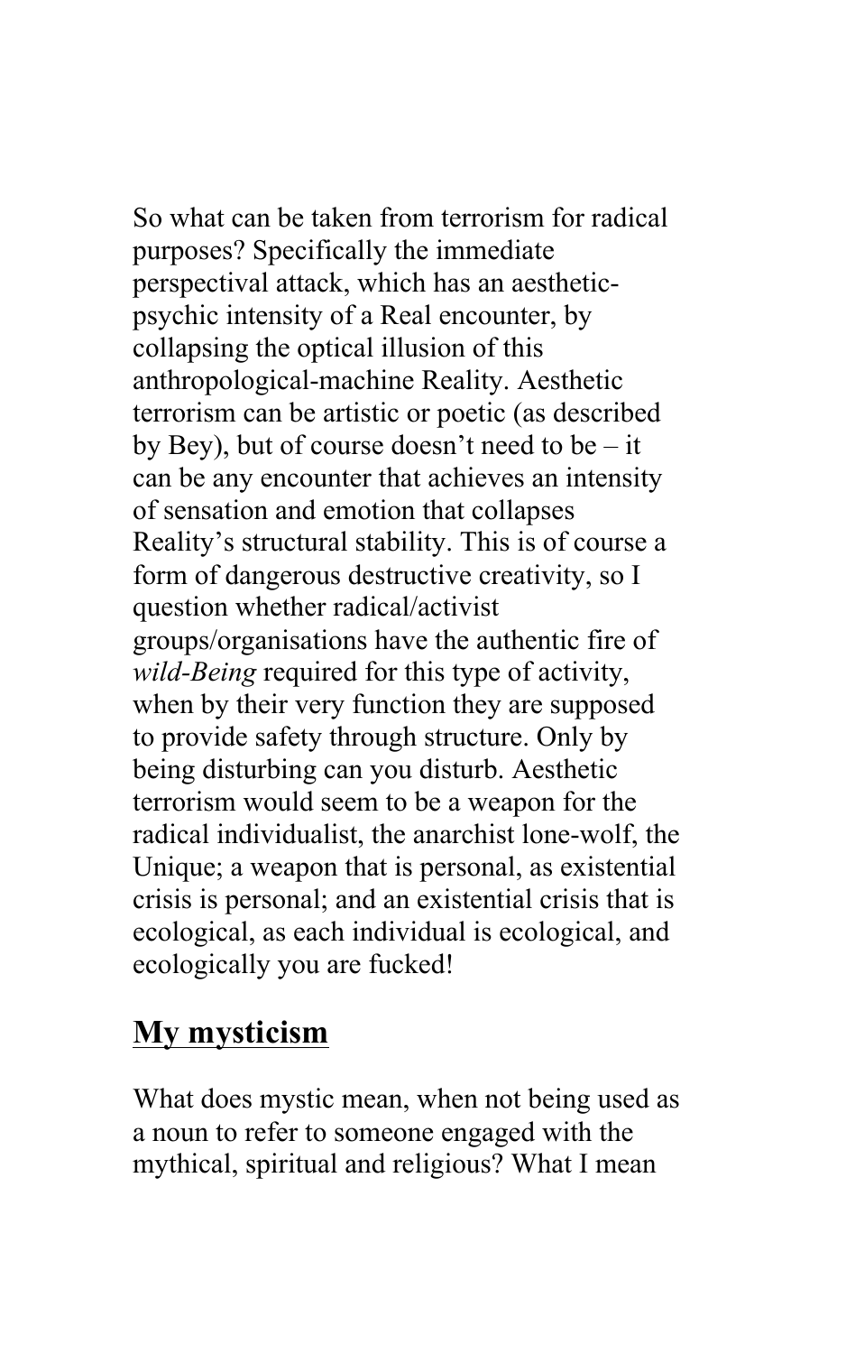So what can be taken from terrorism for radical purposes? Specifically the immediate perspectival attack, which has an aesthetic-psychic intensity of a Real encounter, by collapsing the optical illusion of this anthropological-machine Reality. Aesthetic terrorism can be artistic or poetic (as described by Bey), but of course doesn't need to be – it can be any encounter that achieves an intensity of sensation and emotion that collapses Reality's structural stability. This is of course a form of dangerous destructive creativity, so I question whether radical/activist groups/organisations have the authentic fire of *wild-Being* required for this type of activity, when by their very function they are supposed to provide safety through structure. Only by being disturbing can you disturb. Aesthetic terrorism would seem to be a weapon for the radical individualist, the anarchist lone-wolf, the Unique; a weapon that is personal, as existential crisis is personal; and an existential crisis that is ecological, as each individual is ecological, and ecologically you are fucked!

## **My mysticism**

What does mystic mean, when not being used as a noun to refer to someone engaged with the mythical, spiritual and religious? What I mean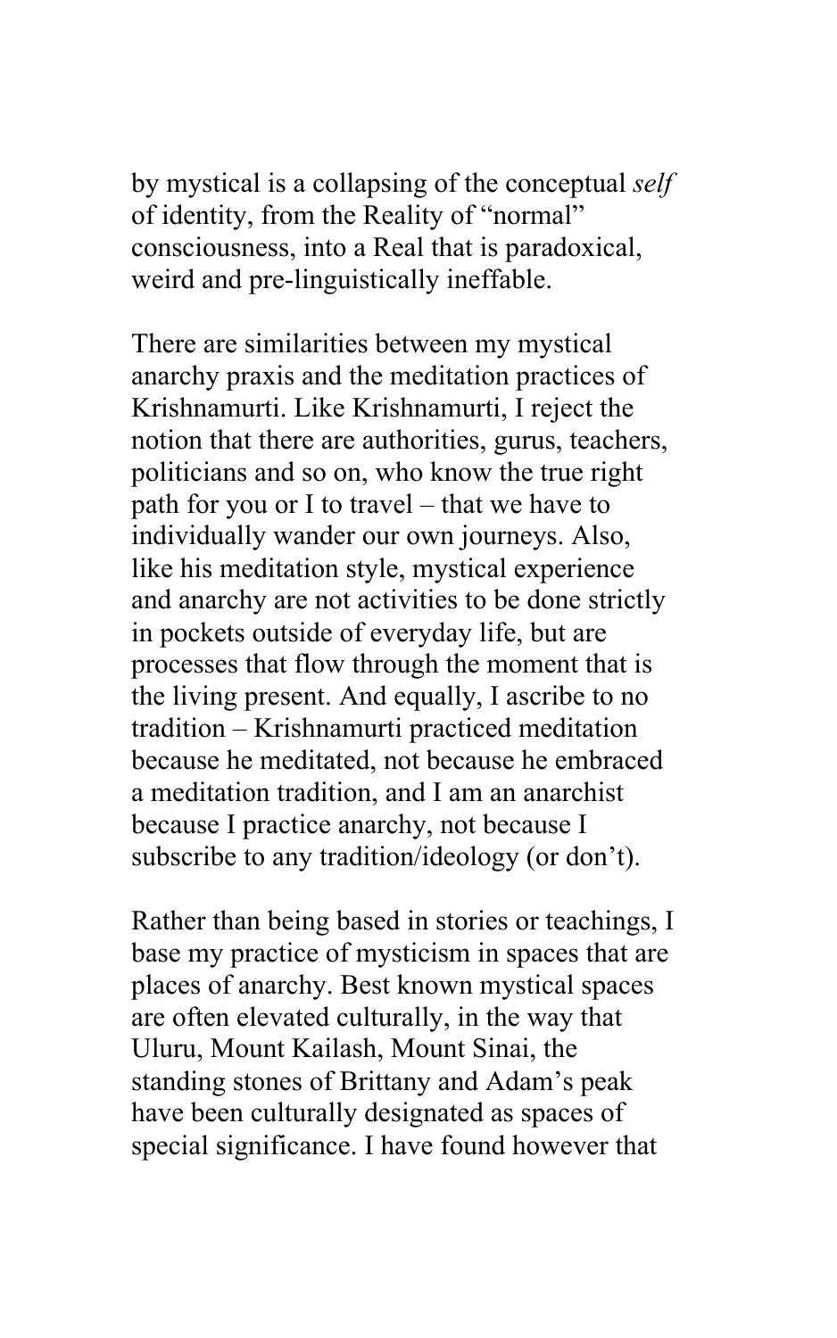by mystical is a collapsing of the conceptual *self* of identity, from the Reality of "normal" consciousness, into a Real that is paradoxical, weird and pre-linguistically ineffable.

There are similarities between my mystical anarchy praxis and the meditation practices of Krishnamurti. Like Krishnamurti, I reject the notion that there are authorities, gurus, teachers, politicians and so on, who know the true right path for you or I to travel – that we have to individually wander our own journeys. Also, like his meditation style, mystical experience and anarchy are not activities to be done strictly in pockets outside of everyday life, but are processes that flow through the moment that is the living present. And equally, I ascribe to no tradition – Krishnamurti practiced meditation because he meditated, not because he embraced a meditation tradition, and I am an anarchist because I practice anarchy, not because I subscribe to any tradition/ideology (or don't).

Rather than being based in stories or teachings, I base my practice of mysticism in spaces that are places of anarchy. Best known mystical spaces are often elevated culturally, in the way that Uluru, Mount Kailash, Mount Sinai, the standing stones of Brittany and Adam's peak have been culturally designated as spaces of special significance. I have found however that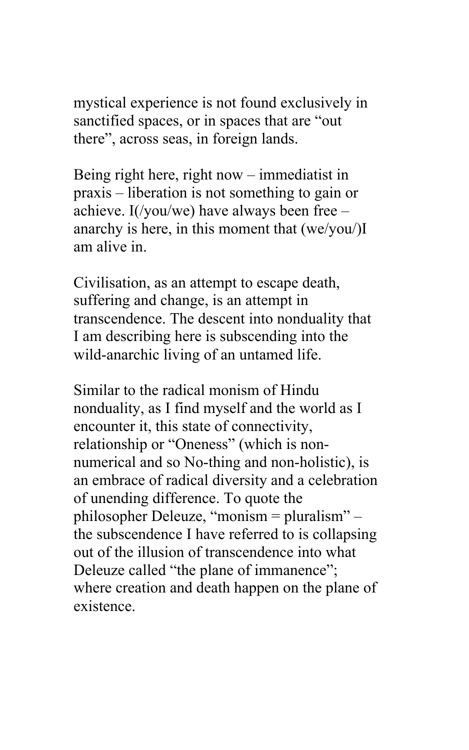mystical experience is not found exclusively in sanctified spaces, or in spaces that are "out there", across seas, in foreign lands.

Being right here, right now – immediatist in praxis – liberation is not something to gain or achieve. I(/you/we) have always been free – anarchy is here, in this moment that (we/you/)I am alive in.

Civilisation, as an attempt to escape death, suffering and change, is an attempt in transcendence. The descent into nonduality that I am describing here is subscending into the wild-anarchic living of an untamed life.

Similar to the radical monism of Hindu nonduality, as I find myself and the world as I encounter it, this state of connectivity, relationship or "Oneness" (which is non-numerical and so No-thing and non-holistic), is an embrace of radical diversity and a celebration of unending difference. To quote the philosopher Deleuze, "monism = pluralism" – the subscendence I have referred to is collapsing out of the illusion of transcendence into what Deleuze called "the plane of immanence"; where creation and death happen on the plane of existence.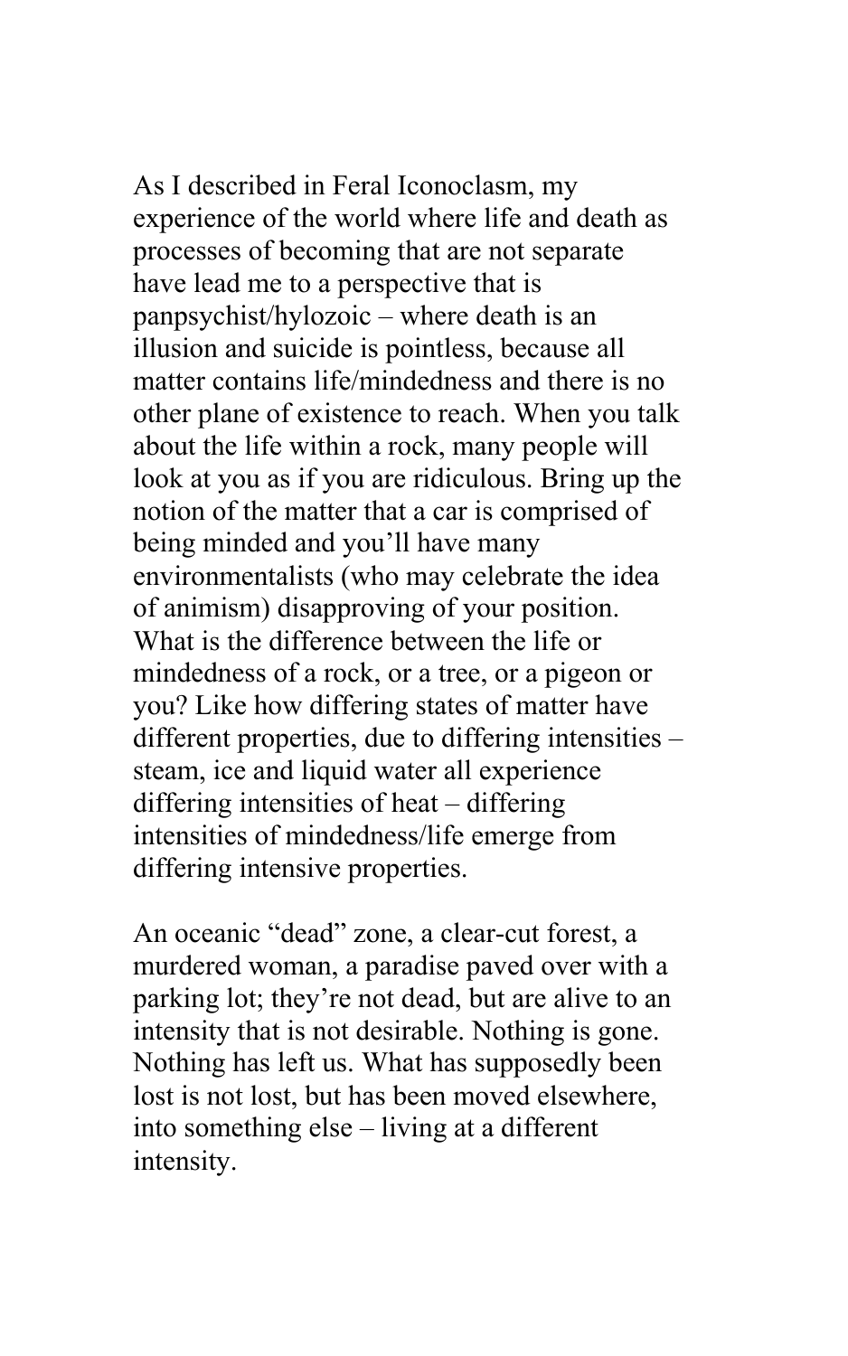As I described in Feral Iconoclasm, my experience of the world where life and death as processes of becoming that are not separate have lead me to a perspective that is panpsychist/hylozoic – where death is an illusion and suicide is pointless, because all matter contains life/mindedness and there is no other plane of existence to reach. When you talk about the life within a rock, many people will look at you as if you are ridiculous. Bring up the notion of the matter that a car is comprised of being minded and you'll have many environmentalists (who may celebrate the idea of animism) disapproving of your position. What is the difference between the life or mindedness of a rock, or a tree, or a pigeon or you? Like how differing states of matter have different properties, due to differing intensities – steam, ice and liquid water all experience differing intensities of heat – differing intensities of mindedness/life emerge from differing intensive properties.

An oceanic "dead" zone, a clear-cut forest, a murdered woman, a paradise paved over with a parking lot; they're not dead, but are alive to an intensity that is not desirable. Nothing is gone. Nothing has left us. What has supposedly been lost is not lost, but has been moved elsewhere, into something else – living at a different intensity.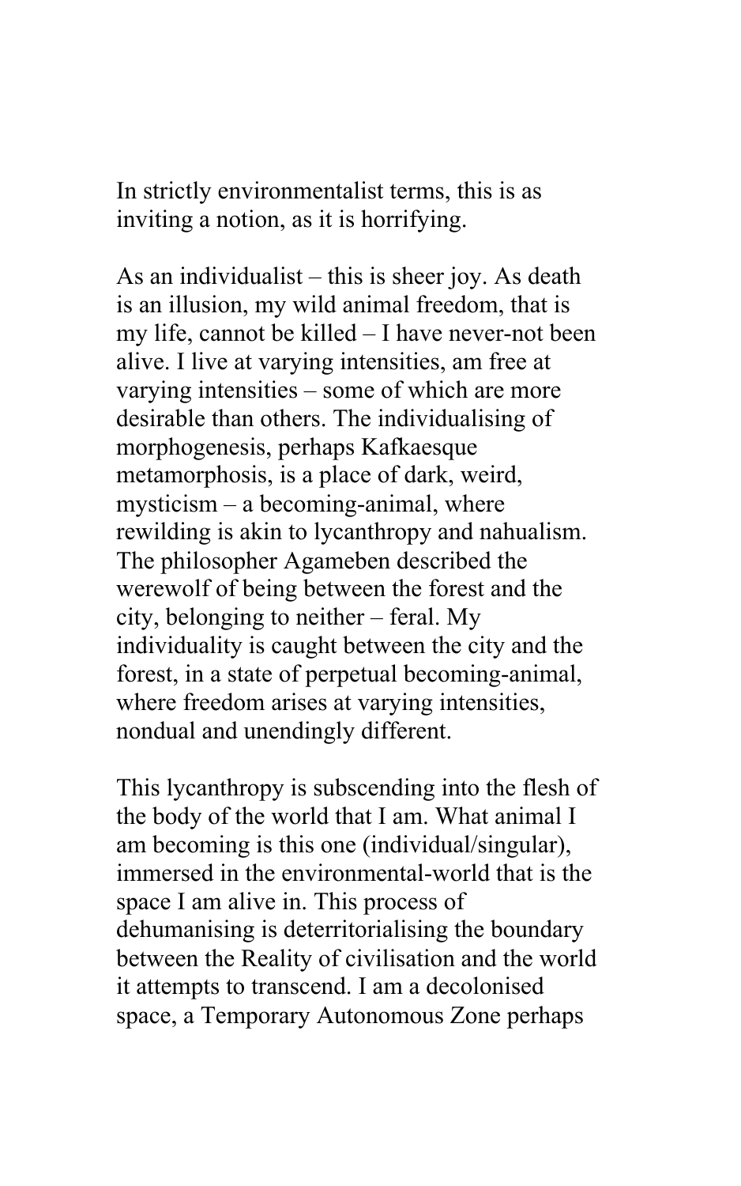In strictly environmentalist terms, this is as inviting a notion, as it is horrifying.

As an individualist – this is sheer joy. As death is an illusion, my wild animal freedom, that is my life, cannot be killed – I have never-not been alive. I live at varying intensities, am free at varying intensities – some of which are more desirable than others. The individualising of morphogenesis, perhaps Kafkaesque metamorphosis, is a place of dark, weird, mysticism – a becoming-animal, where rewilding is akin to lycanthropy and nahualism. The philosopher Agameben described the werewolf of being between the forest and the city, belonging to neither – feral. My individuality is caught between the city and the forest, in a state of perpetual becoming-animal, where freedom arises at varying intensities, nondual and unendingly different.

This lycanthropy is subscending into the flesh of the body of the world that I am. What animal I am becoming is this one (individual/singular), immersed in the environmental-world that is the space I am alive in. This process of dehumanising is deterritorialising the boundary between the Reality of civilisation and the world it attempts to transcend. I am a decolonised space, a Temporary Autonomous Zone perhaps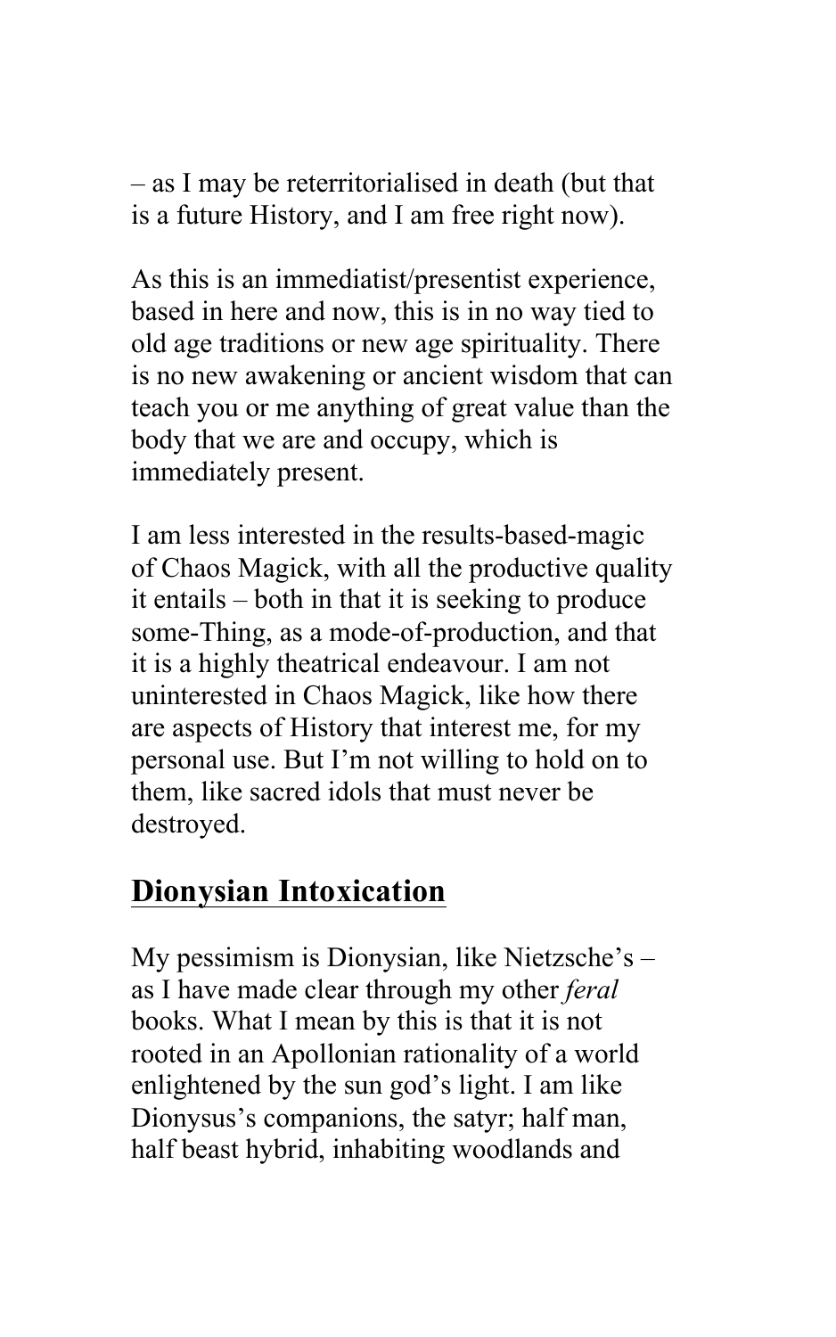– as I may be reterritorialised in death (but that is a future History, and I am free right now).

As this is an immediatist/presentist experience, based in here and now, this is in no way tied to old age traditions or new age spirituality. There is no new awakening or ancient wisdom that can teach you or me anything of great value than the body that we are and occupy, which is immediately present.

I am less interested in the results-based-magic of Chaos Magick, with all the productive quality it entails – both in that it is seeking to produce some-Thing, as a mode-of-production, and that it is a highly theatrical endeavour. I am not uninterested in Chaos Magick, like how there are aspects of History that interest me, for my personal use. But I'm not willing to hold on to them, like sacred idols that must never be destroyed.

## Dionysian Intoxication

My pessimism is Dionysian, like Nietzsche's – as I have made clear through my other *feral* books. What I mean by this is that it is not rooted in an Apollonian rationality of a world enlightened by the sun god's light. I am like Dionysus's companions, the satyr; half man, half beast hybrid, inhabiting woodlands and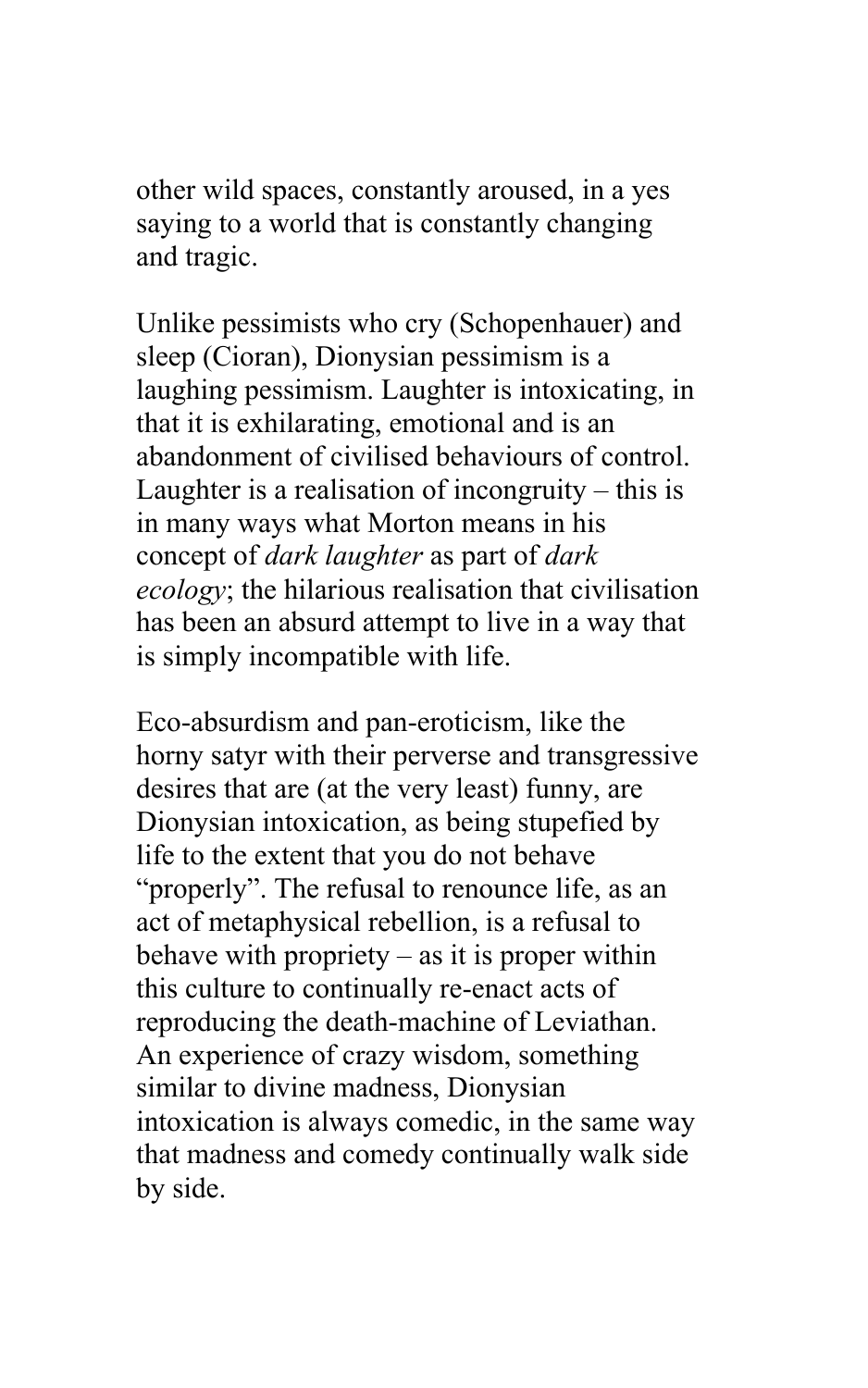other wild spaces, constantly aroused, in a yes saying to a world that is constantly changing and tragic.

Unlike pessimists who cry (Schopenhauer) and sleep (Cioran), Dionysian pessimism is a laughing pessimism. Laughter is intoxicating, in that it is exhilarating, emotional and is an abandonment of civilised behaviours of control. Laughter is a realisation of incongruity – this is in many ways what Morton means in his concept of *dark laughter* as part of *dark ecology*; the hilarious realisation that civilisation has been an absurd attempt to live in a way that is simply incompatible with life.

Eco-absurdism and pan-eroticism, like the horny satyr with their perverse and transgressive desires that are (at the very least) funny, are Dionysian intoxication, as being stupefied by life to the extent that you do not behave "properly". The refusal to renounce life, as an act of metaphysical rebellion, is a refusal to behave with propriety – as it is proper within this culture to continually re-enact acts of reproducing the death-machine of Leviathan. An experience of crazy wisdom, something similar to divine madness, Dionysian intoxication is always comedic, in the same way that madness and comedy continually walk side by side.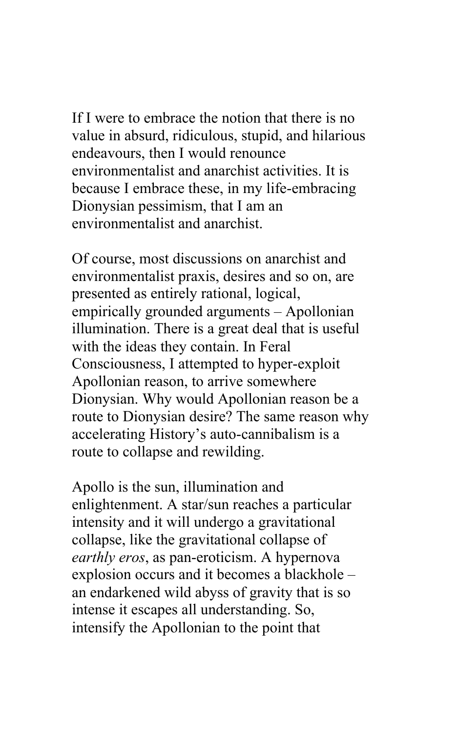If I were to embrace the notion that there is no value in absurd, ridiculous, stupid, and hilarious endeavours, then I would renounce environmentalist and anarchist activities. It is because I embrace these, in my life-embracing Dionysian pessimism, that I am an environmentalist and anarchist.

Of course, most discussions on anarchist and environmentalist praxis, desires and so on, are presented as entirely rational, logical, empirically grounded arguments – Apollonian illumination. There is a great deal that is useful with the ideas they contain. In Feral Consciousness, I attempted to hyper-exploit Apollonian reason, to arrive somewhere Dionysian. Why would Apollonian reason be a route to Dionysian desire? The same reason why accelerating History's auto-cannibalism is a route to collapse and rewilding.

Apollo is the sun, illumination and enlightenment. A star/sun reaches a particular intensity and it will undergo a gravitational collapse, like the gravitational collapse of *earthly eros*, as pan-eroticism. A hypernova explosion occurs and it becomes a blackhole – an endarkened wild abyss of gravity that is so intense it escapes all understanding. So, intensify the Apollonian to the point that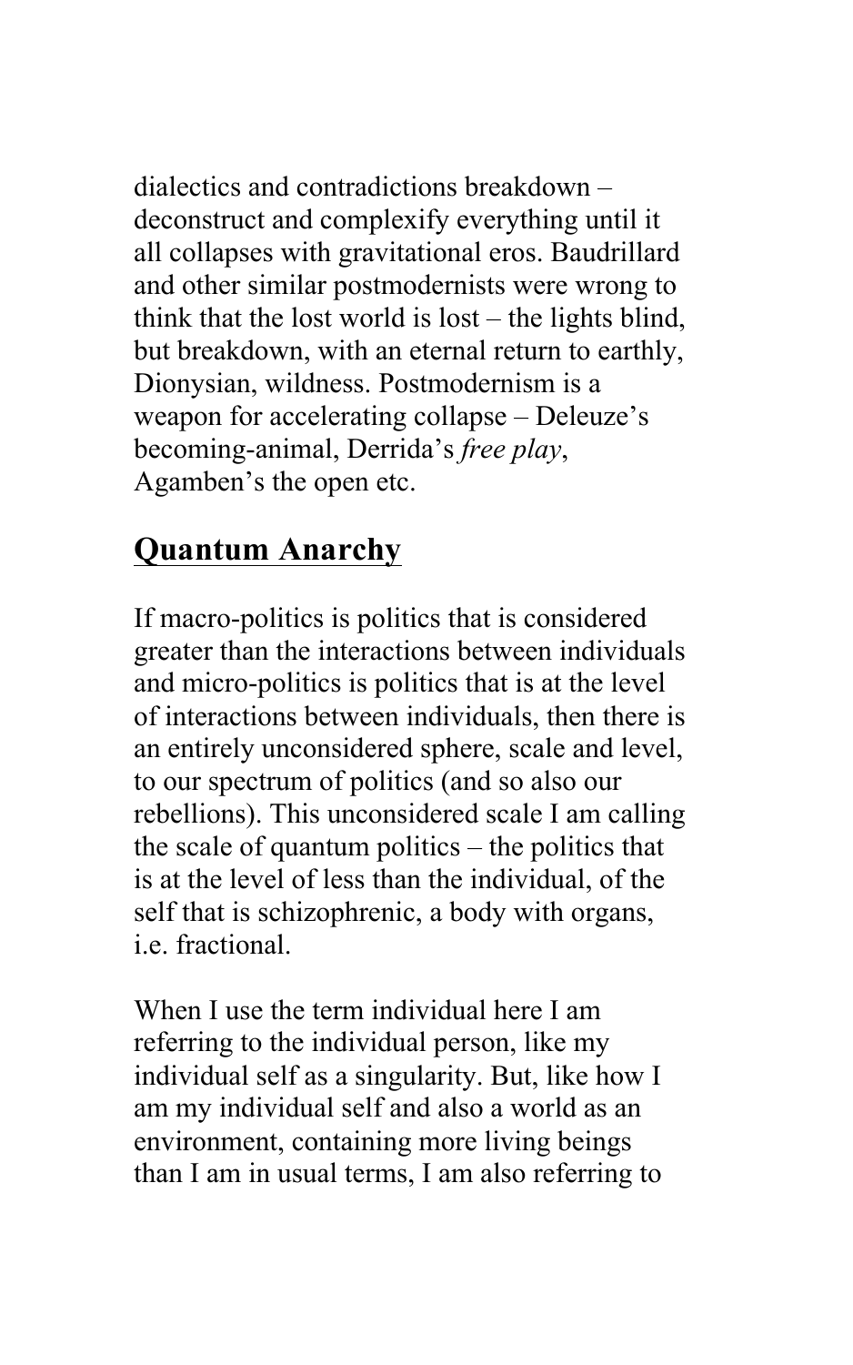dialectics and contradictions breakdown – deconstruct and complexify everything until it all collapses with gravitational eros. Baudrillard and other similar postmodernists were wrong to think that the lost world is lost – the lights blind, but breakdown, with an eternal return to earthly, Dionysian, wildness. Postmodernism is a weapon for accelerating collapse – Deleuze's becoming-animal, Derrida's *free play*, Agamben's the open etc.

## Quantum Anarchy

If macro-politics is politics that is considered greater than the interactions between individuals and micro-politics is politics that is at the level of interactions between individuals, then there is an entirely unconsidered sphere, scale and level, to our spectrum of politics (and so also our rebellions). This unconsidered scale I am calling the scale of quantum politics – the politics that is at the level of less than the individual, of the self that is schizophrenic, a body with organs, i.e. fractional.

When I use the term individual here I am referring to the individual person, like my individual self as a singularity. But, like how I am my individual self and also a world as an environment, containing more living beings than I am in usual terms, I am also referring to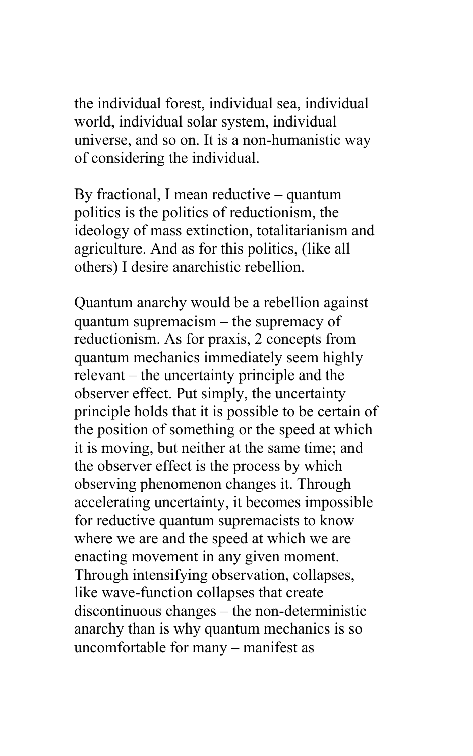the individual forest, individual sea, individual world, individual solar system, individual universe, and so on. It is a non-humanistic way of considering the individual.

By fractional, I mean reductive – quantum politics is the politics of reductionism, the ideology of mass extinction, totalitarianism and agriculture. And as for this politics, (like all others) I desire anarchistic rebellion.

Quantum anarchy would be a rebellion against quantum supremacism – the supremacy of reductionism. As for praxis, 2 concepts from quantum mechanics immediately seem highly relevant – the uncertainty principle and the observer effect. Put simply, the uncertainty principle holds that it is possible to be certain of the position of something or the speed at which it is moving, but neither at the same time; and the observer effect is the process by which observing phenomenon changes it. Through accelerating uncertainty, it becomes impossible for reductive quantum supremacists to know where we are and the speed at which we are enacting movement in any given moment. Through intensifying observation, collapses, like wave-function collapses that create discontinuous changes – the non-deterministic anarchy than is why quantum mechanics is so uncomfortable for many – manifest as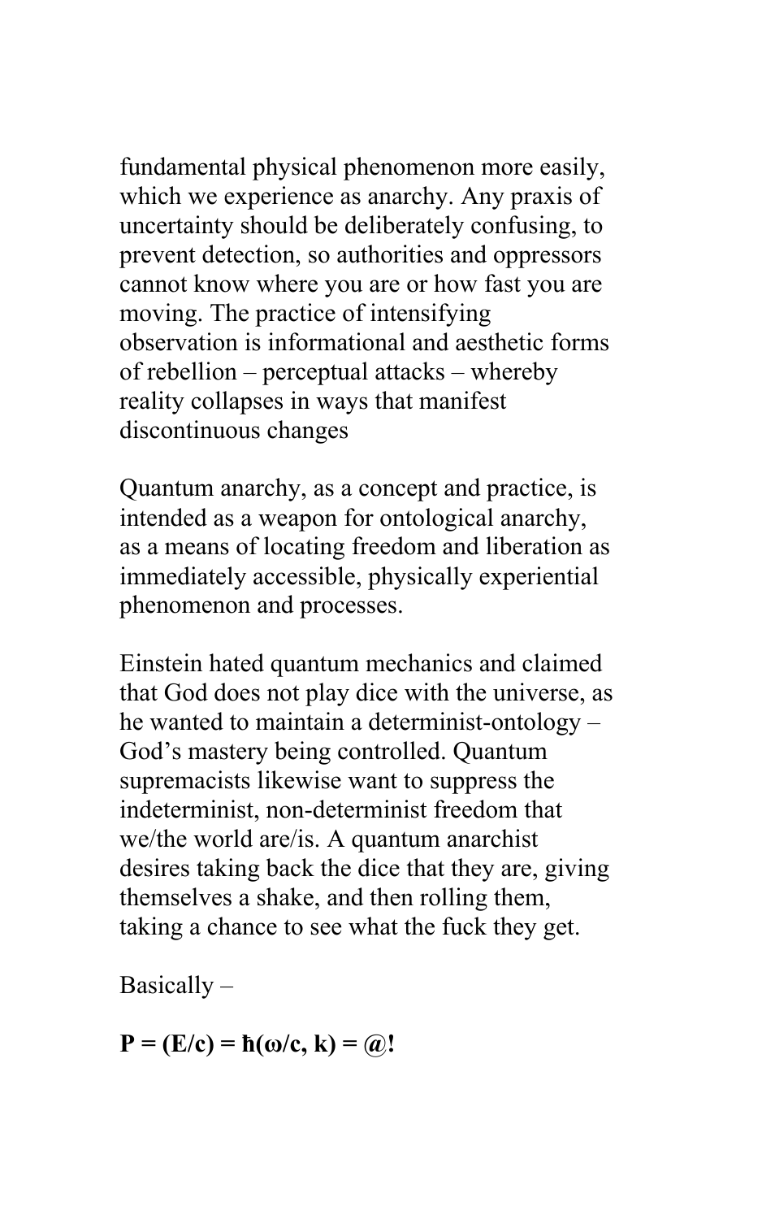fundamental physical phenomenon more easily, which we experience as anarchy. Any praxis of uncertainty should be deliberately confusing, to prevent detection, so authorities and oppressors cannot know where you are or how fast you are moving. The practice of intensifying observation is informational and aesthetic forms of rebellion – perceptual attacks – whereby reality collapses in ways that manifest discontinuous changes

Quantum anarchy, as a concept and practice, is intended as a weapon for ontological anarchy, as a means of locating freedom and liberation as immediately accessible, physically experiential phenomenon and processes.

Einstein hated quantum mechanics and claimed that God does not play dice with the universe, as he wanted to maintain a determinist-ontology – God's mastery being controlled. Quantum supremacists likewise want to suppress the indeterminist, non-determinist freedom that we/the world are/is. A quantum anarchist desires taking back the dice that they are, giving themselves a shake, and then rolling them, taking a chance to see what the fuck they get.

Basically –

**$P = (E/c) = \hbar(\omega/c, k) =$ @!**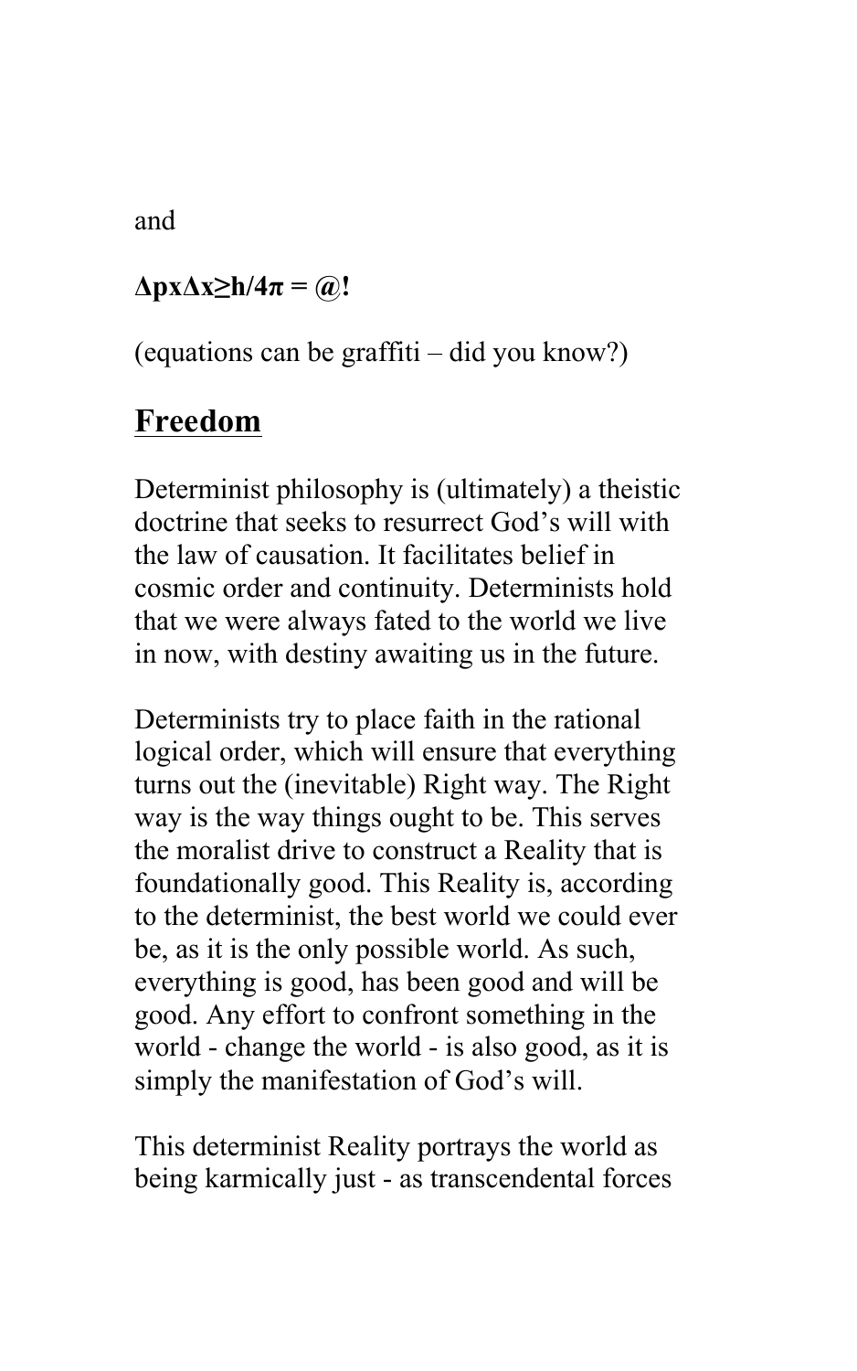and

**$\Delta p x \Delta x \geq h/4\pi$ = @!**

(equations can be graffiti – did you know?)

## Freedom

Determinist philosophy is (ultimately) a theistic doctrine that seeks to resurrect God's will with the law of causation. It facilitates belief in cosmic order and continuity. Determinists hold that we were always fated to the world we live in now, with destiny awaiting us in the future.

Determinists try to place faith in the rational logical order, which will ensure that everything turns out the (inevitable) Right way. The Right way is the way things ought to be. This serves the moralist drive to construct a Reality that is foundationally good. This Reality is, according to the determinist, the best world we could ever be, as it is the only possible world. As such, everything is good, has been good and will be good. Any effort to confront something in the world - change the world - is also good, as it is simply the manifestation of God's will.

This determinist Reality portrays the world as being karmically just - as transcendental forces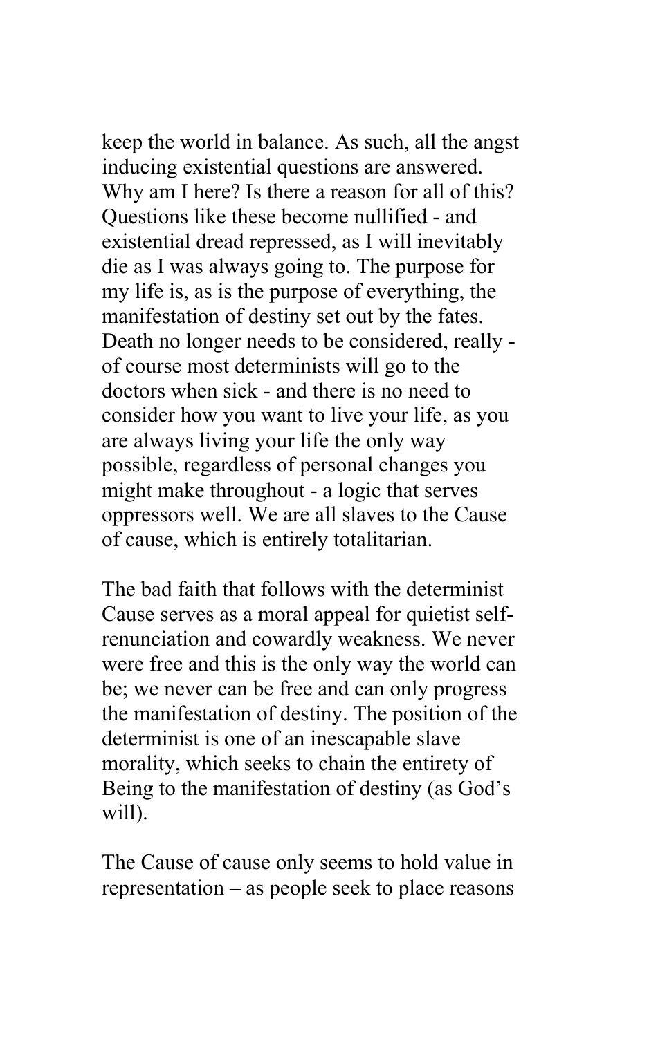keep the world in balance. As such, all the angst inducing existential questions are answered. Why am I here? Is there a reason for all of this? Questions like these become nullified - and existential dread repressed, as I will inevitably die as I was always going to. The purpose for my life is, as is the purpose of everything, the manifestation of destiny set out by the fates. Death no longer needs to be considered, really - of course most determinists will go to the doctors when sick - and there is no need to consider how you want to live your life, as you are always living your life the only way possible, regardless of personal changes you might make throughout - a logic that serves oppressors well. We are all slaves to the Cause of cause, which is entirely totalitarian.

The bad faith that follows with the determinist Cause serves as a moral appeal for quietist self-renunciation and cowardly weakness. We never were free and this is the only way the world can be; we never can be free and can only progress the manifestation of destiny. The position of the determinist is one of an inescapable slave morality, which seeks to chain the entirety of Being to the manifestation of destiny (as God's will).

The Cause of cause only seems to hold value in representation – as people seek to place reasons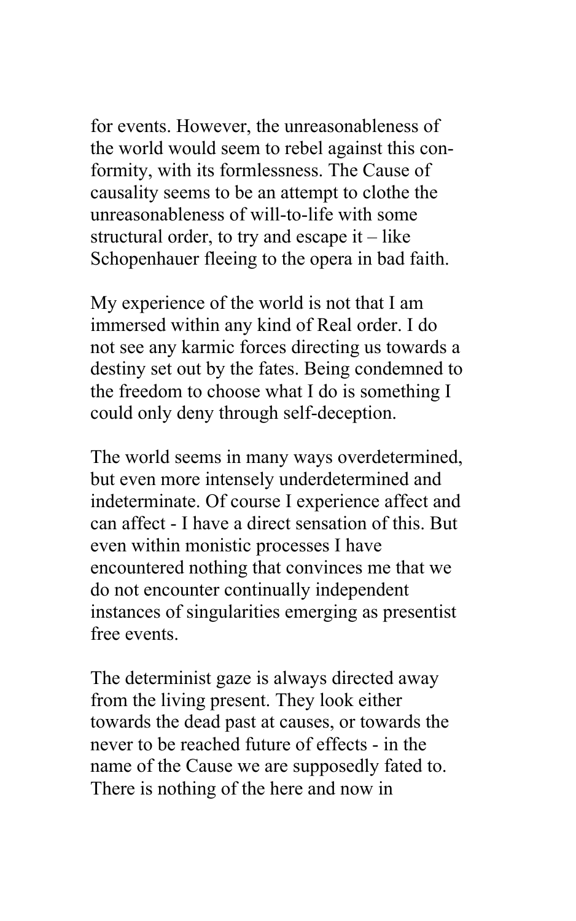for events. However, the unreasonableness of the world would seem to rebel against this conformity, with its formlessness. The Cause of causality seems to be an attempt to clothe the unreasonableness of will-to-life with some structural order, to try and escape it – like Schopenhauer fleeing to the opera in bad faith.

My experience of the world is not that I am immersed within any kind of Real order. I do not see any karmic forces directing us towards a destiny set out by the fates. Being condemned to the freedom to choose what I do is something I could only deny through self-deception.

The world seems in many ways overdetermined, but even more intensely underdetermined and indeterminate. Of course I experience affect and can affect - I have a direct sensation of this. But even within monistic processes I have encountered nothing that convinces me that we do not encounter continually independent instances of singularities emerging as presentist free events.

The determinist gaze is always directed away from the living present. They look either towards the dead past at causes, or towards the never to be reached future of effects - in the name of the Cause we are supposedly fated to. There is nothing of the here and now in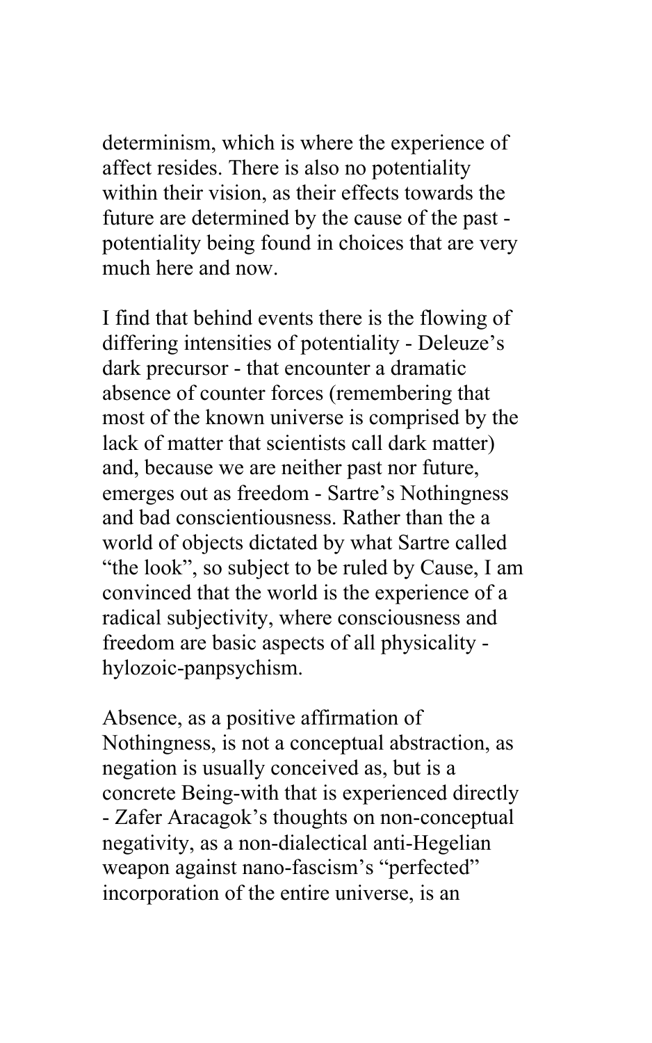determinism, which is where the experience of affect resides. There is also no potentiality within their vision, as their effects towards the future are determined by the cause of the past - potentiality being found in choices that are very much here and now.

I find that behind events there is the flowing of differing intensities of potentiality - Deleuze's dark precursor - that encounter a dramatic absence of counter forces (remembering that most of the known universe is comprised by the lack of matter that scientists call dark matter) and, because we are neither past nor future, emerges out as freedom - Sartre's Nothingness and bad conscientiousness. Rather than the a world of objects dictated by what Sartre called "the look", so subject to be ruled by Cause, I am convinced that the world is the experience of a radical subjectivity, where consciousness and freedom are basic aspects of all physicality - hylozoic-panpsychism.

Absence, as a positive affirmation of Nothingness, is not a conceptual abstraction, as negation is usually conceived as, but is a concrete Being-with that is experienced directly - Zafer Aracagok's thoughts on non-conceptual negativity, as a non-dialectical anti-Hegelian weapon against nano-fascism's "perfected" incorporation of the entire universe, is an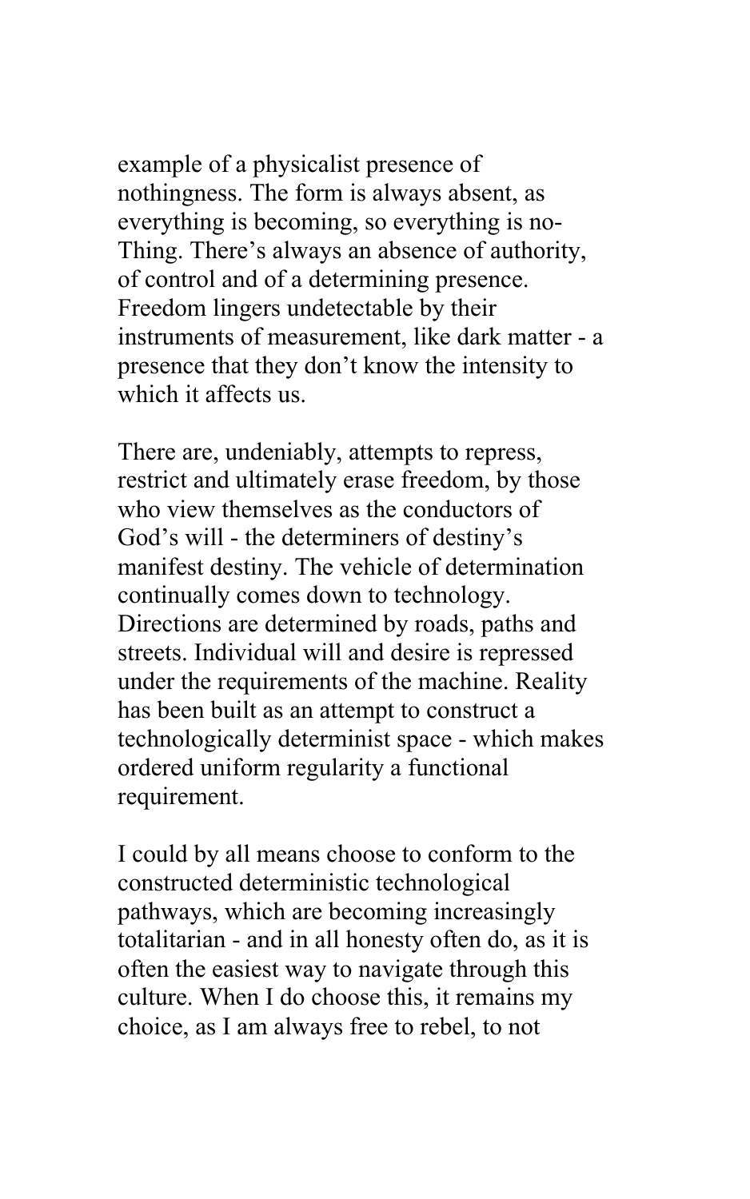example of a physicalist presence of nothingness. The form is always absent, as everything is becoming, so everything is no-Thing. There’s always an absence of authority, of control and of a determining presence. Freedom lingers undetectable by their instruments of measurement, like dark matter - a presence that they don’t know the intensity to which it affects us.

There are, undeniably, attempts to repress, restrict and ultimately erase freedom, by those who view themselves as the conductors of God’s will - the determiners of destiny’s manifest destiny. The vehicle of determination continually comes down to technology. Directions are determined by roads, paths and streets. Individual will and desire is repressed under the requirements of the machine. Reality has been built as an attempt to construct a technologically determinist space - which makes ordered uniform regularity a functional requirement.

I could by all means choose to conform to the constructed deterministic technological pathways, which are becoming increasingly totalitarian - and in all honesty often do, as it is often the easiest way to navigate through this culture. When I do choose this, it remains my choice, as I am always free to rebel, to not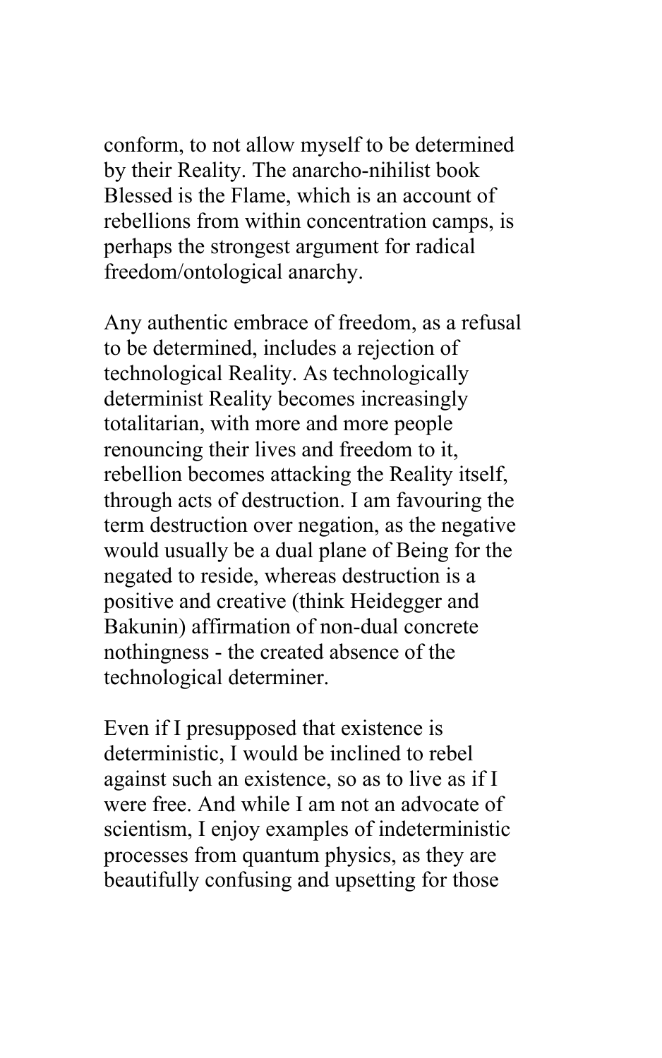conform, to not allow myself to be determined by their Reality. The anarcho-nihilist book Blessed is the Flame, which is an account of rebellions from within concentration camps, is perhaps the strongest argument for radical freedom/ontological anarchy.

Any authentic embrace of freedom, as a refusal to be determined, includes a rejection of technological Reality. As technologically determinist Reality becomes increasingly totalitarian, with more and more people renouncing their lives and freedom to it, rebellion becomes attacking the Reality itself, through acts of destruction. I am favouring the term destruction over negation, as the negative would usually be a dual plane of Being for the negated to reside, whereas destruction is a positive and creative (think Heidegger and Bakunin) affirmation of non-dual concrete nothingness - the created absence of the technological determiner.

Even if I presupposed that existence is deterministic, I would be inclined to rebel against such an existence, so as to live as if I were free. And while I am not an advocate of scientism, I enjoy examples of indeterministic processes from quantum physics, as they are beautifully confusing and upsetting for those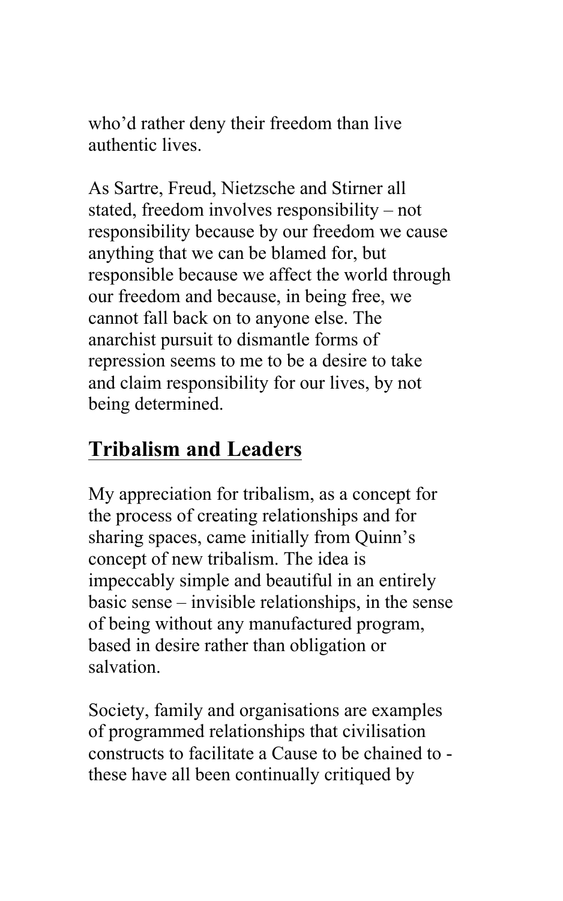who'd rather deny their freedom than live authentic lives.

As Sartre, Freud, Nietzsche and Stirner all stated, freedom involves responsibility – not responsibility because by our freedom we cause anything that we can be blamed for, but responsible because we affect the world through our freedom and because, in being free, we cannot fall back on to anyone else. The anarchist pursuit to dismantle forms of repression seems to me to be a desire to take and claim responsibility for our lives, by not being determined.

## Tribalism and Leaders

My appreciation for tribalism, as a concept for the process of creating relationships and for sharing spaces, came initially from Quinn's concept of new tribalism. The idea is impeccably simple and beautiful in an entirely basic sense – invisible relationships, in the sense of being without any manufactured program, based in desire rather than obligation or salvation.

Society, family and organisations are examples of programmed relationships that civilisation constructs to facilitate a Cause to be chained to - these have all been continually critiqued by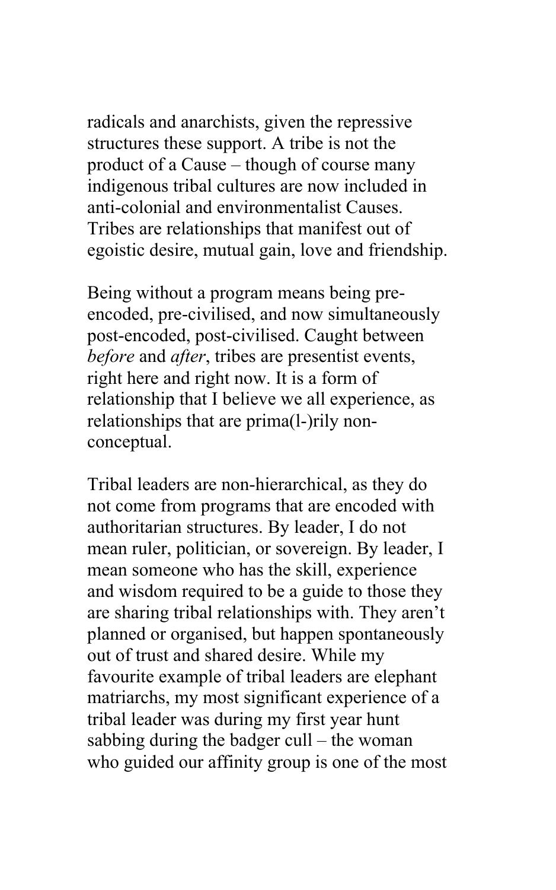radicals and anarchists, given the repressive structures these support. A tribe is not the product of a Cause – though of course many indigenous tribal cultures are now included in anti-colonial and environmentalist Causes. Tribes are relationships that manifest out of egoistic desire, mutual gain, love and friendship.

Being without a program means being pre-encoded, pre-civilised, and now simultaneously post-encoded, post-civilised. Caught between *before* and *after*, tribes are presentist events, right here and right now. It is a form of relationship that I believe we all experience, as relationships that are prima(l-)rily non-conceptual.

Tribal leaders are non-hierarchical, as they do not come from programs that are encoded with authoritarian structures. By leader, I do not mean ruler, politician, or sovereign. By leader, I mean someone who has the skill, experience and wisdom required to be a guide to those they are sharing tribal relationships with. They aren't planned or organised, but happen spontaneously out of trust and shared desire. While my favourite example of tribal leaders are elephant matriarchs, my most significant experience of a tribal leader was during my first year hunt sabbing during the badger cull – the woman who guided our affinity group is one of the most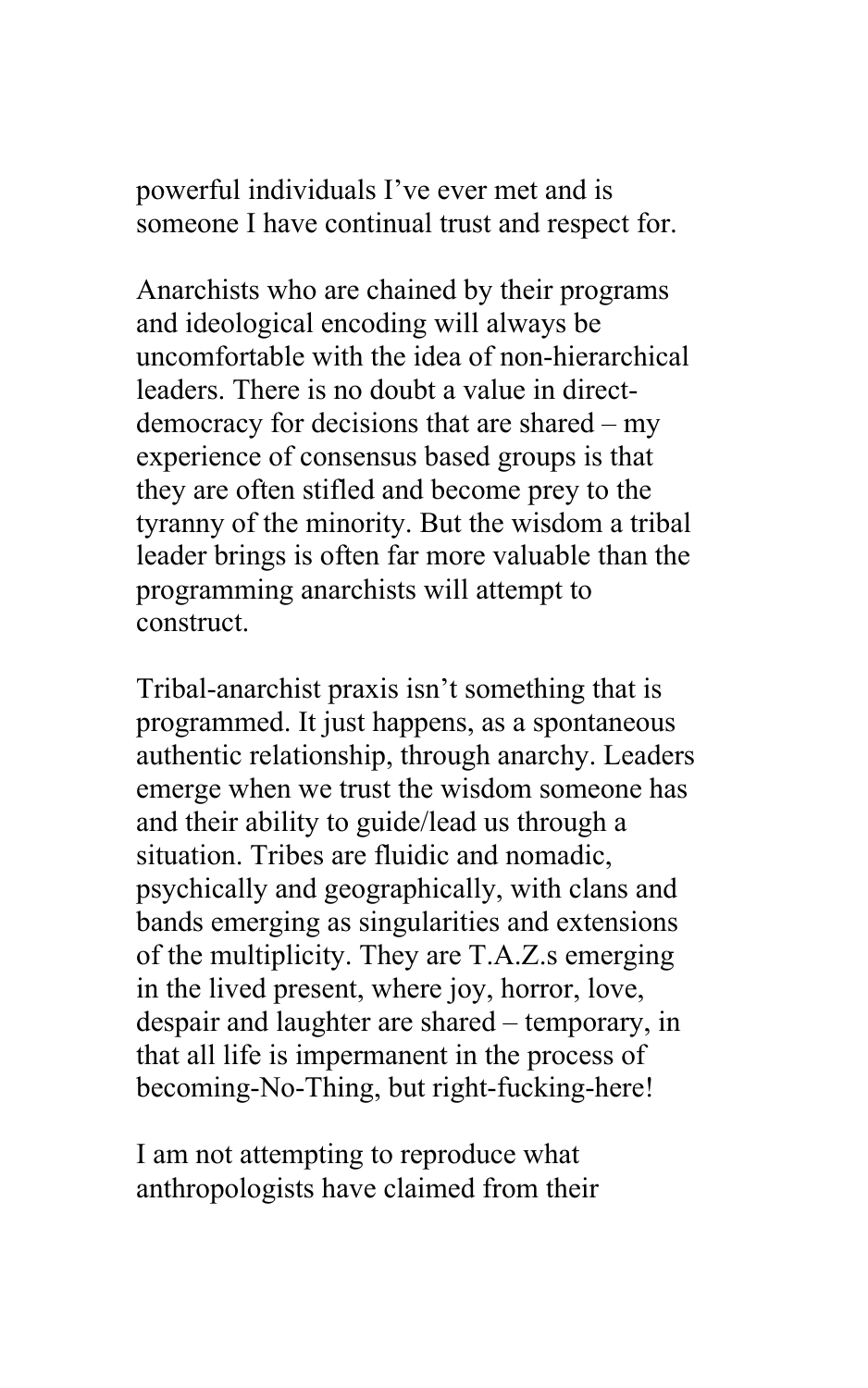powerful individuals I've ever met and is someone I have continual trust and respect for.

Anarchists who are chained by their programs and ideological encoding will always be uncomfortable with the idea of non-hierarchical leaders. There is no doubt a value in direct-democracy for decisions that are shared – my experience of consensus based groups is that they are often stifled and become prey to the tyranny of the minority. But the wisdom a tribal leader brings is often far more valuable than the programming anarchists will attempt to construct.

Tribal-anarchist praxis isn't something that is programmed. It just happens, as a spontaneous authentic relationship, through anarchy. Leaders emerge when we trust the wisdom someone has and their ability to guide/lead us through a situation. Tribes are fluidic and nomadic, psychically and geographically, with clans and bands emerging as singularities and extensions of the multiplicity. They are T.A.Z.s emerging in the lived present, where joy, horror, love, despair and laughter are shared – temporary, in that all life is impermanent in the process of becoming-No-Thing, but right-fucking-here!

I am not attempting to reproduce what anthropologists have claimed from their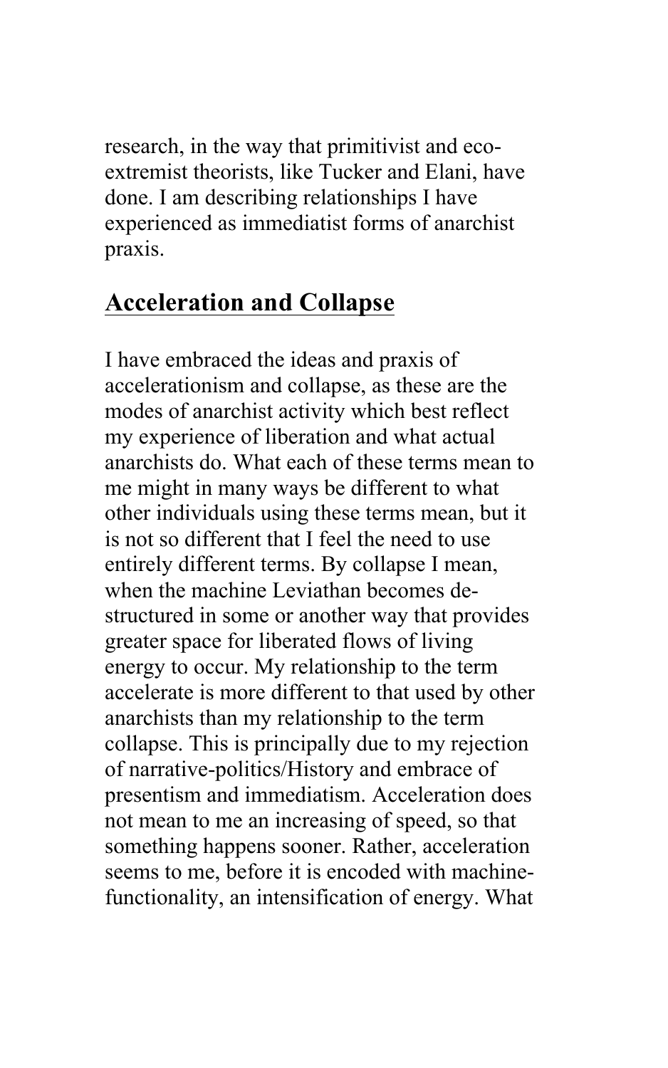research, in the way that primitivist and eco-extremist theorists, like Tucker and Elani, have done. I am describing relationships I have experienced as immediatist forms of anarchist praxis.

## Acceleration and Collapse

I have embraced the ideas and praxis of accelerationism and collapse, as these are the modes of anarchist activity which best reflect my experience of liberation and what actual anarchists do. What each of these terms mean to me might in many ways be different to what other individuals using these terms mean, but it is not so different that I feel the need to use entirely different terms. By collapse I mean, when the machine Leviathan becomes de-structured in some or another way that provides greater space for liberated flows of living energy to occur. My relationship to the term accelerate is more different to that used by other anarchists than my relationship to the term collapse. This is principally due to my rejection of narrative-politics/History and embrace of presentism and immediatism. Acceleration does not mean to me an increasing of speed, so that something happens sooner. Rather, acceleration seems to me, before it is encoded with machine-functionality, an intensification of energy. What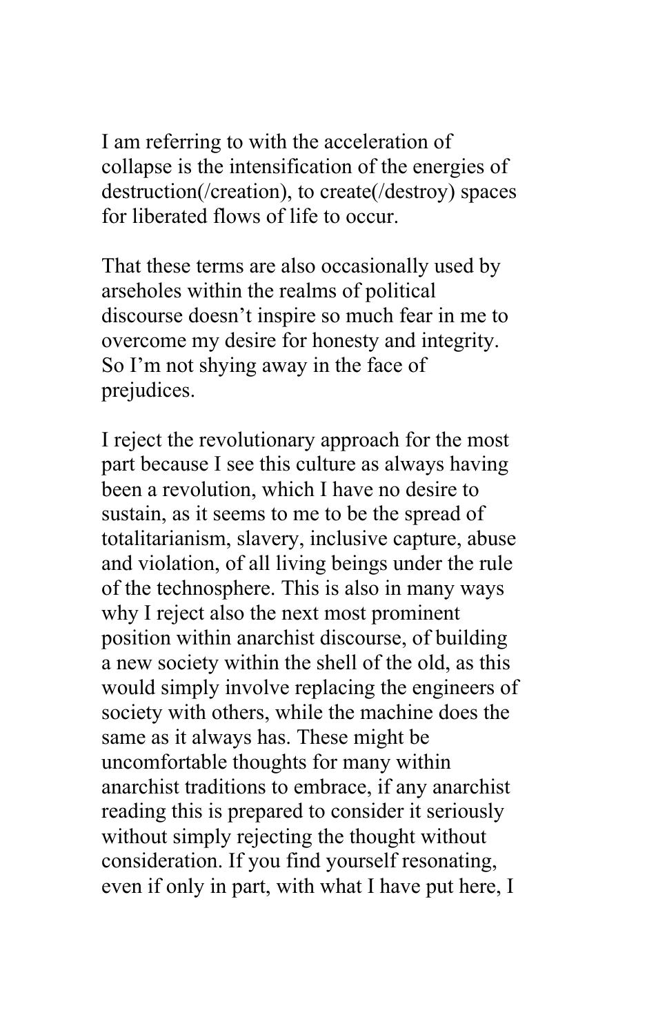I am referring to with the acceleration of collapse is the intensification of the energies of destruction(/creation), to create(/destroy) spaces for liberated flows of life to occur.

That these terms are also occasionally used by arseholes within the realms of political discourse doesn't inspire so much fear in me to overcome my desire for honesty and integrity. So I'm not shying away in the face of prejudices.

I reject the revolutionary approach for the most part because I see this culture as always having been a revolution, which I have no desire to sustain, as it seems to me to be the spread of totalitarianism, slavery, inclusive capture, abuse and violation, of all living beings under the rule of the technosphere. This is also in many ways why I reject also the next most prominent position within anarchist discourse, of building a new society within the shell of the old, as this would simply involve replacing the engineers of society with others, while the machine does the same as it always has. These might be uncomfortable thoughts for many within anarchist traditions to embrace, if any anarchist reading this is prepared to consider it seriously without simply rejecting the thought without consideration. If you find yourself resonating, even if only in part, with what I have put here, I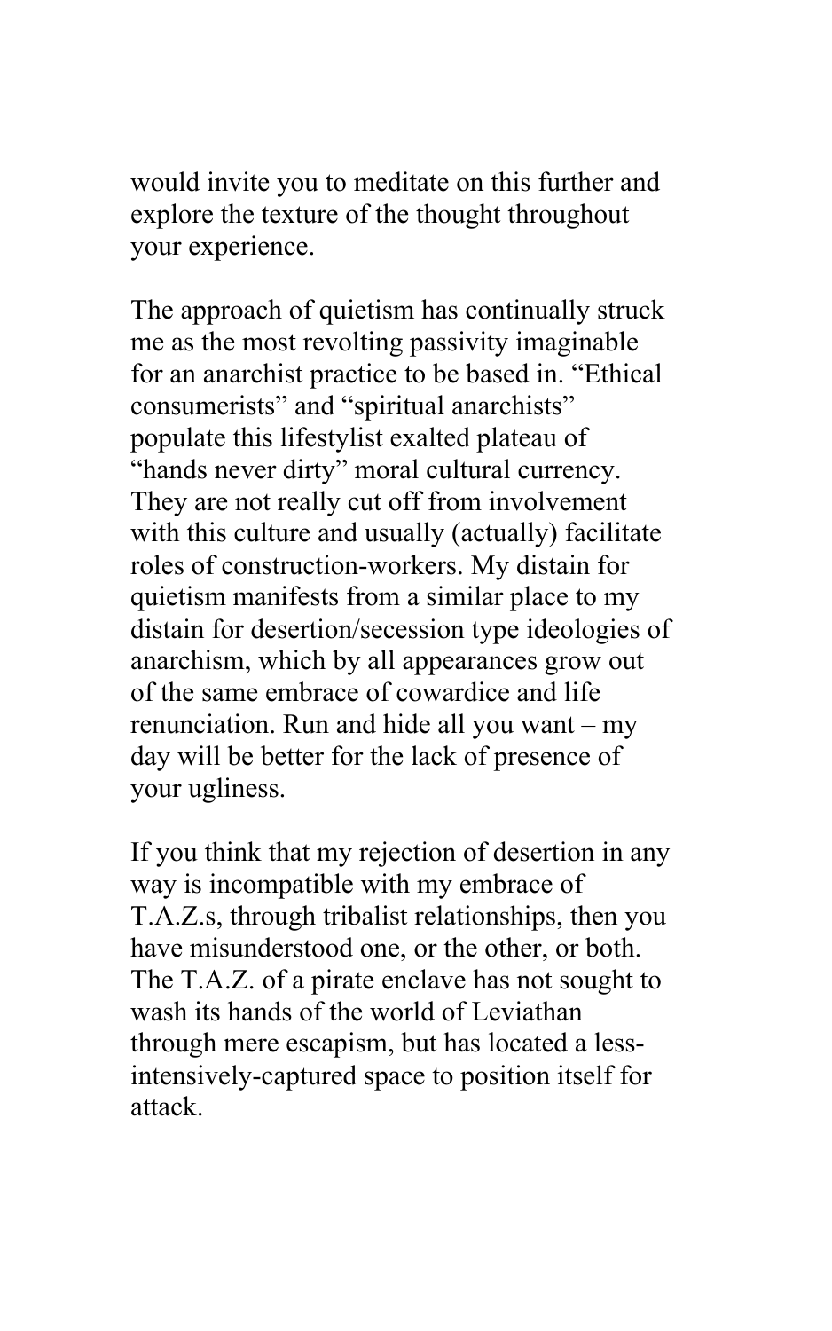would invite you to meditate on this further and explore the texture of the thought throughout your experience.

The approach of quietism has continually struck me as the most revolting passivity imaginable for an anarchist practice to be based in. "Ethical consumerists" and "spiritual anarchists" populate this lifestylist exalted plateau of "hands never dirty" moral cultural currency. They are not really cut off from involvement with this culture and usually (actually) facilitate roles of construction-workers. My distain for quietism manifests from a similar place to my distain for desertion/secession type ideologies of anarchism, which by all appearances grow out of the same embrace of cowardice and life renunciation. Run and hide all you want – my day will be better for the lack of presence of your ugliness.

If you think that my rejection of desertion in any way is incompatible with my embrace of T.A.Z.s, through tribalist relationships, then you have misunderstood one, or the other, or both. The T.A.Z. of a pirate enclave has not sought to wash its hands of the world of Leviathan through mere escapism, but has located a less-intensively-captured space to position itself for attack.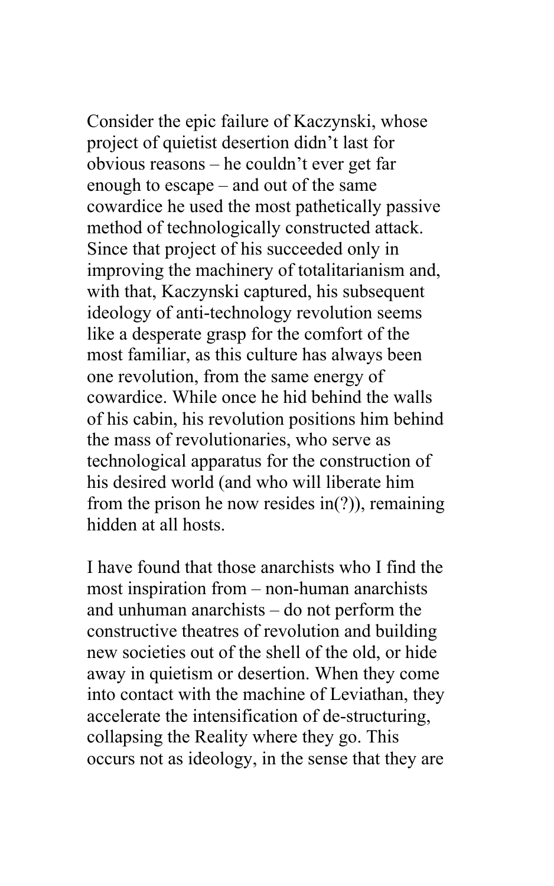Consider the epic failure of Kaczynski, whose project of quietist desertion didn't last for obvious reasons – he couldn't ever get far enough to escape – and out of the same cowardice he used the most pathetically passive method of technologically constructed attack. Since that project of his succeeded only in improving the machinery of totalitarianism and, with that, Kaczynski captured, his subsequent ideology of anti-technology revolution seems like a desperate grasp for the comfort of the most familiar, as this culture has always been one revolution, from the same energy of cowardice. While once he hid behind the walls of his cabin, his revolution positions him behind the mass of revolutionaries, who serve as technological apparatus for the construction of his desired world (and who will liberate him from the prison he now resides in(?)), remaining hidden at all hosts.

I have found that those anarchists who I find the most inspiration from – non-human anarchists and unhuman anarchists – do not perform the constructive theatres of revolution and building new societies out of the shell of the old, or hide away in quietism or desertion. When they come into contact with the machine of Leviathan, they accelerate the intensification of de-structuring, collapsing the Reality where they go. This occurs not as ideology, in the sense that they are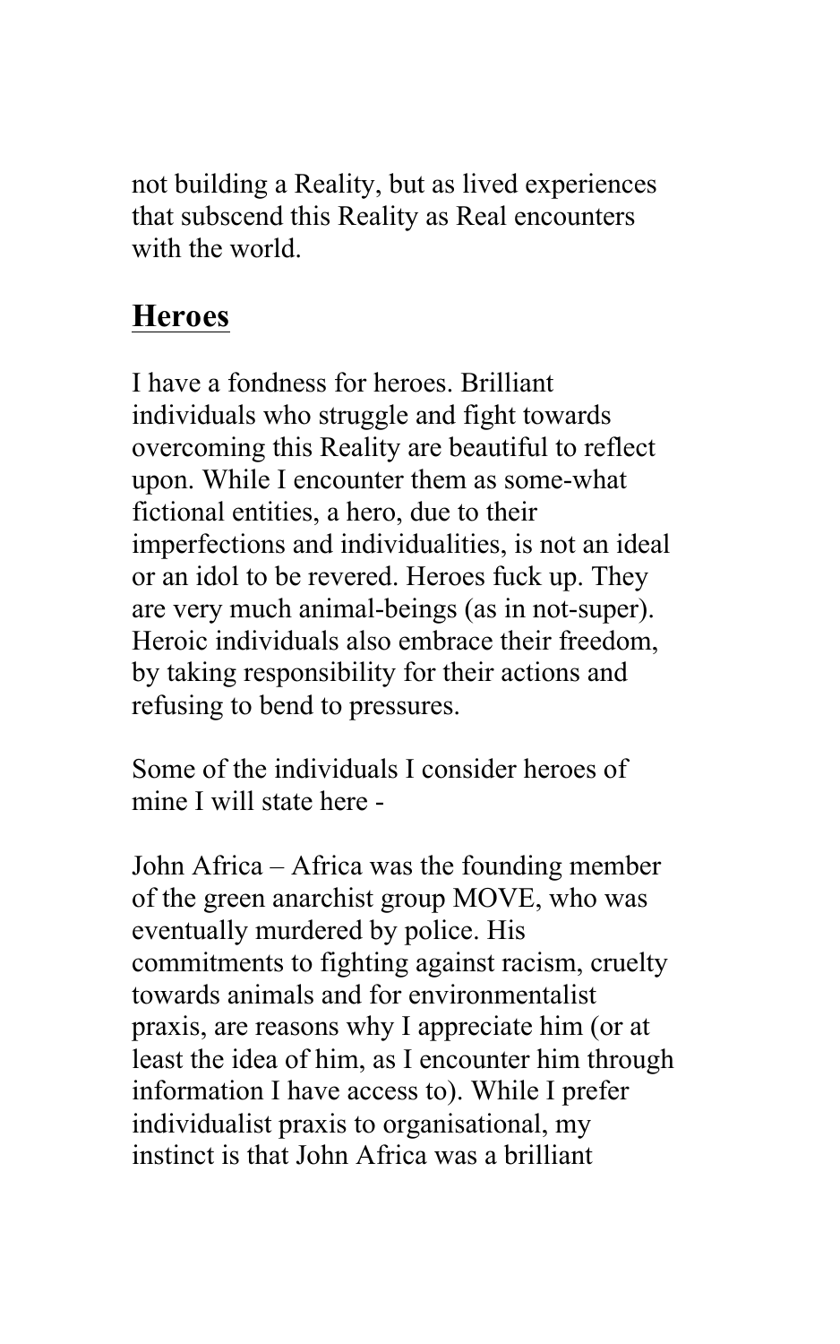not building a Reality, but as lived experiences that subscend this Reality as Real encounters with the world.

## Heroes

I have a fondness for heroes. Brilliant individuals who struggle and fight towards overcoming this Reality are beautiful to reflect upon. While I encounter them as some-what fictional entities, a hero, due to their imperfections and individualities, is not an ideal or an idol to be revered. Heroes fuck up. They are very much animal-beings (as in not-super). Heroic individuals also embrace their freedom, by taking responsibility for their actions and refusing to bend to pressures.

Some of the individuals I consider heroes of mine I will state here -

John Africa – Africa was the founding member of the green anarchist group MOVE, who was eventually murdered by police. His commitments to fighting against racism, cruelty towards animals and for environmentalist praxis, are reasons why I appreciate him (or at least the idea of him, as I encounter him through information I have access to). While I prefer individualist praxis to organisational, my instinct is that John Africa was a brilliant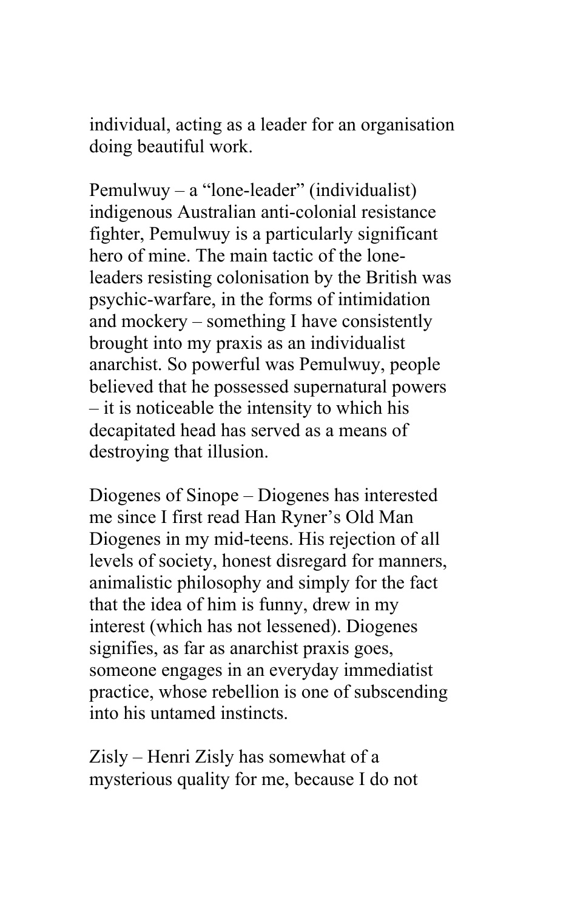individual, acting as a leader for an organisation doing beautiful work.

Pemulwuy – a “lone-leader” (individualist) indigenous Australian anti-colonial resistance fighter, Pemulwuy is a particularly significant hero of mine. The main tactic of the lone-leaders resisting colonisation by the British was psychic-warfare, in the forms of intimidation and mockery – something I have consistently brought into my praxis as an individualist anarchist. So powerful was Pemulwuy, people believed that he possessed supernatural powers – it is noticeable the intensity to which his decapitated head has served as a means of destroying that illusion.

Diogenes of Sinope – Diogenes has interested me since I first read Han Ryner’s Old Man Diogenes in my mid-teens. His rejection of all levels of society, honest disregard for manners, animalistic philosophy and simply for the fact that the idea of him is funny, drew in my interest (which has not lessened). Diogenes signifies, as far as anarchist praxis goes, someone engages in an everyday immediatist practice, whose rebellion is one of subscending into his untamed instincts.

Zisly – Henri Zisly has somewhat of a mysterious quality for me, because I do not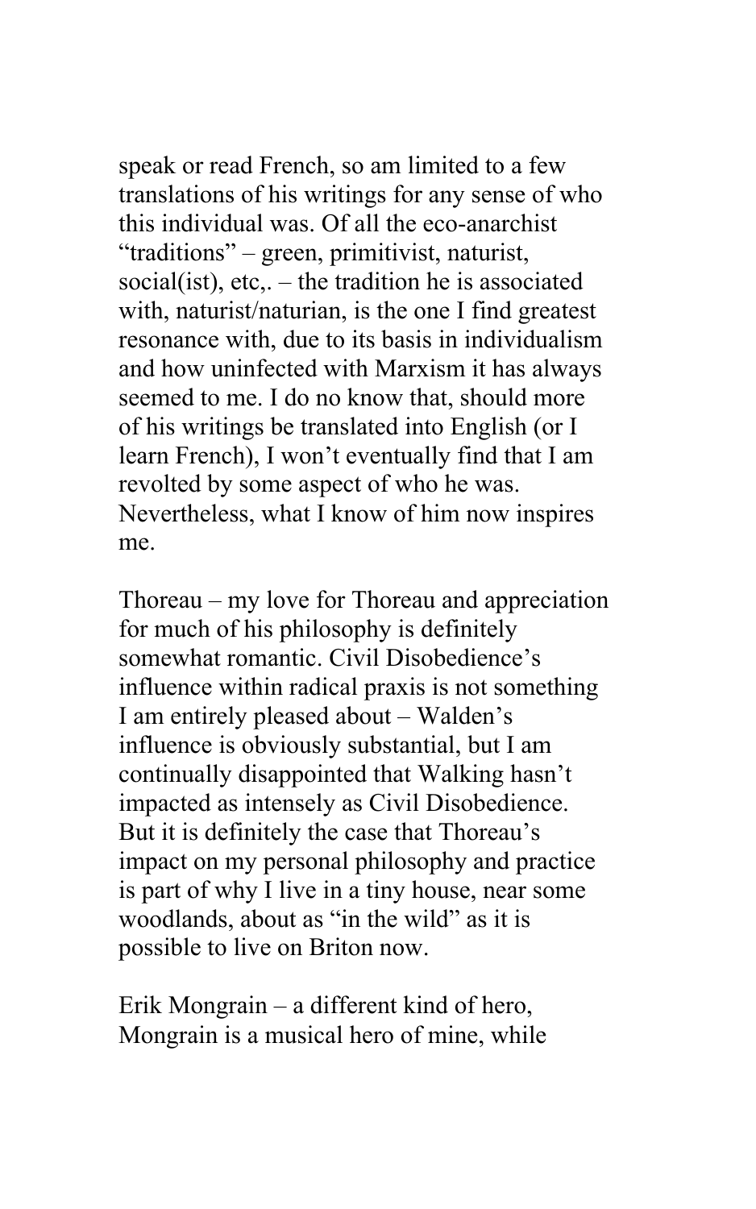speak or read French, so am limited to a few translations of his writings for any sense of who this individual was. Of all the eco-anarchist "traditions" – green, primitivist, naturist, social(ist), etc,. – the tradition he is associated with, naturist/naturian, is the one I find greatest resonance with, due to its basis in individualism and how uninfected with Marxism it has always seemed to me. I do no know that, should more of his writings be translated into English (or I learn French), I won't eventually find that I am revolted by some aspect of who he was. Nevertheless, what I know of him now inspires me.

Thoreau – my love for Thoreau and appreciation for much of his philosophy is definitely somewhat romantic. Civil Disobedience's influence within radical praxis is not something I am entirely pleased about – Walden's influence is obviously substantial, but I am continually disappointed that Walking hasn't impacted as intensely as Civil Disobedience. But it is definitely the case that Thoreau's impact on my personal philosophy and practice is part of why I live in a tiny house, near some woodlands, about as "in the wild" as it is possible to live on Briton now.

Erik Mongrain – a different kind of hero, Mongrain is a musical hero of mine, while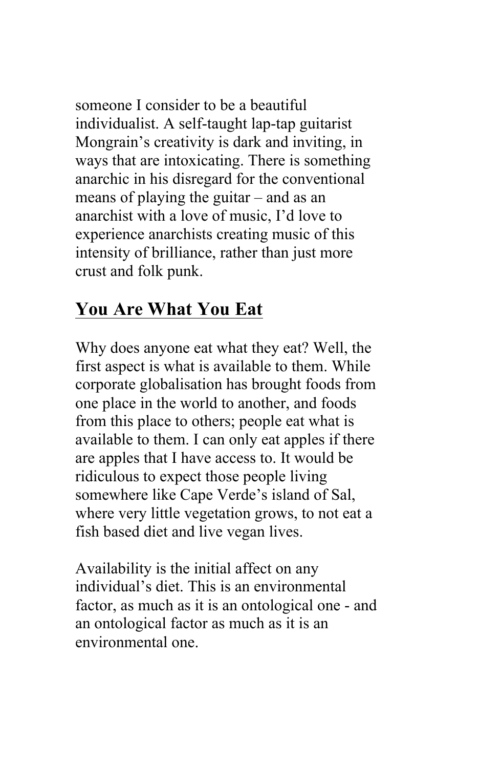someone I consider to be a beautiful individualist. A self-taught lap-tap guitarist Mongrain's creativity is dark and inviting, in ways that are intoxicating. There is something anarchic in his disregard for the conventional means of playing the guitar – and as an anarchist with a love of music, I'd love to experience anarchists creating music of this intensity of brilliance, rather than just more crust and folk punk.

## You Are What You Eat

Why does anyone eat what they eat? Well, the first aspect is what is available to them. While corporate globalisation has brought foods from one place in the world to another, and foods from this place to others; people eat what is available to them. I can only eat apples if there are apples that I have access to. It would be ridiculous to expect those people living somewhere like Cape Verde's island of Sal, where very little vegetation grows, to not eat a fish based diet and live vegan lives.

Availability is the initial affect on any individual's diet. This is an environmental factor, as much as it is an ontological one - and an ontological factor as much as it is an environmental one.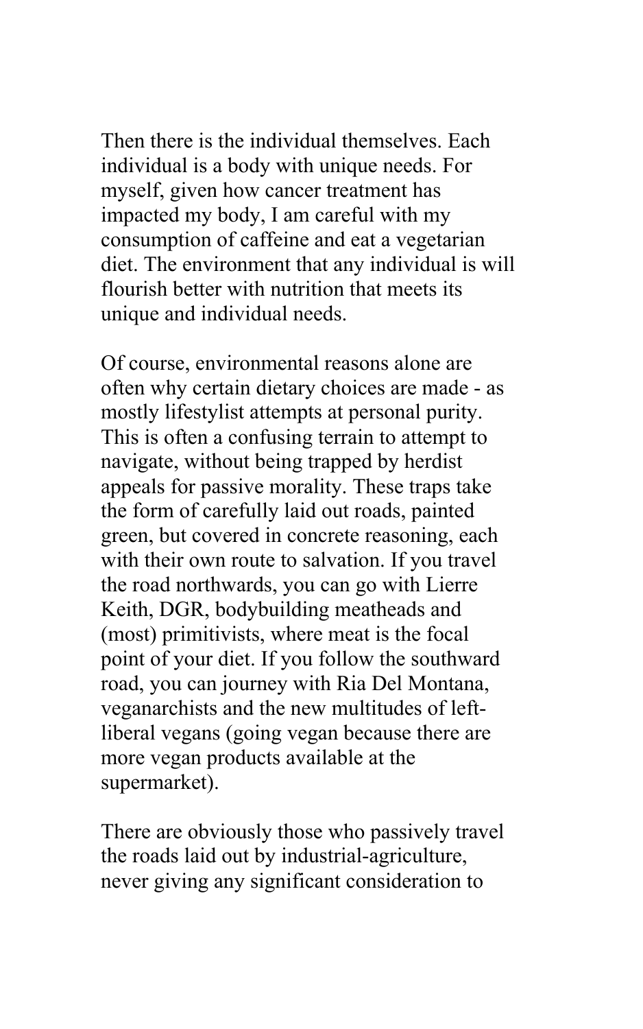Then there is the individual themselves. Each individual is a body with unique needs. For myself, given how cancer treatment has impacted my body, I am careful with my consumption of caffeine and eat a vegetarian diet. The environment that any individual is will flourish better with nutrition that meets its unique and individual needs.

Of course, environmental reasons alone are often why certain dietary choices are made - as mostly lifestylist attempts at personal purity. This is often a confusing terrain to attempt to navigate, without being trapped by herdist appeals for passive morality. These traps take the form of carefully laid out roads, painted green, but covered in concrete reasoning, each with their own route to salvation. If you travel the road northwards, you can go with Lierre Keith, DGR, bodybuilding meatheads and (most) primitivists, where meat is the focal point of your diet. If you follow the southward road, you can journey with Ria Del Montana, veganarchists and the new multitudes of left-liberal vegans (going vegan because there are more vegan products available at the supermarket).

There are obviously those who passively travel the roads laid out by industrial-agriculture, never giving any significant consideration to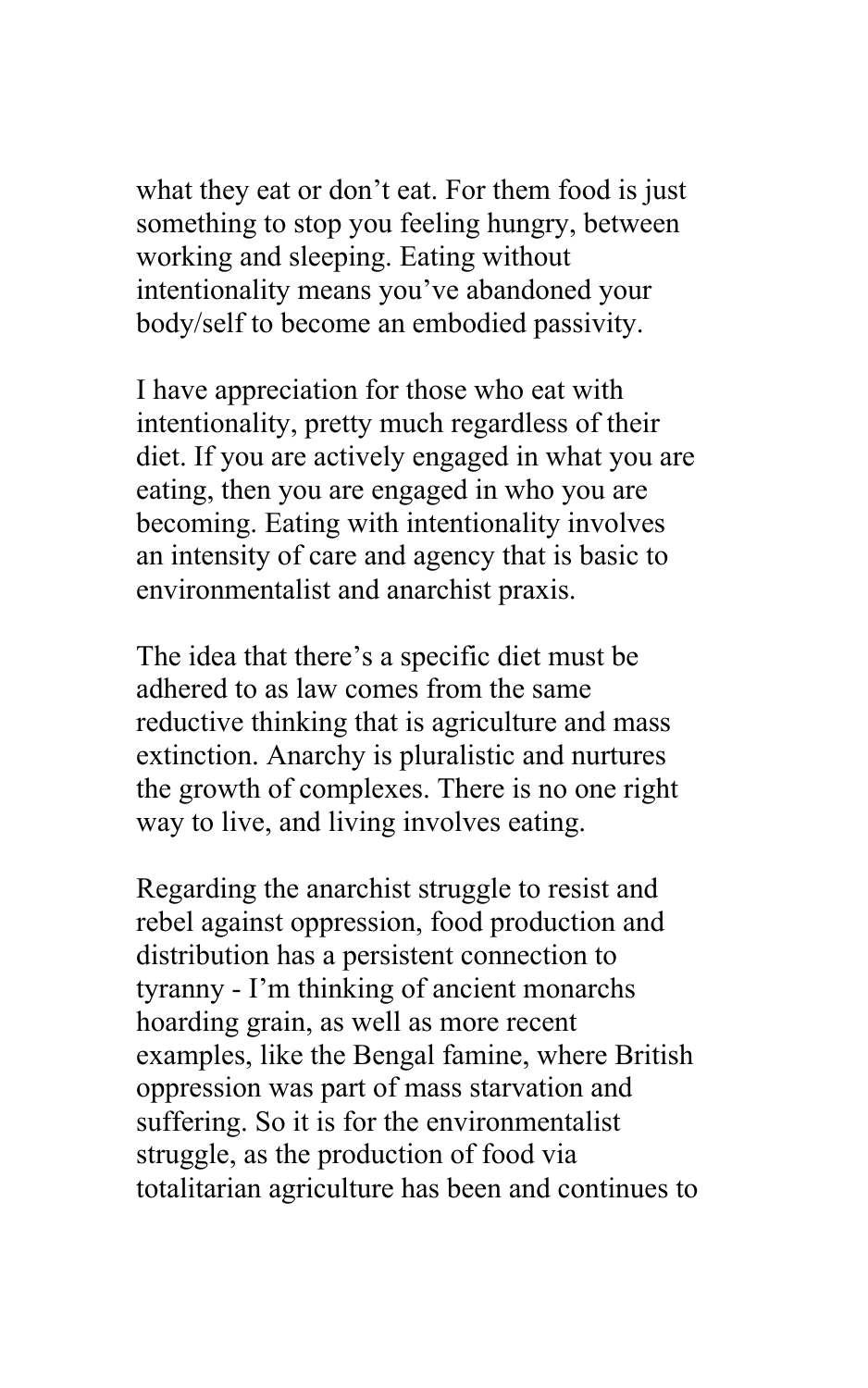what they eat or don’t eat. For them food is just something to stop you feeling hungry, between working and sleeping. Eating without intentionality means you’ve abandoned your body/self to become an embodied passivity.

I have appreciation for those who eat with intentionality, pretty much regardless of their diet. If you are actively engaged in what you are eating, then you are engaged in who you are becoming. Eating with intentionality involves an intensity of care and agency that is basic to environmentalist and anarchist praxis.

The idea that there’s a specific diet must be adhered to as law comes from the same reductive thinking that is agriculture and mass extinction. Anarchy is pluralistic and nurtures the growth of complexes. There is no one right way to live, and living involves eating.

Regarding the anarchist struggle to resist and rebel against oppression, food production and distribution has a persistent connection to tyranny - I’m thinking of ancient monarchs hoarding grain, as well as more recent examples, like the Bengal famine, where British oppression was part of mass starvation and suffering. So it is for the environmentalist struggle, as the production of food via totalitarian agriculture has been and continues to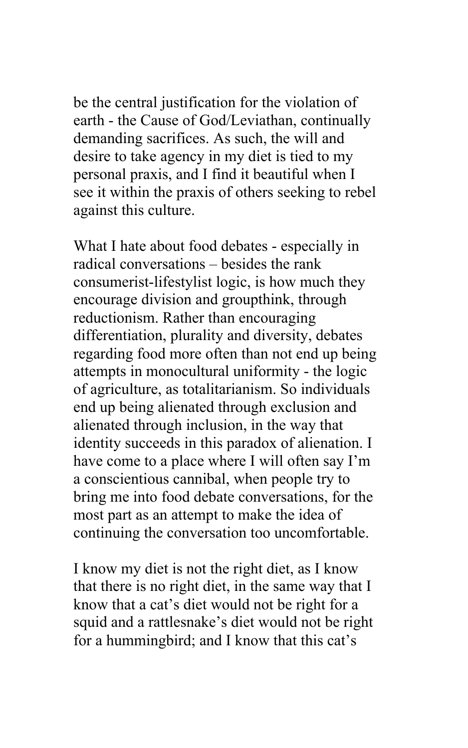be the central justification for the violation of earth - the Cause of God/Leviathan, continually demanding sacrifices. As such, the will and desire to take agency in my diet is tied to my personal praxis, and I find it beautiful when I see it within the praxis of others seeking to rebel against this culture.

What I hate about food debates - especially in radical conversations – besides the rank consumerist-lifestylist logic, is how much they encourage division and groupthink, through reductionism. Rather than encouraging differentiation, plurality and diversity, debates regarding food more often than not end up being attempts in monocultural uniformity - the logic of agriculture, as totalitarianism. So individuals end up being alienated through exclusion and alienated through inclusion, in the way that identity succeeds in this paradox of alienation. I have come to a place where I will often say I'm a conscientious cannibal, when people try to bring me into food debate conversations, for the most part as an attempt to make the idea of continuing the conversation too uncomfortable.

I know my diet is not the right diet, as I know that there is no right diet, in the same way that I know that a cat's diet would not be right for a squid and a rattlesnake's diet would not be right for a hummingbird; and I know that this cat's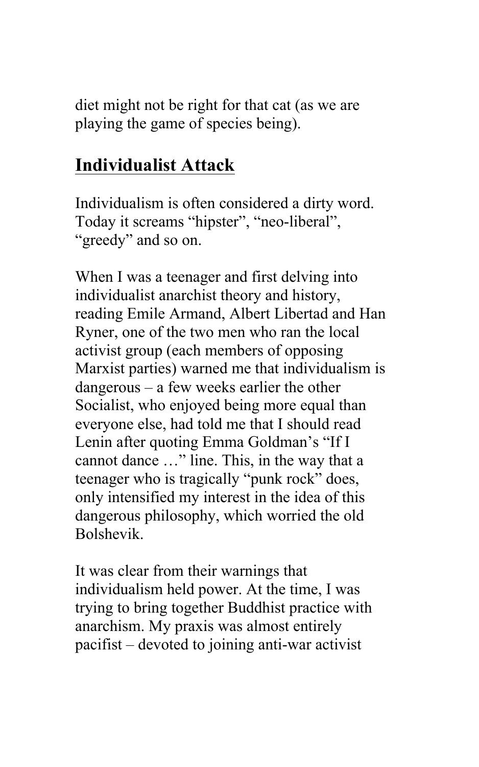diet might not be right for that cat (as we are playing the game of species being).

## Individualist Attack

Individualism is often considered a dirty word. Today it screams "hipster", "neo-liberal", "greedy" and so on.

When I was a teenager and first delving into individualist anarchist theory and history, reading Emile Armand, Albert Libertad and Han Ryner, one of the two men who ran the local activist group (each members of opposing Marxist parties) warned me that individualism is dangerous – a few weeks earlier the other Socialist, who enjoyed being more equal than everyone else, had told me that I should read Lenin after quoting Emma Goldman's "If I cannot dance …" line. This, in the way that a teenager who is tragically "punk rock" does, only intensified my interest in the idea of this dangerous philosophy, which worried the old Bolshevik.

It was clear from their warnings that individualism held power. At the time, I was trying to bring together Buddhist practice with anarchism. My praxis was almost entirely pacifist – devoted to joining anti-war activist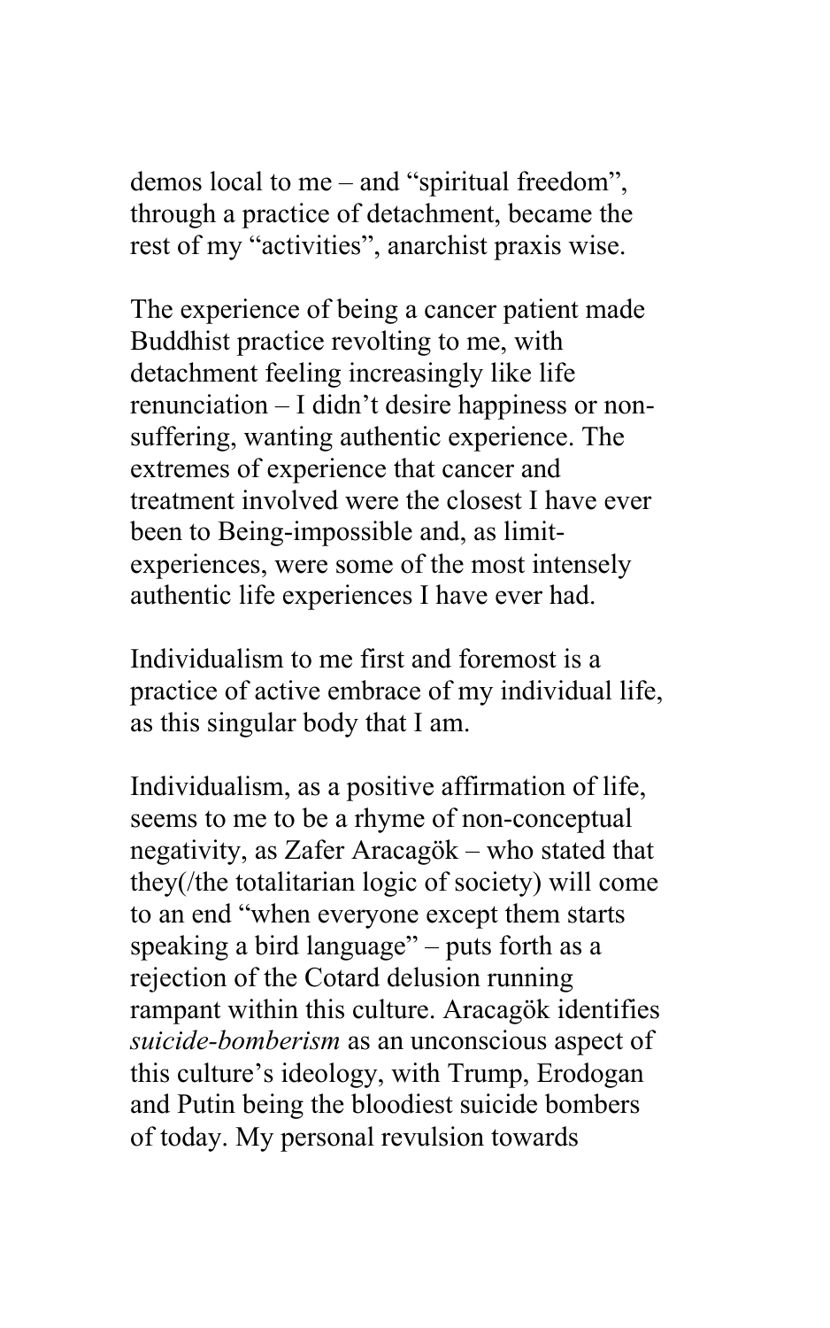demos local to me – and "spiritual freedom", through a practice of detachment, became the rest of my "activities", anarchist praxis wise.

The experience of being a cancer patient made Buddhist practice revolting to me, with detachment feeling increasingly like life renunciation – I didn't desire happiness or non-suffering, wanting authentic experience. The extremes of experience that cancer and treatment involved were the closest I have ever been to Being-impossible and, as limit-experiences, were some of the most intensely authentic life experiences I have ever had.

Individualism to me first and foremost is a practice of active embrace of my individual life, as this singular body that I am.

Individualism, as a positive affirmation of life, seems to me to be a rhyme of non-conceptual negativity, as Zafer Aracagök – who stated that they(/the totalitarian logic of society) will come to an end "when everyone except them starts speaking a bird language" – puts forth as a rejection of the Cotard delusion running rampant within this culture. Aracagök identifies *suicide-bomberism* as an unconscious aspect of this culture's ideology, with Trump, Erodogan and Putin being the bloodiest suicide bombers of today. My personal revulsion towards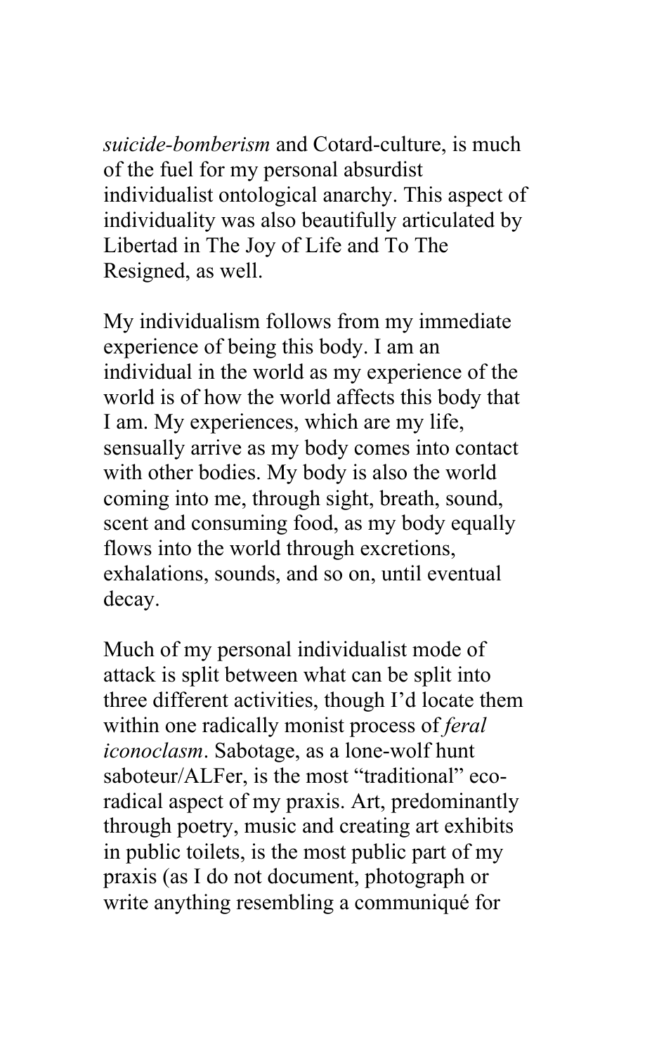*suicide-bomberism* and Cotard-culture, is much of the fuel for my personal absurdist individualist ontological anarchy. This aspect of individuality was also beautifully articulated by Libertad in The Joy of Life and To The Resigned, as well.

My individualism follows from my immediate experience of being this body. I am an individual in the world as my experience of the world is of how the world affects this body that I am. My experiences, which are my life, sensually arrive as my body comes into contact with other bodies. My body is also the world coming into me, through sight, breath, sound, scent and consuming food, as my body equally flows into the world through excretions, exhalations, sounds, and so on, until eventual decay.

Much of my personal individualist mode of attack is split between what can be split into three different activities, though I'd locate them within one radically monist process of *feral iconoclasm*. Sabotage, as a lone-wolf hunt saboteur/ALFer, is the most "traditional" eco-radical aspect of my praxis. Art, predominantly through poetry, music and creating art exhibits in public toilets, is the most public part of my praxis (as I do not document, photograph or write anything resembling a communiqué for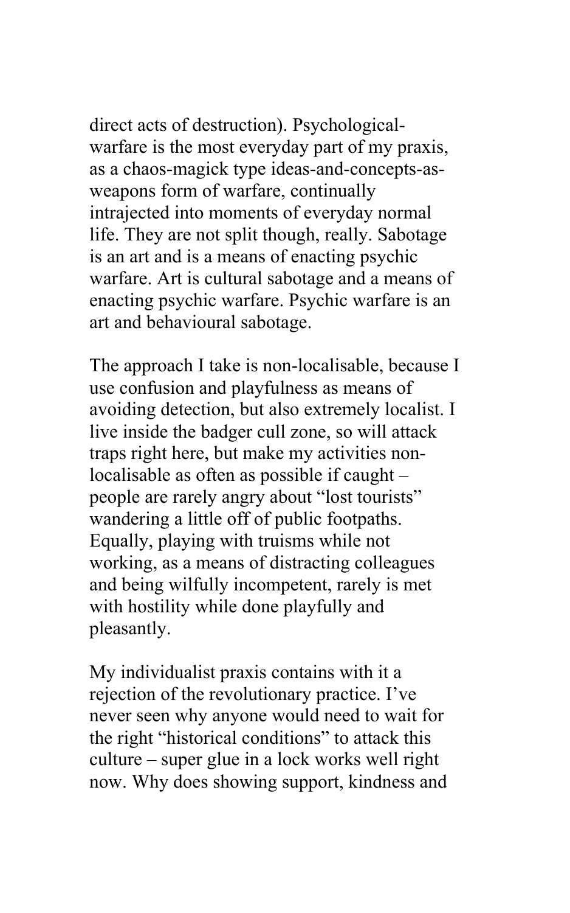direct acts of destruction). Psychological-warfare is the most everyday part of my praxis, as a chaos-magick type ideas-and-concepts-as-weapons form of warfare, continually intrajected into moments of everyday normal life. They are not split though, really. Sabotage is an art and is a means of enacting psychic warfare. Art is cultural sabotage and a means of enacting psychic warfare. Psychic warfare is an art and behavioural sabotage.

The approach I take is non-localisable, because I use confusion and playfulness as means of avoiding detection, but also extremely localist. I live inside the badger cull zone, so will attack traps right here, but make my activities non-localisable as often as possible if caught – people are rarely angry about "lost tourists" wandering a little off of public footpaths. Equally, playing with truisms while not working, as a means of distracting colleagues and being wilfully incompetent, rarely is met with hostility while done playfully and pleasantly.

My individualist praxis contains with it a rejection of the revolutionary practice. I've never seen why anyone would need to wait for the right "historical conditions" to attack this culture – super glue in a lock works well right now. Why does showing support, kindness and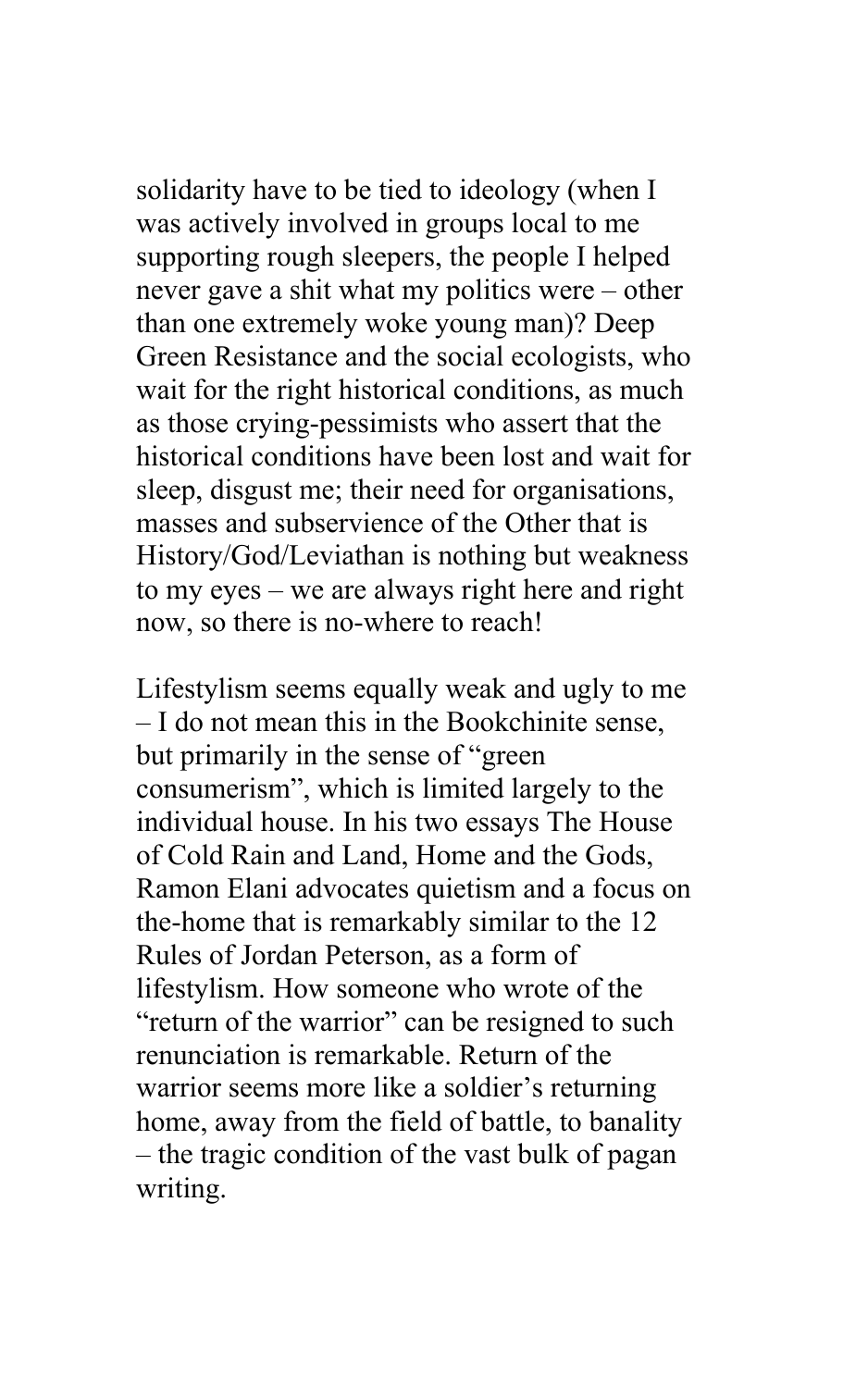solidarity have to be tied to ideology (when I was actively involved in groups local to me supporting rough sleepers, the people I helped never gave a shit what my politics were – other than one extremely woke young man)? Deep Green Resistance and the social ecologists, who wait for the right historical conditions, as much as those crying-pessimists who assert that the historical conditions have been lost and wait for sleep, disgust me; their need for organisations, masses and subservience of the Other that is History/God/Leviathan is nothing but weakness to my eyes – we are always right here and right now, so there is no-where to reach!

Lifestylism seems equally weak and ugly to me – I do not mean this in the Bookchinite sense, but primarily in the sense of "green consumerism", which is limited largely to the individual house. In his two essays The House of Cold Rain and Land, Home and the Gods, Ramon Elani advocates quietism and a focus on the-home that is remarkably similar to the 12 Rules of Jordan Peterson, as a form of lifestylism. How someone who wrote of the "return of the warrior" can be resigned to such renunciation is remarkable. Return of the warrior seems more like a soldier's returning home, away from the field of battle, to banality – the tragic condition of the vast bulk of pagan writing.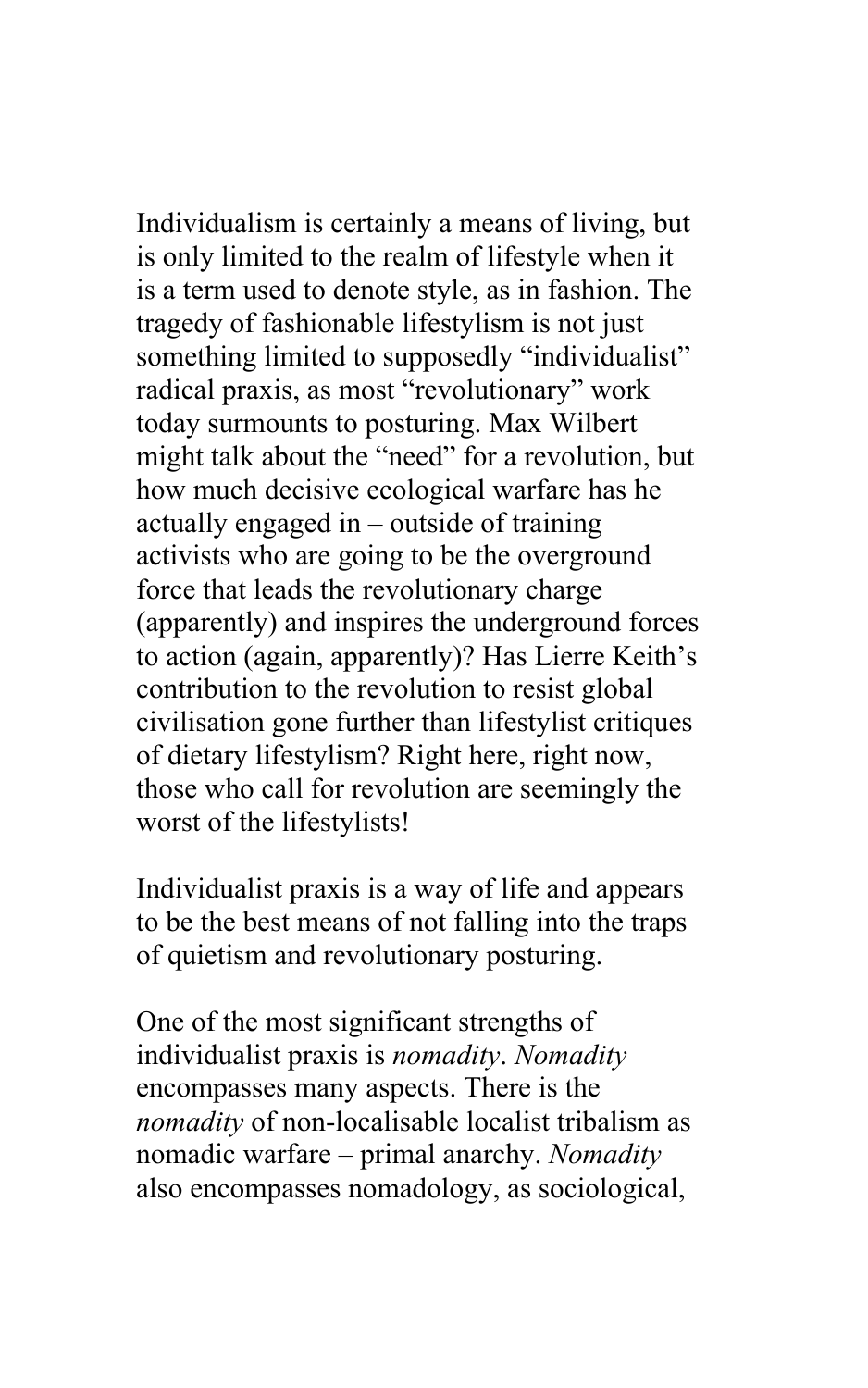Individualism is certainly a means of living, but is only limited to the realm of lifestyle when it is a term used to denote style, as in fashion. The tragedy of fashionable lifestylism is not just something limited to supposedly "individualist" radical praxis, as most "revolutionary" work today surmounts to posturing. Max Wilbert might talk about the "need" for a revolution, but how much decisive ecological warfare has he actually engaged in – outside of training activists who are going to be the overground force that leads the revolutionary charge (apparently) and inspires the underground forces to action (again, apparently)? Has Lierre Keith's contribution to the revolution to resist global civilisation gone further than lifestylist critiques of dietary lifestylism? Right here, right now, those who call for revolution are seemingly the worst of the lifestylists!

Individualist praxis is a way of life and appears to be the best means of not falling into the traps of quietism and revolutionary posturing.

One of the most significant strengths of individualist praxis is *nomadity*. *Nomadity* encompasses many aspects. There is the *nomadity* of non-localisable localist tribalism as nomadic warfare – primal anarchy. *Nomadity* also encompasses nomadology, as sociological,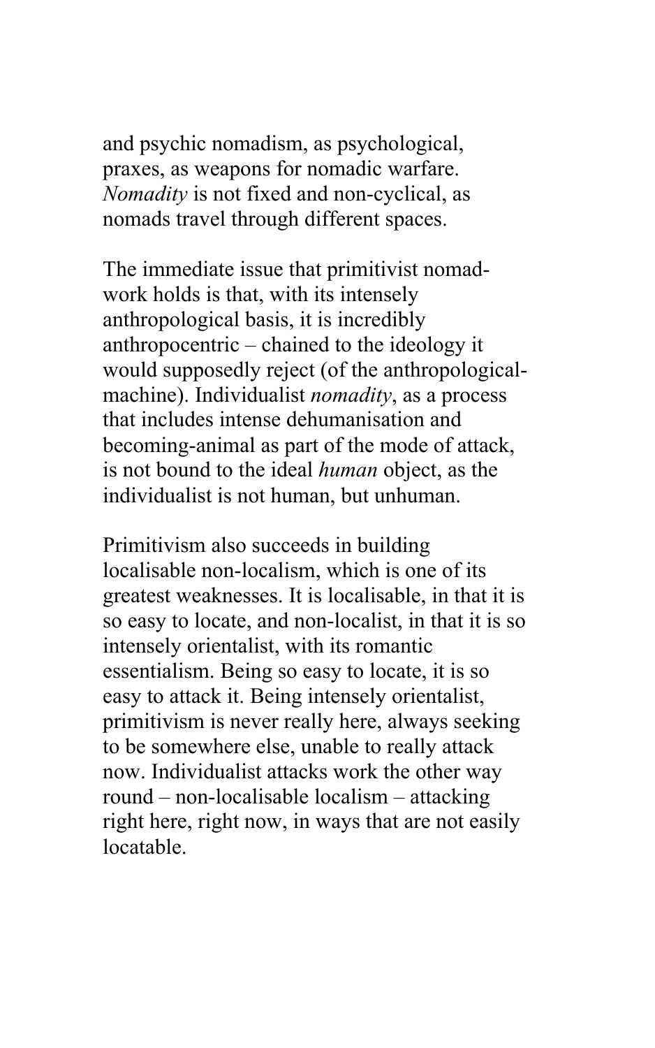and psychic nomadism, as psychological, praxes, as weapons for nomadic warfare. *Nomadity* is not fixed and non-cyclical, as nomads travel through different spaces.

The immediate issue that primitivist nomad-work holds is that, with its intensely anthropological basis, it is incredibly anthropocentric – chained to the ideology it would supposedly reject (of the anthropological-machine). Individualist *nomadity*, as a process that includes intense dehumanisation and becoming-animal as part of the mode of attack, is not bound to the ideal *human* object, as the individualist is not human, but unhuman.

Primitivism also succeeds in building localisable non-localism, which is one of its greatest weaknesses. It is localisable, in that it is so easy to locate, and non-localist, in that it is so intensely orientalist, with its romantic essentialism. Being so easy to locate, it is so easy to attack it. Being intensely orientalist, primitivism is never really here, always seeking to be somewhere else, unable to really attack now. Individualist attacks work the other way round – non-localisable localism – attacking right here, right now, in ways that are not easily locatable.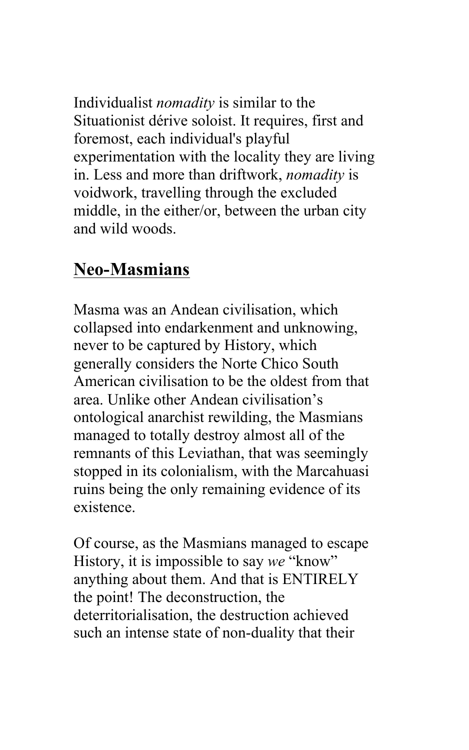Individualist *nomadity* is similar to the Situationist dérive soloist. It requires, first and foremost, each individual's playful experimentation with the locality they are living in. Less and more than driftwork, *nomadity* is voidwork, travelling through the excluded middle, in the either/or, between the urban city and wild woods.

## Neo-Masmians

Masma was an Andean civilisation, which collapsed into endarkenment and unknowing, never to be captured by History, which generally considers the Norte Chico South American civilisation to be the oldest from that area. Unlike other Andean civilisation's ontological anarchist rewilding, the Masmians managed to totally destroy almost all of the remnants of this Leviathan, that was seemingly stopped in its colonialism, with the Marcahuasi ruins being the only remaining evidence of its existence.

Of course, as the Masmians managed to escape History, it is impossible to say *we* "know" anything about them. And that is ENTIRELY the point! The deconstruction, the deterritorialisation, the destruction achieved such an intense state of non-duality that their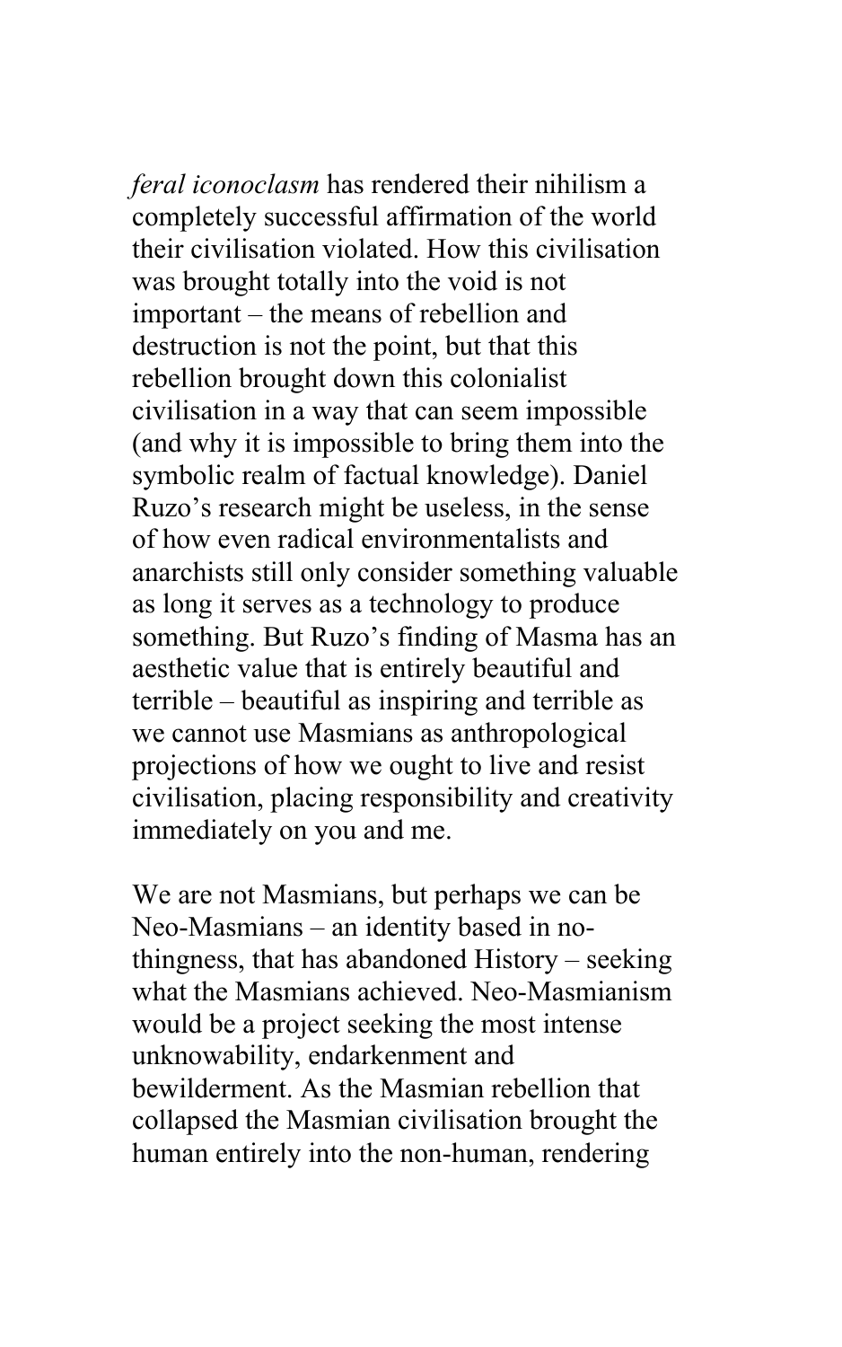*feral iconoclasm* has rendered their nihilism a completely successful affirmation of the world their civilisation violated. How this civilisation was brought totally into the void is not important – the means of rebellion and destruction is not the point, but that this rebellion brought down this colonialist civilisation in a way that can seem impossible (and why it is impossible to bring them into the symbolic realm of factual knowledge). Daniel Ruzo's research might be useless, in the sense of how even radical environmentalists and anarchists still only consider something valuable as long it serves as a technology to produce something. But Ruzo's finding of Masma has an aesthetic value that is entirely beautiful and terrible – beautiful as inspiring and terrible as we cannot use Masmians as anthropological projections of how we ought to live and resist civilisation, placing responsibility and creativity immediately on you and me.

We are not Masmians, but perhaps we can be Neo-Masmians – an identity based in no-thingness, that has abandoned History – seeking what the Masmians achieved. Neo-Masmianism would be a project seeking the most intense unknowability, endarkenment and bewilderment. As the Masmian rebellion that collapsed the Masmian civilisation brought the human entirely into the non-human, rendering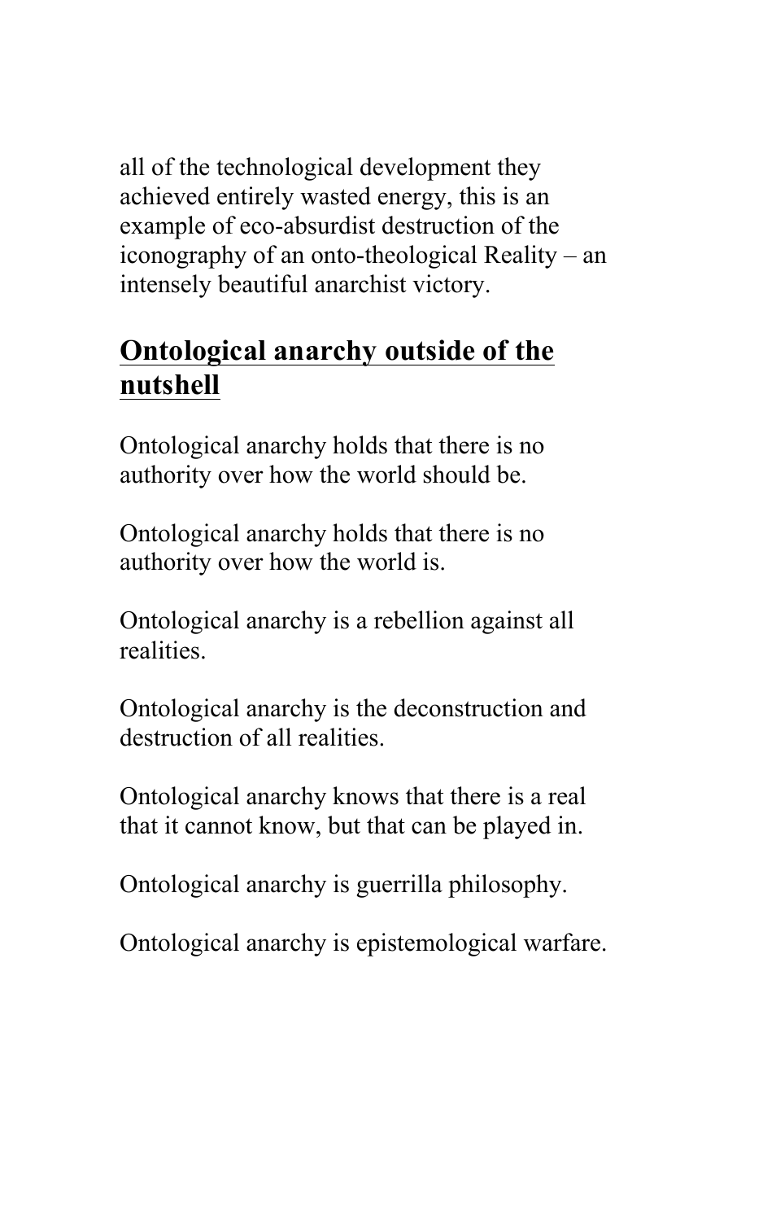all of the technological development they achieved entirely wasted energy, this is an example of eco-absurdist destruction of the iconography of an onto-theological Reality – an intensely beautiful anarchist victory.

## Ontological anarchy outside of the nutshell

Ontological anarchy holds that there is no authority over how the world should be.

Ontological anarchy holds that there is no authority over how the world is.

Ontological anarchy is a rebellion against all realities.

Ontological anarchy is the deconstruction and destruction of all realities.

Ontological anarchy knows that there is a real that it cannot know, but that can be played in.

Ontological anarchy is guerrilla philosophy.

Ontological anarchy is epistemological warfare.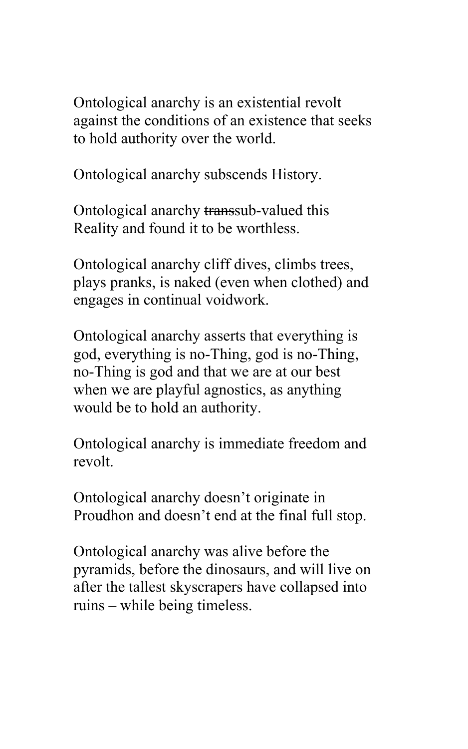Ontological anarchy is an existential revolt against the conditions of an existence that seeks to hold authority over the world.

Ontological anarchy subscends History.

Ontological anarchy ~~trans~~sub-valued this Reality and found it to be worthless.

Ontological anarchy cliff dives, climbs trees, plays pranks, is naked (even when clothed) and engages in continual voidwork.

Ontological anarchy asserts that everything is god, everything is no-Thing, god is no-Thing, no-Thing is god and that we are at our best when we are playful agnostics, as anything would be to hold an authority.

Ontological anarchy is immediate freedom and revolt.

Ontological anarchy doesn't originate in Proudhon and doesn't end at the final full stop.

Ontological anarchy was alive before the pyramids, before the dinosaurs, and will live on after the tallest skyscrapers have collapsed into ruins – while being timeless.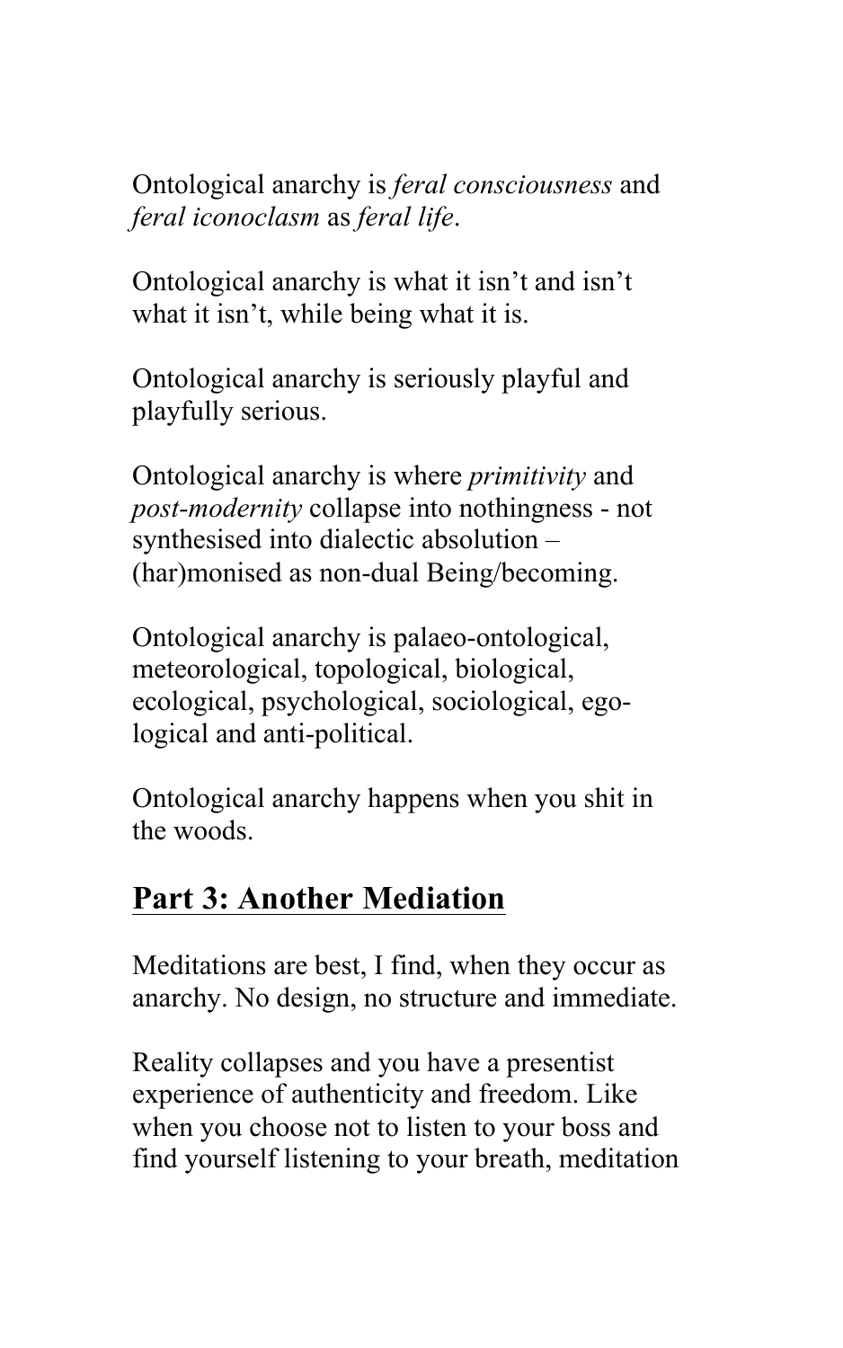Ontological anarchy is *feral consciousness* and *feral iconoclasm* as *feral life*.

Ontological anarchy is what it isn't and isn't what it isn't, while being what it is.

Ontological anarchy is seriously playful and playfully serious.

Ontological anarchy is where *primitivity* and *post-modernity* collapse into nothingness - not synthesised into dialectic absolution – (har)monised as non-dual Being/becoming.

Ontological anarchy is palaeo-ontological, meteorological, topological, biological, ecological, psychological, sociological, ego-logical and anti-political.

Ontological anarchy happens when you shit in the woods.

## Part 3: Another Mediation

Meditations are best, I find, when they occur as anarchy. No design, no structure and immediate.

Reality collapses and you have a presentist experience of authenticity and freedom. Like when you choose not to listen to your boss and find yourself listening to your breath, meditation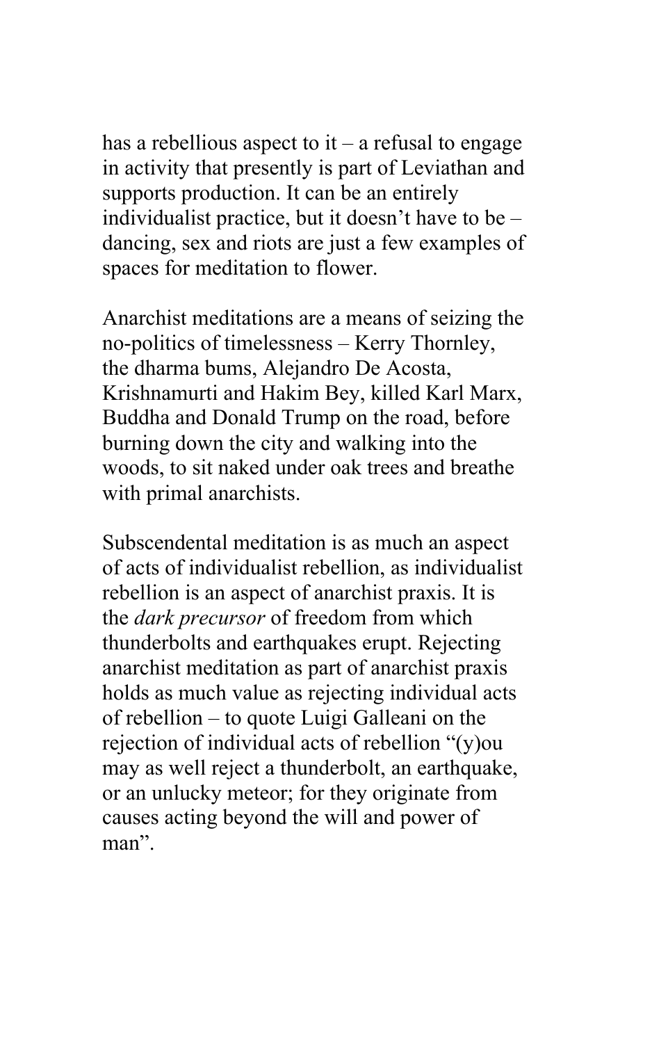has a rebellious aspect to it – a refusal to engage in activity that presently is part of Leviathan and supports production. It can be an entirely individualist practice, but it doesn't have to be – dancing, sex and riots are just a few examples of spaces for meditation to flower.

Anarchist meditations are a means of seizing the no-politics of timelessness – Kerry Thornley, the dharma bums, Alejandro De Acosta, Krishnamurti and Hakim Bey, killed Karl Marx, Buddha and Donald Trump on the road, before burning down the city and walking into the woods, to sit naked under oak trees and breathe with primal anarchists.

Subscendental meditation is as much an aspect of acts of individualist rebellion, as individualist rebellion is an aspect of anarchist praxis. It is the *dark precursor* of freedom from which thunderbolts and earthquakes erupt. Rejecting anarchist meditation as part of anarchist praxis holds as much value as rejecting individual acts of rebellion – to quote Luigi Galleani on the rejection of individual acts of rebellion "(y)ou may as well reject a thunderbolt, an earthquake, or an unlucky meteor; for they originate from causes acting beyond the will and power of man".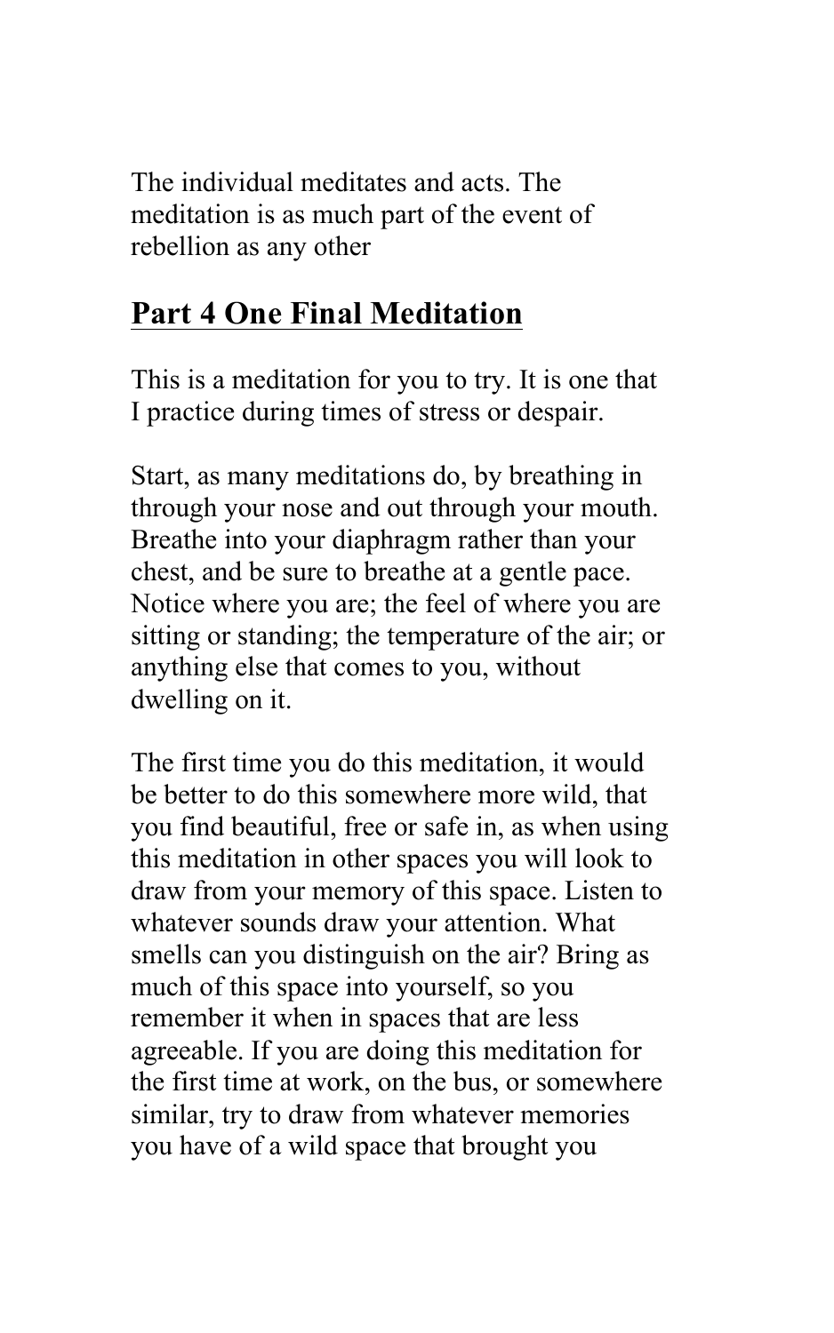The individual meditates and acts. The meditation is as much part of the event of rebellion as any other

## Part 4 One Final Meditation

This is a meditation for you to try. It is one that I practice during times of stress or despair.

Start, as many meditations do, by breathing in through your nose and out through your mouth. Breathe into your diaphragm rather than your chest, and be sure to breathe at a gentle pace. Notice where you are; the feel of where you are sitting or standing; the temperature of the air; or anything else that comes to you, without dwelling on it.

The first time you do this meditation, it would be better to do this somewhere more wild, that you find beautiful, free or safe in, as when using this meditation in other spaces you will look to draw from your memory of this space. Listen to whatever sounds draw your attention. What smells can you distinguish on the air? Bring as much of this space into yourself, so you remember it when in spaces that are less agreeable. If you are doing this meditation for the first time at work, on the bus, or somewhere similar, try to draw from whatever memories you have of a wild space that brought you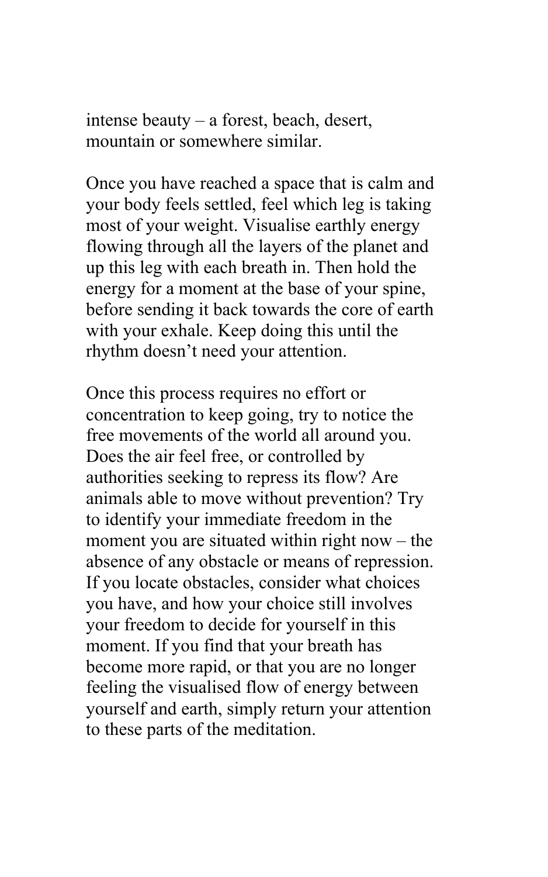intense beauty – a forest, beach, desert, mountain or somewhere similar.

Once you have reached a space that is calm and your body feels settled, feel which leg is taking most of your weight. Visualise earthly energy flowing through all the layers of the planet and up this leg with each breath in. Then hold the energy for a moment at the base of your spine, before sending it back towards the core of earth with your exhale. Keep doing this until the rhythm doesn't need your attention.

Once this process requires no effort or concentration to keep going, try to notice the free movements of the world all around you. Does the air feel free, or controlled by authorities seeking to repress its flow? Are animals able to move without prevention? Try to identify your immediate freedom in the moment you are situated within right now – the absence of any obstacle or means of repression. If you locate obstacles, consider what choices you have, and how your choice still involves your freedom to decide for yourself in this moment. If you find that your breath has become more rapid, or that you are no longer feeling the visualised flow of energy between yourself and earth, simply return your attention to these parts of the meditation.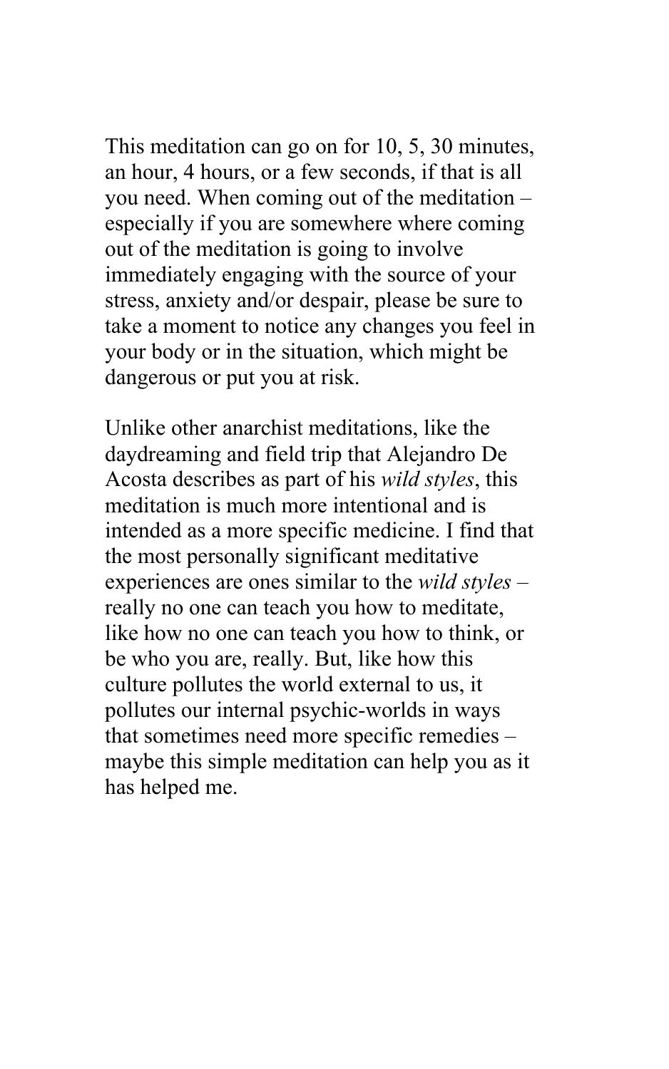This meditation can go on for 10, 5, 30 minutes, an hour, 4 hours, or a few seconds, if that is all you need. When coming out of the meditation – especially if you are somewhere where coming out of the meditation is going to involve immediately engaging with the source of your stress, anxiety and/or despair, please be sure to take a moment to notice any changes you feel in your body or in the situation, which might be dangerous or put you at risk.

Unlike other anarchist meditations, like the daydreaming and field trip that Alejandro De Acosta describes as part of his *wild styles*, this meditation is much more intentional and is intended as a more specific medicine. I find that the most personally significant meditative experiences are ones similar to the *wild styles* – really no one can teach you how to meditate, like how no one can teach you how to think, or be who you are, really. But, like how this culture pollutes the world external to us, it pollutes our internal psychic-worlds in ways that sometimes need more specific remedies – maybe this simple meditation can help you as it has helped me.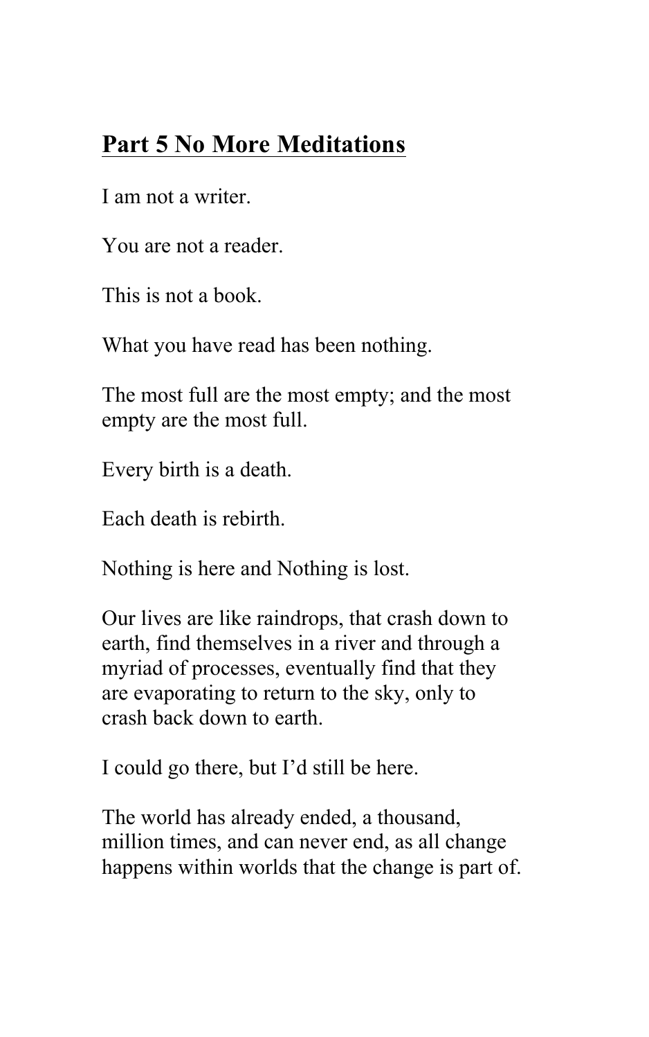## Part 5 No More Meditations

I am not a writer.

You are not a reader.

This is not a book.

What you have read has been nothing.

The most full are the most empty; and the most empty are the most full.

Every birth is a death.

Each death is rebirth.

Nothing is here and Nothing is lost.

Our lives are like raindrops, that crash down to earth, find themselves in a river and through a myriad of processes, eventually find that they are evaporating to return to the sky, only to crash back down to earth.

I could go there, but I'd still be here.

The world has already ended, a thousand, million times, and can never end, as all change happens within worlds that the change is part of.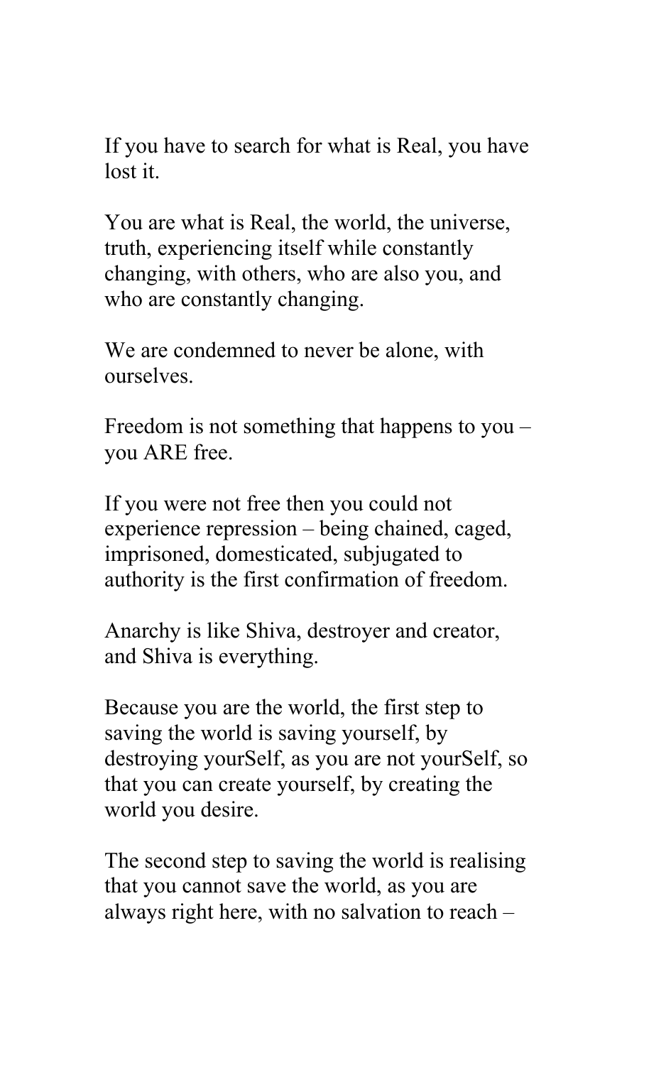If you have to search for what is Real, you have lost it.

You are what is Real, the world, the universe, truth, experiencing itself while constantly changing, with others, who are also you, and who are constantly changing.

We are condemned to never be alone, with ourselves.

Freedom is not something that happens to you – you ARE free.

If you were not free then you could not experience repression – being chained, caged, imprisoned, domesticated, subjugated to authority is the first confirmation of freedom.

Anarchy is like Shiva, destroyer and creator, and Shiva is everything.

Because you are the world, the first step to saving the world is saving yourself, by destroying yourSelf, as you are not yourSelf, so that you can create yourself, by creating the world you desire.

The second step to saving the world is realising that you cannot save the world, as you are always right here, with no salvation to reach –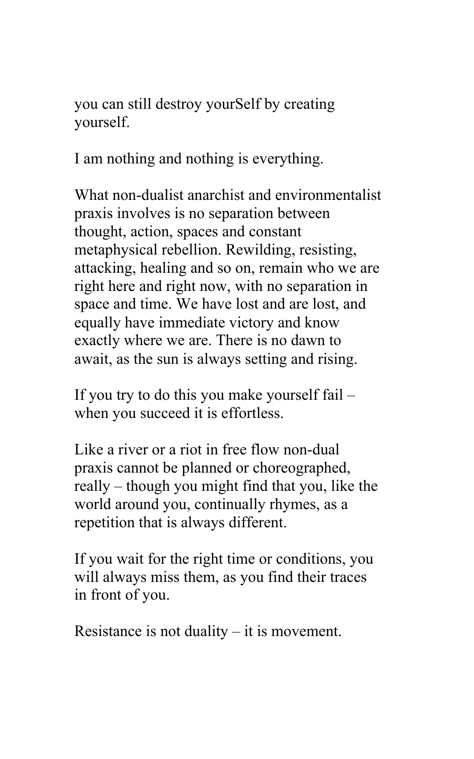you can still destroy yourSelf by creating yourself.

I am nothing and nothing is everything.

What non-dualist anarchist and environmentalist praxis involves is no separation between thought, action, spaces and constant metaphysical rebellion. Rewilding, resisting, attacking, healing and so on, remain who we are right here and right now, with no separation in space and time. We have lost and are lost, and equally have immediate victory and know exactly where we are. There is no dawn to await, as the sun is always setting and rising.

If you try to do this you make yourself fail – when you succeed it is effortless.

Like a river or a riot in free flow non-dual praxis cannot be planned or choreographed, really – though you might find that you, like the world around you, continually rhymes, as a repetition that is always different.

If you wait for the right time or conditions, you will always miss them, as you find their traces in front of you.

Resistance is not duality – it is movement.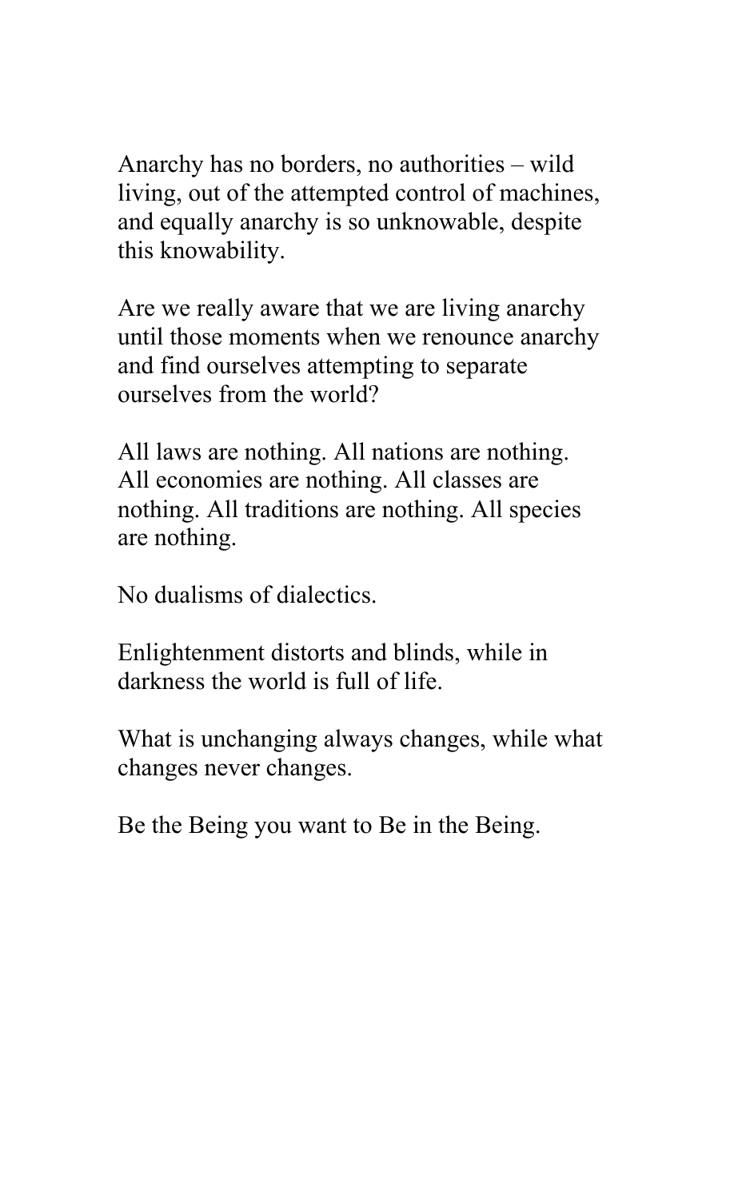Anarchy has no borders, no authorities – wild living, out of the attempted control of machines, and equally anarchy is so unknowable, despite this knowability.

Are we really aware that we are living anarchy until those moments when we renounce anarchy and find ourselves attempting to separate ourselves from the world?

All laws are nothing. All nations are nothing. All economies are nothing. All classes are nothing. All traditions are nothing. All species are nothing.

No dualisms of dialectics.

Enlightenment distorts and blinds, while in darkness the world is full of life.

What is unchanging always changes, while what changes never changes.

Be the Being you want to Be in the Being.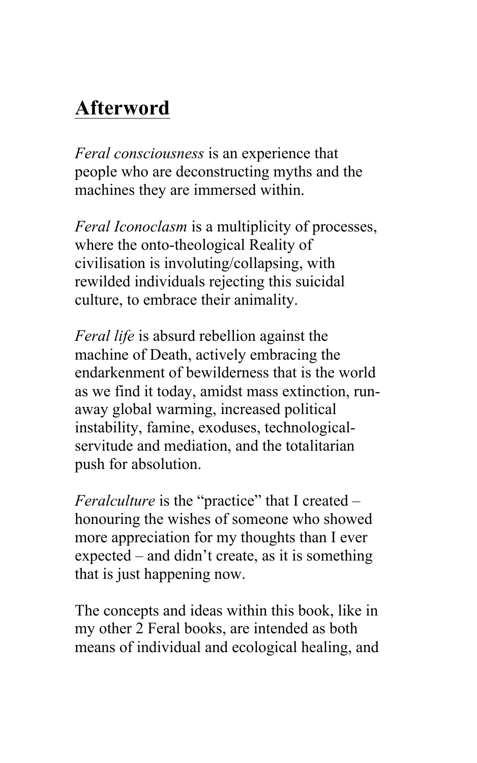## Afterword

*Feral consciousness* is an experience that people who are deconstructing myths and the machines they are immersed within.

*Feral Iconoclasm* is a multiplicity of processes, where the onto-theological Reality of civilisation is involuting/collapsing, with rewilded individuals rejecting this suicidal culture, to embrace their animality.

*Feral life* is absurd rebellion against the machine of Death, actively embracing the endarkenment of bewilderness that is the world as we find it today, amidst mass extinction, run-away global warming, increased political instability, famine, exoduses, technological-servitude and mediation, and the totalitarian push for absolution.

*Feralculture* is the "practice" that I created – honouring the wishes of someone who showed more appreciation for my thoughts than I ever expected – and didn't create, as it is something that is just happening now.

The concepts and ideas within this book, like in my other 2 Feral books, are intended as both means of individual and ecological healing, and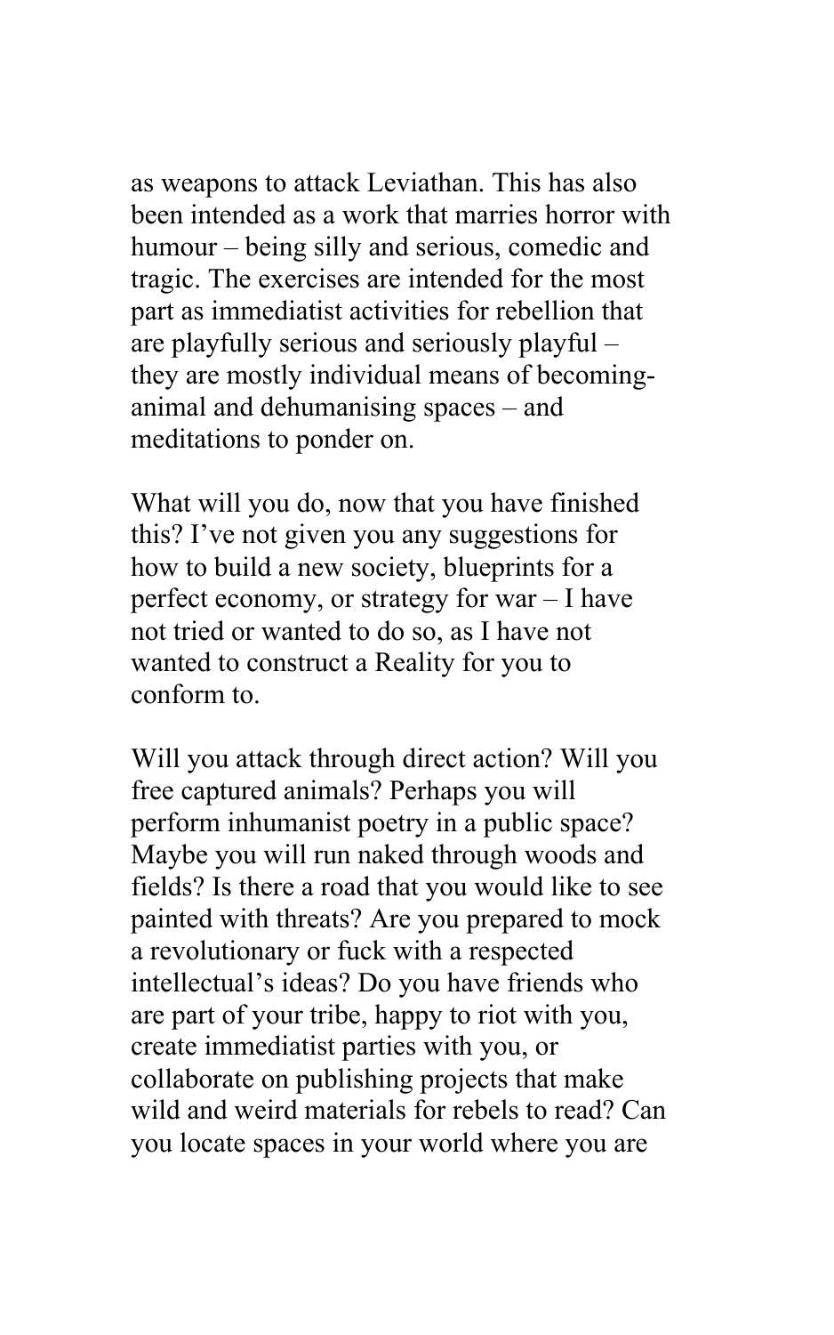as weapons to attack Leviathan. This has also been intended as a work that marries horror with humour – being silly and serious, comedic and tragic. The exercises are intended for the most part as immediatist activities for rebellion that are playfully serious and seriously playful – they are mostly individual means of becoming-animal and dehumanising spaces – and meditations to ponder on.

What will you do, now that you have finished this? I've not given you any suggestions for how to build a new society, blueprints for a perfect economy, or strategy for war – I have not tried or wanted to do so, as I have not wanted to construct a Reality for you to conform to.

Will you attack through direct action? Will you free captured animals? Perhaps you will perform inhumanist poetry in a public space? Maybe you will run naked through woods and fields? Is there a road that you would like to see painted with threats? Are you prepared to mock a revolutionary or fuck with a respected intellectual's ideas? Do you have friends who are part of your tribe, happy to riot with you, create immediatist parties with you, or collaborate on publishing projects that make wild and weird materials for rebels to read? Can you locate spaces in your world where you are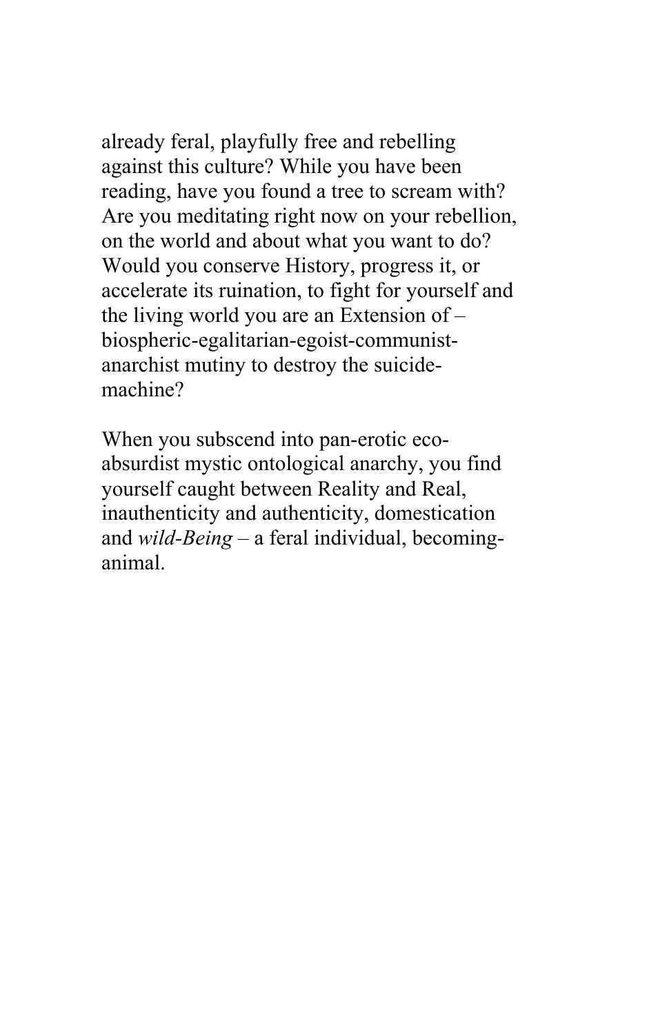already feral, playfully free and rebelling against this culture? While you have been reading, have you found a tree to scream with? Are you meditating right now on your rebellion, on the world and about what you want to do? Would you conserve History, progress it, or accelerate its ruination, to fight for yourself and the living world you are an Extension of – biospheric-egalitarian-egoist-communist-anarchist mutiny to destroy the suicide-machine?

When you subscend into pan-erotic eco-absurdist mystic ontological anarchy, you find yourself caught between Reality and Real, inauthenticity and authenticity, domestication and *wild-Being* – a feral individual, becoming-animal.